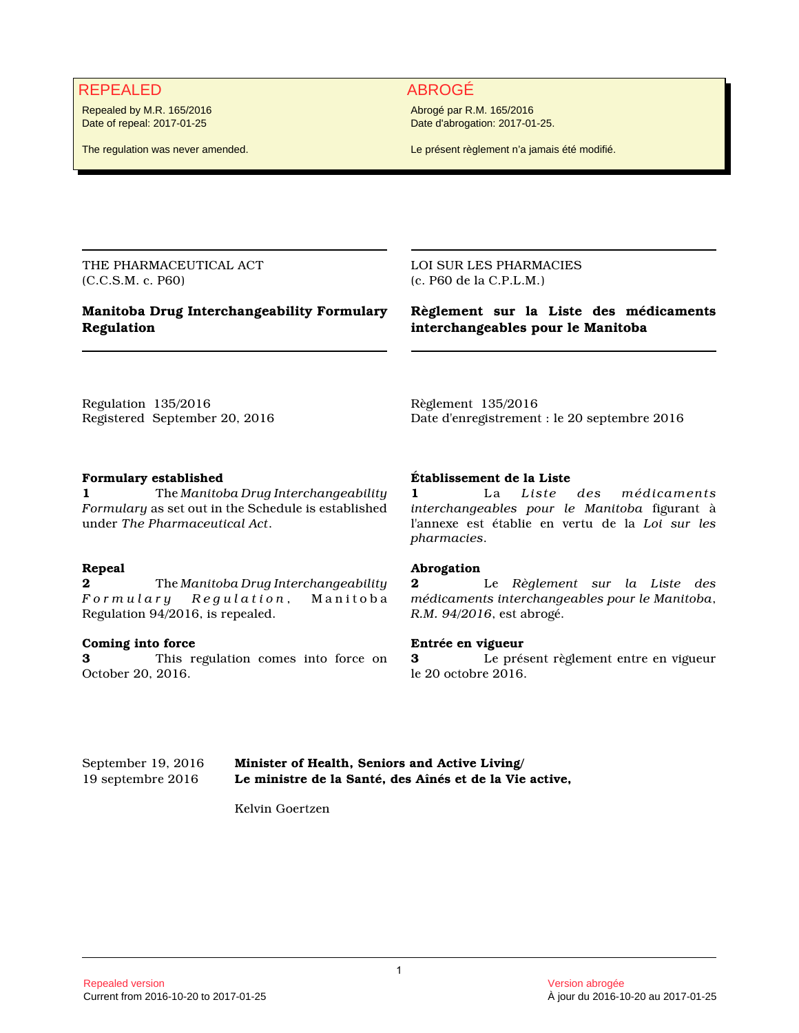REPEALED

Repealed by M.R. 165/2016
Date of repeal: 2017-01-25

The regulation was never amended.

ABROGÉ

Abrogé par R.M. 165/2016
Date d'abrogation: 2017-01-25.

Le présent règlement n'a jamais été modifié.

THE PHARMACEUTICAL ACT
(C.C.S.M. c. P60)

# Manitoba Drug Interchangeability Formulary Regulation

Regulation 135/2016
Registered September 20, 2016

### Formulary established

**1** The *Manitoba Drug Interchangeability Formulary* as set out in the Schedule is established under *The Pharmaceutical Act*.

### Repeal

**2** The *Manitoba Drug Interchangeability Formulary Regulation*, Manitoba Regulation 94/2016, is repealed.

### Coming into force

**3** This regulation comes into force on October 20, 2016.

LOI SUR LES PHARMACIES
(c. P60 de la C.P.L.M.)

# Règlement sur la Liste des médicaments interchangeables pour le Manitoba

Règlement 135/2016
Date d'enregistrement : le 20 septembre 2016

### Établissement de la Liste

**1** La *Liste des médicaments interchangeables pour le Manitoba* figurant à l'annexe est établie en vertu de la *Loi sur les pharmacies*.

### Abrogation

**2** Le *Règlement sur la Liste des médicaments interchangeables pour le Manitoba*, *R.M. 94/2016*, est abrogé.

### Entrée en vigueur

**3** Le présent règlement entre en vigueur le 20 octobre 2016.

September 19, 2016
19 septembre 2016

**Minister of Health, Seniors and Active Living/**
**Le ministre de la Santé, des Aînés et de la Vie active,**

Kelvin Goertzen

Repealed version
Current from 2016-10-20 to 2017-01-25

Version abrogée
À jour du 2016-10-20 au 2017-01-25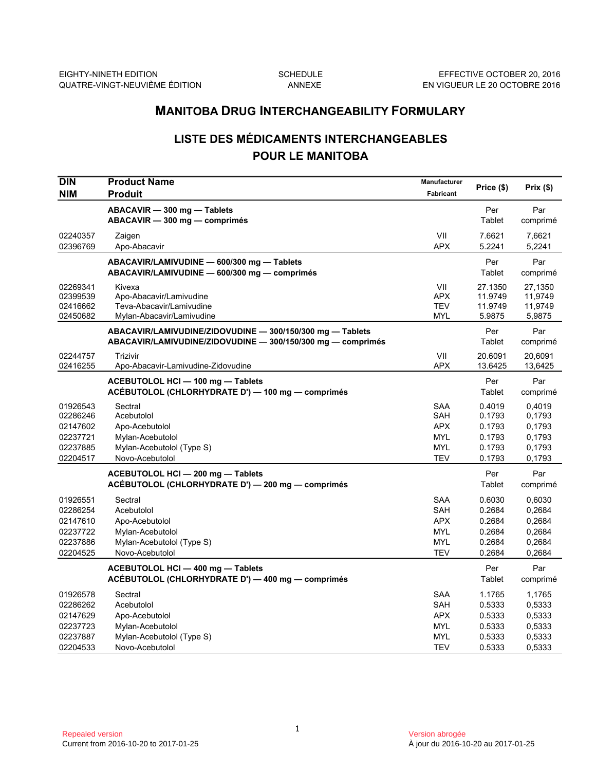EIGHTY-NINETH EDITION
QUATRE-VINGT-NEUVIÈME ÉDITION

SCHEDULE
ANNEXE

EFFECTIVE OCTOBER 20, 2016
EN VIGUEUR LE 20 OCTOBRE 2016

# MANITOBA DRUG INTERCHANGEABILITY FORMULARY

## LISTE DES MÉDICAMENTS INTERCHANGEABLES POUR LE MANITOBA

| DIN<br>NIM | Product Name<br>Produit | Manufacturer<br>Fabricant | Price ($) | Prix ($) |
|---|---|---|---|---|
| | **ABACAVIR — 300 mg — Tablets**<br>**ABACAVIR — 300 mg — comprimés** | | Per Tablet | Par comprimé |
| 02240357 | Zaigen | VII | 7.6621 | 7,6621 |
| 02396769 | Apo-Abacavir | APX | 5.2241 | 5,2241 |
| | **ABACAVIR/LAMIVUDINE — 600/300 mg — Tablets**<br>**ABACAVIR/LAMIVUDINE — 600/300 mg — comprimés** | | Per Tablet | Par comprimé |
| 02269341 | Kivexa | VII | 27.1350 | 27,1350 |
| 02399539 | Apo-Abacavir/Lamivudine | APX | 11.9749 | 11,9749 |
| 02416662 | Teva-Abacavir/Lamivudine | TEV | 11.9749 | 11,9749 |
| 02450682 | Mylan-Abacavir/Lamivudine | MYL | 5.9875 | 5,9875 |
| | **ABACAVIR/LAMIVUDINE/ZIDOVUDINE — 300/150/300 mg — Tablets**<br>**ABACAVIR/LAMIVUDINE/ZIDOVUDINE — 300/150/300 mg — comprimés** | | Per Tablet | Par comprimé |
| 02244757 | Trizivir | VII | 20.6091 | 20,6091 |
| 02416255 | Apo-Abacavir-Lamivudine-Zidovudine | APX | 13.6425 | 13,6425 |
| | **ACEBUTOLOL HCl — 100 mg — Tablets**<br>**ACÉBUTOLOL (CHLORHYDRATE D') — 100 mg — comprimés** | | Per Tablet | Par comprimé |
| 01926543 | Sectral | SAA | 0.4019 | 0,4019 |
| 02286246 | Acebutolol | SAH | 0.1793 | 0,1793 |
| 02147602 | Apo-Acebutolol | APX | 0.1793 | 0,1793 |
| 02237721 | Mylan-Acebutolol | MYL | 0.1793 | 0,1793 |
| 02237885 | Mylan-Acebutolol (Type S) | MYL | 0.1793 | 0,1793 |
| 02204517 | Novo-Acebutolol | TEV | 0.1793 | 0,1793 |
| | **ACEBUTOLOL HCl — 200 mg — Tablets**<br>**ACÉBUTOLOL (CHLORHYDRATE D') — 200 mg — comprimés** | | Per Tablet | Par comprimé |
| 01926551 | Sectral | SAA | 0.6030 | 0,6030 |
| 02286254 | Acebutolol | SAH | 0.2684 | 0,2684 |
| 02147610 | Apo-Acebutolol | APX | 0.2684 | 0,2684 |
| 02237722 | Mylan-Acebutolol | MYL | 0.2684 | 0,2684 |
| 02237886 | Mylan-Acebutolol (Type S) | MYL | 0.2684 | 0,2684 |
| 02204525 | Novo-Acebutolol | TEV | 0.2684 | 0,2684 |
| | **ACEBUTOLOL HCl — 400 mg — Tablets**<br>**ACÉBUTOLOL (CHLORHYDRATE D') — 400 mg — comprimés** | | Per Tablet | Par comprimé |
| 01926578 | Sectral | SAA | 1.1765 | 1,1765 |
| 02286262 | Acebutolol | SAH | 0.5333 | 0,5333 |
| 02147629 | Apo-Acebutolol | APX | 0.5333 | 0,5333 |
| 02237723 | Mylan-Acebutolol | MYL | 0.5333 | 0,5333 |
| 02237887 | Mylan-Acebutolol (Type S) | MYL | 0.5333 | 0,5333 |
| 02204533 | Novo-Acebutolol | TEV | 0.5333 | 0,5333 |

Repealed version
Current from 2016-10-20 to 2017-01-25

Version abrogée
À jour du 2016-10-20 au 2017-01-25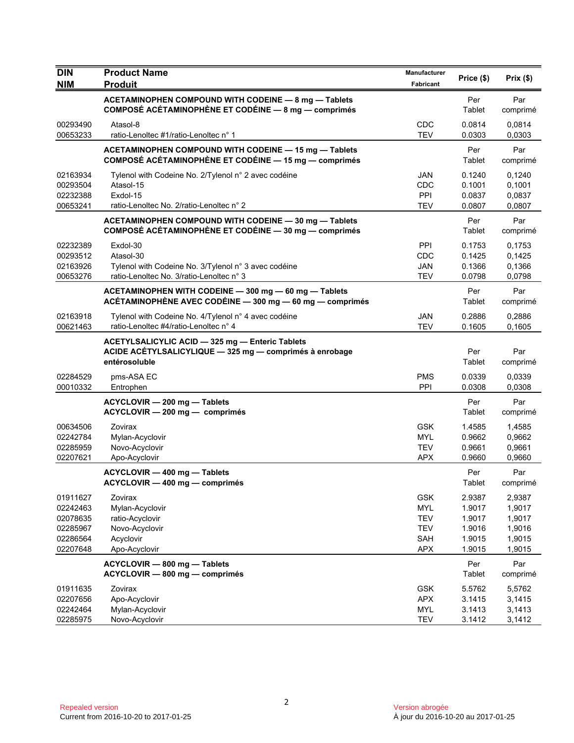| DIN<br>NIM | Product Name<br>Produit | Manufacturer<br>Fabricant | Price ($) | Prix ($) |
|---|---|---|---|---|
| | **ACETAMINOPHEN COMPOUND WITH CODEINE — 8 mg — Tablets**<br>**COMPOSÉ ACÉTAMINOPHÈNE ET CODÉINE — 8 mg — comprimés** | | Per Tablet | Par comprimé |
| 00293490 | Atasol-8 | CDC | 0.0814 | 0,0814 |
| 00653233 | ratio-Lenoltec #1/ratio-Lenoltec n° 1 | TEV | 0.0303 | 0,0303 |
| | **ACETAMINOPHEN COMPOUND WITH CODEINE — 15 mg — Tablets**<br>**COMPOSÉ ACÉTAMINOPHÈNE ET CODÉINE — 15 mg — comprimés** | | Per Tablet | Par comprimé |
| 02163934 | Tylenol with Codeine No. 2/Tylenol n° 2 avec codéine | JAN | 0.1240 | 0,1240 |
| 00293504 | Atasol-15 | CDC | 0.1001 | 0,1001 |
| 02232388 | Exdol-15 | PPI | 0.0837 | 0,0837 |
| 00653241 | ratio-Lenoltec No. 2/ratio-Lenoltec n° 2 | TEV | 0.0807 | 0,0807 |
| | **ACETAMINOPHEN COMPOUND WITH CODEINE — 30 mg — Tablets**<br>**COMPOSÉ ACÉTAMINOPHÈNE ET CODÉINE — 30 mg — comprimés** | | Per Tablet | Par comprimé |
| 02232389 | Exdol-30 | PPI | 0.1753 | 0,1753 |
| 00293512 | Atasol-30 | CDC | 0.1425 | 0,1425 |
| 02163926 | Tylenol with Codeine No. 3/Tylenol n° 3 avec codéine | JAN | 0.1366 | 0,1366 |
| 00653276 | ratio-Lenoltec No. 3/ratio-Lenoltec n° 3 | TEV | 0.0798 | 0,0798 |
| | **ACETAMINOPHEN WITH CODEINE — 300 mg — 60 mg — Tablets**<br>**ACÉTAMINOPHÈNE AVEC CODÉINE — 300 mg — 60 mg — comprimés** | | Per Tablet | Par comprimé |
| 02163918 | Tylenol with Codeine No. 4/Tylenol n° 4 avec codéine | JAN | 0.2886 | 0,2886 |
| 00621463 | ratio-Lenoltec #4/ratio-Lenoltec n° 4 | TEV | 0.1605 | 0,1605 |
| | **ACETYLSALICYLIC ACID — 325 mg — Enteric Tablets**<br>**ACIDE ACÉTYLSALICYLIQUE — 325 mg — comprimés à enrobage entérosoluble** | | Per Tablet | Par comprimé |
| 02284529 | pms-ASA EC | PMS | 0.0339 | 0,0339 |
| 00010332 | Entrophen | PPI | 0.0308 | 0,0308 |
| | **ACYCLOVIR — 200 mg — Tablets**<br>**ACYCLOVIR — 200 mg — comprimés** | | Per Tablet | Par comprimé |
| 00634506 | Zovirax | GSK | 1.4585 | 1,4585 |
| 02242784 | Mylan-Acyclovir | MYL | 0.9662 | 0,9662 |
| 02285959 | Novo-Acyclovir | TEV | 0.9661 | 0,9661 |
| 02207621 | Apo-Acyclovir | APX | 0.9660 | 0,9660 |
| | **ACYCLOVIR — 400 mg — Tablets**<br>**ACYCLOVIR — 400 mg — comprimés** | | Per Tablet | Par comprimé |
| 01911627 | Zovirax | GSK | 2.9387 | 2,9387 |
| 02242463 | Mylan-Acyclovir | MYL | 1.9017 | 1,9017 |
| 02078635 | ratio-Acyclovir | TEV | 1.9017 | 1,9017 |
| 02285967 | Novo-Acyclovir | TEV | 1.9016 | 1,9016 |
| 02286564 | Acyclovir | SAH | 1.9015 | 1,9015 |
| 02207648 | Apo-Acyclovir | APX | 1.9015 | 1,9015 |
| | **ACYCLOVIR — 800 mg — Tablets**<br>**ACYCLOVIR — 800 mg — comprimés** | | Per Tablet | Par comprimé |
| 01911635 | Zovirax | GSK | 5.5762 | 5,5762 |
| 02207656 | Apo-Acyclovir | APX | 3.1415 | 3,1415 |
| 02242464 | Mylan-Acyclovir | MYL | 3.1413 | 3,1413 |
| 02285975 | Novo-Acyclovir | TEV | 3.1412 | 3,1412 |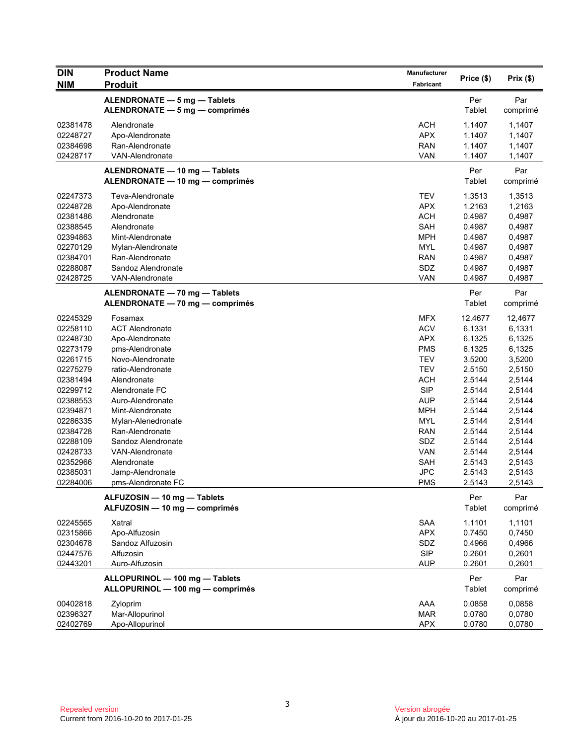| DIN / NIM | Product Name / Produit | Manufacturer / Fabricant | Price ($) | Prix ($) |
|---|---|---|---|---|
| | **ALENDRONATE — 5 mg — Tablets** **ALENDRONATE — 5 mg — comprimés** | | Per Tablet | Par comprimé |
| 02381478 | Alendronate | ACH | 1.1407 | 1,1407 |
| 02248727 | Apo-Alendronate | APX | 1.1407 | 1,1407 |
| 02384698 | Ran-Alendronate | RAN | 1.1407 | 1,1407 |
| 02428717 | VAN-Alendronate | VAN | 1.1407 | 1,1407 |
| | **ALENDRONATE — 10 mg — Tablets** **ALENDRONATE — 10 mg — comprimés** | | Per Tablet | Par comprimé |
| 02247373 | Teva-Alendronate | TEV | 1.3513 | 1,3513 |
| 02248728 | Apo-Alendronate | APX | 1.2163 | 1,2163 |
| 02381486 | Alendronate | ACH | 0.4987 | 0,4987 |
| 02388545 | Alendronate | SAH | 0.4987 | 0,4987 |
| 02394863 | Mint-Alendronate | MPH | 0.4987 | 0,4987 |
| 02270129 | Mylan-Alendronate | MYL | 0.4987 | 0,4987 |
| 02384701 | Ran-Alendronate | RAN | 0.4987 | 0,4987 |
| 02288087 | Sandoz Alendronate | SDZ | 0.4987 | 0,4987 |
| 02428725 | VAN-Alendronate | VAN | 0.4987 | 0,4987 |
| | **ALENDRONATE — 70 mg — Tablets** **ALENDRONATE — 70 mg — comprimés** | | Per Tablet | Par comprimé |
| 02245329 | Fosamax | MFX | 12.4677 | 12,4677 |
| 02258110 | ACT Alendronate | ACV | 6.1331 | 6,1331 |
| 02248730 | Apo-Alendronate | APX | 6.1325 | 6,1325 |
| 02273179 | pms-Alendronate | PMS | 6.1325 | 6,1325 |
| 02261715 | Novo-Alendronate | TEV | 3.5200 | 3,5200 |
| 02275279 | ratio-Alendronate | TEV | 2.5150 | 2,5150 |
| 02381494 | Alendronate | ACH | 2.5144 | 2,5144 |
| 02299712 | Alendronate FC | SIP | 2.5144 | 2,5144 |
| 02388553 | Auro-Alendronate | AUP | 2.5144 | 2,5144 |
| 02394871 | Mint-Alendronate | MPH | 2.5144 | 2,5144 |
| 02286335 | Mylan-Alenedronate | MYL | 2.5144 | 2,5144 |
| 02384728 | Ran-Alendronate | RAN | 2.5144 | 2,5144 |
| 02288109 | Sandoz Alendronate | SDZ | 2.5144 | 2,5144 |
| 02428733 | VAN-Alendronate | VAN | 2.5144 | 2,5144 |
| 02352966 | Alendronate | SAH | 2.5143 | 2,5143 |
| 02385031 | Jamp-Alendronate | JPC | 2.5143 | 2,5143 |
| 02284006 | pms-Alendronate FC | PMS | 2.5143 | 2,5143 |
| | **ALFUZOSIN — 10 mg — Tablets** **ALFUZOSIN — 10 mg — comprimés** | | Per Tablet | Par comprimé |
| 02245565 | Xatral | SAA | 1.1101 | 1,1101 |
| 02315866 | Apo-Alfuzosin | APX | 0.7450 | 0,7450 |
| 02304678 | Sandoz Alfuzosin | SDZ | 0.4966 | 0,4966 |
| 02447576 | Alfuzosin | SIP | 0.2601 | 0,2601 |
| 02443201 | Auro-Alfuzosin | AUP | 0.2601 | 0,2601 |
| | **ALLOPURINOL — 100 mg — Tablets** **ALLOPURINOL — 100 mg — comprimés** | | Per Tablet | Par comprimé |
| 00402818 | Zyloprim | AAA | 0.0858 | 0,0858 |
| 02396327 | Mar-Allopurinol | MAR | 0.0780 | 0,0780 |
| 02402769 | Apo-Allopurinol | APX | 0.0780 | 0,0780 |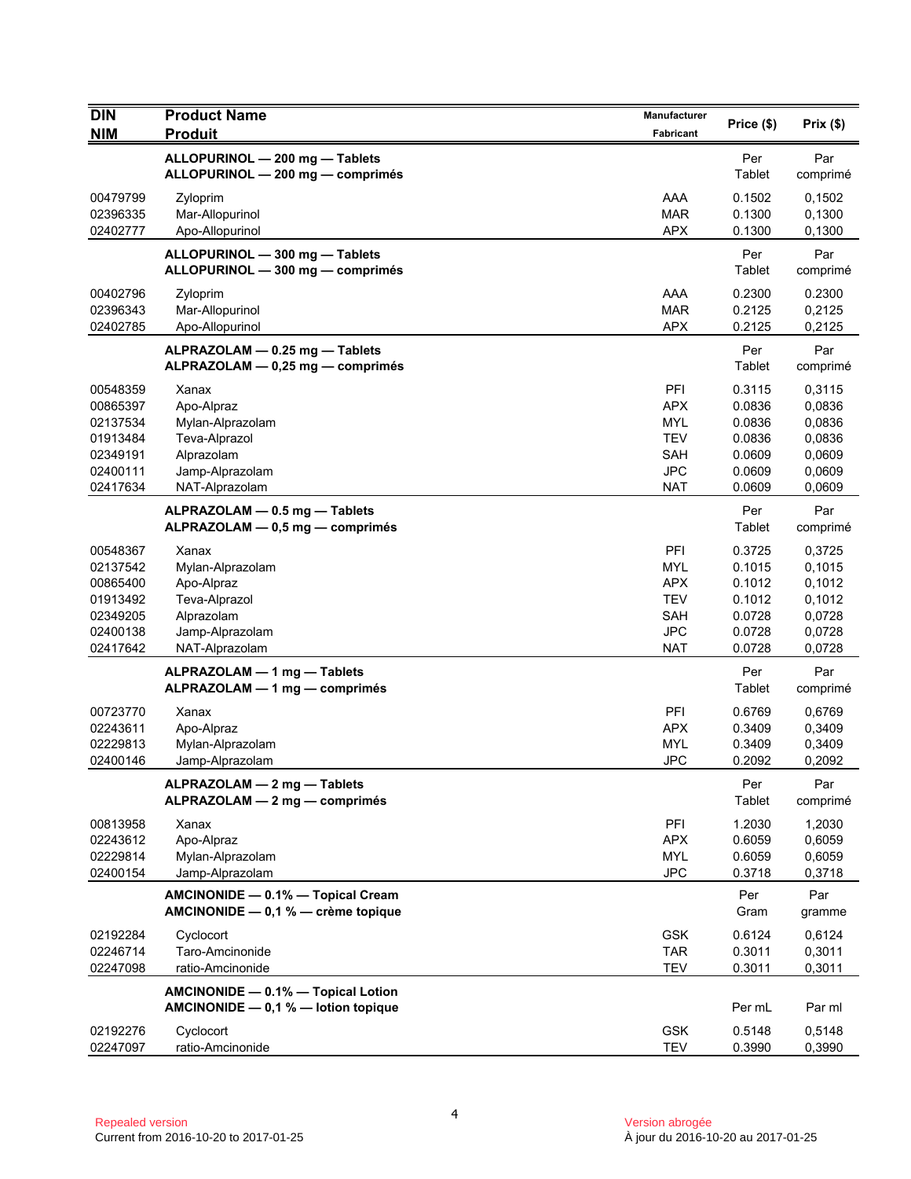| DIN<br>NIM | Product Name<br>Produit | Manufacturer<br>Fabricant | Price ($) | Prix ($) |
|---|---|---|---|---|
| | **ALLOPURINOL — 200 mg — Tablets**<br>**ALLOPURINOL — 200 mg — comprimés** | | Per Tablet | Par comprimé |
| 00479799 | Zyloprim | AAA | 0.1502 | 0,1502 |
| 02396335 | Mar-Allopurinol | MAR | 0.1300 | 0,1300 |
| 02402777 | Apo-Allopurinol | APX | 0.1300 | 0,1300 |
| | **ALLOPURINOL — 300 mg — Tablets**<br>**ALLOPURINOL — 300 mg — comprimés** | | Per Tablet | Par comprimé |
| 00402796 | Zyloprim | AAA | 0.2300 | 0.2300 |
| 02396343 | Mar-Allopurinol | MAR | 0.2125 | 0,2125 |
| 02402785 | Apo-Allopurinol | APX | 0.2125 | 0,2125 |
| | **ALPRAZOLAM — 0.25 mg — Tablets**<br>**ALPRAZOLAM — 0,25 mg — comprimés** | | Per Tablet | Par comprimé |
| 00548359 | Xanax | PFI | 0.3115 | 0,3115 |
| 00865397 | Apo-Alpraz | APX | 0.0836 | 0,0836 |
| 02137534 | Mylan-Alprazolam | MYL | 0.0836 | 0,0836 |
| 01913484 | Teva-Alprazol | TEV | 0.0836 | 0,0836 |
| 02349191 | Alprazolam | SAH | 0.0609 | 0,0609 |
| 02400111 | Jamp-Alprazolam | JPC | 0.0609 | 0,0609 |
| 02417634 | NAT-Alprazolam | NAT | 0.0609 | 0,0609 |
| | **ALPRAZOLAM — 0.5 mg — Tablets**<br>**ALPRAZOLAM — 0,5 mg — comprimés** | | Per Tablet | Par comprimé |
| 00548367 | Xanax | PFI | 0.3725 | 0,3725 |
| 02137542 | Mylan-Alprazolam | MYL | 0.1015 | 0,1015 |
| 00865400 | Apo-Alpraz | APX | 0.1012 | 0,1012 |
| 01913492 | Teva-Alprazol | TEV | 0.1012 | 0,1012 |
| 02349205 | Alprazolam | SAH | 0.0728 | 0,0728 |
| 02400138 | Jamp-Alprazolam | JPC | 0.0728 | 0,0728 |
| 02417642 | NAT-Alprazolam | NAT | 0.0728 | 0,0728 |
| | **ALPRAZOLAM — 1 mg — Tablets**<br>**ALPRAZOLAM — 1 mg — comprimés** | | Per Tablet | Par comprimé |
| 00723770 | Xanax | PFI | 0.6769 | 0,6769 |
| 02243611 | Apo-Alpraz | APX | 0.3409 | 0,3409 |
| 02229813 | Mylan-Alprazolam | MYL | 0.3409 | 0,3409 |
| 02400146 | Jamp-Alprazolam | JPC | 0.2092 | 0,2092 |
| | **ALPRAZOLAM — 2 mg — Tablets**<br>**ALPRAZOLAM — 2 mg — comprimés** | | Per Tablet | Par comprimé |
| 00813958 | Xanax | PFI | 1.2030 | 1,2030 |
| 02243612 | Apo-Alpraz | APX | 0.6059 | 0,6059 |
| 02229814 | Mylan-Alprazolam | MYL | 0.6059 | 0,6059 |
| 02400154 | Jamp-Alprazolam | JPC | 0.3718 | 0,3718 |
| | **AMCINONIDE — 0.1% — Topical Cream**<br>**AMCINONIDE — 0,1 % — crème topique** | | Per Gram | Par gramme |
| 02192284 | Cyclocort | GSK | 0.6124 | 0,6124 |
| 02246714 | Taro-Amcinonide | TAR | 0.3011 | 0,3011 |
| 02247098 | ratio-Amcinonide | TEV | 0.3011 | 0,3011 |
| | **AMCINONIDE — 0.1% — Topical Lotion**<br>**AMCINONIDE — 0,1 % — lotion topique** | | Per mL | Par ml |
| 02192276 | Cyclocort | GSK | 0.5148 | 0,5148 |
| 02247097 | ratio-Amcinonide | TEV | 0.3990 | 0,3990 |

Repealed version
Current from 2016-10-20 to 2017-01-25

Version abrogée
À jour du 2016-10-20 au 2017-01-25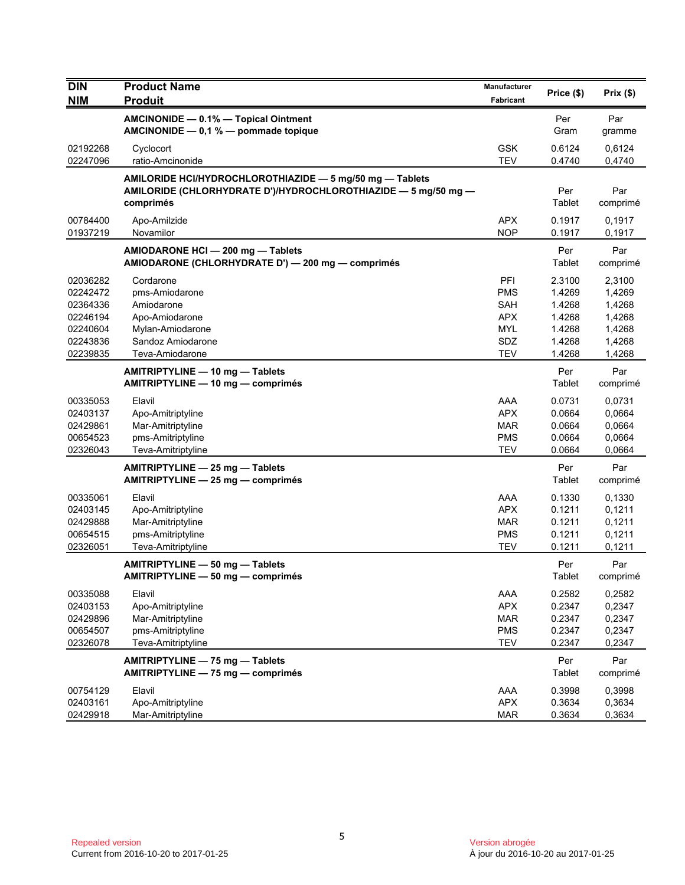| DIN<br>NIM | Product Name<br>Produit | Manufacturer<br>Fabricant | Price ($) | Prix ($) |
|---|---|---|---|---|
| | **AMCINONIDE — 0.1% — Topical Ointment**<br>**AMCINONIDE — 0,1 % — pommade topique** | | Per<br>Gram | Par<br>gramme |
| 02192268 | Cyclocort | GSK | 0.6124 | 0,6124 |
| 02247096 | ratio-Amcinonide | TEV | 0.4740 | 0,4740 |
| | **AMILORIDE HCl/HYDROCHLOROTHIAZIDE — 5 mg/50 mg — Tablets**<br>**AMILORIDE (CHLORHYDRATE D')/HYDROCHLOROTHIAZIDE — 5 mg/50 mg — comprimés** | | Per<br>Tablet | Par<br>comprimé |
| 00784400 | Apo-Amilzide | APX | 0.1917 | 0,1917 |
| 01937219 | Novamilor | NOP | 0.1917 | 0,1917 |
| | **AMIODARONE HCl — 200 mg — Tablets**<br>**AMIODARONE (CHLORHYDRATE D') — 200 mg — comprimés** | | Per<br>Tablet | Par<br>comprimé |
| 02036282 | Cordarone | PFI | 2.3100 | 2,3100 |
| 02242472 | pms-Amiodarone | PMS | 1.4269 | 1,4269 |
| 02364336 | Amiodarone | SAH | 1.4268 | 1,4268 |
| 02246194 | Apo-Amiodarone | APX | 1.4268 | 1,4268 |
| 02240604 | Mylan-Amiodarone | MYL | 1.4268 | 1,4268 |
| 02243836 | Sandoz Amiodarone | SDZ | 1.4268 | 1,4268 |
| 02239835 | Teva-Amiodarone | TEV | 1.4268 | 1,4268 |
| | **AMITRIPTYLINE — 10 mg — Tablets**<br>**AMITRIPTYLINE — 10 mg — comprimés** | | Per<br>Tablet | Par<br>comprimé |
| 00335053 | Elavil | AAA | 0.0731 | 0,0731 |
| 02403137 | Apo-Amitriptyline | APX | 0.0664 | 0,0664 |
| 02429861 | Mar-Amitriptyline | MAR | 0.0664 | 0,0664 |
| 00654523 | pms-Amitriptyline | PMS | 0.0664 | 0,0664 |
| 02326043 | Teva-Amitriptyline | TEV | 0.0664 | 0,0664 |
| | **AMITRIPTYLINE — 25 mg — Tablets**<br>**AMITRIPTYLINE — 25 mg — comprimés** | | Per<br>Tablet | Par<br>comprimé |
| 00335061 | Elavil | AAA | 0.1330 | 0,1330 |
| 02403145 | Apo-Amitriptyline | APX | 0.1211 | 0,1211 |
| 02429888 | Mar-Amitriptyline | MAR | 0.1211 | 0,1211 |
| 00654515 | pms-Amitriptyline | PMS | 0.1211 | 0,1211 |
| 02326051 | Teva-Amitriptyline | TEV | 0.1211 | 0,1211 |
| | **AMITRIPTYLINE — 50 mg — Tablets**<br>**AMITRIPTYLINE — 50 mg — comprimés** | | Per<br>Tablet | Par<br>comprimé |
| 00335088 | Elavil | AAA | 0.2582 | 0,2582 |
| 02403153 | Apo-Amitriptyline | APX | 0.2347 | 0,2347 |
| 02429896 | Mar-Amitriptyline | MAR | 0.2347 | 0,2347 |
| 00654507 | pms-Amitriptyline | PMS | 0.2347 | 0,2347 |
| 02326078 | Teva-Amitriptyline | TEV | 0.2347 | 0,2347 |
| | **AMITRIPTYLINE — 75 mg — Tablets**<br>**AMITRIPTYLINE — 75 mg — comprimés** | | Per<br>Tablet | Par<br>comprimé |
| 00754129 | Elavil | AAA | 0.3998 | 0,3998 |
| 02403161 | Apo-Amitriptyline | APX | 0.3634 | 0,3634 |
| 02429918 | Mar-Amitriptyline | MAR | 0.3634 | 0,3634 |

Repealed version
Current from 2016-10-20 to 2017-01-25

Version abrogée
À jour du 2016-10-20 au 2017-01-25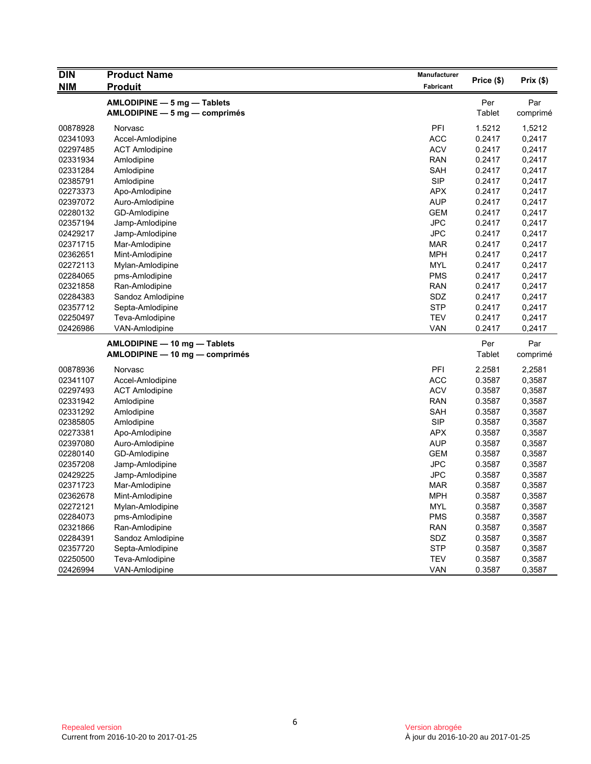| DIN<br>NIM | Product Name<br>Produit | Manufacturer<br>Fabricant | Price ($) | Prix ($) |
|---|---|---|---|---|
| | **AMLODIPINE — 5 mg — Tablets**<br>**AMLODIPINE — 5 mg — comprimés** | | Per Tablet | Par comprimé |
| 00878928 | Norvasc | PFI | 1.5212 | 1,5212 |
| 02341093 | Accel-Amlodipine | ACC | 0.2417 | 0,2417 |
| 02297485 | ACT Amlodipine | ACV | 0.2417 | 0,2417 |
| 02331934 | Amlodipine | RAN | 0.2417 | 0,2417 |
| 02331284 | Amlodipine | SAH | 0.2417 | 0,2417 |
| 02385791 | Amlodipine | SIP | 0.2417 | 0,2417 |
| 02273373 | Apo-Amlodipine | APX | 0.2417 | 0,2417 |
| 02397072 | Auro-Amlodipine | AUP | 0.2417 | 0,2417 |
| 02280132 | GD-Amlodipine | GEM | 0.2417 | 0,2417 |
| 02357194 | Jamp-Amlodipine | JPC | 0.2417 | 0,2417 |
| 02429217 | Jamp-Amlodipine | JPC | 0.2417 | 0,2417 |
| 02371715 | Mar-Amlodipine | MAR | 0.2417 | 0,2417 |
| 02362651 | Mint-Amlodipine | MPH | 0.2417 | 0,2417 |
| 02272113 | Mylan-Amlodipine | MYL | 0.2417 | 0,2417 |
| 02284065 | pms-Amlodipine | PMS | 0.2417 | 0,2417 |
| 02321858 | Ran-Amlodipine | RAN | 0.2417 | 0,2417 |
| 02284383 | Sandoz Amlodipine | SDZ | 0.2417 | 0,2417 |
| 02357712 | Septa-Amlodipine | STP | 0.2417 | 0,2417 |
| 02250497 | Teva-Amlodipine | TEV | 0.2417 | 0,2417 |
| 02426986 | VAN-Amlodipine | VAN | 0.2417 | 0,2417 |
| | **AMLODIPINE — 10 mg — Tablets**<br>**AMLODIPINE — 10 mg — comprimés** | | Per Tablet | Par comprimé |
| 00878936 | Norvasc | PFI | 2.2581 | 2,2581 |
| 02341107 | Accel-Amlodipine | ACC | 0.3587 | 0,3587 |
| 02297493 | ACT Amlodipine | ACV | 0.3587 | 0,3587 |
| 02331942 | Amlodipine | RAN | 0.3587 | 0,3587 |
| 02331292 | Amlodipine | SAH | 0.3587 | 0,3587 |
| 02385805 | Amlodipine | SIP | 0.3587 | 0,3587 |
| 02273381 | Apo-Amlodipine | APX | 0.3587 | 0,3587 |
| 02397080 | Auro-Amlodipine | AUP | 0.3587 | 0,3587 |
| 02280140 | GD-Amlodipine | GEM | 0.3587 | 0,3587 |
| 02357208 | Jamp-Amlodipine | JPC | 0.3587 | 0,3587 |
| 02429225 | Jamp-Amlodipine | JPC | 0.3587 | 0,3587 |
| 02371723 | Mar-Amlodipine | MAR | 0.3587 | 0,3587 |
| 02362678 | Mint-Amlodipine | MPH | 0.3587 | 0,3587 |
| 02272121 | Mylan-Amlodipine | MYL | 0.3587 | 0,3587 |
| 02284073 | pms-Amlodipine | PMS | 0.3587 | 0,3587 |
| 02321866 | Ran-Amlodipine | RAN | 0.3587 | 0,3587 |
| 02284391 | Sandoz Amlodipine | SDZ | 0.3587 | 0,3587 |
| 02357720 | Septa-Amlodipine | STP | 0.3587 | 0,3587 |
| 02250500 | Teva-Amlodipine | TEV | 0.3587 | 0,3587 |
| 02426994 | VAN-Amlodipine | VAN | 0.3587 | 0,3587 |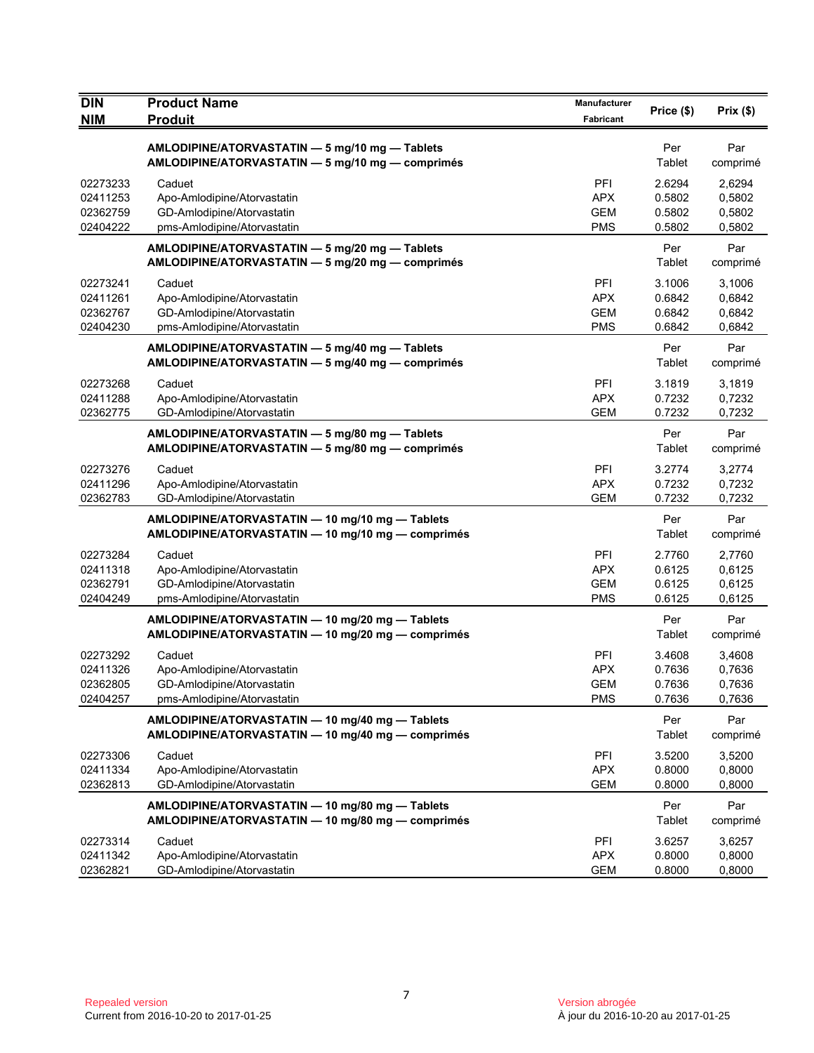| DIN<br>NIM | Product Name<br>Produit | Manufacturer<br>Fabricant | Price ($) | Prix ($) |
|---|---|---|---|---|
| | **AMLODIPINE/ATORVASTATIN — 5 mg/10 mg — Tablets**<br>**AMLODIPINE/ATORVASTATIN — 5 mg/10 mg — comprimés** | | Per Tablet | Par comprimé |
| 02273233 | Caduet | PFI | 2.6294 | 2,6294 |
| 02411253 | Apo-Amlodipine/Atorvastatin | APX | 0.5802 | 0,5802 |
| 02362759 | GD-Amlodipine/Atorvastatin | GEM | 0.5802 | 0,5802 |
| 02404222 | pms-Amlodipine/Atorvastatin | PMS | 0.5802 | 0,5802 |
| | **AMLODIPINE/ATORVASTATIN — 5 mg/20 mg — Tablets**<br>**AMLODIPINE/ATORVASTATIN — 5 mg/20 mg — comprimés** | | Per Tablet | Par comprimé |
| 02273241 | Caduet | PFI | 3.1006 | 3,1006 |
| 02411261 | Apo-Amlodipine/Atorvastatin | APX | 0.6842 | 0,6842 |
| 02362767 | GD-Amlodipine/Atorvastatin | GEM | 0.6842 | 0,6842 |
| 02404230 | pms-Amlodipine/Atorvastatin | PMS | 0.6842 | 0,6842 |
| | **AMLODIPINE/ATORVASTATIN — 5 mg/40 mg — Tablets**<br>**AMLODIPINE/ATORVASTATIN — 5 mg/40 mg — comprimés** | | Per Tablet | Par comprimé |
| 02273268 | Caduet | PFI | 3.1819 | 3,1819 |
| 02411288 | Apo-Amlodipine/Atorvastatin | APX | 0.7232 | 0,7232 |
| 02362775 | GD-Amlodipine/Atorvastatin | GEM | 0.7232 | 0,7232 |
| | **AMLODIPINE/ATORVASTATIN — 5 mg/80 mg — Tablets**<br>**AMLODIPINE/ATORVASTATIN — 5 mg/80 mg — comprimés** | | Per Tablet | Par comprimé |
| 02273276 | Caduet | PFI | 3.2774 | 3,2774 |
| 02411296 | Apo-Amlodipine/Atorvastatin | APX | 0.7232 | 0,7232 |
| 02362783 | GD-Amlodipine/Atorvastatin | GEM | 0.7232 | 0,7232 |
| | **AMLODIPINE/ATORVASTATIN — 10 mg/10 mg — Tablets**<br>**AMLODIPINE/ATORVASTATIN — 10 mg/10 mg — comprimés** | | Per Tablet | Par comprimé |
| 02273284 | Caduet | PFI | 2.7760 | 2,7760 |
| 02411318 | Apo-Amlodipine/Atorvastatin | APX | 0.6125 | 0,6125 |
| 02362791 | GD-Amlodipine/Atorvastatin | GEM | 0.6125 | 0,6125 |
| 02404249 | pms-Amlodipine/Atorvastatin | PMS | 0.6125 | 0,6125 |
| | **AMLODIPINE/ATORVASTATIN — 10 mg/20 mg — Tablets**<br>**AMLODIPINE/ATORVASTATIN — 10 mg/20 mg — comprimés** | | Per Tablet | Par comprimé |
| 02273292 | Caduet | PFI | 3.4608 | 3,4608 |
| 02411326 | Apo-Amlodipine/Atorvastatin | APX | 0.7636 | 0,7636 |
| 02362805 | GD-Amlodipine/Atorvastatin | GEM | 0.7636 | 0,7636 |
| 02404257 | pms-Amlodipine/Atorvastatin | PMS | 0.7636 | 0,7636 |
| | **AMLODIPINE/ATORVASTATIN — 10 mg/40 mg — Tablets**<br>**AMLODIPINE/ATORVASTATIN — 10 mg/40 mg — comprimés** | | Per Tablet | Par comprimé |
| 02273306 | Caduet | PFI | 3.5200 | 3,5200 |
| 02411334 | Apo-Amlodipine/Atorvastatin | APX | 0.8000 | 0,8000 |
| 02362813 | GD-Amlodipine/Atorvastatin | GEM | 0.8000 | 0,8000 |
| | **AMLODIPINE/ATORVASTATIN — 10 mg/80 mg — Tablets**<br>**AMLODIPINE/ATORVASTATIN — 10 mg/80 mg — comprimés** | | Per Tablet | Par comprimé |
| 02273314 | Caduet | PFI | 3.6257 | 3,6257 |
| 02411342 | Apo-Amlodipine/Atorvastatin | APX | 0.8000 | 0,8000 |
| 02362821 | GD-Amlodipine/Atorvastatin | GEM | 0.8000 | 0,8000 |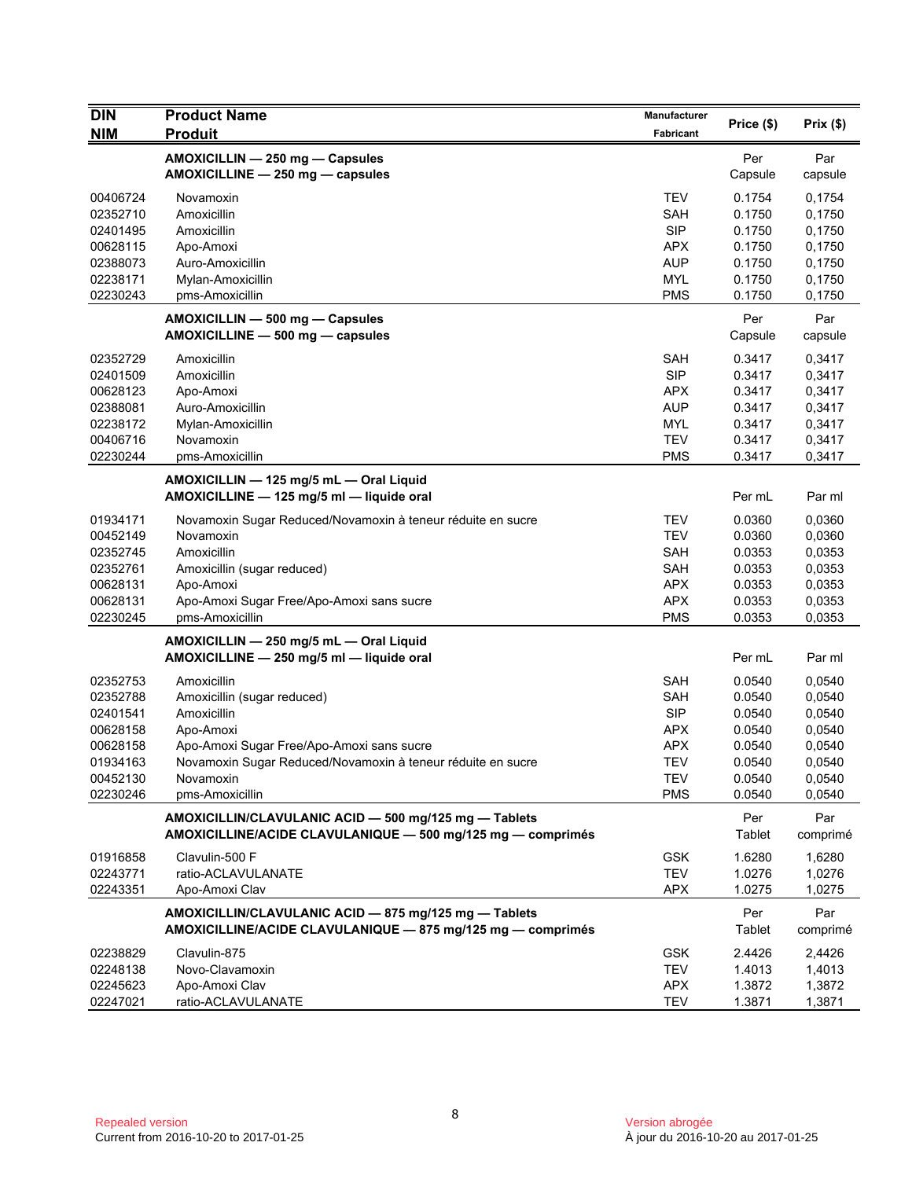| DIN<br>NIM | Product Name<br>Produit | Manufacturer<br>Fabricant | Price ($) | Prix ($) |
|---|---|---|---|---|
| | **AMOXICILLIN — 250 mg — Capsules**<br>**AMOXICILLINE — 250 mg — capsules** | | Per Capsule | Par capsule |
| 00406724 | Novamoxin | TEV | 0.1754 | 0,1754 |
| 02352710 | Amoxicillin | SAH | 0.1750 | 0,1750 |
| 02401495 | Amoxicillin | SIP | 0.1750 | 0,1750 |
| 00628115 | Apo-Amoxi | APX | 0.1750 | 0,1750 |
| 02388073 | Auro-Amoxicillin | AUP | 0.1750 | 0,1750 |
| 02238171 | Mylan-Amoxicillin | MYL | 0.1750 | 0,1750 |
| 02230243 | pms-Amoxicillin | PMS | 0.1750 | 0,1750 |
| | **AMOXICILLIN — 500 mg — Capsules**<br>**AMOXICILLINE — 500 mg — capsules** | | Per Capsule | Par capsule |
| 02352729 | Amoxicillin | SAH | 0.3417 | 0,3417 |
| 02401509 | Amoxicillin | SIP | 0.3417 | 0,3417 |
| 00628123 | Apo-Amoxi | APX | 0.3417 | 0,3417 |
| 02388081 | Auro-Amoxicillin | AUP | 0.3417 | 0,3417 |
| 02238172 | Mylan-Amoxicillin | MYL | 0.3417 | 0,3417 |
| 00406716 | Novamoxin | TEV | 0.3417 | 0,3417 |
| 02230244 | pms-Amoxicillin | PMS | 0.3417 | 0,3417 |
| | **AMOXICILLIN — 125 mg/5 mL — Oral Liquid**<br>**AMOXICILLINE — 125 mg/5 ml — liquide oral** | | Per mL | Par ml |
| 01934171 | Novamoxin Sugar Reduced/Novamoxin à teneur réduite en sucre | TEV | 0.0360 | 0,0360 |
| 00452149 | Novamoxin | TEV | 0.0360 | 0,0360 |
| 02352745 | Amoxicillin | SAH | 0.0353 | 0,0353 |
| 02352761 | Amoxicillin (sugar reduced) | SAH | 0.0353 | 0,0353 |
| 00628131 | Apo-Amoxi | APX | 0.0353 | 0,0353 |
| 00628131 | Apo-Amoxi Sugar Free/Apo-Amoxi sans sucre | APX | 0.0353 | 0,0353 |
| 02230245 | pms-Amoxicillin | PMS | 0.0353 | 0,0353 |
| | **AMOXICILLIN — 250 mg/5 mL — Oral Liquid**<br>**AMOXICILLINE — 250 mg/5 ml — liquide oral** | | Per mL | Par ml |
| 02352753 | Amoxicillin | SAH | 0.0540 | 0,0540 |
| 02352788 | Amoxicillin (sugar reduced) | SAH | 0.0540 | 0,0540 |
| 02401541 | Amoxicillin | SIP | 0.0540 | 0,0540 |
| 00628158 | Apo-Amoxi | APX | 0.0540 | 0,0540 |
| 00628158 | Apo-Amoxi Sugar Free/Apo-Amoxi sans sucre | APX | 0.0540 | 0,0540 |
| 01934163 | Novamoxin Sugar Reduced/Novamoxin à teneur réduite en sucre | TEV | 0.0540 | 0,0540 |
| 00452130 | Novamoxin | TEV | 0.0540 | 0,0540 |
| 02230246 | pms-Amoxicillin | PMS | 0.0540 | 0,0540 |
| | **AMOXICILLIN/CLAVULANIC ACID — 500 mg/125 mg — Tablets**<br>**AMOXICILLINE/ACIDE CLAVULANIQUE — 500 mg/125 mg — comprimés** | | Per Tablet | Par comprimé |
| 01916858 | Clavulin-500 F | GSK | 1.6280 | 1,6280 |
| 02243771 | ratio-ACLAVULANATE | TEV | 1.0276 | 1,0276 |
| 02243351 | Apo-Amoxi Clav | APX | 1.0275 | 1,0275 |
| | **AMOXICILLIN/CLAVULANIC ACID — 875 mg/125 mg — Tablets**<br>**AMOXICILLINE/ACIDE CLAVULANIQUE — 875 mg/125 mg — comprimés** | | Per Tablet | Par comprimé |
| 02238829 | Clavulin-875 | GSK | 2.4426 | 2,4426 |
| 02248138 | Novo-Clavamoxin | TEV | 1.4013 | 1,4013 |
| 02245623 | Apo-Amoxi Clav | APX | 1.3872 | 1,3872 |
| 02247021 | ratio-ACLAVULANATE | TEV | 1.3871 | 1,3871 |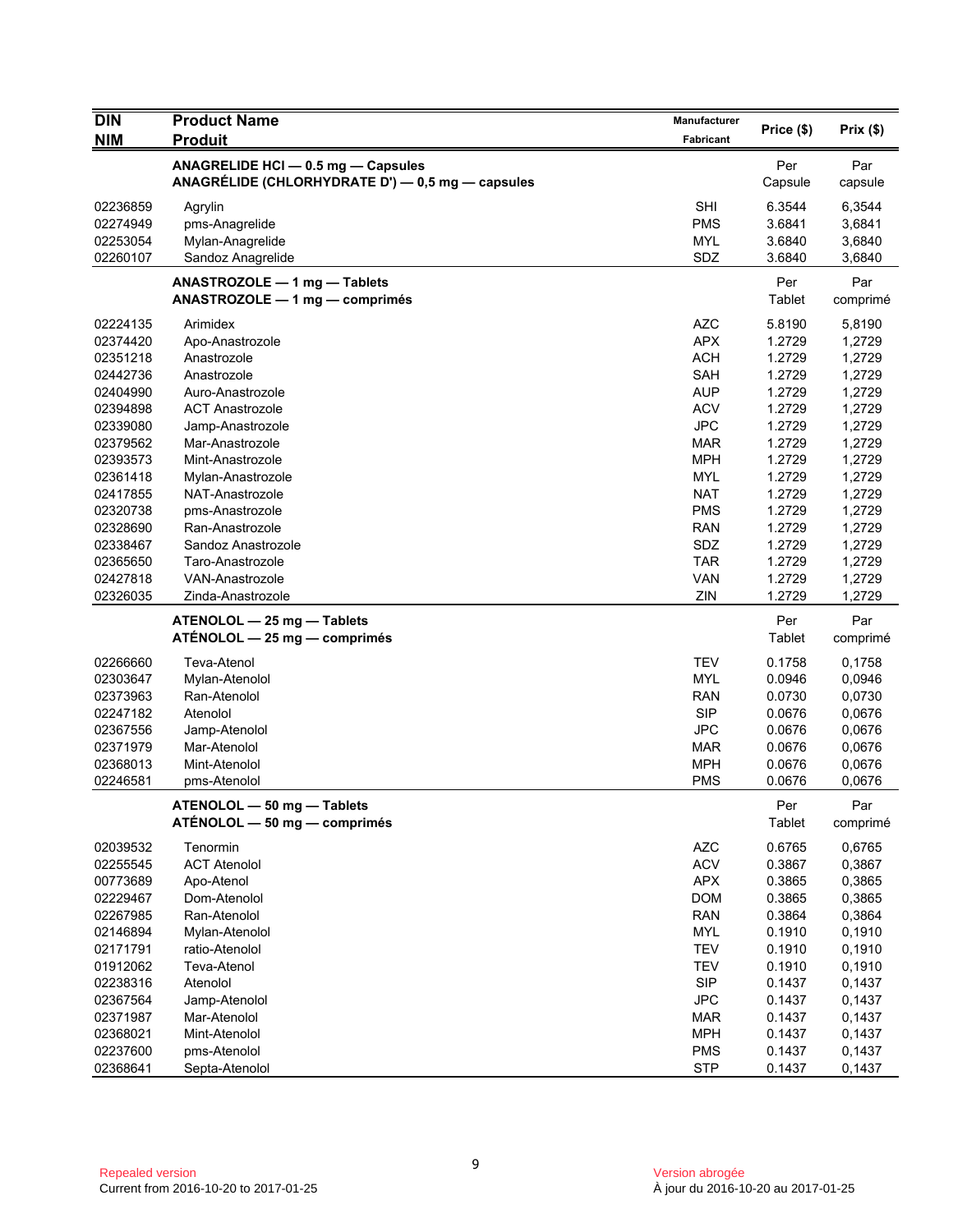| DIN<br>NIM | Product Name<br>Produit | Manufacturer<br>Fabricant | Price ($) | Prix ($) |
|---|---|---|---|---|
| | **ANAGRELIDE HCl — 0.5 mg — Capsules**<br>**ANAGRÉLIDE (CHLORHYDRATE D') — 0,5 mg — capsules** | | Per Capsule | Par capsule |
| 02236859 | Agrylin | SHI | 6.3544 | 6,3544 |
| 02274949 | pms-Anagrelide | PMS | 3.6841 | 3,6841 |
| 02253054 | Mylan-Anagrelide | MYL | 3.6840 | 3,6840 |
| 02260107 | Sandoz Anagrelide | SDZ | 3.6840 | 3,6840 |
| | **ANASTROZOLE — 1 mg — Tablets**<br>**ANASTROZOLE — 1 mg — comprimés** | | Per Tablet | Par comprimé |
| 02224135 | Arimidex | AZC | 5.8190 | 5,8190 |
| 02374420 | Apo-Anastrozole | APX | 1.2729 | 1,2729 |
| 02351218 | Anastrozole | ACH | 1.2729 | 1,2729 |
| 02442736 | Anastrozole | SAH | 1.2729 | 1,2729 |
| 02404990 | Auro-Anastrozole | AUP | 1.2729 | 1,2729 |
| 02394898 | ACT Anastrozole | ACV | 1.2729 | 1,2729 |
| 02339080 | Jamp-Anastrozole | JPC | 1.2729 | 1,2729 |
| 02379562 | Mar-Anastrozole | MAR | 1.2729 | 1,2729 |
| 02393573 | Mint-Anastrozole | MPH | 1.2729 | 1,2729 |
| 02361418 | Mylan-Anastrozole | MYL | 1.2729 | 1,2729 |
| 02417855 | NAT-Anastrozole | NAT | 1.2729 | 1,2729 |
| 02320738 | pms-Anastrozole | PMS | 1.2729 | 1,2729 |
| 02328690 | Ran-Anastrozole | RAN | 1.2729 | 1,2729 |
| 02338467 | Sandoz Anastrozole | SDZ | 1.2729 | 1,2729 |
| 02365650 | Taro-Anastrozole | TAR | 1.2729 | 1,2729 |
| 02427818 | VAN-Anastrozole | VAN | 1.2729 | 1,2729 |
| 02326035 | Zinda-Anastrozole | ZIN | 1.2729 | 1,2729 |
| | **ATENOLOL — 25 mg — Tablets**<br>**ATÉNOLOL — 25 mg — comprimés** | | Per Tablet | Par comprimé |
| 02266660 | Teva-Atenol | TEV | 0.1758 | 0,1758 |
| 02303647 | Mylan-Atenolol | MYL | 0.0946 | 0,0946 |
| 02373963 | Ran-Atenolol | RAN | 0.0730 | 0,0730 |
| 02247182 | Atenolol | SIP | 0.0676 | 0,0676 |
| 02367556 | Jamp-Atenolol | JPC | 0.0676 | 0,0676 |
| 02371979 | Mar-Atenolol | MAR | 0.0676 | 0,0676 |
| 02368013 | Mint-Atenolol | MPH | 0.0676 | 0,0676 |
| 02246581 | pms-Atenolol | PMS | 0.0676 | 0,0676 |
| | **ATENOLOL — 50 mg — Tablets**<br>**ATÉNOLOL — 50 mg — comprimés** | | Per Tablet | Par comprimé |
| 02039532 | Tenormin | AZC | 0.6765 | 0,6765 |
| 02255545 | ACT Atenolol | ACV | 0.3867 | 0,3867 |
| 00773689 | Apo-Atenol | APX | 0.3865 | 0,3865 |
| 02229467 | Dom-Atenolol | DOM | 0.3865 | 0,3865 |
| 02267985 | Ran-Atenolol | RAN | 0.3864 | 0,3864 |
| 02146894 | Mylan-Atenolol | MYL | 0.1910 | 0,1910 |
| 02171791 | ratio-Atenolol | TEV | 0.1910 | 0,1910 |
| 01912062 | Teva-Atenol | TEV | 0.1910 | 0,1910 |
| 02238316 | Atenolol | SIP | 0.1437 | 0,1437 |
| 02367564 | Jamp-Atenolol | JPC | 0.1437 | 0,1437 |
| 02371987 | Mar-Atenolol | MAR | 0.1437 | 0,1437 |
| 02368021 | Mint-Atenolol | MPH | 0.1437 | 0,1437 |
| 02237600 | pms-Atenolol | PMS | 0.1437 | 0,1437 |
| 02368641 | Septa-Atenolol | STP | 0.1437 | 0,1437 |

Repealed version
Current from 2016-10-20 to 2017-01-25

Version abrogée
À jour du 2016-10-20 au 2017-01-25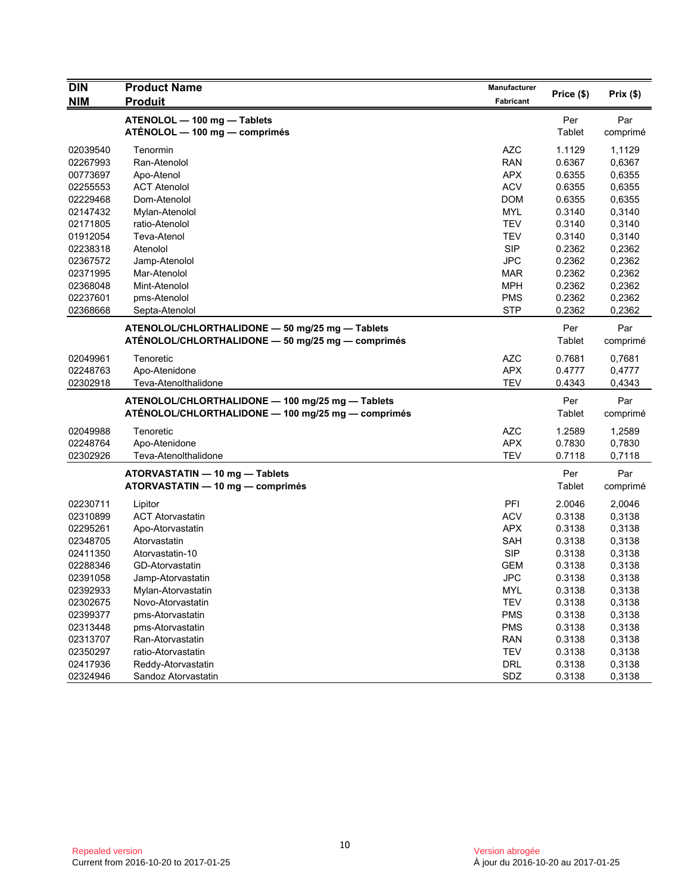| DIN<br>NIM | Product Name<br>Produit | Manufacturer<br>Fabricant | Price ($) | Prix ($) |
|---|---|---|---|---|
| | **ATENOLOL — 100 mg — Tablets**<br>**ATÉNOLOL — 100 mg — comprimés** | | Per<br>Tablet | Par<br>comprimé |
| 02039540 | Tenormin | AZC | 1.1129 | 1,1129 |
| 02267993 | Ran-Atenolol | RAN | 0.6367 | 0,6367 |
| 00773697 | Apo-Atenol | APX | 0.6355 | 0,6355 |
| 02255553 | ACT Atenolol | ACV | 0.6355 | 0,6355 |
| 02229468 | Dom-Atenolol | DOM | 0.6355 | 0,6355 |
| 02147432 | Mylan-Atenolol | MYL | 0.3140 | 0,3140 |
| 02171805 | ratio-Atenolol | TEV | 0.3140 | 0,3140 |
| 01912054 | Teva-Atenol | TEV | 0.3140 | 0,3140 |
| 02238318 | Atenolol | SIP | 0.2362 | 0,2362 |
| 02367572 | Jamp-Atenolol | JPC | 0.2362 | 0,2362 |
| 02371995 | Mar-Atenolol | MAR | 0.2362 | 0,2362 |
| 02368048 | Mint-Atenolol | MPH | 0.2362 | 0,2362 |
| 02237601 | pms-Atenolol | PMS | 0.2362 | 0,2362 |
| 02368668 | Septa-Atenolol | STP | 0.2362 | 0,2362 |
| | **ATENOLOL/CHLORTHALIDONE — 50 mg/25 mg — Tablets**<br>**ATÉNOLOL/CHLORTHALIDONE — 50 mg/25 mg — comprimés** | | Per<br>Tablet | Par<br>comprimé |
| 02049961 | Tenoretic | AZC | 0.7681 | 0,7681 |
| 02248763 | Apo-Atenidone | APX | 0.4777 | 0,4777 |
| 02302918 | Teva-Atenolthalidone | TEV | 0.4343 | 0,4343 |
| | **ATENOLOL/CHLORTHALIDONE — 100 mg/25 mg — Tablets**<br>**ATÉNOLOL/CHLORTHALIDONE — 100 mg/25 mg — comprimés** | | Per<br>Tablet | Par<br>comprimé |
| 02049988 | Tenoretic | AZC | 1.2589 | 1,2589 |
| 02248764 | Apo-Atenidone | APX | 0.7830 | 0,7830 |
| 02302926 | Teva-Atenolthalidone | TEV | 0.7118 | 0,7118 |
| | **ATORVASTATIN — 10 mg — Tablets**<br>**ATORVASTATIN — 10 mg — comprimés** | | Per<br>Tablet | Par<br>comprimé |
| 02230711 | Lipitor | PFI | 2.0046 | 2,0046 |
| 02310899 | ACT Atorvastatin | ACV | 0.3138 | 0,3138 |
| 02295261 | Apo-Atorvastatin | APX | 0.3138 | 0,3138 |
| 02348705 | Atorvastatin | SAH | 0.3138 | 0,3138 |
| 02411350 | Atorvastatin-10 | SIP | 0.3138 | 0,3138 |
| 02288346 | GD-Atorvastatin | GEM | 0.3138 | 0,3138 |
| 02391058 | Jamp-Atorvastatin | JPC | 0.3138 | 0,3138 |
| 02392933 | Mylan-Atorvastatin | MYL | 0.3138 | 0,3138 |
| 02302675 | Novo-Atorvastatin | TEV | 0.3138 | 0,3138 |
| 02399377 | pms-Atorvastatin | PMS | 0.3138 | 0,3138 |
| 02313448 | pms-Atorvastatin | PMS | 0.3138 | 0,3138 |
| 02313707 | Ran-Atorvastatin | RAN | 0.3138 | 0,3138 |
| 02350297 | ratio-Atorvastatin | TEV | 0.3138 | 0,3138 |
| 02417936 | Reddy-Atorvastatin | DRL | 0.3138 | 0,3138 |
| 02324946 | Sandoz Atorvastatin | SDZ | 0.3138 | 0,3138 |

Repealed version
Current from 2016-10-20 to 2017-01-25

Version abrogée
À jour du 2016-10-20 au 2017-01-25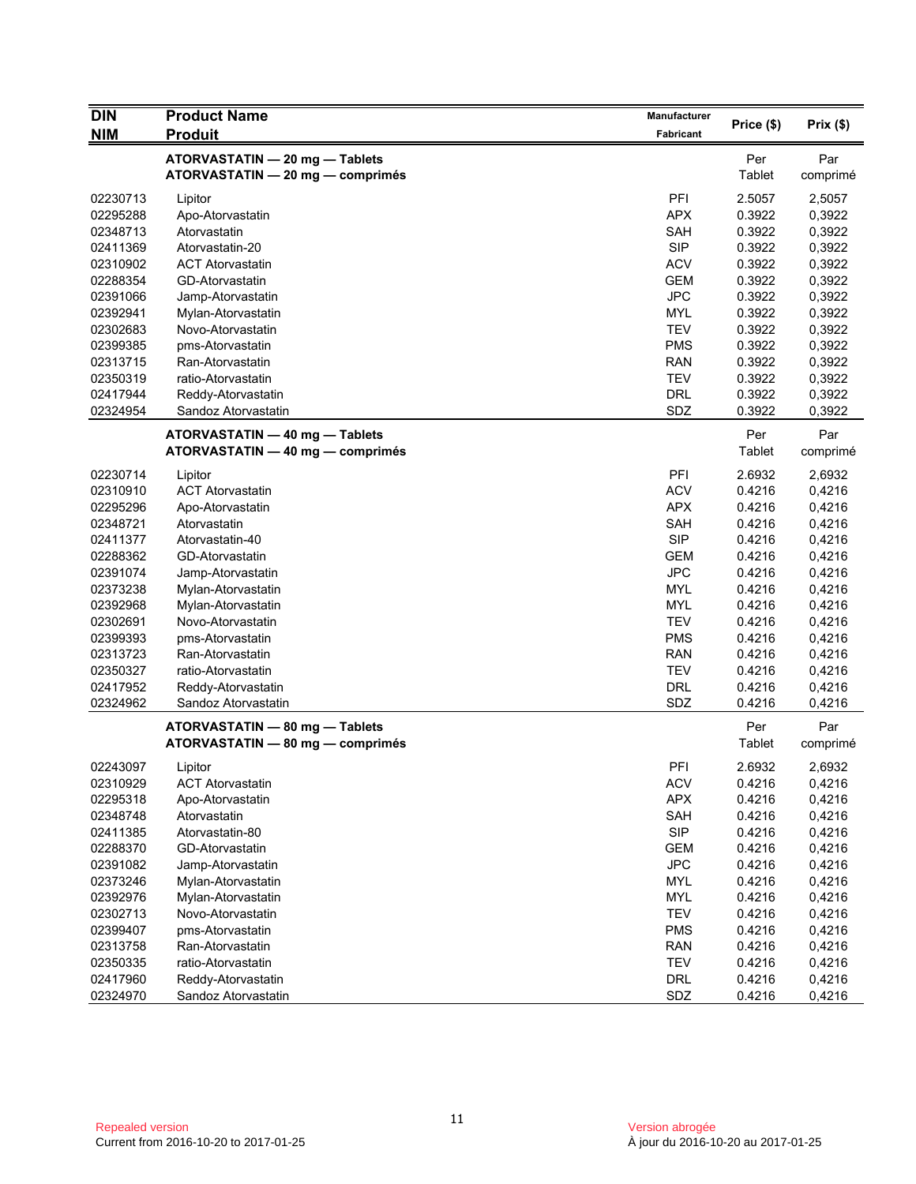| DIN<br>NIM | Product Name<br>Produit | Manufacturer<br>Fabricant | Price ($) | Prix ($) |
|---|---|---|---|---|
| | **ATORVASTATIN — 20 mg — Tablets**<br>**ATORVASTATIN — 20 mg — comprimés** | | Per Tablet | Par comprimé |
| 02230713 | Lipitor | PFI | 2.5057 | 2,5057 |
| 02295288 | Apo-Atorvastatin | APX | 0.3922 | 0,3922 |
| 02348713 | Atorvastatin | SAH | 0.3922 | 0,3922 |
| 02411369 | Atorvastatin-20 | SIP | 0.3922 | 0,3922 |
| 02310902 | ACT Atorvastatin | ACV | 0.3922 | 0,3922 |
| 02288354 | GD-Atorvastatin | GEM | 0.3922 | 0,3922 |
| 02391066 | Jamp-Atorvastatin | JPC | 0.3922 | 0,3922 |
| 02392941 | Mylan-Atorvastatin | MYL | 0.3922 | 0,3922 |
| 02302683 | Novo-Atorvastatin | TEV | 0.3922 | 0,3922 |
| 02399385 | pms-Atorvastatin | PMS | 0.3922 | 0,3922 |
| 02313715 | Ran-Atorvastatin | RAN | 0.3922 | 0,3922 |
| 02350319 | ratio-Atorvastatin | TEV | 0.3922 | 0,3922 |
| 02417944 | Reddy-Atorvastatin | DRL | 0.3922 | 0,3922 |
| 02324954 | Sandoz Atorvastatin | SDZ | 0.3922 | 0,3922 |
| | **ATORVASTATIN — 40 mg — Tablets**<br>**ATORVASTATIN — 40 mg — comprimés** | | Per Tablet | Par comprimé |
| 02230714 | Lipitor | PFI | 2.6932 | 2,6932 |
| 02310910 | ACT Atorvastatin | ACV | 0.4216 | 0,4216 |
| 02295296 | Apo-Atorvastatin | APX | 0.4216 | 0,4216 |
| 02348721 | Atorvastatin | SAH | 0.4216 | 0,4216 |
| 02411377 | Atorvastatin-40 | SIP | 0.4216 | 0,4216 |
| 02288362 | GD-Atorvastatin | GEM | 0.4216 | 0,4216 |
| 02391074 | Jamp-Atorvastatin | JPC | 0.4216 | 0,4216 |
| 02373238 | Mylan-Atorvastatin | MYL | 0.4216 | 0,4216 |
| 02392968 | Mylan-Atorvastatin | MYL | 0.4216 | 0,4216 |
| 02302691 | Novo-Atorvastatin | TEV | 0.4216 | 0,4216 |
| 02399393 | pms-Atorvastatin | PMS | 0.4216 | 0,4216 |
| 02313723 | Ran-Atorvastatin | RAN | 0.4216 | 0,4216 |
| 02350327 | ratio-Atorvastatin | TEV | 0.4216 | 0,4216 |
| 02417952 | Reddy-Atorvastatin | DRL | 0.4216 | 0,4216 |
| 02324962 | Sandoz Atorvastatin | SDZ | 0.4216 | 0,4216 |
| | **ATORVASTATIN — 80 mg — Tablets**<br>**ATORVASTATIN — 80 mg — comprimés** | | Per Tablet | Par comprimé |
| 02243097 | Lipitor | PFI | 2.6932 | 2,6932 |
| 02310929 | ACT Atorvastatin | ACV | 0.4216 | 0,4216 |
| 02295318 | Apo-Atorvastatin | APX | 0.4216 | 0,4216 |
| 02348748 | Atorvastatin | SAH | 0.4216 | 0,4216 |
| 02411385 | Atorvastatin-80 | SIP | 0.4216 | 0,4216 |
| 02288370 | GD-Atorvastatin | GEM | 0.4216 | 0,4216 |
| 02391082 | Jamp-Atorvastatin | JPC | 0.4216 | 0,4216 |
| 02373246 | Mylan-Atorvastatin | MYL | 0.4216 | 0,4216 |
| 02392976 | Mylan-Atorvastatin | MYL | 0.4216 | 0,4216 |
| 02302713 | Novo-Atorvastatin | TEV | 0.4216 | 0,4216 |
| 02399407 | pms-Atorvastatin | PMS | 0.4216 | 0,4216 |
| 02313758 | Ran-Atorvastatin | RAN | 0.4216 | 0,4216 |
| 02350335 | ratio-Atorvastatin | TEV | 0.4216 | 0,4216 |
| 02417960 | Reddy-Atorvastatin | DRL | 0.4216 | 0,4216 |
| 02324970 | Sandoz Atorvastatin | SDZ | 0.4216 | 0,4216 |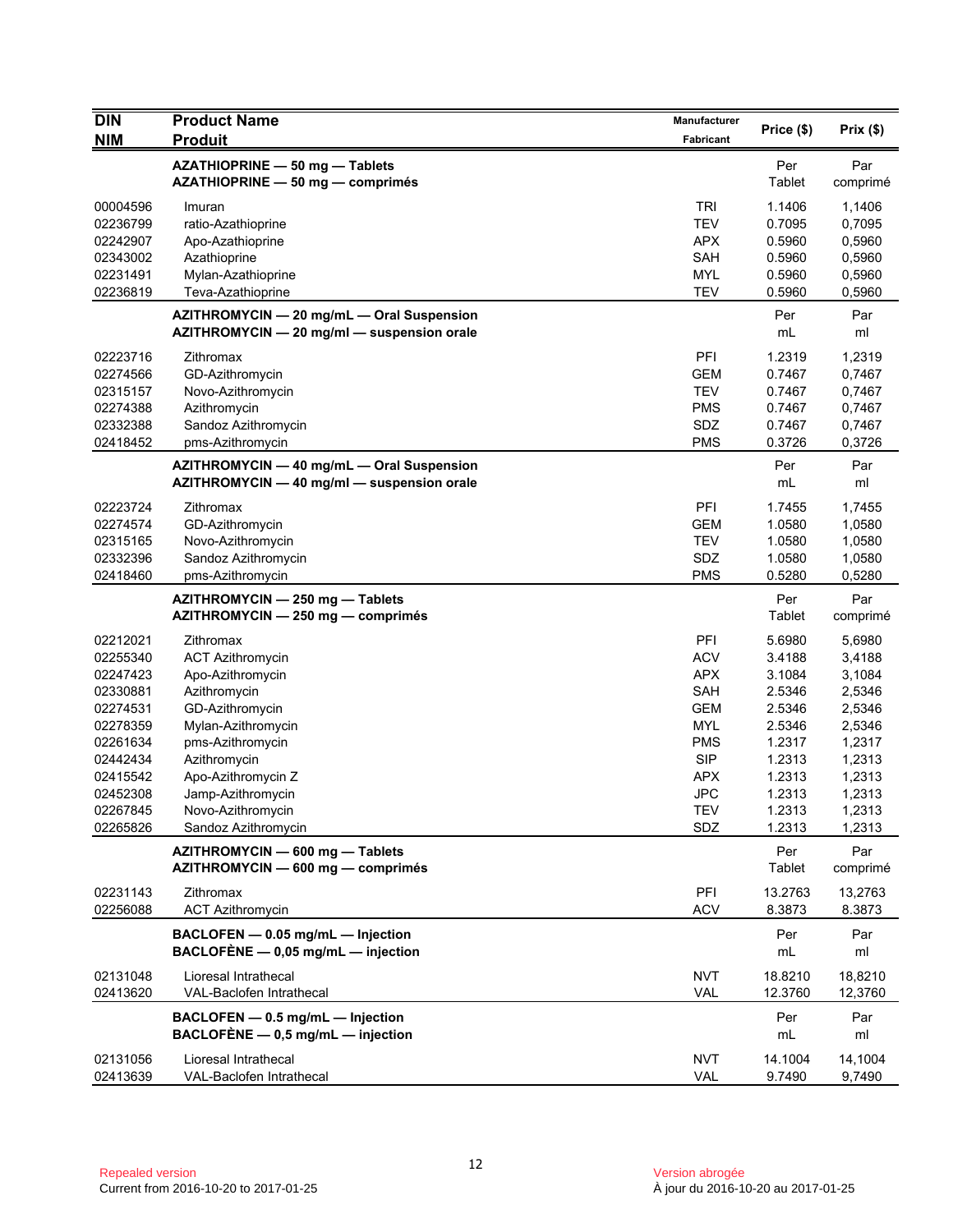| DIN<br>NIM | Product Name<br>Produit | Manufacturer<br>Fabricant | Price ($) | Prix ($) |
|---|---|---|---|---|
| | **AZATHIOPRINE — 50 mg — Tablets**<br>**AZATHIOPRINE — 50 mg — comprimés** | | Per Tablet | Par comprimé |
| 00004596 | Imuran | TRI | 1.1406 | 1,1406 |
| 02236799 | ratio-Azathioprine | TEV | 0.7095 | 0,7095 |
| 02242907 | Apo-Azathioprine | APX | 0.5960 | 0,5960 |
| 02343002 | Azathioprine | SAH | 0.5960 | 0,5960 |
| 02231491 | Mylan-Azathioprine | MYL | 0.5960 | 0,5960 |
| 02236819 | Teva-Azathioprine | TEV | 0.5960 | 0,5960 |
| | **AZITHROMYCIN — 20 mg/mL — Oral Suspension**<br>**AZITHROMYCIN — 20 mg/ml — suspension orale** | | Per mL | Par ml |
| 02223716 | Zithromax | PFI | 1.2319 | 1,2319 |
| 02274566 | GD-Azithromycin | GEM | 0.7467 | 0,7467 |
| 02315157 | Novo-Azithromycin | TEV | 0.7467 | 0,7467 |
| 02274388 | Azithromycin | PMS | 0.7467 | 0,7467 |
| 02332388 | Sandoz Azithromycin | SDZ | 0.7467 | 0,7467 |
| 02418452 | pms-Azithromycin | PMS | 0.3726 | 0,3726 |
| | **AZITHROMYCIN — 40 mg/mL — Oral Suspension**<br>**AZITHROMYCIN — 40 mg/ml — suspension orale** | | Per mL | Par ml |
| 02223724 | Zithromax | PFI | 1.7455 | 1,7455 |
| 02274574 | GD-Azithromycin | GEM | 1.0580 | 1,0580 |
| 02315165 | Novo-Azithromycin | TEV | 1.0580 | 1,0580 |
| 02332396 | Sandoz Azithromycin | SDZ | 1.0580 | 1,0580 |
| 02418460 | pms-Azithromycin | PMS | 0.5280 | 0,5280 |
| | **AZITHROMYCIN — 250 mg — Tablets**<br>**AZITHROMYCIN — 250 mg — comprimés** | | Per Tablet | Par comprimé |
| 02212021 | Zithromax | PFI | 5.6980 | 5,6980 |
| 02255340 | ACT Azithromycin | ACV | 3.4188 | 3,4188 |
| 02247423 | Apo-Azithromycin | APX | 3.1084 | 3,1084 |
| 02330881 | Azithromycin | SAH | 2.5346 | 2,5346 |
| 02274531 | GD-Azithromycin | GEM | 2.5346 | 2,5346 |
| 02278359 | Mylan-Azithromycin | MYL | 2.5346 | 2,5346 |
| 02261634 | pms-Azithromycin | PMS | 1.2317 | 1,2317 |
| 02442434 | Azithromycin | SIP | 1.2313 | 1,2313 |
| 02415542 | Apo-Azithromycin Z | APX | 1.2313 | 1,2313 |
| 02452308 | Jamp-Azithromycin | JPC | 1.2313 | 1,2313 |
| 02267845 | Novo-Azithromycin | TEV | 1.2313 | 1,2313 |
| 02265826 | Sandoz Azithromycin | SDZ | 1.2313 | 1,2313 |
| | **AZITHROMYCIN — 600 mg — Tablets**<br>**AZITHROMYCIN — 600 mg — comprimés** | | Per Tablet | Par comprimé |
| 02231143 | Zithromax | PFI | 13.2763 | 13,2763 |
| 02256088 | ACT Azithromycin | ACV | 8.3873 | 8.3873 |
| | **BACLOFEN — 0.05 mg/mL — Injection**<br>**BACLOFÈNE — 0,05 mg/mL — injection** | | Per mL | Par ml |
| 02131048 | Lioresal Intrathecal | NVT | 18.8210 | 18,8210 |
| 02413620 | VAL-Baclofen Intrathecal | VAL | 12.3760 | 12,3760 |
| | **BACLOFEN — 0.5 mg/mL — Injection**<br>**BACLOFÈNE — 0,5 mg/mL — injection** | | Per mL | Par ml |
| 02131056 | Lioresal Intrathecal | NVT | 14.1004 | 14,1004 |
| 02413639 | VAL-Baclofen Intrathecal | VAL | 9.7490 | 9,7490 |

Repealed version
Current from 2016-10-20 to 2017-01-25

Version abrogée
À jour du 2016-10-20 au 2017-01-25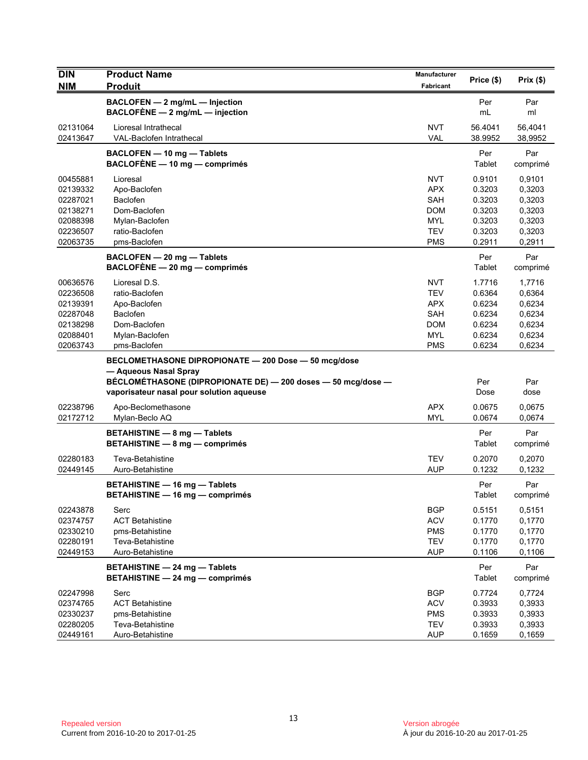| DIN<br>NIM | Product Name<br>Produit | Manufacturer<br>Fabricant | Price ($) | Prix ($) |
|---|---|---|---|---|
| | **BACLOFEN — 2 mg/mL — Injection**<br>**BACLOFÈNE — 2 mg/mL — injection** | | Per mL | Par ml |
| 02131064 | Lioresal Intrathecal | NVT | 56.4041 | 56,4041 |
| 02413647 | VAL-Baclofen Intrathecal | VAL | 38.9952 | 38,9952 |
| | **BACLOFEN — 10 mg — Tablets**<br>**BACLOFÈNE — 10 mg — comprimés** | | Per Tablet | Par comprimé |
| 00455881 | Lioresal | NVT | 0.9101 | 0,9101 |
| 02139332 | Apo-Baclofen | APX | 0.3203 | 0,3203 |
| 02287021 | Baclofen | SAH | 0.3203 | 0,3203 |
| 02138271 | Dom-Baclofen | DOM | 0.3203 | 0,3203 |
| 02088398 | Mylan-Baclofen | MYL | 0.3203 | 0,3203 |
| 02236507 | ratio-Baclofen | TEV | 0.3203 | 0,3203 |
| 02063735 | pms-Baclofen | PMS | 0.2911 | 0,2911 |
| | **BACLOFEN — 20 mg — Tablets**<br>**BACLOFÈNE — 20 mg — comprimés** | | Per Tablet | Par comprimé |
| 00636576 | Lioresal D.S. | NVT | 1.7716 | 1,7716 |
| 02236508 | ratio-Baclofen | TEV | 0.6364 | 0,6364 |
| 02139391 | Apo-Baclofen | APX | 0.6234 | 0,6234 |
| 02287048 | Baclofen | SAH | 0.6234 | 0,6234 |
| 02138298 | Dom-Baclofen | DOM | 0.6234 | 0,6234 |
| 02088401 | Mylan-Baclofen | MYL | 0.6234 | 0,6234 |
| 02063743 | pms-Baclofen | PMS | 0.6234 | 0,6234 |
| | **BECLOMETHASONE DIPROPIONATE — 200 Dose — 50 mcg/dose — Aqueous Nasal Spray**<br>**BÉCLOMÉTHASONE (DIPROPIONATE DE) — 200 doses — 50 mcg/dose — vaporisateur nasal pour solution aqueuse** | | Per Dose | Par dose |
| 02238796 | Apo-Beclomethasone | APX | 0.0675 | 0,0675 |
| 02172712 | Mylan-Beclo AQ | MYL | 0.0674 | 0,0674 |
| | **BETAHISTINE — 8 mg — Tablets**<br>**BETAHISTINE — 8 mg — comprimés** | | Per Tablet | Par comprimé |
| 02280183 | Teva-Betahistine | TEV | 0.2070 | 0,2070 |
| 02449145 | Auro-Betahistine | AUP | 0.1232 | 0,1232 |
| | **BETAHISTINE — 16 mg — Tablets**<br>**BETAHISTINE — 16 mg — comprimés** | | Per Tablet | Par comprimé |
| 02243878 | Serc | BGP | 0.5151 | 0,5151 |
| 02374757 | ACT Betahistine | ACV | 0.1770 | 0,1770 |
| 02330210 | pms-Betahistine | PMS | 0.1770 | 0,1770 |
| 02280191 | Teva-Betahistine | TEV | 0.1770 | 0,1770 |
| 02449153 | Auro-Betahistine | AUP | 0.1106 | 0,1106 |
| | **BETAHISTINE — 24 mg — Tablets**<br>**BETAHISTINE — 24 mg — comprimés** | | Per Tablet | Par comprimé |
| 02247998 | Serc | BGP | 0.7724 | 0,7724 |
| 02374765 | ACT Betahistine | ACV | 0.3933 | 0,3933 |
| 02330237 | pms-Betahistine | PMS | 0.3933 | 0,3933 |
| 02280205 | Teva-Betahistine | TEV | 0.3933 | 0,3933 |
| 02449161 | Auro-Betahistine | AUP | 0.1659 | 0,1659 |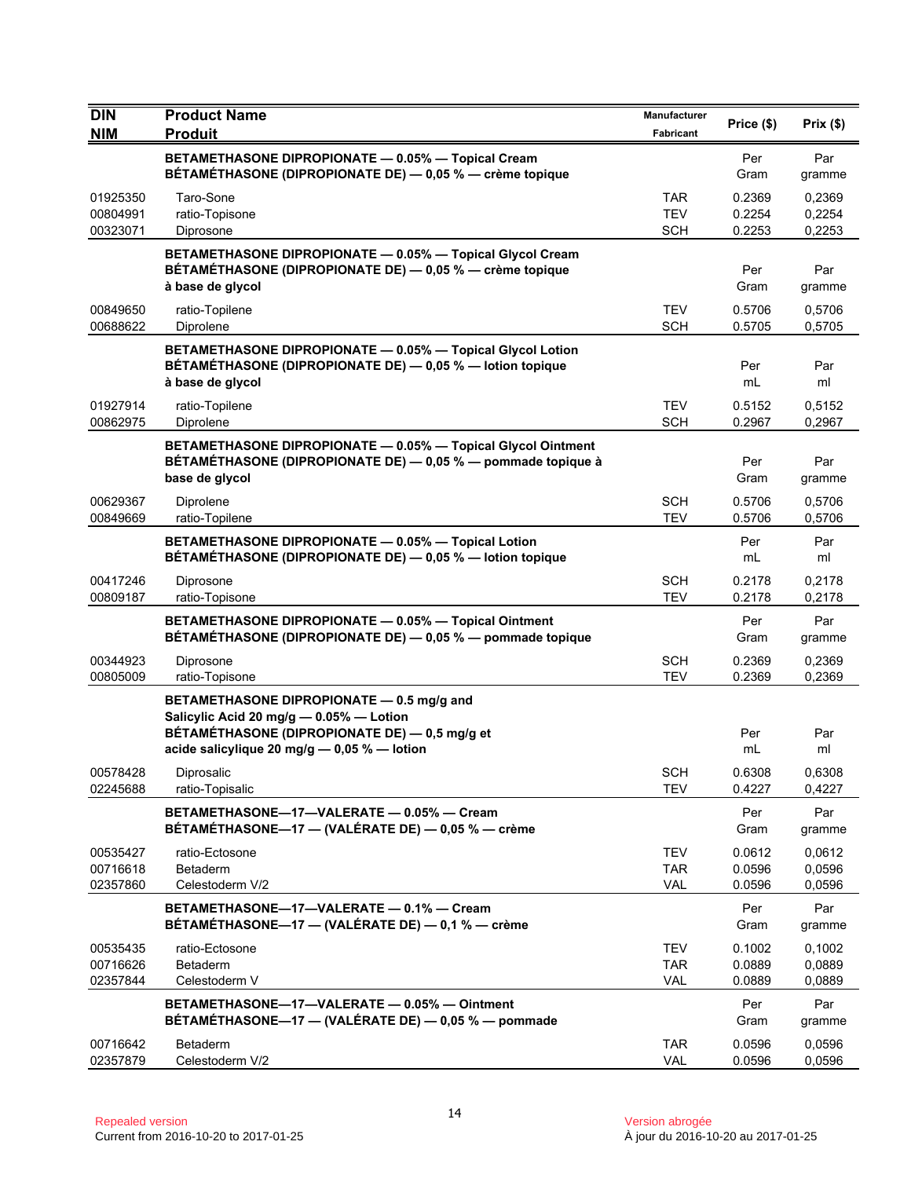| DIN<br>NIM | Product Name<br>Produit | Manufacturer<br>Fabricant | Price ($) | Prix ($) |
|---|---|---|---|---|
| | **BETAMETHASONE DIPROPIONATE — 0.05% — Topical Cream**<br>**BÉTAMÉTHASONE (DIPROPIONATE DE) — 0,05 % — crème topique** | | Per Gram | Par gramme |
| 01925350 | Taro-Sone | TAR | 0.2369 | 0,2369 |
| 00804991 | ratio-Topisone | TEV | 0.2254 | 0,2254 |
| 00323071 | Diprosone | SCH | 0.2253 | 0,2253 |
| | **BETAMETHASONE DIPROPIONATE — 0.05% — Topical Glycol Cream**<br>**BÉTAMÉTHASONE (DIPROPIONATE DE) — 0,05 % — crème topique à base de glycol** | | Per Gram | Par gramme |
| 00849650 | ratio-Topilene | TEV | 0.5706 | 0,5706 |
| 00688622 | Diprolene | SCH | 0.5705 | 0,5705 |
| | **BETAMETHASONE DIPROPIONATE — 0.05% — Topical Glycol Lotion**<br>**BÉTAMÉTHASONE (DIPROPIONATE DE) — 0,05 % — lotion topique à base de glycol** | | Per mL | Par ml |
| 01927914 | ratio-Topilene | TEV | 0.5152 | 0,5152 |
| 00862975 | Diprolene | SCH | 0.2967 | 0,2967 |
| | **BETAMETHASONE DIPROPIONATE — 0.05% — Topical Glycol Ointment**<br>**BÉTAMÉTHASONE (DIPROPIONATE DE) — 0,05 % — pommade topique à base de glycol** | | Per Gram | Par gramme |
| 00629367 | Diprolene | SCH | 0.5706 | 0,5706 |
| 00849669 | ratio-Topilene | TEV | 0.5706 | 0,5706 |
| | **BETAMETHASONE DIPROPIONATE — 0.05% — Topical Lotion**<br>**BÉTAMÉTHASONE (DIPROPIONATE DE) — 0,05 % — lotion topique** | | Per mL | Par ml |
| 00417246 | Diprosone | SCH | 0.2178 | 0,2178 |
| 00809187 | ratio-Topisone | TEV | 0.2178 | 0,2178 |
| | **BETAMETHASONE DIPROPIONATE — 0.05% — Topical Ointment**<br>**BÉTAMÉTHASONE (DIPROPIONATE DE) — 0,05 % — pommade topique** | | Per Gram | Par gramme |
| 00344923 | Diprosone | SCH | 0.2369 | 0,2369 |
| 00805009 | ratio-Topisone | TEV | 0.2369 | 0,2369 |
| | **BETAMETHASONE DIPROPIONATE — 0.5 mg/g and Salicylic Acid 20 mg/g — 0.05% — Lotion**<br>**BÉTAMÉTHASONE (DIPROPIONATE DE) — 0,5 mg/g et acide salicylique 20 mg/g — 0,05 % — lotion** | | Per mL | Par ml |
| 00578428 | Diprosalic | SCH | 0.6308 | 0,6308 |
| 02245688 | ratio-Topisalic | TEV | 0.4227 | 0,4227 |
| | **BETAMETHASONE—17—VALERATE — 0.05% — Cream**<br>**BÉTAMÉTHASONE—17 — (VALÉRATE DE) — 0,05 % — crème** | | Per Gram | Par gramme |
| 00535427 | ratio-Ectosone | TEV | 0.0612 | 0,0612 |
| 00716618 | Betaderm | TAR | 0.0596 | 0,0596 |
| 02357860 | Celestoderm V/2 | VAL | 0.0596 | 0,0596 |
| | **BETAMETHASONE—17—VALERATE — 0.1% — Cream**<br>**BÉTAMÉTHASONE—17 — (VALÉRATE DE) — 0,1 % — crème** | | Per Gram | Par gramme |
| 00535435 | ratio-Ectosone | TEV | 0.1002 | 0,1002 |
| 00716626 | Betaderm | TAR | 0.0889 | 0,0889 |
| 02357844 | Celestoderm V | VAL | 0.0889 | 0,0889 |
| | **BETAMETHASONE—17—VALERATE — 0.05% — Ointment**<br>**BÉTAMÉTHASONE—17 — (VALÉRATE DE) — 0,05 % — pommade** | | Per Gram | Par gramme |
| 00716642 | Betaderm | TAR | 0.0596 | 0,0596 |
| 02357879 | Celestoderm V/2 | VAL | 0.0596 | 0,0596 |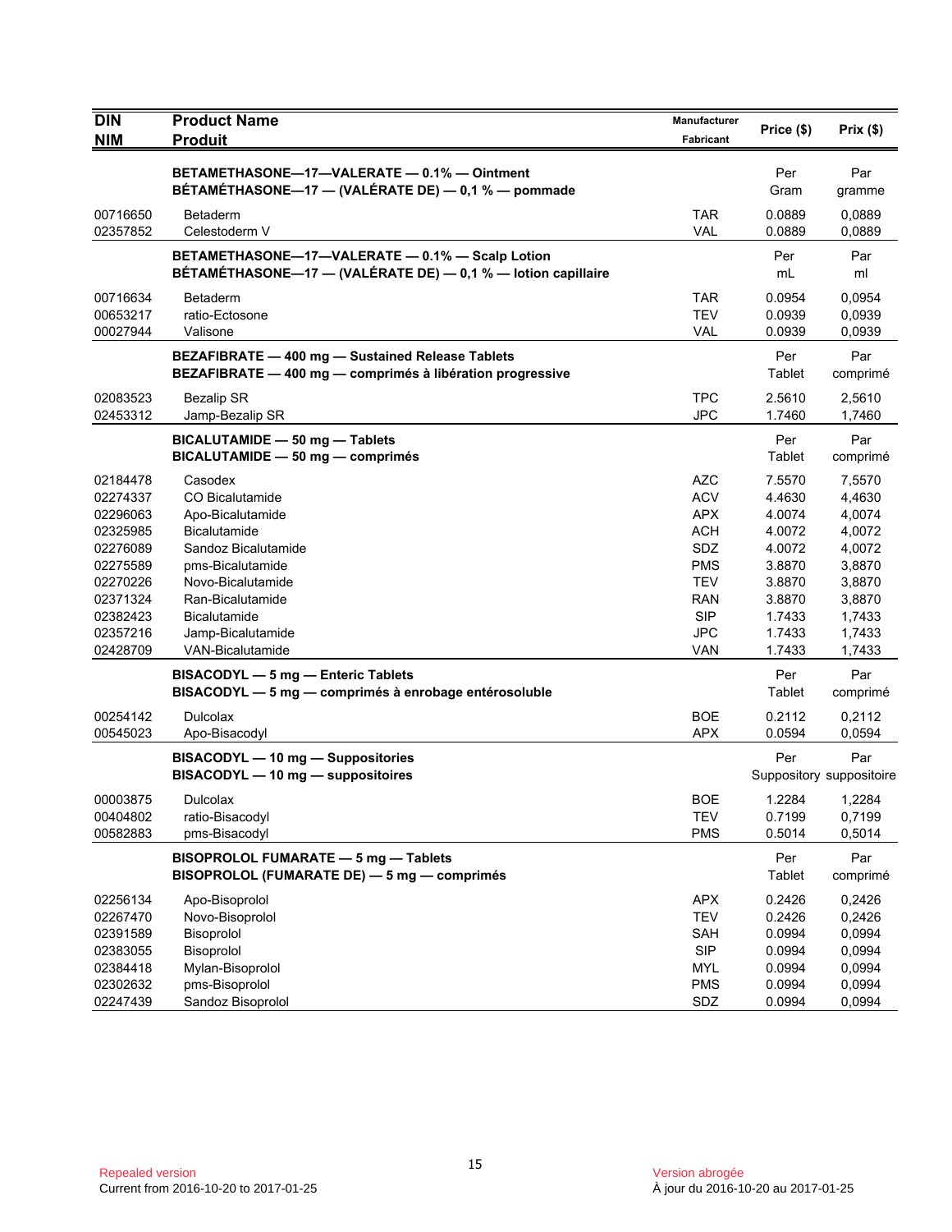| DIN<br>NIM | Product Name<br>Produit | Manufacturer<br>Fabricant | Price ($) | Prix ($) |
|---|---|---|---|---|
| | **BETAMETHASONE—17—VALERATE — 0.1% — Ointment**<br>**BÉTAMÉTHASONE—17 — (VALÉRATE DE) — 0,1 % — pommade** | | Per Gram | Par gramme |
| 00716650 | Betaderm | TAR | 0.0889 | 0,0889 |
| 02357852 | Celestoderm V | VAL | 0.0889 | 0,0889 |
| | **BETAMETHASONE—17—VALERATE — 0.1% — Scalp Lotion**<br>**BÉTAMÉTHASONE—17 — (VALÉRATE DE) — 0,1 % — lotion capillaire** | | Per mL | Par ml |
| 00716634 | Betaderm | TAR | 0.0954 | 0,0954 |
| 00653217 | ratio-Ectosone | TEV | 0.0939 | 0,0939 |
| 00027944 | Valisone | VAL | 0.0939 | 0,0939 |
| | **BEZAFIBRATE — 400 mg — Sustained Release Tablets**<br>**BEZAFIBRATE — 400 mg — comprimés à libération progressive** | | Per Tablet | Par comprimé |
| 02083523 | Bezalip SR | TPC | 2.5610 | 2,5610 |
| 02453312 | Jamp-Bezalip SR | JPC | 1.7460 | 1,7460 |
| | **BICALUTAMIDE — 50 mg — Tablets**<br>**BICALUTAMIDE — 50 mg — comprimés** | | Per Tablet | Par comprimé |
| 02184478 | Casodex | AZC | 7.5570 | 7,5570 |
| 02274337 | CO Bicalutamide | ACV | 4.4630 | 4,4630 |
| 02296063 | Apo-Bicalutamide | APX | 4.0074 | 4,0074 |
| 02325985 | Bicalutamide | ACH | 4.0072 | 4,0072 |
| 02276089 | Sandoz Bicalutamide | SDZ | 4.0072 | 4,0072 |
| 02275589 | pms-Bicalutamide | PMS | 3.8870 | 3,8870 |
| 02270226 | Novo-Bicalutamide | TEV | 3.8870 | 3,8870 |
| 02371324 | Ran-Bicalutamide | RAN | 3.8870 | 3,8870 |
| 02382423 | Bicalutamide | SIP | 1.7433 | 1,7433 |
| 02357216 | Jamp-Bicalutamide | JPC | 1.7433 | 1,7433 |
| 02428709 | VAN-Bicalutamide | VAN | 1.7433 | 1,7433 |
| | **BISACODYL — 5 mg — Enteric Tablets**<br>**BISACODYL — 5 mg — comprimés à enrobage entérosoluble** | | Per Tablet | Par comprimé |
| 00254142 | Dulcolax | BOE | 0.2112 | 0,2112 |
| 00545023 | Apo-Bisacodyl | APX | 0.0594 | 0,0594 |
| | **BISACODYL — 10 mg — Suppositories**<br>**BISACODYL — 10 mg — suppositoires** | | Per Suppository | Par suppositoire |
| 00003875 | Dulcolax | BOE | 1.2284 | 1,2284 |
| 00404802 | ratio-Bisacodyl | TEV | 0.7199 | 0,7199 |
| 00582883 | pms-Bisacodyl | PMS | 0.5014 | 0,5014 |
| | **BISOPROLOL FUMARATE — 5 mg — Tablets**<br>**BISOPROLOL (FUMARATE DE) — 5 mg — comprimés** | | Per Tablet | Par comprimé |
| 02256134 | Apo-Bisoprolol | APX | 0.2426 | 0,2426 |
| 02267470 | Novo-Bisoprolol | TEV | 0.2426 | 0,2426 |
| 02391589 | Bisoprolol | SAH | 0.0994 | 0,0994 |
| 02383055 | Bisoprolol | SIP | 0.0994 | 0,0994 |
| 02384418 | Mylan-Bisoprolol | MYL | 0.0994 | 0,0994 |
| 02302632 | pms-Bisoprolol | PMS | 0.0994 | 0,0994 |
| 02247439 | Sandoz Bisoprolol | SDZ | 0.0994 | 0,0994 |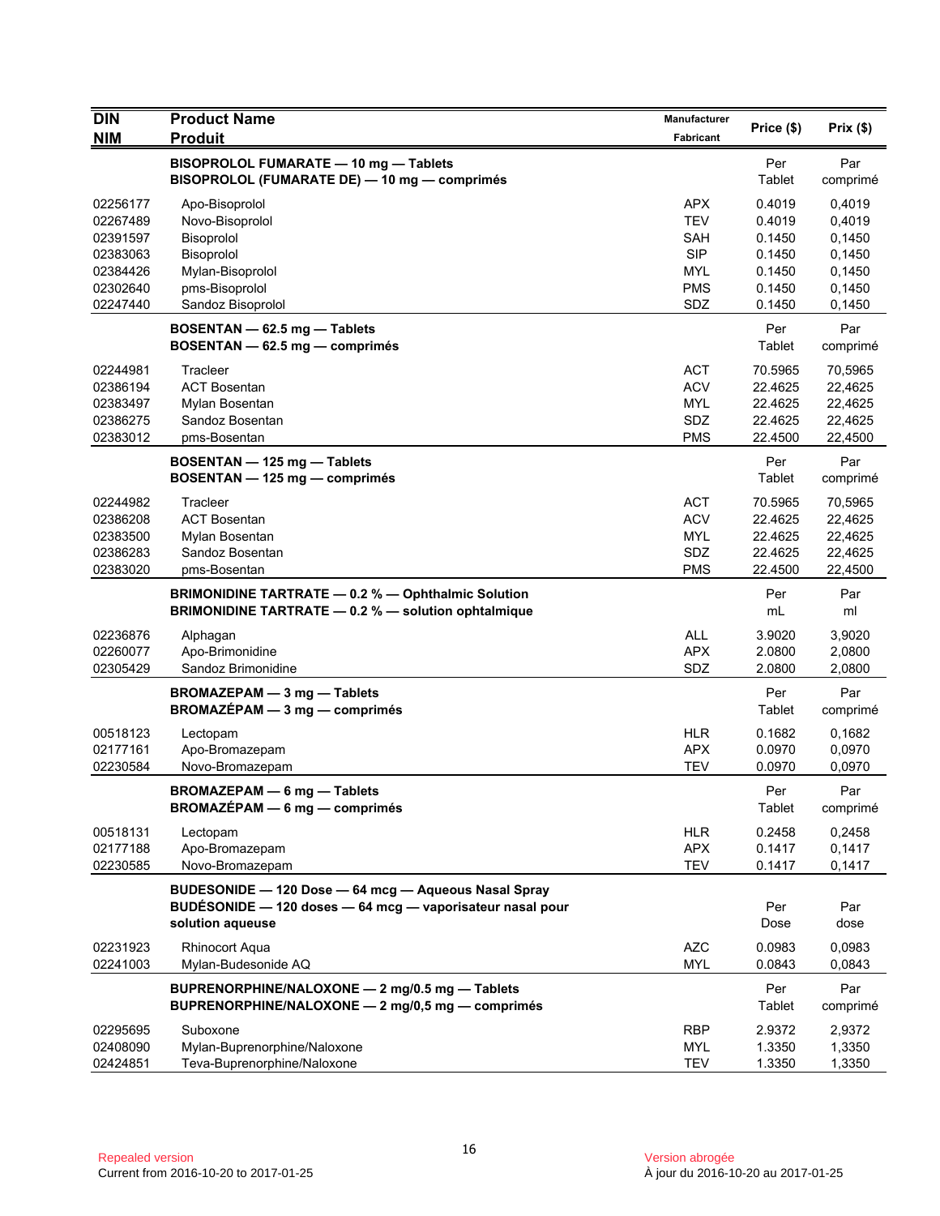| DIN<br>NIM | Product Name<br>Produit | Manufacturer<br>Fabricant | Price ($) | Prix ($) |
|---|---|---|---|---|
| | **BISOPROLOL FUMARATE — 10 mg — Tablets**<br>**BISOPROLOL (FUMARATE DE) — 10 mg — comprimés** | | Per Tablet | Par comprimé |
| 02256177 | Apo-Bisoprolol | APX | 0.4019 | 0,4019 |
| 02267489 | Novo-Bisoprolol | TEV | 0.4019 | 0,4019 |
| 02391597 | Bisoprolol | SAH | 0.1450 | 0,1450 |
| 02383063 | Bisoprolol | SIP | 0.1450 | 0,1450 |
| 02384426 | Mylan-Bisoprolol | MYL | 0.1450 | 0,1450 |
| 02302640 | pms-Bisoprolol | PMS | 0.1450 | 0,1450 |
| 02247440 | Sandoz Bisoprolol | SDZ | 0.1450 | 0,1450 |
| | **BOSENTAN — 62.5 mg — Tablets**<br>**BOSENTAN — 62.5 mg — comprimés** | | Per Tablet | Par comprimé |
| 02244981 | Tracleer | ACT | 70.5965 | 70,5965 |
| 02386194 | ACT Bosentan | ACV | 22.4625 | 22,4625 |
| 02383497 | Mylan Bosentan | MYL | 22.4625 | 22,4625 |
| 02386275 | Sandoz Bosentan | SDZ | 22.4625 | 22,4625 |
| 02383012 | pms-Bosentan | PMS | 22.4500 | 22,4500 |
| | **BOSENTAN — 125 mg — Tablets**<br>**BOSENTAN — 125 mg — comprimés** | | Per Tablet | Par comprimé |
| 02244982 | Tracleer | ACT | 70.5965 | 70,5965 |
| 02386208 | ACT Bosentan | ACV | 22.4625 | 22,4625 |
| 02383500 | Mylan Bosentan | MYL | 22.4625 | 22,4625 |
| 02386283 | Sandoz Bosentan | SDZ | 22.4625 | 22,4625 |
| 02383020 | pms-Bosentan | PMS | 22.4500 | 22,4500 |
| | **BRIMONIDINE TARTRATE — 0.2 % — Ophthalmic Solution**<br>**BRIMONIDINE TARTRATE — 0.2 % — solution ophtalmique** | | Per mL | Par ml |
| 02236876 | Alphagan | ALL | 3.9020 | 3,9020 |
| 02260077 | Apo-Brimonidine | APX | 2.0800 | 2,0800 |
| 02305429 | Sandoz Brimonidine | SDZ | 2.0800 | 2,0800 |
| | **BROMAZEPAM — 3 mg — Tablets**<br>**BROMAZÉPAM — 3 mg — comprimés** | | Per Tablet | Par comprimé |
| 00518123 | Lectopam | HLR | 0.1682 | 0,1682 |
| 02177161 | Apo-Bromazepam | APX | 0.0970 | 0,0970 |
| 02230584 | Novo-Bromazepam | TEV | 0.0970 | 0,0970 |
| | **BROMAZEPAM — 6 mg — Tablets**<br>**BROMAZÉPAM — 6 mg — comprimés** | | Per Tablet | Par comprimé |
| 00518131 | Lectopam | HLR | 0.2458 | 0,2458 |
| 02177188 | Apo-Bromazepam | APX | 0.1417 | 0,1417 |
| 02230585 | Novo-Bromazepam | TEV | 0.1417 | 0,1417 |
| | **BUDESONIDE — 120 Dose — 64 mcg — Aqueous Nasal Spray**<br>**BUDÉSONIDE — 120 doses — 64 mcg — vaporisateur nasal pour solution aqueuse** | | Per Dose | Par dose |
| 02231923 | Rhinocort Aqua | AZC | 0.0983 | 0,0983 |
| 02241003 | Mylan-Budesonide AQ | MYL | 0.0843 | 0,0843 |
| | **BUPRENORPHINE/NALOXONE — 2 mg/0.5 mg — Tablets**<br>**BUPRENORPHINE/NALOXONE — 2 mg/0,5 mg — comprimés** | | Per Tablet | Par comprimé |
| 02295695 | Suboxone | RBP | 2.9372 | 2,9372 |
| 02408090 | Mylan-Buprenorphine/Naloxone | MYL | 1.3350 | 1,3350 |
| 02424851 | Teva-Buprenorphine/Naloxone | TEV | 1.3350 | 1,3350 |

Repealed version
Current from 2016-10-20 to 2017-01-25

Version abrogée
À jour du 2016-10-20 au 2017-01-25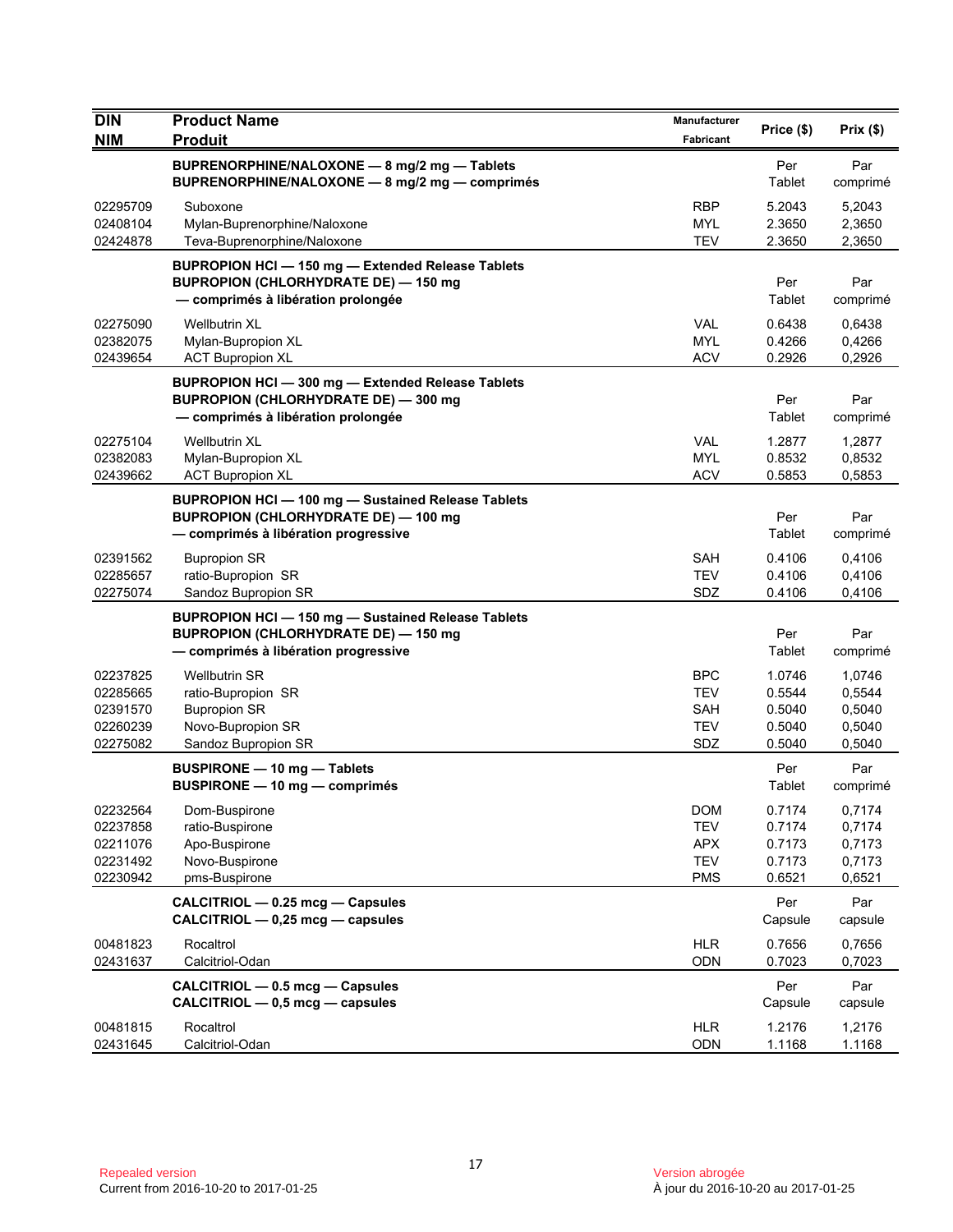| DIN<br>NIM | Product Name<br>Produit | Manufacturer<br>Fabricant | Price ($) | Prix ($) |
|---|---|---|---|---|
| | **BUPRENORPHINE/NALOXONE — 8 mg/2 mg — Tablets**<br>**BUPRENORPHINE/NALOXONE — 8 mg/2 mg — comprimés** | | Per Tablet | Par comprimé |
| 02295709 | Suboxone | RBP | 5.2043 | 5,2043 |
| 02408104 | Mylan-Buprenorphine/Naloxone | MYL | 2.3650 | 2,3650 |
| 02424878 | Teva-Buprenorphine/Naloxone | TEV | 2.3650 | 2,3650 |
| | **BUPROPION HCl — 150 mg — Extended Release Tablets**<br>**BUPROPION (CHLORHYDRATE DE) — 150 mg — comprimés à libération prolongée** | | Per Tablet | Par comprimé |
| 02275090 | Wellbutrin XL | VAL | 0.6438 | 0,6438 |
| 02382075 | Mylan-Bupropion XL | MYL | 0.4266 | 0,4266 |
| 02439654 | ACT Bupropion XL | ACV | 0.2926 | 0,2926 |
| | **BUPROPION HCl — 300 mg — Extended Release Tablets**<br>**BUPROPION (CHLORHYDRATE DE) — 300 mg — comprimés à libération prolongée** | | Per Tablet | Par comprimé |
| 02275104 | Wellbutrin XL | VAL | 1.2877 | 1,2877 |
| 02382083 | Mylan-Bupropion XL | MYL | 0.8532 | 0,8532 |
| 02439662 | ACT Bupropion XL | ACV | 0.5853 | 0,5853 |
| | **BUPROPION HCl — 100 mg — Sustained Release Tablets**<br>**BUPROPION (CHLORHYDRATE DE) — 100 mg — comprimés à libération progressive** | | Per Tablet | Par comprimé |
| 02391562 | Bupropion SR | SAH | 0.4106 | 0,4106 |
| 02285657 | ratio-Bupropion SR | TEV | 0.4106 | 0,4106 |
| 02275074 | Sandoz Bupropion SR | SDZ | 0.4106 | 0,4106 |
| | **BUPROPION HCl — 150 mg — Sustained Release Tablets**<br>**BUPROPION (CHLORHYDRATE DE) — 150 mg — comprimés à libération progressive** | | Per Tablet | Par comprimé |
| 02237825 | Wellbutrin SR | BPC | 1.0746 | 1,0746 |
| 02285665 | ratio-Bupropion SR | TEV | 0.5544 | 0,5544 |
| 02391570 | Bupropion SR | SAH | 0.5040 | 0,5040 |
| 02260239 | Novo-Bupropion SR | TEV | 0.5040 | 0,5040 |
| 02275082 | Sandoz Bupropion SR | SDZ | 0.5040 | 0,5040 |
| | **BUSPIRONE — 10 mg — Tablets**<br>**BUSPIRONE — 10 mg — comprimés** | | Per Tablet | Par comprimé |
| 02232564 | Dom-Buspirone | DOM | 0.7174 | 0,7174 |
| 02237858 | ratio-Buspirone | TEV | 0.7174 | 0,7174 |
| 02211076 | Apo-Buspirone | APX | 0.7173 | 0,7173 |
| 02231492 | Novo-Buspirone | TEV | 0.7173 | 0,7173 |
| 02230942 | pms-Buspirone | PMS | 0.6521 | 0,6521 |
| | **CALCITRIOL — 0.25 mcg — Capsules**<br>**CALCITRIOL — 0,25 mcg — capsules** | | Per Capsule | Par capsule |
| 00481823 | Rocaltrol | HLR | 0.7656 | 0,7656 |
| 02431637 | Calcitriol-Odan | ODN | 0.7023 | 0,7023 |
| | **CALCITRIOL — 0.5 mcg — Capsules**<br>**CALCITRIOL — 0,5 mcg — capsules** | | Per Capsule | Par capsule |
| 00481815 | Rocaltrol | HLR | 1.2176 | 1,2176 |
| 02431645 | Calcitriol-Odan | ODN | 1.1168 | 1.1168 |

Repealed version
Current from 2016-10-20 to 2017-01-25

Version abrogée
À jour du 2016-10-20 au 2017-01-25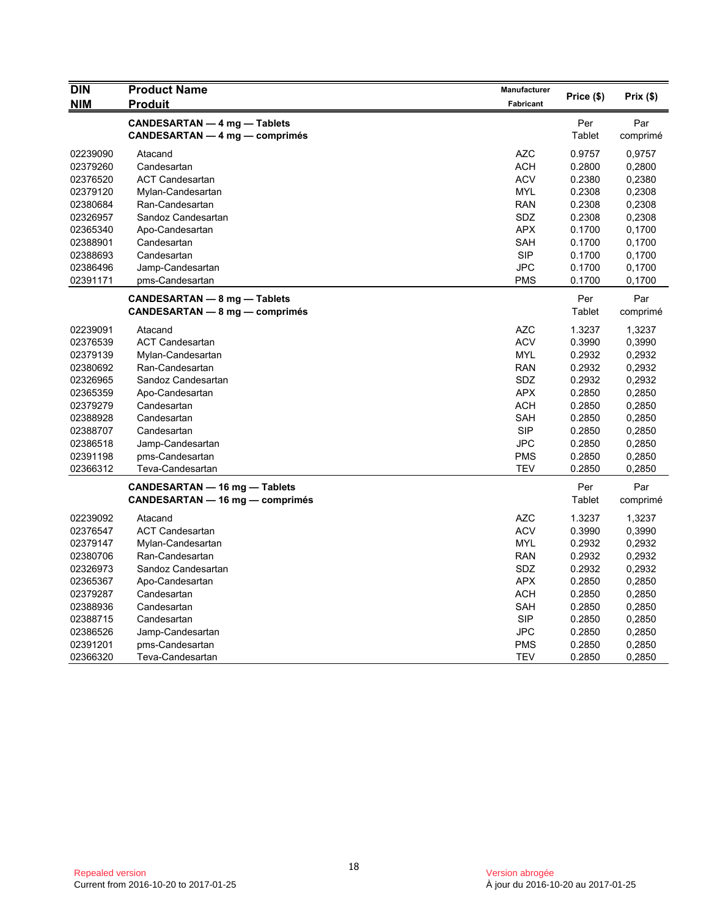| DIN<br>NIM | Product Name<br>Produit | Manufacturer<br>Fabricant | Price ($) | Prix ($) |
|---|---|---|---|---|
| | **CANDESARTAN — 4 mg — Tablets**<br>**CANDESARTAN — 4 mg — comprimés** | | Per Tablet | Par comprimé |
| 02239090 | Atacand | AZC | 0.9757 | 0,9757 |
| 02379260 | Candesartan | ACH | 0.2800 | 0,2800 |
| 02376520 | ACT Candesartan | ACV | 0.2380 | 0,2380 |
| 02379120 | Mylan-Candesartan | MYL | 0.2308 | 0,2308 |
| 02380684 | Ran-Candesartan | RAN | 0.2308 | 0,2308 |
| 02326957 | Sandoz Candesartan | SDZ | 0.2308 | 0,2308 |
| 02365340 | Apo-Candesartan | APX | 0.1700 | 0,1700 |
| 02388901 | Candesartan | SAH | 0.1700 | 0,1700 |
| 02388693 | Candesartan | SIP | 0.1700 | 0,1700 |
| 02386496 | Jamp-Candesartan | JPC | 0.1700 | 0,1700 |
| 02391171 | pms-Candesartan | PMS | 0.1700 | 0,1700 |
| | **CANDESARTAN — 8 mg — Tablets**<br>**CANDESARTAN — 8 mg — comprimés** | | Per Tablet | Par comprimé |
| 02239091 | Atacand | AZC | 1.3237 | 1,3237 |
| 02376539 | ACT Candesartan | ACV | 0.3990 | 0,3990 |
| 02379139 | Mylan-Candesartan | MYL | 0.2932 | 0,2932 |
| 02380692 | Ran-Candesartan | RAN | 0.2932 | 0,2932 |
| 02326965 | Sandoz Candesartan | SDZ | 0.2932 | 0,2932 |
| 02365359 | Apo-Candesartan | APX | 0.2850 | 0,2850 |
| 02379279 | Candesartan | ACH | 0.2850 | 0,2850 |
| 02388928 | Candesartan | SAH | 0.2850 | 0,2850 |
| 02388707 | Candesartan | SIP | 0.2850 | 0,2850 |
| 02386518 | Jamp-Candesartan | JPC | 0.2850 | 0,2850 |
| 02391198 | pms-Candesartan | PMS | 0.2850 | 0,2850 |
| 02366312 | Teva-Candesartan | TEV | 0.2850 | 0,2850 |
| | **CANDESARTAN — 16 mg — Tablets**<br>**CANDESARTAN — 16 mg — comprimés** | | Per Tablet | Par comprimé |
| 02239092 | Atacand | AZC | 1.3237 | 1,3237 |
| 02376547 | ACT Candesartan | ACV | 0.3990 | 0,3990 |
| 02379147 | Mylan-Candesartan | MYL | 0.2932 | 0,2932 |
| 02380706 | Ran-Candesartan | RAN | 0.2932 | 0,2932 |
| 02326973 | Sandoz Candesartan | SDZ | 0.2932 | 0,2932 |
| 02365367 | Apo-Candesartan | APX | 0.2850 | 0,2850 |
| 02379287 | Candesartan | ACH | 0.2850 | 0,2850 |
| 02388936 | Candesartan | SAH | 0.2850 | 0,2850 |
| 02388715 | Candesartan | SIP | 0.2850 | 0,2850 |
| 02386526 | Jamp-Candesartan | JPC | 0.2850 | 0,2850 |
| 02391201 | pms-Candesartan | PMS | 0.2850 | 0,2850 |
| 02366320 | Teva-Candesartan | TEV | 0.2850 | 0,2850 |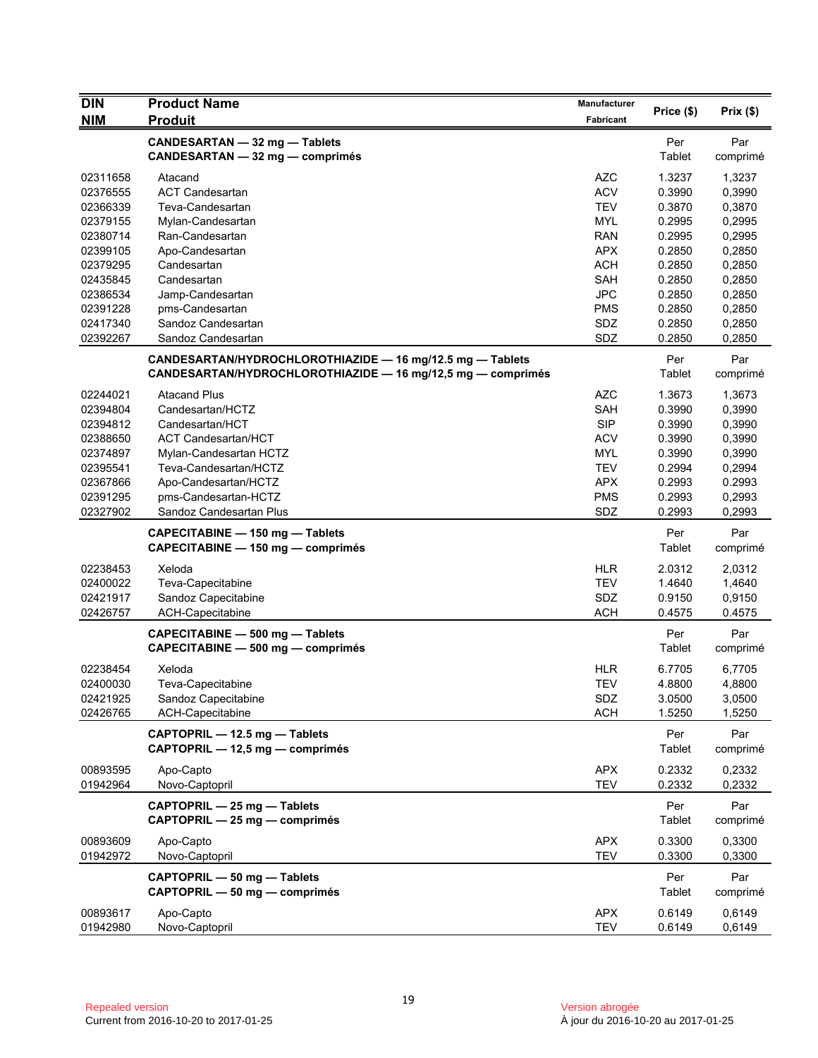| DIN<br>NIM | Product Name<br>Produit | Manufacturer<br>Fabricant | Price ($) | Prix ($) |
|---|---|---|---|---|
| | **CANDESARTAN — 32 mg — Tablets**<br>**CANDESARTAN — 32 mg — comprimés** | | Per Tablet | Par comprimé |
| 02311658 | Atacand | AZC | 1.3237 | 1,3237 |
| 02376555 | ACT Candesartan | ACV | 0.3990 | 0,3990 |
| 02366339 | Teva-Candesartan | TEV | 0.3870 | 0,3870 |
| 02379155 | Mylan-Candesartan | MYL | 0.2995 | 0,2995 |
| 02380714 | Ran-Candesartan | RAN | 0.2995 | 0,2995 |
| 02399105 | Apo-Candesartan | APX | 0.2850 | 0,2850 |
| 02379295 | Candesartan | ACH | 0.2850 | 0,2850 |
| 02435845 | Candesartan | SAH | 0.2850 | 0,2850 |
| 02386534 | Jamp-Candesartan | JPC | 0.2850 | 0,2850 |
| 02391228 | pms-Candesartan | PMS | 0.2850 | 0,2850 |
| 02417340 | Sandoz Candesartan | SDZ | 0.2850 | 0,2850 |
| 02392267 | Sandoz Candesartan | SDZ | 0.2850 | 0,2850 |
| | **CANDESARTAN/HYDROCHLOROTHIAZIDE — 16 mg/12.5 mg — Tablets**<br>**CANDESARTAN/HYDROCHLOROTHIAZIDE — 16 mg/12,5 mg — comprimés** | | Per Tablet | Par comprimé |
| 02244021 | Atacand Plus | AZC | 1.3673 | 1,3673 |
| 02394804 | Candesartan/HCTZ | SAH | 0.3990 | 0,3990 |
| 02394812 | Candesartan/HCT | SIP | 0.3990 | 0,3990 |
| 02388650 | ACT Candesartan/HCT | ACV | 0.3990 | 0,3990 |
| 02374897 | Mylan-Candesartan HCTZ | MYL | 0.3990 | 0,3990 |
| 02395541 | Teva-Candesartan/HCTZ | TEV | 0.2994 | 0,2994 |
| 02367866 | Apo-Candesartan/HCTZ | APX | 0.2993 | 0.2993 |
| 02391295 | pms-Candesartan-HCTZ | PMS | 0.2993 | 0,2993 |
| 02327902 | Sandoz Candesartan Plus | SDZ | 0.2993 | 0,2993 |
| | **CAPECITABINE — 150 mg — Tablets**<br>**CAPECITABINE — 150 mg — comprimés** | | Per Tablet | Par comprimé |
| 02238453 | Xeloda | HLR | 2.0312 | 2,0312 |
| 02400022 | Teva-Capecitabine | TEV | 1.4640 | 1,4640 |
| 02421917 | Sandoz Capecitabine | SDZ | 0.9150 | 0,9150 |
| 02426757 | ACH-Capecitabine | ACH | 0.4575 | 0.4575 |
| | **CAPECITABINE — 500 mg — Tablets**<br>**CAPECITABINE — 500 mg — comprimés** | | Per Tablet | Par comprimé |
| 02238454 | Xeloda | HLR | 6.7705 | 6,7705 |
| 02400030 | Teva-Capecitabine | TEV | 4.8800 | 4,8800 |
| 02421925 | Sandoz Capecitabine | SDZ | 3.0500 | 3,0500 |
| 02426765 | ACH-Capecitabine | ACH | 1.5250 | 1,5250 |
| | **CAPTOPRIL — 12.5 mg — Tablets**<br>**CAPTOPRIL — 12,5 mg — comprimés** | | Per Tablet | Par comprimé |
| 00893595 | Apo-Capto | APX | 0.2332 | 0,2332 |
| 01942964 | Novo-Captopril | TEV | 0.2332 | 0,2332 |
| | **CAPTOPRIL — 25 mg — Tablets**<br>**CAPTOPRIL — 25 mg — comprimés** | | Per Tablet | Par comprimé |
| 00893609 | Apo-Capto | APX | 0.3300 | 0,3300 |
| 01942972 | Novo-Captopril | TEV | 0.3300 | 0,3300 |
| | **CAPTOPRIL — 50 mg — Tablets**<br>**CAPTOPRIL — 50 mg — comprimés** | | Per Tablet | Par comprimé |
| 00893617 | Apo-Capto | APX | 0.6149 | 0,6149 |
| 01942980 | Novo-Captopril | TEV | 0.6149 | 0,6149 |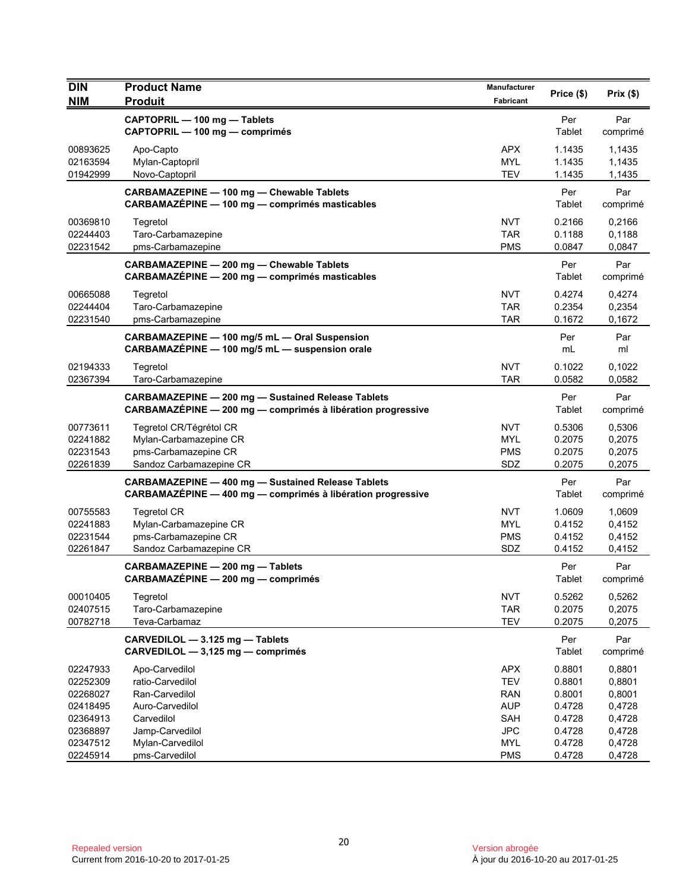| DIN<br>NIM | Product Name<br>Produit | Manufacturer<br>Fabricant | Price ($) | Prix ($) |
|---|---|---|---|---|
| | **CAPTOPRIL — 100 mg — Tablets**<br>**CAPTOPRIL — 100 mg — comprimés** | | Per Tablet | Par comprimé |
| 00893625 | Apo-Capto | APX | 1.1435 | 1,1435 |
| 02163594 | Mylan-Captopril | MYL | 1.1435 | 1,1435 |
| 01942999 | Novo-Captopril | TEV | 1.1435 | 1,1435 |
| | **CARBAMAZEPINE — 100 mg — Chewable Tablets**<br>**CARBAMAZÉPINE — 100 mg — comprimés masticables** | | Per Tablet | Par comprimé |
| 00369810 | Tegretol | NVT | 0.2166 | 0,2166 |
| 02244403 | Taro-Carbamazepine | TAR | 0.1188 | 0,1188 |
| 02231542 | pms-Carbamazepine | PMS | 0.0847 | 0,0847 |
| | **CARBAMAZEPINE — 200 mg — Chewable Tablets**<br>**CARBAMAZÉPINE — 200 mg — comprimés masticables** | | Per Tablet | Par comprimé |
| 00665088 | Tegretol | NVT | 0.4274 | 0,4274 |
| 02244404 | Taro-Carbamazepine | TAR | 0.2354 | 0,2354 |
| 02231540 | pms-Carbamazepine | TAR | 0.1672 | 0,1672 |
| | **CARBAMAZEPINE — 100 mg/5 mL — Oral Suspension**<br>**CARBAMAZÉPINE — 100 mg/5 mL — suspension orale** | | Per mL | Par ml |
| 02194333 | Tegretol | NVT | 0.1022 | 0,1022 |
| 02367394 | Taro-Carbamazepine | TAR | 0.0582 | 0,0582 |
| | **CARBAMAZEPINE — 200 mg — Sustained Release Tablets**<br>**CARBAMAZÉPINE — 200 mg — comprimés à libération progressive** | | Per Tablet | Par comprimé |
| 00773611 | Tegretol CR/Tégrétol CR | NVT | 0.5306 | 0,5306 |
| 02241882 | Mylan-Carbamazepine CR | MYL | 0.2075 | 0,2075 |
| 02231543 | pms-Carbamazepine CR | PMS | 0.2075 | 0,2075 |
| 02261839 | Sandoz Carbamazepine CR | SDZ | 0.2075 | 0,2075 |
| | **CARBAMAZEPINE — 400 mg — Sustained Release Tablets**<br>**CARBAMAZÉPINE — 400 mg — comprimés à libération progressive** | | Per Tablet | Par comprimé |
| 00755583 | Tegretol CR | NVT | 1.0609 | 1,0609 |
| 02241883 | Mylan-Carbamazepine CR | MYL | 0.4152 | 0,4152 |
| 02231544 | pms-Carbamazepine CR | PMS | 0.4152 | 0,4152 |
| 02261847 | Sandoz Carbamazepine CR | SDZ | 0.4152 | 0,4152 |
| | **CARBAMAZEPINE — 200 mg — Tablets**<br>**CARBAMAZÉPINE — 200 mg — comprimés** | | Per Tablet | Par comprimé |
| 00010405 | Tegretol | NVT | 0.5262 | 0,5262 |
| 02407515 | Taro-Carbamazepine | TAR | 0.2075 | 0,2075 |
| 00782718 | Teva-Carbamaz | TEV | 0.2075 | 0,2075 |
| | **CARVEDILOL — 3.125 mg — Tablets**<br>**CARVEDILOL — 3,125 mg — comprimés** | | Per Tablet | Par comprimé |
| 02247933 | Apo-Carvedilol | APX | 0.8801 | 0,8801 |
| 02252309 | ratio-Carvedilol | TEV | 0.8801 | 0,8801 |
| 02268027 | Ran-Carvedilol | RAN | 0.8001 | 0,8001 |
| 02418495 | Auro-Carvedilol | AUP | 0.4728 | 0,4728 |
| 02364913 | Carvedilol | SAH | 0.4728 | 0,4728 |
| 02368897 | Jamp-Carvedilol | JPC | 0.4728 | 0,4728 |
| 02347512 | Mylan-Carvedilol | MYL | 0.4728 | 0,4728 |
| 02245914 | pms-Carvedilol | PMS | 0.4728 | 0,4728 |

Repealed version
Current from 2016-10-20 to 2017-01-25

Version abrogée
À jour du 2016-10-20 au 2017-01-25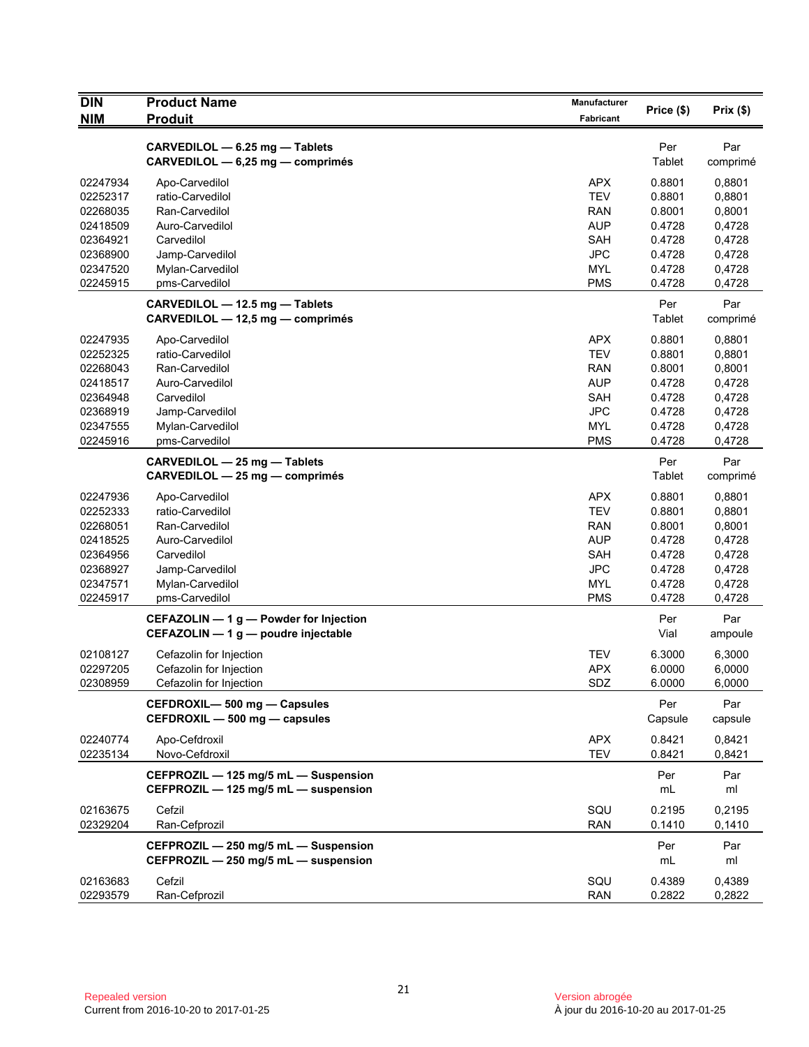| DIN<br>NIM | Product Name<br>Produit | Manufacturer<br>Fabricant | Price ($) | Prix ($) |
|---|---|---|---|---|
| | **CARVEDILOL — 6.25 mg — Tablets**<br>**CARVEDILOL — 6,25 mg — comprimés** | | Per<br>Tablet | Par<br>comprimé |
| 02247934 | Apo-Carvedilol | APX | 0.8801 | 0,8801 |
| 02252317 | ratio-Carvedilol | TEV | 0.8801 | 0,8801 |
| 02268035 | Ran-Carvedilol | RAN | 0.8001 | 0,8001 |
| 02418509 | Auro-Carvedilol | AUP | 0.4728 | 0,4728 |
| 02364921 | Carvedilol | SAH | 0.4728 | 0,4728 |
| 02368900 | Jamp-Carvedilol | JPC | 0.4728 | 0,4728 |
| 02347520 | Mylan-Carvedilol | MYL | 0.4728 | 0,4728 |
| 02245915 | pms-Carvedilol | PMS | 0.4728 | 0,4728 |
| | **CARVEDILOL — 12.5 mg — Tablets**<br>**CARVEDILOL — 12,5 mg — comprimés** | | Per<br>Tablet | Par<br>comprimé |
| 02247935 | Apo-Carvedilol | APX | 0.8801 | 0,8801 |
| 02252325 | ratio-Carvedilol | TEV | 0.8801 | 0,8801 |
| 02268043 | Ran-Carvedilol | RAN | 0.8001 | 0,8001 |
| 02418517 | Auro-Carvedilol | AUP | 0.4728 | 0,4728 |
| 02364948 | Carvedilol | SAH | 0.4728 | 0,4728 |
| 02368919 | Jamp-Carvedilol | JPC | 0.4728 | 0,4728 |
| 02347555 | Mylan-Carvedilol | MYL | 0.4728 | 0,4728 |
| 02245916 | pms-Carvedilol | PMS | 0.4728 | 0,4728 |
| | **CARVEDILOL — 25 mg — Tablets**<br>**CARVEDILOL — 25 mg — comprimés** | | Per<br>Tablet | Par<br>comprimé |
| 02247936 | Apo-Carvedilol | APX | 0.8801 | 0,8801 |
| 02252333 | ratio-Carvedilol | TEV | 0.8801 | 0,8801 |
| 02268051 | Ran-Carvedilol | RAN | 0.8001 | 0,8001 |
| 02418525 | Auro-Carvedilol | AUP | 0.4728 | 0,4728 |
| 02364956 | Carvedilol | SAH | 0.4728 | 0,4728 |
| 02368927 | Jamp-Carvedilol | JPC | 0.4728 | 0,4728 |
| 02347571 | Mylan-Carvedilol | MYL | 0.4728 | 0,4728 |
| 02245917 | pms-Carvedilol | PMS | 0.4728 | 0,4728 |
| | **CEFAZOLIN — 1 g — Powder for Injection**<br>**CEFAZOLIN — 1 g — poudre injectable** | | Per<br>Vial | Par<br>ampoule |
| 02108127 | Cefazolin for Injection | TEV | 6.3000 | 6,3000 |
| 02297205 | Cefazolin for Injection | APX | 6.0000 | 6,0000 |
| 02308959 | Cefazolin for Injection | SDZ | 6.0000 | 6,0000 |
| | **CEFDROXIL— 500 mg — Capsules**<br>**CEFDROXIL — 500 mg — capsules** | | Per<br>Capsule | Par<br>capsule |
| 02240774 | Apo-Cefdroxil | APX | 0.8421 | 0,8421 |
| 02235134 | Novo-Cefdroxil | TEV | 0.8421 | 0,8421 |
| | **CEFPROZIL — 125 mg/5 mL — Suspension**<br>**CEFPROZIL — 125 mg/5 mL — suspension** | | Per<br>mL | Par<br>ml |
| 02163675 | Cefzil | SQU | 0.2195 | 0,2195 |
| 02329204 | Ran-Cefprozil | RAN | 0.1410 | 0,1410 |
| | **CEFPROZIL — 250 mg/5 mL — Suspension**<br>**CEFPROZIL — 250 mg/5 mL — suspension** | | Per<br>mL | Par<br>ml |
| 02163683 | Cefzil | SQU | 0.4389 | 0,4389 |
| 02293579 | Ran-Cefprozil | RAN | 0.2822 | 0,2822 |

Repealed version
Current from 2016-10-20 to 2017-01-25

Version abrogée
À jour du 2016-10-20 au 2017-01-25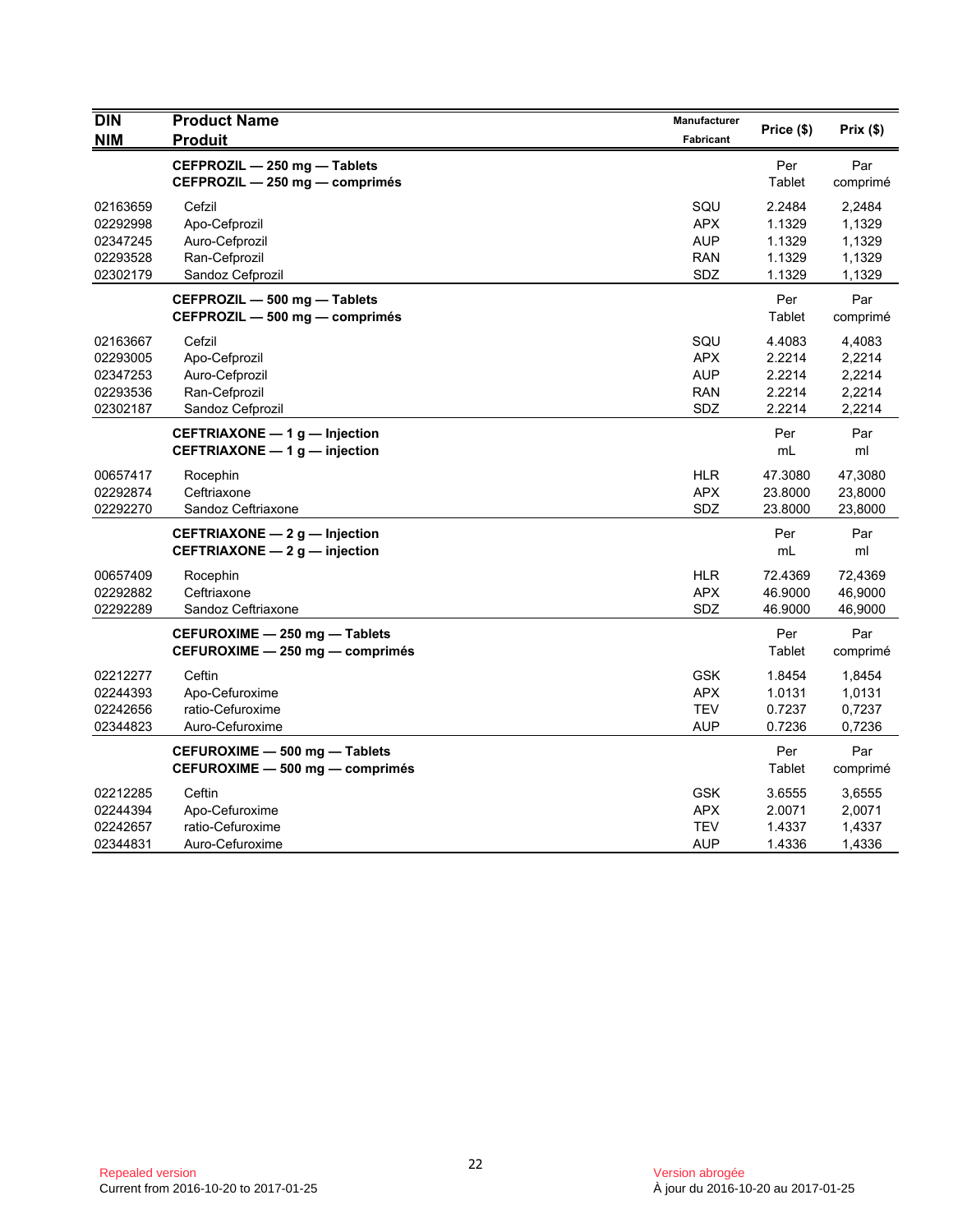| DIN<br>NIM | Product Name<br>Produit | Manufacturer<br>Fabricant | Price ($) | Prix ($) |
|---|---|---|---|---|
| | **CEFPROZIL — 250 mg — Tablets**<br>**CEFPROZIL — 250 mg — comprimés** | | Per<br>Tablet | Par<br>comprimé |
| 02163659 | Cefzil | SQU | 2.2484 | 2,2484 |
| 02292998 | Apo-Cefprozil | APX | 1.1329 | 1,1329 |
| 02347245 | Auro-Cefprozil | AUP | 1.1329 | 1,1329 |
| 02293528 | Ran-Cefprozil | RAN | 1.1329 | 1,1329 |
| 02302179 | Sandoz Cefprozil | SDZ | 1.1329 | 1,1329 |
| | **CEFPROZIL — 500 mg — Tablets**<br>**CEFPROZIL — 500 mg — comprimés** | | Per<br>Tablet | Par<br>comprimé |
| 02163667 | Cefzil | SQU | 4.4083 | 4,4083 |
| 02293005 | Apo-Cefprozil | APX | 2.2214 | 2,2214 |
| 02347253 | Auro-Cefprozil | AUP | 2.2214 | 2,2214 |
| 02293536 | Ran-Cefprozil | RAN | 2.2214 | 2,2214 |
| 02302187 | Sandoz Cefprozil | SDZ | 2.2214 | 2,2214 |
| | **CEFTRIAXONE — 1 g — Injection**<br>**CEFTRIAXONE — 1 g — injection** | | Per<br>mL | Par<br>ml |
| 00657417 | Rocephin | HLR | 47.3080 | 47,3080 |
| 02292874 | Ceftriaxone | APX | 23.8000 | 23,8000 |
| 02292270 | Sandoz Ceftriaxone | SDZ | 23.8000 | 23,8000 |
| | **CEFTRIAXONE — 2 g — Injection**<br>**CEFTRIAXONE — 2 g — injection** | | Per<br>mL | Par<br>ml |
| 00657409 | Rocephin | HLR | 72.4369 | 72,4369 |
| 02292882 | Ceftriaxone | APX | 46.9000 | 46,9000 |
| 02292289 | Sandoz Ceftriaxone | SDZ | 46.9000 | 46,9000 |
| | **CEFUROXIME — 250 mg — Tablets**<br>**CEFUROXIME — 250 mg — comprimés** | | Per<br>Tablet | Par<br>comprimé |
| 02212277 | Ceftin | GSK | 1.8454 | 1,8454 |
| 02244393 | Apo-Cefuroxime | APX | 1.0131 | 1,0131 |
| 02242656 | ratio-Cefuroxime | TEV | 0.7237 | 0,7237 |
| 02344823 | Auro-Cefuroxime | AUP | 0.7236 | 0,7236 |
| | **CEFUROXIME — 500 mg — Tablets**<br>**CEFUROXIME — 500 mg — comprimés** | | Per<br>Tablet | Par<br>comprimé |
| 02212285 | Ceftin | GSK | 3.6555 | 3,6555 |
| 02244394 | Apo-Cefuroxime | APX | 2.0071 | 2,0071 |
| 02242657 | ratio-Cefuroxime | TEV | 1.4337 | 1,4337 |
| 02344831 | Auro-Cefuroxime | AUP | 1.4336 | 1,4336 |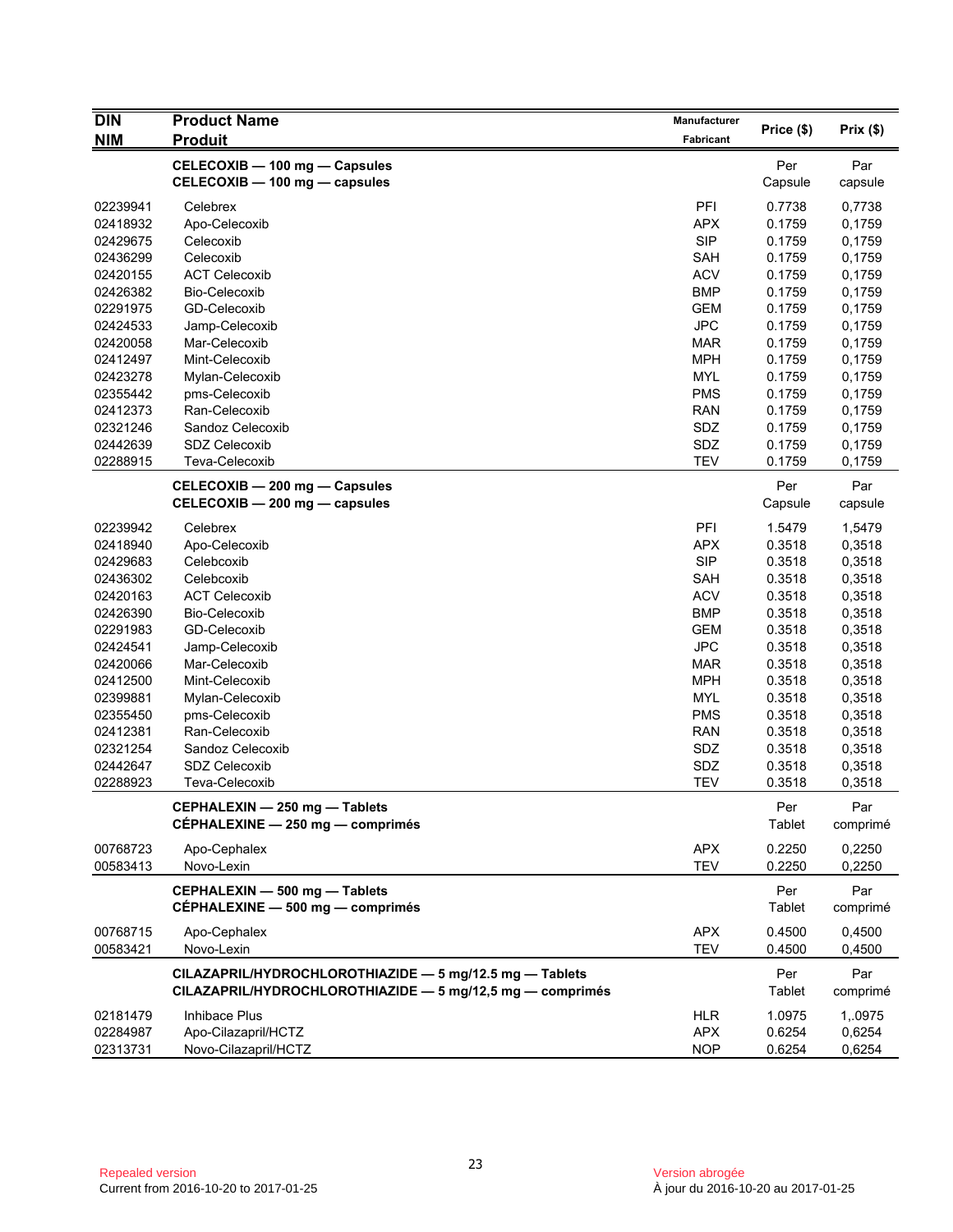| DIN<br>NIM | Product Name<br>Produit | Manufacturer<br>Fabricant | Price ($) | Prix ($) |
|---|---|---|---|---|
| | **CELECOXIB — 100 mg — Capsules**<br>**CELECOXIB — 100 mg — capsules** | | Per Capsule | Par capsule |
| 02239941 | Celebrex | PFI | 0.7738 | 0,7738 |
| 02418932 | Apo-Celecoxib | APX | 0.1759 | 0,1759 |
| 02429675 | Celecoxib | SIP | 0.1759 | 0,1759 |
| 02436299 | Celecoxib | SAH | 0.1759 | 0,1759 |
| 02420155 | ACT Celecoxib | ACV | 0.1759 | 0,1759 |
| 02426382 | Bio-Celecoxib | BMP | 0.1759 | 0,1759 |
| 02291975 | GD-Celecoxib | GEM | 0.1759 | 0,1759 |
| 02424533 | Jamp-Celecoxib | JPC | 0.1759 | 0,1759 |
| 02420058 | Mar-Celecoxib | MAR | 0.1759 | 0,1759 |
| 02412497 | Mint-Celecoxib | MPH | 0.1759 | 0,1759 |
| 02423278 | Mylan-Celecoxib | MYL | 0.1759 | 0,1759 |
| 02355442 | pms-Celecoxib | PMS | 0.1759 | 0,1759 |
| 02412373 | Ran-Celecoxib | RAN | 0.1759 | 0,1759 |
| 02321246 | Sandoz Celecoxib | SDZ | 0.1759 | 0,1759 |
| 02442639 | SDZ Celecoxib | SDZ | 0.1759 | 0,1759 |
| 02288915 | Teva-Celecoxib | TEV | 0.1759 | 0,1759 |
| | **CELECOXIB — 200 mg — Capsules**<br>**CELECOXIB — 200 mg — capsules** | | Per Capsule | Par capsule |
| 02239942 | Celebrex | PFI | 1.5479 | 1,5479 |
| 02418940 | Apo-Celecoxib | APX | 0.3518 | 0,3518 |
| 02429683 | Celebcoxib | SIP | 0.3518 | 0,3518 |
| 02436302 | Celebcoxib | SAH | 0.3518 | 0,3518 |
| 02420163 | ACT Celecoxib | ACV | 0.3518 | 0,3518 |
| 02426390 | Bio-Celecoxib | BMP | 0.3518 | 0,3518 |
| 02291983 | GD-Celecoxib | GEM | 0.3518 | 0,3518 |
| 02424541 | Jamp-Celecoxib | JPC | 0.3518 | 0,3518 |
| 02420066 | Mar-Celecoxib | MAR | 0.3518 | 0,3518 |
| 02412500 | Mint-Celecoxib | MPH | 0.3518 | 0,3518 |
| 02399881 | Mylan-Celecoxib | MYL | 0.3518 | 0,3518 |
| 02355450 | pms-Celecoxib | PMS | 0.3518 | 0,3518 |
| 02412381 | Ran-Celecoxib | RAN | 0.3518 | 0,3518 |
| 02321254 | Sandoz Celecoxib | SDZ | 0.3518 | 0,3518 |
| 02442647 | SDZ Celecoxib | SDZ | 0.3518 | 0,3518 |
| 02288923 | Teva-Celecoxib | TEV | 0.3518 | 0,3518 |
| | **CEPHALEXIN — 250 mg — Tablets**<br>**CÉPHALEXINE — 250 mg — comprimés** | | Per Tablet | Par comprimé |
| 00768723 | Apo-Cephalex | APX | 0.2250 | 0,2250 |
| 00583413 | Novo-Lexin | TEV | 0.2250 | 0,2250 |
| | **CEPHALEXIN — 500 mg — Tablets**<br>**CÉPHALEXINE — 500 mg — comprimés** | | Per Tablet | Par comprimé |
| 00768715 | Apo-Cephalex | APX | 0.4500 | 0,4500 |
| 00583421 | Novo-Lexin | TEV | 0.4500 | 0,4500 |
| | **CILAZAPRIL/HYDROCHLOROTHIAZIDE — 5 mg/12.5 mg — Tablets**<br>**CILAZAPRIL/HYDROCHLOROTHIAZIDE — 5 mg/12,5 mg — comprimés** | | Per Tablet | Par comprimé |
| 02181479 | Inhibace Plus | HLR | 1.0975 | 1,.0975 |
| 02284987 | Apo-Cilazapril/HCTZ | APX | 0.6254 | 0,6254 |
| 02313731 | Novo-Cilazapril/HCTZ | NOP | 0.6254 | 0,6254 |

Repealed version
Current from 2016-10-20 to 2017-01-25

Version abrogée
À jour du 2016-10-20 au 2017-01-25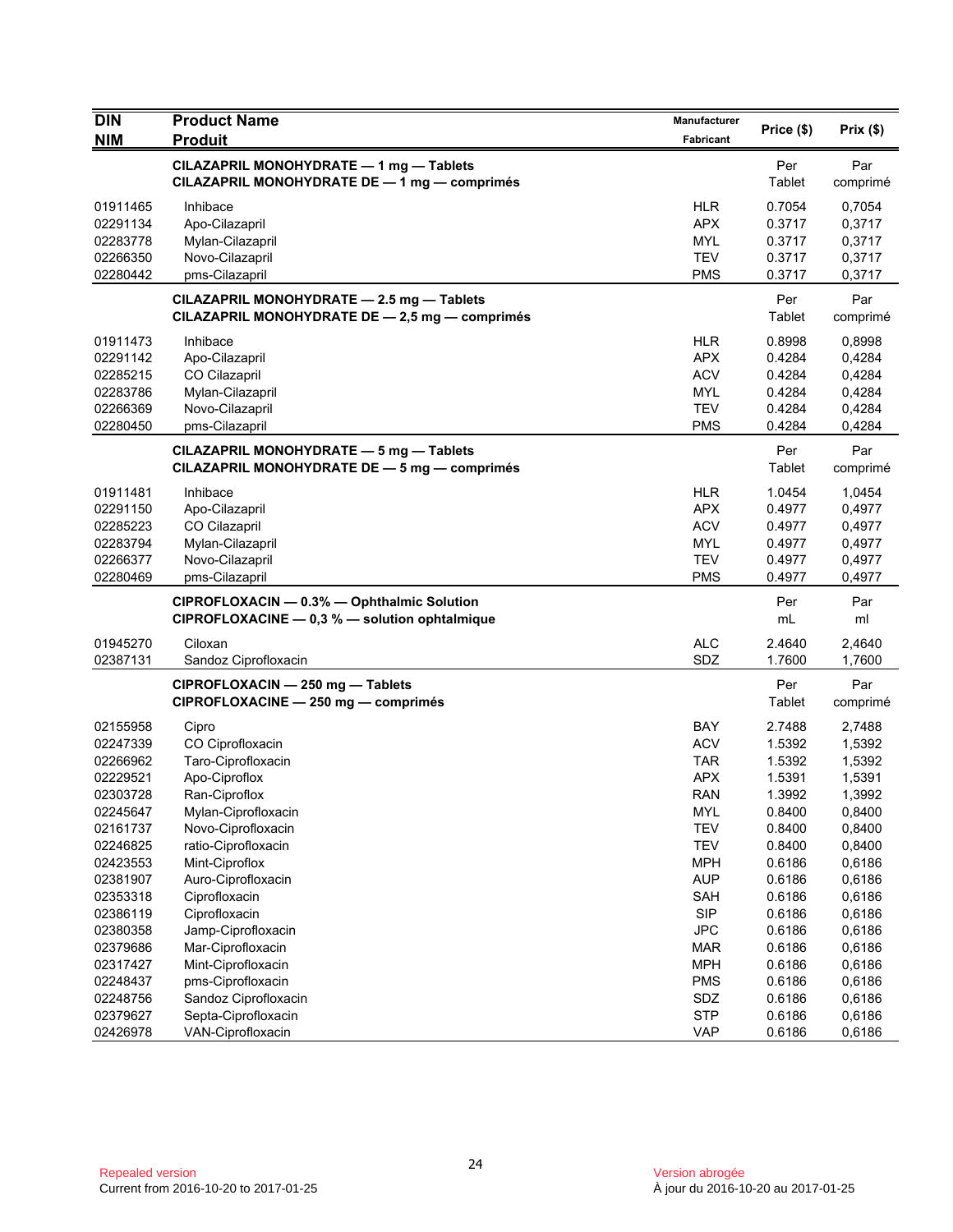| DIN<br>NIM | Product Name<br>Produit | Manufacturer<br>Fabricant | Price ($) | Prix ($) |
|---|---|---|---|---|
| | **CILAZAPRIL MONOHYDRATE — 1 mg — Tablets**<br>**CILAZAPRIL MONOHYDRATE DE — 1 mg — comprimés** | | Per<br>Tablet | Par<br>comprimé |
| 01911465 | Inhibace | HLR | 0.7054 | 0,7054 |
| 02291134 | Apo-Cilazapril | APX | 0.3717 | 0,3717 |
| 02283778 | Mylan-Cilazapril | MYL | 0.3717 | 0,3717 |
| 02266350 | Novo-Cilazapril | TEV | 0.3717 | 0,3717 |
| 02280442 | pms-Cilazapril | PMS | 0.3717 | 0,3717 |
| | **CILAZAPRIL MONOHYDRATE — 2.5 mg — Tablets**<br>**CILAZAPRIL MONOHYDRATE DE — 2,5 mg — comprimés** | | Per<br>Tablet | Par<br>comprimé |
| 01911473 | Inhibace | HLR | 0.8998 | 0,8998 |
| 02291142 | Apo-Cilazapril | APX | 0.4284 | 0,4284 |
| 02285215 | CO Cilazapril | ACV | 0.4284 | 0,4284 |
| 02283786 | Mylan-Cilazapril | MYL | 0.4284 | 0,4284 |
| 02266369 | Novo-Cilazapril | TEV | 0.4284 | 0,4284 |
| 02280450 | pms-Cilazapril | PMS | 0.4284 | 0,4284 |
| | **CILAZAPRIL MONOHYDRATE — 5 mg — Tablets**<br>**CILAZAPRIL MONOHYDRATE DE — 5 mg — comprimés** | | Per<br>Tablet | Par<br>comprimé |
| 01911481 | Inhibace | HLR | 1.0454 | 1,0454 |
| 02291150 | Apo-Cilazapril | APX | 0.4977 | 0,4977 |
| 02285223 | CO Cilazapril | ACV | 0.4977 | 0,4977 |
| 02283794 | Mylan-Cilazapril | MYL | 0.4977 | 0,4977 |
| 02266377 | Novo-Cilazapril | TEV | 0.4977 | 0,4977 |
| 02280469 | pms-Cilazapril | PMS | 0.4977 | 0,4977 |
| | **CIPROFLOXACIN — 0.3% — Ophthalmic Solution**<br>**CIPROFLOXACINE — 0,3 % — solution ophtalmique** | | Per<br>mL | Par<br>ml |
| 01945270 | Ciloxan | ALC | 2.4640 | 2,4640 |
| 02387131 | Sandoz Ciprofloxacin | SDZ | 1.7600 | 1,7600 |
| | **CIPROFLOXACIN — 250 mg — Tablets**<br>**CIPROFLOXACINE — 250 mg — comprimés** | | Per<br>Tablet | Par<br>comprimé |
| 02155958 | Cipro | BAY | 2.7488 | 2,7488 |
| 02247339 | CO Ciprofloxacin | ACV | 1.5392 | 1,5392 |
| 02266962 | Taro-Ciprofloxacin | TAR | 1.5392 | 1,5392 |
| 02229521 | Apo-Ciproflox | APX | 1.5391 | 1,5391 |
| 02303728 | Ran-Ciproflox | RAN | 1.3992 | 1,3992 |
| 02245647 | Mylan-Ciprofloxacin | MYL | 0.8400 | 0,8400 |
| 02161737 | Novo-Ciprofloxacin | TEV | 0.8400 | 0,8400 |
| 02246825 | ratio-Ciprofloxacin | TEV | 0.8400 | 0,8400 |
| 02423553 | Mint-Ciproflox | MPH | 0.6186 | 0,6186 |
| 02381907 | Auro-Ciprofloxacin | AUP | 0.6186 | 0,6186 |
| 02353318 | Ciprofloxacin | SAH | 0.6186 | 0,6186 |
| 02386119 | Ciprofloxacin | SIP | 0.6186 | 0,6186 |
| 02380358 | Jamp-Ciprofloxacin | JPC | 0.6186 | 0,6186 |
| 02379686 | Mar-Ciprofloxacin | MAR | 0.6186 | 0,6186 |
| 02317427 | Mint-Ciprofloxacin | MPH | 0.6186 | 0,6186 |
| 02248437 | pms-Ciprofloxacin | PMS | 0.6186 | 0,6186 |
| 02248756 | Sandoz Ciprofloxacin | SDZ | 0.6186 | 0,6186 |
| 02379627 | Septa-Ciprofloxacin | STP | 0.6186 | 0,6186 |
| 02426978 | VAN-Ciprofloxacin | VAP | 0.6186 | 0,6186 |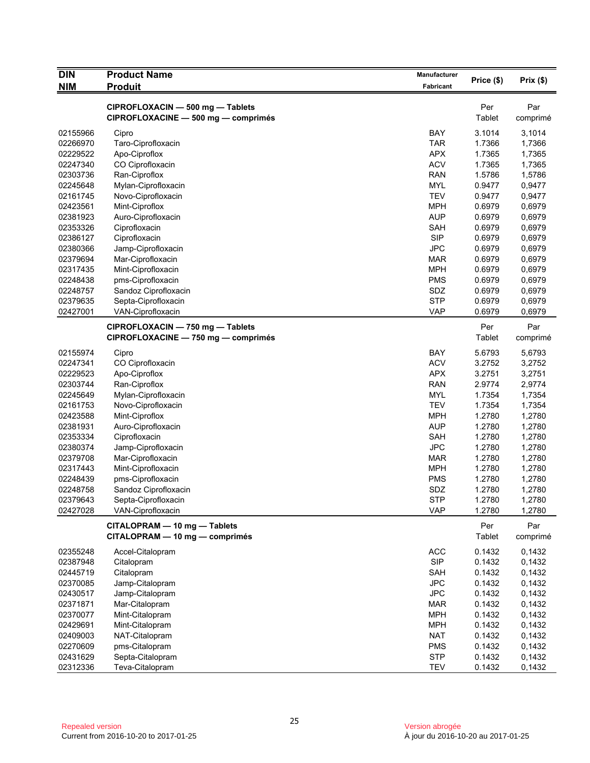| DIN<br>NIM | Product Name<br>Produit | Manufacturer<br>Fabricant | Price ($) | Prix ($) |
|---|---|---|---|---|
| | **CIPROFLOXACIN — 500 mg — Tablets**<br>**CIPROFLOXACINE — 500 mg — comprimés** | | Per<br>Tablet | Par<br>comprimé |
| 02155966 | Cipro | BAY | 3.1014 | 3,1014 |
| 02266970 | Taro-Ciprofloxacin | TAR | 1.7366 | 1,7366 |
| 02229522 | Apo-Ciproflox | APX | 1.7365 | 1,7365 |
| 02247340 | CO Ciprofloxacin | ACV | 1.7365 | 1,7365 |
| 02303736 | Ran-Ciproflox | RAN | 1.5786 | 1,5786 |
| 02245648 | Mylan-Ciprofloxacin | MYL | 0.9477 | 0,9477 |
| 02161745 | Novo-Ciprofloxacin | TEV | 0.9477 | 0,9477 |
| 02423561 | Mint-Ciproflox | MPH | 0.6979 | 0,6979 |
| 02381923 | Auro-Ciprofloxacin | AUP | 0.6979 | 0,6979 |
| 02353326 | Ciprofloxacin | SAH | 0.6979 | 0,6979 |
| 02386127 | Ciprofloxacin | SIP | 0.6979 | 0,6979 |
| 02380366 | Jamp-Ciprofloxacin | JPC | 0.6979 | 0,6979 |
| 02379694 | Mar-Ciprofloxacin | MAR | 0.6979 | 0,6979 |
| 02317435 | Mint-Ciprofloxacin | MPH | 0.6979 | 0,6979 |
| 02248438 | pms-Ciprofloxacin | PMS | 0.6979 | 0,6979 |
| 02248757 | Sandoz Ciprofloxacin | SDZ | 0.6979 | 0,6979 |
| 02379635 | Septa-Ciprofloxacin | STP | 0.6979 | 0,6979 |
| 02427001 | VAN-Ciprofloxacin | VAP | 0.6979 | 0,6979 |
| | **CIPROFLOXACIN — 750 mg — Tablets**<br>**CIPROFLOXACINE — 750 mg — comprimés** | | Per<br>Tablet | Par<br>comprimé |
| 02155974 | Cipro | BAY | 5.6793 | 5,6793 |
| 02247341 | CO Ciprofloxacin | ACV | 3.2752 | 3,2752 |
| 02229523 | Apo-Ciproflox | APX | 3.2751 | 3,2751 |
| 02303744 | Ran-Ciproflox | RAN | 2.9774 | 2,9774 |
| 02245649 | Mylan-Ciprofloxacin | MYL | 1.7354 | 1,7354 |
| 02161753 | Novo-Ciprofloxacin | TEV | 1.7354 | 1,7354 |
| 02423588 | Mint-Ciproflox | MPH | 1.2780 | 1,2780 |
| 02381931 | Auro-Ciprofloxacin | AUP | 1.2780 | 1,2780 |
| 02353334 | Ciprofloxacin | SAH | 1.2780 | 1,2780 |
| 02380374 | Jamp-Ciprofloxacin | JPC | 1.2780 | 1,2780 |
| 02379708 | Mar-Ciprofloxacin | MAR | 1.2780 | 1,2780 |
| 02317443 | Mint-Ciprofloxacin | MPH | 1.2780 | 1,2780 |
| 02248439 | pms-Ciprofloxacin | PMS | 1.2780 | 1,2780 |
| 02248758 | Sandoz Ciprofloxacin | SDZ | 1.2780 | 1,2780 |
| 02379643 | Septa-Ciprofloxacin | STP | 1.2780 | 1,2780 |
| 02427028 | VAN-Ciprofloxacin | VAP | 1.2780 | 1,2780 |
| | **CITALOPRAM — 10 mg — Tablets**<br>**CITALOPRAM — 10 mg — comprimés** | | Per<br>Tablet | Par<br>comprimé |
| 02355248 | Accel-Citalopram | ACC | 0.1432 | 0,1432 |
| 02387948 | Citalopram | SIP | 0.1432 | 0,1432 |
| 02445719 | Citalopram | SAH | 0.1432 | 0,1432 |
| 02370085 | Jamp-Citalopram | JPC | 0.1432 | 0,1432 |
| 02430517 | Jamp-Citalopram | JPC | 0.1432 | 0,1432 |
| 02371871 | Mar-Citalopram | MAR | 0.1432 | 0,1432 |
| 02370077 | Mint-Citalopram | MPH | 0.1432 | 0,1432 |
| 02429691 | Mint-Citalopram | MPH | 0.1432 | 0,1432 |
| 02409003 | NAT-Citalopram | NAT | 0.1432 | 0,1432 |
| 02270609 | pms-Citalopram | PMS | 0.1432 | 0,1432 |
| 02431629 | Septa-Citalopram | STP | 0.1432 | 0,1432 |
| 02312336 | Teva-Citalopram | TEV | 0.1432 | 0,1432 |

Repealed version
Current from 2016-10-20 to 2017-01-25

Version abrogée
À jour du 2016-10-20 au 2017-01-25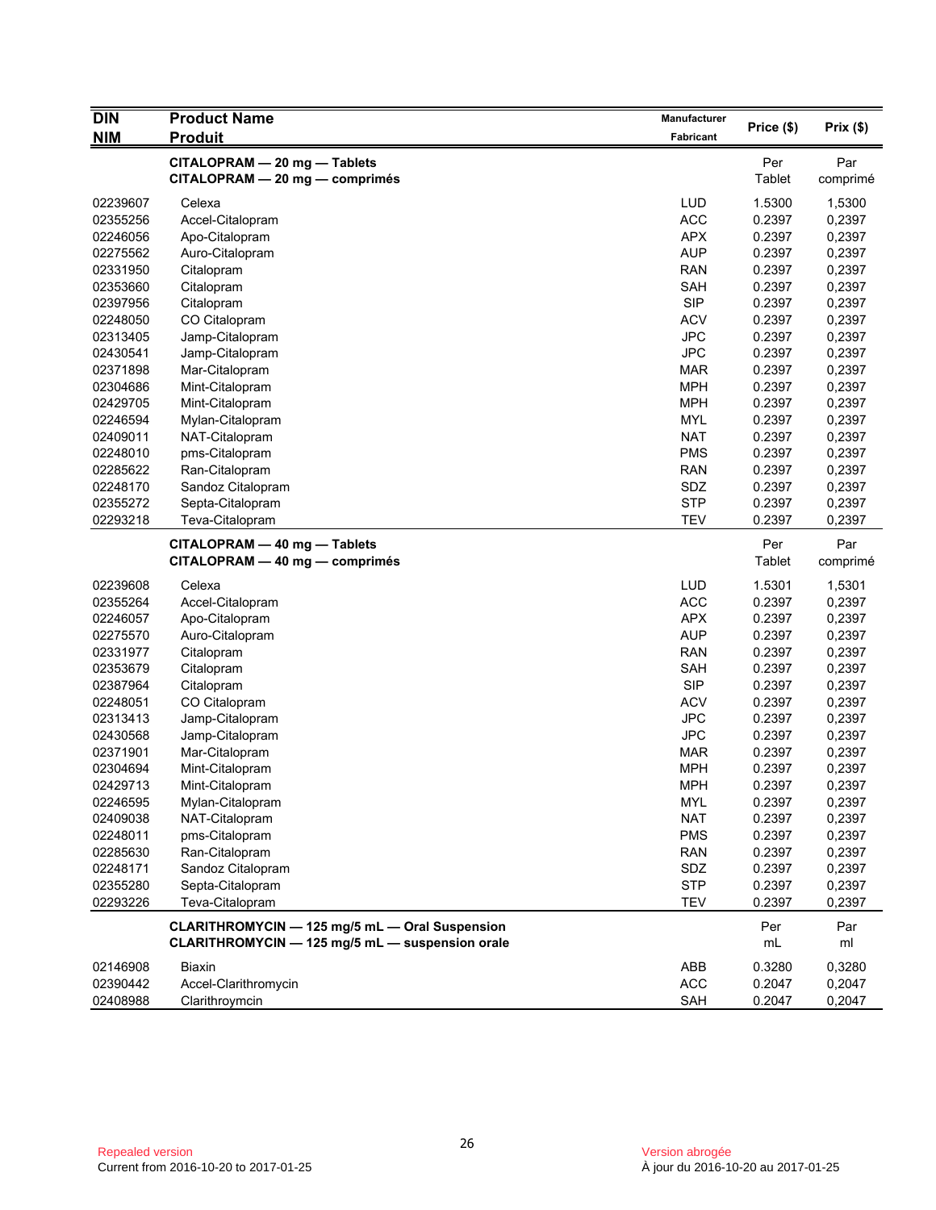| DIN<br>NIM | Product Name<br>Produit | Manufacturer<br>Fabricant | Price ($) | Prix ($) |
|---|---|---|---|---|
| | **CITALOPRAM — 20 mg — Tablets**<br>**CITALOPRAM — 20 mg — comprimés** | | Per<br>Tablet | Par<br>comprimé |
| 02239607 | Celexa | LUD | 1.5300 | 1,5300 |
| 02355256 | Accel-Citalopram | ACC | 0.2397 | 0,2397 |
| 02246056 | Apo-Citalopram | APX | 0.2397 | 0,2397 |
| 02275562 | Auro-Citalopram | AUP | 0.2397 | 0,2397 |
| 02331950 | Citalopram | RAN | 0.2397 | 0,2397 |
| 02353660 | Citalopram | SAH | 0.2397 | 0,2397 |
| 02397956 | Citalopram | SIP | 0.2397 | 0,2397 |
| 02248050 | CO Citalopram | ACV | 0.2397 | 0,2397 |
| 02313405 | Jamp-Citalopram | JPC | 0.2397 | 0,2397 |
| 02430541 | Jamp-Citalopram | JPC | 0.2397 | 0,2397 |
| 02371898 | Mar-Citalopram | MAR | 0.2397 | 0,2397 |
| 02304686 | Mint-Citalopram | MPH | 0.2397 | 0,2397 |
| 02429705 | Mint-Citalopram | MPH | 0.2397 | 0,2397 |
| 02246594 | Mylan-Citalopram | MYL | 0.2397 | 0,2397 |
| 02409011 | NAT-Citalopram | NAT | 0.2397 | 0,2397 |
| 02248010 | pms-Citalopram | PMS | 0.2397 | 0,2397 |
| 02285622 | Ran-Citalopram | RAN | 0.2397 | 0,2397 |
| 02248170 | Sandoz Citalopram | SDZ | 0.2397 | 0,2397 |
| 02355272 | Septa-Citalopram | STP | 0.2397 | 0,2397 |
| 02293218 | Teva-Citalopram | TEV | 0.2397 | 0,2397 |
| | **CITALOPRAM — 40 mg — Tablets**<br>**CITALOPRAM — 40 mg — comprimés** | | Per<br>Tablet | Par<br>comprimé |
| 02239608 | Celexa | LUD | 1.5301 | 1,5301 |
| 02355264 | Accel-Citalopram | ACC | 0.2397 | 0,2397 |
| 02246057 | Apo-Citalopram | APX | 0.2397 | 0,2397 |
| 02275570 | Auro-Citalopram | AUP | 0.2397 | 0,2397 |
| 02331977 | Citalopram | RAN | 0.2397 | 0,2397 |
| 02353679 | Citalopram | SAH | 0.2397 | 0,2397 |
| 02387964 | Citalopram | SIP | 0.2397 | 0,2397 |
| 02248051 | CO Citalopram | ACV | 0.2397 | 0,2397 |
| 02313413 | Jamp-Citalopram | JPC | 0.2397 | 0,2397 |
| 02430568 | Jamp-Citalopram | JPC | 0.2397 | 0,2397 |
| 02371901 | Mar-Citalopram | MAR | 0.2397 | 0,2397 |
| 02304694 | Mint-Citalopram | MPH | 0.2397 | 0,2397 |
| 02429713 | Mint-Citalopram | MPH | 0.2397 | 0,2397 |
| 02246595 | Mylan-Citalopram | MYL | 0.2397 | 0,2397 |
| 02409038 | NAT-Citalopram | NAT | 0.2397 | 0,2397 |
| 02248011 | pms-Citalopram | PMS | 0.2397 | 0,2397 |
| 02285630 | Ran-Citalopram | RAN | 0.2397 | 0,2397 |
| 02248171 | Sandoz Citalopram | SDZ | 0.2397 | 0,2397 |
| 02355280 | Septa-Citalopram | STP | 0.2397 | 0,2397 |
| 02293226 | Teva-Citalopram | TEV | 0.2397 | 0,2397 |
| | **CLARITHROMYCIN — 125 mg/5 mL — Oral Suspension**<br>**CLARITHROMYCIN — 125 mg/5 mL — suspension orale** | | Per<br>mL | Par<br>ml |
| 02146908 | Biaxin | ABB | 0.3280 | 0,3280 |
| 02390442 | Accel-Clarithromycin | ACC | 0.2047 | 0,2047 |
| 02408988 | Clarithroymcin | SAH | 0.2047 | 0,2047 |

Repealed version
Current from 2016-10-20 to 2017-01-25

Version abrogée
À jour du 2016-10-20 au 2017-01-25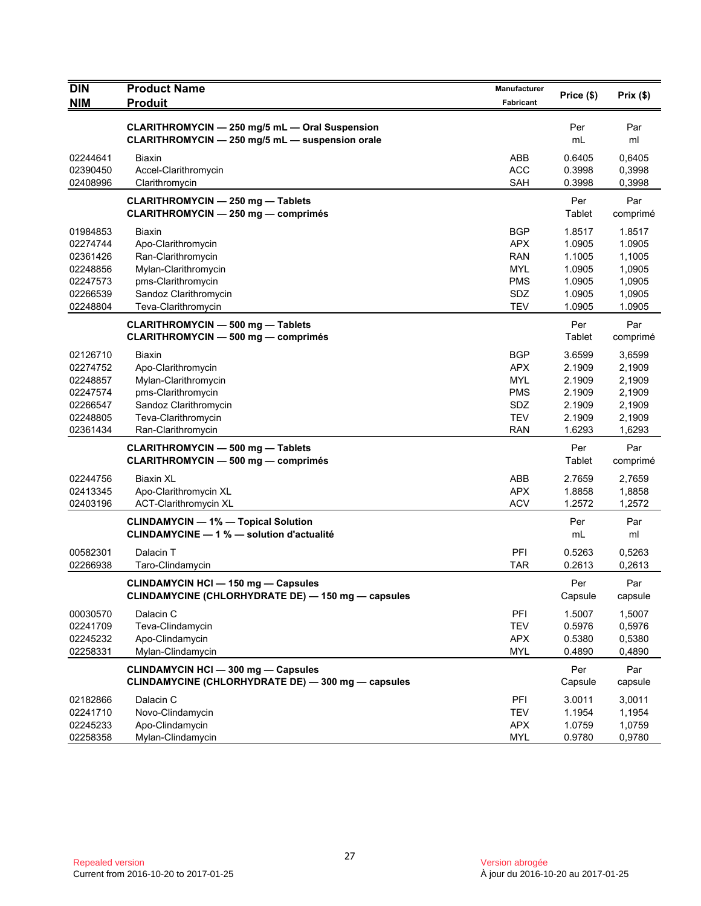| DIN<br>NIM | Product Name<br>Produit | Manufacturer<br>Fabricant | Price ($) | Prix ($) |
|---|---|---|---|---|
| | **CLARITHROMYCIN — 250 mg/5 mL — Oral Suspension**<br>**CLARITHROMYCIN — 250 mg/5 mL — suspension orale** | | Per<br>mL | Par<br>ml |
| 02244641 | Biaxin | ABB | 0.6405 | 0,6405 |
| 02390450 | Accel-Clarithromycin | ACC | 0.3998 | 0,3998 |
| 02408996 | Clarithromycin | SAH | 0.3998 | 0,3998 |
| | **CLARITHROMYCIN — 250 mg — Tablets**<br>**CLARITHROMYCIN — 250 mg — comprimés** | | Per<br>Tablet | Par<br>comprimé |
| 01984853 | Biaxin | BGP | 1.8517 | 1.8517 |
| 02274744 | Apo-Clarithromycin | APX | 1.0905 | 1.0905 |
| 02361426 | Ran-Clarithromycin | RAN | 1.1005 | 1,1005 |
| 02248856 | Mylan-Clarithromycin | MYL | 1.0905 | 1,0905 |
| 02247573 | pms-Clarithromycin | PMS | 1.0905 | 1,0905 |
| 02266539 | Sandoz Clarithromycin | SDZ | 1.0905 | 1,0905 |
| 02248804 | Teva-Clarithromycin | TEV | 1.0905 | 1.0905 |
| | **CLARITHROMYCIN — 500 mg — Tablets**<br>**CLARITHROMYCIN — 500 mg — comprimés** | | Per<br>Tablet | Par<br>comprimé |
| 02126710 | Biaxin | BGP | 3.6599 | 3,6599 |
| 02274752 | Apo-Clarithromycin | APX | 2.1909 | 2,1909 |
| 02248857 | Mylan-Clarithromycin | MYL | 2.1909 | 2,1909 |
| 02247574 | pms-Clarithromycin | PMS | 2.1909 | 2,1909 |
| 02266547 | Sandoz Clarithromycin | SDZ | 2.1909 | 2,1909 |
| 02248805 | Teva-Clarithromycin | TEV | 2.1909 | 2,1909 |
| 02361434 | Ran-Clarithromycin | RAN | 1.6293 | 1,6293 |
| | **CLARITHROMYCIN — 500 mg — Tablets**<br>**CLARITHROMYCIN — 500 mg — comprimés** | | Per<br>Tablet | Par<br>comprimé |
| 02244756 | Biaxin XL | ABB | 2.7659 | 2,7659 |
| 02413345 | Apo-Clarithromycin XL | APX | 1.8858 | 1,8858 |
| 02403196 | ACT-Clarithromycin XL | ACV | 1.2572 | 1,2572 |
| | **CLINDAMYCIN — 1% — Topical Solution**<br>**CLINDAMYCINE — 1 % — solution d'actualité** | | Per<br>mL | Par<br>ml |
| 00582301 | Dalacin T | PFI | 0.5263 | 0,5263 |
| 02266938 | Taro-Clindamycin | TAR | 0.2613 | 0,2613 |
| | **CLINDAMYCIN HCl — 150 mg — Capsules**<br>**CLINDAMYCINE (CHLORHYDRATE DE) — 150 mg — capsules** | | Per<br>Capsule | Par<br>capsule |
| 00030570 | Dalacin C | PFI | 1.5007 | 1,5007 |
| 02241709 | Teva-Clindamycin | TEV | 0.5976 | 0,5976 |
| 02245232 | Apo-Clindamycin | APX | 0.5380 | 0,5380 |
| 02258331 | Mylan-Clindamycin | MYL | 0.4890 | 0,4890 |
| | **CLINDAMYCIN HCl — 300 mg — Capsules**<br>**CLINDAMYCINE (CHLORHYDRATE DE) — 300 mg — capsules** | | Per<br>Capsule | Par<br>capsule |
| 02182866 | Dalacin C | PFI | 3.0011 | 3,0011 |
| 02241710 | Novo-Clindamycin | TEV | 1.1954 | 1,1954 |
| 02245233 | Apo-Clindamycin | APX | 1.0759 | 1,0759 |
| 02258358 | Mylan-Clindamycin | MYL | 0.9780 | 0,9780 |

Repealed version
Current from 2016-10-20 to 2017-01-25

Version abrogée
À jour du 2016-10-20 au 2017-01-25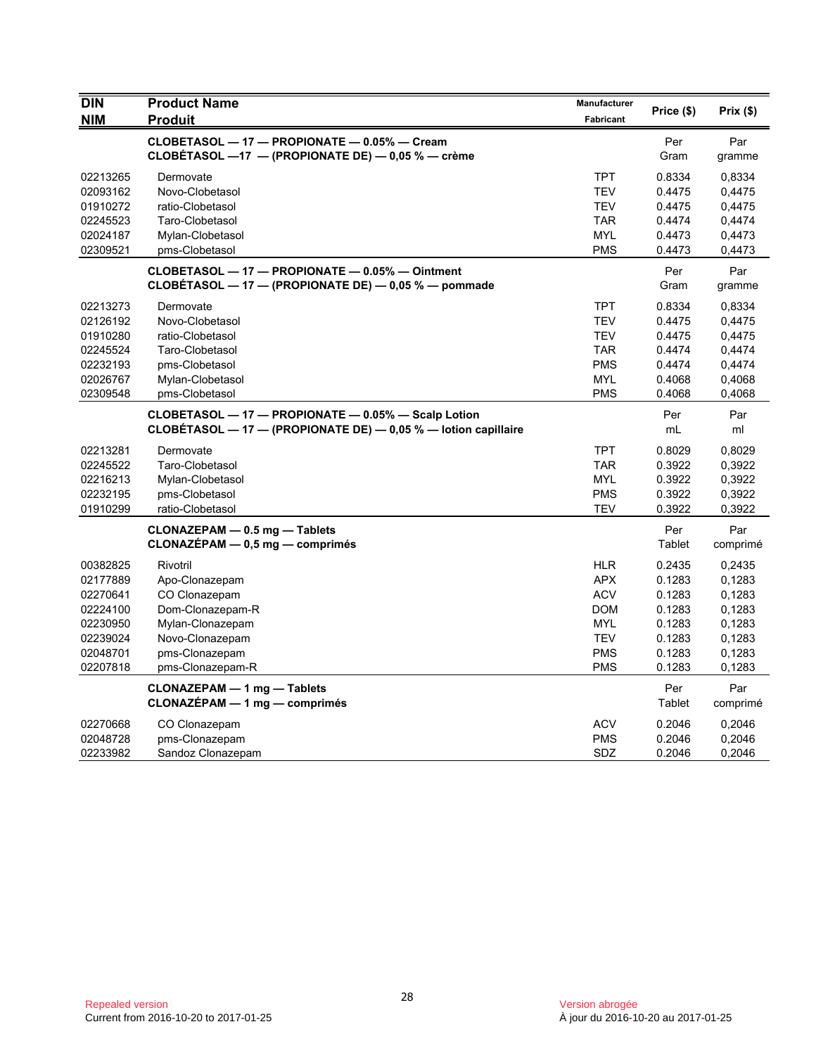| DIN<br>NIM | Product Name<br>Produit | Manufacturer<br>Fabricant | Price ($) | Prix ($) |
|---|---|---|---|---|
| | **CLOBETASOL — 17 — PROPIONATE — 0.05% — Cream**<br>**CLOBÉTASOL —17 — (PROPIONATE DE) — 0,05 % — crème** | | Per Gram | Par gramme |
| 02213265 | Dermovate | TPT | 0.8334 | 0,8334 |
| 02093162 | Novo-Clobetasol | TEV | 0.4475 | 0,4475 |
| 01910272 | ratio-Clobetasol | TEV | 0.4475 | 0,4475 |
| 02245523 | Taro-Clobetasol | TAR | 0.4474 | 0,4474 |
| 02024187 | Mylan-Clobetasol | MYL | 0.4473 | 0,4473 |
| 02309521 | pms-Clobetasol | PMS | 0.4473 | 0,4473 |
| | **CLOBETASOL — 17 — PROPIONATE — 0.05% — Ointment**<br>**CLOBÉTASOL — 17 — (PROPIONATE DE) — 0,05 % — pommade** | | Per Gram | Par gramme |
| 02213273 | Dermovate | TPT | 0.8334 | 0,8334 |
| 02126192 | Novo-Clobetasol | TEV | 0.4475 | 0,4475 |
| 01910280 | ratio-Clobetasol | TEV | 0.4475 | 0,4475 |
| 02245524 | Taro-Clobetasol | TAR | 0.4474 | 0,4474 |
| 02232193 | pms-Clobetasol | PMS | 0.4474 | 0,4474 |
| 02026767 | Mylan-Clobetasol | MYL | 0.4068 | 0,4068 |
| 02309548 | pms-Clobetasol | PMS | 0.4068 | 0,4068 |
| | **CLOBETASOL — 17 — PROPIONATE — 0.05% — Scalp Lotion**<br>**CLOBÉTASOL — 17 — (PROPIONATE DE) — 0,05 % — lotion capillaire** | | Per mL | Par ml |
| 02213281 | Dermovate | TPT | 0.8029 | 0,8029 |
| 02245522 | Taro-Clobetasol | TAR | 0.3922 | 0,3922 |
| 02216213 | Mylan-Clobetasol | MYL | 0.3922 | 0,3922 |
| 02232195 | pms-Clobetasol | PMS | 0.3922 | 0,3922 |
| 01910299 | ratio-Clobetasol | TEV | 0.3922 | 0,3922 |
| | **CLONAZEPAM — 0.5 mg — Tablets**<br>**CLONAZÉPAM — 0,5 mg — comprimés** | | Per Tablet | Par comprimé |
| 00382825 | Rivotril | HLR | 0.2435 | 0,2435 |
| 02177889 | Apo-Clonazepam | APX | 0.1283 | 0,1283 |
| 02270641 | CO Clonazepam | ACV | 0.1283 | 0,1283 |
| 02224100 | Dom-Clonazepam-R | DOM | 0.1283 | 0,1283 |
| 02230950 | Mylan-Clonazepam | MYL | 0.1283 | 0,1283 |
| 02239024 | Novo-Clonazepam | TEV | 0.1283 | 0,1283 |
| 02048701 | pms-Clonazepam | PMS | 0.1283 | 0,1283 |
| 02207818 | pms-Clonazepam-R | PMS | 0.1283 | 0,1283 |
| | **CLONAZEPAM — 1 mg — Tablets**<br>**CLONAZÉPAM — 1 mg — comprimés** | | Per Tablet | Par comprimé |
| 02270668 | CO Clonazepam | ACV | 0.2046 | 0,2046 |
| 02048728 | pms-Clonazepam | PMS | 0.2046 | 0,2046 |
| 02233982 | Sandoz Clonazepam | SDZ | 0.2046 | 0,2046 |

Repealed version
Current from 2016-10-20 to 2017-01-25

Version abrogée
À jour du 2016-10-20 au 2017-01-25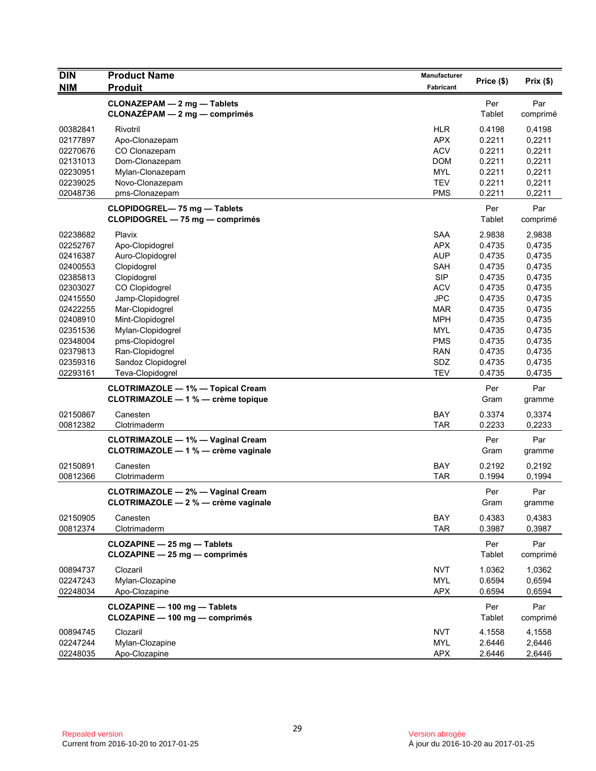| DIN<br>NIM | Product Name<br>Produit | Manufacturer<br>Fabricant | Price ($) | Prix ($) |
|---|---|---|---|---|
| | **CLONAZEPAM — 2 mg — Tablets**<br>**CLONAZÉPAM — 2 mg — comprimés** | | Per Tablet | Par comprimé |
| 00382841 | Rivotril | HLR | 0.4198 | 0,4198 |
| 02177897 | Apo-Clonazepam | APX | 0.2211 | 0,2211 |
| 02270676 | CO Clonazepam | ACV | 0.2211 | 0,2211 |
| 02131013 | Dom-Clonazepam | DOM | 0.2211 | 0,2211 |
| 02230951 | Mylan-Clonazepam | MYL | 0.2211 | 0,2211 |
| 02239025 | Novo-Clonazepam | TEV | 0.2211 | 0,2211 |
| 02048736 | pms-Clonazepam | PMS | 0.2211 | 0,2211 |
| | **CLOPIDOGREL— 75 mg — Tablets**<br>**CLOPIDOGREL — 75 mg — comprimés** | | Per Tablet | Par comprimé |
| 02238682 | Plavix | SAA | 2.9838 | 2,9838 |
| 02252767 | Apo-Clopidogrel | APX | 0.4735 | 0,4735 |
| 02416387 | Auro-Clopidogrel | AUP | 0.4735 | 0,4735 |
| 02400553 | Clopidogrel | SAH | 0.4735 | 0,4735 |
| 02385813 | Clopidogrel | SIP | 0.4735 | 0,4735 |
| 02303027 | CO Clopidogrel | ACV | 0.4735 | 0,4735 |
| 02415550 | Jamp-Clopidogrel | JPC | 0.4735 | 0,4735 |
| 02422255 | Mar-Clopidogrel | MAR | 0.4735 | 0,4735 |
| 02408910 | Mint-Clopidogrel | MPH | 0.4735 | 0,4735 |
| 02351536 | Mylan-Clopidogrel | MYL | 0.4735 | 0,4735 |
| 02348004 | pms-Clopidogrel | PMS | 0.4735 | 0,4735 |
| 02379813 | Ran-Clopidogrel | RAN | 0.4735 | 0,4735 |
| 02359316 | Sandoz Clopidogrel | SDZ | 0.4735 | 0,4735 |
| 02293161 | Teva-Clopidogrel | TEV | 0.4735 | 0,4735 |
| | **CLOTRIMAZOLE — 1% — Topical Cream**<br>**CLOTRIMAZOLE — 1 % — crème topique** | | Per Gram | Par gramme |
| 02150867 | Canesten | BAY | 0.3374 | 0,3374 |
| 00812382 | Clotrimaderm | TAR | 0.2233 | 0,2233 |
| | **CLOTRIMAZOLE — 1% — Vaginal Cream**<br>**CLOTRIMAZOLE — 1 % — crème vaginale** | | Per Gram | Par gramme |
| 02150891 | Canesten | BAY | 0.2192 | 0,2192 |
| 00812366 | Clotrimaderm | TAR | 0.1994 | 0,1994 |
| | **CLOTRIMAZOLE — 2% — Vaginal Cream**<br>**CLOTRIMAZOLE — 2 % — crème vaginale** | | Per Gram | Par gramme |
| 02150905 | Canesten | BAY | 0.4383 | 0,4383 |
| 00812374 | Clotrimaderm | TAR | 0.3987 | 0,3987 |
| | **CLOZAPINE — 25 mg — Tablets**<br>**CLOZAPINE — 25 mg — comprimés** | | Per Tablet | Par comprimé |
| 00894737 | Clozaril | NVT | 1.0362 | 1,0362 |
| 02247243 | Mylan-Clozapine | MYL | 0.6594 | 0,6594 |
| 02248034 | Apo-Clozapine | APX | 0.6594 | 0,6594 |
| | **CLOZAPINE — 100 mg — Tablets**<br>**CLOZAPINE — 100 mg — comprimés** | | Per Tablet | Par comprimé |
| 00894745 | Clozaril | NVT | 4.1558 | 4,1558 |
| 02247244 | Mylan-Clozapine | MYL | 2.6446 | 2,6446 |
| 02248035 | Apo-Clozapine | APX | 2.6446 | 2,6446 |

Repealed version
Current from 2016-10-20 to 2017-01-25

Version abrogée
À jour du 2016-10-20 au 2017-01-25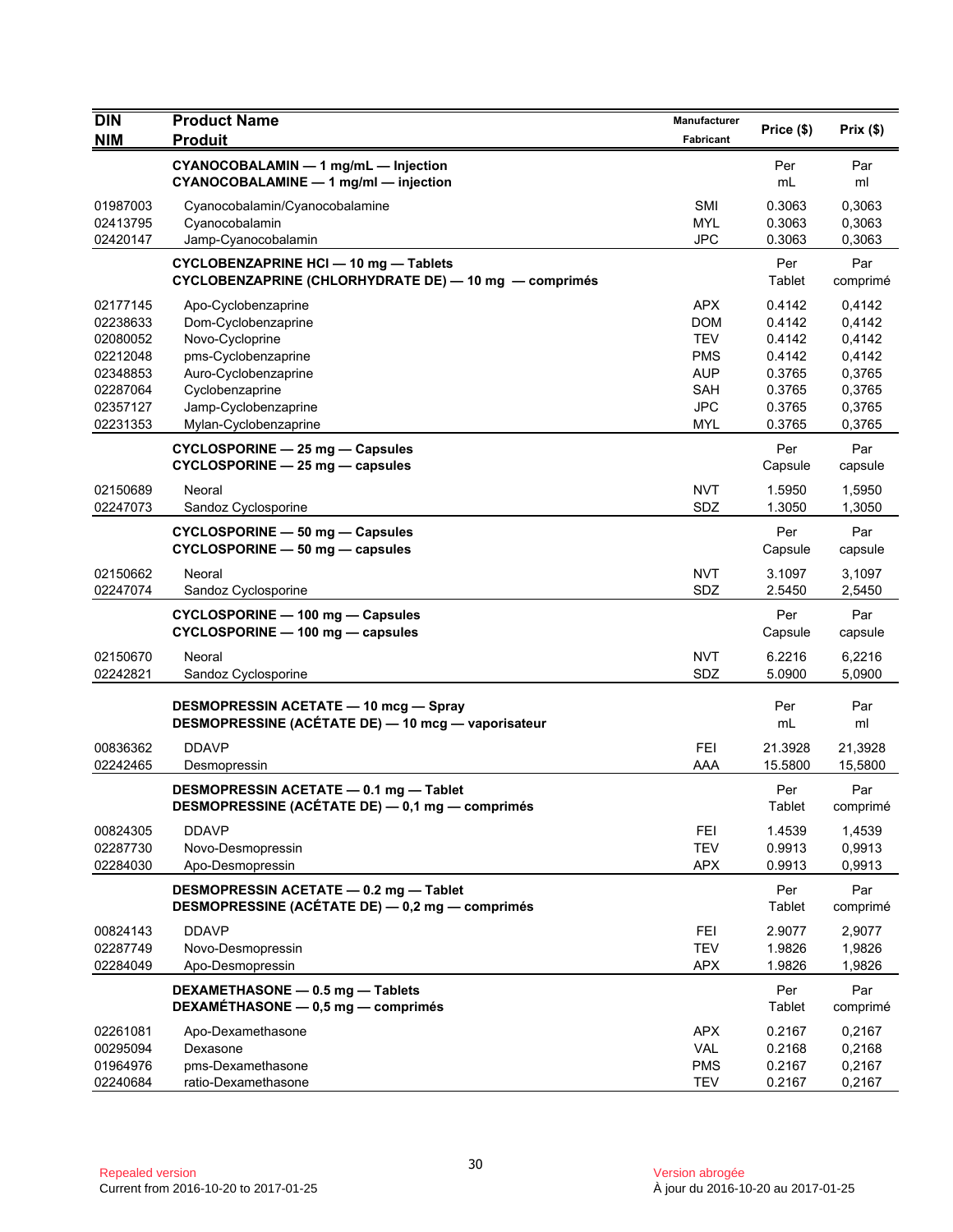| DIN<br>NIM | Product Name<br>Produit | Manufacturer<br>Fabricant | Price ($) | Prix ($) |
|---|---|---|---|---|
| | **CYANOCOBALAMIN — 1 mg/mL — Injection**<br>**CYANOCOBALAMINE — 1 mg/ml — injection** | | Per<br>mL | Par<br>ml |
| 01987003 | Cyanocobalamin/Cyanocobalamine | SMI | 0.3063 | 0,3063 |
| 02413795 | Cyanocobalamin | MYL | 0.3063 | 0,3063 |
| 02420147 | Jamp-Cyanocobalamin | JPC | 0.3063 | 0,3063 |
| | **CYCLOBENZAPRINE HCl — 10 mg — Tablets**<br>**CYCLOBENZAPRINE (CHLORHYDRATE DE) — 10 mg — comprimés** | | Per<br>Tablet | Par<br>comprimé |
| 02177145 | Apo-Cyclobenzaprine | APX | 0.4142 | 0,4142 |
| 02238633 | Dom-Cyclobenzaprine | DOM | 0.4142 | 0,4142 |
| 02080052 | Novo-Cycloprine | TEV | 0.4142 | 0,4142 |
| 02212048 | pms-Cyclobenzaprine | PMS | 0.4142 | 0,4142 |
| 02348853 | Auro-Cyclobenzaprine | AUP | 0.3765 | 0,3765 |
| 02287064 | Cyclobenzaprine | SAH | 0.3765 | 0,3765 |
| 02357127 | Jamp-Cyclobenzaprine | JPC | 0.3765 | 0,3765 |
| 02231353 | Mylan-Cyclobenzaprine | MYL | 0.3765 | 0,3765 |
| | **CYCLOSPORINE — 25 mg — Capsules**<br>**CYCLOSPORINE — 25 mg — capsules** | | Per<br>Capsule | Par<br>capsule |
| 02150689 | Neoral | NVT | 1.5950 | 1,5950 |
| 02247073 | Sandoz Cyclosporine | SDZ | 1.3050 | 1,3050 |
| | **CYCLOSPORINE — 50 mg — Capsules**<br>**CYCLOSPORINE — 50 mg — capsules** | | Per<br>Capsule | Par<br>capsule |
| 02150662 | Neoral | NVT | 3.1097 | 3,1097 |
| 02247074 | Sandoz Cyclosporine | SDZ | 2.5450 | 2,5450 |
| | **CYCLOSPORINE — 100 mg — Capsules**<br>**CYCLOSPORINE — 100 mg — capsules** | | Per<br>Capsule | Par<br>capsule |
| 02150670 | Neoral | NVT | 6.2216 | 6,2216 |
| 02242821 | Sandoz Cyclosporine | SDZ | 5.0900 | 5,0900 |
| | **DESMOPRESSIN ACETATE — 10 mcg — Spray**<br>**DESMOPRESSINE (ACÉTATE DE) — 10 mcg — vaporisateur** | | Per<br>mL | Par<br>ml |
| 00836362 | DDAVP | FEI | 21.3928 | 21,3928 |
| 02242465 | Desmopressin | AAA | 15.5800 | 15,5800 |
| | **DESMOPRESSIN ACETATE — 0.1 mg — Tablet**<br>**DESMOPRESSINE (ACÉTATE DE) — 0,1 mg — comprimés** | | Per<br>Tablet | Par<br>comprimé |
| 00824305 | DDAVP | FEI | 1.4539 | 1,4539 |
| 02287730 | Novo-Desmopressin | TEV | 0.9913 | 0,9913 |
| 02284030 | Apo-Desmopressin | APX | 0.9913 | 0,9913 |
| | **DESMOPRESSIN ACETATE — 0.2 mg — Tablet**<br>**DESMOPRESSINE (ACÉTATE DE) — 0,2 mg — comprimés** | | Per<br>Tablet | Par<br>comprimé |
| 00824143 | DDAVP | FEI | 2.9077 | 2,9077 |
| 02287749 | Novo-Desmopressin | TEV | 1.9826 | 1,9826 |
| 02284049 | Apo-Desmopressin | APX | 1.9826 | 1,9826 |
| | **DEXAMETHASONE — 0.5 mg — Tablets**<br>**DEXAMÉTHASONE — 0,5 mg — comprimés** | | Per<br>Tablet | Par<br>comprimé |
| 02261081 | Apo-Dexamethasone | APX | 0.2167 | 0,2167 |
| 00295094 | Dexasone | VAL | 0.2168 | 0,2168 |
| 01964976 | pms-Dexamethasone | PMS | 0.2167 | 0,2167 |
| 02240684 | ratio-Dexamethasone | TEV | 0.2167 | 0,2167 |

Repealed version
Current from 2016-10-20 to 2017-01-25

Version abrogée
À jour du 2016-10-20 au 2017-01-25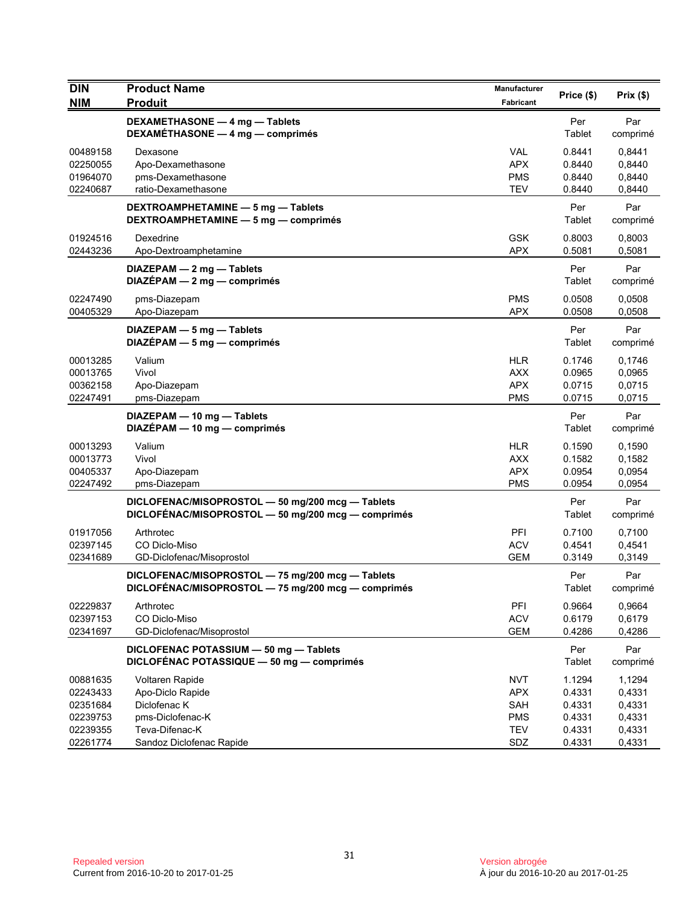| DIN<br>NIM | Product Name<br>Produit | Manufacturer<br>Fabricant | Price ($) | Prix ($) |
|---|---|---|---|---|
| | **DEXAMETHASONE — 4 mg — Tablets**<br>**DEXAMÉTHASONE — 4 mg — comprimés** | | Per Tablet | Par comprimé |
| 00489158 | Dexasone | VAL | 0.8441 | 0,8441 |
| 02250055 | Apo-Dexamethasone | APX | 0.8440 | 0,8440 |
| 01964070 | pms-Dexamethasone | PMS | 0.8440 | 0,8440 |
| 02240687 | ratio-Dexamethasone | TEV | 0.8440 | 0,8440 |
| | **DEXTROAMPHETAMINE — 5 mg — Tablets**<br>**DEXTROAMPHETAMINE — 5 mg — comprimés** | | Per Tablet | Par comprimé |
| 01924516 | Dexedrine | GSK | 0.8003 | 0,8003 |
| 02443236 | Apo-Dextroamphetamine | APX | 0.5081 | 0,5081 |
| | **DIAZEPAM — 2 mg — Tablets**<br>**DIAZÉPAM — 2 mg — comprimés** | | Per Tablet | Par comprimé |
| 02247490 | pms-Diazepam | PMS | 0.0508 | 0,0508 |
| 00405329 | Apo-Diazepam | APX | 0.0508 | 0,0508 |
| | **DIAZEPAM — 5 mg — Tablets**<br>**DIAZÉPAM — 5 mg — comprimés** | | Per Tablet | Par comprimé |
| 00013285 | Valium | HLR | 0.1746 | 0,1746 |
| 00013765 | Vivol | AXX | 0.0965 | 0,0965 |
| 00362158 | Apo-Diazepam | APX | 0.0715 | 0,0715 |
| 02247491 | pms-Diazepam | PMS | 0.0715 | 0,0715 |
| | **DIAZEPAM — 10 mg — Tablets**<br>**DIAZÉPAM — 10 mg — comprimés** | | Per Tablet | Par comprimé |
| 00013293 | Valium | HLR | 0.1590 | 0,1590 |
| 00013773 | Vivol | AXX | 0.1582 | 0,1582 |
| 00405337 | Apo-Diazepam | APX | 0.0954 | 0,0954 |
| 02247492 | pms-Diazepam | PMS | 0.0954 | 0,0954 |
| | **DICLOFENAC/MISOPROSTOL — 50 mg/200 mcg — Tablets**<br>**DICLOFÉNAC/MISOPROSTOL — 50 mg/200 mcg — comprimés** | | Per Tablet | Par comprimé |
| 01917056 | Arthrotec | PFI | 0.7100 | 0,7100 |
| 02397145 | CO Diclo-Miso | ACV | 0.4541 | 0,4541 |
| 02341689 | GD-Diclofenac/Misoprostol | GEM | 0.3149 | 0,3149 |
| | **DICLOFENAC/MISOPROSTOL — 75 mg/200 mcg — Tablets**<br>**DICLOFÉNAC/MISOPROSTOL — 75 mg/200 mcg — comprimés** | | Per Tablet | Par comprimé |
| 02229837 | Arthrotec | PFI | 0.9664 | 0,9664 |
| 02397153 | CO Diclo-Miso | ACV | 0.6179 | 0,6179 |
| 02341697 | GD-Diclofenac/Misoprostol | GEM | 0.4286 | 0,4286 |
| | **DICLOFENAC POTASSIUM — 50 mg — Tablets**<br>**DICLOFÉNAC POTASSIQUE — 50 mg — comprimés** | | Per Tablet | Par comprimé |
| 00881635 | Voltaren Rapide | NVT | 1.1294 | 1,1294 |
| 02243433 | Apo-Diclo Rapide | APX | 0.4331 | 0,4331 |
| 02351684 | Diclofenac K | SAH | 0.4331 | 0,4331 |
| 02239753 | pms-Diclofenac-K | PMS | 0.4331 | 0,4331 |
| 02239355 | Teva-Difenac-K | TEV | 0.4331 | 0,4331 |
| 02261774 | Sandoz Diclofenac Rapide | SDZ | 0.4331 | 0,4331 |

Repealed version
Current from 2016-10-20 to 2017-01-25

Version abrogée
À jour du 2016-10-20 au 2017-01-25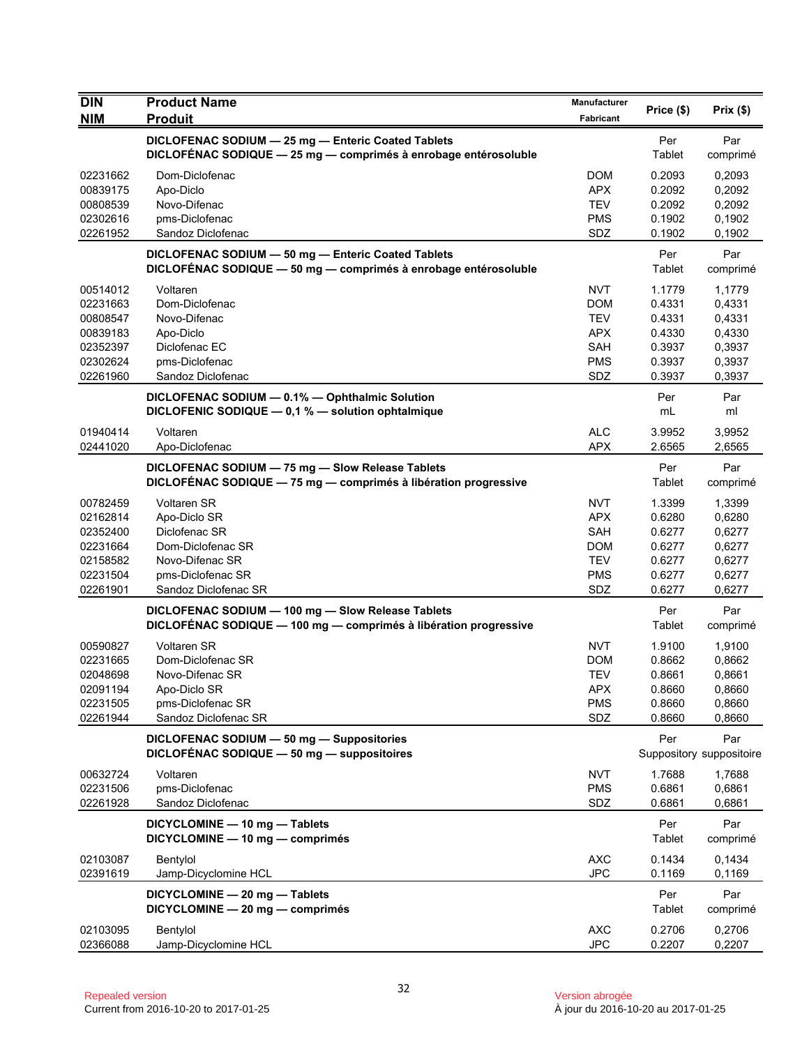| DIN<br>NIM | Product Name<br>Produit | Manufacturer<br>Fabricant | Price ($) | Prix ($) |
|---|---|---|---|---|
| | **DICLOFENAC SODIUM — 25 mg — Enteric Coated Tablets**<br>**DICLOFÉNAC SODIQUE — 25 mg — comprimés à enrobage entérosoluble** | | Per Tablet | Par comprimé |
| 02231662 | Dom-Diclofenac | DOM | 0.2093 | 0,2093 |
| 00839175 | Apo-Diclo | APX | 0.2092 | 0,2092 |
| 00808539 | Novo-Difenac | TEV | 0.2092 | 0,2092 |
| 02302616 | pms-Diclofenac | PMS | 0.1902 | 0,1902 |
| 02261952 | Sandoz Diclofenac | SDZ | 0.1902 | 0,1902 |
| | **DICLOFENAC SODIUM — 50 mg — Enteric Coated Tablets**<br>**DICLOFÉNAC SODIQUE — 50 mg — comprimés à enrobage entérosoluble** | | Per Tablet | Par comprimé |
| 00514012 | Voltaren | NVT | 1.1779 | 1,1779 |
| 02231663 | Dom-Diclofenac | DOM | 0.4331 | 0,4331 |
| 00808547 | Novo-Difenac | TEV | 0.4331 | 0,4331 |
| 00839183 | Apo-Diclo | APX | 0.4330 | 0,4330 |
| 02352397 | Diclofenac EC | SAH | 0.3937 | 0,3937 |
| 02302624 | pms-Diclofenac | PMS | 0.3937 | 0,3937 |
| 02261960 | Sandoz Diclofenac | SDZ | 0.3937 | 0,3937 |
| | **DICLOFENAC SODIUM — 0.1% — Ophthalmic Solution**<br>**DICLOFENIC SODIQUE — 0,1 % — solution ophtalmique** | | Per mL | Par ml |
| 01940414 | Voltaren | ALC | 3.9952 | 3,9952 |
| 02441020 | Apo-Diclofenac | APX | 2.6565 | 2,6565 |
| | **DICLOFENAC SODIUM — 75 mg — Slow Release Tablets**<br>**DICLOFÉNAC SODIQUE — 75 mg — comprimés à libération progressive** | | Per Tablet | Par comprimé |
| 00782459 | Voltaren SR | NVT | 1.3399 | 1,3399 |
| 02162814 | Apo-Diclo SR | APX | 0.6280 | 0,6280 |
| 02352400 | Diclofenac SR | SAH | 0.6277 | 0,6277 |
| 02231664 | Dom-Diclofenac SR | DOM | 0.6277 | 0,6277 |
| 02158582 | Novo-Difenac SR | TEV | 0.6277 | 0,6277 |
| 02231504 | pms-Diclofenac SR | PMS | 0.6277 | 0,6277 |
| 02261901 | Sandoz Diclofenac SR | SDZ | 0.6277 | 0,6277 |
| | **DICLOFENAC SODIUM — 100 mg — Slow Release Tablets**<br>**DICLOFÉNAC SODIQUE — 100 mg — comprimés à libération progressive** | | Per Tablet | Par comprimé |
| 00590827 | Voltaren SR | NVT | 1.9100 | 1,9100 |
| 02231665 | Dom-Diclofenac SR | DOM | 0.8662 | 0,8662 |
| 02048698 | Novo-Difenac SR | TEV | 0.8661 | 0,8661 |
| 02091194 | Apo-Diclo SR | APX | 0.8660 | 0,8660 |
| 02231505 | pms-Diclofenac SR | PMS | 0.8660 | 0,8660 |
| 02261944 | Sandoz Diclofenac SR | SDZ | 0.8660 | 0,8660 |
| | **DICLOFENAC SODIUM — 50 mg — Suppositories**<br>**DICLOFÉNAC SODIQUE — 50 mg — suppositoires** | | Per Suppository | Par suppositoire |
| 00632724 | Voltaren | NVT | 1.7688 | 1,7688 |
| 02231506 | pms-Diclofenac | PMS | 0.6861 | 0,6861 |
| 02261928 | Sandoz Diclofenac | SDZ | 0.6861 | 0,6861 |
| | **DICYCLOMINE — 10 mg — Tablets**<br>**DICYCLOMINE — 10 mg — comprimés** | | Per Tablet | Par comprimé |
| 02103087 | Bentylol | AXC | 0.1434 | 0,1434 |
| 02391619 | Jamp-Dicyclomine HCL | JPC | 0.1169 | 0,1169 |
| | **DICYCLOMINE — 20 mg — Tablets**<br>**DICYCLOMINE — 20 mg — comprimés** | | Per Tablet | Par comprimé |
| 02103095 | Bentylol | AXC | 0.2706 | 0,2706 |
| 02366088 | Jamp-Dicyclomine HCL | JPC | 0.2207 | 0,2207 |

Repealed version
Current from 2016-10-20 to 2017-01-25

Version abrogée
À jour du 2016-10-20 au 2017-01-25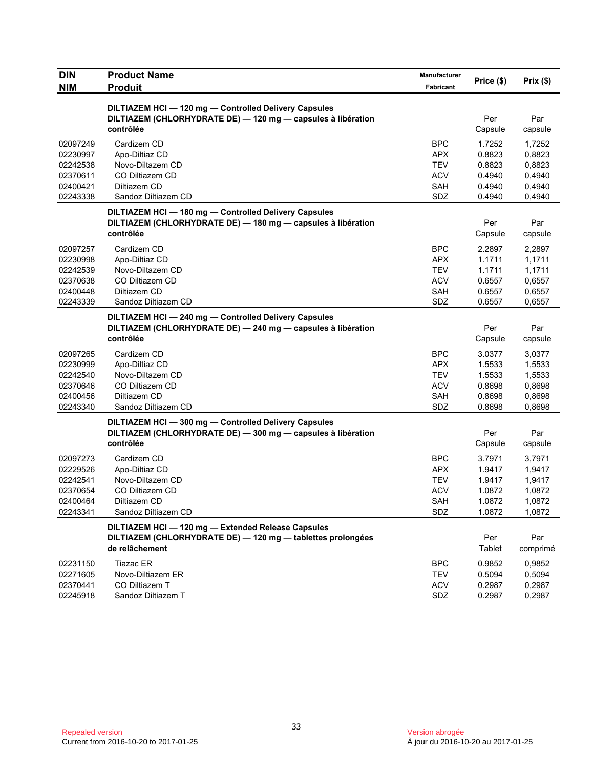| DIN<br>NIM | Product Name<br>Produit | Manufacturer<br>Fabricant | Price ($) | Prix ($) |
|---|---|---|---|---|
| | **DILTIAZEM HCl — 120 mg — Controlled Delivery Capsules**<br>**DILTIAZEM (CHLORHYDRATE DE) — 120 mg — capsules à libération contrôlée** | | Per Capsule | Par capsule |
| 02097249 | Cardizem CD | BPC | 1.7252 | 1,7252 |
| 02230997 | Apo-Diltiaz CD | APX | 0.8823 | 0,8823 |
| 02242538 | Novo-Diltazem CD | TEV | 0.8823 | 0,8823 |
| 02370611 | CO Diltiazem CD | ACV | 0.4940 | 0,4940 |
| 02400421 | Diltiazem CD | SAH | 0.4940 | 0,4940 |
| 02243338 | Sandoz Diltiazem CD | SDZ | 0.4940 | 0,4940 |
| | **DILTIAZEM HCl — 180 mg — Controlled Delivery Capsules**<br>**DILTIAZEM (CHLORHYDRATE DE) — 180 mg — capsules à libération contrôlée** | | Per Capsule | Par capsule |
| 02097257 | Cardizem CD | BPC | 2.2897 | 2,2897 |
| 02230998 | Apo-Diltiaz CD | APX | 1.1711 | 1,1711 |
| 02242539 | Novo-Diltazem CD | TEV | 1.1711 | 1,1711 |
| 02370638 | CO Diltiazem CD | ACV | 0.6557 | 0,6557 |
| 02400448 | Diltiazem CD | SAH | 0.6557 | 0,6557 |
| 02243339 | Sandoz Diltiazem CD | SDZ | 0.6557 | 0,6557 |
| | **DILTIAZEM HCl — 240 mg — Controlled Delivery Capsules**<br>**DILTIAZEM (CHLORHYDRATE DE) — 240 mg — capsules à libération contrôlée** | | Per Capsule | Par capsule |
| 02097265 | Cardizem CD | BPC | 3.0377 | 3,0377 |
| 02230999 | Apo-Diltiaz CD | APX | 1.5533 | 1,5533 |
| 02242540 | Novo-Diltazem CD | TEV | 1.5533 | 1,5533 |
| 02370646 | CO Diltiazem CD | ACV | 0.8698 | 0,8698 |
| 02400456 | Diltiazem CD | SAH | 0.8698 | 0,8698 |
| 02243340 | Sandoz Diltiazem CD | SDZ | 0.8698 | 0,8698 |
| | **DILTIAZEM HCl — 300 mg — Controlled Delivery Capsules**<br>**DILTIAZEM (CHLORHYDRATE DE) — 300 mg — capsules à libération contrôlée** | | Per Capsule | Par capsule |
| 02097273 | Cardizem CD | BPC | 3.7971 | 3,7971 |
| 02229526 | Apo-Diltiaz CD | APX | 1.9417 | 1,9417 |
| 02242541 | Novo-Diltazem CD | TEV | 1.9417 | 1,9417 |
| 02370654 | CO Diltiazem CD | ACV | 1.0872 | 1,0872 |
| 02400464 | Diltiazem CD | SAH | 1.0872 | 1,0872 |
| 02243341 | Sandoz Diltiazem CD | SDZ | 1.0872 | 1,0872 |
| | **DILTIAZEM HCl — 120 mg — Extended Release Capsules**<br>**DILTIAZEM (CHLORHYDRATE DE) — 120 mg — tablettes prolongées de relâchement** | | Per Tablet | Par comprimé |
| 02231150 | Tiazac ER | BPC | 0.9852 | 0,9852 |
| 02271605 | Novo-Diltiazem ER | TEV | 0.5094 | 0,5094 |
| 02370441 | CO Diltiazem T | ACV | 0.2987 | 0,2987 |
| 02245918 | Sandoz Diltiazem T | SDZ | 0.2987 | 0,2987 |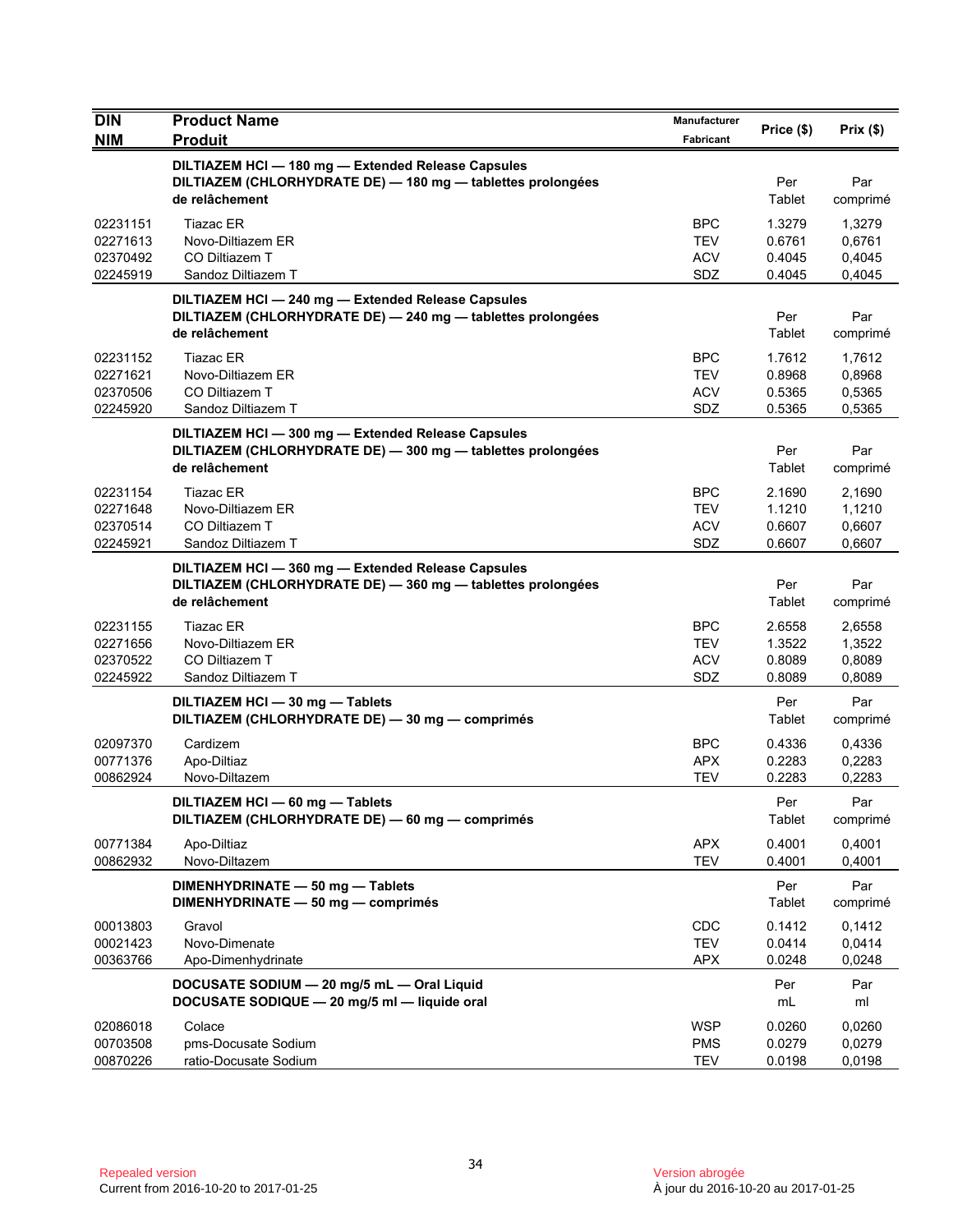| DIN<br>NIM | Product Name<br>Produit | Manufacturer<br>Fabricant | Price ($) | Prix ($) |
|---|---|---|---|---|
| | **DILTIAZEM HCl — 180 mg — Extended Release Capsules**<br>**DILTIAZEM (CHLORHYDRATE DE) — 180 mg — tablettes prolongées de relâchement** | | Per Tablet | Par comprimé |
| 02231151 | Tiazac ER | BPC | 1.3279 | 1,3279 |
| 02271613 | Novo-Diltiazem ER | TEV | 0.6761 | 0,6761 |
| 02370492 | CO Diltiazem T | ACV | 0.4045 | 0,4045 |
| 02245919 | Sandoz Diltiazem T | SDZ | 0.4045 | 0,4045 |
| | **DILTIAZEM HCl — 240 mg — Extended Release Capsules**<br>**DILTIAZEM (CHLORHYDRATE DE) — 240 mg — tablettes prolongées de relâchement** | | Per Tablet | Par comprimé |
| 02231152 | Tiazac ER | BPC | 1.7612 | 1,7612 |
| 02271621 | Novo-Diltiazem ER | TEV | 0.8968 | 0,8968 |
| 02370506 | CO Diltiazem T | ACV | 0.5365 | 0,5365 |
| 02245920 | Sandoz Diltiazem T | SDZ | 0.5365 | 0,5365 |
| | **DILTIAZEM HCl — 300 mg — Extended Release Capsules**<br>**DILTIAZEM (CHLORHYDRATE DE) — 300 mg — tablettes prolongées de relâchement** | | Per Tablet | Par comprimé |
| 02231154 | Tiazac ER | BPC | 2.1690 | 2,1690 |
| 02271648 | Novo-Diltiazem ER | TEV | 1.1210 | 1,1210 |
| 02370514 | CO Diltiazem T | ACV | 0.6607 | 0,6607 |
| 02245921 | Sandoz Diltiazem T | SDZ | 0.6607 | 0,6607 |
| | **DILTIAZEM HCl — 360 mg — Extended Release Capsules**<br>**DILTIAZEM (CHLORHYDRATE DE) — 360 mg — tablettes prolongées de relâchement** | | Per Tablet | Par comprimé |
| 02231155 | Tiazac ER | BPC | 2.6558 | 2,6558 |
| 02271656 | Novo-Diltiazem ER | TEV | 1.3522 | 1,3522 |
| 02370522 | CO Diltiazem T | ACV | 0.8089 | 0,8089 |
| 02245922 | Sandoz Diltiazem T | SDZ | 0.8089 | 0,8089 |
| | **DILTIAZEM HCl — 30 mg — Tablets**<br>**DILTIAZEM (CHLORHYDRATE DE) — 30 mg — comprimés** | | Per Tablet | Par comprimé |
| 02097370 | Cardizem | BPC | 0.4336 | 0,4336 |
| 00771376 | Apo-Diltiaz | APX | 0.2283 | 0,2283 |
| 00862924 | Novo-Diltazem | TEV | 0.2283 | 0,2283 |
| | **DILTIAZEM HCl — 60 mg — Tablets**<br>**DILTIAZEM (CHLORHYDRATE DE) — 60 mg — comprimés** | | Per Tablet | Par comprimé |
| 00771384 | Apo-Diltiaz | APX | 0.4001 | 0,4001 |
| 00862932 | Novo-Diltazem | TEV | 0.4001 | 0,4001 |
| | **DIMENHYDRINATE — 50 mg — Tablets**<br>**DIMENHYDRINATE — 50 mg — comprimés** | | Per Tablet | Par comprimé |
| 00013803 | Gravol | CDC | 0.1412 | 0,1412 |
| 00021423 | Novo-Dimenate | TEV | 0.0414 | 0,0414 |
| 00363766 | Apo-Dimenhydrinate | APX | 0.0248 | 0,0248 |
| | **DOCUSATE SODIUM — 20 mg/5 mL — Oral Liquid**<br>**DOCUSATE SODIQUE — 20 mg/5 ml — liquide oral** | | Per mL | Par ml |
| 02086018 | Colace | WSP | 0.0260 | 0,0260 |
| 00703508 | pms-Docusate Sodium | PMS | 0.0279 | 0,0279 |
| 00870226 | ratio-Docusate Sodium | TEV | 0.0198 | 0,0198 |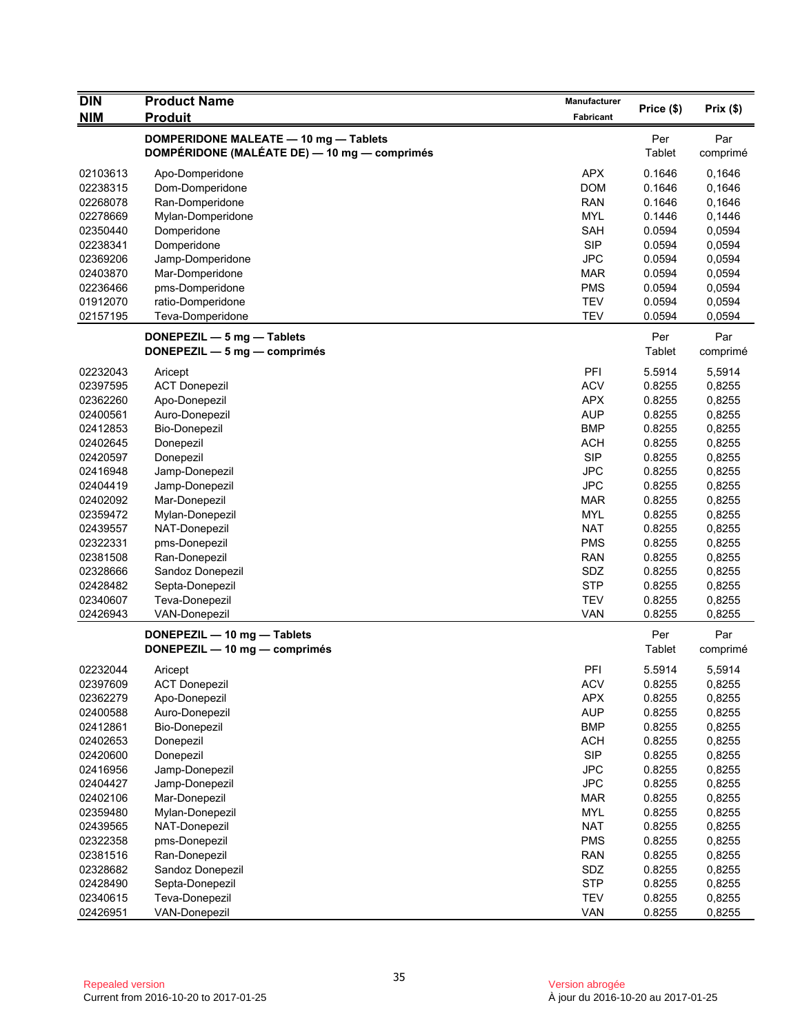| DIN<br>NIM | Product Name<br>Produit | Manufacturer<br>Fabricant | Price ($) | Prix ($) |
|---|---|---|---|---|
| | **DOMPERIDONE MALEATE — 10 mg — Tablets**<br>**DOMPÉRIDONE (MALÉATE DE) — 10 mg — comprimés** | | Per Tablet | Par comprimé |
| 02103613 | Apo-Domperidone | APX | 0.1646 | 0,1646 |
| 02238315 | Dom-Domperidone | DOM | 0.1646 | 0,1646 |
| 02268078 | Ran-Domperidone | RAN | 0.1646 | 0,1646 |
| 02278669 | Mylan-Domperidone | MYL | 0.1446 | 0,1446 |
| 02350440 | Domperidone | SAH | 0.0594 | 0,0594 |
| 02238341 | Domperidone | SIP | 0.0594 | 0,0594 |
| 02369206 | Jamp-Domperidone | JPC | 0.0594 | 0,0594 |
| 02403870 | Mar-Domperidone | MAR | 0.0594 | 0,0594 |
| 02236466 | pms-Domperidone | PMS | 0.0594 | 0,0594 |
| 01912070 | ratio-Domperidone | TEV | 0.0594 | 0,0594 |
| 02157195 | Teva-Domperidone | TEV | 0.0594 | 0,0594 |
| | **DONEPEZIL — 5 mg — Tablets**<br>**DONEPEZIL — 5 mg — comprimés** | | Per Tablet | Par comprimé |
| 02232043 | Aricept | PFI | 5.5914 | 5,5914 |
| 02397595 | ACT Donepezil | ACV | 0.8255 | 0,8255 |
| 02362260 | Apo-Donepezil | APX | 0.8255 | 0,8255 |
| 02400561 | Auro-Donepezil | AUP | 0.8255 | 0,8255 |
| 02412853 | Bio-Donepezil | BMP | 0.8255 | 0,8255 |
| 02402645 | Donepezil | ACH | 0.8255 | 0,8255 |
| 02420597 | Donepezil | SIP | 0.8255 | 0,8255 |
| 02416948 | Jamp-Donepezil | JPC | 0.8255 | 0,8255 |
| 02404419 | Jamp-Donepezil | JPC | 0.8255 | 0,8255 |
| 02402092 | Mar-Donepezil | MAR | 0.8255 | 0,8255 |
| 02359472 | Mylan-Donepezil | MYL | 0.8255 | 0,8255 |
| 02439557 | NAT-Donepezil | NAT | 0.8255 | 0,8255 |
| 02322331 | pms-Donepezil | PMS | 0.8255 | 0,8255 |
| 02381508 | Ran-Donepezil | RAN | 0.8255 | 0,8255 |
| 02328666 | Sandoz Donepezil | SDZ | 0.8255 | 0,8255 |
| 02428482 | Septa-Donepezil | STP | 0.8255 | 0,8255 |
| 02340607 | Teva-Donepezil | TEV | 0.8255 | 0,8255 |
| 02426943 | VAN-Donepezil | VAN | 0.8255 | 0,8255 |
| | **DONEPEZIL — 10 mg — Tablets**<br>**DONEPEZIL — 10 mg — comprimés** | | Per Tablet | Par comprimé |
| 02232044 | Aricept | PFI | 5.5914 | 5,5914 |
| 02397609 | ACT Donepezil | ACV | 0.8255 | 0,8255 |
| 02362279 | Apo-Donepezil | APX | 0.8255 | 0,8255 |
| 02400588 | Auro-Donepezil | AUP | 0.8255 | 0,8255 |
| 02412861 | Bio-Donepezil | BMP | 0.8255 | 0,8255 |
| 02402653 | Donepezil | ACH | 0.8255 | 0,8255 |
| 02420600 | Donepezil | SIP | 0.8255 | 0,8255 |
| 02416956 | Jamp-Donepezil | JPC | 0.8255 | 0,8255 |
| 02404427 | Jamp-Donepezil | JPC | 0.8255 | 0,8255 |
| 02402106 | Mar-Donepezil | MAR | 0.8255 | 0,8255 |
| 02359480 | Mylan-Donepezil | MYL | 0.8255 | 0,8255 |
| 02439565 | NAT-Donepezil | NAT | 0.8255 | 0,8255 |
| 02322358 | pms-Donepezil | PMS | 0.8255 | 0,8255 |
| 02381516 | Ran-Donepezil | RAN | 0.8255 | 0,8255 |
| 02328682 | Sandoz Donepezil | SDZ | 0.8255 | 0,8255 |
| 02428490 | Septa-Donepezil | STP | 0.8255 | 0,8255 |
| 02340615 | Teva-Donepezil | TEV | 0.8255 | 0,8255 |
| 02426951 | VAN-Donepezil | VAN | 0.8255 | 0,8255 |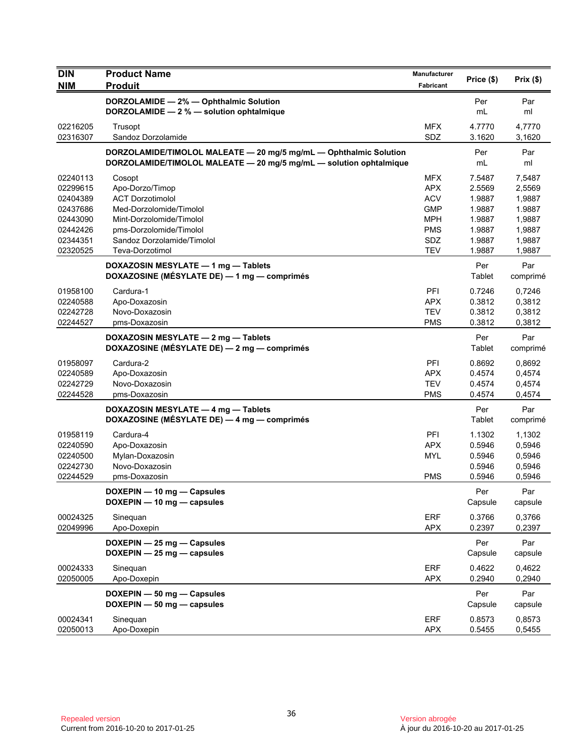| DIN<br>NIM | Product Name<br>Produit | Manufacturer<br>Fabricant | Price ($) | Prix ($) |
|---|---|---|---|---|
| | **DORZOLAMIDE — 2% — Ophthalmic Solution**<br>**DORZOLAMIDE — 2 % — solution ophtalmique** | | Per<br>mL | Par<br>ml |
| 02216205 | Trusopt | MFX | 4.7770 | 4,7770 |
| 02316307 | Sandoz Dorzolamide | SDZ | 3.1620 | 3,1620 |
| | **DORZOLAMIDE/TIMOLOL MALEATE — 20 mg/5 mg/mL — Ophthalmic Solution**<br>**DORZOLAMIDE/TIMOLOL MALEATE — 20 mg/5 mg/mL — solution ophtalmique** | | Per<br>mL | Par<br>ml |
| 02240113 | Cosopt | MFX | 7.5487 | 7,5487 |
| 02299615 | Apo-Dorzo/Timop | APX | 2.5569 | 2,5569 |
| 02404389 | ACT Dorzotimolol | ACV | 1.9887 | 1,9887 |
| 02437686 | Med-Dorzolomide/Timolol | GMP | 1.9887 | 1.9887 |
| 02443090 | Mint-Dorzolomide/Timolol | MPH | 1.9887 | 1,9887 |
| 02442426 | pms-Dorzolomide/Timolol | PMS | 1.9887 | 1,9887 |
| 02344351 | Sandoz Dorzolamide/Timolol | SDZ | 1.9887 | 1,9887 |
| 02320525 | Teva-Dorzotimol | TEV | 1.9887 | 1,9887 |
| | **DOXAZOSIN MESYLATE — 1 mg — Tablets**<br>**DOXAZOSINE (MÉSYLATE DE) — 1 mg — comprimés** | | Per<br>Tablet | Par<br>comprimé |
| 01958100 | Cardura-1 | PFI | 0.7246 | 0,7246 |
| 02240588 | Apo-Doxazosin | APX | 0.3812 | 0,3812 |
| 02242728 | Novo-Doxazosin | TEV | 0.3812 | 0,3812 |
| 02244527 | pms-Doxazosin | PMS | 0.3812 | 0,3812 |
| | **DOXAZOSIN MESYLATE — 2 mg — Tablets**<br>**DOXAZOSINE (MÉSYLATE DE) — 2 mg — comprimés** | | Per<br>Tablet | Par<br>comprimé |
| 01958097 | Cardura-2 | PFI | 0.8692 | 0,8692 |
| 02240589 | Apo-Doxazosin | APX | 0.4574 | 0,4574 |
| 02242729 | Novo-Doxazosin | TEV | 0.4574 | 0,4574 |
| 02244528 | pms-Doxazosin | PMS | 0.4574 | 0,4574 |
| | **DOXAZOSIN MESYLATE — 4 mg — Tablets**<br>**DOXAZOSINE (MÉSYLATE DE) — 4 mg — comprimés** | | Per<br>Tablet | Par<br>comprimé |
| 01958119 | Cardura-4 | PFI | 1.1302 | 1,1302 |
| 02240590 | Apo-Doxazosin | APX | 0.5946 | 0,5946 |
| 02240500 | Mylan-Doxazosin | MYL | 0.5946 | 0,5946 |
| 02242730 | Novo-Doxazosin | | 0.5946 | 0,5946 |
| 02244529 | pms-Doxazosin | PMS | 0.5946 | 0,5946 |
| | **DOXEPIN — 10 mg — Capsules**<br>**DOXEPIN — 10 mg — capsules** | | Per<br>Capsule | Par<br>capsule |
| 00024325 | Sinequan | ERF | 0.3766 | 0,3766 |
| 02049996 | Apo-Doxepin | APX | 0.2397 | 0,2397 |
| | **DOXEPIN — 25 mg — Capsules**<br>**DOXEPIN — 25 mg — capsules** | | Per<br>Capsule | Par<br>capsule |
| 00024333 | Sinequan | ERF | 0.4622 | 0,4622 |
| 02050005 | Apo-Doxepin | APX | 0.2940 | 0,2940 |
| | **DOXEPIN — 50 mg — Capsules**<br>**DOXEPIN — 50 mg — capsules** | | Per<br>Capsule | Par<br>capsule |
| 00024341 | Sinequan | ERF | 0.8573 | 0,8573 |
| 02050013 | Apo-Doxepin | APX | 0.5455 | 0,5455 |

Repealed version
Current from 2016-10-20 to 2017-01-25

Version abrogée
À jour du 2016-10-20 au 2017-01-25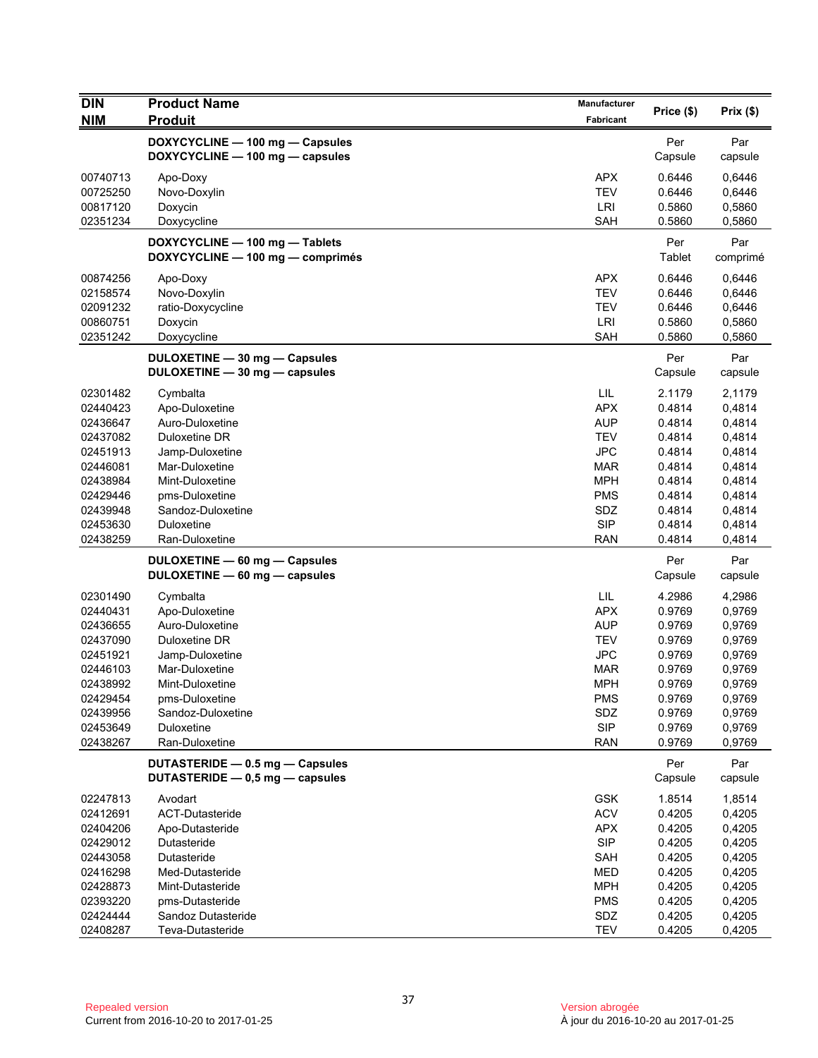| DIN<br>NIM | Product Name<br>Produit | Manufacturer<br>Fabricant | Price ($) | Prix ($) |
|---|---|---|---|---|
| | **DOXYCYCLINE — 100 mg — Capsules**<br>**DOXYCYCLINE — 100 mg — capsules** | | Per Capsule | Par capsule |
| 00740713 | Apo-Doxy | APX | 0.6446 | 0,6446 |
| 00725250 | Novo-Doxylin | TEV | 0.6446 | 0,6446 |
| 00817120 | Doxycin | LRI | 0.5860 | 0,5860 |
| 02351234 | Doxycycline | SAH | 0.5860 | 0,5860 |
| | **DOXYCYCLINE — 100 mg — Tablets**<br>**DOXYCYCLINE — 100 mg — comprimés** | | Per Tablet | Par comprimé |
| 00874256 | Apo-Doxy | APX | 0.6446 | 0,6446 |
| 02158574 | Novo-Doxylin | TEV | 0.6446 | 0,6446 |
| 02091232 | ratio-Doxycycline | TEV | 0.6446 | 0,6446 |
| 00860751 | Doxycin | LRI | 0.5860 | 0,5860 |
| 02351242 | Doxycycline | SAH | 0.5860 | 0,5860 |
| | **DULOXETINE — 30 mg — Capsules**<br>**DULOXETINE — 30 mg — capsules** | | Per Capsule | Par capsule |
| 02301482 | Cymbalta | LIL | 2.1179 | 2,1179 |
| 02440423 | Apo-Duloxetine | APX | 0.4814 | 0,4814 |
| 02436647 | Auro-Duloxetine | AUP | 0.4814 | 0,4814 |
| 02437082 | Duloxetine DR | TEV | 0.4814 | 0,4814 |
| 02451913 | Jamp-Duloxetine | JPC | 0.4814 | 0,4814 |
| 02446081 | Mar-Duloxetine | MAR | 0.4814 | 0,4814 |
| 02438984 | Mint-Duloxetine | MPH | 0.4814 | 0,4814 |
| 02429446 | pms-Duloxetine | PMS | 0.4814 | 0,4814 |
| 02439948 | Sandoz-Duloxetine | SDZ | 0.4814 | 0,4814 |
| 02453630 | Duloxetine | SIP | 0.4814 | 0,4814 |
| 02438259 | Ran-Duloxetine | RAN | 0.4814 | 0,4814 |
| | **DULOXETINE — 60 mg — Capsules**<br>**DULOXETINE — 60 mg — capsules** | | Per Capsule | Par capsule |
| 02301490 | Cymbalta | LIL | 4.2986 | 4,2986 |
| 02440431 | Apo-Duloxetine | APX | 0.9769 | 0,9769 |
| 02436655 | Auro-Duloxetine | AUP | 0.9769 | 0,9769 |
| 02437090 | Duloxetine DR | TEV | 0.9769 | 0,9769 |
| 02451921 | Jamp-Duloxetine | JPC | 0.9769 | 0,9769 |
| 02446103 | Mar-Duloxetine | MAR | 0.9769 | 0,9769 |
| 02438992 | Mint-Duloxetine | MPH | 0.9769 | 0,9769 |
| 02429454 | pms-Duloxetine | PMS | 0.9769 | 0,9769 |
| 02439956 | Sandoz-Duloxetine | SDZ | 0.9769 | 0,9769 |
| 02453649 | Duloxetine | SIP | 0.9769 | 0,9769 |
| 02438267 | Ran-Duloxetine | RAN | 0.9769 | 0,9769 |
| | **DUTASTERIDE — 0.5 mg — Capsules**<br>**DUTASTERIDE — 0,5 mg — capsules** | | Per Capsule | Par capsule |
| 02247813 | Avodart | GSK | 1.8514 | 1,8514 |
| 02412691 | ACT-Dutasteride | ACV | 0.4205 | 0,4205 |
| 02404206 | Apo-Dutasteride | APX | 0.4205 | 0,4205 |
| 02429012 | Dutasteride | SIP | 0.4205 | 0,4205 |
| 02443058 | Dutasteride | SAH | 0.4205 | 0,4205 |
| 02416298 | Med-Dutasteride | MED | 0.4205 | 0,4205 |
| 02428873 | Mint-Dutasteride | MPH | 0.4205 | 0,4205 |
| 02393220 | pms-Dutasteride | PMS | 0.4205 | 0,4205 |
| 02424444 | Sandoz Dutasteride | SDZ | 0.4205 | 0,4205 |
| 02408287 | Teva-Dutasteride | TEV | 0.4205 | 0,4205 |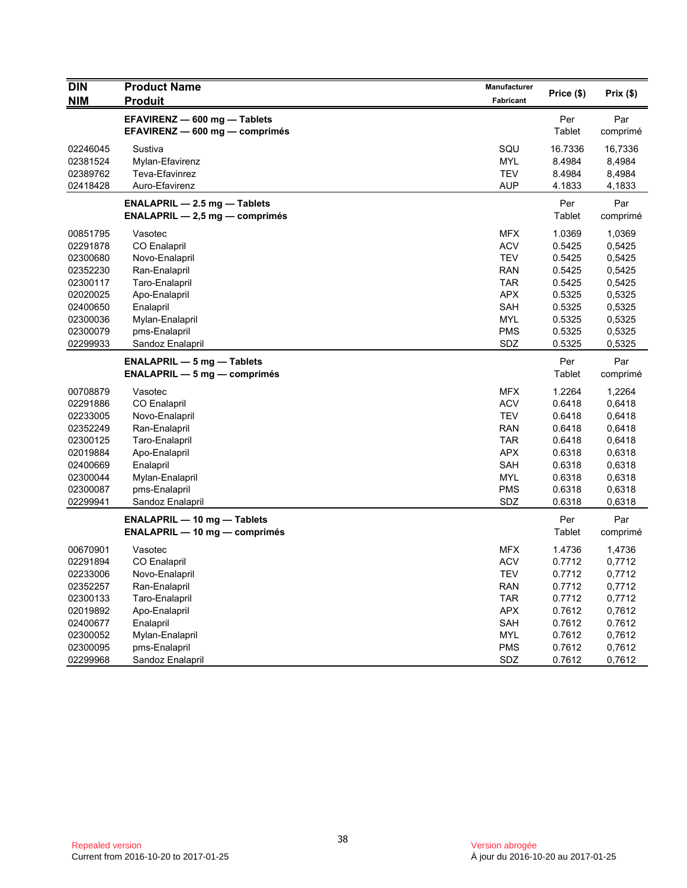| DIN<br>NIM | Product Name<br>Produit | Manufacturer<br>Fabricant | Price ($) | Prix ($) |
|---|---|---|---|---|
| | **EFAVIRENZ — 600 mg — Tablets**<br>**EFAVIRENZ — 600 mg — comprimés** | | Per Tablet | Par comprimé |
| 02246045 | Sustiva | SQU | 16.7336 | 16,7336 |
| 02381524 | Mylan-Efavirenz | MYL | 8.4984 | 8,4984 |
| 02389762 | Teva-Efavinrez | TEV | 8.4984 | 8,4984 |
| 02418428 | Auro-Efavirenz | AUP | 4.1833 | 4,1833 |
| | **ENALAPRIL — 2.5 mg — Tablets**<br>**ENALAPRIL — 2,5 mg — comprimés** | | Per Tablet | Par comprimé |
| 00851795 | Vasotec | MFX | 1.0369 | 1,0369 |
| 02291878 | CO Enalapril | ACV | 0.5425 | 0,5425 |
| 02300680 | Novo-Enalapril | TEV | 0.5425 | 0,5425 |
| 02352230 | Ran-Enalapril | RAN | 0.5425 | 0,5425 |
| 02300117 | Taro-Enalapril | TAR | 0.5425 | 0,5425 |
| 02020025 | Apo-Enalapril | APX | 0.5325 | 0,5325 |
| 02400650 | Enalapril | SAH | 0.5325 | 0,5325 |
| 02300036 | Mylan-Enalapril | MYL | 0.5325 | 0,5325 |
| 02300079 | pms-Enalapril | PMS | 0.5325 | 0,5325 |
| 02299933 | Sandoz Enalapril | SDZ | 0.5325 | 0,5325 |
| | **ENALAPRIL — 5 mg — Tablets**<br>**ENALAPRIL — 5 mg — comprimés** | | Per Tablet | Par comprimé |
| 00708879 | Vasotec | MFX | 1.2264 | 1,2264 |
| 02291886 | CO Enalapril | ACV | 0.6418 | 0,6418 |
| 02233005 | Novo-Enalapril | TEV | 0.6418 | 0,6418 |
| 02352249 | Ran-Enalapril | RAN | 0.6418 | 0,6418 |
| 02300125 | Taro-Enalapril | TAR | 0.6418 | 0,6418 |
| 02019884 | Apo-Enalapril | APX | 0.6318 | 0,6318 |
| 02400669 | Enalapril | SAH | 0.6318 | 0,6318 |
| 02300044 | Mylan-Enalapril | MYL | 0.6318 | 0,6318 |
| 02300087 | pms-Enalapril | PMS | 0.6318 | 0,6318 |
| 02299941 | Sandoz Enalapril | SDZ | 0.6318 | 0,6318 |
| | **ENALAPRIL — 10 mg — Tablets**<br>**ENALAPRIL — 10 mg — comprimés** | | Per Tablet | Par comprimé |
| 00670901 | Vasotec | MFX | 1.4736 | 1,4736 |
| 02291894 | CO Enalapril | ACV | 0.7712 | 0,7712 |
| 02233006 | Novo-Enalapril | TEV | 0.7712 | 0,7712 |
| 02352257 | Ran-Enalapril | RAN | 0.7712 | 0,7712 |
| 02300133 | Taro-Enalapril | TAR | 0.7712 | 0,7712 |
| 02019892 | Apo-Enalapril | APX | 0.7612 | 0,7612 |
| 02400677 | Enalapril | SAH | 0.7612 | 0.7612 |
| 02300052 | Mylan-Enalapril | MYL | 0.7612 | 0,7612 |
| 02300095 | pms-Enalapril | PMS | 0.7612 | 0,7612 |
| 02299968 | Sandoz Enalapril | SDZ | 0.7612 | 0,7612 |

Repealed version
Current from 2016-10-20 to 2017-01-25

Version abrogée
À jour du 2016-10-20 au 2017-01-25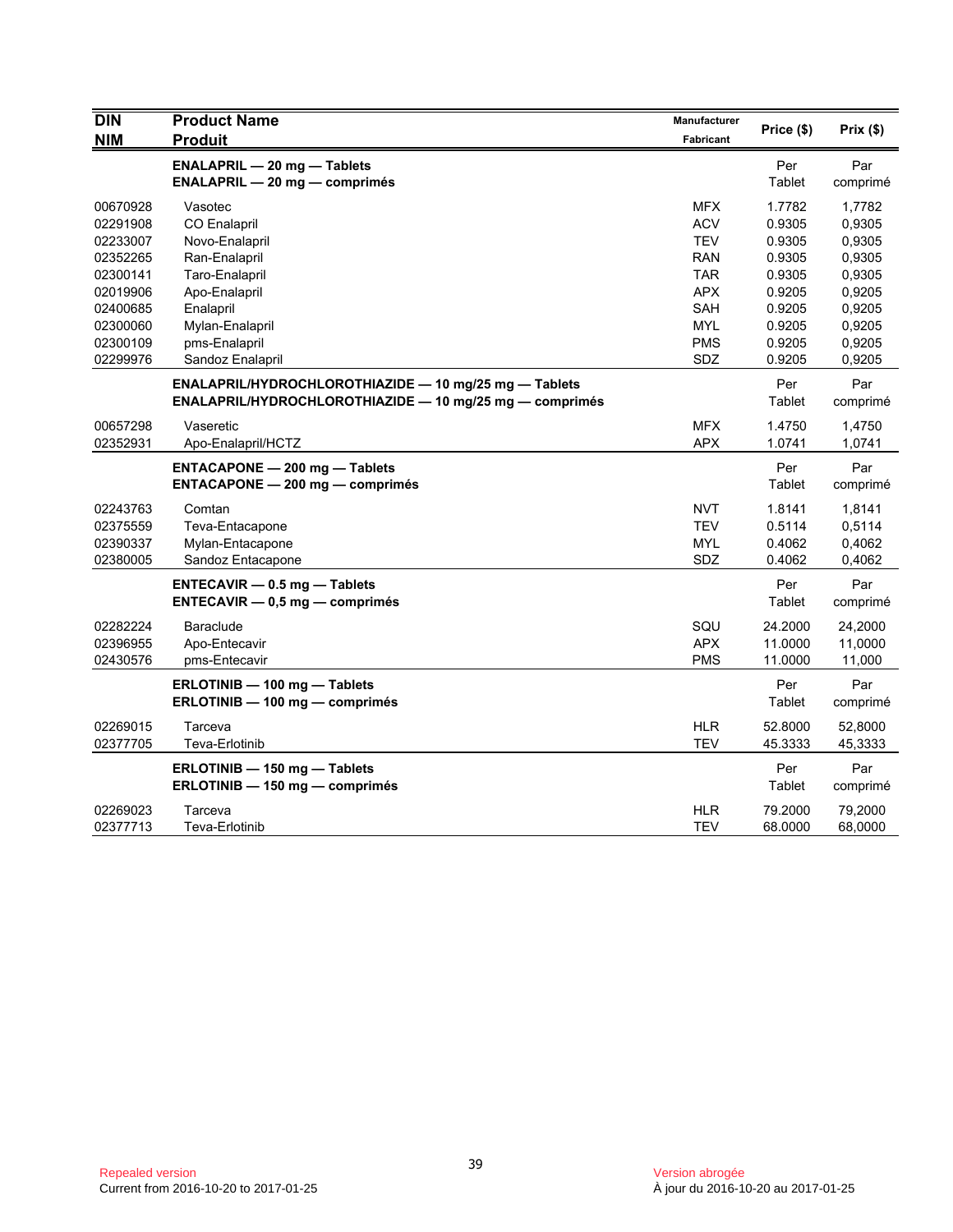| DIN<br>NIM | Product Name<br>Produit | Manufacturer<br>Fabricant | Price ($) | Prix ($) |
|---|---|---|---|---|
| | **ENALAPRIL — 20 mg — Tablets**<br>**ENALAPRIL — 20 mg — comprimés** | | Per Tablet | Par comprimé |
| 00670928 | Vasotec | MFX | 1.7782 | 1,7782 |
| 02291908 | CO Enalapril | ACV | 0.9305 | 0,9305 |
| 02233007 | Novo-Enalapril | TEV | 0.9305 | 0,9305 |
| 02352265 | Ran-Enalapril | RAN | 0.9305 | 0,9305 |
| 02300141 | Taro-Enalapril | TAR | 0.9305 | 0,9305 |
| 02019906 | Apo-Enalapril | APX | 0.9205 | 0,9205 |
| 02400685 | Enalapril | SAH | 0.9205 | 0,9205 |
| 02300060 | Mylan-Enalapril | MYL | 0.9205 | 0,9205 |
| 02300109 | pms-Enalapril | PMS | 0.9205 | 0,9205 |
| 02299976 | Sandoz Enalapril | SDZ | 0.9205 | 0,9205 |
| | **ENALAPRIL/HYDROCHLOROTHIAZIDE — 10 mg/25 mg — Tablets**<br>**ENALAPRIL/HYDROCHLOROTHIAZIDE — 10 mg/25 mg — comprimés** | | Per Tablet | Par comprimé |
| 00657298 | Vaseretic | MFX | 1.4750 | 1,4750 |
| 02352931 | Apo-Enalapril/HCTZ | APX | 1.0741 | 1,0741 |
| | **ENTACAPONE — 200 mg — Tablets**<br>**ENTACAPONE — 200 mg — comprimés** | | Per Tablet | Par comprimé |
| 02243763 | Comtan | NVT | 1.8141 | 1,8141 |
| 02375559 | Teva-Entacapone | TEV | 0.5114 | 0,5114 |
| 02390337 | Mylan-Entacapone | MYL | 0.4062 | 0,4062 |
| 02380005 | Sandoz Entacapone | SDZ | 0.4062 | 0,4062 |
| | **ENTECAVIR — 0.5 mg — Tablets**<br>**ENTECAVIR — 0,5 mg — comprimés** | | Per Tablet | Par comprimé |
| 02282224 | Baraclude | SQU | 24.2000 | 24,2000 |
| 02396955 | Apo-Entecavir | APX | 11.0000 | 11,0000 |
| 02430576 | pms-Entecavir | PMS | 11.0000 | 11,000 |
| | **ERLOTINIB — 100 mg — Tablets**<br>**ERLOTINIB — 100 mg — comprimés** | | Per Tablet | Par comprimé |
| 02269015 | Tarceva | HLR | 52.8000 | 52,8000 |
| 02377705 | Teva-Erlotinib | TEV | 45.3333 | 45,3333 |
| | **ERLOTINIB — 150 mg — Tablets**<br>**ERLOTINIB — 150 mg — comprimés** | | Per Tablet | Par comprimé |
| 02269023 | Tarceva | HLR | 79.2000 | 79,2000 |
| 02377713 | Teva-Erlotinib | TEV | 68.0000 | 68,0000 |

Repealed version
Current from 2016-10-20 to 2017-01-25

Version abrogée
À jour du 2016-10-20 au 2017-01-25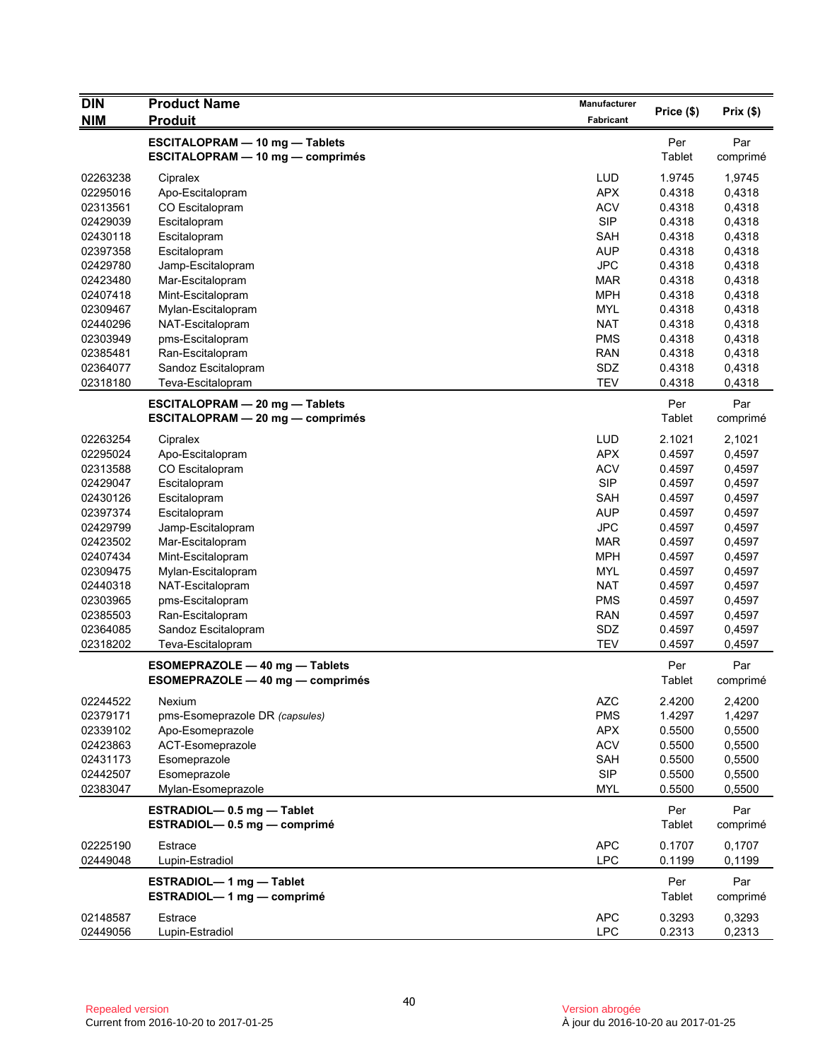| DIN<br>NIM | Product Name<br>Produit | Manufacturer<br>Fabricant | Price ($) | Prix ($) |
|---|---|---|---|---|
| | **ESCITALOPRAM — 10 mg — Tablets**<br>**ESCITALOPRAM — 10 mg — comprimés** | | Per Tablet | Par comprimé |
| 02263238 | Cipralex | LUD | 1.9745 | 1,9745 |
| 02295016 | Apo-Escitalopram | APX | 0.4318 | 0,4318 |
| 02313561 | CO Escitalopram | ACV | 0.4318 | 0,4318 |
| 02429039 | Escitalopram | SIP | 0.4318 | 0,4318 |
| 02430118 | Escitalopram | SAH | 0.4318 | 0,4318 |
| 02397358 | Escitalopram | AUP | 0.4318 | 0,4318 |
| 02429780 | Jamp-Escitalopram | JPC | 0.4318 | 0,4318 |
| 02423480 | Mar-Escitalopram | MAR | 0.4318 | 0,4318 |
| 02407418 | Mint-Escitalopram | MPH | 0.4318 | 0,4318 |
| 02309467 | Mylan-Escitalopram | MYL | 0.4318 | 0,4318 |
| 02440296 | NAT-Escitalopram | NAT | 0.4318 | 0,4318 |
| 02303949 | pms-Escitalopram | PMS | 0.4318 | 0,4318 |
| 02385481 | Ran-Escitalopram | RAN | 0.4318 | 0,4318 |
| 02364077 | Sandoz Escitalopram | SDZ | 0.4318 | 0,4318 |
| 02318180 | Teva-Escitalopram | TEV | 0.4318 | 0,4318 |
| | **ESCITALOPRAM — 20 mg — Tablets**<br>**ESCITALOPRAM — 20 mg — comprimés** | | Per Tablet | Par comprimé |
| 02263254 | Cipralex | LUD | 2.1021 | 2,1021 |
| 02295024 | Apo-Escitalopram | APX | 0.4597 | 0,4597 |
| 02313588 | CO Escitalopram | ACV | 0.4597 | 0,4597 |
| 02429047 | Escitalopram | SIP | 0.4597 | 0,4597 |
| 02430126 | Escitalopram | SAH | 0.4597 | 0,4597 |
| 02397374 | Escitalopram | AUP | 0.4597 | 0,4597 |
| 02429799 | Jamp-Escitalopram | JPC | 0.4597 | 0,4597 |
| 02423502 | Mar-Escitalopram | MAR | 0.4597 | 0,4597 |
| 02407434 | Mint-Escitalopram | MPH | 0.4597 | 0,4597 |
| 02309475 | Mylan-Escitalopram | MYL | 0.4597 | 0,4597 |
| 02440318 | NAT-Escitalopram | NAT | 0.4597 | 0,4597 |
| 02303965 | pms-Escitalopram | PMS | 0.4597 | 0,4597 |
| 02385503 | Ran-Escitalopram | RAN | 0.4597 | 0,4597 |
| 02364085 | Sandoz Escitalopram | SDZ | 0.4597 | 0,4597 |
| 02318202 | Teva-Escitalopram | TEV | 0.4597 | 0,4597 |
| | **ESOMEPRAZOLE — 40 mg — Tablets**<br>**ESOMEPRAZOLE — 40 mg — comprimés** | | Per Tablet | Par comprimé |
| 02244522 | Nexium | AZC | 2.4200 | 2,4200 |
| 02379171 | pms-Esomeprazole DR *(capsules)* | PMS | 1.4297 | 1,4297 |
| 02339102 | Apo-Esomeprazole | APX | 0.5500 | 0,5500 |
| 02423863 | ACT-Esomeprazole | ACV | 0.5500 | 0,5500 |
| 02431173 | Esomeprazole | SAH | 0.5500 | 0,5500 |
| 02442507 | Esomeprazole | SIP | 0.5500 | 0,5500 |
| 02383047 | Mylan-Esomeprazole | MYL | 0.5500 | 0,5500 |
| | **ESTRADIOL— 0.5 mg — Tablet**<br>**ESTRADIOL— 0.5 mg — comprimé** | | Per Tablet | Par comprimé |
| 02225190 | Estrace | APC | 0.1707 | 0,1707 |
| 02449048 | Lupin-Estradiol | LPC | 0.1199 | 0,1199 |
| | **ESTRADIOL— 1 mg — Tablet**<br>**ESTRADIOL— 1 mg — comprimé** | | Per Tablet | Par comprimé |
| 02148587 | Estrace | APC | 0.3293 | 0,3293 |
| 02449056 | Lupin-Estradiol | LPC | 0.2313 | 0,2313 |

Repealed version
Current from 2016-10-20 to 2017-01-25

Version abrogée
À jour du 2016-10-20 au 2017-01-25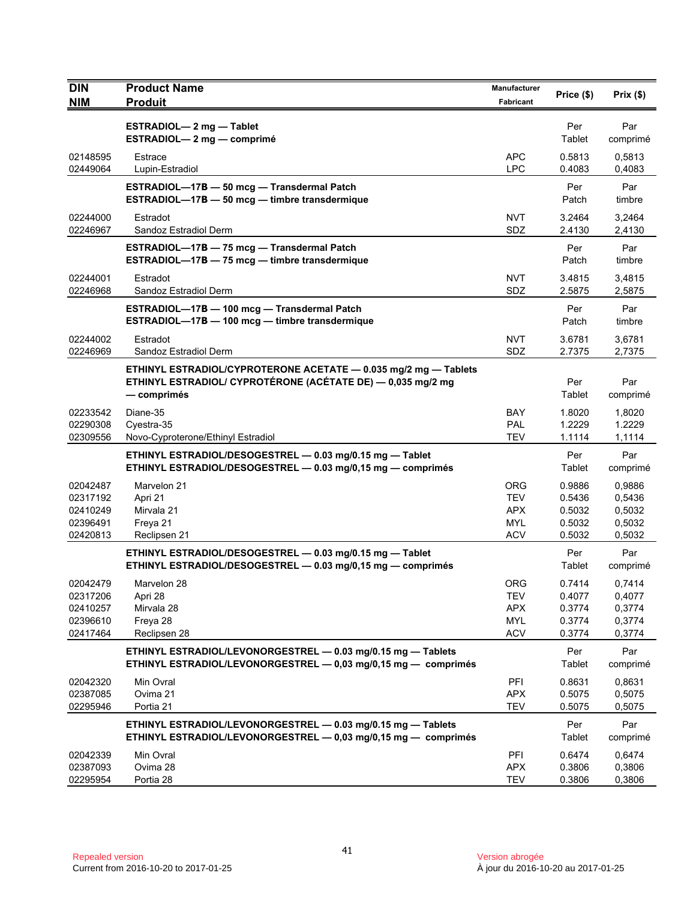| DIN<br>NIM | Product Name<br>Produit | Manufacturer<br>Fabricant | Price ($) | Prix ($) |
|---|---|---|---|---|
| | **ESTRADIOL— 2 mg — Tablet**<br>**ESTRADIOL— 2 mg — comprimé** | | Per<br>Tablet | Par<br>comprimé |
| 02148595 | Estrace | APC | 0.5813 | 0,5813 |
| 02449064 | Lupin-Estradiol | LPC | 0.4083 | 0,4083 |
| | **ESTRADIOL—17B — 50 mcg — Transdermal Patch**<br>**ESTRADIOL—17B — 50 mcg — timbre transdermique** | | Per<br>Patch | Par<br>timbre |
| 02244000 | Estradot | NVT | 3.2464 | 3,2464 |
| 02246967 | Sandoz Estradiol Derm | SDZ | 2.4130 | 2,4130 |
| | **ESTRADIOL—17B — 75 mcg — Transdermal Patch**<br>**ESTRADIOL—17B — 75 mcg — timbre transdermique** | | Per<br>Patch | Par<br>timbre |
| 02244001 | Estradot | NVT | 3.4815 | 3,4815 |
| 02246968 | Sandoz Estradiol Derm | SDZ | 2.5875 | 2,5875 |
| | **ESTRADIOL—17B — 100 mcg — Transdermal Patch**<br>**ESTRADIOL—17B — 100 mcg — timbre transdermique** | | Per<br>Patch | Par<br>timbre |
| 02244002 | Estradot | NVT | 3.6781 | 3,6781 |
| 02246969 | Sandoz Estradiol Derm | SDZ | 2.7375 | 2,7375 |
| | **ETHINYL ESTRADIOL/CYPROTERONE ACETATE — 0.035 mg/2 mg — Tablets**<br>**ETHINYL ESTRADIOL/ CYPROTÉRONE (ACÉTATE DE) — 0,035 mg/2 mg — comprimés** | | Per<br>Tablet | Par<br>comprimé |
| 02233542 | Diane-35 | BAY | 1.8020 | 1,8020 |
| 02290308 | Cyestra-35 | PAL | 1.2229 | 1.2229 |
| 02309556 | Novo-Cyproterone/Ethinyl Estradiol | TEV | 1.1114 | 1,1114 |
| | **ETHINYL ESTRADIOL/DESOGESTREL — 0.03 mg/0.15 mg — Tablet**<br>**ETHINYL ESTRADIOL/DESOGESTREL — 0.03 mg/0,15 mg — comprimés** | | Per<br>Tablet | Par<br>comprimé |
| 02042487 | Marvelon 21 | ORG | 0.9886 | 0,9886 |
| 02317192 | Apri 21 | TEV | 0.5436 | 0,5436 |
| 02410249 | Mirvala 21 | APX | 0.5032 | 0,5032 |
| 02396491 | Freya 21 | MYL | 0.5032 | 0,5032 |
| 02420813 | Reclipsen 21 | ACV | 0.5032 | 0,5032 |
| | **ETHINYL ESTRADIOL/DESOGESTREL — 0.03 mg/0.15 mg — Tablet**<br>**ETHINYL ESTRADIOL/DESOGESTREL — 0.03 mg/0,15 mg — comprimés** | | Per<br>Tablet | Par<br>comprimé |
| 02042479 | Marvelon 28 | ORG | 0.7414 | 0,7414 |
| 02317206 | Apri 28 | TEV | 0.4077 | 0,4077 |
| 02410257 | Mirvala 28 | APX | 0.3774 | 0,3774 |
| 02396610 | Freya 28 | MYL | 0.3774 | 0,3774 |
| 02417464 | Reclipsen 28 | ACV | 0.3774 | 0,3774 |
| | **ETHINYL ESTRADIOL/LEVONORGESTREL — 0.03 mg/0.15 mg — Tablets**<br>**ETHINYL ESTRADIOL/LEVONORGESTREL — 0,03 mg/0,15 mg — comprimés** | | Per<br>Tablet | Par<br>comprimé |
| 02042320 | Min Ovral | PFI | 0.8631 | 0,8631 |
| 02387085 | Ovima 21 | APX | 0.5075 | 0,5075 |
| 02295946 | Portia 21 | TEV | 0.5075 | 0,5075 |
| | **ETHINYL ESTRADIOL/LEVONORGESTREL — 0.03 mg/0.15 mg — Tablets**<br>**ETHINYL ESTRADIOL/LEVONORGESTREL — 0,03 mg/0,15 mg — comprimés** | | Per<br>Tablet | Par<br>comprimé |
| 02042339 | Min Ovral | PFI | 0.6474 | 0,6474 |
| 02387093 | Ovima 28 | APX | 0.3806 | 0,3806 |
| 02295954 | Portia 28 | TEV | 0.3806 | 0,3806 |

Repealed version
Current from 2016-10-20 to 2017-01-25

Version abrogée
À jour du 2016-10-20 au 2017-01-25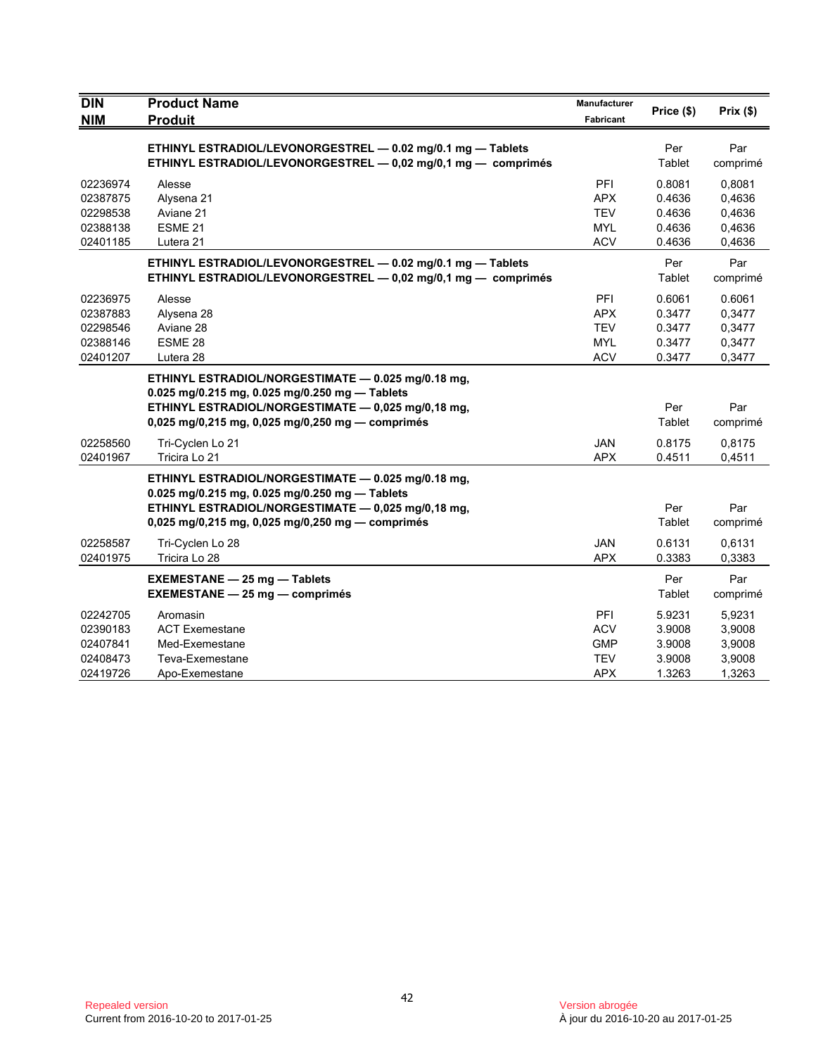| DIN<br>NIM | Product Name<br>Produit | Manufacturer<br>Fabricant | Price ($) | Prix ($) |
|---|---|---|---|---|
| | **ETHINYL ESTRADIOL/LEVONORGESTREL — 0.02 mg/0.1 mg — Tablets**<br>**ETHINYL ESTRADIOL/LEVONORGESTREL — 0,02 mg/0,1 mg — comprimés** | | Per<br>Tablet | Par<br>comprimé |
| 02236974 | Alesse | PFI | 0.8081 | 0,8081 |
| 02387875 | Alysena 21 | APX | 0.4636 | 0,4636 |
| 02298538 | Aviane 21 | TEV | 0.4636 | 0,4636 |
| 02388138 | ESME 21 | MYL | 0.4636 | 0,4636 |
| 02401185 | Lutera 21 | ACV | 0.4636 | 0,4636 |
| | **ETHINYL ESTRADIOL/LEVONORGESTREL — 0.02 mg/0.1 mg — Tablets**<br>**ETHINYL ESTRADIOL/LEVONORGESTREL — 0,02 mg/0,1 mg — comprimés** | | Per<br>Tablet | Par<br>comprimé |
| 02236975 | Alesse | PFI | 0.6061 | 0.6061 |
| 02387883 | Alysena 28 | APX | 0.3477 | 0,3477 |
| 02298546 | Aviane 28 | TEV | 0.3477 | 0,3477 |
| 02388146 | ESME 28 | MYL | 0.3477 | 0,3477 |
| 02401207 | Lutera 28 | ACV | 0.3477 | 0,3477 |
| | **ETHINYL ESTRADIOL/NORGESTIMATE — 0.025 mg/0.18 mg, 0.025 mg/0.215 mg, 0.025 mg/0.250 mg — Tablets**<br>**ETHINYL ESTRADIOL/NORGESTIMATE — 0,025 mg/0,18 mg, 0,025 mg/0,215 mg, 0,025 mg/0,250 mg — comprimés** | | Per<br>Tablet | Par<br>comprimé |
| 02258560 | Tri-Cyclen Lo 21 | JAN | 0.8175 | 0,8175 |
| 02401967 | Tricira Lo 21 | APX | 0.4511 | 0,4511 |
| | **ETHINYL ESTRADIOL/NORGESTIMATE — 0.025 mg/0.18 mg, 0.025 mg/0.215 mg, 0.025 mg/0.250 mg — Tablets**<br>**ETHINYL ESTRADIOL/NORGESTIMATE — 0,025 mg/0,18 mg, 0,025 mg/0,215 mg, 0,025 mg/0,250 mg — comprimés** | | Per<br>Tablet | Par<br>comprimé |
| 02258587 | Tri-Cyclen Lo 28 | JAN | 0.6131 | 0,6131 |
| 02401975 | Tricira Lo 28 | APX | 0.3383 | 0,3383 |
| | **EXEMESTANE — 25 mg — Tablets**<br>**EXEMESTANE — 25 mg — comprimés** | | Per<br>Tablet | Par<br>comprimé |
| 02242705 | Aromasin | PFI | 5.9231 | 5,9231 |
| 02390183 | ACT Exemestane | ACV | 3.9008 | 3,9008 |
| 02407841 | Med-Exemestane | GMP | 3.9008 | 3,9008 |
| 02408473 | Teva-Exemestane | TEV | 3.9008 | 3,9008 |
| 02419726 | Apo-Exemestane | APX | 1.3263 | 1,3263 |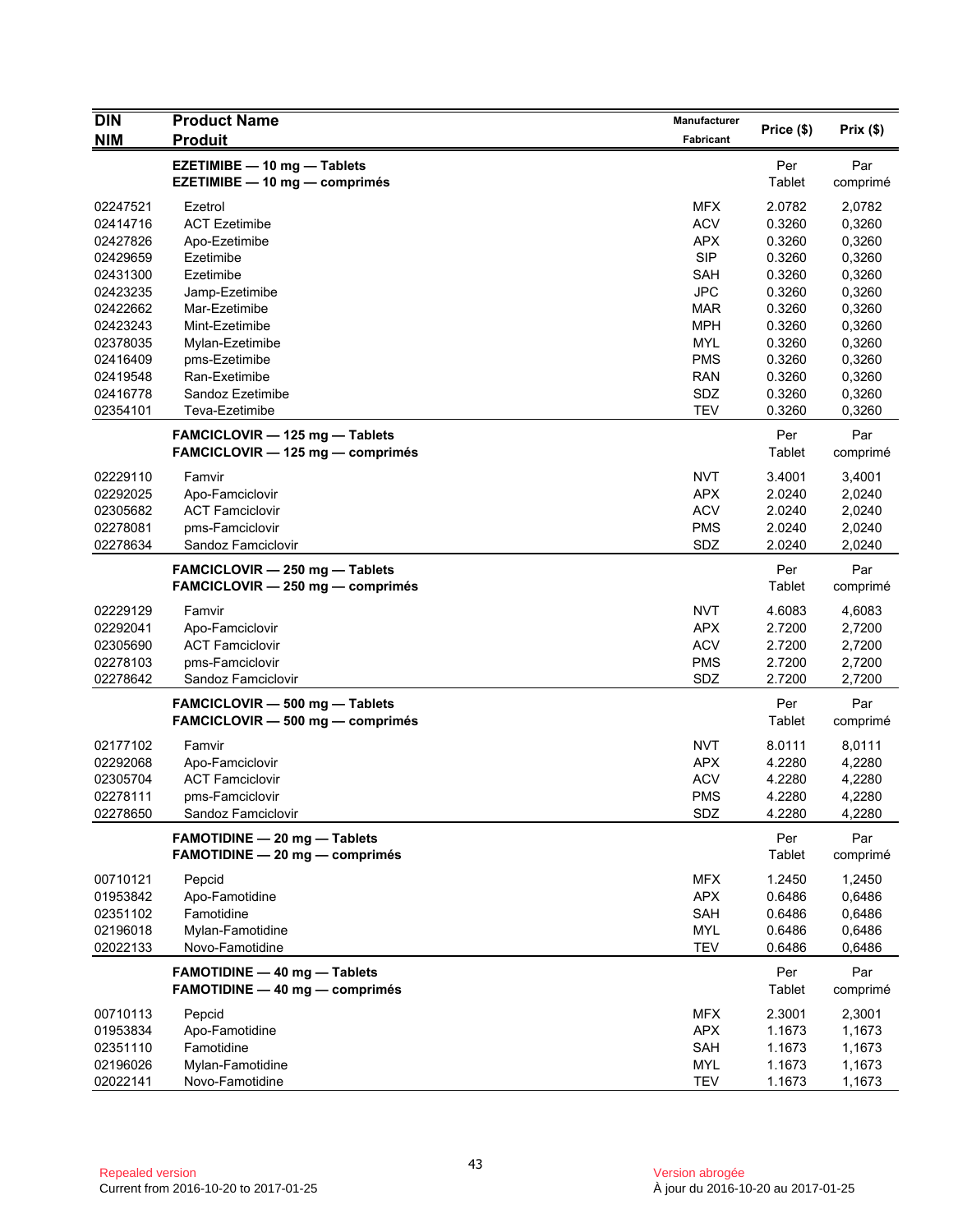| DIN<br>NIM | Product Name<br>Produit | Manufacturer<br>Fabricant | Price ($) | Prix ($) |
|---|---|---|---|---|
| | **EZETIMIBE — 10 mg — Tablets**<br>**EZETIMIBE — 10 mg — comprimés** | | Per<br>Tablet | Par<br>comprimé |
| 02247521 | Ezetrol | MFX | 2.0782 | 2,0782 |
| 02414716 | ACT Ezetimibe | ACV | 0.3260 | 0,3260 |
| 02427826 | Apo-Ezetimibe | APX | 0.3260 | 0,3260 |
| 02429659 | Ezetimibe | SIP | 0.3260 | 0,3260 |
| 02431300 | Ezetimibe | SAH | 0.3260 | 0,3260 |
| 02423235 | Jamp-Ezetimibe | JPC | 0.3260 | 0,3260 |
| 02422662 | Mar-Ezetimibe | MAR | 0.3260 | 0,3260 |
| 02423243 | Mint-Ezetimibe | MPH | 0.3260 | 0,3260 |
| 02378035 | Mylan-Ezetimibe | MYL | 0.3260 | 0,3260 |
| 02416409 | pms-Ezetimibe | PMS | 0.3260 | 0,3260 |
| 02419548 | Ran-Exetimibe | RAN | 0.3260 | 0,3260 |
| 02416778 | Sandoz Ezetimibe | SDZ | 0.3260 | 0,3260 |
| 02354101 | Teva-Ezetimibe | TEV | 0.3260 | 0,3260 |
| | **FAMCICLOVIR — 125 mg — Tablets**<br>**FAMCICLOVIR — 125 mg — comprimés** | | Per<br>Tablet | Par<br>comprimé |
| 02229110 | Famvir | NVT | 3.4001 | 3,4001 |
| 02292025 | Apo-Famciclovir | APX | 2.0240 | 2,0240 |
| 02305682 | ACT Famciclovir | ACV | 2.0240 | 2,0240 |
| 02278081 | pms-Famciclovir | PMS | 2.0240 | 2,0240 |
| 02278634 | Sandoz Famciclovir | SDZ | 2.0240 | 2,0240 |
| | **FAMCICLOVIR — 250 mg — Tablets**<br>**FAMCICLOVIR — 250 mg — comprimés** | | Per<br>Tablet | Par<br>comprimé |
| 02229129 | Famvir | NVT | 4.6083 | 4,6083 |
| 02292041 | Apo-Famciclovir | APX | 2.7200 | 2,7200 |
| 02305690 | ACT Famciclovir | ACV | 2.7200 | 2,7200 |
| 02278103 | pms-Famciclovir | PMS | 2.7200 | 2,7200 |
| 02278642 | Sandoz Famciclovir | SDZ | 2.7200 | 2,7200 |
| | **FAMCICLOVIR — 500 mg — Tablets**<br>**FAMCICLOVIR — 500 mg — comprimés** | | Per<br>Tablet | Par<br>comprimé |
| 02177102 | Famvir | NVT | 8.0111 | 8,0111 |
| 02292068 | Apo-Famciclovir | APX | 4.2280 | 4,2280 |
| 02305704 | ACT Famciclovir | ACV | 4.2280 | 4,2280 |
| 02278111 | pms-Famciclovir | PMS | 4.2280 | 4,2280 |
| 02278650 | Sandoz Famciclovir | SDZ | 4.2280 | 4,2280 |
| | **FAMOTIDINE — 20 mg — Tablets**<br>**FAMOTIDINE — 20 mg — comprimés** | | Per<br>Tablet | Par<br>comprimé |
| 00710121 | Pepcid | MFX | 1.2450 | 1,2450 |
| 01953842 | Apo-Famotidine | APX | 0.6486 | 0,6486 |
| 02351102 | Famotidine | SAH | 0.6486 | 0,6486 |
| 02196018 | Mylan-Famotidine | MYL | 0.6486 | 0,6486 |
| 02022133 | Novo-Famotidine | TEV | 0.6486 | 0,6486 |
| | **FAMOTIDINE — 40 mg — Tablets**<br>**FAMOTIDINE — 40 mg — comprimés** | | Per<br>Tablet | Par<br>comprimé |
| 00710113 | Pepcid | MFX | 2.3001 | 2,3001 |
| 01953834 | Apo-Famotidine | APX | 1.1673 | 1,1673 |
| 02351110 | Famotidine | SAH | 1.1673 | 1,1673 |
| 02196026 | Mylan-Famotidine | MYL | 1.1673 | 1,1673 |
| 02022141 | Novo-Famotidine | TEV | 1.1673 | 1,1673 |

Repealed version
Current from 2016-10-20 to 2017-01-25

Version abrogée
À jour du 2016-10-20 au 2017-01-25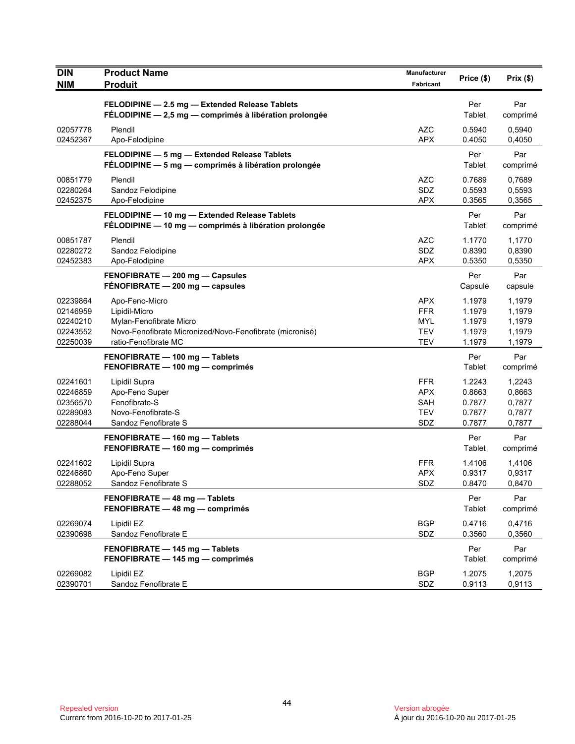| DIN<br>NIM | Product Name<br>Produit | Manufacturer<br>Fabricant | Price ($) | Prix ($) |
|---|---|---|---|---|
| | **FELODIPINE — 2.5 mg — Extended Release Tablets**<br>**FÉLODIPINE — 2,5 mg — comprimés à libération prolongée** | | Per Tablet | Par comprimé |
| 02057778 | Plendil | AZC | 0.5940 | 0,5940 |
| 02452367 | Apo-Felodipine | APX | 0.4050 | 0,4050 |
| | **FELODIPINE — 5 mg — Extended Release Tablets**<br>**FÉLODIPINE — 5 mg — comprimés à libération prolongée** | | Per Tablet | Par comprimé |
| 00851779 | Plendil | AZC | 0.7689 | 0,7689 |
| 02280264 | Sandoz Felodipine | SDZ | 0.5593 | 0,5593 |
| 02452375 | Apo-Felodipine | APX | 0.3565 | 0,3565 |
| | **FELODIPINE — 10 mg — Extended Release Tablets**<br>**FÉLODIPINE — 10 mg — comprimés à libération prolongée** | | Per Tablet | Par comprimé |
| 00851787 | Plendil | AZC | 1.1770 | 1,1770 |
| 02280272 | Sandoz Felodipine | SDZ | 0.8390 | 0,8390 |
| 02452383 | Apo-Felodipine | APX | 0.5350 | 0,5350 |
| | **FENOFIBRATE — 200 mg — Capsules**<br>**FÉNOFIBRATE — 200 mg — capsules** | | Per Capsule | Par capsule |
| 02239864 | Apo-Feno-Micro | APX | 1.1979 | 1,1979 |
| 02146959 | Lipidil-Micro | FFR | 1.1979 | 1,1979 |
| 02240210 | Mylan-Fenofibrate Micro | MYL | 1.1979 | 1,1979 |
| 02243552 | Novo-Fenofibrate Micronized/Novo-Fenofibrate (micronisé) | TEV | 1.1979 | 1,1979 |
| 02250039 | ratio-Fenofibrate MC | TEV | 1.1979 | 1,1979 |
| | **FENOFIBRATE — 100 mg — Tablets**<br>**FENOFIBRATE — 100 mg — comprimés** | | Per Tablet | Par comprimé |
| 02241601 | Lipidil Supra | FFR | 1.2243 | 1,2243 |
| 02246859 | Apo-Feno Super | APX | 0.8663 | 0,8663 |
| 02356570 | Fenofibrate-S | SAH | 0.7877 | 0,7877 |
| 02289083 | Novo-Fenofibrate-S | TEV | 0.7877 | 0,7877 |
| 02288044 | Sandoz Fenofibrate S | SDZ | 0.7877 | 0,7877 |
| | **FENOFIBRATE — 160 mg — Tablets**<br>**FENOFIBRATE — 160 mg — comprimés** | | Per Tablet | Par comprimé |
| 02241602 | Lipidil Supra | FFR | 1.4106 | 1,4106 |
| 02246860 | Apo-Feno Super | APX | 0.9317 | 0,9317 |
| 02288052 | Sandoz Fenofibrate S | SDZ | 0.8470 | 0,8470 |
| | **FENOFIBRATE — 48 mg — Tablets**<br>**FENOFIBRATE — 48 mg — comprimés** | | Per Tablet | Par comprimé |
| 02269074 | Lipidil EZ | BGP | 0.4716 | 0,4716 |
| 02390698 | Sandoz Fenofibrate E | SDZ | 0.3560 | 0,3560 |
| | **FENOFIBRATE — 145 mg — Tablets**<br>**FENOFIBRATE — 145 mg — comprimés** | | Per Tablet | Par comprimé |
| 02269082 | Lipidil EZ | BGP | 1.2075 | 1,2075 |
| 02390701 | Sandoz Fenofibrate E | SDZ | 0.9113 | 0,9113 |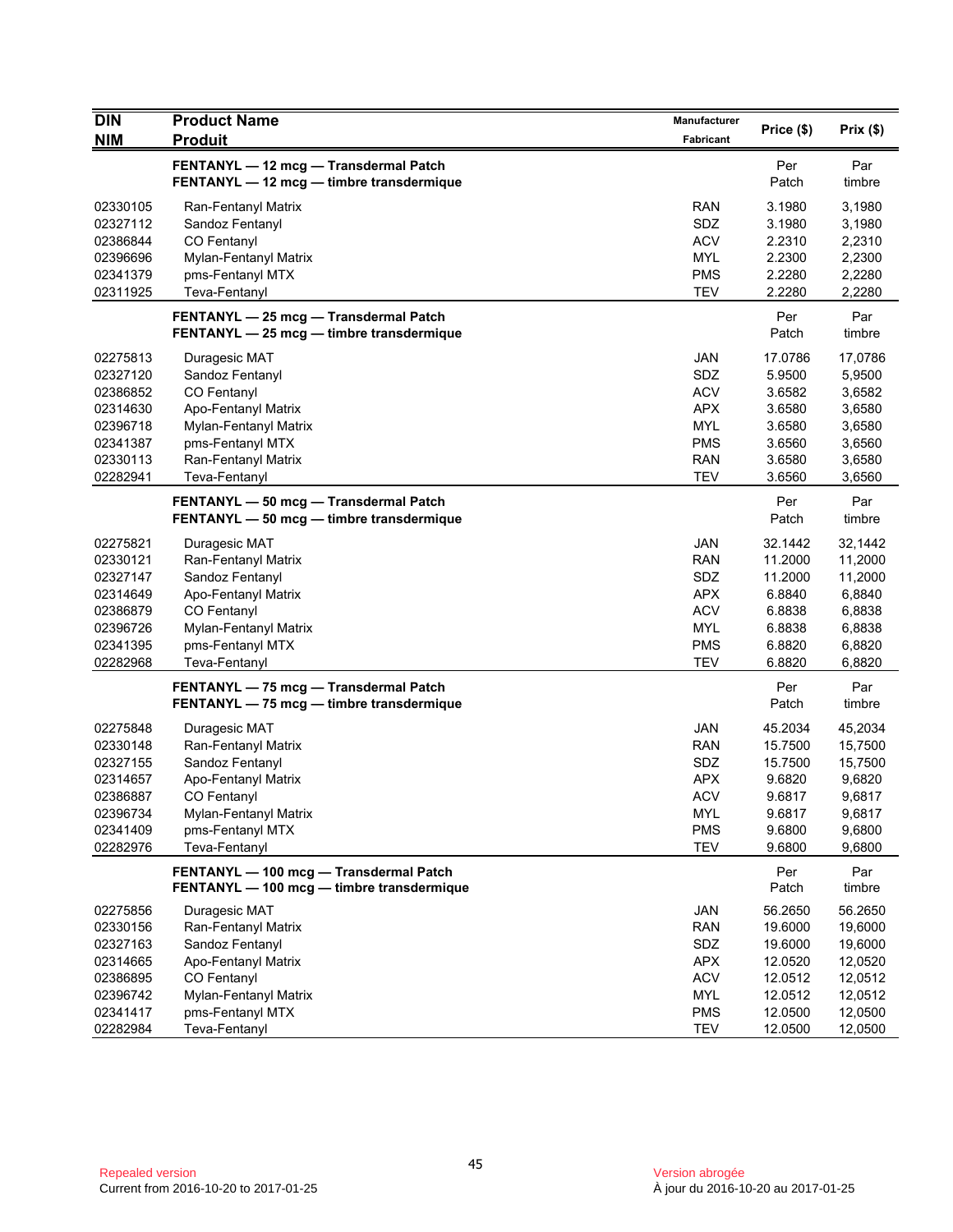| DIN<br>NIM | Product Name<br>Produit | Manufacturer<br>Fabricant | Price ($) | Prix ($) |
|---|---|---|---|---|
| | **FENTANYL — 12 mcg — Transdermal Patch**<br>**FENTANYL — 12 mcg — timbre transdermique** | | Per Patch | Par timbre |
| 02330105 | Ran-Fentanyl Matrix | RAN | 3.1980 | 3,1980 |
| 02327112 | Sandoz Fentanyl | SDZ | 3.1980 | 3,1980 |
| 02386844 | CO Fentanyl | ACV | 2.2310 | 2,2310 |
| 02396696 | Mylan-Fentanyl Matrix | MYL | 2.2300 | 2,2300 |
| 02341379 | pms-Fentanyl MTX | PMS | 2.2280 | 2,2280 |
| 02311925 | Teva-Fentanyl | TEV | 2.2280 | 2,2280 |
| | **FENTANYL — 25 mcg — Transdermal Patch**<br>**FENTANYL — 25 mcg — timbre transdermique** | | Per Patch | Par timbre |
| 02275813 | Duragesic MAT | JAN | 17.0786 | 17,0786 |
| 02327120 | Sandoz Fentanyl | SDZ | 5.9500 | 5,9500 |
| 02386852 | CO Fentanyl | ACV | 3.6582 | 3,6582 |
| 02314630 | Apo-Fentanyl Matrix | APX | 3.6580 | 3,6580 |
| 02396718 | Mylan-Fentanyl Matrix | MYL | 3.6580 | 3,6580 |
| 02341387 | pms-Fentanyl MTX | PMS | 3.6560 | 3,6560 |
| 02330113 | Ran-Fentanyl Matrix | RAN | 3.6580 | 3,6580 |
| 02282941 | Teva-Fentanyl | TEV | 3.6560 | 3,6560 |
| | **FENTANYL — 50 mcg — Transdermal Patch**<br>**FENTANYL — 50 mcg — timbre transdermique** | | Per Patch | Par timbre |
| 02275821 | Duragesic MAT | JAN | 32.1442 | 32,1442 |
| 02330121 | Ran-Fentanyl Matrix | RAN | 11.2000 | 11,2000 |
| 02327147 | Sandoz Fentanyl | SDZ | 11.2000 | 11,2000 |
| 02314649 | Apo-Fentanyl Matrix | APX | 6.8840 | 6,8840 |
| 02386879 | CO Fentanyl | ACV | 6.8838 | 6,8838 |
| 02396726 | Mylan-Fentanyl Matrix | MYL | 6.8838 | 6,8838 |
| 02341395 | pms-Fentanyl MTX | PMS | 6.8820 | 6,8820 |
| 02282968 | Teva-Fentanyl | TEV | 6.8820 | 6,8820 |
| | **FENTANYL — 75 mcg — Transdermal Patch**<br>**FENTANYL — 75 mcg — timbre transdermique** | | Per Patch | Par timbre |
| 02275848 | Duragesic MAT | JAN | 45.2034 | 45,2034 |
| 02330148 | Ran-Fentanyl Matrix | RAN | 15.7500 | 15,7500 |
| 02327155 | Sandoz Fentanyl | SDZ | 15.7500 | 15,7500 |
| 02314657 | Apo-Fentanyl Matrix | APX | 9.6820 | 9,6820 |
| 02386887 | CO Fentanyl | ACV | 9.6817 | 9,6817 |
| 02396734 | Mylan-Fentanyl Matrix | MYL | 9.6817 | 9,6817 |
| 02341409 | pms-Fentanyl MTX | PMS | 9.6800 | 9,6800 |
| 02282976 | Teva-Fentanyl | TEV | 9.6800 | 9,6800 |
| | **FENTANYL — 100 mcg — Transdermal Patch**<br>**FENTANYL — 100 mcg — timbre transdermique** | | Per Patch | Par timbre |
| 02275856 | Duragesic MAT | JAN | 56.2650 | 56.2650 |
| 02330156 | Ran-Fentanyl Matrix | RAN | 19.6000 | 19,6000 |
| 02327163 | Sandoz Fentanyl | SDZ | 19.6000 | 19,6000 |
| 02314665 | Apo-Fentanyl Matrix | APX | 12.0520 | 12,0520 |
| 02386895 | CO Fentanyl | ACV | 12.0512 | 12,0512 |
| 02396742 | Mylan-Fentanyl Matrix | MYL | 12.0512 | 12,0512 |
| 02341417 | pms-Fentanyl MTX | PMS | 12.0500 | 12,0500 |
| 02282984 | Teva-Fentanyl | TEV | 12.0500 | 12,0500 |

Repealed version
Current from 2016-10-20 to 2017-01-25

Version abrogée
À jour du 2016-10-20 au 2017-01-25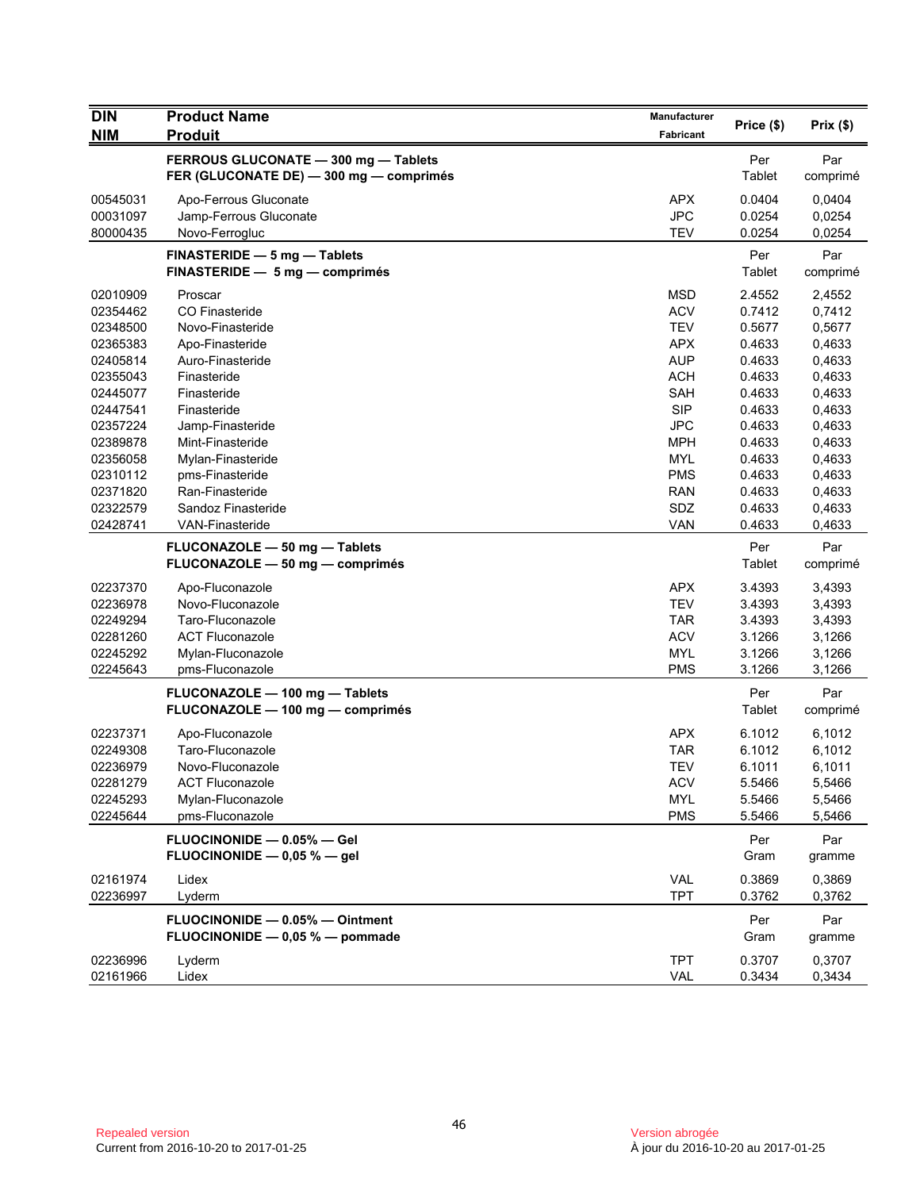| DIN<br>NIM | Product Name<br>Produit | Manufacturer<br>Fabricant | Price ($) | Prix ($) |
|---|---|---|---|---|
| | **FERROUS GLUCONATE — 300 mg — Tablets**<br>**FER (GLUCONATE DE) — 300 mg — comprimés** | | Per Tablet | Par comprimé |
| 00545031 | Apo-Ferrous Gluconate | APX | 0.0404 | 0,0404 |
| 00031097 | Jamp-Ferrous Gluconate | JPC | 0.0254 | 0,0254 |
| 80000435 | Novo-Ferrogluc | TEV | 0.0254 | 0,0254 |
| | **FINASTERIDE — 5 mg — Tablets**<br>**FINASTERIDE — 5 mg — comprimés** | | Per Tablet | Par comprimé |
| 02010909 | Proscar | MSD | 2.4552 | 2,4552 |
| 02354462 | CO Finasteride | ACV | 0.7412 | 0,7412 |
| 02348500 | Novo-Finasteride | TEV | 0.5677 | 0,5677 |
| 02365383 | Apo-Finasteride | APX | 0.4633 | 0,4633 |
| 02405814 | Auro-Finasteride | AUP | 0.4633 | 0,4633 |
| 02355043 | Finasteride | ACH | 0.4633 | 0,4633 |
| 02445077 | Finasteride | SAH | 0.4633 | 0,4633 |
| 02447541 | Finasteride | SIP | 0.4633 | 0,4633 |
| 02357224 | Jamp-Finasteride | JPC | 0.4633 | 0,4633 |
| 02389878 | Mint-Finasteride | MPH | 0.4633 | 0,4633 |
| 02356058 | Mylan-Finasteride | MYL | 0.4633 | 0,4633 |
| 02310112 | pms-Finasteride | PMS | 0.4633 | 0,4633 |
| 02371820 | Ran-Finasteride | RAN | 0.4633 | 0,4633 |
| 02322579 | Sandoz Finasteride | SDZ | 0.4633 | 0,4633 |
| 02428741 | VAN-Finasteride | VAN | 0.4633 | 0,4633 |
| | **FLUCONAZOLE — 50 mg — Tablets**<br>**FLUCONAZOLE — 50 mg — comprimés** | | Per Tablet | Par comprimé |
| 02237370 | Apo-Fluconazole | APX | 3.4393 | 3,4393 |
| 02236978 | Novo-Fluconazole | TEV | 3.4393 | 3,4393 |
| 02249294 | Taro-Fluconazole | TAR | 3.4393 | 3,4393 |
| 02281260 | ACT Fluconazole | ACV | 3.1266 | 3,1266 |
| 02245292 | Mylan-Fluconazole | MYL | 3.1266 | 3,1266 |
| 02245643 | pms-Fluconazole | PMS | 3.1266 | 3,1266 |
| | **FLUCONAZOLE — 100 mg — Tablets**<br>**FLUCONAZOLE — 100 mg — comprimés** | | Per Tablet | Par comprimé |
| 02237371 | Apo-Fluconazole | APX | 6.1012 | 6,1012 |
| 02249308 | Taro-Fluconazole | TAR | 6.1012 | 6,1012 |
| 02236979 | Novo-Fluconazole | TEV | 6.1011 | 6,1011 |
| 02281279 | ACT Fluconazole | ACV | 5.5466 | 5,5466 |
| 02245293 | Mylan-Fluconazole | MYL | 5.5466 | 5,5466 |
| 02245644 | pms-Fluconazole | PMS | 5.5466 | 5,5466 |
| | **FLUOCINONIDE — 0.05% — Gel**<br>**FLUOCINONIDE — 0,05 % — gel** | | Per Gram | Par gramme |
| 02161974 | Lidex | VAL | 0.3869 | 0,3869 |
| 02236997 | Lyderm | TPT | 0.3762 | 0,3762 |
| | **FLUOCINONIDE — 0.05% — Ointment**<br>**FLUOCINONIDE — 0,05 % — pommade** | | Per Gram | Par gramme |
| 02236996 | Lyderm | TPT | 0.3707 | 0,3707 |
| 02161966 | Lidex | VAL | 0.3434 | 0,3434 |

Repealed version
Current from 2016-10-20 to 2017-01-25

Version abrogée
À jour du 2016-10-20 au 2017-01-25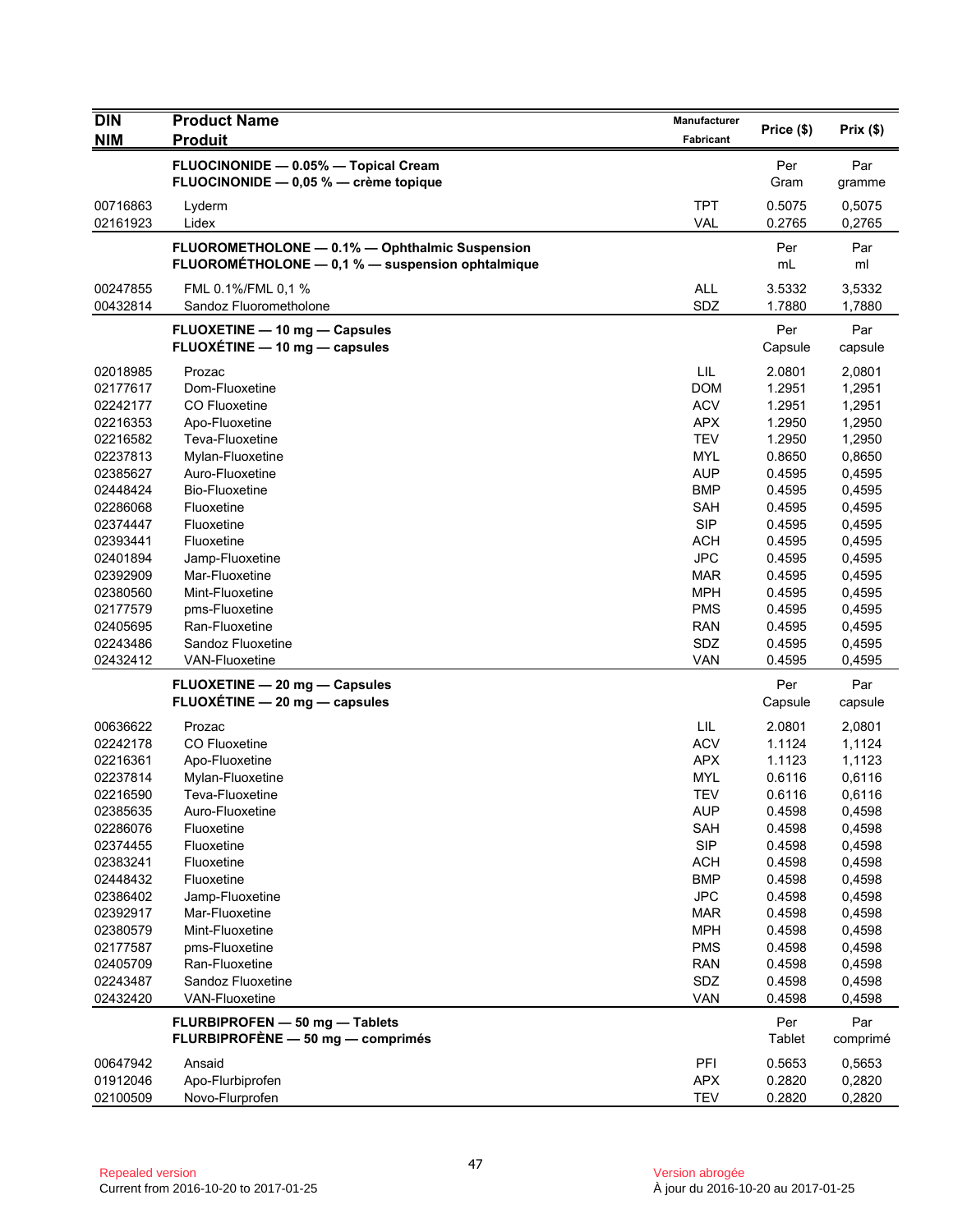| DIN<br>NIM | Product Name<br>Produit | Manufacturer<br>Fabricant | Price ($) | Prix ($) |
|---|---|---|---|---|
| | **FLUOCINONIDE — 0.05% — Topical Cream**<br>**FLUOCINONIDE — 0,05 % — crème topique** | | Per Gram | Par gramme |
| 00716863 | Lyderm | TPT | 0.5075 | 0,5075 |
| 02161923 | Lidex | VAL | 0.2765 | 0,2765 |
| | **FLUOROMETHOLONE — 0.1% — Ophthalmic Suspension**<br>**FLUOROMÉTHOLONE — 0,1 % — suspension ophtalmique** | | Per mL | Par ml |
| 00247855 | FML 0.1%/FML 0,1 % | ALL | 3.5332 | 3,5332 |
| 00432814 | Sandoz Fluorometholone | SDZ | 1.7880 | 1,7880 |
| | **FLUOXETINE — 10 mg — Capsules**<br>**FLUOXÉTINE — 10 mg — capsules** | | Per Capsule | Par capsule |
| 02018985 | Prozac | LIL | 2.0801 | 2,0801 |
| 02177617 | Dom-Fluoxetine | DOM | 1.2951 | 1,2951 |
| 02242177 | CO Fluoxetine | ACV | 1.2951 | 1,2951 |
| 02216353 | Apo-Fluoxetine | APX | 1.2950 | 1,2950 |
| 02216582 | Teva-Fluoxetine | TEV | 1.2950 | 1,2950 |
| 02237813 | Mylan-Fluoxetine | MYL | 0.8650 | 0,8650 |
| 02385627 | Auro-Fluoxetine | AUP | 0.4595 | 0,4595 |
| 02448424 | Bio-Fluoxetine | BMP | 0.4595 | 0,4595 |
| 02286068 | Fluoxetine | SAH | 0.4595 | 0,4595 |
| 02374447 | Fluoxetine | SIP | 0.4595 | 0,4595 |
| 02393441 | Fluoxetine | ACH | 0.4595 | 0,4595 |
| 02401894 | Jamp-Fluoxetine | JPC | 0.4595 | 0,4595 |
| 02392909 | Mar-Fluoxetine | MAR | 0.4595 | 0,4595 |
| 02380560 | Mint-Fluoxetine | MPH | 0.4595 | 0,4595 |
| 02177579 | pms-Fluoxetine | PMS | 0.4595 | 0,4595 |
| 02405695 | Ran-Fluoxetine | RAN | 0.4595 | 0,4595 |
| 02243486 | Sandoz Fluoxetine | SDZ | 0.4595 | 0,4595 |
| 02432412 | VAN-Fluoxetine | VAN | 0.4595 | 0,4595 |
| | **FLUOXETINE — 20 mg — Capsules**<br>**FLUOXÉTINE — 20 mg — capsules** | | Per Capsule | Par capsule |
| 00636622 | Prozac | LIL | 2.0801 | 2,0801 |
| 02242178 | CO Fluoxetine | ACV | 1.1124 | 1,1124 |
| 02216361 | Apo-Fluoxetine | APX | 1.1123 | 1,1123 |
| 02237814 | Mylan-Fluoxetine | MYL | 0.6116 | 0,6116 |
| 02216590 | Teva-Fluoxetine | TEV | 0.6116 | 0,6116 |
| 02385635 | Auro-Fluoxetine | AUP | 0.4598 | 0,4598 |
| 02286076 | Fluoxetine | SAH | 0.4598 | 0,4598 |
| 02374455 | Fluoxetine | SIP | 0.4598 | 0,4598 |
| 02383241 | Fluoxetine | ACH | 0.4598 | 0,4598 |
| 02448432 | Fluoxetine | BMP | 0.4598 | 0,4598 |
| 02386402 | Jamp-Fluoxetine | JPC | 0.4598 | 0,4598 |
| 02392917 | Mar-Fluoxetine | MAR | 0.4598 | 0,4598 |
| 02380579 | Mint-Fluoxetine | MPH | 0.4598 | 0,4598 |
| 02177587 | pms-Fluoxetine | PMS | 0.4598 | 0,4598 |
| 02405709 | Ran-Fluoxetine | RAN | 0.4598 | 0,4598 |
| 02243487 | Sandoz Fluoxetine | SDZ | 0.4598 | 0,4598 |
| 02432420 | VAN-Fluoxetine | VAN | 0.4598 | 0,4598 |
| | **FLURBIPROFEN — 50 mg — Tablets**<br>**FLURBIPROFÈNE — 50 mg — comprimés** | | Per Tablet | Par comprimé |
| 00647942 | Ansaid | PFI | 0.5653 | 0,5653 |
| 01912046 | Apo-Flurbiprofen | APX | 0.2820 | 0,2820 |
| 02100509 | Novo-Flurprofen | TEV | 0.2820 | 0,2820 |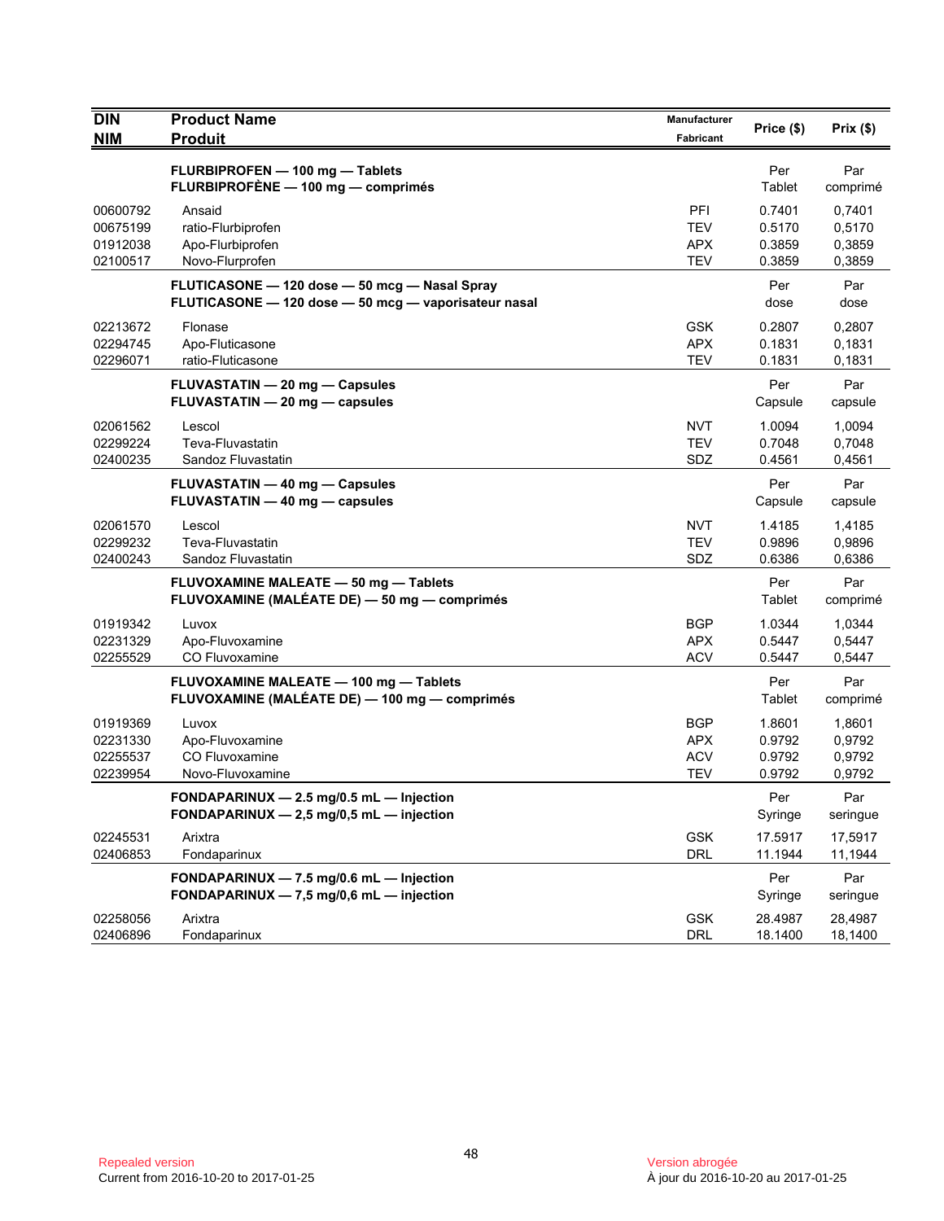| DIN<br>NIM | Product Name<br>Produit | Manufacturer<br>Fabricant | Price ($) | Prix ($) |
|---|---|---|---|---|
| | **FLURBIPROFEN — 100 mg — Tablets**<br>**FLURBIPROFÈNE — 100 mg — comprimés** | | Per Tablet | Par comprimé |
| 00600792 | Ansaid | PFI | 0.7401 | 0,7401 |
| 00675199 | ratio-Flurbiprofen | TEV | 0.5170 | 0,5170 |
| 01912038 | Apo-Flurbiprofen | APX | 0.3859 | 0,3859 |
| 02100517 | Novo-Flurprofen | TEV | 0.3859 | 0,3859 |
| | **FLUTICASONE — 120 dose — 50 mcg — Nasal Spray**<br>**FLUTICASONE — 120 dose — 50 mcg — vaporisateur nasal** | | Per dose | Par dose |
| 02213672 | Flonase | GSK | 0.2807 | 0,2807 |
| 02294745 | Apo-Fluticasone | APX | 0.1831 | 0,1831 |
| 02296071 | ratio-Fluticasone | TEV | 0.1831 | 0,1831 |
| | **FLUVASTATIN — 20 mg — Capsules**<br>**FLUVASTATIN — 20 mg — capsules** | | Per Capsule | Par capsule |
| 02061562 | Lescol | NVT | 1.0094 | 1,0094 |
| 02299224 | Teva-Fluvastatin | TEV | 0.7048 | 0,7048 |
| 02400235 | Sandoz Fluvastatin | SDZ | 0.4561 | 0,4561 |
| | **FLUVASTATIN — 40 mg — Capsules**<br>**FLUVASTATIN — 40 mg — capsules** | | Per Capsule | Par capsule |
| 02061570 | Lescol | NVT | 1.4185 | 1,4185 |
| 02299232 | Teva-Fluvastatin | TEV | 0.9896 | 0,9896 |
| 02400243 | Sandoz Fluvastatin | SDZ | 0.6386 | 0,6386 |
| | **FLUVOXAMINE MALEATE — 50 mg — Tablets**<br>**FLUVOXAMINE (MALÉATE DE) — 50 mg — comprimés** | | Per Tablet | Par comprimé |
| 01919342 | Luvox | BGP | 1.0344 | 1,0344 |
| 02231329 | Apo-Fluvoxamine | APX | 0.5447 | 0,5447 |
| 02255529 | CO Fluvoxamine | ACV | 0.5447 | 0,5447 |
| | **FLUVOXAMINE MALEATE — 100 mg — Tablets**<br>**FLUVOXAMINE (MALÉATE DE) — 100 mg — comprimés** | | Per Tablet | Par comprimé |
| 01919369 | Luvox | BGP | 1.8601 | 1,8601 |
| 02231330 | Apo-Fluvoxamine | APX | 0.9792 | 0,9792 |
| 02255537 | CO Fluvoxamine | ACV | 0.9792 | 0,9792 |
| 02239954 | Novo-Fluvoxamine | TEV | 0.9792 | 0,9792 |
| | **FONDAPARINUX — 2.5 mg/0.5 mL — Injection**<br>**FONDAPARINUX — 2,5 mg/0,5 mL — injection** | | Per Syringe | Par seringue |
| 02245531 | Arixtra | GSK | 17.5917 | 17,5917 |
| 02406853 | Fondaparinux | DRL | 11.1944 | 11,1944 |
| | **FONDAPARINUX — 7.5 mg/0.6 mL — Injection**<br>**FONDAPARINUX — 7,5 mg/0,6 mL — injection** | | Per Syringe | Par seringue |
| 02258056 | Arixtra | GSK | 28.4987 | 28,4987 |
| 02406896 | Fondaparinux | DRL | 18.1400 | 18,1400 |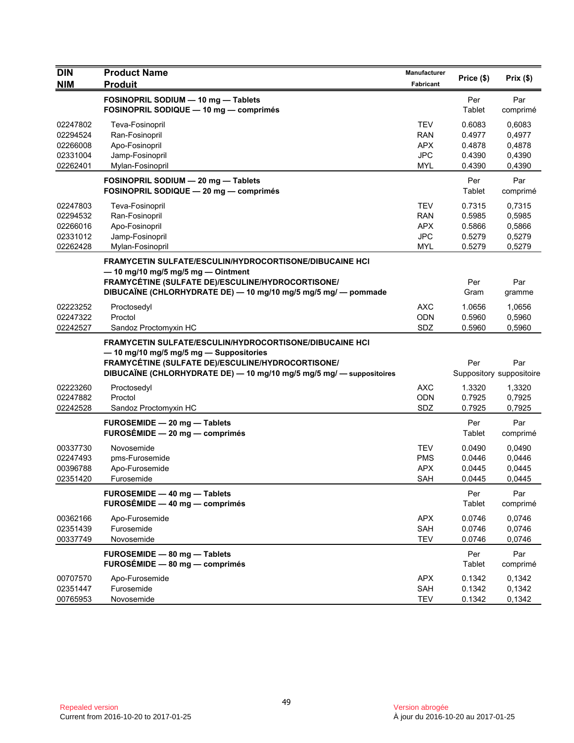| DIN<br>NIM | Product Name<br>Produit | Manufacturer<br>Fabricant | Price ($) | Prix ($) |
|---|---|---|---|---|
| | **FOSINOPRIL SODIUM — 10 mg — Tablets**<br>**FOSINOPRIL SODIQUE — 10 mg — comprimés** | | Per Tablet | Par comprimé |
| 02247802 | Teva-Fosinopril | TEV | 0.6083 | 0,6083 |
| 02294524 | Ran-Fosinopril | RAN | 0.4977 | 0,4977 |
| 02266008 | Apo-Fosinopril | APX | 0.4878 | 0,4878 |
| 02331004 | Jamp-Fosinopril | JPC | 0.4390 | 0,4390 |
| 02262401 | Mylan-Fosinopril | MYL | 0.4390 | 0,4390 |
| | **FOSINOPRIL SODIUM — 20 mg — Tablets**<br>**FOSINOPRIL SODIQUE — 20 mg — comprimés** | | Per Tablet | Par comprimé |
| 02247803 | Teva-Fosinopril | TEV | 0.7315 | 0,7315 |
| 02294532 | Ran-Fosinopril | RAN | 0.5985 | 0,5985 |
| 02266016 | Apo-Fosinopril | APX | 0.5866 | 0,5866 |
| 02331012 | Jamp-Fosinopril | JPC | 0.5279 | 0,5279 |
| 02262428 | Mylan-Fosinopril | MYL | 0.5279 | 0,5279 |
| | **FRAMYCETIN SULFATE/ESCULIN/HYDROCORTISONE/DIBUCAINE HCl — 10 mg/10 mg/5 mg/5 mg — Ointment**<br>**FRAMYCÉTINE (SULFATE DE)/ESCULINE/HYDROCORTISONE/ DIBUCAÏNE (CHLORHYDRATE DE) — 10 mg/10 mg/5 mg/5 mg/ — pommade** | | Per Gram | Par gramme |
| 02223252 | Proctosedyl | AXC | 1.0656 | 1,0656 |
| 02247322 | Proctol | ODN | 0.5960 | 0,5960 |
| 02242527 | Sandoz Proctomyxin HC | SDZ | 0.5960 | 0,5960 |
| | **FRAMYCETIN SULFATE/ESCULIN/HYDROCORTISONE/DIBUCAINE HCl — 10 mg/10 mg/5 mg/5 mg — Suppositories**<br>**FRAMYCÉTINE (SULFATE DE)/ESCULINE/HYDROCORTISONE/ DIBUCAÏNE (CHLORHYDRATE DE) — 10 mg/10 mg/5 mg/5 mg/ — suppositoires** | | Per Suppository | Par suppositoire |
| 02223260 | Proctosedyl | AXC | 1.3320 | 1,3320 |
| 02247882 | Proctol | ODN | 0.7925 | 0,7925 |
| 02242528 | Sandoz Proctomyxin HC | SDZ | 0.7925 | 0,7925 |
| | **FUROSEMIDE — 20 mg — Tablets**<br>**FUROSÉMIDE — 20 mg — comprimés** | | Per Tablet | Par comprimé |
| 00337730 | Novosemide | TEV | 0.0490 | 0,0490 |
| 02247493 | pms-Furosemide | PMS | 0.0446 | 0,0446 |
| 00396788 | Apo-Furosemide | APX | 0.0445 | 0,0445 |
| 02351420 | Furosemide | SAH | 0.0445 | 0,0445 |
| | **FUROSEMIDE — 40 mg — Tablets**<br>**FUROSÉMIDE — 40 mg — comprimés** | | Per Tablet | Par comprimé |
| 00362166 | Apo-Furosemide | APX | 0.0746 | 0,0746 |
| 02351439 | Furosemide | SAH | 0.0746 | 0,0746 |
| 00337749 | Novosemide | TEV | 0.0746 | 0,0746 |
| | **FUROSEMIDE — 80 mg — Tablets**<br>**FUROSÉMIDE — 80 mg — comprimés** | | Per Tablet | Par comprimé |
| 00707570 | Apo-Furosemide | APX | 0.1342 | 0,1342 |
| 02351447 | Furosemide | SAH | 0.1342 | 0,1342 |
| 00765953 | Novosemide | TEV | 0.1342 | 0,1342 |

Repealed version
Current from 2016-10-20 to 2017-01-25

Version abrogée
À jour du 2016-10-20 au 2017-01-25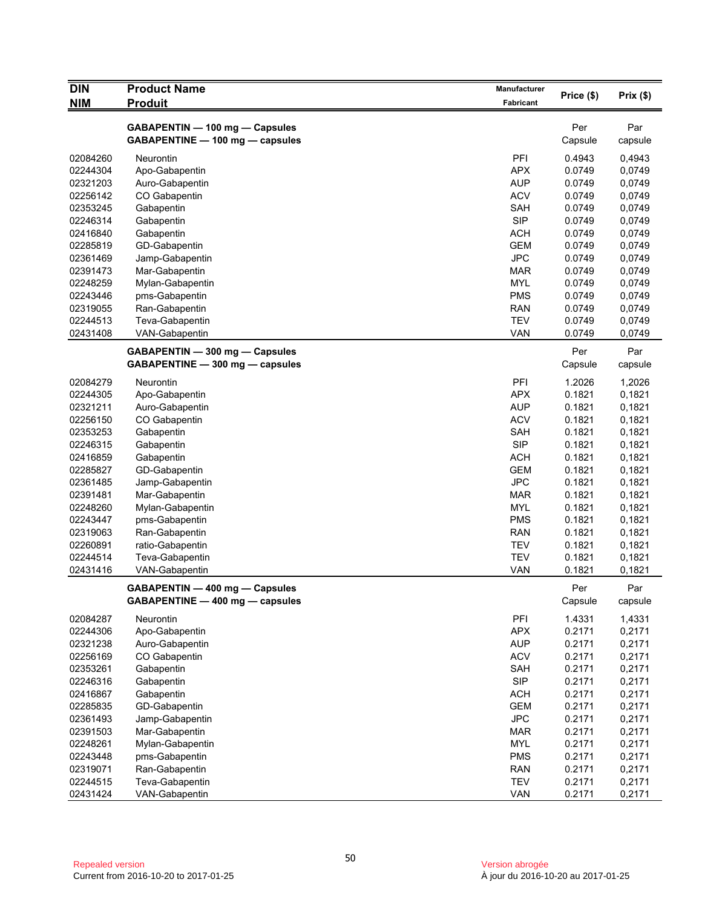| DIN<br>NIM | Product Name<br>Produit | Manufacturer<br>Fabricant | Price ($) | Prix ($) |
|---|---|---|---|---|
| | **GABAPENTIN — 100 mg — Capsules**<br>**GABAPENTINE — 100 mg — capsules** | | Per Capsule | Par capsule |
| 02084260 | Neurontin | PFI | 0.4943 | 0,4943 |
| 02244304 | Apo-Gabapentin | APX | 0.0749 | 0,0749 |
| 02321203 | Auro-Gabapentin | AUP | 0.0749 | 0,0749 |
| 02256142 | CO Gabapentin | ACV | 0.0749 | 0,0749 |
| 02353245 | Gabapentin | SAH | 0.0749 | 0,0749 |
| 02246314 | Gabapentin | SIP | 0.0749 | 0,0749 |
| 02416840 | Gabapentin | ACH | 0.0749 | 0,0749 |
| 02285819 | GD-Gabapentin | GEM | 0.0749 | 0,0749 |
| 02361469 | Jamp-Gabapentin | JPC | 0.0749 | 0,0749 |
| 02391473 | Mar-Gabapentin | MAR | 0.0749 | 0,0749 |
| 02248259 | Mylan-Gabapentin | MYL | 0.0749 | 0,0749 |
| 02243446 | pms-Gabapentin | PMS | 0.0749 | 0,0749 |
| 02319055 | Ran-Gabapentin | RAN | 0.0749 | 0,0749 |
| 02244513 | Teva-Gabapentin | TEV | 0.0749 | 0,0749 |
| 02431408 | VAN-Gabapentin | VAN | 0.0749 | 0,0749 |
| | **GABAPENTIN — 300 mg — Capsules**<br>**GABAPENTINE — 300 mg — capsules** | | Per Capsule | Par capsule |
| 02084279 | Neurontin | PFI | 1.2026 | 1,2026 |
| 02244305 | Apo-Gabapentin | APX | 0.1821 | 0,1821 |
| 02321211 | Auro-Gabapentin | AUP | 0.1821 | 0,1821 |
| 02256150 | CO Gabapentin | ACV | 0.1821 | 0,1821 |
| 02353253 | Gabapentin | SAH | 0.1821 | 0,1821 |
| 02246315 | Gabapentin | SIP | 0.1821 | 0,1821 |
| 02416859 | Gabapentin | ACH | 0.1821 | 0,1821 |
| 02285827 | GD-Gabapentin | GEM | 0.1821 | 0,1821 |
| 02361485 | Jamp-Gabapentin | JPC | 0.1821 | 0,1821 |
| 02391481 | Mar-Gabapentin | MAR | 0.1821 | 0,1821 |
| 02248260 | Mylan-Gabapentin | MYL | 0.1821 | 0,1821 |
| 02243447 | pms-Gabapentin | PMS | 0.1821 | 0,1821 |
| 02319063 | Ran-Gabapentin | RAN | 0.1821 | 0,1821 |
| 02260891 | ratio-Gabapentin | TEV | 0.1821 | 0,1821 |
| 02244514 | Teva-Gabapentin | TEV | 0.1821 | 0,1821 |
| 02431416 | VAN-Gabapentin | VAN | 0.1821 | 0,1821 |
| | **GABAPENTIN — 400 mg — Capsules**<br>**GABAPENTINE — 400 mg — capsules** | | Per Capsule | Par capsule |
| 02084287 | Neurontin | PFI | 1.4331 | 1,4331 |
| 02244306 | Apo-Gabapentin | APX | 0.2171 | 0,2171 |
| 02321238 | Auro-Gabapentin | AUP | 0.2171 | 0,2171 |
| 02256169 | CO Gabapentin | ACV | 0.2171 | 0,2171 |
| 02353261 | Gabapentin | SAH | 0.2171 | 0,2171 |
| 02246316 | Gabapentin | SIP | 0.2171 | 0,2171 |
| 02416867 | Gabapentin | ACH | 0.2171 | 0,2171 |
| 02285835 | GD-Gabapentin | GEM | 0.2171 | 0,2171 |
| 02361493 | Jamp-Gabapentin | JPC | 0.2171 | 0,2171 |
| 02391503 | Mar-Gabapentin | MAR | 0.2171 | 0,2171 |
| 02248261 | Mylan-Gabapentin | MYL | 0.2171 | 0,2171 |
| 02243448 | pms-Gabapentin | PMS | 0.2171 | 0,2171 |
| 02319071 | Ran-Gabapentin | RAN | 0.2171 | 0,2171 |
| 02244515 | Teva-Gabapentin | TEV | 0.2171 | 0,2171 |
| 02431424 | VAN-Gabapentin | VAN | 0.2171 | 0,2171 |

Repealed version
Current from 2016-10-20 to 2017-01-25

Version abrogée
À jour du 2016-10-20 au 2017-01-25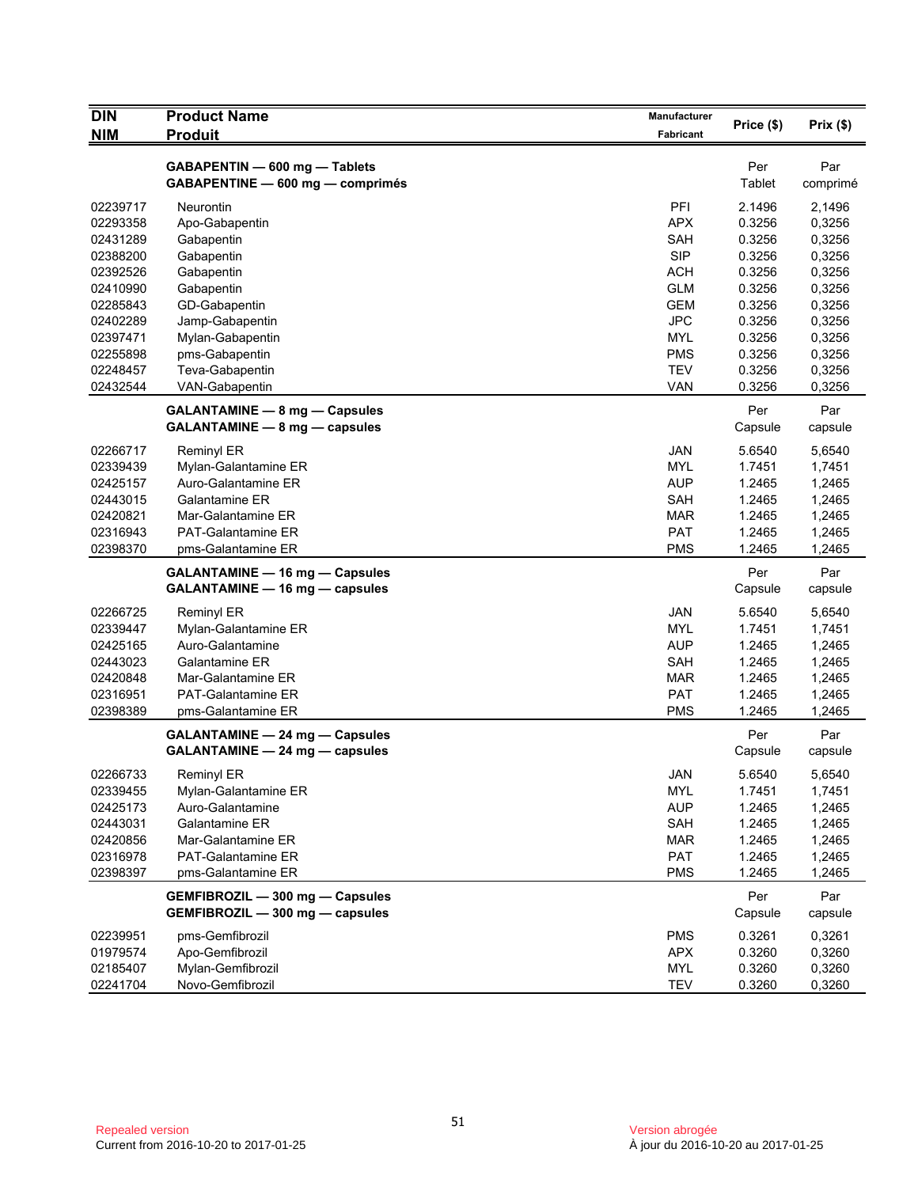| DIN<br>NIM | Product Name<br>Produit | Manufacturer<br>Fabricant | Price ($) | Prix ($) |
|---|---|---|---|---|
| | **GABAPENTIN — 600 mg — Tablets**<br>**GABAPENTINE — 600 mg — comprimés** | | Per<br>Tablet | Par<br>comprimé |
| 02239717 | Neurontin | PFI | 2.1496 | 2,1496 |
| 02293358 | Apo-Gabapentin | APX | 0.3256 | 0,3256 |
| 02431289 | Gabapentin | SAH | 0.3256 | 0,3256 |
| 02388200 | Gabapentin | SIP | 0.3256 | 0,3256 |
| 02392526 | Gabapentin | ACH | 0.3256 | 0,3256 |
| 02410990 | Gabapentin | GLM | 0.3256 | 0,3256 |
| 02285843 | GD-Gabapentin | GEM | 0.3256 | 0,3256 |
| 02402289 | Jamp-Gabapentin | JPC | 0.3256 | 0,3256 |
| 02397471 | Mylan-Gabapentin | MYL | 0.3256 | 0,3256 |
| 02255898 | pms-Gabapentin | PMS | 0.3256 | 0,3256 |
| 02248457 | Teva-Gabapentin | TEV | 0.3256 | 0,3256 |
| 02432544 | VAN-Gabapentin | VAN | 0.3256 | 0,3256 |
| | **GALANTAMINE — 8 mg — Capsules**<br>**GALANTAMINE — 8 mg — capsules** | | Per<br>Capsule | Par<br>capsule |
| 02266717 | Reminyl ER | JAN | 5.6540 | 5,6540 |
| 02339439 | Mylan-Galantamine ER | MYL | 1.7451 | 1,7451 |
| 02425157 | Auro-Galantamine ER | AUP | 1.2465 | 1,2465 |
| 02443015 | Galantamine ER | SAH | 1.2465 | 1,2465 |
| 02420821 | Mar-Galantamine ER | MAR | 1.2465 | 1,2465 |
| 02316943 | PAT-Galantamine ER | PAT | 1.2465 | 1,2465 |
| 02398370 | pms-Galantamine ER | PMS | 1.2465 | 1,2465 |
| | **GALANTAMINE — 16 mg — Capsules**<br>**GALANTAMINE — 16 mg — capsules** | | Per<br>Capsule | Par<br>capsule |
| 02266725 | Reminyl ER | JAN | 5.6540 | 5,6540 |
| 02339447 | Mylan-Galantamine ER | MYL | 1.7451 | 1,7451 |
| 02425165 | Auro-Galantamine | AUP | 1.2465 | 1,2465 |
| 02443023 | Galantamine ER | SAH | 1.2465 | 1,2465 |
| 02420848 | Mar-Galantamine ER | MAR | 1.2465 | 1,2465 |
| 02316951 | PAT-Galantamine ER | PAT | 1.2465 | 1,2465 |
| 02398389 | pms-Galantamine ER | PMS | 1.2465 | 1,2465 |
| | **GALANTAMINE — 24 mg — Capsules**<br>**GALANTAMINE — 24 mg — capsules** | | Per<br>Capsule | Par<br>capsule |
| 02266733 | Reminyl ER | JAN | 5.6540 | 5,6540 |
| 02339455 | Mylan-Galantamine ER | MYL | 1.7451 | 1,7451 |
| 02425173 | Auro-Galantamine | AUP | 1.2465 | 1,2465 |
| 02443031 | Galantamine ER | SAH | 1.2465 | 1,2465 |
| 02420856 | Mar-Galantamine ER | MAR | 1.2465 | 1,2465 |
| 02316978 | PAT-Galantamine ER | PAT | 1.2465 | 1,2465 |
| 02398397 | pms-Galantamine ER | PMS | 1.2465 | 1,2465 |
| | **GEMFIBROZIL — 300 mg — Capsules**<br>**GEMFIBROZIL — 300 mg — capsules** | | Per<br>Capsule | Par<br>capsule |
| 02239951 | pms-Gemfibrozil | PMS | 0.3261 | 0,3261 |
| 01979574 | Apo-Gemfibrozil | APX | 0.3260 | 0,3260 |
| 02185407 | Mylan-Gemfibrozil | MYL | 0.3260 | 0,3260 |
| 02241704 | Novo-Gemfibrozil | TEV | 0.3260 | 0,3260 |

Repealed version
Current from 2016-10-20 to 2017-01-25

Version abrogée
À jour du 2016-10-20 au 2017-01-25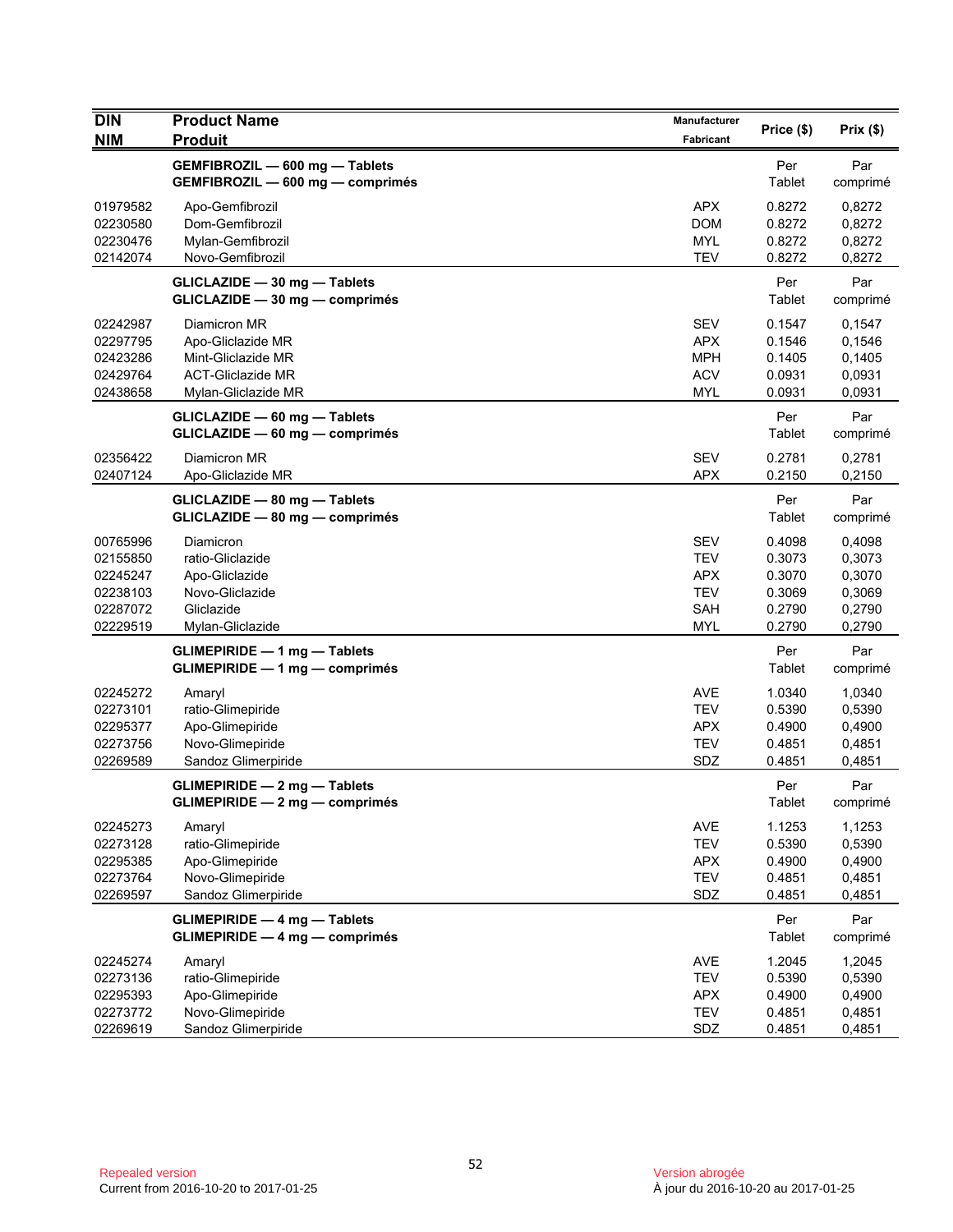| DIN<br>NIM | Product Name<br>Produit | Manufacturer<br>Fabricant | Price ($) | Prix ($) |
|---|---|---|---|---|
| | **GEMFIBROZIL — 600 mg — Tablets**<br>**GEMFIBROZIL — 600 mg — comprimés** | | Per Tablet | Par comprimé |
| 01979582 | Apo-Gemfibrozil | APX | 0.8272 | 0,8272 |
| 02230580 | Dom-Gemfibrozil | DOM | 0.8272 | 0,8272 |
| 02230476 | Mylan-Gemfibrozil | MYL | 0.8272 | 0,8272 |
| 02142074 | Novo-Gemfibrozil | TEV | 0.8272 | 0,8272 |
| | **GLICLAZIDE — 30 mg — Tablets**<br>**GLICLAZIDE — 30 mg — comprimés** | | Per Tablet | Par comprimé |
| 02242987 | Diamicron MR | SEV | 0.1547 | 0,1547 |
| 02297795 | Apo-Gliclazide MR | APX | 0.1546 | 0,1546 |
| 02423286 | Mint-Gliclazide MR | MPH | 0.1405 | 0,1405 |
| 02429764 | ACT-Gliclazide MR | ACV | 0.0931 | 0,0931 |
| 02438658 | Mylan-Gliclazide MR | MYL | 0.0931 | 0,0931 |
| | **GLICLAZIDE — 60 mg — Tablets**<br>**GLICLAZIDE — 60 mg — comprimés** | | Per Tablet | Par comprimé |
| 02356422 | Diamicron MR | SEV | 0.2781 | 0,2781 |
| 02407124 | Apo-Gliclazide MR | APX | 0.2150 | 0,2150 |
| | **GLICLAZIDE — 80 mg — Tablets**<br>**GLICLAZIDE — 80 mg — comprimés** | | Per Tablet | Par comprimé |
| 00765996 | Diamicron | SEV | 0.4098 | 0,4098 |
| 02155850 | ratio-Gliclazide | TEV | 0.3073 | 0,3073 |
| 02245247 | Apo-Gliclazide | APX | 0.3070 | 0,3070 |
| 02238103 | Novo-Gliclazide | TEV | 0.3069 | 0,3069 |
| 02287072 | Gliclazide | SAH | 0.2790 | 0,2790 |
| 02229519 | Mylan-Gliclazide | MYL | 0.2790 | 0,2790 |
| | **GLIMEPIRIDE — 1 mg — Tablets**<br>**GLIMEPIRIDE — 1 mg — comprimés** | | Per Tablet | Par comprimé |
| 02245272 | Amaryl | AVE | 1.0340 | 1,0340 |
| 02273101 | ratio-Glimepiride | TEV | 0.5390 | 0,5390 |
| 02295377 | Apo-Glimepiride | APX | 0.4900 | 0,4900 |
| 02273756 | Novo-Glimepiride | TEV | 0.4851 | 0,4851 |
| 02269589 | Sandoz Glimerpiride | SDZ | 0.4851 | 0,4851 |
| | **GLIMEPIRIDE — 2 mg — Tablets**<br>**GLIMEPIRIDE — 2 mg — comprimés** | | Per Tablet | Par comprimé |
| 02245273 | Amaryl | AVE | 1.1253 | 1,1253 |
| 02273128 | ratio-Glimepiride | TEV | 0.5390 | 0,5390 |
| 02295385 | Apo-Glimepiride | APX | 0.4900 | 0,4900 |
| 02273764 | Novo-Glimepiride | TEV | 0.4851 | 0,4851 |
| 02269597 | Sandoz Glimerpiride | SDZ | 0.4851 | 0,4851 |
| | **GLIMEPIRIDE — 4 mg — Tablets**<br>**GLIMEPIRIDE — 4 mg — comprimés** | | Per Tablet | Par comprimé |
| 02245274 | Amaryl | AVE | 1.2045 | 1,2045 |
| 02273136 | ratio-Glimepiride | TEV | 0.5390 | 0,5390 |
| 02295393 | Apo-Glimepiride | APX | 0.4900 | 0,4900 |
| 02273772 | Novo-Glimepiride | TEV | 0.4851 | 0,4851 |
| 02269619 | Sandoz Glimerpiride | SDZ | 0.4851 | 0,4851 |

Repealed version
Current from 2016-10-20 to 2017-01-25

Version abrogée
À jour du 2016-10-20 au 2017-01-25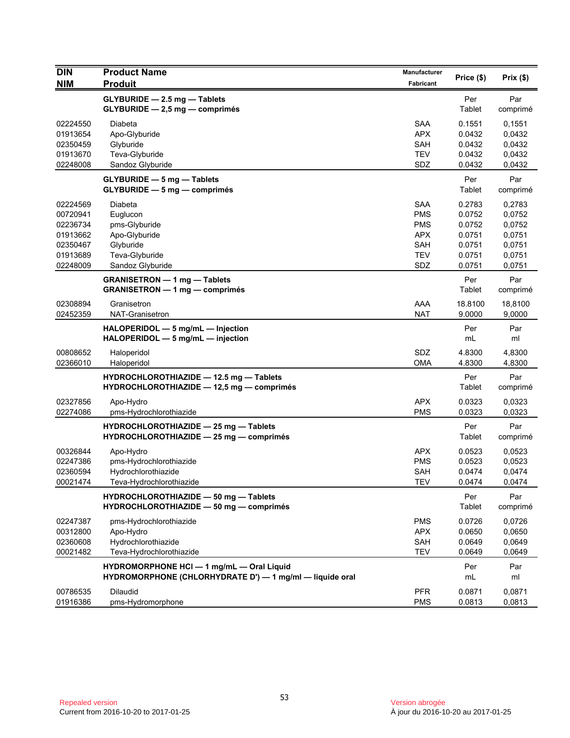| DIN<br>NIM | Product Name<br>Produit | Manufacturer<br>Fabricant | Price ($) | Prix ($) |
|---|---|---|---|---|
| | **GLYBURIDE — 2.5 mg — Tablets**<br>**GLYBURIDE — 2,5 mg — comprimés** | | Per Tablet | Par comprimé |
| 02224550 | Diabeta | SAA | 0.1551 | 0,1551 |
| 01913654 | Apo-Glyburide | APX | 0.0432 | 0,0432 |
| 02350459 | Glyburide | SAH | 0.0432 | 0,0432 |
| 01913670 | Teva-Glyburide | TEV | 0.0432 | 0,0432 |
| 02248008 | Sandoz Glyburide | SDZ | 0.0432 | 0,0432 |
| | **GLYBURIDE — 5 mg — Tablets**<br>**GLYBURIDE — 5 mg — comprimés** | | Per Tablet | Par comprimé |
| 02224569 | Diabeta | SAA | 0.2783 | 0,2783 |
| 00720941 | Euglucon | PMS | 0.0752 | 0,0752 |
| 02236734 | pms-Glyburide | PMS | 0.0752 | 0,0752 |
| 01913662 | Apo-Glyburide | APX | 0.0751 | 0,0751 |
| 02350467 | Glyburide | SAH | 0.0751 | 0,0751 |
| 01913689 | Teva-Glyburide | TEV | 0.0751 | 0,0751 |
| 02248009 | Sandoz Glyburide | SDZ | 0.0751 | 0,0751 |
| | **GRANISETRON — 1 mg — Tablets**<br>**GRANISETRON — 1 mg — comprimés** | | Per Tablet | Par comprimé |
| 02308894 | Granisetron | AAA | 18.8100 | 18,8100 |
| 02452359 | NAT-Granisetron | NAT | 9.0000 | 9,0000 |
| | **HALOPERIDOL — 5 mg/mL — Injection**<br>**HALOPERIDOL — 5 mg/mL — injection** | | Per mL | Par ml |
| 00808652 | Haloperidol | SDZ | 4.8300 | 4,8300 |
| 02366010 | Haloperidol | OMA | 4.8300 | 4,8300 |
| | **HYDROCHLOROTHIAZIDE — 12.5 mg — Tablets**<br>**HYDROCHLOROTHIAZIDE — 12,5 mg — comprimés** | | Per Tablet | Par comprimé |
| 02327856 | Apo-Hydro | APX | 0.0323 | 0,0323 |
| 02274086 | pms-Hydrochlorothiazide | PMS | 0.0323 | 0,0323 |
| | **HYDROCHLOROTHIAZIDE — 25 mg — Tablets**<br>**HYDROCHLOROTHIAZIDE — 25 mg — comprimés** | | Per Tablet | Par comprimé |
| 00326844 | Apo-Hydro | APX | 0.0523 | 0,0523 |
| 02247386 | pms-Hydrochlorothiazide | PMS | 0.0523 | 0,0523 |
| 02360594 | Hydrochlorothiazide | SAH | 0.0474 | 0,0474 |
| 00021474 | Teva-Hydrochlorothiazide | TEV | 0.0474 | 0,0474 |
| | **HYDROCHLOROTHIAZIDE — 50 mg — Tablets**<br>**HYDROCHLOROTHIAZIDE — 50 mg — comprimés** | | Per Tablet | Par comprimé |
| 02247387 | pms-Hydrochlorothiazide | PMS | 0.0726 | 0,0726 |
| 00312800 | Apo-Hydro | APX | 0.0650 | 0,0650 |
| 02360608 | Hydrochlorothiazide | SAH | 0.0649 | 0,0649 |
| 00021482 | Teva-Hydrochlorothiazide | TEV | 0.0649 | 0,0649 |
| | **HYDROMORPHONE HCl — 1 mg/mL — Oral Liquid**<br>**HYDROMORPHONE (CHLORHYDRATE D') — 1 mg/ml — liquide oral** | | Per mL | Par ml |
| 00786535 | Dilaudid | PFR | 0.0871 | 0,0871 |
| 01916386 | pms-Hydromorphone | PMS | 0.0813 | 0,0813 |

Repealed version
Current from 2016-10-20 to 2017-01-25

Version abrogée
À jour du 2016-10-20 au 2017-01-25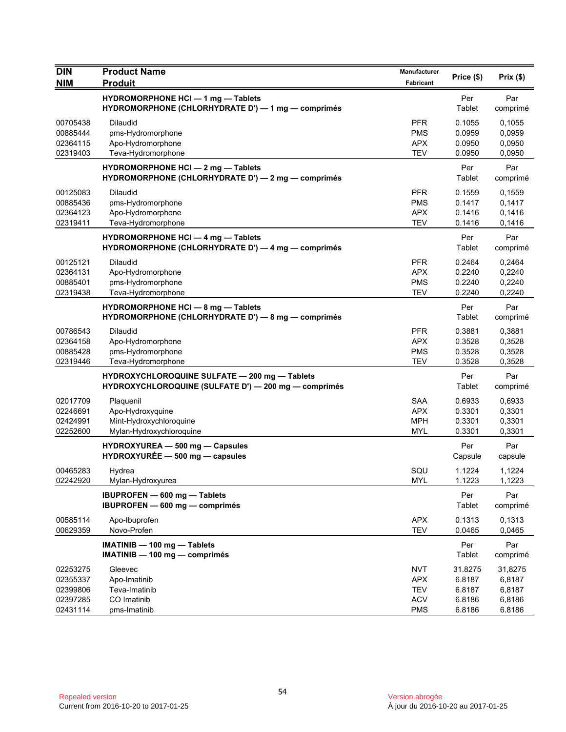| DIN<br>NIM | Product Name<br>Produit | Manufacturer<br>Fabricant | Price ($) | Prix ($) |
|---|---|---|---|---|
| | **HYDROMORPHONE HCl — 1 mg — Tablets**<br>**HYDROMORPHONE (CHLORHYDRATE D') — 1 mg — comprimés** | | Per Tablet | Par comprimé |
| 00705438 | Dilaudid | PFR | 0.1055 | 0,1055 |
| 00885444 | pms-Hydromorphone | PMS | 0.0959 | 0,0959 |
| 02364115 | Apo-Hydromorphone | APX | 0.0950 | 0,0950 |
| 02319403 | Teva-Hydromorphone | TEV | 0.0950 | 0,0950 |
| | **HYDROMORPHONE HCl — 2 mg — Tablets**<br>**HYDROMORPHONE (CHLORHYDRATE D') — 2 mg — comprimés** | | Per Tablet | Par comprimé |
| 00125083 | Dilaudid | PFR | 0.1559 | 0,1559 |
| 00885436 | pms-Hydromorphone | PMS | 0.1417 | 0,1417 |
| 02364123 | Apo-Hydromorphone | APX | 0.1416 | 0,1416 |
| 02319411 | Teva-Hydromorphone | TEV | 0.1416 | 0,1416 |
| | **HYDROMORPHONE HCl — 4 mg — Tablets**<br>**HYDROMORPHONE (CHLORHYDRATE D') — 4 mg — comprimés** | | Per Tablet | Par comprimé |
| 00125121 | Dilaudid | PFR | 0.2464 | 0,2464 |
| 02364131 | Apo-Hydromorphone | APX | 0.2240 | 0,2240 |
| 00885401 | pms-Hydromorphone | PMS | 0.2240 | 0,2240 |
| 02319438 | Teva-Hydromorphone | TEV | 0.2240 | 0,2240 |
| | **HYDROMORPHONE HCl — 8 mg — Tablets**<br>**HYDROMORPHONE (CHLORHYDRATE D') — 8 mg — comprimés** | | Per Tablet | Par comprimé |
| 00786543 | Dilaudid | PFR | 0.3881 | 0,3881 |
| 02364158 | Apo-Hydromorphone | APX | 0.3528 | 0,3528 |
| 00885428 | pms-Hydromorphone | PMS | 0.3528 | 0,3528 |
| 02319446 | Teva-Hydromorphone | TEV | 0.3528 | 0,3528 |
| | **HYDROXYCHLOROQUINE SULFATE — 200 mg — Tablets**<br>**HYDROXYCHLOROQUINE (SULFATE D') — 200 mg — comprimés** | | Per Tablet | Par comprimé |
| 02017709 | Plaquenil | SAA | 0.6933 | 0,6933 |
| 02246691 | Apo-Hydroxyquine | APX | 0.3301 | 0,3301 |
| 02424991 | Mint-Hydroxychloroquine | MPH | 0.3301 | 0,3301 |
| 02252600 | Mylan-Hydroxychloroquine | MYL | 0.3301 | 0,3301 |
| | **HYDROXYUREA — 500 mg — Capsules**<br>**HYDROXYURÉE — 500 mg — capsules** | | Per Capsule | Par capsule |
| 00465283 | Hydrea | SQU | 1.1224 | 1,1224 |
| 02242920 | Mylan-Hydroxyurea | MYL | 1.1223 | 1,1223 |
| | **IBUPROFEN — 600 mg — Tablets**<br>**IBUPROFEN — 600 mg — comprimés** | | Per Tablet | Par comprimé |
| 00585114 | Apo-Ibuprofen | APX | 0.1313 | 0,1313 |
| 00629359 | Novo-Profen | TEV | 0.0465 | 0,0465 |
| | **IMATINIB — 100 mg — Tablets**<br>**IMATINIB — 100 mg — comprimés** | | Per Tablet | Par comprimé |
| 02253275 | Gleevec | NVT | 31.8275 | 31,8275 |
| 02355337 | Apo-Imatinib | APX | 6.8187 | 6,8187 |
| 02399806 | Teva-Imatinib | TEV | 6.8187 | 6,8187 |
| 02397285 | CO Imatinib | ACV | 6.8186 | 6,8186 |
| 02431114 | pms-Imatinib | PMS | 6.8186 | 6.8186 |

Repealed version
Current from 2016-10-20 to 2017-01-25

Version abrogée
À jour du 2016-10-20 au 2017-01-25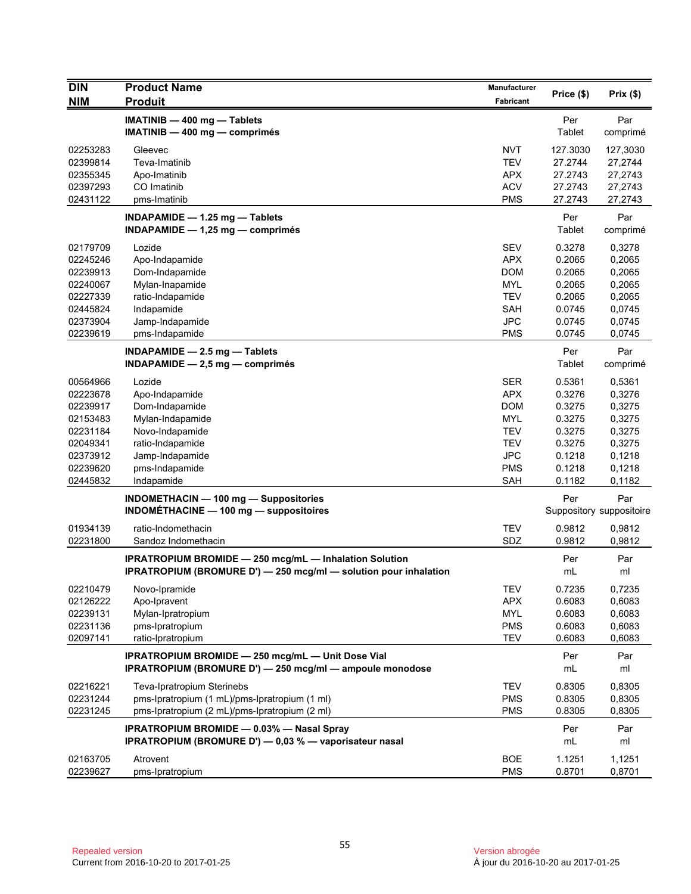| DIN<br>NIM | Product Name<br>Produit | Manufacturer<br>Fabricant | Price ($) | Prix ($) |
|---|---|---|---|---|
| | **IMATINIB — 400 mg — Tablets**<br>**IMATINIB — 400 mg — comprimés** | | Per Tablet | Par comprimé |
| 02253283 | Gleevec | NVT | 127.3030 | 127,3030 |
| 02399814 | Teva-Imatinib | TEV | 27.2744 | 27,2744 |
| 02355345 | Apo-Imatinib | APX | 27.2743 | 27,2743 |
| 02397293 | CO Imatinib | ACV | 27.2743 | 27,2743 |
| 02431122 | pms-Imatinib | PMS | 27.2743 | 27,2743 |
| | **INDAPAMIDE — 1.25 mg — Tablets**<br>**INDAPAMIDE — 1,25 mg — comprimés** | | Per Tablet | Par comprimé |
| 02179709 | Lozide | SEV | 0.3278 | 0,3278 |
| 02245246 | Apo-Indapamide | APX | 0.2065 | 0,2065 |
| 02239913 | Dom-Indapamide | DOM | 0.2065 | 0,2065 |
| 02240067 | Mylan-Inapamide | MYL | 0.2065 | 0,2065 |
| 02227339 | ratio-Indapamide | TEV | 0.2065 | 0,2065 |
| 02445824 | Indapamide | SAH | 0.0745 | 0,0745 |
| 02373904 | Jamp-Indapamide | JPC | 0.0745 | 0,0745 |
| 02239619 | pms-Indapamide | PMS | 0.0745 | 0,0745 |
| | **INDAPAMIDE — 2.5 mg — Tablets**<br>**INDAPAMIDE — 2,5 mg — comprimés** | | Per Tablet | Par comprimé |
| 00564966 | Lozide | SER | 0.5361 | 0,5361 |
| 02223678 | Apo-Indapamide | APX | 0.3276 | 0,3276 |
| 02239917 | Dom-Indapamide | DOM | 0.3275 | 0,3275 |
| 02153483 | Mylan-Indapamide | MYL | 0.3275 | 0,3275 |
| 02231184 | Novo-Indapamide | TEV | 0.3275 | 0,3275 |
| 02049341 | ratio-Indapamide | TEV | 0.3275 | 0,3275 |
| 02373912 | Jamp-Indapamide | JPC | 0.1218 | 0,1218 |
| 02239620 | pms-Indapamide | PMS | 0.1218 | 0,1218 |
| 02445832 | Indapamide | SAH | 0.1182 | 0,1182 |
| | **INDOMETHACIN — 100 mg — Suppositories**<br>**INDOMÉTHACINE — 100 mg — suppositoires** | | Per Suppository | Par suppositoire |
| 01934139 | ratio-Indomethacin | TEV | 0.9812 | 0,9812 |
| 02231800 | Sandoz Indomethacin | SDZ | 0.9812 | 0,9812 |
| | **IPRATROPIUM BROMIDE — 250 mcg/mL — Inhalation Solution**<br>**IPRATROPIUM (BROMURE D') — 250 mcg/ml — solution pour inhalation** | | Per mL | Par ml |
| 02210479 | Novo-Ipramide | TEV | 0.7235 | 0,7235 |
| 02126222 | Apo-Ipravent | APX | 0.6083 | 0,6083 |
| 02239131 | Mylan-Ipratropium | MYL | 0.6083 | 0,6083 |
| 02231136 | pms-Ipratropium | PMS | 0.6083 | 0,6083 |
| 02097141 | ratio-Ipratropium | TEV | 0.6083 | 0,6083 |
| | **IPRATROPIUM BROMIDE — 250 mcg/mL — Unit Dose Vial**<br>**IPRATROPIUM (BROMURE D') — 250 mcg/ml — ampoule monodose** | | Per mL | Par ml |
| 02216221 | Teva-Ipratropium Sterinebs | TEV | 0.8305 | 0,8305 |
| 02231244 | pms-Ipratropium (1 mL)/pms-Ipratropium (1 ml) | PMS | 0.8305 | 0,8305 |
| 02231245 | pms-Ipratropium (2 mL)/pms-Ipratropium (2 ml) | PMS | 0.8305 | 0,8305 |
| | **IPRATROPIUM BROMIDE — 0.03% — Nasal Spray**<br>**IPRATROPIUM (BROMURE D') — 0,03 % — vaporisateur nasal** | | Per mL | Par ml |
| 02163705 | Atrovent | BOE | 1.1251 | 1,1251 |
| 02239627 | pms-Ipratropium | PMS | 0.8701 | 0,8701 |

Repealed version
Current from 2016-10-20 to 2017-01-25

Version abrogée
À jour du 2016-10-20 au 2017-01-25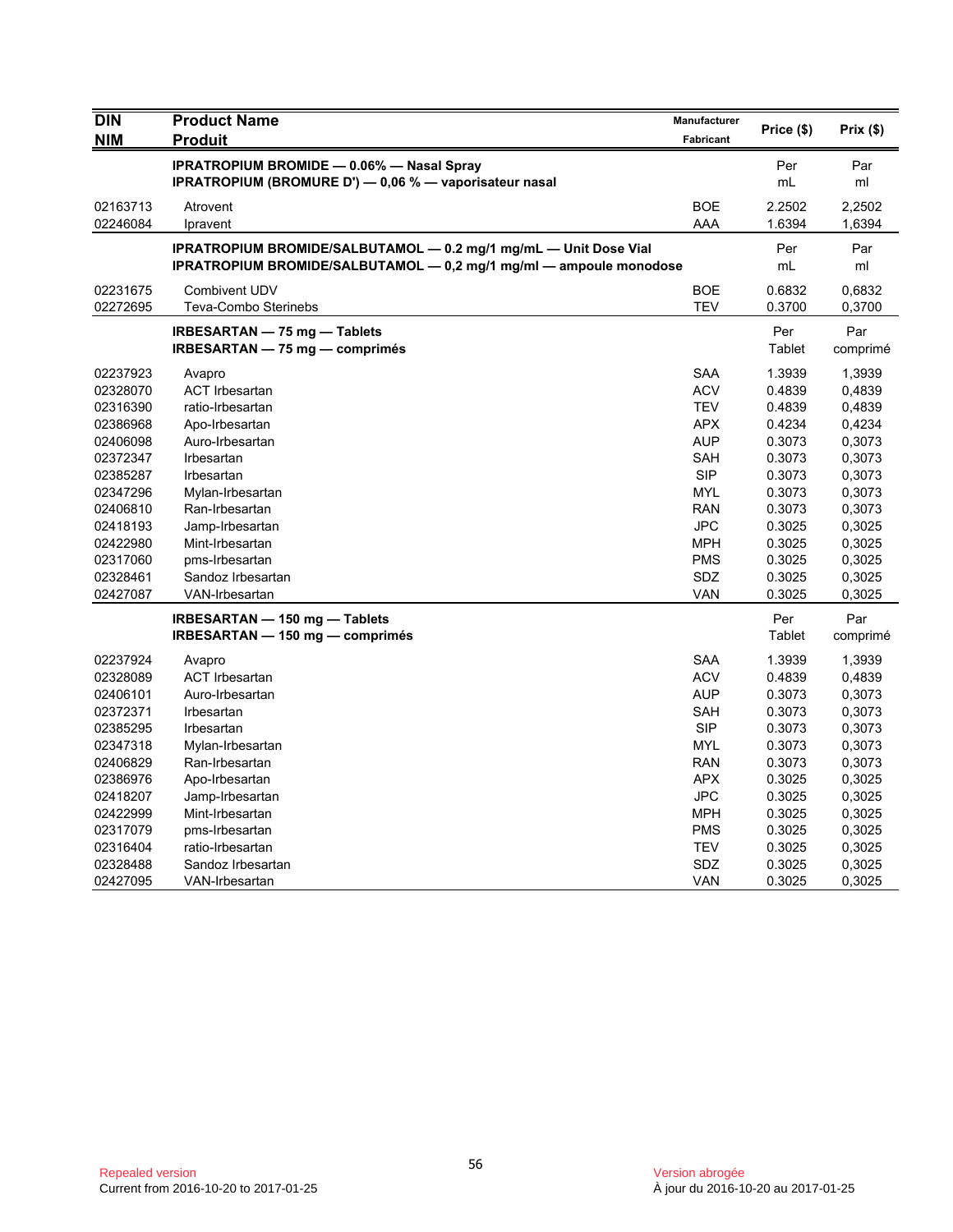| DIN<br>NIM | Product Name<br>Produit | Manufacturer<br>Fabricant | Price ($) | Prix ($) |
|---|---|---|---|---|
| | **IPRATROPIUM BROMIDE — 0.06% — Nasal Spray**<br>**IPRATROPIUM (BROMURE D') — 0,06 % — vaporisateur nasal** | | Per<br>mL | Par<br>ml |
| 02163713 | Atrovent | BOE | 2.2502 | 2,2502 |
| 02246084 | Ipravent | AAA | 1.6394 | 1,6394 |
| | **IPRATROPIUM BROMIDE/SALBUTAMOL — 0.2 mg/1 mg/mL — Unit Dose Vial**<br>**IPRATROPIUM BROMIDE/SALBUTAMOL — 0,2 mg/1 mg/ml — ampoule monodose** | | Per<br>mL | Par<br>ml |
| 02231675 | Combivent UDV | BOE | 0.6832 | 0,6832 |
| 02272695 | Teva-Combo Sterinebs | TEV | 0.3700 | 0,3700 |
| | **IRBESARTAN — 75 mg — Tablets**<br>**IRBESARTAN — 75 mg — comprimés** | | Per<br>Tablet | Par<br>comprimé |
| 02237923 | Avapro | SAA | 1.3939 | 1,3939 |
| 02328070 | ACT Irbesartan | ACV | 0.4839 | 0,4839 |
| 02316390 | ratio-Irbesartan | TEV | 0.4839 | 0,4839 |
| 02386968 | Apo-Irbesartan | APX | 0.4234 | 0,4234 |
| 02406098 | Auro-Irbesartan | AUP | 0.3073 | 0,3073 |
| 02372347 | Irbesartan | SAH | 0.3073 | 0,3073 |
| 02385287 | Irbesartan | SIP | 0.3073 | 0,3073 |
| 02347296 | Mylan-Irbesartan | MYL | 0.3073 | 0,3073 |
| 02406810 | Ran-Irbesartan | RAN | 0.3073 | 0,3073 |
| 02418193 | Jamp-Irbesartan | JPC | 0.3025 | 0,3025 |
| 02422980 | Mint-Irbesartan | MPH | 0.3025 | 0,3025 |
| 02317060 | pms-Irbesartan | PMS | 0.3025 | 0,3025 |
| 02328461 | Sandoz Irbesartan | SDZ | 0.3025 | 0,3025 |
| 02427087 | VAN-Irbesartan | VAN | 0.3025 | 0,3025 |
| | **IRBESARTAN — 150 mg — Tablets**<br>**IRBESARTAN — 150 mg — comprimés** | | Per<br>Tablet | Par<br>comprimé |
| 02237924 | Avapro | SAA | 1.3939 | 1,3939 |
| 02328089 | ACT Irbesartan | ACV | 0.4839 | 0,4839 |
| 02406101 | Auro-Irbesartan | AUP | 0.3073 | 0,3073 |
| 02372371 | Irbesartan | SAH | 0.3073 | 0,3073 |
| 02385295 | Irbesartan | SIP | 0.3073 | 0,3073 |
| 02347318 | Mylan-Irbesartan | MYL | 0.3073 | 0,3073 |
| 02406829 | Ran-Irbesartan | RAN | 0.3073 | 0,3073 |
| 02386976 | Apo-Irbesartan | APX | 0.3025 | 0,3025 |
| 02418207 | Jamp-Irbesartan | JPC | 0.3025 | 0,3025 |
| 02422999 | Mint-Irbesartan | MPH | 0.3025 | 0,3025 |
| 02317079 | pms-Irbesartan | PMS | 0.3025 | 0,3025 |
| 02316404 | ratio-Irbesartan | TEV | 0.3025 | 0,3025 |
| 02328488 | Sandoz Irbesartan | SDZ | 0.3025 | 0,3025 |
| 02427095 | VAN-Irbesartan | VAN | 0.3025 | 0,3025 |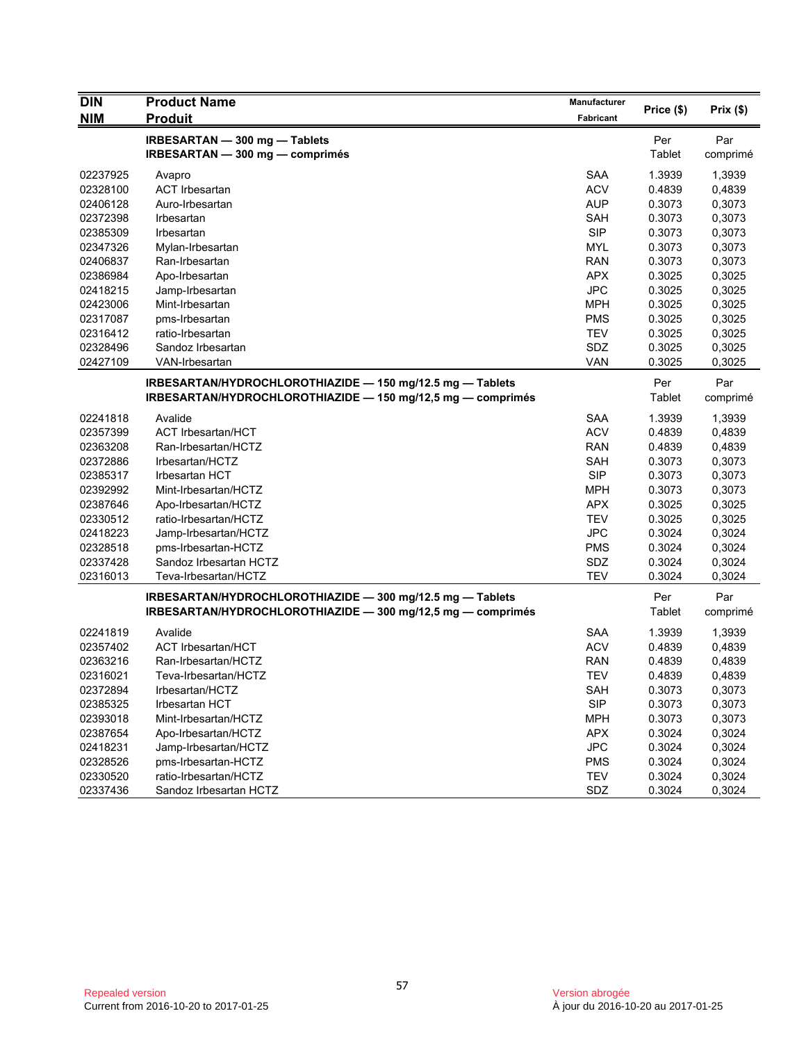| DIN<br>NIM | Product Name<br>Produit | Manufacturer<br>Fabricant | Price ($) | Prix ($) |
|---|---|---|---|---|
| | **IRBESARTAN — 300 mg — Tablets**<br>**IRBESARTAN — 300 mg — comprimés** | | Per Tablet | Par comprimé |
| 02237925 | Avapro | SAA | 1.3939 | 1,3939 |
| 02328100 | ACT Irbesartan | ACV | 0.4839 | 0,4839 |
| 02406128 | Auro-Irbesartan | AUP | 0.3073 | 0,3073 |
| 02372398 | Irbesartan | SAH | 0.3073 | 0,3073 |
| 02385309 | Irbesartan | SIP | 0.3073 | 0,3073 |
| 02347326 | Mylan-Irbesartan | MYL | 0.3073 | 0,3073 |
| 02406837 | Ran-Irbesartan | RAN | 0.3073 | 0,3073 |
| 02386984 | Apo-Irbesartan | APX | 0.3025 | 0,3025 |
| 02418215 | Jamp-Irbesartan | JPC | 0.3025 | 0,3025 |
| 02423006 | Mint-Irbesartan | MPH | 0.3025 | 0,3025 |
| 02317087 | pms-Irbesartan | PMS | 0.3025 | 0,3025 |
| 02316412 | ratio-Irbesartan | TEV | 0.3025 | 0,3025 |
| 02328496 | Sandoz Irbesartan | SDZ | 0.3025 | 0,3025 |
| 02427109 | VAN-Irbesartan | VAN | 0.3025 | 0,3025 |
| | **IRBESARTAN/HYDROCHLOROTHIAZIDE — 150 mg/12.5 mg — Tablets**<br>**IRBESARTAN/HYDROCHLOROTHIAZIDE — 150 mg/12,5 mg — comprimés** | | Per Tablet | Par comprimé |
| 02241818 | Avalide | SAA | 1.3939 | 1,3939 |
| 02357399 | ACT Irbesartan/HCT | ACV | 0.4839 | 0,4839 |
| 02363208 | Ran-Irbesartan/HCTZ | RAN | 0.4839 | 0,4839 |
| 02372886 | Irbesartan/HCTZ | SAH | 0.3073 | 0,3073 |
| 02385317 | Irbesartan HCT | SIP | 0.3073 | 0,3073 |
| 02392992 | Mint-Irbesartan/HCTZ | MPH | 0.3073 | 0,3073 |
| 02387646 | Apo-Irbesartan/HCTZ | APX | 0.3025 | 0,3025 |
| 02330512 | ratio-Irbesartan/HCTZ | TEV | 0.3025 | 0,3025 |
| 02418223 | Jamp-Irbesartan/HCTZ | JPC | 0.3024 | 0,3024 |
| 02328518 | pms-Irbesartan-HCTZ | PMS | 0.3024 | 0,3024 |
| 02337428 | Sandoz Irbesartan HCTZ | SDZ | 0.3024 | 0,3024 |
| 02316013 | Teva-Irbesartan/HCTZ | TEV | 0.3024 | 0,3024 |
| | **IRBESARTAN/HYDROCHLOROTHIAZIDE — 300 mg/12.5 mg — Tablets**<br>**IRBESARTAN/HYDROCHLOROTHIAZIDE — 300 mg/12,5 mg — comprimés** | | Per Tablet | Par comprimé |
| 02241819 | Avalide | SAA | 1.3939 | 1,3939 |
| 02357402 | ACT Irbesartan/HCT | ACV | 0.4839 | 0,4839 |
| 02363216 | Ran-Irbesartan/HCTZ | RAN | 0.4839 | 0,4839 |
| 02316021 | Teva-Irbesartan/HCTZ | TEV | 0.4839 | 0,4839 |
| 02372894 | Irbesartan/HCTZ | SAH | 0.3073 | 0,3073 |
| 02385325 | Irbesartan HCT | SIP | 0.3073 | 0,3073 |
| 02393018 | Mint-Irbesartan/HCTZ | MPH | 0.3073 | 0,3073 |
| 02387654 | Apo-Irbesartan/HCTZ | APX | 0.3024 | 0,3024 |
| 02418231 | Jamp-Irbesartan/HCTZ | JPC | 0.3024 | 0,3024 |
| 02328526 | pms-Irbesartan-HCTZ | PMS | 0.3024 | 0,3024 |
| 02330520 | ratio-Irbesartan/HCTZ | TEV | 0.3024 | 0,3024 |
| 02337436 | Sandoz Irbesartan HCTZ | SDZ | 0.3024 | 0,3024 |

Repealed version
Current from 2016-10-20 to 2017-01-25

Version abrogée
À jour du 2016-10-20 au 2017-01-25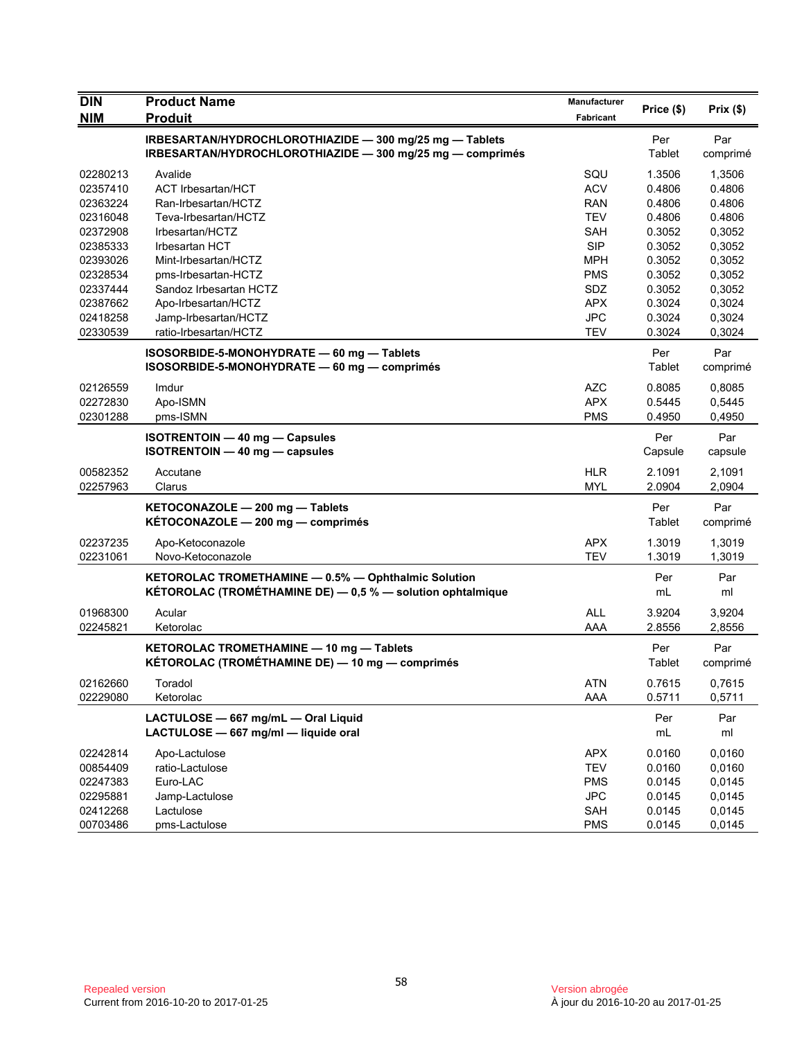| DIN<br>NIM | Product Name<br>Produit | Manufacturer<br>Fabricant | Price ($) | Prix ($) |
|---|---|---|---|---|
| | **IRBESARTAN/HYDROCHLOROTHIAZIDE — 300 mg/25 mg — Tablets**<br>**IRBESARTAN/HYDROCHLOROTHIAZIDE — 300 mg/25 mg — comprimés** | | Per Tablet | Par comprimé |
| 02280213 | Avalide | SQU | 1.3506 | 1,3506 |
| 02357410 | ACT Irbesartan/HCT | ACV | 0.4806 | 0.4806 |
| 02363224 | Ran-Irbesartan/HCTZ | RAN | 0.4806 | 0.4806 |
| 02316048 | Teva-Irbesartan/HCTZ | TEV | 0.4806 | 0.4806 |
| 02372908 | Irbesartan/HCTZ | SAH | 0.3052 | 0,3052 |
| 02385333 | Irbesartan HCT | SIP | 0.3052 | 0,3052 |
| 02393026 | Mint-Irbesartan/HCTZ | MPH | 0.3052 | 0,3052 |
| 02328534 | pms-Irbesartan-HCTZ | PMS | 0.3052 | 0,3052 |
| 02337444 | Sandoz Irbesartan HCTZ | SDZ | 0.3052 | 0,3052 |
| 02387662 | Apo-Irbesartan/HCTZ | APX | 0.3024 | 0,3024 |
| 02418258 | Jamp-Irbesartan/HCTZ | JPC | 0.3024 | 0,3024 |
| 02330539 | ratio-Irbesartan/HCTZ | TEV | 0.3024 | 0,3024 |
| | **ISOSORBIDE-5-MONOHYDRATE — 60 mg — Tablets**<br>**ISOSORBIDE-5-MONOHYDRATE — 60 mg — comprimés** | | Per Tablet | Par comprimé |
| 02126559 | Imdur | AZC | 0.8085 | 0,8085 |
| 02272830 | Apo-ISMN | APX | 0.5445 | 0,5445 |
| 02301288 | pms-ISMN | PMS | 0.4950 | 0,4950 |
| | **ISOTRENTOIN — 40 mg — Capsules**<br>**ISOTRENTOIN — 40 mg — capsules** | | Per Capsule | Par capsule |
| 00582352 | Accutane | HLR | 2.1091 | 2,1091 |
| 02257963 | Clarus | MYL | 2.0904 | 2,0904 |
| | **KETOCONAZOLE — 200 mg — Tablets**<br>**KÉTOCONAZOLE — 200 mg — comprimés** | | Per Tablet | Par comprimé |
| 02237235 | Apo-Ketoconazole | APX | 1.3019 | 1,3019 |
| 02231061 | Novo-Ketoconazole | TEV | 1.3019 | 1,3019 |
| | **KETOROLAC TROMETHAMINE — 0.5% — Ophthalmic Solution**<br>**KÉTOROLAC (TROMÉTHAMINE DE) — 0,5 % — solution ophtalmique** | | Per mL | Par ml |
| 01968300 | Acular | ALL | 3.9204 | 3,9204 |
| 02245821 | Ketorolac | AAA | 2.8556 | 2,8556 |
| | **KETOROLAC TROMETHAMINE — 10 mg — Tablets**<br>**KÉTOROLAC (TROMÉTHAMINE DE) — 10 mg — comprimés** | | Per Tablet | Par comprimé |
| 02162660 | Toradol | ATN | 0.7615 | 0,7615 |
| 02229080 | Ketorolac | AAA | 0.5711 | 0,5711 |
| | **LACTULOSE — 667 mg/mL — Oral Liquid**<br>**LACTULOSE — 667 mg/ml — liquide oral** | | Per mL | Par ml |
| 02242814 | Apo-Lactulose | APX | 0.0160 | 0,0160 |
| 00854409 | ratio-Lactulose | TEV | 0.0160 | 0,0160 |
| 02247383 | Euro-LAC | PMS | 0.0145 | 0,0145 |
| 02295881 | Jamp-Lactulose | JPC | 0.0145 | 0,0145 |
| 02412268 | Lactulose | SAH | 0.0145 | 0,0145 |
| 00703486 | pms-Lactulose | PMS | 0.0145 | 0,0145 |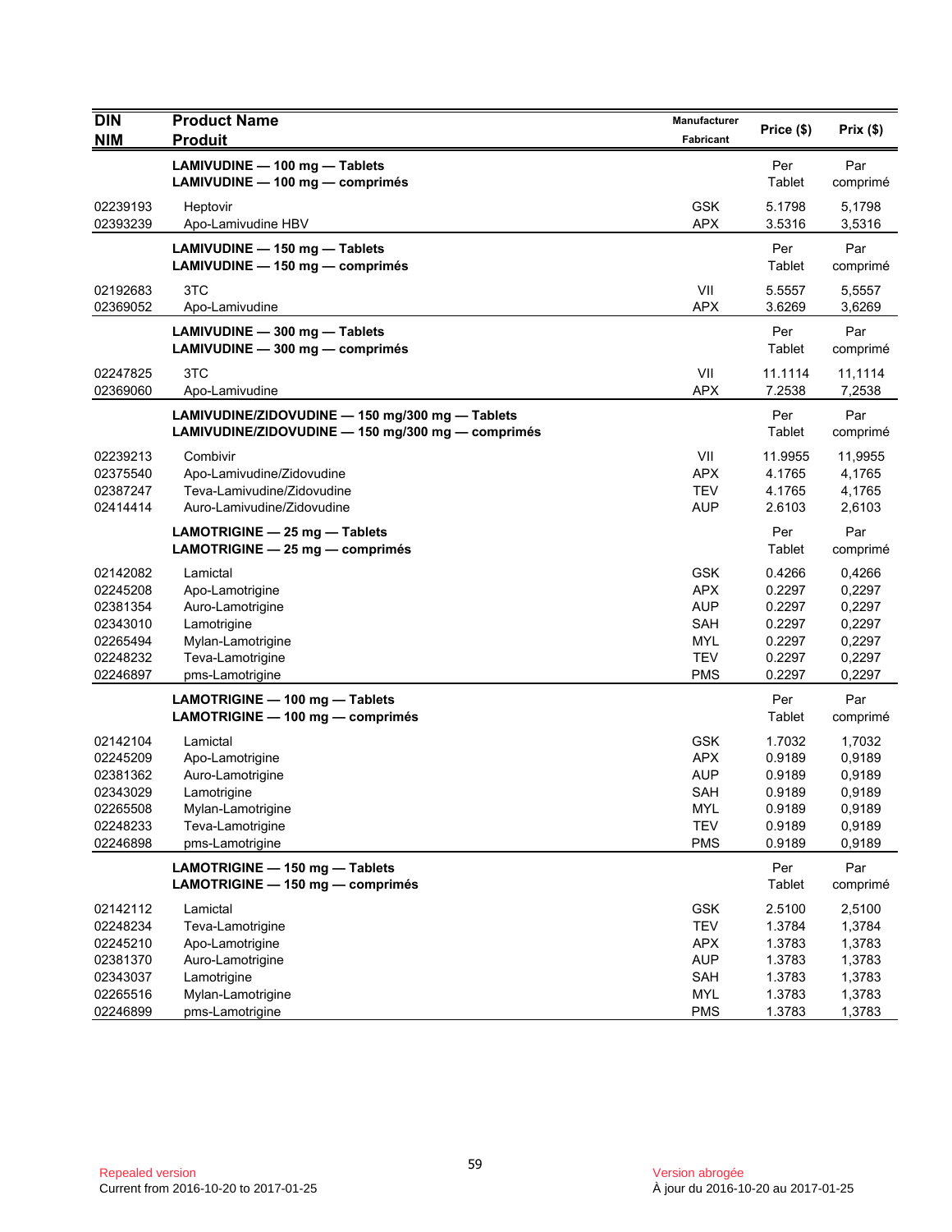| DIN<br>NIM | Product Name<br>Produit | Manufacturer<br>Fabricant | Price ($) | Prix ($) |
|---|---|---|---|---|
| | **LAMIVUDINE — 100 mg — Tablets**<br>**LAMIVUDINE — 100 mg — comprimés** | | Per Tablet | Par comprimé |
| 02239193 | Heptovir | GSK | 5.1798 | 5,1798 |
| 02393239 | Apo-Lamivudine HBV | APX | 3.5316 | 3,5316 |
| | **LAMIVUDINE — 150 mg — Tablets**<br>**LAMIVUDINE — 150 mg — comprimés** | | Per Tablet | Par comprimé |
| 02192683 | 3TC | VII | 5.5557 | 5,5557 |
| 02369052 | Apo-Lamivudine | APX | 3.6269 | 3,6269 |
| | **LAMIVUDINE — 300 mg — Tablets**<br>**LAMIVUDINE — 300 mg — comprimés** | | Per Tablet | Par comprimé |
| 02247825 | 3TC | VII | 11.1114 | 11,1114 |
| 02369060 | Apo-Lamivudine | APX | 7.2538 | 7,2538 |
| | **LAMIVUDINE/ZIDOVUDINE — 150 mg/300 mg — Tablets**<br>**LAMIVUDINE/ZIDOVUDINE — 150 mg/300 mg — comprimés** | | Per Tablet | Par comprimé |
| 02239213 | Combivir | VII | 11.9955 | 11,9955 |
| 02375540 | Apo-Lamivudine/Zidovudine | APX | 4.1765 | 4,1765 |
| 02387247 | Teva-Lamivudine/Zidovudine | TEV | 4.1765 | 4,1765 |
| 02414414 | Auro-Lamivudine/Zidovudine | AUP | 2.6103 | 2,6103 |
| | **LAMOTRIGINE — 25 mg — Tablets**<br>**LAMOTRIGINE — 25 mg — comprimés** | | Per Tablet | Par comprimé |
| 02142082 | Lamictal | GSK | 0.4266 | 0,4266 |
| 02245208 | Apo-Lamotrigine | APX | 0.2297 | 0,2297 |
| 02381354 | Auro-Lamotrigine | AUP | 0.2297 | 0,2297 |
| 02343010 | Lamotrigine | SAH | 0.2297 | 0,2297 |
| 02265494 | Mylan-Lamotrigine | MYL | 0.2297 | 0,2297 |
| 02248232 | Teva-Lamotrigine | TEV | 0.2297 | 0,2297 |
| 02246897 | pms-Lamotrigine | PMS | 0.2297 | 0,2297 |
| | **LAMOTRIGINE — 100 mg — Tablets**<br>**LAMOTRIGINE — 100 mg — comprimés** | | Per Tablet | Par comprimé |
| 02142104 | Lamictal | GSK | 1.7032 | 1,7032 |
| 02245209 | Apo-Lamotrigine | APX | 0.9189 | 0,9189 |
| 02381362 | Auro-Lamotrigine | AUP | 0.9189 | 0,9189 |
| 02343029 | Lamotrigine | SAH | 0.9189 | 0,9189 |
| 02265508 | Mylan-Lamotrigine | MYL | 0.9189 | 0,9189 |
| 02248233 | Teva-Lamotrigine | TEV | 0.9189 | 0,9189 |
| 02246898 | pms-Lamotrigine | PMS | 0.9189 | 0,9189 |
| | **LAMOTRIGINE — 150 mg — Tablets**<br>**LAMOTRIGINE — 150 mg — comprimés** | | Per Tablet | Par comprimé |
| 02142112 | Lamictal | GSK | 2.5100 | 2,5100 |
| 02248234 | Teva-Lamotrigine | TEV | 1.3784 | 1,3784 |
| 02245210 | Apo-Lamotrigine | APX | 1.3783 | 1,3783 |
| 02381370 | Auro-Lamotrigine | AUP | 1.3783 | 1,3783 |
| 02343037 | Lamotrigine | SAH | 1.3783 | 1,3783 |
| 02265516 | Mylan-Lamotrigine | MYL | 1.3783 | 1,3783 |
| 02246899 | pms-Lamotrigine | PMS | 1.3783 | 1,3783 |

Repealed version
Current from 2016-10-20 to 2017-01-25

Version abrogée
À jour du 2016-10-20 au 2017-01-25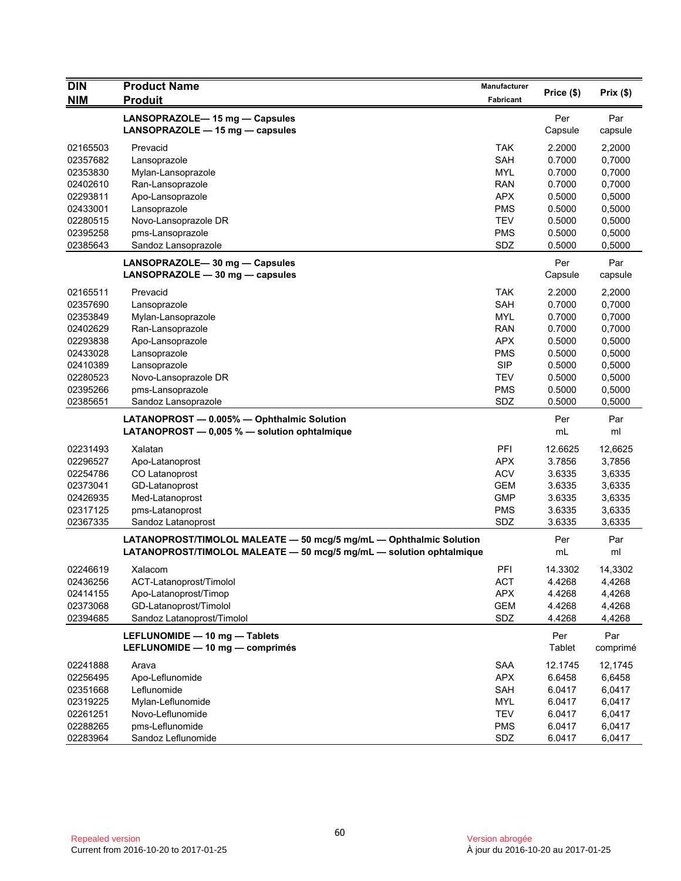| DIN<br>NIM | Product Name<br>Produit | Manufacturer<br>Fabricant | Price ($) | Prix ($) |
|---|---|---|---|---|
| | **LANSOPRAZOLE— 15 mg — Capsules**<br>**LANSOPRAZOLE — 15 mg — capsules** | | Per<br>Capsule | Par<br>capsule |
| 02165503 | Prevacid | TAK | 2.2000 | 2,2000 |
| 02357682 | Lansoprazole | SAH | 0.7000 | 0,7000 |
| 02353830 | Mylan-Lansoprazole | MYL | 0.7000 | 0,7000 |
| 02402610 | Ran-Lansoprazole | RAN | 0.7000 | 0,7000 |
| 02293811 | Apo-Lansoprazole | APX | 0.5000 | 0,5000 |
| 02433001 | Lansoprazole | PMS | 0.5000 | 0,5000 |
| 02280515 | Novo-Lansoprazole DR | TEV | 0.5000 | 0,5000 |
| 02395258 | pms-Lansoprazole | PMS | 0.5000 | 0,5000 |
| 02385643 | Sandoz Lansoprazole | SDZ | 0.5000 | 0,5000 |
| | **LANSOPRAZOLE— 30 mg — Capsules**<br>**LANSOPRAZOLE — 30 mg — capsules** | | Per<br>Capsule | Par<br>capsule |
| 02165511 | Prevacid | TAK | 2.2000 | 2,2000 |
| 02357690 | Lansoprazole | SAH | 0.7000 | 0,7000 |
| 02353849 | Mylan-Lansoprazole | MYL | 0.7000 | 0,7000 |
| 02402629 | Ran-Lansoprazole | RAN | 0.7000 | 0,7000 |
| 02293838 | Apo-Lansoprazole | APX | 0.5000 | 0,5000 |
| 02433028 | Lansoprazole | PMS | 0.5000 | 0,5000 |
| 02410389 | Lansoprazole | SIP | 0.5000 | 0,5000 |
| 02280523 | Novo-Lansoprazole DR | TEV | 0.5000 | 0,5000 |
| 02395266 | pms-Lansoprazole | PMS | 0.5000 | 0,5000 |
| 02385651 | Sandoz Lansoprazole | SDZ | 0.5000 | 0,5000 |
| | **LATANOPROST — 0.005% — Ophthalmic Solution**<br>**LATANOPROST — 0,005 % — solution ophtalmique** | | Per<br>mL | Par<br>ml |
| 02231493 | Xalatan | PFI | 12.6625 | 12,6625 |
| 02296527 | Apo-Latanoprost | APX | 3.7856 | 3,7856 |
| 02254786 | CO Latanoprost | ACV | 3.6335 | 3,6335 |
| 02373041 | GD-Latanoprost | GEM | 3.6335 | 3,6335 |
| 02426935 | Med-Latanoprost | GMP | 3.6335 | 3,6335 |
| 02317125 | pms-Latanoprost | PMS | 3.6335 | 3,6335 |
| 02367335 | Sandoz Latanoprost | SDZ | 3.6335 | 3,6335 |
| | **LATANOPROST/TIMOLOL MALEATE — 50 mcg/5 mg/mL — Ophthalmic Solution**<br>**LATANOPROST/TIMOLOL MALEATE — 50 mcg/5 mg/mL — solution ophtalmique** | | Per<br>mL | Par<br>ml |
| 02246619 | Xalacom | PFI | 14.3302 | 14,3302 |
| 02436256 | ACT-Latanoprost/Timolol | ACT | 4.4268 | 4,4268 |
| 02414155 | Apo-Latanoprost/Timop | APX | 4.4268 | 4,4268 |
| 02373068 | GD-Latanoprost/Timolol | GEM | 4.4268 | 4,4268 |
| 02394685 | Sandoz Latanoprost/Timolol | SDZ | 4.4268 | 4,4268 |
| | **LEFLUNOMIDE — 10 mg — Tablets**<br>**LEFLUNOMIDE — 10 mg — comprimés** | | Per<br>Tablet | Par<br>comprimé |
| 02241888 | Arava | SAA | 12.1745 | 12,1745 |
| 02256495 | Apo-Leflunomide | APX | 6.6458 | 6,6458 |
| 02351668 | Leflunomide | SAH | 6.0417 | 6,0417 |
| 02319225 | Mylan-Leflunomide | MYL | 6.0417 | 6,0417 |
| 02261251 | Novo-Leflunomide | TEV | 6.0417 | 6,0417 |
| 02288265 | pms-Leflunomide | PMS | 6.0417 | 6,0417 |
| 02283964 | Sandoz Leflunomide | SDZ | 6.0417 | 6,0417 |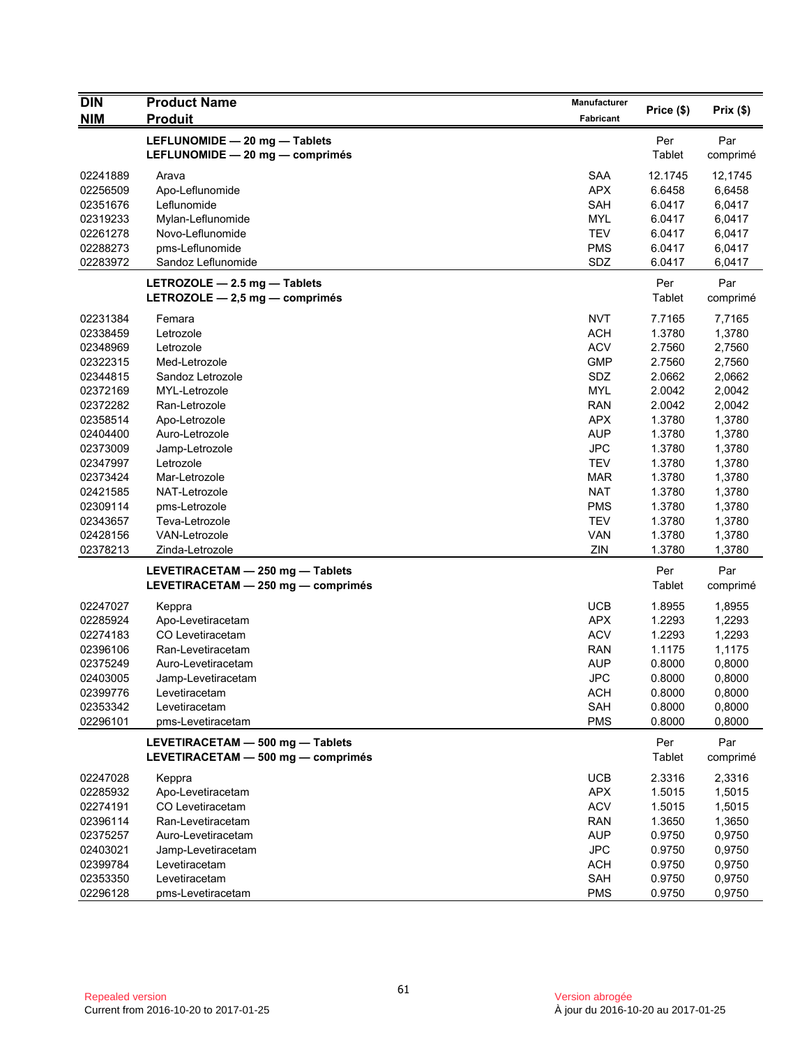| DIN<br>NIM | Product Name<br>Produit | Manufacturer<br>Fabricant | Price ($) | Prix ($) |
|---|---|---|---|---|
| | **LEFLUNOMIDE — 20 mg — Tablets**<br>**LEFLUNOMIDE — 20 mg — comprimés** | | Per Tablet | Par comprimé |
| 02241889 | Arava | SAA | 12.1745 | 12,1745 |
| 02256509 | Apo-Leflunomide | APX | 6.6458 | 6,6458 |
| 02351676 | Leflunomide | SAH | 6.0417 | 6,0417 |
| 02319233 | Mylan-Leflunomide | MYL | 6.0417 | 6,0417 |
| 02261278 | Novo-Leflunomide | TEV | 6.0417 | 6,0417 |
| 02288273 | pms-Leflunomide | PMS | 6.0417 | 6,0417 |
| 02283972 | Sandoz Leflunomide | SDZ | 6.0417 | 6,0417 |
| | **LETROZOLE — 2.5 mg — Tablets**<br>**LETROZOLE — 2,5 mg — comprimés** | | Per Tablet | Par comprimé |
| 02231384 | Femara | NVT | 7.7165 | 7,7165 |
| 02338459 | Letrozole | ACH | 1.3780 | 1,3780 |
| 02348969 | Letrozole | ACV | 2.7560 | 2,7560 |
| 02322315 | Med-Letrozole | GMP | 2.7560 | 2,7560 |
| 02344815 | Sandoz Letrozole | SDZ | 2.0662 | 2,0662 |
| 02372169 | MYL-Letrozole | MYL | 2.0042 | 2,0042 |
| 02372282 | Ran-Letrozole | RAN | 2.0042 | 2,0042 |
| 02358514 | Apo-Letrozole | APX | 1.3780 | 1,3780 |
| 02404400 | Auro-Letrozole | AUP | 1.3780 | 1,3780 |
| 02373009 | Jamp-Letrozole | JPC | 1.3780 | 1,3780 |
| 02347997 | Letrozole | TEV | 1.3780 | 1,3780 |
| 02373424 | Mar-Letrozole | MAR | 1.3780 | 1,3780 |
| 02421585 | NAT-Letrozole | NAT | 1.3780 | 1,3780 |
| 02309114 | pms-Letrozole | PMS | 1.3780 | 1,3780 |
| 02343657 | Teva-Letrozole | TEV | 1.3780 | 1,3780 |
| 02428156 | VAN-Letrozole | VAN | 1.3780 | 1,3780 |
| 02378213 | Zinda-Letrozole | ZIN | 1.3780 | 1,3780 |
| | **LEVETIRACETAM — 250 mg — Tablets**<br>**LEVETIRACETAM — 250 mg — comprimés** | | Per Tablet | Par comprimé |
| 02247027 | Keppra | UCB | 1.8955 | 1,8955 |
| 02285924 | Apo-Levetiracetam | APX | 1.2293 | 1,2293 |
| 02274183 | CO Levetiracetam | ACV | 1.2293 | 1,2293 |
| 02396106 | Ran-Levetiracetam | RAN | 1.1175 | 1,1175 |
| 02375249 | Auro-Levetiracetam | AUP | 0.8000 | 0,8000 |
| 02403005 | Jamp-Levetiracetam | JPC | 0.8000 | 0,8000 |
| 02399776 | Levetiracetam | ACH | 0.8000 | 0,8000 |
| 02353342 | Levetiracetam | SAH | 0.8000 | 0,8000 |
| 02296101 | pms-Levetiracetam | PMS | 0.8000 | 0,8000 |
| | **LEVETIRACETAM — 500 mg — Tablets**<br>**LEVETIRACETAM — 500 mg — comprimés** | | Per Tablet | Par comprimé |
| 02247028 | Keppra | UCB | 2.3316 | 2,3316 |
| 02285932 | Apo-Levetiracetam | APX | 1.5015 | 1,5015 |
| 02274191 | CO Levetiracetam | ACV | 1.5015 | 1,5015 |
| 02396114 | Ran-Levetiracetam | RAN | 1.3650 | 1,3650 |
| 02375257 | Auro-Levetiracetam | AUP | 0.9750 | 0,9750 |
| 02403021 | Jamp-Levetiracetam | JPC | 0.9750 | 0,9750 |
| 02399784 | Levetiracetam | ACH | 0.9750 | 0,9750 |
| 02353350 | Levetiracetam | SAH | 0.9750 | 0,9750 |
| 02296128 | pms-Levetiracetam | PMS | 0.9750 | 0,9750 |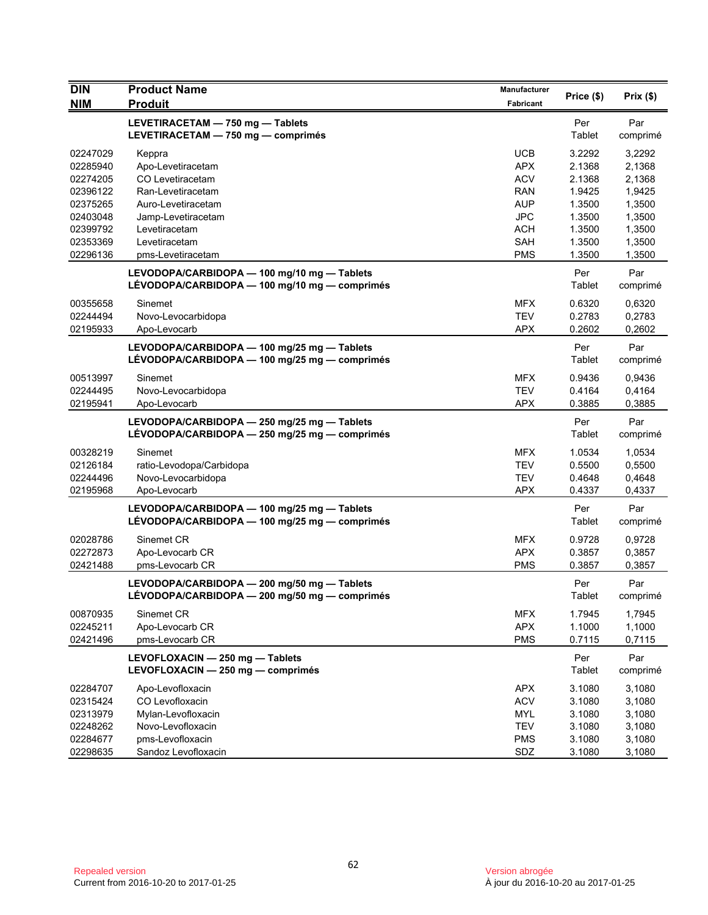| DIN<br>NIM | Product Name<br>Produit | Manufacturer<br>Fabricant | Price ($) | Prix ($) |
|---|---|---|---|---|
| | **LEVETIRACETAM — 750 mg — Tablets**<br>**LEVETIRACETAM — 750 mg — comprimés** | | Per Tablet | Par comprimé |
| 02247029 | Keppra | UCB | 3.2292 | 3,2292 |
| 02285940 | Apo-Levetiracetam | APX | 2.1368 | 2,1368 |
| 02274205 | CO Levetiracetam | ACV | 2.1368 | 2,1368 |
| 02396122 | Ran-Levetiracetam | RAN | 1.9425 | 1,9425 |
| 02375265 | Auro-Levetiracetam | AUP | 1.3500 | 1,3500 |
| 02403048 | Jamp-Levetiracetam | JPC | 1.3500 | 1,3500 |
| 02399792 | Levetiracetam | ACH | 1.3500 | 1,3500 |
| 02353369 | Levetiracetam | SAH | 1.3500 | 1,3500 |
| 02296136 | pms-Levetiracetam | PMS | 1.3500 | 1,3500 |
| | **LEVODOPA/CARBIDOPA — 100 mg/10 mg — Tablets**<br>**LÉVODOPA/CARBIDOPA — 100 mg/10 mg — comprimés** | | Per Tablet | Par comprimé |
| 00355658 | Sinemet | MFX | 0.6320 | 0,6320 |
| 02244494 | Novo-Levocarbidopa | TEV | 0.2783 | 0,2783 |
| 02195933 | Apo-Levocarb | APX | 0.2602 | 0,2602 |
| | **LEVODOPA/CARBIDOPA — 100 mg/25 mg — Tablets**<br>**LÉVODOPA/CARBIDOPA — 100 mg/25 mg — comprimés** | | Per Tablet | Par comprimé |
| 00513997 | Sinemet | MFX | 0.9436 | 0,9436 |
| 02244495 | Novo-Levocarbidopa | TEV | 0.4164 | 0,4164 |
| 02195941 | Apo-Levocarb | APX | 0.3885 | 0,3885 |
| | **LEVODOPA/CARBIDOPA — 250 mg/25 mg — Tablets**<br>**LÉVODOPA/CARBIDOPA — 250 mg/25 mg — comprimés** | | Per Tablet | Par comprimé |
| 00328219 | Sinemet | MFX | 1.0534 | 1,0534 |
| 02126184 | ratio-Levodopa/Carbidopa | TEV | 0.5500 | 0,5500 |
| 02244496 | Novo-Levocarbidopa | TEV | 0.4648 | 0,4648 |
| 02195968 | Apo-Levocarb | APX | 0.4337 | 0,4337 |
| | **LEVODOPA/CARBIDOPA — 100 mg/25 mg — Tablets**<br>**LÉVODOPA/CARBIDOPA — 100 mg/25 mg — comprimés** | | Per Tablet | Par comprimé |
| 02028786 | Sinemet CR | MFX | 0.9728 | 0,9728 |
| 02272873 | Apo-Levocarb CR | APX | 0.3857 | 0,3857 |
| 02421488 | pms-Levocarb CR | PMS | 0.3857 | 0,3857 |
| | **LEVODOPA/CARBIDOPA — 200 mg/50 mg — Tablets**<br>**LÉVODOPA/CARBIDOPA — 200 mg/50 mg — comprimés** | | Per Tablet | Par comprimé |
| 00870935 | Sinemet CR | MFX | 1.7945 | 1,7945 |
| 02245211 | Apo-Levocarb CR | APX | 1.1000 | 1,1000 |
| 02421496 | pms-Levocarb CR | PMS | 0.7115 | 0,7115 |
| | **LEVOFLOXACIN — 250 mg — Tablets**<br>**LEVOFLOXACIN — 250 mg — comprimés** | | Per Tablet | Par comprimé |
| 02284707 | Apo-Levofloxacin | APX | 3.1080 | 3,1080 |
| 02315424 | CO Levofloxacin | ACV | 3.1080 | 3,1080 |
| 02313979 | Mylan-Levofloxacin | MYL | 3.1080 | 3,1080 |
| 02248262 | Novo-Levofloxacin | TEV | 3.1080 | 3,1080 |
| 02284677 | pms-Levofloxacin | PMS | 3.1080 | 3,1080 |
| 02298635 | Sandoz Levofloxacin | SDZ | 3.1080 | 3,1080 |

Repealed version
Current from 2016-10-20 to 2017-01-25

Version abrogée
À jour du 2016-10-20 au 2017-01-25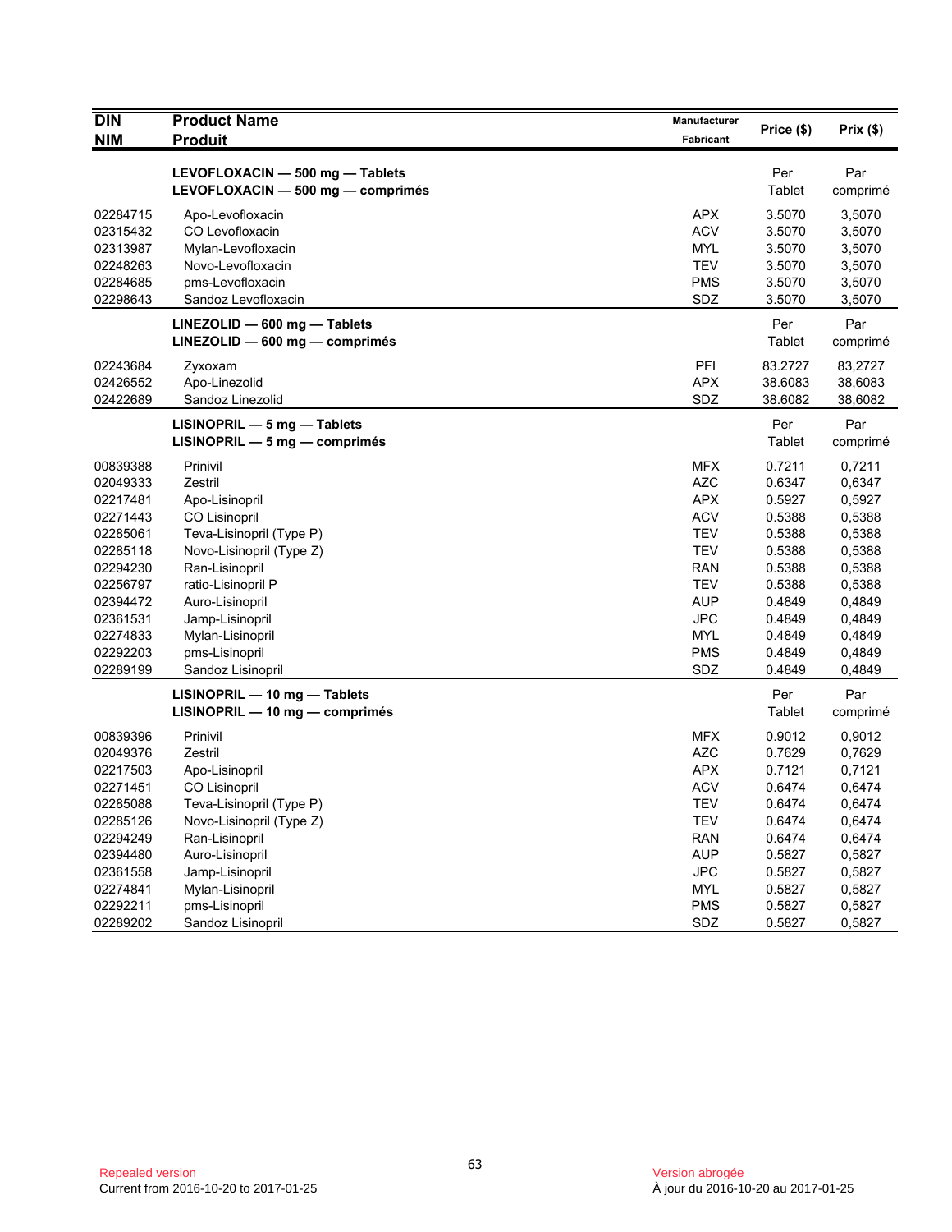| DIN<br>NIM | Product Name<br>Produit | Manufacturer<br>Fabricant | Price ($) | Prix ($) |
|---|---|---|---|---|
| | **LEVOFLOXACIN — 500 mg — Tablets**<br>**LEVOFLOXACIN — 500 mg — comprimés** | | Per<br>Tablet | Par<br>comprimé |
| 02284715 | Apo-Levofloxacin | APX | 3.5070 | 3,5070 |
| 02315432 | CO Levofloxacin | ACV | 3.5070 | 3,5070 |
| 02313987 | Mylan-Levofloxacin | MYL | 3.5070 | 3,5070 |
| 02248263 | Novo-Levofloxacin | TEV | 3.5070 | 3,5070 |
| 02284685 | pms-Levofloxacin | PMS | 3.5070 | 3,5070 |
| 02298643 | Sandoz Levofloxacin | SDZ | 3.5070 | 3,5070 |
| | **LINEZOLID — 600 mg — Tablets**<br>**LINEZOLID — 600 mg — comprimés** | | Per<br>Tablet | Par<br>comprimé |
| 02243684 | Zyxoxam | PFI | 83.2727 | 83,2727 |
| 02426552 | Apo-Linezolid | APX | 38.6083 | 38,6083 |
| 02422689 | Sandoz Linezolid | SDZ | 38.6082 | 38,6082 |
| | **LISINOPRIL — 5 mg — Tablets**<br>**LISINOPRIL — 5 mg — comprimés** | | Per<br>Tablet | Par<br>comprimé |
| 00839388 | Prinivil | MFX | 0.7211 | 0,7211 |
| 02049333 | Zestril | AZC | 0.6347 | 0,6347 |
| 02217481 | Apo-Lisinopril | APX | 0.5927 | 0,5927 |
| 02271443 | CO Lisinopril | ACV | 0.5388 | 0,5388 |
| 02285061 | Teva-Lisinopril (Type P) | TEV | 0.5388 | 0,5388 |
| 02285118 | Novo-Lisinopril (Type Z) | TEV | 0.5388 | 0,5388 |
| 02294230 | Ran-Lisinopril | RAN | 0.5388 | 0,5388 |
| 02256797 | ratio-Lisinopril P | TEV | 0.5388 | 0,5388 |
| 02394472 | Auro-Lisinopril | AUP | 0.4849 | 0,4849 |
| 02361531 | Jamp-Lisinopril | JPC | 0.4849 | 0,4849 |
| 02274833 | Mylan-Lisinopril | MYL | 0.4849 | 0,4849 |
| 02292203 | pms-Lisinopril | PMS | 0.4849 | 0,4849 |
| 02289199 | Sandoz Lisinopril | SDZ | 0.4849 | 0,4849 |
| | **LISINOPRIL — 10 mg — Tablets**<br>**LISINOPRIL — 10 mg — comprimés** | | Per<br>Tablet | Par<br>comprimé |
| 00839396 | Prinivil | MFX | 0.9012 | 0,9012 |
| 02049376 | Zestril | AZC | 0.7629 | 0,7629 |
| 02217503 | Apo-Lisinopril | APX | 0.7121 | 0,7121 |
| 02271451 | CO Lisinopril | ACV | 0.6474 | 0,6474 |
| 02285088 | Teva-Lisinopril (Type P) | TEV | 0.6474 | 0,6474 |
| 02285126 | Novo-Lisinopril (Type Z) | TEV | 0.6474 | 0,6474 |
| 02294249 | Ran-Lisinopril | RAN | 0.6474 | 0,6474 |
| 02394480 | Auro-Lisinopril | AUP | 0.5827 | 0,5827 |
| 02361558 | Jamp-Lisinopril | JPC | 0.5827 | 0,5827 |
| 02274841 | Mylan-Lisinopril | MYL | 0.5827 | 0,5827 |
| 02292211 | pms-Lisinopril | PMS | 0.5827 | 0,5827 |
| 02289202 | Sandoz Lisinopril | SDZ | 0.5827 | 0,5827 |

Repealed version
Current from 2016-10-20 to 2017-01-25

Version abrogée
À jour du 2016-10-20 au 2017-01-25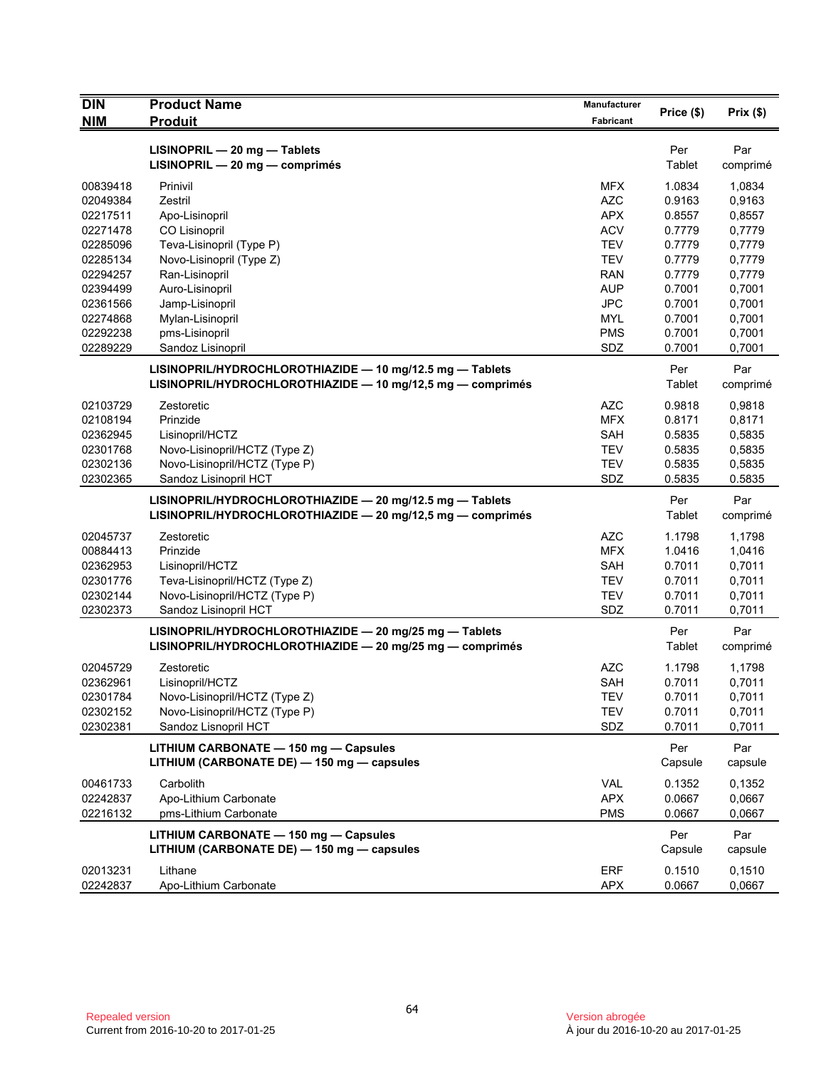| DIN<br>NIM | Product Name<br>Produit | Manufacturer<br>Fabricant | Price ($) | Prix ($) |
|---|---|---|---|---|
| | **LISINOPRIL — 20 mg — Tablets**<br>**LISINOPRIL — 20 mg — comprimés** | | Per<br>Tablet | Par<br>comprimé |
| 00839418 | Prinivil | MFX | 1.0834 | 1,0834 |
| 02049384 | Zestril | AZC | 0.9163 | 0,9163 |
| 02217511 | Apo-Lisinopril | APX | 0.8557 | 0,8557 |
| 02271478 | CO Lisinopril | ACV | 0.7779 | 0,7779 |
| 02285096 | Teva-Lisinopril (Type P) | TEV | 0.7779 | 0,7779 |
| 02285134 | Novo-Lisinopril (Type Z) | TEV | 0.7779 | 0,7779 |
| 02294257 | Ran-Lisinopril | RAN | 0.7779 | 0,7779 |
| 02394499 | Auro-Lisinopril | AUP | 0.7001 | 0,7001 |
| 02361566 | Jamp-Lisinopril | JPC | 0.7001 | 0,7001 |
| 02274868 | Mylan-Lisinopril | MYL | 0.7001 | 0,7001 |
| 02292238 | pms-Lisinopril | PMS | 0.7001 | 0,7001 |
| 02289229 | Sandoz Lisinopril | SDZ | 0.7001 | 0,7001 |
| | **LISINOPRIL/HYDROCHLOROTHIAZIDE — 10 mg/12.5 mg — Tablets**<br>**LISINOPRIL/HYDROCHLOROTHIAZIDE — 10 mg/12,5 mg — comprimés** | | Per<br>Tablet | Par<br>comprimé |
| 02103729 | Zestoretic | AZC | 0.9818 | 0,9818 |
| 02108194 | Prinzide | MFX | 0.8171 | 0,8171 |
| 02362945 | Lisinopril/HCTZ | SAH | 0.5835 | 0,5835 |
| 02301768 | Novo-Lisinopril/HCTZ (Type Z) | TEV | 0.5835 | 0,5835 |
| 02302136 | Novo-Lisinopril/HCTZ (Type P) | TEV | 0.5835 | 0,5835 |
| 02302365 | Sandoz Lisinopril HCT | SDZ | 0.5835 | 0.5835 |
| | **LISINOPRIL/HYDROCHLOROTHIAZIDE — 20 mg/12.5 mg — Tablets**<br>**LISINOPRIL/HYDROCHLOROTHIAZIDE — 20 mg/12,5 mg — comprimés** | | Per<br>Tablet | Par<br>comprimé |
| 02045737 | Zestoretic | AZC | 1.1798 | 1,1798 |
| 00884413 | Prinzide | MFX | 1.0416 | 1,0416 |
| 02362953 | Lisinopril/HCTZ | SAH | 0.7011 | 0,7011 |
| 02301776 | Teva-Lisinopril/HCTZ (Type Z) | TEV | 0.7011 | 0,7011 |
| 02302144 | Novo-Lisinopril/HCTZ (Type P) | TEV | 0.7011 | 0,7011 |
| 02302373 | Sandoz Lisinopril HCT | SDZ | 0.7011 | 0,7011 |
| | **LISINOPRIL/HYDROCHLOROTHIAZIDE — 20 mg/25 mg — Tablets**<br>**LISINOPRIL/HYDROCHLOROTHIAZIDE — 20 mg/25 mg — comprimés** | | Per<br>Tablet | Par<br>comprimé |
| 02045729 | Zestoretic | AZC | 1.1798 | 1,1798 |
| 02362961 | Lisinopril/HCTZ | SAH | 0.7011 | 0,7011 |
| 02301784 | Novo-Lisinopril/HCTZ (Type Z) | TEV | 0.7011 | 0,7011 |
| 02302152 | Novo-Lisinopril/HCTZ (Type P) | TEV | 0.7011 | 0,7011 |
| 02302381 | Sandoz Lisnopril HCT | SDZ | 0.7011 | 0,7011 |
| | **LITHIUM CARBONATE — 150 mg — Capsules**<br>**LITHIUM (CARBONATE DE) — 150 mg — capsules** | | Per<br>Capsule | Par<br>capsule |
| 00461733 | Carbolith | VAL | 0.1352 | 0,1352 |
| 02242837 | Apo-Lithium Carbonate | APX | 0.0667 | 0,0667 |
| 02216132 | pms-Lithium Carbonate | PMS | 0.0667 | 0,0667 |
| | **LITHIUM CARBONATE — 150 mg — Capsules**<br>**LITHIUM (CARBONATE DE) — 150 mg — capsules** | | Per<br>Capsule | Par<br>capsule |
| 02013231 | Lithane | ERF | 0.1510 | 0,1510 |
| 02242837 | Apo-Lithium Carbonate | APX | 0.0667 | 0,0667 |

Repealed version
Current from 2016-10-20 to 2017-01-25

Version abrogée
À jour du 2016-10-20 au 2017-01-25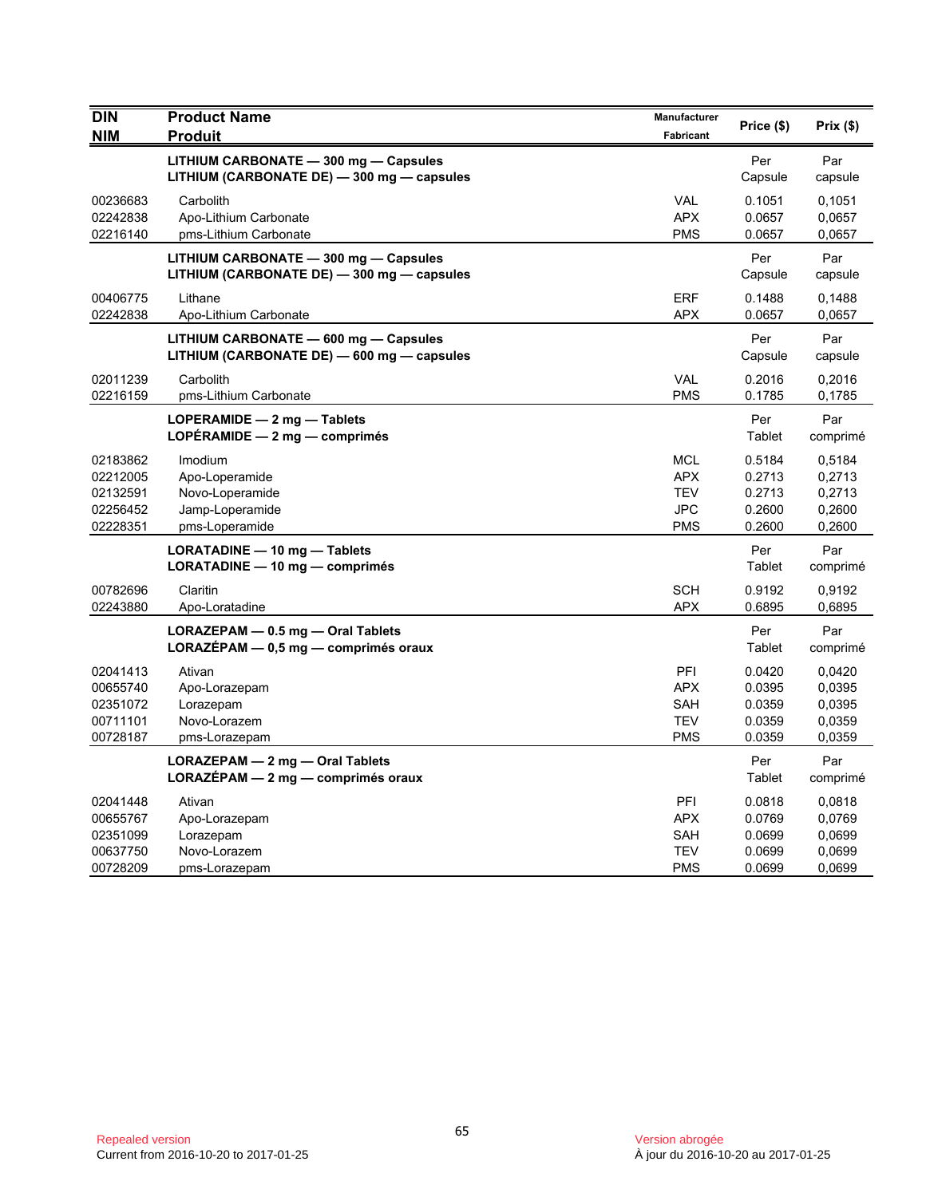| DIN<br>NIM | Product Name<br>Produit | Manufacturer<br>Fabricant | Price ($) | Prix ($) |
|---|---|---|---|---|
| | **LITHIUM CARBONATE — 300 mg — Capsules**<br>**LITHIUM (CARBONATE DE) — 300 mg — capsules** | | Per Capsule | Par capsule |
| 00236683 | Carbolith | VAL | 0.1051 | 0,1051 |
| 02242838 | Apo-Lithium Carbonate | APX | 0.0657 | 0,0657 |
| 02216140 | pms-Lithium Carbonate | PMS | 0.0657 | 0,0657 |
| | **LITHIUM CARBONATE — 300 mg — Capsules**<br>**LITHIUM (CARBONATE DE) — 300 mg — capsules** | | Per Capsule | Par capsule |
| 00406775 | Lithane | ERF | 0.1488 | 0,1488 |
| 02242838 | Apo-Lithium Carbonate | APX | 0.0657 | 0,0657 |
| | **LITHIUM CARBONATE — 600 mg — Capsules**<br>**LITHIUM (CARBONATE DE) — 600 mg — capsules** | | Per Capsule | Par capsule |
| 02011239 | Carbolith | VAL | 0.2016 | 0,2016 |
| 02216159 | pms-Lithium Carbonate | PMS | 0.1785 | 0,1785 |
| | **LOPERAMIDE — 2 mg — Tablets**<br>**LOPÉRAMIDE — 2 mg — comprimés** | | Per Tablet | Par comprimé |
| 02183862 | Imodium | MCL | 0.5184 | 0,5184 |
| 02212005 | Apo-Loperamide | APX | 0.2713 | 0,2713 |
| 02132591 | Novo-Loperamide | TEV | 0.2713 | 0,2713 |
| 02256452 | Jamp-Loperamide | JPC | 0.2600 | 0,2600 |
| 02228351 | pms-Loperamide | PMS | 0.2600 | 0,2600 |
| | **LORATADINE — 10 mg — Tablets**<br>**LORATADINE — 10 mg — comprimés** | | Per Tablet | Par comprimé |
| 00782696 | Claritin | SCH | 0.9192 | 0,9192 |
| 02243880 | Apo-Loratadine | APX | 0.6895 | 0,6895 |
| | **LORAZEPAM — 0.5 mg — Oral Tablets**<br>**LORAZÉPAM — 0,5 mg — comprimés oraux** | | Per Tablet | Par comprimé |
| 02041413 | Ativan | PFI | 0.0420 | 0,0420 |
| 00655740 | Apo-Lorazepam | APX | 0.0395 | 0,0395 |
| 02351072 | Lorazepam | SAH | 0.0359 | 0,0395 |
| 00711101 | Novo-Lorazem | TEV | 0.0359 | 0,0359 |
| 00728187 | pms-Lorazepam | PMS | 0.0359 | 0,0359 |
| | **LORAZEPAM — 2 mg — Oral Tablets**<br>**LORAZÉPAM — 2 mg — comprimés oraux** | | Per Tablet | Par comprimé |
| 02041448 | Ativan | PFI | 0.0818 | 0,0818 |
| 00655767 | Apo-Lorazepam | APX | 0.0769 | 0,0769 |
| 02351099 | Lorazepam | SAH | 0.0699 | 0,0699 |
| 00637750 | Novo-Lorazem | TEV | 0.0699 | 0,0699 |
| 00728209 | pms-Lorazepam | PMS | 0.0699 | 0,0699 |

Repealed version
Current from 2016-10-20 to 2017-01-25

Version abrogée
À jour du 2016-10-20 au 2017-01-25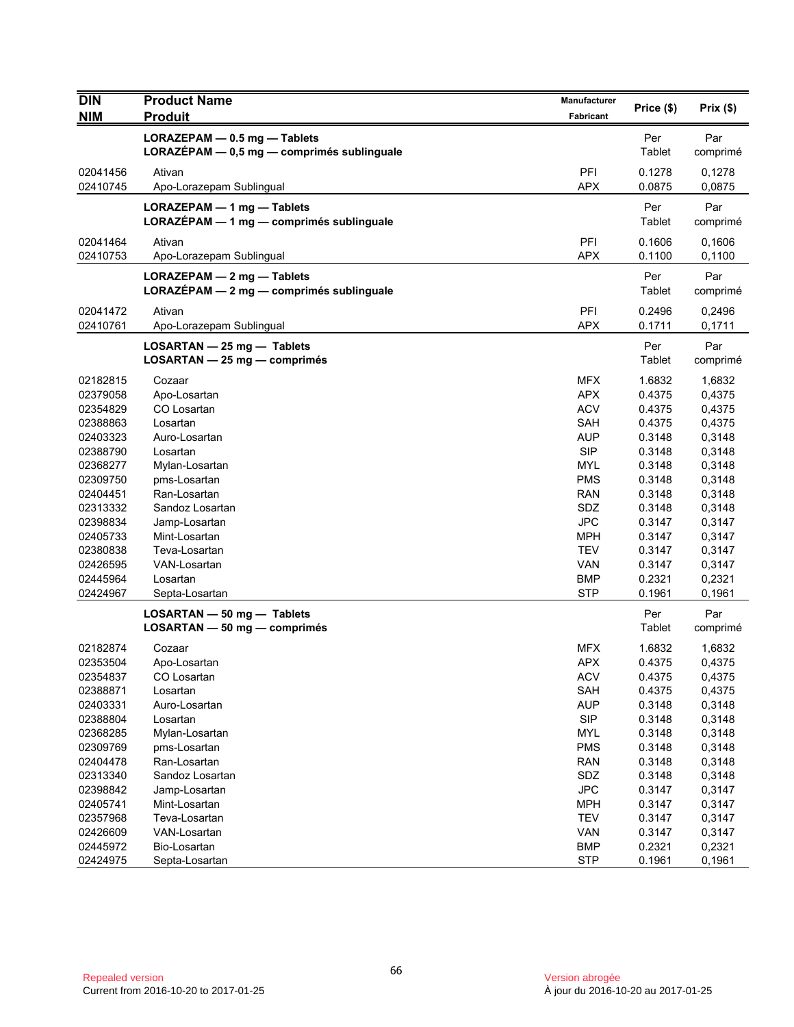| DIN<br>NIM | Product Name<br>Produit | Manufacturer<br>Fabricant | Price ($) | Prix ($) |
|---|---|---|---|---|
| | **LORAZEPAM — 0.5 mg — Tablets**<br>**LORAZÉPAM — 0,5 mg — comprimés sublinguale** | | Per Tablet | Par comprimé |
| 02041456 | Ativan | PFI | 0.1278 | 0,1278 |
| 02410745 | Apo-Lorazepam Sublingual | APX | 0.0875 | 0,0875 |
| | **LORAZEPAM — 1 mg — Tablets**<br>**LORAZÉPAM — 1 mg — comprimés sublinguale** | | Per Tablet | Par comprimé |
| 02041464 | Ativan | PFI | 0.1606 | 0,1606 |
| 02410753 | Apo-Lorazepam Sublingual | APX | 0.1100 | 0,1100 |
| | **LORAZEPAM — 2 mg — Tablets**<br>**LORAZÉPAM — 2 mg — comprimés sublinguale** | | Per Tablet | Par comprimé |
| 02041472 | Ativan | PFI | 0.2496 | 0,2496 |
| 02410761 | Apo-Lorazepam Sublingual | APX | 0.1711 | 0,1711 |
| | **LOSARTAN — 25 mg — Tablets**<br>**LOSARTAN — 25 mg — comprimés** | | Per Tablet | Par comprimé |
| 02182815 | Cozaar | MFX | 1.6832 | 1,6832 |
| 02379058 | Apo-Losartan | APX | 0.4375 | 0,4375 |
| 02354829 | CO Losartan | ACV | 0.4375 | 0,4375 |
| 02388863 | Losartan | SAH | 0.4375 | 0,4375 |
| 02403323 | Auro-Losartan | AUP | 0.3148 | 0,3148 |
| 02388790 | Losartan | SIP | 0.3148 | 0,3148 |
| 02368277 | Mylan-Losartan | MYL | 0.3148 | 0,3148 |
| 02309750 | pms-Losartan | PMS | 0.3148 | 0,3148 |
| 02404451 | Ran-Losartan | RAN | 0.3148 | 0,3148 |
| 02313332 | Sandoz Losartan | SDZ | 0.3148 | 0,3148 |
| 02398834 | Jamp-Losartan | JPC | 0.3147 | 0,3147 |
| 02405733 | Mint-Losartan | MPH | 0.3147 | 0,3147 |
| 02380838 | Teva-Losartan | TEV | 0.3147 | 0,3147 |
| 02426595 | VAN-Losartan | VAN | 0.3147 | 0,3147 |
| 02445964 | Losartan | BMP | 0.2321 | 0,2321 |
| 02424967 | Septa-Losartan | STP | 0.1961 | 0,1961 |
| | **LOSARTAN — 50 mg — Tablets**<br>**LOSARTAN — 50 mg — comprimés** | | Per Tablet | Par comprimé |
| 02182874 | Cozaar | MFX | 1.6832 | 1,6832 |
| 02353504 | Apo-Losartan | APX | 0.4375 | 0,4375 |
| 02354837 | CO Losartan | ACV | 0.4375 | 0,4375 |
| 02388871 | Losartan | SAH | 0.4375 | 0,4375 |
| 02403331 | Auro-Losartan | AUP | 0.3148 | 0,3148 |
| 02388804 | Losartan | SIP | 0.3148 | 0,3148 |
| 02368285 | Mylan-Losartan | MYL | 0.3148 | 0,3148 |
| 02309769 | pms-Losartan | PMS | 0.3148 | 0,3148 |
| 02404478 | Ran-Losartan | RAN | 0.3148 | 0,3148 |
| 02313340 | Sandoz Losartan | SDZ | 0.3148 | 0,3148 |
| 02398842 | Jamp-Losartan | JPC | 0.3147 | 0,3147 |
| 02405741 | Mint-Losartan | MPH | 0.3147 | 0,3147 |
| 02357968 | Teva-Losartan | TEV | 0.3147 | 0,3147 |
| 02426609 | VAN-Losartan | VAN | 0.3147 | 0,3147 |
| 02445972 | Bio-Losartan | BMP | 0.2321 | 0,2321 |
| 02424975 | Septa-Losartan | STP | 0.1961 | 0,1961 |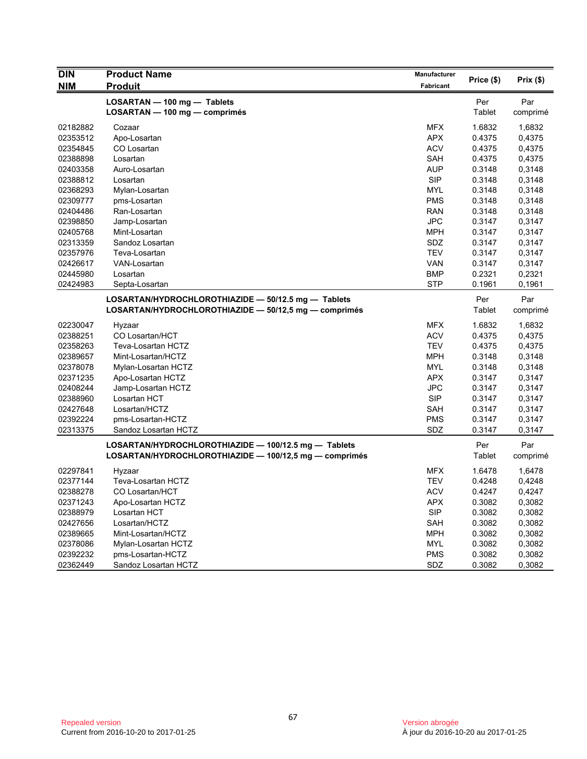| DIN<br>NIM | Product Name<br>Produit | Manufacturer<br>Fabricant | Price ($) | Prix ($) |
|---|---|---|---|---|
| | **LOSARTAN — 100 mg — Tablets**<br>**LOSARTAN — 100 mg — comprimés** | | Per Tablet | Par comprimé |
| 02182882 | Cozaar | MFX | 1.6832 | 1,6832 |
| 02353512 | Apo-Losartan | APX | 0.4375 | 0,4375 |
| 02354845 | CO Losartan | ACV | 0.4375 | 0,4375 |
| 02388898 | Losartan | SAH | 0.4375 | 0,4375 |
| 02403358 | Auro-Losartan | AUP | 0.3148 | 0,3148 |
| 02388812 | Losartan | SIP | 0.3148 | 0,3148 |
| 02368293 | Mylan-Losartan | MYL | 0.3148 | 0,3148 |
| 02309777 | pms-Losartan | PMS | 0.3148 | 0,3148 |
| 02404486 | Ran-Losartan | RAN | 0.3148 | 0,3148 |
| 02398850 | Jamp-Losartan | JPC | 0.3147 | 0,3147 |
| 02405768 | Mint-Losartan | MPH | 0.3147 | 0,3147 |
| 02313359 | Sandoz Losartan | SDZ | 0.3147 | 0,3147 |
| 02357976 | Teva-Losartan | TEV | 0.3147 | 0,3147 |
| 02426617 | VAN-Losartan | VAN | 0.3147 | 0,3147 |
| 02445980 | Losartan | BMP | 0.2321 | 0,2321 |
| 02424983 | Septa-Losartan | STP | 0.1961 | 0,1961 |
| | **LOSARTAN/HYDROCHLOROTHIAZIDE — 50/12.5 mg — Tablets**<br>**LOSARTAN/HYDROCHLOROTHIAZIDE — 50/12,5 mg — comprimés** | | Per Tablet | Par comprimé |
| 02230047 | Hyzaar | MFX | 1.6832 | 1,6832 |
| 02388251 | CO Losartan/HCT | ACV | 0.4375 | 0,4375 |
| 02358263 | Teva-Losartan HCTZ | TEV | 0.4375 | 0,4375 |
| 02389657 | Mint-Losartan/HCTZ | MPH | 0.3148 | 0,3148 |
| 02378078 | Mylan-Losartan HCTZ | MYL | 0.3148 | 0,3148 |
| 02371235 | Apo-Losartan HCTZ | APX | 0.3147 | 0,3147 |
| 02408244 | Jamp-Losartan HCTZ | JPC | 0.3147 | 0,3147 |
| 02388960 | Losartan HCT | SIP | 0.3147 | 0,3147 |
| 02427648 | Losartan/HCTZ | SAH | 0.3147 | 0,3147 |
| 02392224 | pms-Losartan-HCTZ | PMS | 0.3147 | 0,3147 |
| 02313375 | Sandoz Losartan HCTZ | SDZ | 0.3147 | 0,3147 |
| | **LOSARTAN/HYDROCHLOROTHIAZIDE — 100/12.5 mg — Tablets**<br>**LOSARTAN/HYDROCHLOROTHIAZIDE — 100/12,5 mg — comprimés** | | Per Tablet | Par comprimé |
| 02297841 | Hyzaar | MFX | 1.6478 | 1,6478 |
| 02377144 | Teva-Losartan HCTZ | TEV | 0.4248 | 0,4248 |
| 02388278 | CO Losartan/HCT | ACV | 0.4247 | 0,4247 |
| 02371243 | Apo-Losartan HCTZ | APX | 0.3082 | 0,3082 |
| 02388979 | Losartan HCT | SIP | 0.3082 | 0,3082 |
| 02427656 | Losartan/HCTZ | SAH | 0.3082 | 0,3082 |
| 02389665 | Mint-Losartan/HCTZ | MPH | 0.3082 | 0,3082 |
| 02378086 | Mylan-Losartan HCTZ | MYL | 0.3082 | 0,3082 |
| 02392232 | pms-Losartan-HCTZ | PMS | 0.3082 | 0,3082 |
| 02362449 | Sandoz Losartan HCTZ | SDZ | 0.3082 | 0,3082 |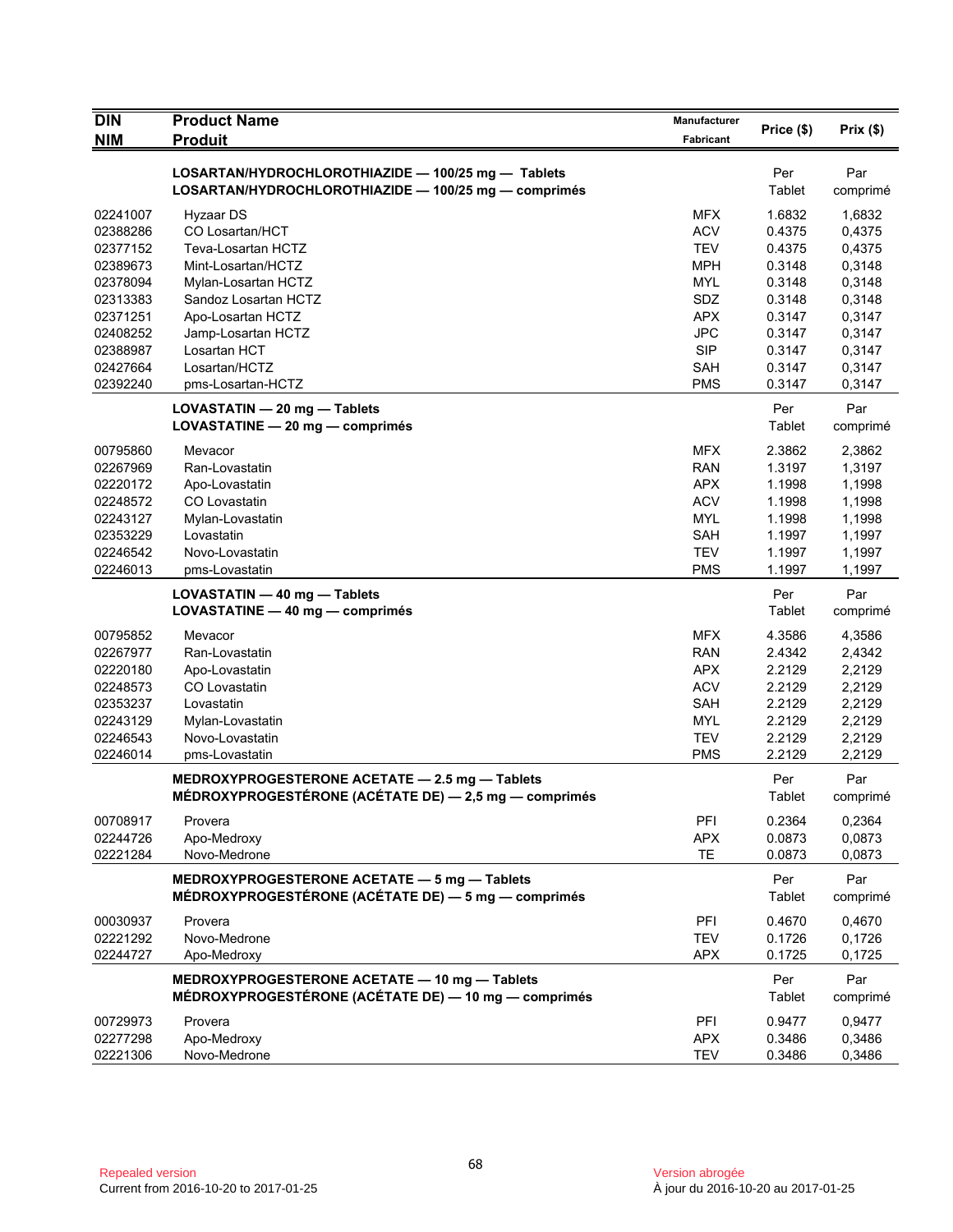| DIN<br>NIM | Product Name<br>Produit | Manufacturer<br>Fabricant | Price ($) | Prix ($) |
|---|---|---|---|---|
| | **LOSARTAN/HYDROCHLOROTHIAZIDE — 100/25 mg — Tablets**<br>**LOSARTAN/HYDROCHLOROTHIAZIDE — 100/25 mg — comprimés** | | Per Tablet | Par comprimé |
| 02241007 | Hyzaar DS | MFX | 1.6832 | 1,6832 |
| 02388286 | CO Losartan/HCT | ACV | 0.4375 | 0,4375 |
| 02377152 | Teva-Losartan HCTZ | TEV | 0.4375 | 0,4375 |
| 02389673 | Mint-Losartan/HCTZ | MPH | 0.3148 | 0,3148 |
| 02378094 | Mylan-Losartan HCTZ | MYL | 0.3148 | 0,3148 |
| 02313383 | Sandoz Losartan HCTZ | SDZ | 0.3148 | 0,3148 |
| 02371251 | Apo-Losartan HCTZ | APX | 0.3147 | 0,3147 |
| 02408252 | Jamp-Losartan HCTZ | JPC | 0.3147 | 0,3147 |
| 02388987 | Losartan HCT | SIP | 0.3147 | 0,3147 |
| 02427664 | Losartan/HCTZ | SAH | 0.3147 | 0,3147 |
| 02392240 | pms-Losartan-HCTZ | PMS | 0.3147 | 0,3147 |
| | **LOVASTATIN — 20 mg — Tablets**<br>**LOVASTATINE — 20 mg — comprimés** | | Per Tablet | Par comprimé |
| 00795860 | Mevacor | MFX | 2.3862 | 2,3862 |
| 02267969 | Ran-Lovastatin | RAN | 1.3197 | 1,3197 |
| 02220172 | Apo-Lovastatin | APX | 1.1998 | 1,1998 |
| 02248572 | CO Lovastatin | ACV | 1.1998 | 1,1998 |
| 02243127 | Mylan-Lovastatin | MYL | 1.1998 | 1,1998 |
| 02353229 | Lovastatin | SAH | 1.1997 | 1,1997 |
| 02246542 | Novo-Lovastatin | TEV | 1.1997 | 1,1997 |
| 02246013 | pms-Lovastatin | PMS | 1.1997 | 1,1997 |
| | **LOVASTATIN — 40 mg — Tablets**<br>**LOVASTATINE — 40 mg — comprimés** | | Per Tablet | Par comprimé |
| 00795852 | Mevacor | MFX | 4.3586 | 4,3586 |
| 02267977 | Ran-Lovastatin | RAN | 2.4342 | 2,4342 |
| 02220180 | Apo-Lovastatin | APX | 2.2129 | 2,2129 |
| 02248573 | CO Lovastatin | ACV | 2.2129 | 2,2129 |
| 02353237 | Lovastatin | SAH | 2.2129 | 2,2129 |
| 02243129 | Mylan-Lovastatin | MYL | 2.2129 | 2,2129 |
| 02246543 | Novo-Lovastatin | TEV | 2.2129 | 2,2129 |
| 02246014 | pms-Lovastatin | PMS | 2.2129 | 2,2129 |
| | **MEDROXYPROGESTERONE ACETATE — 2.5 mg — Tablets**<br>**MÉDROXYPROGESTÉRONE (ACÉTATE DE) — 2,5 mg — comprimés** | | Per Tablet | Par comprimé |
| 00708917 | Provera | PFI | 0.2364 | 0,2364 |
| 02244726 | Apo-Medroxy | APX | 0.0873 | 0,0873 |
| 02221284 | Novo-Medrone | TE | 0.0873 | 0,0873 |
| | **MEDROXYPROGESTERONE ACETATE — 5 mg — Tablets**<br>**MÉDROXYPROGESTÉRONE (ACÉTATE DE) — 5 mg — comprimés** | | Per Tablet | Par comprimé |
| 00030937 | Provera | PFI | 0.4670 | 0,4670 |
| 02221292 | Novo-Medrone | TEV | 0.1726 | 0,1726 |
| 02244727 | Apo-Medroxy | APX | 0.1725 | 0,1725 |
| | **MEDROXYPROGESTERONE ACETATE — 10 mg — Tablets**<br>**MÉDROXYPROGESTÉRONE (ACÉTATE DE) — 10 mg — comprimés** | | Per Tablet | Par comprimé |
| 00729973 | Provera | PFI | 0.9477 | 0,9477 |
| 02277298 | Apo-Medroxy | APX | 0.3486 | 0,3486 |
| 02221306 | Novo-Medrone | TEV | 0.3486 | 0,3486 |

Repealed version
Current from 2016-10-20 to 2017-01-25

Version abrogée
À jour du 2016-10-20 au 2017-01-25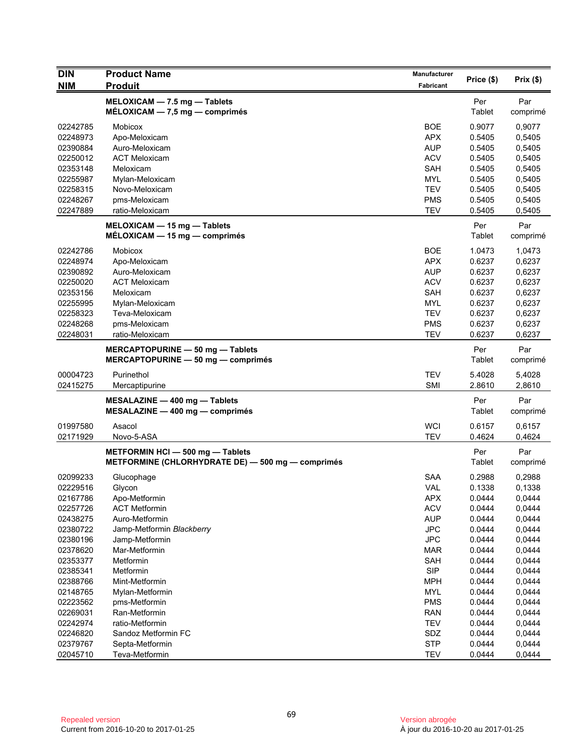| DIN<br>NIM | Product Name<br>Produit | Manufacturer<br>Fabricant | Price ($) | Prix ($) |
|---|---|---|---|---|
| | **MELOXICAM — 7.5 mg — Tablets**<br>**MÉLOXICAM — 7,5 mg — comprimés** | | Per Tablet | Par comprimé |
| 02242785 | Mobicox | BOE | 0.9077 | 0,9077 |
| 02248973 | Apo-Meloxicam | APX | 0.5405 | 0,5405 |
| 02390884 | Auro-Meloxicam | AUP | 0.5405 | 0,5405 |
| 02250012 | ACT Meloxicam | ACV | 0.5405 | 0,5405 |
| 02353148 | Meloxicam | SAH | 0.5405 | 0,5405 |
| 02255987 | Mylan-Meloxicam | MYL | 0.5405 | 0,5405 |
| 02258315 | Novo-Meloxicam | TEV | 0.5405 | 0,5405 |
| 02248267 | pms-Meloxicam | PMS | 0.5405 | 0,5405 |
| 02247889 | ratio-Meloxicam | TEV | 0.5405 | 0,5405 |
| | **MELOXICAM — 15 mg — Tablets**<br>**MÉLOXICAM — 15 mg — comprimés** | | Per Tablet | Par comprimé |
| 02242786 | Mobicox | BOE | 1.0473 | 1,0473 |
| 02248974 | Apo-Meloxicam | APX | 0.6237 | 0,6237 |
| 02390892 | Auro-Meloxicam | AUP | 0.6237 | 0,6237 |
| 02250020 | ACT Meloxicam | ACV | 0.6237 | 0,6237 |
| 02353156 | Meloxicam | SAH | 0.6237 | 0,6237 |
| 02255995 | Mylan-Meloxicam | MYL | 0.6237 | 0,6237 |
| 02258323 | Teva-Meloxicam | TEV | 0.6237 | 0,6237 |
| 02248268 | pms-Meloxicam | PMS | 0.6237 | 0,6237 |
| 02248031 | ratio-Meloxicam | TEV | 0.6237 | 0,6237 |
| | **MERCAPTOPURINE — 50 mg — Tablets**<br>**MERCAPTOPURINE — 50 mg — comprimés** | | Per Tablet | Par comprimé |
| 00004723 | Purinethol | TEV | 5.4028 | 5,4028 |
| 02415275 | Mercaptipurine | SMI | 2.8610 | 2,8610 |
| | **MESALAZINE — 400 mg — Tablets**<br>**MESALAZINE — 400 mg — comprimés** | | Per Tablet | Par comprimé |
| 01997580 | Asacol | WCI | 0.6157 | 0,6157 |
| 02171929 | Novo-5-ASA | TEV | 0.4624 | 0,4624 |
| | **METFORMIN HCl — 500 mg — Tablets**<br>**METFORMINE (CHLORHYDRATE DE) — 500 mg — comprimés** | | Per Tablet | Par comprimé |
| 02099233 | Glucophage | SAA | 0.2988 | 0,2988 |
| 02229516 | Glycon | VAL | 0.1338 | 0,1338 |
| 02167786 | Apo-Metformin | APX | 0.0444 | 0,0444 |
| 02257726 | ACT Metformin | ACV | 0.0444 | 0,0444 |
| 02438275 | Auro-Metformin | AUP | 0.0444 | 0,0444 |
| 02380722 | Jamp-Metformin *Blackberry* | JPC | 0.0444 | 0,0444 |
| 02380196 | Jamp-Metformin | JPC | 0.0444 | 0,0444 |
| 02378620 | Mar-Metformin | MAR | 0.0444 | 0,0444 |
| 02353377 | Metformin | SAH | 0.0444 | 0,0444 |
| 02385341 | Metformin | SIP | 0.0444 | 0,0444 |
| 02388766 | Mint-Metformin | MPH | 0.0444 | 0,0444 |
| 02148765 | Mylan-Metformin | MYL | 0.0444 | 0,0444 |
| 02223562 | pms-Metformin | PMS | 0.0444 | 0,0444 |
| 02269031 | Ran-Metformin | RAN | 0.0444 | 0,0444 |
| 02242974 | ratio-Metformin | TEV | 0.0444 | 0,0444 |
| 02246820 | Sandoz Metformin FC | SDZ | 0.0444 | 0,0444 |
| 02379767 | Septa-Metformin | STP | 0.0444 | 0,0444 |
| 02045710 | Teva-Metformin | TEV | 0.0444 | 0,0444 |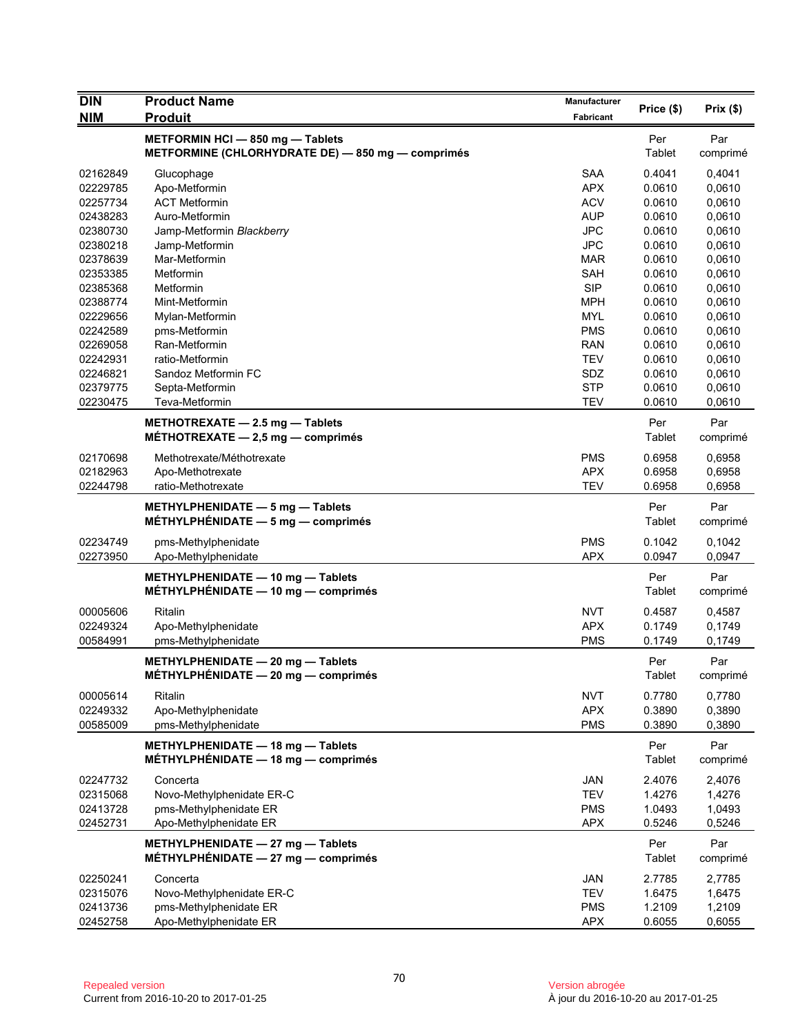| DIN<br>NIM | Product Name<br>Produit | Manufacturer<br>Fabricant | Price ($) | Prix ($) |
|---|---|---|---|---|
| | **METFORMIN HCl — 850 mg — Tablets**<br>**METFORMINE (CHLORHYDRATE DE) — 850 mg — comprimés** | | Per Tablet | Par comprimé |
| 02162849 | Glucophage | SAA | 0.4041 | 0,4041 |
| 02229785 | Apo-Metformin | APX | 0.0610 | 0,0610 |
| 02257734 | ACT Metformin | ACV | 0.0610 | 0,0610 |
| 02438283 | Auro-Metformin | AUP | 0.0610 | 0,0610 |
| 02380730 | Jamp-Metformin *Blackberry* | JPC | 0.0610 | 0,0610 |
| 02380218 | Jamp-Metformin | JPC | 0.0610 | 0,0610 |
| 02378639 | Mar-Metformin | MAR | 0.0610 | 0,0610 |
| 02353385 | Metformin | SAH | 0.0610 | 0,0610 |
| 02385368 | Metformin | SIP | 0.0610 | 0,0610 |
| 02388774 | Mint-Metformin | MPH | 0.0610 | 0,0610 |
| 02229656 | Mylan-Metformin | MYL | 0.0610 | 0,0610 |
| 02242589 | pms-Metformin | PMS | 0.0610 | 0,0610 |
| 02269058 | Ran-Metformin | RAN | 0.0610 | 0,0610 |
| 02242931 | ratio-Metformin | TEV | 0.0610 | 0,0610 |
| 02246821 | Sandoz Metformin FC | SDZ | 0.0610 | 0,0610 |
| 02379775 | Septa-Metformin | STP | 0.0610 | 0,0610 |
| 02230475 | Teva-Metformin | TEV | 0.0610 | 0,0610 |
| | **METHOTREXATE — 2.5 mg — Tablets**<br>**MÉTHOTREXATE — 2,5 mg — comprimés** | | Per Tablet | Par comprimé |
| 02170698 | Methotrexate/Méthotrexate | PMS | 0.6958 | 0,6958 |
| 02182963 | Apo-Methotrexate | APX | 0.6958 | 0,6958 |
| 02244798 | ratio-Methotrexate | TEV | 0.6958 | 0,6958 |
| | **METHYLPHENIDATE — 5 mg — Tablets**<br>**MÉTHYLPHÉNIDATE — 5 mg — comprimés** | | Per Tablet | Par comprimé |
| 02234749 | pms-Methylphenidate | PMS | 0.1042 | 0,1042 |
| 02273950 | Apo-Methylphenidate | APX | 0.0947 | 0,0947 |
| | **METHYLPHENIDATE — 10 mg — Tablets**<br>**MÉTHYLPHÉNIDATE — 10 mg — comprimés** | | Per Tablet | Par comprimé |
| 00005606 | Ritalin | NVT | 0.4587 | 0,4587 |
| 02249324 | Apo-Methylphenidate | APX | 0.1749 | 0,1749 |
| 00584991 | pms-Methylphenidate | PMS | 0.1749 | 0,1749 |
| | **METHYLPHENIDATE — 20 mg — Tablets**<br>**MÉTHYLPHÉNIDATE — 20 mg — comprimés** | | Per Tablet | Par comprimé |
| 00005614 | Ritalin | NVT | 0.7780 | 0,7780 |
| 02249332 | Apo-Methylphenidate | APX | 0.3890 | 0,3890 |
| 00585009 | pms-Methylphenidate | PMS | 0.3890 | 0,3890 |
| | **METHYLPHENIDATE — 18 mg — Tablets**<br>**MÉTHYLPHÉNIDATE — 18 mg — comprimés** | | Per Tablet | Par comprimé |
| 02247732 | Concerta | JAN | 2.4076 | 2,4076 |
| 02315068 | Novo-Methylphenidate ER-C | TEV | 1.4276 | 1,4276 |
| 02413728 | pms-Methylphenidate ER | PMS | 1.0493 | 1,0493 |
| 02452731 | Apo-Methylphenidate ER | APX | 0.5246 | 0,5246 |
| | **METHYLPHENIDATE — 27 mg — Tablets**<br>**MÉTHYLPHÉNIDATE — 27 mg — comprimés** | | Per Tablet | Par comprimé |
| 02250241 | Concerta | JAN | 2.7785 | 2,7785 |
| 02315076 | Novo-Methylphenidate ER-C | TEV | 1.6475 | 1,6475 |
| 02413736 | pms-Methylphenidate ER | PMS | 1.2109 | 1,2109 |
| 02452758 | Apo-Methylphenidate ER | APX | 0.6055 | 0,6055 |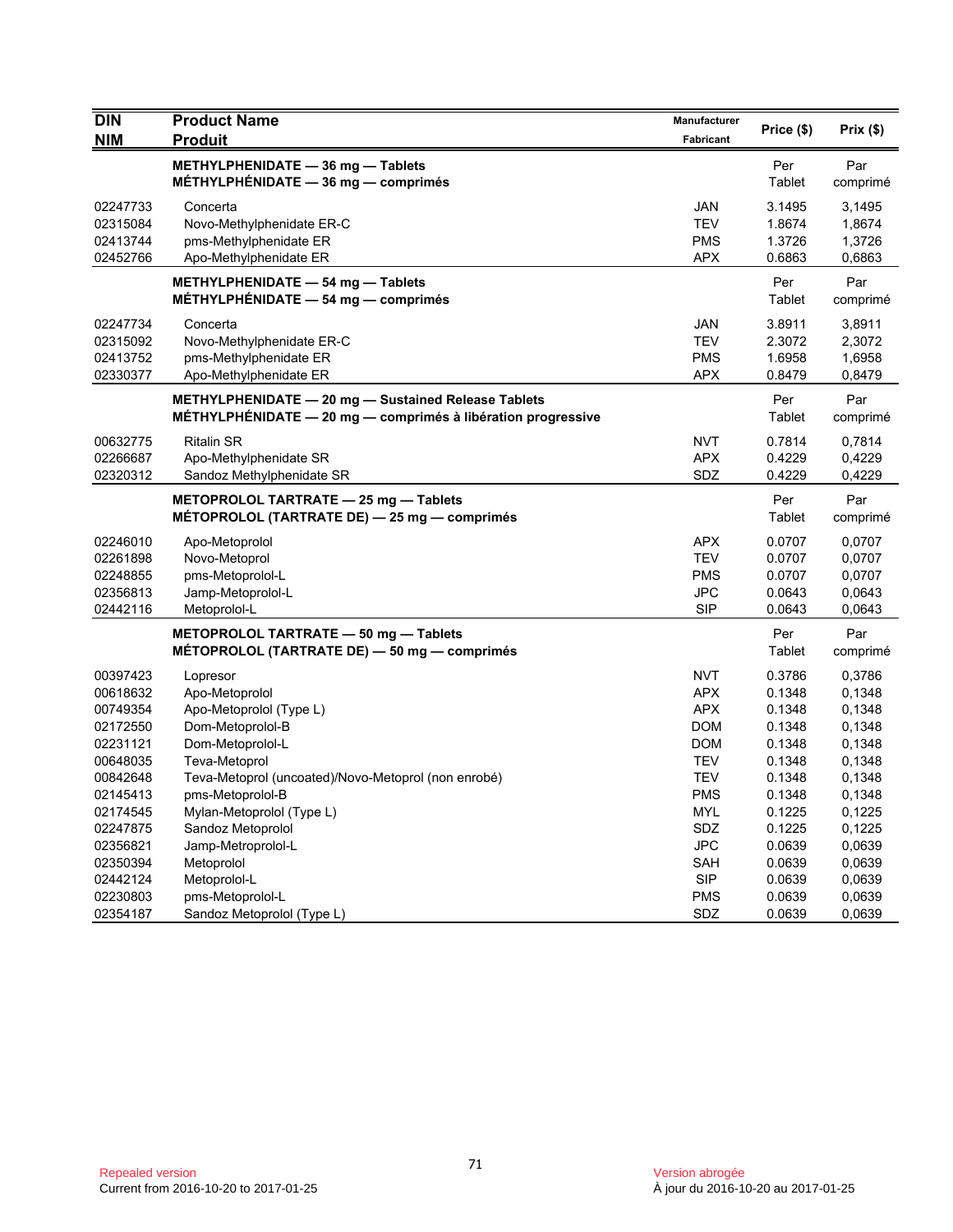| DIN<br>NIM | Product Name<br>Produit | Manufacturer<br>Fabricant | Price ($) | Prix ($) |
|---|---|---|---|---|
| | **METHYLPHENIDATE — 36 mg — Tablets**<br>**MÉTHYLPHÉNIDATE — 36 mg — comprimés** | | Per Tablet | Par comprimé |
| 02247733 | Concerta | JAN | 3.1495 | 3,1495 |
| 02315084 | Novo-Methylphenidate ER-C | TEV | 1.8674 | 1,8674 |
| 02413744 | pms-Methylphenidate ER | PMS | 1.3726 | 1,3726 |
| 02452766 | Apo-Methylphenidate ER | APX | 0.6863 | 0,6863 |
| | **METHYLPHENIDATE — 54 mg — Tablets**<br>**MÉTHYLPHÉNIDATE — 54 mg — comprimés** | | Per Tablet | Par comprimé |
| 02247734 | Concerta | JAN | 3.8911 | 3,8911 |
| 02315092 | Novo-Methylphenidate ER-C | TEV | 2.3072 | 2,3072 |
| 02413752 | pms-Methylphenidate ER | PMS | 1.6958 | 1,6958 |
| 02330377 | Apo-Methylphenidate ER | APX | 0.8479 | 0,8479 |
| | **METHYLPHENIDATE — 20 mg — Sustained Release Tablets**<br>**MÉTHYLPHÉNIDATE — 20 mg — comprimés à libération progressive** | | Per Tablet | Par comprimé |
| 00632775 | Ritalin SR | NVT | 0.7814 | 0,7814 |
| 02266687 | Apo-Methylphenidate SR | APX | 0.4229 | 0,4229 |
| 02320312 | Sandoz Methylphenidate SR | SDZ | 0.4229 | 0,4229 |
| | **METOPROLOL TARTRATE — 25 mg — Tablets**<br>**MÉTOPROLOL (TARTRATE DE) — 25 mg — comprimés** | | Per Tablet | Par comprimé |
| 02246010 | Apo-Metoprolol | APX | 0.0707 | 0,0707 |
| 02261898 | Novo-Metoprol | TEV | 0.0707 | 0,0707 |
| 02248855 | pms-Metoprolol-L | PMS | 0.0707 | 0,0707 |
| 02356813 | Jamp-Metoprolol-L | JPC | 0.0643 | 0,0643 |
| 02442116 | Metoprolol-L | SIP | 0.0643 | 0,0643 |
| | **METOPROLOL TARTRATE — 50 mg — Tablets**<br>**MÉTOPROLOL (TARTRATE DE) — 50 mg — comprimés** | | Per Tablet | Par comprimé |
| 00397423 | Lopresor | NVT | 0.3786 | 0,3786 |
| 00618632 | Apo-Metoprolol | APX | 0.1348 | 0,1348 |
| 00749354 | Apo-Metoprolol (Type L) | APX | 0.1348 | 0,1348 |
| 02172550 | Dom-Metoprolol-B | DOM | 0.1348 | 0,1348 |
| 02231121 | Dom-Metoprolol-L | DOM | 0.1348 | 0,1348 |
| 00648035 | Teva-Metoprol | TEV | 0.1348 | 0,1348 |
| 00842648 | Teva-Metoprol (uncoated)/Novo-Metoprol (non enrobé) | TEV | 0.1348 | 0,1348 |
| 02145413 | pms-Metoprolol-B | PMS | 0.1348 | 0,1348 |
| 02174545 | Mylan-Metoprolol (Type L) | MYL | 0.1225 | 0,1225 |
| 02247875 | Sandoz Metoprolol | SDZ | 0.1225 | 0,1225 |
| 02356821 | Jamp-Metroprolol-L | JPC | 0.0639 | 0,0639 |
| 02350394 | Metoprolol | SAH | 0.0639 | 0,0639 |
| 02442124 | Metoprolol-L | SIP | 0.0639 | 0,0639 |
| 02230803 | pms-Metoprolol-L | PMS | 0.0639 | 0,0639 |
| 02354187 | Sandoz Metoprolol (Type L) | SDZ | 0.0639 | 0,0639 |

Repealed version
Current from 2016-10-20 to 2017-01-25

Version abrogée
À jour du 2016-10-20 au 2017-01-25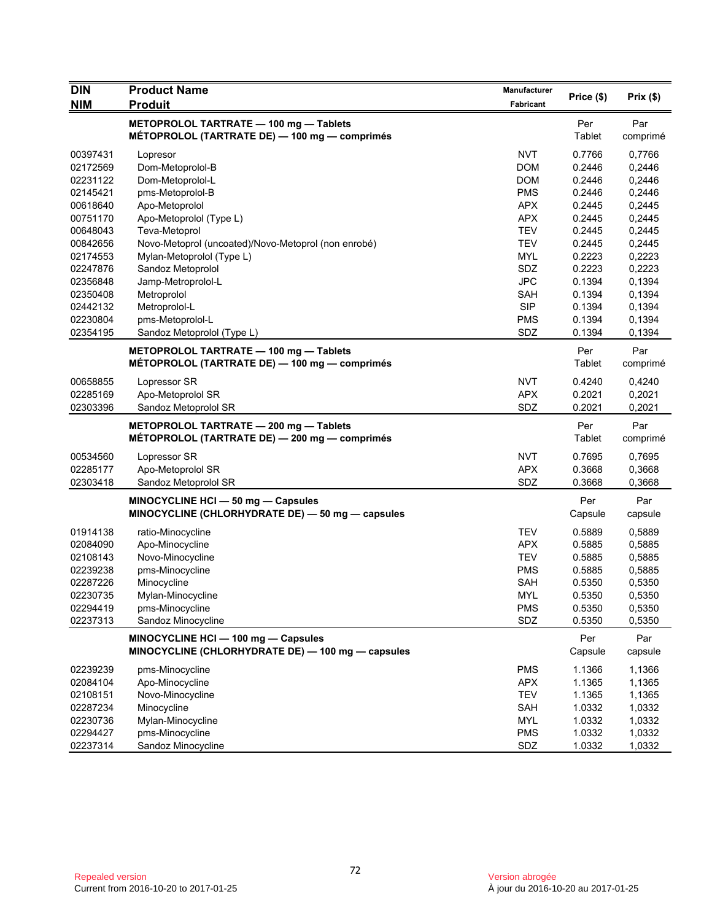| DIN<br>NIM | Product Name<br>Produit | Manufacturer<br>Fabricant | Price ($) | Prix ($) |
|---|---|---|---|---|
| | **METOPROLOL TARTRATE — 100 mg — Tablets**<br>**MÉTOPROLOL (TARTRATE DE) — 100 mg — comprimés** | | Per Tablet | Par comprimé |
| 00397431 | Lopresor | NVT | 0.7766 | 0,7766 |
| 02172569 | Dom-Metoprolol-B | DOM | 0.2446 | 0,2446 |
| 02231122 | Dom-Metoprolol-L | DOM | 0.2446 | 0,2446 |
| 02145421 | pms-Metoprolol-B | PMS | 0.2446 | 0,2446 |
| 00618640 | Apo-Metoprolol | APX | 0.2445 | 0,2445 |
| 00751170 | Apo-Metoprolol (Type L) | APX | 0.2445 | 0,2445 |
| 00648043 | Teva-Metoprol | TEV | 0.2445 | 0,2445 |
| 00842656 | Novo-Metoprol (uncoated)/Novo-Metoprol (non enrobé) | TEV | 0.2445 | 0,2445 |
| 02174553 | Mylan-Metoprolol (Type L) | MYL | 0.2223 | 0,2223 |
| 02247876 | Sandoz Metoprolol | SDZ | 0.2223 | 0,2223 |
| 02356848 | Jamp-Metroprolol-L | JPC | 0.1394 | 0,1394 |
| 02350408 | Metroprolol | SAH | 0.1394 | 0,1394 |
| 02442132 | Metroprolol-L | SIP | 0.1394 | 0,1394 |
| 02230804 | pms-Metoprolol-L | PMS | 0.1394 | 0,1394 |
| 02354195 | Sandoz Metoprolol (Type L) | SDZ | 0.1394 | 0,1394 |
| | **METOPROLOL TARTRATE — 100 mg — Tablets**<br>**MÉTOPROLOL (TARTRATE DE) — 100 mg — comprimés** | | Per Tablet | Par comprimé |
| 00658855 | Lopressor SR | NVT | 0.4240 | 0,4240 |
| 02285169 | Apo-Metoprolol SR | APX | 0.2021 | 0,2021 |
| 02303396 | Sandoz Metoprolol SR | SDZ | 0.2021 | 0,2021 |
| | **METOPROLOL TARTRATE — 200 mg — Tablets**<br>**MÉTOPROLOL (TARTRATE DE) — 200 mg — comprimés** | | Per Tablet | Par comprimé |
| 00534560 | Lopressor SR | NVT | 0.7695 | 0,7695 |
| 02285177 | Apo-Metoprolol SR | APX | 0.3668 | 0,3668 |
| 02303418 | Sandoz Metoprolol SR | SDZ | 0.3668 | 0,3668 |
| | **MINOCYCLINE HCl — 50 mg — Capsules**<br>**MINOCYCLINE (CHLORHYDRATE DE) — 50 mg — capsules** | | Per Capsule | Par capsule |
| 01914138 | ratio-Minocycline | TEV | 0.5889 | 0,5889 |
| 02084090 | Apo-Minocycline | APX | 0.5885 | 0,5885 |
| 02108143 | Novo-Minocycline | TEV | 0.5885 | 0,5885 |
| 02239238 | pms-Minocycline | PMS | 0.5885 | 0,5885 |
| 02287226 | Minocycline | SAH | 0.5350 | 0,5350 |
| 02230735 | Mylan-Minocycline | MYL | 0.5350 | 0,5350 |
| 02294419 | pms-Minocycline | PMS | 0.5350 | 0,5350 |
| 02237313 | Sandoz Minocycline | SDZ | 0.5350 | 0,5350 |
| | **MINOCYCLINE HCl — 100 mg — Capsules**<br>**MINOCYCLINE (CHLORHYDRATE DE) — 100 mg — capsules** | | Per Capsule | Par capsule |
| 02239239 | pms-Minocycline | PMS | 1.1366 | 1,1366 |
| 02084104 | Apo-Minocycline | APX | 1.1365 | 1,1365 |
| 02108151 | Novo-Minocycline | TEV | 1.1365 | 1,1365 |
| 02287234 | Minocycline | SAH | 1.0332 | 1,0332 |
| 02230736 | Mylan-Minocycline | MYL | 1.0332 | 1,0332 |
| 02294427 | pms-Minocycline | PMS | 1.0332 | 1,0332 |
| 02237314 | Sandoz Minocycline | SDZ | 1.0332 | 1,0332 |

Repealed version
Current from 2016-10-20 to 2017-01-25

Version abrogée
À jour du 2016-10-20 au 2017-01-25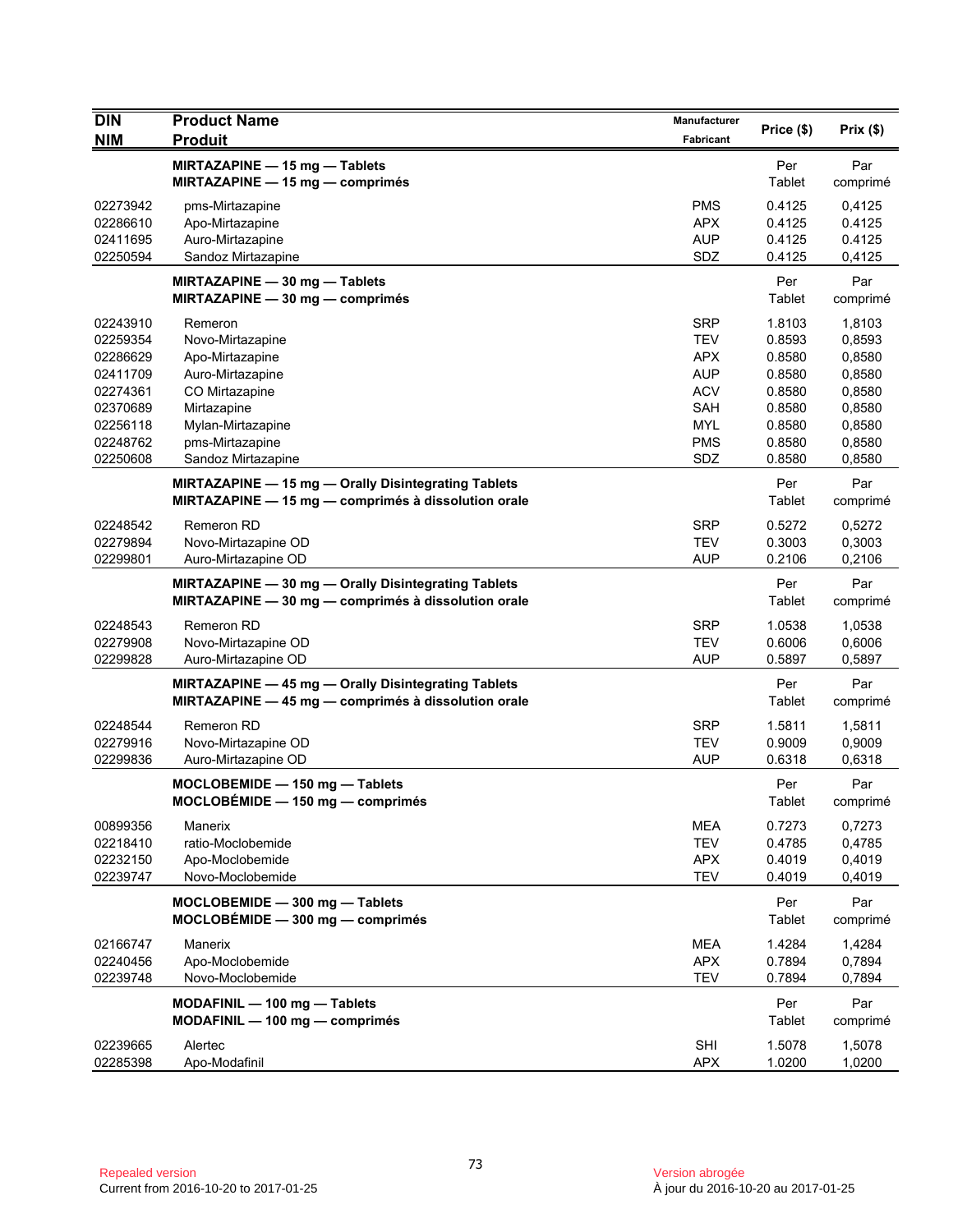| DIN<br>NIM | Product Name<br>Produit | Manufacturer<br>Fabricant | Price ($) | Prix ($) |
|---|---|---|---|---|
| | **MIRTAZAPINE — 15 mg — Tablets**<br>**MIRTAZAPINE — 15 mg — comprimés** | | Per Tablet | Par comprimé |
| 02273942 | pms-Mirtazapine | PMS | 0.4125 | 0,4125 |
| 02286610 | Apo-Mirtazapine | APX | 0.4125 | 0.4125 |
| 02411695 | Auro-Mirtazapine | AUP | 0.4125 | 0.4125 |
| 02250594 | Sandoz Mirtazapine | SDZ | 0.4125 | 0,4125 |
| | **MIRTAZAPINE — 30 mg — Tablets**<br>**MIRTAZAPINE — 30 mg — comprimés** | | Per Tablet | Par comprimé |
| 02243910 | Remeron | SRP | 1.8103 | 1,8103 |
| 02259354 | Novo-Mirtazapine | TEV | 0.8593 | 0,8593 |
| 02286629 | Apo-Mirtazapine | APX | 0.8580 | 0,8580 |
| 02411709 | Auro-Mirtazapine | AUP | 0.8580 | 0,8580 |
| 02274361 | CO Mirtazapine | ACV | 0.8580 | 0,8580 |
| 02370689 | Mirtazapine | SAH | 0.8580 | 0,8580 |
| 02256118 | Mylan-Mirtazapine | MYL | 0.8580 | 0,8580 |
| 02248762 | pms-Mirtazapine | PMS | 0.8580 | 0,8580 |
| 02250608 | Sandoz Mirtazapine | SDZ | 0.8580 | 0,8580 |
| | **MIRTAZAPINE — 15 mg — Orally Disintegrating Tablets**<br>**MIRTAZAPINE — 15 mg — comprimés à dissolution orale** | | Per Tablet | Par comprimé |
| 02248542 | Remeron RD | SRP | 0.5272 | 0,5272 |
| 02279894 | Novo-Mirtazapine OD | TEV | 0.3003 | 0,3003 |
| 02299801 | Auro-Mirtazapine OD | AUP | 0.2106 | 0,2106 |
| | **MIRTAZAPINE — 30 mg — Orally Disintegrating Tablets**<br>**MIRTAZAPINE — 30 mg — comprimés à dissolution orale** | | Per Tablet | Par comprimé |
| 02248543 | Remeron RD | SRP | 1.0538 | 1,0538 |
| 02279908 | Novo-Mirtazapine OD | TEV | 0.6006 | 0,6006 |
| 02299828 | Auro-Mirtazapine OD | AUP | 0.5897 | 0,5897 |
| | **MIRTAZAPINE — 45 mg — Orally Disintegrating Tablets**<br>**MIRTAZAPINE — 45 mg — comprimés à dissolution orale** | | Per Tablet | Par comprimé |
| 02248544 | Remeron RD | SRP | 1.5811 | 1,5811 |
| 02279916 | Novo-Mirtazapine OD | TEV | 0.9009 | 0,9009 |
| 02299836 | Auro-Mirtazapine OD | AUP | 0.6318 | 0,6318 |
| | **MOCLOBEMIDE — 150 mg — Tablets**<br>**MOCLOBÉMIDE — 150 mg — comprimés** | | Per Tablet | Par comprimé |
| 00899356 | Manerix | MEA | 0.7273 | 0,7273 |
| 02218410 | ratio-Moclobemide | TEV | 0.4785 | 0,4785 |
| 02232150 | Apo-Moclobemide | APX | 0.4019 | 0,4019 |
| 02239747 | Novo-Moclobemide | TEV | 0.4019 | 0,4019 |
| | **MOCLOBEMIDE — 300 mg — Tablets**<br>**MOCLOBÉMIDE — 300 mg — comprimés** | | Per Tablet | Par comprimé |
| 02166747 | Manerix | MEA | 1.4284 | 1,4284 |
| 02240456 | Apo-Moclobemide | APX | 0.7894 | 0,7894 |
| 02239748 | Novo-Moclobemide | TEV | 0.7894 | 0,7894 |
| | **MODAFINIL — 100 mg — Tablets**<br>**MODAFINIL — 100 mg — comprimés** | | Per Tablet | Par comprimé |
| 02239665 | Alertec | SHI | 1.5078 | 1,5078 |
| 02285398 | Apo-Modafinil | APX | 1.0200 | 1,0200 |

Repealed version
Current from 2016-10-20 to 2017-01-25

Version abrogée
À jour du 2016-10-20 au 2017-01-25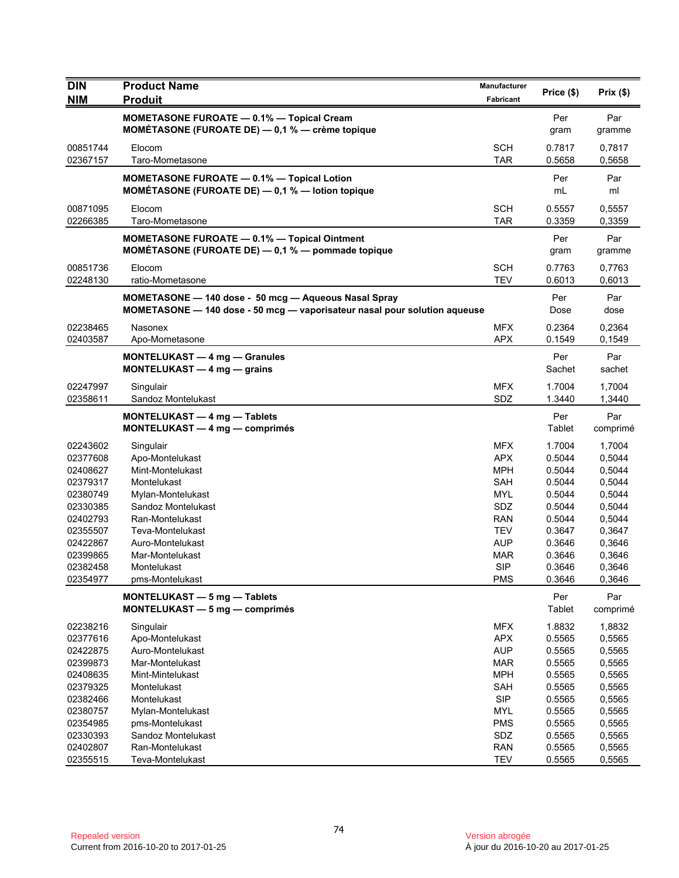| DIN<br>NIM | Product Name<br>Produit | Manufacturer<br>Fabricant | Price ($) | Prix ($) |
|---|---|---|---|---|
| | **MOMETASONE FUROATE — 0.1% — Topical Cream**<br>**MOMÉTASONE (FUROATE DE) — 0,1 % — crème topique** | | Per gram | Par gramme |
| 00851744 | Elocom | SCH | 0.7817 | 0,7817 |
| 02367157 | Taro-Mometasone | TAR | 0.5658 | 0,5658 |
| | **MOMETASONE FUROATE — 0.1% — Topical Lotion**<br>**MOMÉTASONE (FUROATE DE) — 0,1 % — lotion topique** | | Per mL | Par ml |
| 00871095 | Elocom | SCH | 0.5557 | 0,5557 |
| 02266385 | Taro-Mometasone | TAR | 0.3359 | 0,3359 |
| | **MOMETASONE FUROATE — 0.1% — Topical Ointment**<br>**MOMÉTASONE (FUROATE DE) — 0,1 % — pommade topique** | | Per gram | Par gramme |
| 00851736 | Elocom | SCH | 0.7763 | 0,7763 |
| 02248130 | ratio-Mometasone | TEV | 0.6013 | 0,6013 |
| | **MOMETASONE — 140 dose - 50 mcg — Aqueous Nasal Spray**<br>**MOMETASONE — 140 dose - 50 mcg — vaporisateur nasal pour solution aqueuse** | | Per Dose | Par dose |
| 02238465 | Nasonex | MFX | 0.2364 | 0,2364 |
| 02403587 | Apo-Mometasone | APX | 0.1549 | 0,1549 |
| | **MONTELUKAST — 4 mg — Granules**<br>**MONTELUKAST — 4 mg — grains** | | Per Sachet | Par sachet |
| 02247997 | Singulair | MFX | 1.7004 | 1,7004 |
| 02358611 | Sandoz Montelukast | SDZ | 1.3440 | 1,3440 |
| | **MONTELUKAST — 4 mg — Tablets**<br>**MONTELUKAST — 4 mg — comprimés** | | Per Tablet | Par comprimé |
| 02243602 | Singulair | MFX | 1.7004 | 1,7004 |
| 02377608 | Apo-Montelukast | APX | 0.5044 | 0,5044 |
| 02408627 | Mint-Montelukast | MPH | 0.5044 | 0,5044 |
| 02379317 | Montelukast | SAH | 0.5044 | 0,5044 |
| 02380749 | Mylan-Montelukast | MYL | 0.5044 | 0,5044 |
| 02330385 | Sandoz Montelukast | SDZ | 0.5044 | 0,5044 |
| 02402793 | Ran-Montelukast | RAN | 0.5044 | 0,5044 |
| 02355507 | Teva-Montelukast | TEV | 0.3647 | 0,3647 |
| 02422867 | Auro-Montelukast | AUP | 0.3646 | 0,3646 |
| 02399865 | Mar-Montelukast | MAR | 0.3646 | 0,3646 |
| 02382458 | Montelukast | SIP | 0.3646 | 0,3646 |
| 02354977 | pms-Montelukast | PMS | 0.3646 | 0,3646 |
| | **MONTELUKAST — 5 mg — Tablets**<br>**MONTELUKAST — 5 mg — comprimés** | | Per Tablet | Par comprimé |
| 02238216 | Singulair | MFX | 1.8832 | 1,8832 |
| 02377616 | Apo-Montelukast | APX | 0.5565 | 0,5565 |
| 02422875 | Auro-Montelukast | AUP | 0.5565 | 0,5565 |
| 02399873 | Mar-Montelukast | MAR | 0.5565 | 0,5565 |
| 02408635 | Mint-Mintelukast | MPH | 0.5565 | 0,5565 |
| 02379325 | Montelukast | SAH | 0.5565 | 0,5565 |
| 02382466 | Montelukast | SIP | 0.5565 | 0,5565 |
| 02380757 | Mylan-Montelukast | MYL | 0.5565 | 0,5565 |
| 02354985 | pms-Montelukast | PMS | 0.5565 | 0,5565 |
| 02330393 | Sandoz Montelukast | SDZ | 0.5565 | 0,5565 |
| 02402807 | Ran-Montelukast | RAN | 0.5565 | 0,5565 |
| 02355515 | Teva-Montelukast | TEV | 0.5565 | 0,5565 |

Repealed version
Current from 2016-10-20 to 2017-01-25

Version abrogée
À jour du 2016-10-20 au 2017-01-25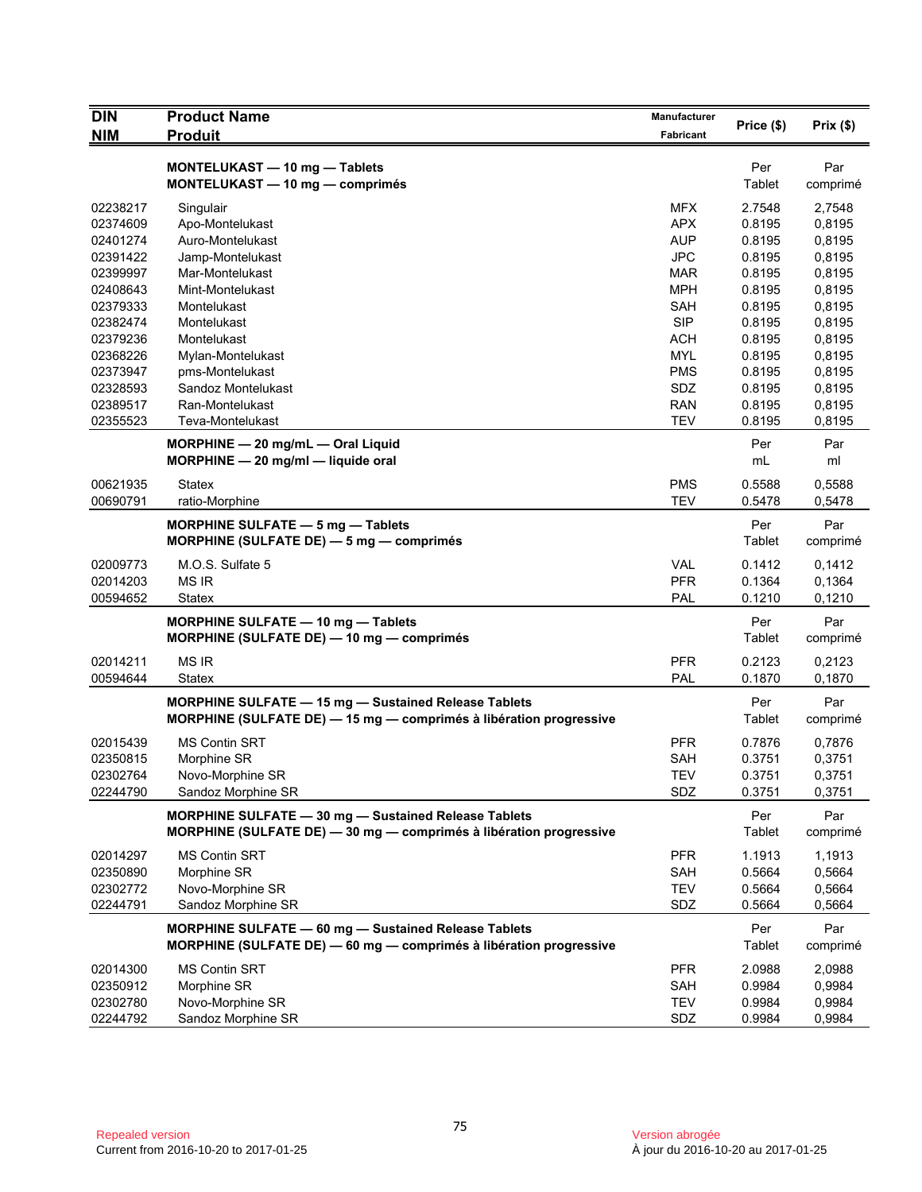| DIN<br>NIM | Product Name<br>Produit | Manufacturer<br>Fabricant | Price ($) | Prix ($) |
|---|---|---|---|---|
| | **MONTELUKAST — 10 mg — Tablets**<br>**MONTELUKAST — 10 mg — comprimés** | | Per<br>Tablet | Par<br>comprimé |
| 02238217 | Singulair | MFX | 2.7548 | 2,7548 |
| 02374609 | Apo-Montelukast | APX | 0.8195 | 0,8195 |
| 02401274 | Auro-Montelukast | AUP | 0.8195 | 0,8195 |
| 02391422 | Jamp-Montelukast | JPC | 0.8195 | 0,8195 |
| 02399997 | Mar-Montelukast | MAR | 0.8195 | 0,8195 |
| 02408643 | Mint-Montelukast | MPH | 0.8195 | 0,8195 |
| 02379333 | Montelukast | SAH | 0.8195 | 0,8195 |
| 02382474 | Montelukast | SIP | 0.8195 | 0,8195 |
| 02379236 | Montelukast | ACH | 0.8195 | 0,8195 |
| 02368226 | Mylan-Montelukast | MYL | 0.8195 | 0,8195 |
| 02373947 | pms-Montelukast | PMS | 0.8195 | 0,8195 |
| 02328593 | Sandoz Montelukast | SDZ | 0.8195 | 0,8195 |
| 02389517 | Ran-Montelukast | RAN | 0.8195 | 0,8195 |
| 02355523 | Teva-Montelukast | TEV | 0.8195 | 0,8195 |
| | **MORPHINE — 20 mg/mL — Oral Liquid**<br>**MORPHINE — 20 mg/ml — liquide oral** | | Per<br>mL | Par<br>ml |
| 00621935 | Statex | PMS | 0.5588 | 0,5588 |
| 00690791 | ratio-Morphine | TEV | 0.5478 | 0,5478 |
| | **MORPHINE SULFATE — 5 mg — Tablets**<br>**MORPHINE (SULFATE DE) — 5 mg — comprimés** | | Per<br>Tablet | Par<br>comprimé |
| 02009773 | M.O.S. Sulfate 5 | VAL | 0.1412 | 0,1412 |
| 02014203 | MS IR | PFR | 0.1364 | 0,1364 |
| 00594652 | Statex | PAL | 0.1210 | 0,1210 |
| | **MORPHINE SULFATE — 10 mg — Tablets**<br>**MORPHINE (SULFATE DE) — 10 mg — comprimés** | | Per<br>Tablet | Par<br>comprimé |
| 02014211 | MS IR | PFR | 0.2123 | 0,2123 |
| 00594644 | Statex | PAL | 0.1870 | 0,1870 |
| | **MORPHINE SULFATE — 15 mg — Sustained Release Tablets**<br>**MORPHINE (SULFATE DE) — 15 mg — comprimés à libération progressive** | | Per<br>Tablet | Par<br>comprimé |
| 02015439 | MS Contin SRT | PFR | 0.7876 | 0,7876 |
| 02350815 | Morphine SR | SAH | 0.3751 | 0,3751 |
| 02302764 | Novo-Morphine SR | TEV | 0.3751 | 0,3751 |
| 02244790 | Sandoz Morphine SR | SDZ | 0.3751 | 0,3751 |
| | **MORPHINE SULFATE — 30 mg — Sustained Release Tablets**<br>**MORPHINE (SULFATE DE) — 30 mg — comprimés à libération progressive** | | Per<br>Tablet | Par<br>comprimé |
| 02014297 | MS Contin SRT | PFR | 1.1913 | 1,1913 |
| 02350890 | Morphine SR | SAH | 0.5664 | 0,5664 |
| 02302772 | Novo-Morphine SR | TEV | 0.5664 | 0,5664 |
| 02244791 | Sandoz Morphine SR | SDZ | 0.5664 | 0,5664 |
| | **MORPHINE SULFATE — 60 mg — Sustained Release Tablets**<br>**MORPHINE (SULFATE DE) — 60 mg — comprimés à libération progressive** | | Per<br>Tablet | Par<br>comprimé |
| 02014300 | MS Contin SRT | PFR | 2.0988 | 2,0988 |
| 02350912 | Morphine SR | SAH | 0.9984 | 0,9984 |
| 02302780 | Novo-Morphine SR | TEV | 0.9984 | 0,9984 |
| 02244792 | Sandoz Morphine SR | SDZ | 0.9984 | 0,9984 |

Repealed version
Current from 2016-10-20 to 2017-01-25

Version abrogée
À jour du 2016-10-20 au 2017-01-25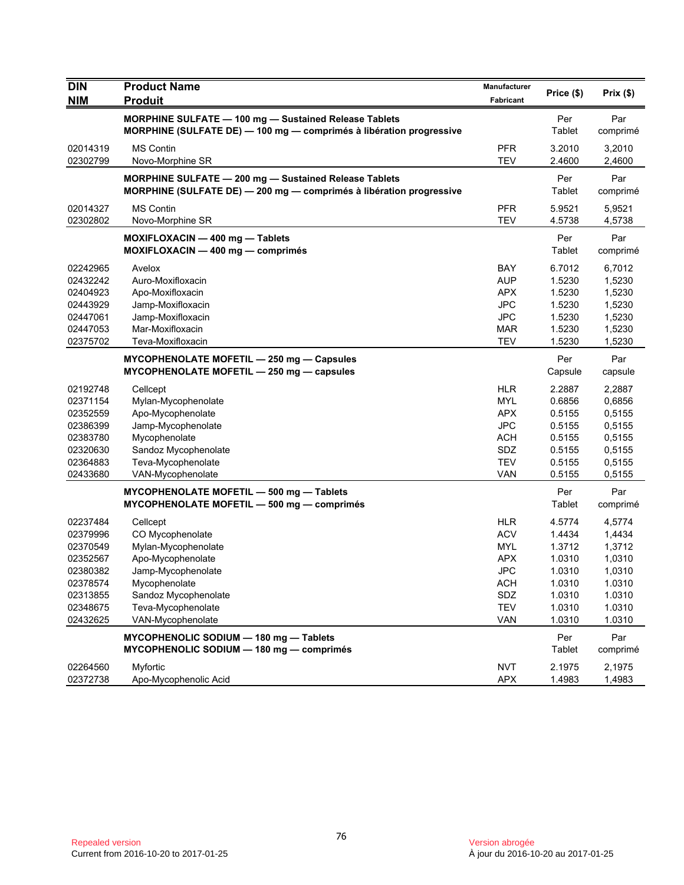| DIN<br>NIM | Product Name<br>Produit | Manufacturer<br>Fabricant | Price ($) | Prix ($) |
|---|---|---|---|---|
| | **MORPHINE SULFATE — 100 mg — Sustained Release Tablets**<br>**MORPHINE (SULFATE DE) — 100 mg — comprimés à libération progressive** | | Per Tablet | Par comprimé |
| 02014319 | MS Contin | PFR | 3.2010 | 3,2010 |
| 02302799 | Novo-Morphine SR | TEV | 2.4600 | 2,4600 |
| | **MORPHINE SULFATE — 200 mg — Sustained Release Tablets**<br>**MORPHINE (SULFATE DE) — 200 mg — comprimés à libération progressive** | | Per Tablet | Par comprimé |
| 02014327 | MS Contin | PFR | 5.9521 | 5,9521 |
| 02302802 | Novo-Morphine SR | TEV | 4.5738 | 4,5738 |
| | **MOXIFLOXACIN — 400 mg — Tablets**<br>**MOXIFLOXACIN — 400 mg — comprimés** | | Per Tablet | Par comprimé |
| 02242965 | Avelox | BAY | 6.7012 | 6,7012 |
| 02432242 | Auro-Moxifloxacin | AUP | 1.5230 | 1,5230 |
| 02404923 | Apo-Moxifloxacin | APX | 1.5230 | 1,5230 |
| 02443929 | Jamp-Moxifloxacin | JPC | 1.5230 | 1,5230 |
| 02447061 | Jamp-Moxifloxacin | JPC | 1.5230 | 1,5230 |
| 02447053 | Mar-Moxifloxacin | MAR | 1.5230 | 1,5230 |
| 02375702 | Teva-Moxifloxacin | TEV | 1.5230 | 1,5230 |
| | **MYCOPHENOLATE MOFETIL — 250 mg — Capsules**<br>**MYCOPHENOLATE MOFETIL — 250 mg — capsules** | | Per Capsule | Par capsule |
| 02192748 | Cellcept | HLR | 2.2887 | 2,2887 |
| 02371154 | Mylan-Mycophenolate | MYL | 0.6856 | 0,6856 |
| 02352559 | Apo-Mycophenolate | APX | 0.5155 | 0,5155 |
| 02386399 | Jamp-Mycophenolate | JPC | 0.5155 | 0,5155 |
| 02383780 | Mycophenolate | ACH | 0.5155 | 0,5155 |
| 02320630 | Sandoz Mycophenolate | SDZ | 0.5155 | 0,5155 |
| 02364883 | Teva-Mycophenolate | TEV | 0.5155 | 0,5155 |
| 02433680 | VAN-Mycophenolate | VAN | 0.5155 | 0,5155 |
| | **MYCOPHENOLATE MOFETIL — 500 mg — Tablets**<br>**MYCOPHENOLATE MOFETIL — 500 mg — comprimés** | | Per Tablet | Par comprimé |
| 02237484 | Cellcept | HLR | 4.5774 | 4,5774 |
| 02379996 | CO Mycophenolate | ACV | 1.4434 | 1,4434 |
| 02370549 | Mylan-Mycophenolate | MYL | 1.3712 | 1,3712 |
| 02352567 | Apo-Mycophenolate | APX | 1.0310 | 1,0310 |
| 02380382 | Jamp-Mycophenolate | JPC | 1.0310 | 1,0310 |
| 02378574 | Mycophenolate | ACH | 1.0310 | 1.0310 |
| 02313855 | Sandoz Mycophenolate | SDZ | 1.0310 | 1.0310 |
| 02348675 | Teva-Mycophenolate | TEV | 1.0310 | 1.0310 |
| 02432625 | VAN-Mycophenolate | VAN | 1.0310 | 1.0310 |
| | **MYCOPHENOLIC SODIUM — 180 mg — Tablets**<br>**MYCOPHENOLIC SODIUM — 180 mg — comprimés** | | Per Tablet | Par comprimé |
| 02264560 | Myfortic | NVT | 2.1975 | 2,1975 |
| 02372738 | Apo-Mycophenolic Acid | APX | 1.4983 | 1,4983 |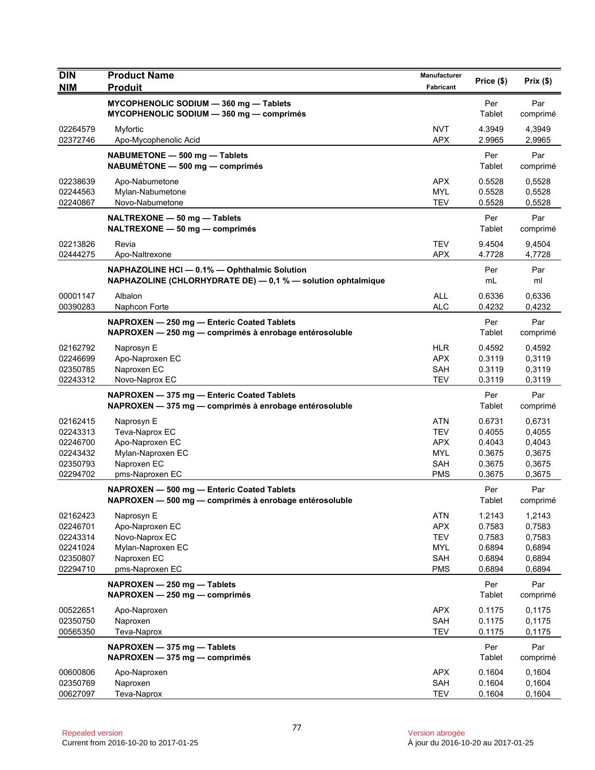| DIN<br>NIM | Product Name<br>Produit | Manufacturer<br>Fabricant | Price ($) | Prix ($) |
|---|---|---|---|---|
| | **MYCOPHENOLIC SODIUM — 360 mg — Tablets**<br>**MYCOPHENOLIC SODIUM — 360 mg — comprimés** | | Per Tablet | Par comprimé |
| 02264579 | Myfortic | NVT | 4.3949 | 4,3949 |
| 02372746 | Apo-Mycophenolic Acid | APX | 2.9965 | 2,9965 |
| | **NABUMETONE — 500 mg — Tablets**<br>**NABUMÉTONE — 500 mg — comprimés** | | Per Tablet | Par comprimé |
| 02238639 | Apo-Nabumetone | APX | 0.5528 | 0,5528 |
| 02244563 | Mylan-Nabumetone | MYL | 0.5528 | 0,5528 |
| 02240867 | Novo-Nabumetone | TEV | 0.5528 | 0,5528 |
| | **NALTREXONE — 50 mg — Tablets**<br>**NALTREXONE — 50 mg — comprimés** | | Per Tablet | Par comprimé |
| 02213826 | Revia | TEV | 9.4504 | 9,4504 |
| 02444275 | Apo-Naltrexone | APX | 4.7728 | 4,7728 |
| | **NAPHAZOLINE HCl — 0.1% — Ophthalmic Solution**<br>**NAPHAZOLINE (CHLORHYDRATE DE) — 0,1 % — solution ophtalmique** | | Per mL | Par ml |
| 00001147 | Albalon | ALL | 0.6336 | 0,6336 |
| 00390283 | Naphcon Forte | ALC | 0.4232 | 0,4232 |
| | **NAPROXEN — 250 mg — Enteric Coated Tablets**<br>**NAPROXEN — 250 mg — comprimés à enrobage entérosoluble** | | Per Tablet | Par comprimé |
| 02162792 | Naprosyn E | HLR | 0.4592 | 0,4592 |
| 02246699 | Apo-Naproxen EC | APX | 0.3119 | 0,3119 |
| 02350785 | Naproxen EC | SAH | 0.3119 | 0,3119 |
| 02243312 | Novo-Naprox EC | TEV | 0.3119 | 0,3119 |
| | **NAPROXEN — 375 mg — Enteric Coated Tablets**<br>**NAPROXEN — 375 mg — comprimés à enrobage entérosoluble** | | Per Tablet | Par comprimé |
| 02162415 | Naprosyn E | ATN | 0.6731 | 0,6731 |
| 02243313 | Teva-Naprox EC | TEV | 0.4055 | 0,4055 |
| 02246700 | Apo-Naproxen EC | APX | 0.4043 | 0,4043 |
| 02243432 | Mylan-Naproxen EC | MYL | 0.3675 | 0,3675 |
| 02350793 | Naproxen EC | SAH | 0.3675 | 0,3675 |
| 02294702 | pms-Naproxen EC | PMS | 0.3675 | 0,3675 |
| | **NAPROXEN — 500 mg — Enteric Coated Tablets**<br>**NAPROXEN — 500 mg — comprimés à enrobage entérosoluble** | | Per Tablet | Par comprimé |
| 02162423 | Naprosyn E | ATN | 1.2143 | 1,2143 |
| 02246701 | Apo-Naproxen EC | APX | 0.7583 | 0,7583 |
| 02243314 | Novo-Naprox EC | TEV | 0.7583 | 0,7583 |
| 02241024 | Mylan-Naproxen EC | MYL | 0.6894 | 0,6894 |
| 02350807 | Naproxen EC | SAH | 0.6894 | 0,6894 |
| 02294710 | pms-Naproxen EC | PMS | 0.6894 | 0,6894 |
| | **NAPROXEN — 250 mg — Tablets**<br>**NAPROXEN — 250 mg — comprimés** | | Per Tablet | Par comprimé |
| 00522651 | Apo-Naproxen | APX | 0.1175 | 0,1175 |
| 02350750 | Naproxen | SAH | 0.1175 | 0,1175 |
| 00565350 | Teva-Naprox | TEV | 0.1175 | 0,1175 |
| | **NAPROXEN — 375 mg — Tablets**<br>**NAPROXEN — 375 mg — comprimés** | | Per Tablet | Par comprimé |
| 00600806 | Apo-Naproxen | APX | 0.1604 | 0,1604 |
| 02350769 | Naproxen | SAH | 0.1604 | 0,1604 |
| 00627097 | Teva-Naprox | TEV | 0.1604 | 0,1604 |

Repealed version
Current from 2016-10-20 to 2017-01-25

Version abrogée
À jour du 2016-10-20 au 2017-01-25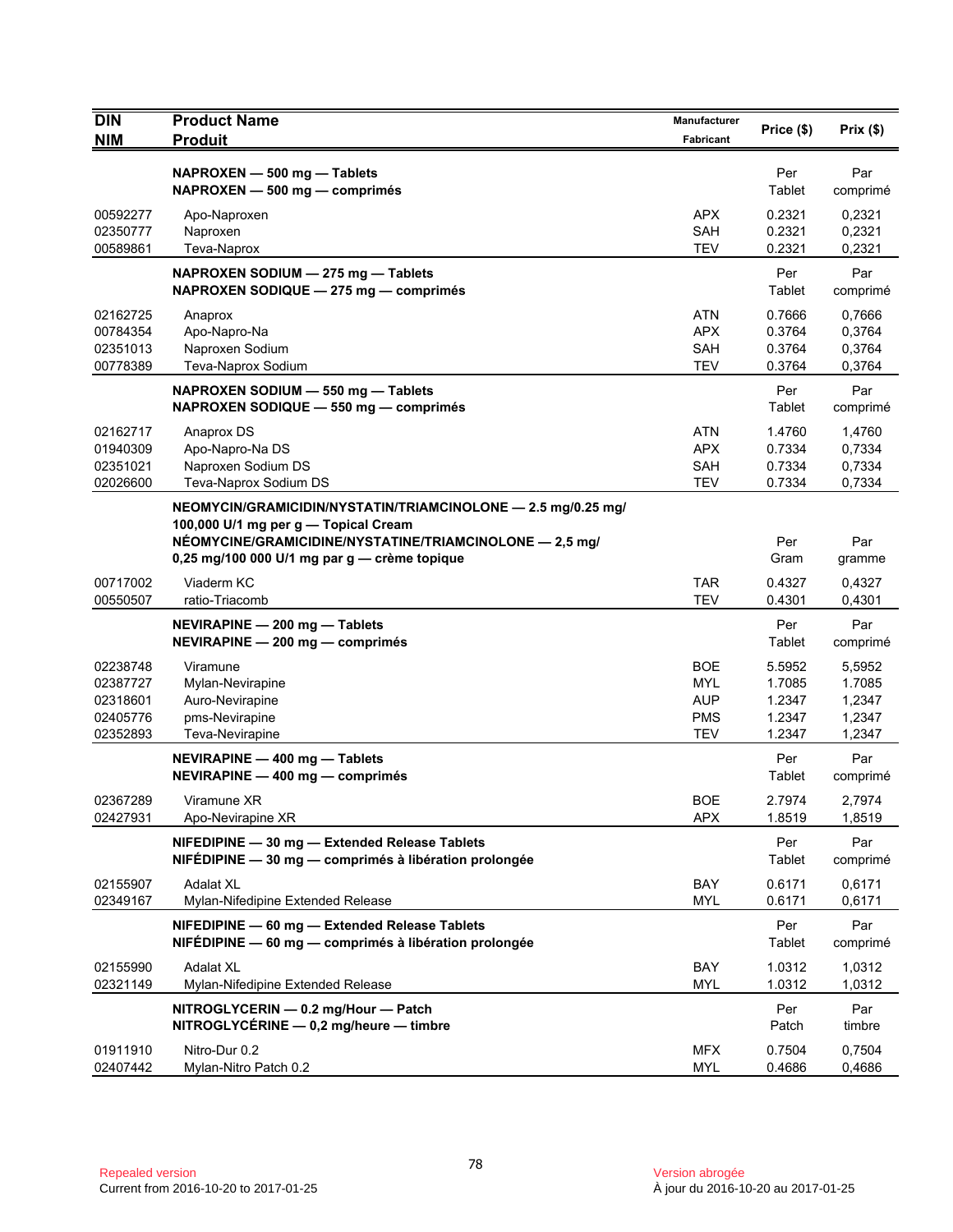| DIN<br>NIM | Product Name<br>Produit | Manufacturer<br>Fabricant | Price ($) | Prix ($) |
|---|---|---|---|---|
| | **NAPROXEN — 500 mg — Tablets**<br>**NAPROXEN — 500 mg — comprimés** | | Per Tablet | Par comprimé |
| 00592277 | Apo-Naproxen | APX | 0.2321 | 0,2321 |
| 02350777 | Naproxen | SAH | 0.2321 | 0,2321 |
| 00589861 | Teva-Naprox | TEV | 0.2321 | 0,2321 |
| | **NAPROXEN SODIUM — 275 mg — Tablets**<br>**NAPROXEN SODIQUE — 275 mg — comprimés** | | Per Tablet | Par comprimé |
| 02162725 | Anaprox | ATN | 0.7666 | 0,7666 |
| 00784354 | Apo-Napro-Na | APX | 0.3764 | 0,3764 |
| 02351013 | Naproxen Sodium | SAH | 0.3764 | 0,3764 |
| 00778389 | Teva-Naprox Sodium | TEV | 0.3764 | 0,3764 |
| | **NAPROXEN SODIUM — 550 mg — Tablets**<br>**NAPROXEN SODIQUE — 550 mg — comprimés** | | Per Tablet | Par comprimé |
| 02162717 | Anaprox DS | ATN | 1.4760 | 1,4760 |
| 01940309 | Apo-Napro-Na DS | APX | 0.7334 | 0,7334 |
| 02351021 | Naproxen Sodium DS | SAH | 0.7334 | 0,7334 |
| 02026600 | Teva-Naprox Sodium DS | TEV | 0.7334 | 0,7334 |
| | **NEOMYCIN/GRAMICIDIN/NYSTATIN/TRIAMCINOLONE — 2.5 mg/0.25 mg/ 100,000 U/1 mg per g — Topical Cream**<br>**NÉOMYCINE/GRAMICIDINE/NYSTATINE/TRIAMCINOLONE — 2,5 mg/ 0,25 mg/100 000 U/1 mg par g — crème topique** | | Per Gram | Par gramme |
| 00717002 | Viaderm KC | TAR | 0.4327 | 0,4327 |
| 00550507 | ratio-Triacomb | TEV | 0.4301 | 0,4301 |
| | **NEVIRAPINE — 200 mg — Tablets**<br>**NEVIRAPINE — 200 mg — comprimés** | | Per Tablet | Par comprimé |
| 02238748 | Viramune | BOE | 5.5952 | 5,5952 |
| 02387727 | Mylan-Nevirapine | MYL | 1.7085 | 1.7085 |
| 02318601 | Auro-Nevirapine | AUP | 1.2347 | 1,2347 |
| 02405776 | pms-Nevirapine | PMS | 1.2347 | 1,2347 |
| 02352893 | Teva-Nevirapine | TEV | 1.2347 | 1,2347 |
| | **NEVIRAPINE — 400 mg — Tablets**<br>**NEVIRAPINE — 400 mg — comprimés** | | Per Tablet | Par comprimé |
| 02367289 | Viramune XR | BOE | 2.7974 | 2,7974 |
| 02427931 | Apo-Nevirapine XR | APX | 1.8519 | 1,8519 |
| | **NIFEDIPINE — 30 mg — Extended Release Tablets**<br>**NIFÉDIPINE — 30 mg — comprimés à libération prolongée** | | Per Tablet | Par comprimé |
| 02155907 | Adalat XL | BAY | 0.6171 | 0,6171 |
| 02349167 | Mylan-Nifedipine Extended Release | MYL | 0.6171 | 0,6171 |
| | **NIFEDIPINE — 60 mg — Extended Release Tablets**<br>**NIFÉDIPINE — 60 mg — comprimés à libération prolongée** | | Per Tablet | Par comprimé |
| 02155990 | Adalat XL | BAY | 1.0312 | 1,0312 |
| 02321149 | Mylan-Nifedipine Extended Release | MYL | 1.0312 | 1,0312 |
| | **NITROGLYCERIN — 0.2 mg/Hour — Patch**<br>**NITROGLYCÉRINE — 0,2 mg/heure — timbre** | | Per Patch | Par timbre |
| 01911910 | Nitro-Dur 0.2 | MFX | 0.7504 | 0,7504 |
| 02407442 | Mylan-Nitro Patch 0.2 | MYL | 0.4686 | 0,4686 |

Repealed version
Current from 2016-10-20 to 2017-01-25

Version abrogée
À jour du 2016-10-20 au 2017-01-25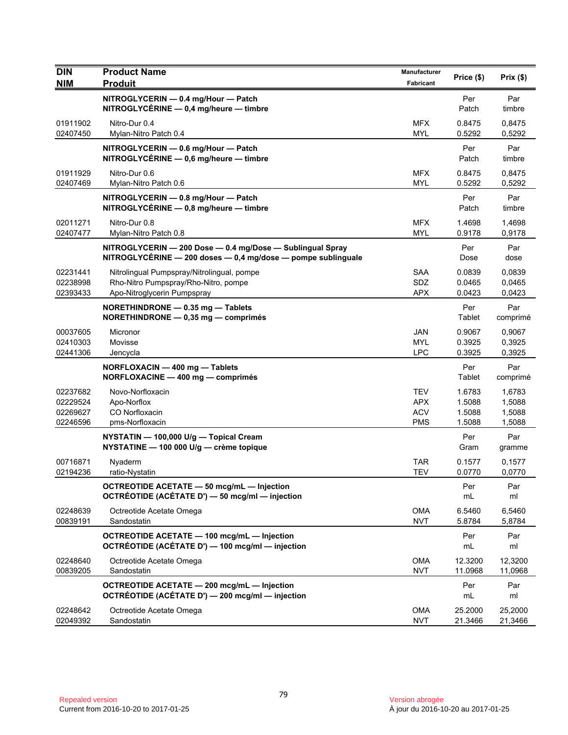| DIN<br>NIM | Product Name<br>Produit | Manufacturer<br>Fabricant | Price ($) | Prix ($) |
|---|---|---|---|---|
| | **NITROGLYCERIN — 0.4 mg/Hour — Patch**<br>**NITROGLYCÉRINE — 0,4 mg/heure — timbre** | | Per<br>Patch | Par<br>timbre |
| 01911902 | Nitro-Dur 0.4 | MFX | 0.8475 | 0,8475 |
| 02407450 | Mylan-Nitro Patch 0.4 | MYL | 0.5292 | 0,5292 |
| | **NITROGLYCERIN — 0.6 mg/Hour — Patch**<br>**NITROGLYCÉRINE — 0,6 mg/heure — timbre** | | Per<br>Patch | Par<br>timbre |
| 01911929 | Nitro-Dur 0.6 | MFX | 0.8475 | 0,8475 |
| 02407469 | Mylan-Nitro Patch 0.6 | MYL | 0.5292 | 0,5292 |
| | **NITROGLYCERIN — 0.8 mg/Hour — Patch**<br>**NITROGLYCÉRINE — 0,8 mg/heure — timbre** | | Per<br>Patch | Par<br>timbre |
| 02011271 | Nitro-Dur 0.8 | MFX | 1.4698 | 1,4698 |
| 02407477 | Mylan-Nitro Patch 0.8 | MYL | 0.9178 | 0,9178 |
| | **NITROGLYCERIN — 200 Dose — 0.4 mg/Dose — Sublingual Spray**<br>**NITROGLYCÉRINE — 200 doses — 0,4 mg/dose — pompe sublinguale** | | Per<br>Dose | Par<br>dose |
| 02231441 | Nitrolingual Pumpspray/Nitrolingual, pompe | SAA | 0.0839 | 0,0839 |
| 02238998 | Rho-Nitro Pumpspray/Rho-Nitro, pompe | SDZ | 0.0465 | 0,0465 |
| 02393433 | Apo-Nitroglycerin Pumpspray | APX | 0.0423 | 0,0423 |
| | **NORETHINDRONE — 0.35 mg — Tablets**<br>**NORETHINDRONE — 0,35 mg — comprimés** | | Per<br>Tablet | Par<br>comprimé |
| 00037605 | Micronor | JAN | 0.9067 | 0,9067 |
| 02410303 | Movisse | MYL | 0.3925 | 0,3925 |
| 02441306 | Jencycla | LPC | 0.3925 | 0,3925 |
| | **NORFLOXACIN — 400 mg — Tablets**<br>**NORFLOXACINE — 400 mg — comprimés** | | Per<br>Tablet | Par<br>comprimé |
| 02237682 | Novo-Norfloxacin | TEV | 1.6783 | 1,6783 |
| 02229524 | Apo-Norflox | APX | 1.5088 | 1,5088 |
| 02269627 | CO Norfloxacin | ACV | 1.5088 | 1,5088 |
| 02246596 | pms-Norfloxacin | PMS | 1.5088 | 1,5088 |
| | **NYSTATIN — 100,000 U/g — Topical Cream**<br>**NYSTATINE — 100 000 U/g — crème topique** | | Per<br>Gram | Par<br>gramme |
| 00716871 | Nyaderm | TAR | 0.1577 | 0,1577 |
| 02194236 | ratio-Nystatin | TEV | 0.0770 | 0,0770 |
| | **OCTREOTIDE ACETATE — 50 mcg/mL — Injection**<br>**OCTRÉOTIDE (ACÉTATE D') — 50 mcg/ml — injection** | | Per<br>mL | Par<br>ml |
| 02248639 | Octreotide Acetate Omega | OMA | 6.5460 | 6,5460 |
| 00839191 | Sandostatin | NVT | 5.8784 | 5,8784 |
| | **OCTREOTIDE ACETATE — 100 mcg/mL — Injection**<br>**OCTRÉOTIDE (ACÉTATE D') — 100 mcg/ml — injection** | | Per<br>mL | Par<br>ml |
| 02248640 | Octreotide Acetate Omega | OMA | 12.3200 | 12,3200 |
| 00839205 | Sandostatin | NVT | 11.0968 | 11,0968 |
| | **OCTREOTIDE ACETATE — 200 mcg/mL — Injection**<br>**OCTRÉOTIDE (ACÉTATE D') — 200 mcg/ml — injection** | | Per<br>mL | Par<br>ml |
| 02248642 | Octreotide Acetate Omega | OMA | 25.2000 | 25,2000 |
| 02049392 | Sandostatin | NVT | 21.3466 | 21,3466 |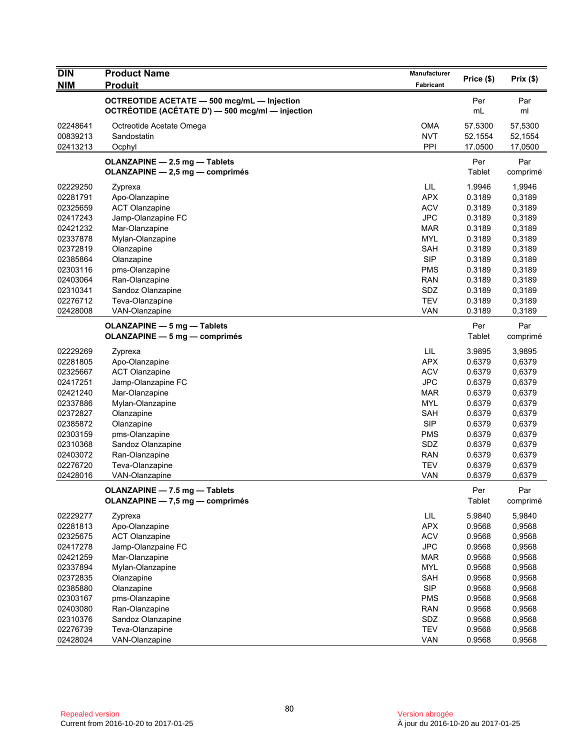| DIN<br>NIM | Product Name<br>Produit | Manufacturer<br>Fabricant | Price ($) | Prix ($) |
|---|---|---|---|---|
| | **OCTREOTIDE ACETATE — 500 mcg/mL — Injection**<br>**OCTRÉOTIDE (ACÉTATE D') — 500 mcg/ml — injection** | | Per<br>mL | Par<br>ml |
| 02248641 | Octreotide Acetate Omega | OMA | 57.5300 | 57,5300 |
| 00839213 | Sandostatin | NVT | 52.1554 | 52,1554 |
| 02413213 | Ocphyl | PPI | 17.0500 | 17,0500 |
| | **OLANZAPINE — 2.5 mg — Tablets**<br>**OLANZAPINE — 2,5 mg — comprimés** | | Per<br>Tablet | Par<br>comprimé |
| 02229250 | Zyprexa | LIL | 1.9946 | 1,9946 |
| 02281791 | Apo-Olanzapine | APX | 0.3189 | 0,3189 |
| 02325659 | ACT Olanzapine | ACV | 0.3189 | 0,3189 |
| 02417243 | Jamp-Olanzapine FC | JPC | 0.3189 | 0,3189 |
| 02421232 | Mar-Olanzapine | MAR | 0.3189 | 0,3189 |
| 02337878 | Mylan-Olanzapine | MYL | 0.3189 | 0,3189 |
| 02372819 | Olanzapine | SAH | 0.3189 | 0,3189 |
| 02385864 | Olanzapine | SIP | 0.3189 | 0,3189 |
| 02303116 | pms-Olanzapine | PMS | 0.3189 | 0,3189 |
| 02403064 | Ran-Olanzapine | RAN | 0.3189 | 0,3189 |
| 02310341 | Sandoz Olanzapine | SDZ | 0.3189 | 0,3189 |
| 02276712 | Teva-Olanzapine | TEV | 0.3189 | 0,3189 |
| 02428008 | VAN-Olanzapine | VAN | 0.3189 | 0,3189 |
| | **OLANZAPINE — 5 mg — Tablets**<br>**OLANZAPINE — 5 mg — comprimés** | | Per<br>Tablet | Par<br>comprimé |
| 02229269 | Zyprexa | LIL | 3.9895 | 3,9895 |
| 02281805 | Apo-Olanzapine | APX | 0.6379 | 0,6379 |
| 02325667 | ACT Olanzapine | ACV | 0.6379 | 0,6379 |
| 02417251 | Jamp-Olanzapine FC | JPC | 0.6379 | 0,6379 |
| 02421240 | Mar-Olanzapine | MAR | 0.6379 | 0,6379 |
| 02337886 | Mylan-Olanzapine | MYL | 0.6379 | 0,6379 |
| 02372827 | Olanzapine | SAH | 0.6379 | 0,6379 |
| 02385872 | Olanzapine | SIP | 0.6379 | 0,6379 |
| 02303159 | pms-Olanzapine | PMS | 0.6379 | 0,6379 |
| 02310368 | Sandoz Olanzapine | SDZ | 0.6379 | 0,6379 |
| 02403072 | Ran-Olanzapine | RAN | 0.6379 | 0,6379 |
| 02276720 | Teva-Olanzapine | TEV | 0.6379 | 0,6379 |
| 02428016 | VAN-Olanzapine | VAN | 0.6379 | 0,6379 |
| | **OLANZAPINE — 7.5 mg — Tablets**<br>**OLANZAPINE — 7,5 mg — comprimés** | | Per<br>Tablet | Par<br>comprimé |
| 02229277 | Zyprexa | LIL | 5.9840 | 5,9840 |
| 02281813 | Apo-Olanzapine | APX | 0.9568 | 0,9568 |
| 02325675 | ACT Olanzapine | ACV | 0.9568 | 0,9568 |
| 02417278 | Jamp-Olanzpaine FC | JPC | 0.9568 | 0,9568 |
| 02421259 | Mar-Olanzapine | MAR | 0.9568 | 0,9568 |
| 02337894 | Mylan-Olanzapine | MYL | 0.9568 | 0,9568 |
| 02372835 | Olanzapine | SAH | 0.9568 | 0,9568 |
| 02385880 | Olanzapine | SIP | 0.9568 | 0,9568 |
| 02303167 | pms-Olanzapine | PMS | 0.9568 | 0,9568 |
| 02403080 | Ran-Olanzapine | RAN | 0.9568 | 0,9568 |
| 02310376 | Sandoz Olanzapine | SDZ | 0.9568 | 0,9568 |
| 02276739 | Teva-Olanzapine | TEV | 0.9568 | 0,9568 |
| 02428024 | VAN-Olanzapine | VAN | 0.9568 | 0,9568 |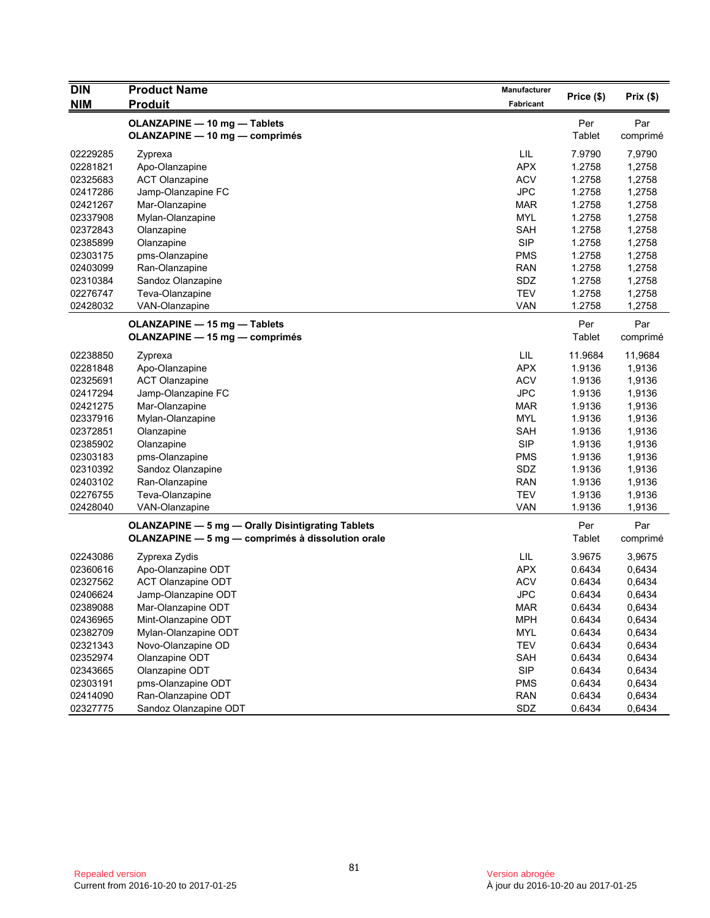| DIN<br>NIM | Product Name<br>Produit | Manufacturer<br>Fabricant | Price ($) | Prix ($) |
|---|---|---|---|---|
| | **OLANZAPINE — 10 mg — Tablets**<br>**OLANZAPINE — 10 mg — comprimés** | | Per Tablet | Par comprimé |
| 02229285 | Zyprexa | LIL | 7.9790 | 7,9790 |
| 02281821 | Apo-Olanzapine | APX | 1.2758 | 1,2758 |
| 02325683 | ACT Olanzapine | ACV | 1.2758 | 1,2758 |
| 02417286 | Jamp-Olanzapine FC | JPC | 1.2758 | 1,2758 |
| 02421267 | Mar-Olanzapine | MAR | 1.2758 | 1,2758 |
| 02337908 | Mylan-Olanzapine | MYL | 1.2758 | 1,2758 |
| 02372843 | Olanzapine | SAH | 1.2758 | 1,2758 |
| 02385899 | Olanzapine | SIP | 1.2758 | 1,2758 |
| 02303175 | pms-Olanzapine | PMS | 1.2758 | 1,2758 |
| 02403099 | Ran-Olanzapine | RAN | 1.2758 | 1,2758 |
| 02310384 | Sandoz Olanzapine | SDZ | 1.2758 | 1,2758 |
| 02276747 | Teva-Olanzapine | TEV | 1.2758 | 1,2758 |
| 02428032 | VAN-Olanzapine | VAN | 1.2758 | 1,2758 |
| | **OLANZAPINE — 15 mg — Tablets**<br>**OLANZAPINE — 15 mg — comprimés** | | Per Tablet | Par comprimé |
| 02238850 | Zyprexa | LIL | 11.9684 | 11,9684 |
| 02281848 | Apo-Olanzapine | APX | 1.9136 | 1,9136 |
| 02325691 | ACT Olanzapine | ACV | 1.9136 | 1,9136 |
| 02417294 | Jamp-Olanzapine FC | JPC | 1.9136 | 1,9136 |
| 02421275 | Mar-Olanzapine | MAR | 1.9136 | 1,9136 |
| 02337916 | Mylan-Olanzapine | MYL | 1.9136 | 1,9136 |
| 02372851 | Olanzapine | SAH | 1.9136 | 1,9136 |
| 02385902 | Olanzapine | SIP | 1.9136 | 1,9136 |
| 02303183 | pms-Olanzapine | PMS | 1.9136 | 1,9136 |
| 02310392 | Sandoz Olanzapine | SDZ | 1.9136 | 1,9136 |
| 02403102 | Ran-Olanzapine | RAN | 1.9136 | 1,9136 |
| 02276755 | Teva-Olanzapine | TEV | 1.9136 | 1,9136 |
| 02428040 | VAN-Olanzapine | VAN | 1.9136 | 1,9136 |
| | **OLANZAPINE — 5 mg — Orally Disintigrating Tablets**<br>**OLANZAPINE — 5 mg — comprimés à dissolution orale** | | Per Tablet | Par comprimé |
| 02243086 | Zyprexa Zydis | LIL | 3.9675 | 3,9675 |
| 02360616 | Apo-Olanzapine ODT | APX | 0.6434 | 0,6434 |
| 02327562 | ACT Olanzapine ODT | ACV | 0.6434 | 0,6434 |
| 02406624 | Jamp-Olanzapine ODT | JPC | 0.6434 | 0,6434 |
| 02389088 | Mar-Olanzapine ODT | MAR | 0.6434 | 0,6434 |
| 02436965 | Mint-Olanzapine ODT | MPH | 0.6434 | 0,6434 |
| 02382709 | Mylan-Olanzapine ODT | MYL | 0.6434 | 0,6434 |
| 02321343 | Novo-Olanzapine OD | TEV | 0.6434 | 0,6434 |
| 02352974 | Olanzapine ODT | SAH | 0.6434 | 0,6434 |
| 02343665 | Olanzapine ODT | SIP | 0.6434 | 0,6434 |
| 02303191 | pms-Olanzapine ODT | PMS | 0.6434 | 0,6434 |
| 02414090 | Ran-Olanzapine ODT | RAN | 0.6434 | 0,6434 |
| 02327775 | Sandoz Olanzapine ODT | SDZ | 0.6434 | 0,6434 |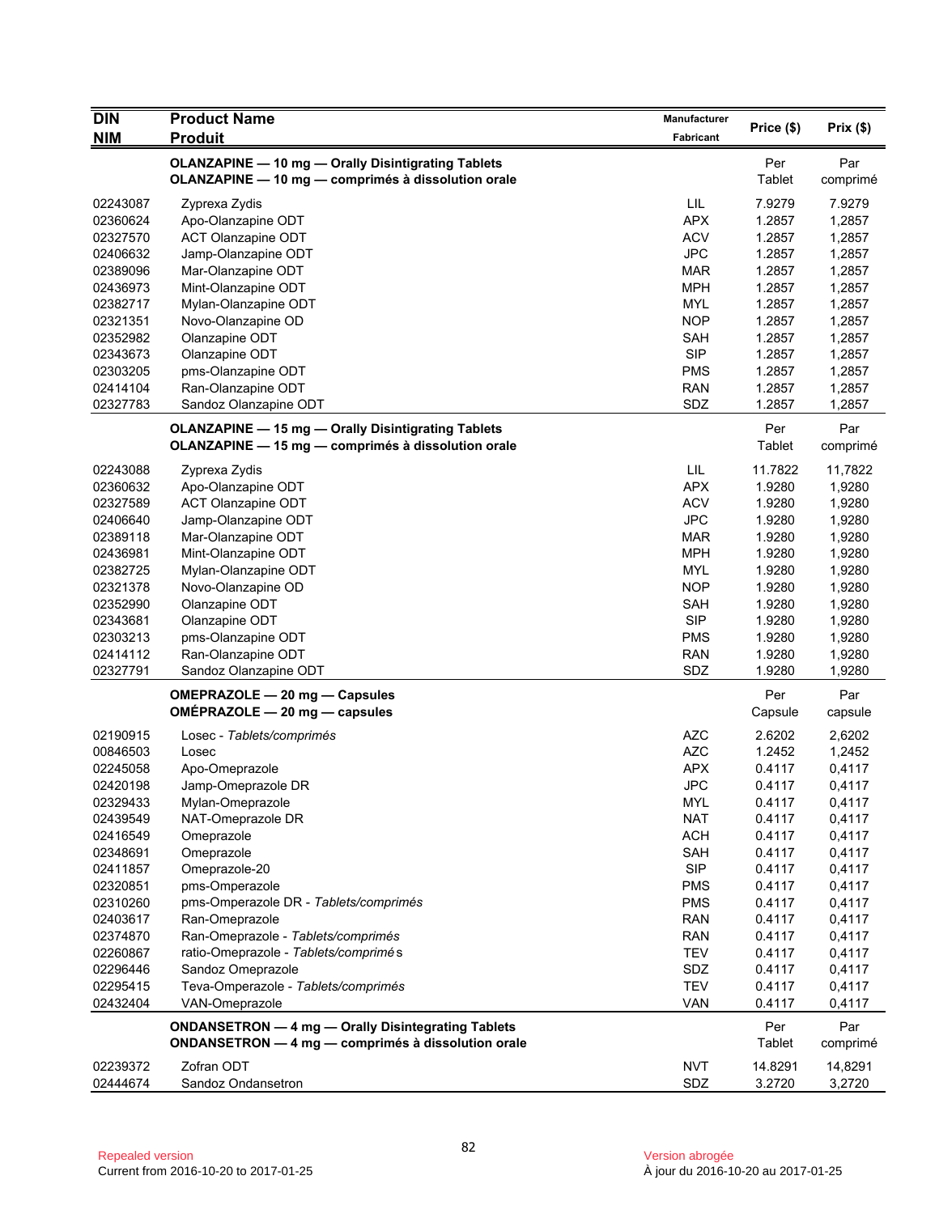| DIN<br>NIM | Product Name<br>Produit | Manufacturer<br>Fabricant | Price ($) | Prix ($) |
|---|---|---|---|---|
| | **OLANZAPINE — 10 mg — Orally Disintegrating Tablets**<br>**OLANZAPINE — 10 mg — comprimés à dissolution orale** | | Per Tablet | Par comprimé |
| 02243087 | Zyprexa Zydis | LIL | 7.9279 | 7,9279 |
| 02360624 | Apo-Olanzapine ODT | APX | 1.2857 | 1,2857 |
| 02327570 | ACT Olanzapine ODT | ACV | 1.2857 | 1,2857 |
| 02406632 | Jamp-Olanzapine ODT | JPC | 1.2857 | 1,2857 |
| 02389096 | Mar-Olanzapine ODT | MAR | 1.2857 | 1,2857 |
| 02436973 | Mint-Olanzapine ODT | MPH | 1.2857 | 1,2857 |
| 02382717 | Mylan-Olanzapine ODT | MYL | 1.2857 | 1,2857 |
| 02321351 | Novo-Olanzapine OD | NOP | 1.2857 | 1,2857 |
| 02352982 | Olanzapine ODT | SAH | 1.2857 | 1,2857 |
| 02343673 | Olanzapine ODT | SIP | 1.2857 | 1,2857 |
| 02303205 | pms-Olanzapine ODT | PMS | 1.2857 | 1,2857 |
| 02414104 | Ran-Olanzapine ODT | RAN | 1.2857 | 1,2857 |
| 02327783 | Sandoz Olanzapine ODT | SDZ | 1.2857 | 1,2857 |
| | **OLANZAPINE — 15 mg — Orally Disintegrating Tablets**<br>**OLANZAPINE — 15 mg — comprimés à dissolution orale** | | Per Tablet | Par comprimé |
| 02243088 | Zyprexa Zydis | LIL | 11.7822 | 11,7822 |
| 02360632 | Apo-Olanzapine ODT | APX | 1.9280 | 1,9280 |
| 02327589 | ACT Olanzapine ODT | ACV | 1.9280 | 1,9280 |
| 02406640 | Jamp-Olanzapine ODT | JPC | 1.9280 | 1,9280 |
| 02389118 | Mar-Olanzapine ODT | MAR | 1.9280 | 1,9280 |
| 02436981 | Mint-Olanzapine ODT | MPH | 1.9280 | 1,9280 |
| 02382725 | Mylan-Olanzapine ODT | MYL | 1.9280 | 1,9280 |
| 02321378 | Novo-Olanzapine OD | NOP | 1.9280 | 1,9280 |
| 02352990 | Olanzapine ODT | SAH | 1.9280 | 1,9280 |
| 02343681 | Olanzapine ODT | SIP | 1.9280 | 1,9280 |
| 02303213 | pms-Olanzapine ODT | PMS | 1.9280 | 1,9280 |
| 02414112 | Ran-Olanzapine ODT | RAN | 1.9280 | 1,9280 |
| 02327791 | Sandoz Olanzapine ODT | SDZ | 1.9280 | 1,9280 |
| | **OMEPRAZOLE — 20 mg — Capsules**<br>**OMÉPRAZOLE — 20 mg — capsules** | | Per Capsule | Par capsule |
| 02190915 | Losec - *Tablets/comprimés* | AZC | 2.6202 | 2,6202 |
| 00846503 | Losec | AZC | 1.2452 | 1,2452 |
| 02245058 | Apo-Omeprazole | APX | 0.4117 | 0,4117 |
| 02420198 | Jamp-Omeprazole DR | JPC | 0.4117 | 0,4117 |
| 02329433 | Mylan-Omeprazole | MYL | 0.4117 | 0,4117 |
| 02439549 | NAT-Omeprazole DR | NAT | 0.4117 | 0,4117 |
| 02416549 | Omeprazole | ACH | 0.4117 | 0,4117 |
| 02348691 | Omeprazole | SAH | 0.4117 | 0,4117 |
| 02411857 | Omeprazole-20 | SIP | 0.4117 | 0,4117 |
| 02320851 | pms-Omperazole | PMS | 0.4117 | 0,4117 |
| 02310260 | pms-Omperazole DR - *Tablets/comprimés* | PMS | 0.4117 | 0,4117 |
| 02403617 | Ran-Omeprazole | RAN | 0.4117 | 0,4117 |
| 02374870 | Ran-Omeprazole - *Tablets/comprimés* | RAN | 0.4117 | 0,4117 |
| 02260867 | ratio-Omeprazole - *Tablets/comprimés* | TEV | 0.4117 | 0,4117 |
| 02296446 | Sandoz Omeprazole | SDZ | 0.4117 | 0,4117 |
| 02295415 | Teva-Omperazole - *Tablets/comprimés* | TEV | 0.4117 | 0,4117 |
| 02432404 | VAN-Omeprazole | VAN | 0.4117 | 0,4117 |
| | **ONDANSETRON — 4 mg — Orally Disintegrating Tablets**<br>**ONDANSETRON — 4 mg — comprimés à dissolution orale** | | Per Tablet | Par comprimé |
| 02239372 | Zofran ODT | NVT | 14.8291 | 14,8291 |
| 02444674 | Sandoz Ondansetron | SDZ | 3.2720 | 3,2720 |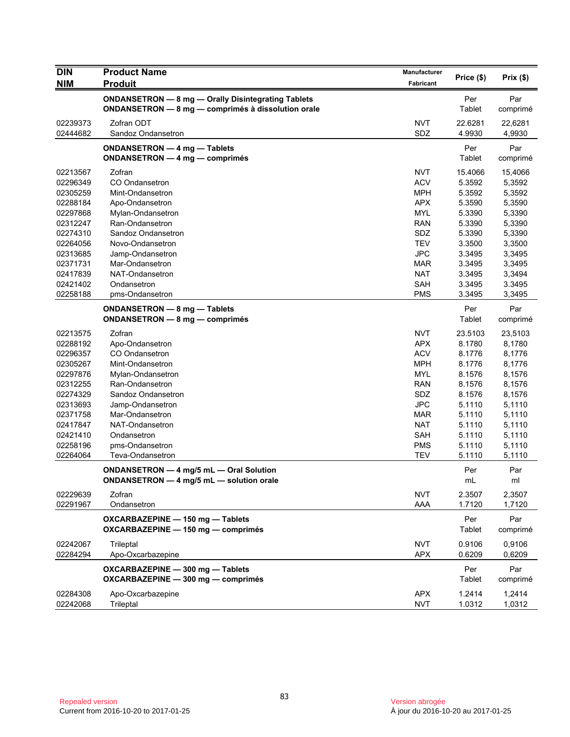| DIN<br>NIM | Product Name<br>Produit | Manufacturer<br>Fabricant | Price ($) | Prix ($) |
|---|---|---|---|---|
| | **ONDANSETRON — 8 mg — Orally Disintegrating Tablets**<br>**ONDANSETRON — 8 mg — comprimés à dissolution orale** | | Per Tablet | Par comprimé |
| 02239373 | Zofran ODT | NVT | 22.6281 | 22,6281 |
| 02444682 | Sandoz Ondansetron | SDZ | 4.9930 | 4,9930 |
| | **ONDANSETRON — 4 mg — Tablets**<br>**ONDANSETRON — 4 mg — comprimés** | | Per Tablet | Par comprimé |
| 02213567 | Zofran | NVT | 15.4066 | 15,4066 |
| 02296349 | CO Ondansetron | ACV | 5.3592 | 5,3592 |
| 02305259 | Mint-Ondansetron | MPH | 5.3592 | 5,3592 |
| 02288184 | Apo-Ondansetron | APX | 5.3590 | 5,3590 |
| 02297868 | Mylan-Ondansetron | MYL | 5.3390 | 5,3390 |
| 02312247 | Ran-Ondansetron | RAN | 5.3390 | 5,3390 |
| 02274310 | Sandoz Ondansetron | SDZ | 5.3390 | 5,3390 |
| 02264056 | Novo-Ondansetron | TEV | 3.3500 | 3,3500 |
| 02313685 | Jamp-Ondansetron | JPC | 3.3495 | 3,3495 |
| 02371731 | Mar-Ondansetron | MAR | 3.3495 | 3,3495 |
| 02417839 | NAT-Ondansetron | NAT | 3.3495 | 3,3494 |
| 02421402 | Ondansetron | SAH | 3.3495 | 3.3495 |
| 02258188 | pms-Ondansetron | PMS | 3.3495 | 3,3495 |
| | **ONDANSETRON — 8 mg — Tablets**<br>**ONDANSETRON — 8 mg — comprimés** | | Per Tablet | Par comprimé |
| 02213575 | Zofran | NVT | 23.5103 | 23,5103 |
| 02288192 | Apo-Ondansetron | APX | 8.1780 | 8,1780 |
| 02296357 | CO Ondansetron | ACV | 8.1776 | 8,1776 |
| 02305267 | Mint-Ondansetron | MPH | 8.1776 | 8,1776 |
| 02297876 | Mylan-Ondansetron | MYL | 8.1576 | 8,1576 |
| 02312255 | Ran-Ondansetron | RAN | 8.1576 | 8,1576 |
| 02274329 | Sandoz Ondansetron | SDZ | 8.1576 | 8,1576 |
| 02313693 | Jamp-Ondansetron | JPC | 5.1110 | 5,1110 |
| 02371758 | Mar-Ondansetron | MAR | 5.1110 | 5,1110 |
| 02417847 | NAT-Ondansetron | NAT | 5.1110 | 5,1110 |
| 02421410 | Ondansetron | SAH | 5.1110 | 5,1110 |
| 02258196 | pms-Ondansetron | PMS | 5.1110 | 5,1110 |
| 02264064 | Teva-Ondansetron | TEV | 5.1110 | 5,1110 |
| | **ONDANSETRON — 4 mg/5 mL — Oral Solution**<br>**ONDANSETRON — 4 mg/5 mL — solution orale** | | Per mL | Par ml |
| 02229639 | Zofran | NVT | 2.3507 | 2,3507 |
| 02291967 | Ondansetron | AAA | 1.7120 | 1,7120 |
| | **OXCARBAZEPINE — 150 mg — Tablets**<br>**OXCARBAZEPINE — 150 mg — comprimés** | | Per Tablet | Par comprimé |
| 02242067 | Trileptal | NVT | 0.9106 | 0,9106 |
| 02284294 | Apo-Oxcarbazepine | APX | 0.6209 | 0,6209 |
| | **OXCARBAZEPINE — 300 mg — Tablets**<br>**OXCARBAZEPINE — 300 mg — comprimés** | | Per Tablet | Par comprimé |
| 02284308 | Apo-Oxcarbazepine | APX | 1.2414 | 1,2414 |
| 02242068 | Trileptal | NVT | 1.0312 | 1,0312 |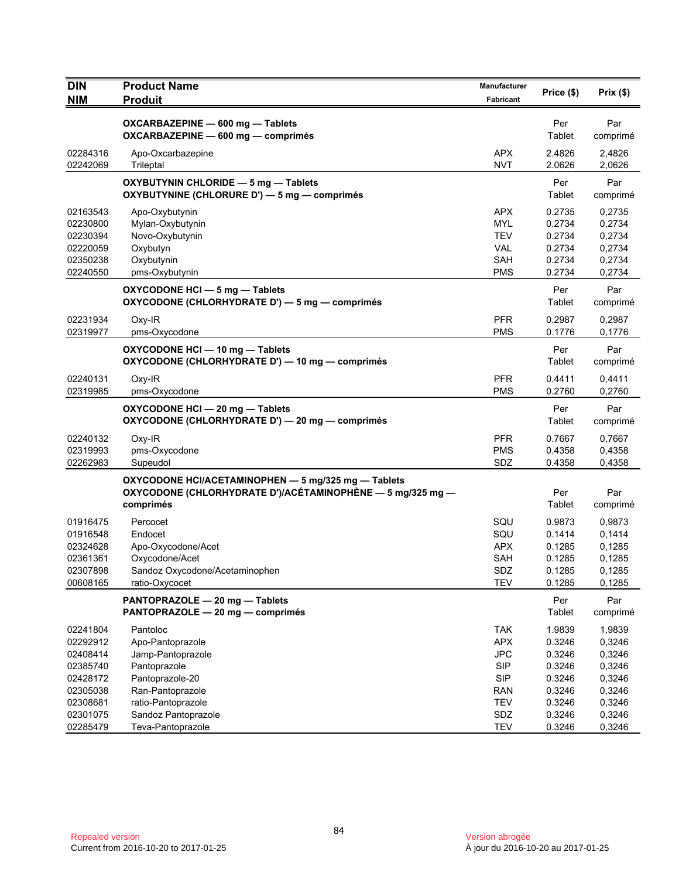| DIN<br>NIM | Product Name<br>Produit | Manufacturer<br>Fabricant | Price ($) | Prix ($) |
|---|---|---|---|---|
| | **OXCARBAZEPINE — 600 mg — Tablets**<br>**OXCARBAZEPINE — 600 mg — comprimés** | | Per Tablet | Par comprimé |
| 02284316 | Apo-Oxcarbazepine | APX | 2.4826 | 2,4826 |
| 02242069 | Trileptal | NVT | 2.0626 | 2,0626 |
| | **OXYBUTYNIN CHLORIDE — 5 mg — Tablets**<br>**OXYBUTYNINE (CHLORURE D') — 5 mg — comprimés** | | Per Tablet | Par comprimé |
| 02163543 | Apo-Oxybutynin | APX | 0.2735 | 0,2735 |
| 02230800 | Mylan-Oxybutynin | MYL | 0.2734 | 0,2734 |
| 02230394 | Novo-Oxybutynin | TEV | 0.2734 | 0,2734 |
| 02220059 | Oxybutyn | VAL | 0.2734 | 0,2734 |
| 02350238 | Oxybutynin | SAH | 0.2734 | 0,2734 |
| 02240550 | pms-Oxybutynin | PMS | 0.2734 | 0,2734 |
| | **OXYCODONE HCl — 5 mg — Tablets**<br>**OXYCODONE (CHLORHYDRATE D') — 5 mg — comprimés** | | Per Tablet | Par comprimé |
| 02231934 | Oxy-IR | PFR | 0.2987 | 0,2987 |
| 02319977 | pms-Oxycodone | PMS | 0.1776 | 0,1776 |
| | **OXYCODONE HCl — 10 mg — Tablets**<br>**OXYCODONE (CHLORHYDRATE D') — 10 mg — comprimés** | | Per Tablet | Par comprimé |
| 02240131 | Oxy-IR | PFR | 0.4411 | 0,4411 |
| 02319985 | pms-Oxycodone | PMS | 0.2760 | 0,2760 |
| | **OXYCODONE HCl — 20 mg — Tablets**<br>**OXYCODONE (CHLORHYDRATE D') — 20 mg — comprimés** | | Per Tablet | Par comprimé |
| 02240132 | Oxy-IR | PFR | 0.7667 | 0,7667 |
| 02319993 | pms-Oxycodone | PMS | 0.4358 | 0,4358 |
| 02262983 | Supeudol | SDZ | 0.4358 | 0,4358 |
| | **OXYCODONE HCl/ACETAMINOPHEN — 5 mg/325 mg — Tablets**<br>**OXYCODONE (CHLORHYDRATE D')/ACÉTAMINOPHÈNE — 5 mg/325 mg — comprimés** | | Per Tablet | Par comprimé |
| 01916475 | Percocet | SQU | 0.9873 | 0,9873 |
| 01916548 | Endocet | SQU | 0.1414 | 0,1414 |
| 02324628 | Apo-Oxycodone/Acet | APX | 0.1285 | 0,1285 |
| 02361361 | Oxycodone/Acet | SAH | 0.1285 | 0,1285 |
| 02307898 | Sandoz Oxycodone/Acetaminophen | SDZ | 0.1285 | 0,1285 |
| 00608165 | ratio-Oxycocet | TEV | 0.1285 | 0,1285 |
| | **PANTOPRAZOLE — 20 mg — Tablets**<br>**PANTOPRAZOLE — 20 mg — comprimés** | | Per Tablet | Par comprimé |
| 02241804 | Pantoloc | TAK | 1.9839 | 1,9839 |
| 02292912 | Apo-Pantoprazole | APX | 0.3246 | 0,3246 |
| 02408414 | Jamp-Pantoprazole | JPC | 0.3246 | 0,3246 |
| 02385740 | Pantoprazole | SIP | 0.3246 | 0,3246 |
| 02428172 | Pantoprazole-20 | SIP | 0.3246 | 0,3246 |
| 02305038 | Ran-Pantoprazole | RAN | 0.3246 | 0,3246 |
| 02308681 | ratio-Pantoprazole | TEV | 0.3246 | 0,3246 |
| 02301075 | Sandoz Pantoprazole | SDZ | 0.3246 | 0,3246 |
| 02285479 | Teva-Pantoprazole | TEV | 0.3246 | 0,3246 |

Repealed version
Current from 2016-10-20 to 2017-01-25

Version abrogée
À jour du 2016-10-20 au 2017-01-25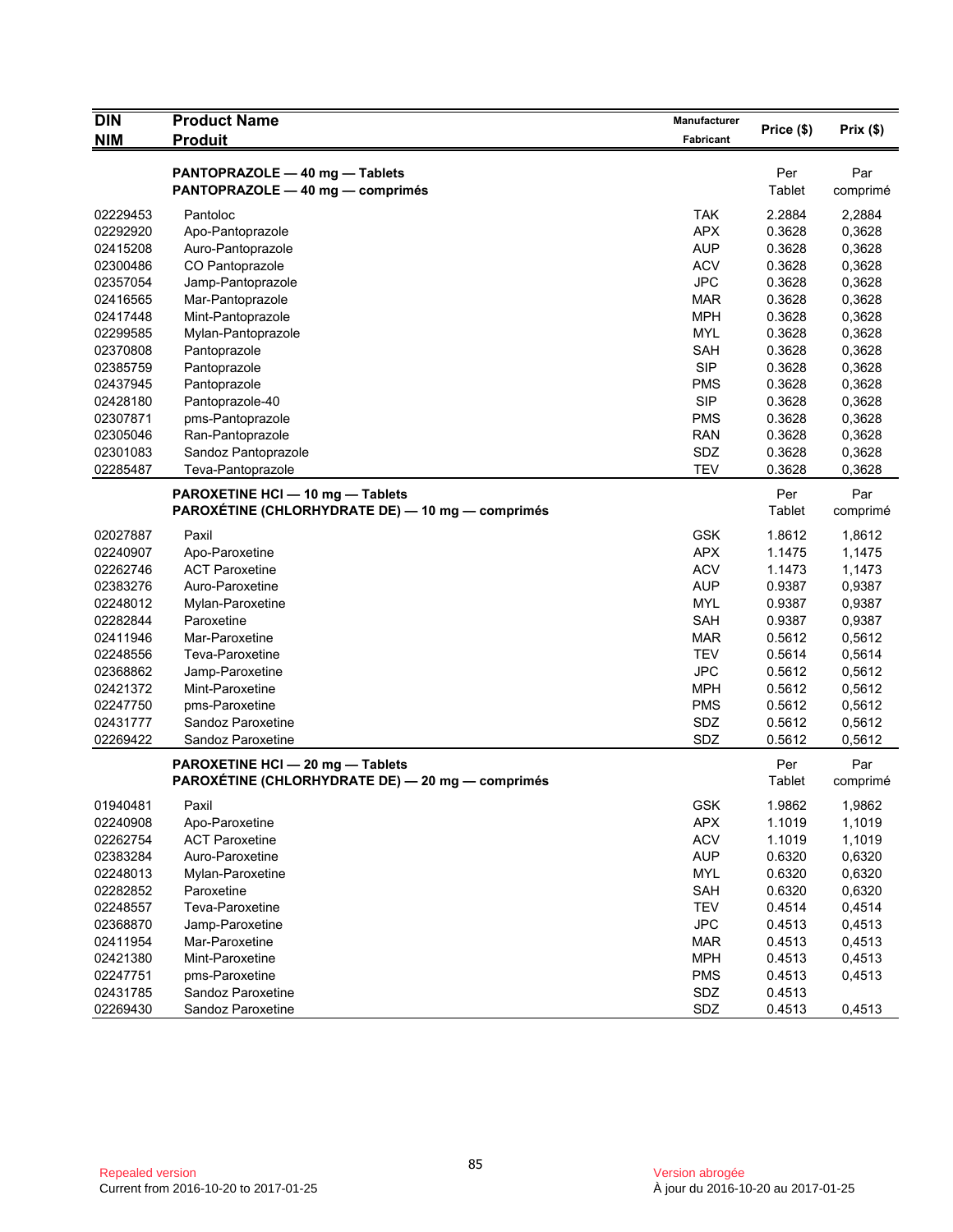| DIN<br>NIM | Product Name<br>Produit | Manufacturer<br>Fabricant | Price ($) | Prix ($) |
|---|---|---|---|---|
| | **PANTOPRAZOLE — 40 mg — Tablets**<br>**PANTOPRAZOLE — 40 mg — comprimés** | | Per<br>Tablet | Par<br>comprimé |
| 02229453 | Pantoloc | TAK | 2.2884 | 2,2884 |
| 02292920 | Apo-Pantoprazole | APX | 0.3628 | 0,3628 |
| 02415208 | Auro-Pantoprazole | AUP | 0.3628 | 0,3628 |
| 02300486 | CO Pantoprazole | ACV | 0.3628 | 0,3628 |
| 02357054 | Jamp-Pantoprazole | JPC | 0.3628 | 0,3628 |
| 02416565 | Mar-Pantoprazole | MAR | 0.3628 | 0,3628 |
| 02417448 | Mint-Pantoprazole | MPH | 0.3628 | 0,3628 |
| 02299585 | Mylan-Pantoprazole | MYL | 0.3628 | 0,3628 |
| 02370808 | Pantoprazole | SAH | 0.3628 | 0,3628 |
| 02385759 | Pantoprazole | SIP | 0.3628 | 0,3628 |
| 02437945 | Pantoprazole | PMS | 0.3628 | 0,3628 |
| 02428180 | Pantoprazole-40 | SIP | 0.3628 | 0,3628 |
| 02307871 | pms-Pantoprazole | PMS | 0.3628 | 0,3628 |
| 02305046 | Ran-Pantoprazole | RAN | 0.3628 | 0,3628 |
| 02301083 | Sandoz Pantoprazole | SDZ | 0.3628 | 0,3628 |
| 02285487 | Teva-Pantoprazole | TEV | 0.3628 | 0,3628 |
| | **PAROXETINE HCl — 10 mg — Tablets**<br>**PAROXÉTINE (CHLORHYDRATE DE) — 10 mg — comprimés** | | Per<br>Tablet | Par<br>comprimé |
| 02027887 | Paxil | GSK | 1.8612 | 1,8612 |
| 02240907 | Apo-Paroxetine | APX | 1.1475 | 1,1475 |
| 02262746 | ACT Paroxetine | ACV | 1.1473 | 1,1473 |
| 02383276 | Auro-Paroxetine | AUP | 0.9387 | 0,9387 |
| 02248012 | Mylan-Paroxetine | MYL | 0.9387 | 0,9387 |
| 02282844 | Paroxetine | SAH | 0.9387 | 0,9387 |
| 02411946 | Mar-Paroxetine | MAR | 0.5612 | 0,5612 |
| 02248556 | Teva-Paroxetine | TEV | 0.5614 | 0,5614 |
| 02368862 | Jamp-Paroxetine | JPC | 0.5612 | 0,5612 |
| 02421372 | Mint-Paroxetine | MPH | 0.5612 | 0,5612 |
| 02247750 | pms-Paroxetine | PMS | 0.5612 | 0,5612 |
| 02431777 | Sandoz Paroxetine | SDZ | 0.5612 | 0,5612 |
| 02269422 | Sandoz Paroxetine | SDZ | 0.5612 | 0,5612 |
| | **PAROXETINE HCl — 20 mg — Tablets**<br>**PAROXÉTINE (CHLORHYDRATE DE) — 20 mg — comprimés** | | Per<br>Tablet | Par<br>comprimé |
| 01940481 | Paxil | GSK | 1.9862 | 1,9862 |
| 02240908 | Apo-Paroxetine | APX | 1.1019 | 1,1019 |
| 02262754 | ACT Paroxetine | ACV | 1.1019 | 1,1019 |
| 02383284 | Auro-Paroxetine | AUP | 0.6320 | 0,6320 |
| 02248013 | Mylan-Paroxetine | MYL | 0.6320 | 0,6320 |
| 02282852 | Paroxetine | SAH | 0.6320 | 0,6320 |
| 02248557 | Teva-Paroxetine | TEV | 0.4514 | 0,4514 |
| 02368870 | Jamp-Paroxetine | JPC | 0.4513 | 0,4513 |
| 02411954 | Mar-Paroxetine | MAR | 0.4513 | 0,4513 |
| 02421380 | Mint-Paroxetine | MPH | 0.4513 | 0,4513 |
| 02247751 | pms-Paroxetine | PMS | 0.4513 | 0,4513 |
| 02431785 | Sandoz Paroxetine | SDZ | 0.4513 | |
| 02269430 | Sandoz Paroxetine | SDZ | 0.4513 | 0,4513 |

Repealed version
Current from 2016-10-20 to 2017-01-25

Version abrogée
À jour du 2016-10-20 au 2017-01-25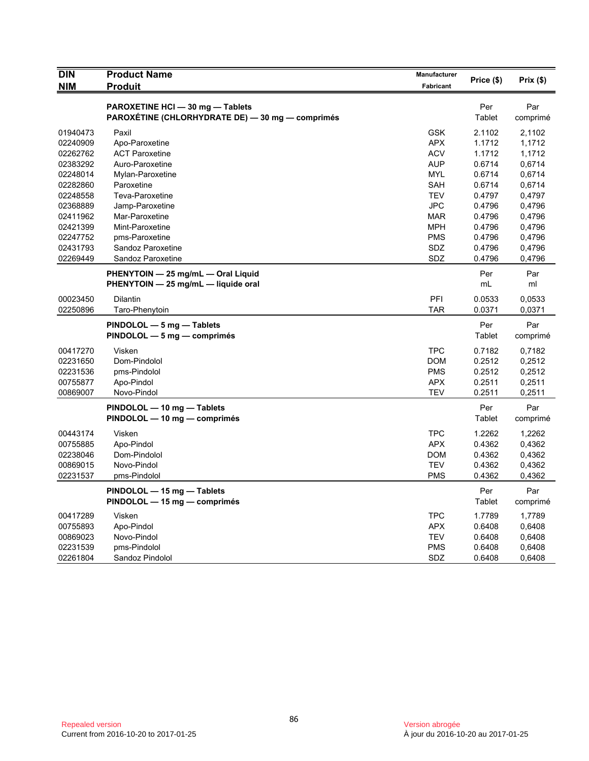| DIN<br>NIM | Product Name<br>Produit | Manufacturer<br>Fabricant | Price ($) | Prix ($) |
|---|---|---|---|---|
| | **PAROXETINE HCl — 30 mg — Tablets**<br>**PAROXÉTINE (CHLORHYDRATE DE) — 30 mg — comprimés** | | Per<br>Tablet | Par<br>comprimé |
| 01940473 | Paxil | GSK | 2.1102 | 2,1102 |
| 02240909 | Apo-Paroxetine | APX | 1.1712 | 1,1712 |
| 02262762 | ACT Paroxetine | ACV | 1.1712 | 1,1712 |
| 02383292 | Auro-Paroxetine | AUP | 0.6714 | 0,6714 |
| 02248014 | Mylan-Paroxetine | MYL | 0.6714 | 0,6714 |
| 02282860 | Paroxetine | SAH | 0.6714 | 0,6714 |
| 02248558 | Teva-Paroxetine | TEV | 0.4797 | 0,4797 |
| 02368889 | Jamp-Paroxetine | JPC | 0.4796 | 0,4796 |
| 02411962 | Mar-Paroxetine | MAR | 0.4796 | 0,4796 |
| 02421399 | Mint-Paroxetine | MPH | 0.4796 | 0,4796 |
| 02247752 | pms-Paroxetine | PMS | 0.4796 | 0,4796 |
| 02431793 | Sandoz Paroxetine | SDZ | 0.4796 | 0,4796 |
| 02269449 | Sandoz Paroxetine | SDZ | 0.4796 | 0,4796 |
| | **PHENYTOIN — 25 mg/mL — Oral Liquid**<br>**PHENYTOIN — 25 mg/mL — liquide oral** | | Per<br>mL | Par<br>ml |
| 00023450 | Dilantin | PFI | 0.0533 | 0,0533 |
| 02250896 | Taro-Phenytoin | TAR | 0.0371 | 0,0371 |
| | **PINDOLOL — 5 mg — Tablets**<br>**PINDOLOL — 5 mg — comprimés** | | Per<br>Tablet | Par<br>comprimé |
| 00417270 | Visken | TPC | 0.7182 | 0,7182 |
| 02231650 | Dom-Pindolol | DOM | 0.2512 | 0,2512 |
| 02231536 | pms-Pindolol | PMS | 0.2512 | 0,2512 |
| 00755877 | Apo-Pindol | APX | 0.2511 | 0,2511 |
| 00869007 | Novo-Pindol | TEV | 0.2511 | 0,2511 |
| | **PINDOLOL — 10 mg — Tablets**<br>**PINDOLOL — 10 mg — comprimés** | | Per<br>Tablet | Par<br>comprimé |
| 00443174 | Visken | TPC | 1.2262 | 1,2262 |
| 00755885 | Apo-Pindol | APX | 0.4362 | 0,4362 |
| 02238046 | Dom-Pindolol | DOM | 0.4362 | 0,4362 |
| 00869015 | Novo-Pindol | TEV | 0.4362 | 0,4362 |
| 02231537 | pms-Pindolol | PMS | 0.4362 | 0,4362 |
| | **PINDOLOL — 15 mg — Tablets**<br>**PINDOLOL — 15 mg — comprimés** | | Per<br>Tablet | Par<br>comprimé |
| 00417289 | Visken | TPC | 1.7789 | 1,7789 |
| 00755893 | Apo-Pindol | APX | 0.6408 | 0,6408 |
| 00869023 | Novo-Pindol | TEV | 0.6408 | 0,6408 |
| 02231539 | pms-Pindolol | PMS | 0.6408 | 0,6408 |
| 02261804 | Sandoz Pindolol | SDZ | 0.6408 | 0,6408 |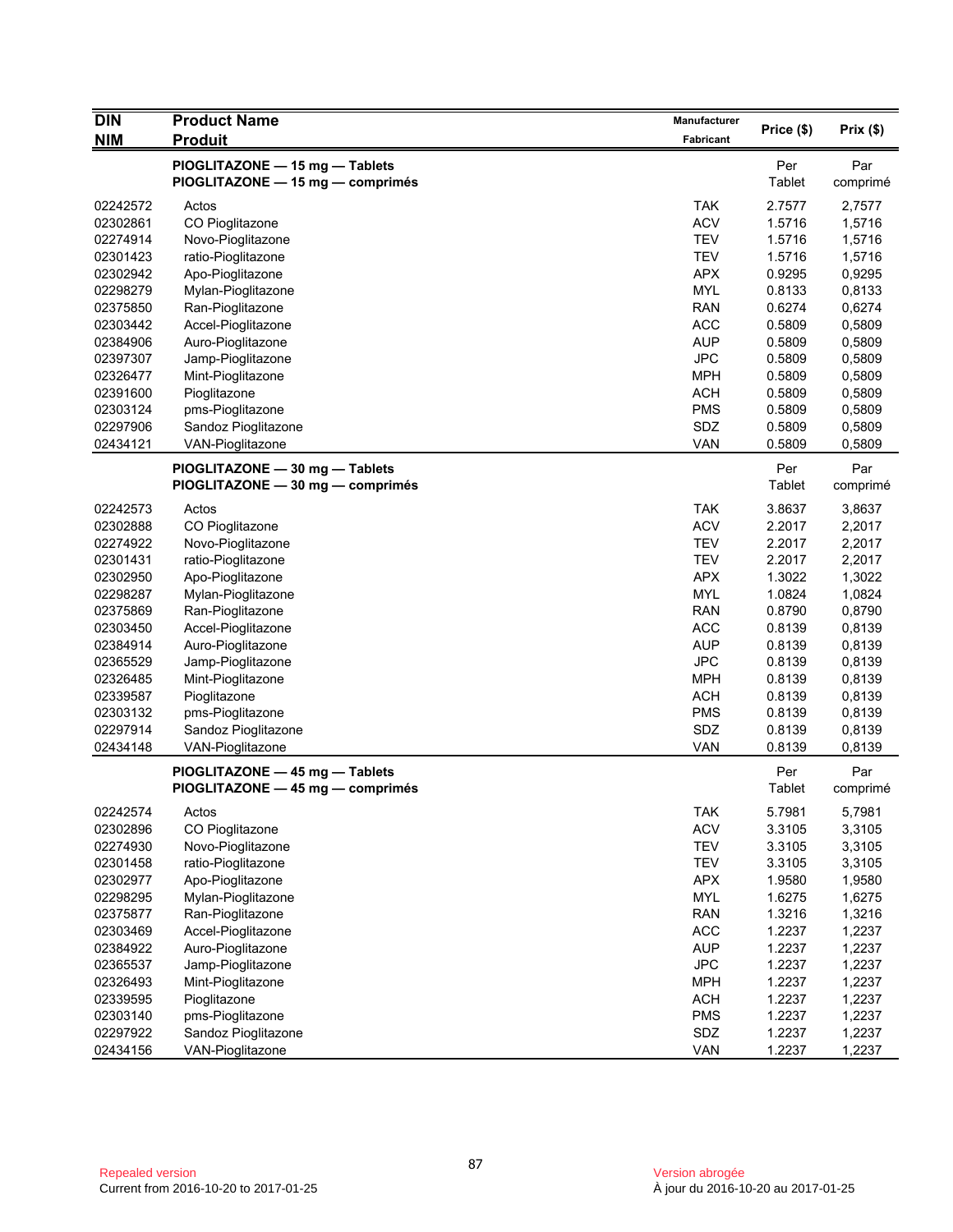| DIN<br>NIM | Product Name<br>Produit | Manufacturer<br>Fabricant | Price ($) | Prix ($) |
|---|---|---|---|---|
| | **PIOGLITAZONE — 15 mg — Tablets**<br>**PIOGLITAZONE — 15 mg — comprimés** | | Per Tablet | Par comprimé |
| 02242572 | Actos | TAK | 2.7577 | 2,7577 |
| 02302861 | CO Pioglitazone | ACV | 1.5716 | 1,5716 |
| 02274914 | Novo-Pioglitazone | TEV | 1.5716 | 1,5716 |
| 02301423 | ratio-Pioglitazone | TEV | 1.5716 | 1,5716 |
| 02302942 | Apo-Pioglitazone | APX | 0.9295 | 0,9295 |
| 02298279 | Mylan-Pioglitazone | MYL | 0.8133 | 0,8133 |
| 02375850 | Ran-Pioglitazone | RAN | 0.6274 | 0,6274 |
| 02303442 | Accel-Pioglitazone | ACC | 0.5809 | 0,5809 |
| 02384906 | Auro-Pioglitazone | AUP | 0.5809 | 0,5809 |
| 02397307 | Jamp-Pioglitazone | JPC | 0.5809 | 0,5809 |
| 02326477 | Mint-Pioglitazone | MPH | 0.5809 | 0,5809 |
| 02391600 | Pioglitazone | ACH | 0.5809 | 0,5809 |
| 02303124 | pms-Pioglitazone | PMS | 0.5809 | 0,5809 |
| 02297906 | Sandoz Pioglitazone | SDZ | 0.5809 | 0,5809 |
| 02434121 | VAN-Pioglitazone | VAN | 0.5809 | 0,5809 |
| | **PIOGLITAZONE — 30 mg — Tablets**<br>**PIOGLITAZONE — 30 mg — comprimés** | | Per Tablet | Par comprimé |
| 02242573 | Actos | TAK | 3.8637 | 3,8637 |
| 02302888 | CO Pioglitazone | ACV | 2.2017 | 2,2017 |
| 02274922 | Novo-Pioglitazone | TEV | 2.2017 | 2,2017 |
| 02301431 | ratio-Pioglitazone | TEV | 2.2017 | 2,2017 |
| 02302950 | Apo-Pioglitazone | APX | 1.3022 | 1,3022 |
| 02298287 | Mylan-Pioglitazone | MYL | 1.0824 | 1,0824 |
| 02375869 | Ran-Pioglitazone | RAN | 0.8790 | 0,8790 |
| 02303450 | Accel-Pioglitazone | ACC | 0.8139 | 0,8139 |
| 02384914 | Auro-Pioglitazone | AUP | 0.8139 | 0,8139 |
| 02365529 | Jamp-Pioglitazone | JPC | 0.8139 | 0,8139 |
| 02326485 | Mint-Pioglitazone | MPH | 0.8139 | 0,8139 |
| 02339587 | Pioglitazone | ACH | 0.8139 | 0,8139 |
| 02303132 | pms-Pioglitazone | PMS | 0.8139 | 0,8139 |
| 02297914 | Sandoz Pioglitazone | SDZ | 0.8139 | 0,8139 |
| 02434148 | VAN-Pioglitazone | VAN | 0.8139 | 0,8139 |
| | **PIOGLITAZONE — 45 mg — Tablets**<br>**PIOGLITAZONE — 45 mg — comprimés** | | Per Tablet | Par comprimé |
| 02242574 | Actos | TAK | 5.7981 | 5,7981 |
| 02302896 | CO Pioglitazone | ACV | 3.3105 | 3,3105 |
| 02274930 | Novo-Pioglitazone | TEV | 3.3105 | 3,3105 |
| 02301458 | ratio-Pioglitazone | TEV | 3.3105 | 3,3105 |
| 02302977 | Apo-Pioglitazone | APX | 1.9580 | 1,9580 |
| 02298295 | Mylan-Pioglitazone | MYL | 1.6275 | 1,6275 |
| 02375877 | Ran-Pioglitazone | RAN | 1.3216 | 1,3216 |
| 02303469 | Accel-Pioglitazone | ACC | 1.2237 | 1,2237 |
| 02384922 | Auro-Pioglitazone | AUP | 1.2237 | 1,2237 |
| 02365537 | Jamp-Pioglitazone | JPC | 1.2237 | 1,2237 |
| 02326493 | Mint-Pioglitazone | MPH | 1.2237 | 1,2237 |
| 02339595 | Pioglitazone | ACH | 1.2237 | 1,2237 |
| 02303140 | pms-Pioglitazone | PMS | 1.2237 | 1,2237 |
| 02297922 | Sandoz Pioglitazone | SDZ | 1.2237 | 1,2237 |
| 02434156 | VAN-Pioglitazone | VAN | 1.2237 | 1,2237 |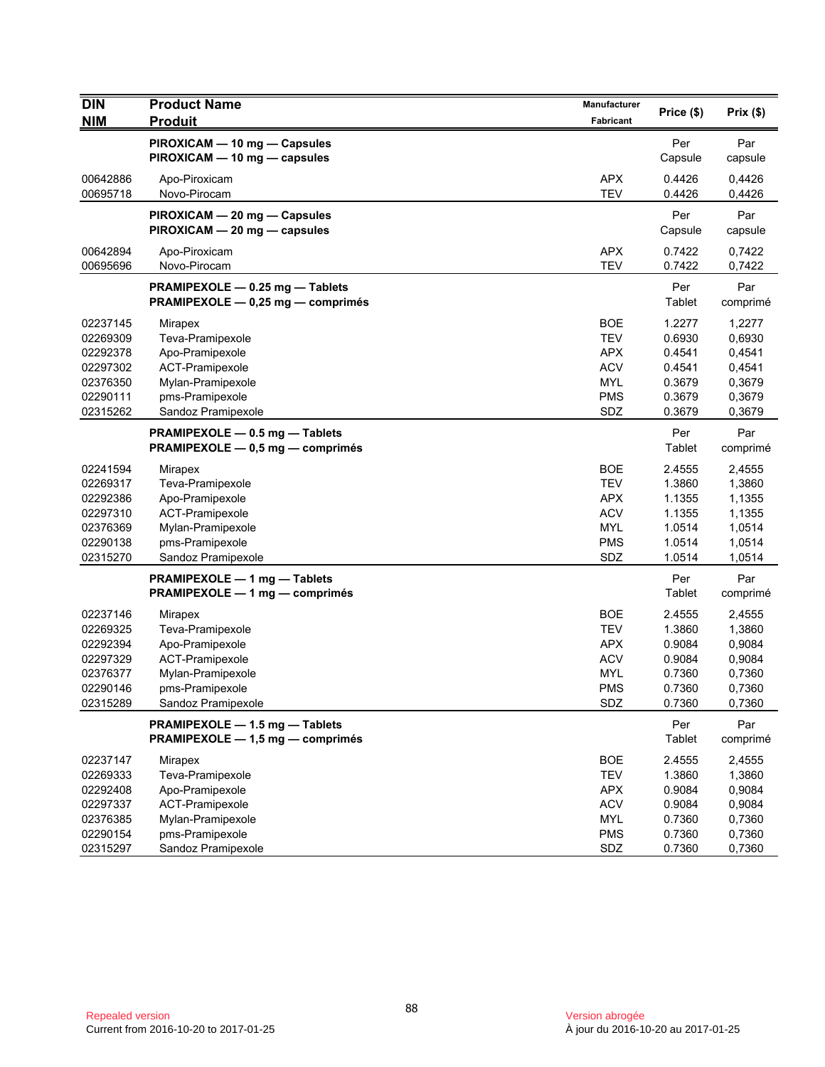| DIN<br>NIM | Product Name<br>Produit | Manufacturer<br>Fabricant | Price ($) | Prix ($) |
|---|---|---|---|---|
| | **PIROXICAM — 10 mg — Capsules**<br>**PIROXICAM — 10 mg — capsules** | | Per Capsule | Par capsule |
| 00642886 | Apo-Piroxicam | APX | 0.4426 | 0,4426 |
| 00695718 | Novo-Pirocam | TEV | 0.4426 | 0,4426 |
| | **PIROXICAM — 20 mg — Capsules**<br>**PIROXICAM — 20 mg — capsules** | | Per Capsule | Par capsule |
| 00642894 | Apo-Piroxicam | APX | 0.7422 | 0,7422 |
| 00695696 | Novo-Pirocam | TEV | 0.7422 | 0,7422 |
| | **PRAMIPEXOLE — 0.25 mg — Tablets**<br>**PRAMIPEXOLE — 0,25 mg — comprimés** | | Per Tablet | Par comprimé |
| 02237145 | Mirapex | BOE | 1.2277 | 1,2277 |
| 02269309 | Teva-Pramipexole | TEV | 0.6930 | 0,6930 |
| 02292378 | Apo-Pramipexole | APX | 0.4541 | 0,4541 |
| 02297302 | ACT-Pramipexole | ACV | 0.4541 | 0,4541 |
| 02376350 | Mylan-Pramipexole | MYL | 0.3679 | 0,3679 |
| 02290111 | pms-Pramipexole | PMS | 0.3679 | 0,3679 |
| 02315262 | Sandoz Pramipexole | SDZ | 0.3679 | 0,3679 |
| | **PRAMIPEXOLE — 0.5 mg — Tablets**<br>**PRAMIPEXOLE — 0,5 mg — comprimés** | | Per Tablet | Par comprimé |
| 02241594 | Mirapex | BOE | 2.4555 | 2,4555 |
| 02269317 | Teva-Pramipexole | TEV | 1.3860 | 1,3860 |
| 02292386 | Apo-Pramipexole | APX | 1.1355 | 1,1355 |
| 02297310 | ACT-Pramipexole | ACV | 1.1355 | 1,1355 |
| 02376369 | Mylan-Pramipexole | MYL | 1.0514 | 1,0514 |
| 02290138 | pms-Pramipexole | PMS | 1.0514 | 1,0514 |
| 02315270 | Sandoz Pramipexole | SDZ | 1.0514 | 1,0514 |
| | **PRAMIPEXOLE — 1 mg — Tablets**<br>**PRAMIPEXOLE — 1 mg — comprimés** | | Per Tablet | Par comprimé |
| 02237146 | Mirapex | BOE | 2.4555 | 2,4555 |
| 02269325 | Teva-Pramipexole | TEV | 1.3860 | 1,3860 |
| 02292394 | Apo-Pramipexole | APX | 0.9084 | 0,9084 |
| 02297329 | ACT-Pramipexole | ACV | 0.9084 | 0,9084 |
| 02376377 | Mylan-Pramipexole | MYL | 0.7360 | 0,7360 |
| 02290146 | pms-Pramipexole | PMS | 0.7360 | 0,7360 |
| 02315289 | Sandoz Pramipexole | SDZ | 0.7360 | 0,7360 |
| | **PRAMIPEXOLE — 1.5 mg — Tablets**<br>**PRAMIPEXOLE — 1,5 mg — comprimés** | | Per Tablet | Par comprimé |
| 02237147 | Mirapex | BOE | 2.4555 | 2,4555 |
| 02269333 | Teva-Pramipexole | TEV | 1.3860 | 1,3860 |
| 02292408 | Apo-Pramipexole | APX | 0.9084 | 0,9084 |
| 02297337 | ACT-Pramipexole | ACV | 0.9084 | 0,9084 |
| 02376385 | Mylan-Pramipexole | MYL | 0.7360 | 0,7360 |
| 02290154 | pms-Pramipexole | PMS | 0.7360 | 0,7360 |
| 02315297 | Sandoz Pramipexole | SDZ | 0.7360 | 0,7360 |

Repealed version
Current from 2016-10-20 to 2017-01-25

Version abrogée
À jour du 2016-10-20 au 2017-01-25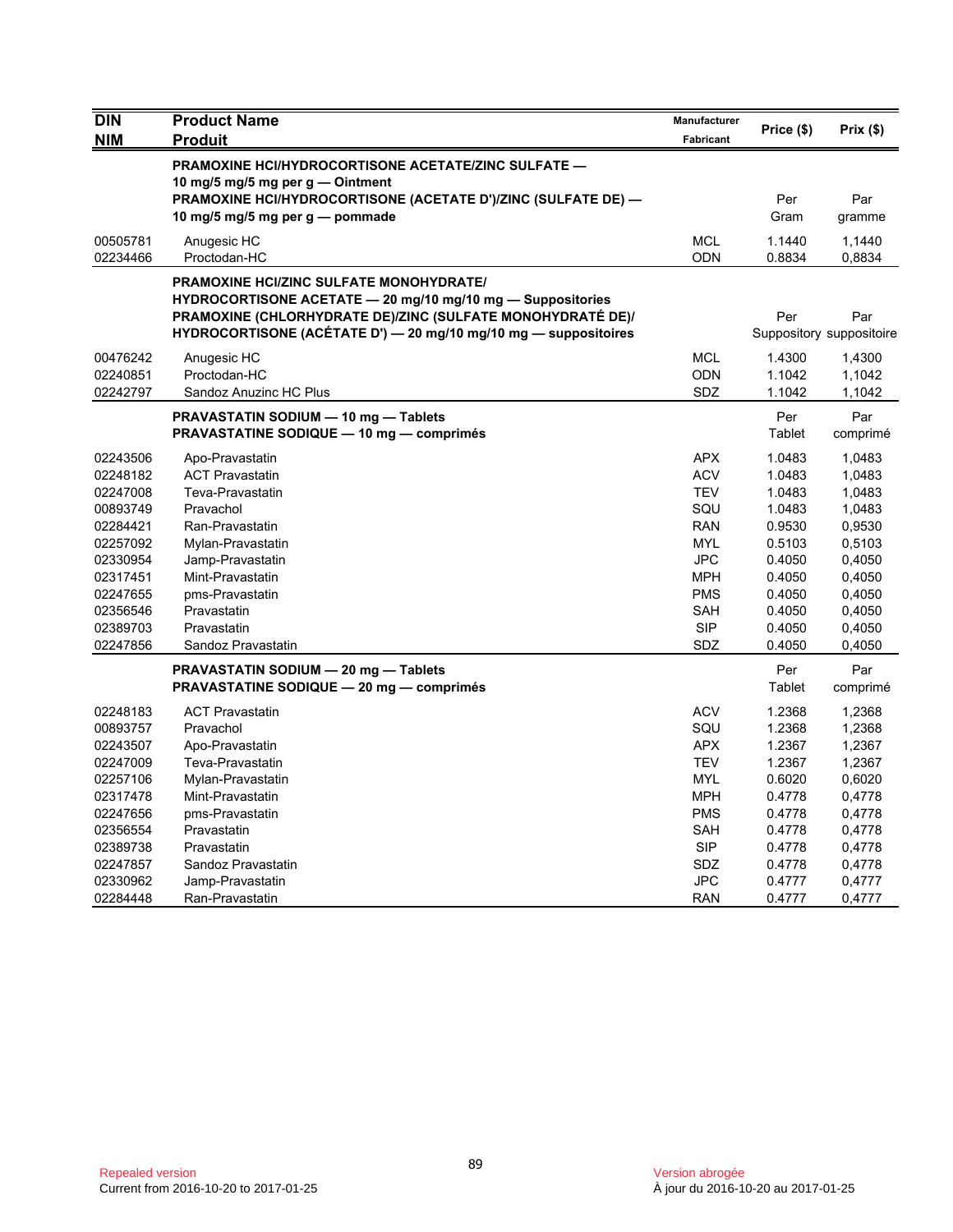| DIN<br>NIM | Product Name<br>Produit | Manufacturer<br>Fabricant | Price ($) | Prix ($) |
|---|---|---|---|---|
| | **PRAMOXINE HCl/HYDROCORTISONE ACETATE/ZINC SULFATE — 10 mg/5 mg/5 mg per g — Ointment**<br>**PRAMOXINE HCl/HYDROCORTISONE (ACETATE D')/ZINC (SULFATE DE) — 10 mg/5 mg/5 mg per g — pommade** | | Per Gram | Par gramme |
| 00505781 | Anugesic HC | MCL | 1.1440 | 1,1440 |
| 02234466 | Proctodan-HC | ODN | 0.8834 | 0,8834 |
| | **PRAMOXINE HCl/ZINC SULFATE MONOHYDRATE/ HYDROCORTISONE ACETATE — 20 mg/10 mg/10 mg — Suppositories**<br>**PRAMOXINE (CHLORHYDRATE DE)/ZINC (SULFATE MONOHYDRATÉ DE)/ HYDROCORTISONE (ACÉTATE D') — 20 mg/10 mg/10 mg — suppositoires** | | Per Suppository | Par suppositoire |
| 00476242 | Anugesic HC | MCL | 1.4300 | 1,4300 |
| 02240851 | Proctodan-HC | ODN | 1.1042 | 1,1042 |
| 02242797 | Sandoz Anuzinc HC Plus | SDZ | 1.1042 | 1,1042 |
| | **PRAVASTATIN SODIUM — 10 mg — Tablets**<br>**PRAVASTATINE SODIQUE — 10 mg — comprimés** | | Per Tablet | Par comprimé |
| 02243506 | Apo-Pravastatin | APX | 1.0483 | 1,0483 |
| 02248182 | ACT Pravastatin | ACV | 1.0483 | 1,0483 |
| 02247008 | Teva-Pravastatin | TEV | 1.0483 | 1,0483 |
| 00893749 | Pravachol | SQU | 1.0483 | 1,0483 |
| 02284421 | Ran-Pravastatin | RAN | 0.9530 | 0,9530 |
| 02257092 | Mylan-Pravastatin | MYL | 0.5103 | 0,5103 |
| 02330954 | Jamp-Pravastatin | JPC | 0.4050 | 0,4050 |
| 02317451 | Mint-Pravastatin | MPH | 0.4050 | 0,4050 |
| 02247655 | pms-Pravastatin | PMS | 0.4050 | 0,4050 |
| 02356546 | Pravastatin | SAH | 0.4050 | 0,4050 |
| 02389703 | Pravastatin | SIP | 0.4050 | 0,4050 |
| 02247856 | Sandoz Pravastatin | SDZ | 0.4050 | 0,4050 |
| | **PRAVASTATIN SODIUM — 20 mg — Tablets**<br>**PRAVASTATINE SODIQUE — 20 mg — comprimés** | | Per Tablet | Par comprimé |
| 02248183 | ACT Pravastatin | ACV | 1.2368 | 1,2368 |
| 00893757 | Pravachol | SQU | 1.2368 | 1,2368 |
| 02243507 | Apo-Pravastatin | APX | 1.2367 | 1,2367 |
| 02247009 | Teva-Pravastatin | TEV | 1.2367 | 1,2367 |
| 02257106 | Mylan-Pravastatin | MYL | 0.6020 | 0,6020 |
| 02317478 | Mint-Pravastatin | MPH | 0.4778 | 0,4778 |
| 02247656 | pms-Pravastatin | PMS | 0.4778 | 0,4778 |
| 02356554 | Pravastatin | SAH | 0.4778 | 0,4778 |
| 02389738 | Pravastatin | SIP | 0.4778 | 0,4778 |
| 02247857 | Sandoz Pravastatin | SDZ | 0.4778 | 0,4778 |
| 02330962 | Jamp-Pravastatin | JPC | 0.4777 | 0,4777 |
| 02284448 | Ran-Pravastatin | RAN | 0.4777 | 0,4777 |

Repealed version
Current from 2016-10-20 to 2017-01-25

Version abrogée
À jour du 2016-10-20 au 2017-01-25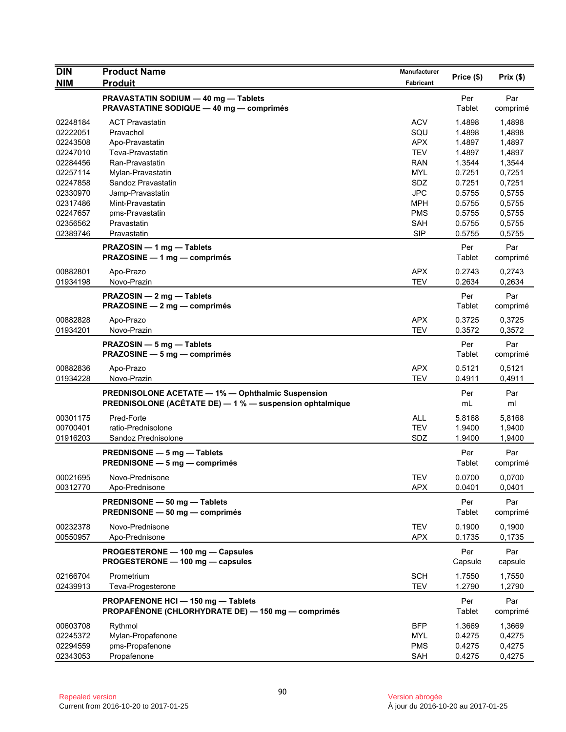| DIN<br>NIM | Product Name<br>Produit | Manufacturer<br>Fabricant | Price ($) | Prix ($) |
|---|---|---|---|---|
| | **PRAVASTATIN SODIUM — 40 mg — Tablets**<br>**PRAVASTATINE SODIQUE — 40 mg — comprimés** | | Per Tablet | Par comprimé |
| 02248184 | ACT Pravastatin | ACV | 1.4898 | 1,4898 |
| 02222051 | Pravachol | SQU | 1.4898 | 1,4898 |
| 02243508 | Apo-Pravastatin | APX | 1.4897 | 1,4897 |
| 02247010 | Teva-Pravastatin | TEV | 1.4897 | 1,4897 |
| 02284456 | Ran-Pravastatin | RAN | 1.3544 | 1,3544 |
| 02257114 | Mylan-Pravastatin | MYL | 0.7251 | 0,7251 |
| 02247858 | Sandoz Pravastatin | SDZ | 0.7251 | 0,7251 |
| 02330970 | Jamp-Pravastatin | JPC | 0.5755 | 0,5755 |
| 02317486 | Mint-Pravastatin | MPH | 0.5755 | 0,5755 |
| 02247657 | pms-Pravastatin | PMS | 0.5755 | 0,5755 |
| 02356562 | Pravastatin | SAH | 0.5755 | 0,5755 |
| 02389746 | Pravastatin | SIP | 0.5755 | 0,5755 |
| | **PRAZOSIN — 1 mg — Tablets**<br>**PRAZOSINE — 1 mg — comprimés** | | Per Tablet | Par comprimé |
| 00882801 | Apo-Prazo | APX | 0.2743 | 0,2743 |
| 01934198 | Novo-Prazin | TEV | 0.2634 | 0,2634 |
| | **PRAZOSIN — 2 mg — Tablets**<br>**PRAZOSINE — 2 mg — comprimés** | | Per Tablet | Par comprimé |
| 00882828 | Apo-Prazo | APX | 0.3725 | 0,3725 |
| 01934201 | Novo-Prazin | TEV | 0.3572 | 0,3572 |
| | **PRAZOSIN — 5 mg — Tablets**<br>**PRAZOSINE — 5 mg — comprimés** | | Per Tablet | Par comprimé |
| 00882836 | Apo-Prazo | APX | 0.5121 | 0,5121 |
| 01934228 | Novo-Prazin | TEV | 0.4911 | 0,4911 |
| | **PREDNISOLONE ACETATE — 1% — Ophthalmic Suspension**<br>**PREDNISOLONE (ACÉTATE DE) — 1 % — suspension ophtalmique** | | Per mL | Par ml |
| 00301175 | Pred-Forte | ALL | 5.8168 | 5,8168 |
| 00700401 | ratio-Prednisolone | TEV | 1.9400 | 1,9400 |
| 01916203 | Sandoz Prednisolone | SDZ | 1.9400 | 1,9400 |
| | **PREDNISONE — 5 mg — Tablets**<br>**PREDNISONE — 5 mg — comprimés** | | Per Tablet | Par comprimé |
| 00021695 | Novo-Prednisone | TEV | 0.0700 | 0,0700 |
| 00312770 | Apo-Prednisone | APX | 0.0401 | 0,0401 |
| | **PREDNISONE — 50 mg — Tablets**<br>**PREDNISONE — 50 mg — comprimés** | | Per Tablet | Par comprimé |
| 00232378 | Novo-Prednisone | TEV | 0.1900 | 0,1900 |
| 00550957 | Apo-Prednisone | APX | 0.1735 | 0,1735 |
| | **PROGESTERONE — 100 mg — Capsules**<br>**PROGESTERONE — 100 mg — capsules** | | Per Capsule | Par capsule |
| 02166704 | Prometrium | SCH | 1.7550 | 1,7550 |
| 02439913 | Teva-Progesterone | TEV | 1.2790 | 1,2790 |
| | **PROPAFENONE HCl — 150 mg — Tablets**<br>**PROPAFÉNONE (CHLORHYDRATE DE) — 150 mg — comprimés** | | Per Tablet | Par comprimé |
| 00603708 | Rythmol | BFP | 1.3669 | 1,3669 |
| 02245372 | Mylan-Propafenone | MYL | 0.4275 | 0,4275 |
| 02294559 | pms-Propafenone | PMS | 0.4275 | 0,4275 |
| 02343053 | Propafenone | SAH | 0.4275 | 0,4275 |

Repealed version
Current from 2016-10-20 to 2017-01-25

Version abrogée
À jour du 2016-10-20 au 2017-01-25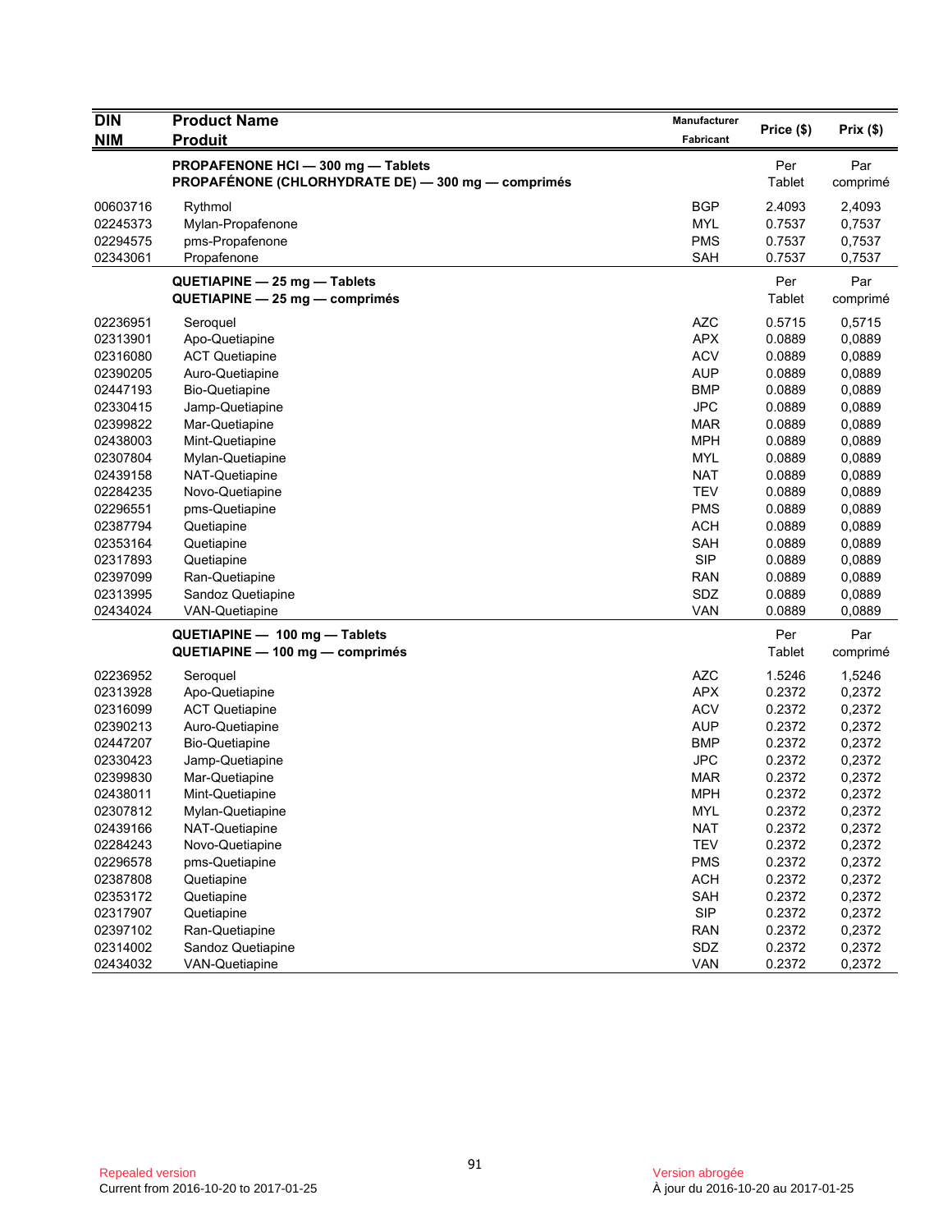| DIN<br>NIM | Product Name<br>Produit | Manufacturer<br>Fabricant | Price ($) | Prix ($) |
|---|---|---|---|---|
| | **PROPAFENONE HCl — 300 mg — Tablets**<br>**PROPAFÉNONE (CHLORHYDRATE DE) — 300 mg — comprimés** | | Per Tablet | Par comprimé |
| 00603716 | Rythmol | BGP | 2.4093 | 2,4093 |
| 02245373 | Mylan-Propafenone | MYL | 0.7537 | 0,7537 |
| 02294575 | pms-Propafenone | PMS | 0.7537 | 0,7537 |
| 02343061 | Propafenone | SAH | 0.7537 | 0,7537 |
| | **QUETIAPINE — 25 mg — Tablets**<br>**QUETIAPINE — 25 mg — comprimés** | | Per Tablet | Par comprimé |
| 02236951 | Seroquel | AZC | 0.5715 | 0,5715 |
| 02313901 | Apo-Quetiapine | APX | 0.0889 | 0,0889 |
| 02316080 | ACT Quetiapine | ACV | 0.0889 | 0,0889 |
| 02390205 | Auro-Quetiapine | AUP | 0.0889 | 0,0889 |
| 02447193 | Bio-Quetiapine | BMP | 0.0889 | 0,0889 |
| 02330415 | Jamp-Quetiapine | JPC | 0.0889 | 0,0889 |
| 02399822 | Mar-Quetiapine | MAR | 0.0889 | 0,0889 |
| 02438003 | Mint-Quetiapine | MPH | 0.0889 | 0,0889 |
| 02307804 | Mylan-Quetiapine | MYL | 0.0889 | 0,0889 |
| 02439158 | NAT-Quetiapine | NAT | 0.0889 | 0,0889 |
| 02284235 | Novo-Quetiapine | TEV | 0.0889 | 0,0889 |
| 02296551 | pms-Quetiapine | PMS | 0.0889 | 0,0889 |
| 02387794 | Quetiapine | ACH | 0.0889 | 0,0889 |
| 02353164 | Quetiapine | SAH | 0.0889 | 0,0889 |
| 02317893 | Quetiapine | SIP | 0.0889 | 0,0889 |
| 02397099 | Ran-Quetiapine | RAN | 0.0889 | 0,0889 |
| 02313995 | Sandoz Quetiapine | SDZ | 0.0889 | 0,0889 |
| 02434024 | VAN-Quetiapine | VAN | 0.0889 | 0,0889 |
| | **QUETIAPINE — 100 mg — Tablets**<br>**QUETIAPINE — 100 mg — comprimés** | | Per Tablet | Par comprimé |
| 02236952 | Seroquel | AZC | 1.5246 | 1,5246 |
| 02313928 | Apo-Quetiapine | APX | 0.2372 | 0,2372 |
| 02316099 | ACT Quetiapine | ACV | 0.2372 | 0,2372 |
| 02390213 | Auro-Quetiapine | AUP | 0.2372 | 0,2372 |
| 02447207 | Bio-Quetiapine | BMP | 0.2372 | 0,2372 |
| 02330423 | Jamp-Quetiapine | JPC | 0.2372 | 0,2372 |
| 02399830 | Mar-Quetiapine | MAR | 0.2372 | 0,2372 |
| 02438011 | Mint-Quetiapine | MPH | 0.2372 | 0,2372 |
| 02307812 | Mylan-Quetiapine | MYL | 0.2372 | 0,2372 |
| 02439166 | NAT-Quetiapine | NAT | 0.2372 | 0,2372 |
| 02284243 | Novo-Quetiapine | TEV | 0.2372 | 0,2372 |
| 02296578 | pms-Quetiapine | PMS | 0.2372 | 0,2372 |
| 02387808 | Quetiapine | ACH | 0.2372 | 0,2372 |
| 02353172 | Quetiapine | SAH | 0.2372 | 0,2372 |
| 02317907 | Quetiapine | SIP | 0.2372 | 0,2372 |
| 02397102 | Ran-Quetiapine | RAN | 0.2372 | 0,2372 |
| 02314002 | Sandoz Quetiapine | SDZ | 0.2372 | 0,2372 |
| 02434032 | VAN-Quetiapine | VAN | 0.2372 | 0,2372 |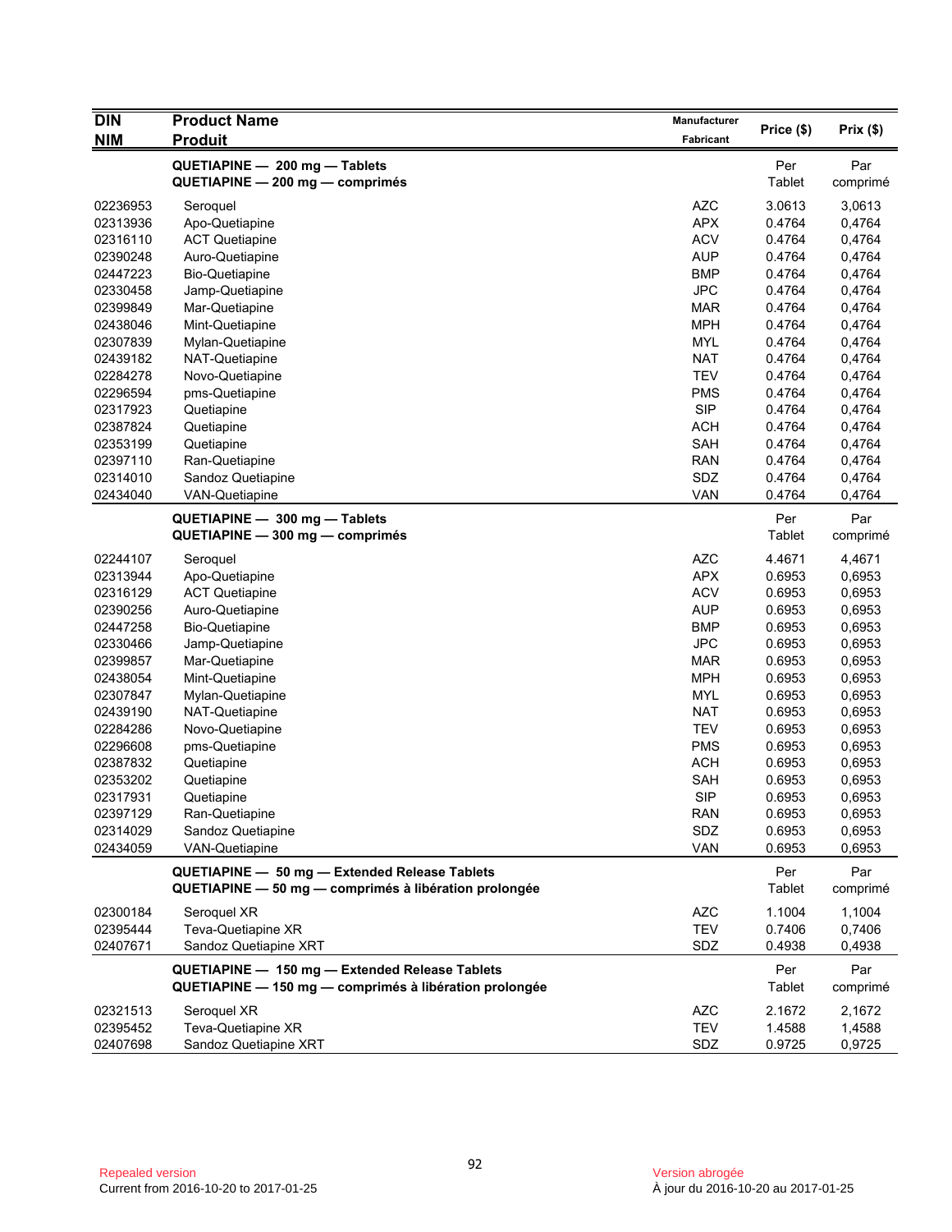| DIN<br>NIM | Product Name<br>Produit | Manufacturer<br>Fabricant | Price ($) | Prix ($) |
|---|---|---|---|---|
| | **QUETIAPINE — 200 mg — Tablets**<br>**QUETIAPINE — 200 mg — comprimés** | | Per Tablet | Par comprimé |
| 02236953 | Seroquel | AZC | 3.0613 | 3,0613 |
| 02313936 | Apo-Quetiapine | APX | 0.4764 | 0,4764 |
| 02316110 | ACT Quetiapine | ACV | 0.4764 | 0,4764 |
| 02390248 | Auro-Quetiapine | AUP | 0.4764 | 0,4764 |
| 02447223 | Bio-Quetiapine | BMP | 0.4764 | 0,4764 |
| 02330458 | Jamp-Quetiapine | JPC | 0.4764 | 0,4764 |
| 02399849 | Mar-Quetiapine | MAR | 0.4764 | 0,4764 |
| 02438046 | Mint-Quetiapine | MPH | 0.4764 | 0,4764 |
| 02307839 | Mylan-Quetiapine | MYL | 0.4764 | 0,4764 |
| 02439182 | NAT-Quetiapine | NAT | 0.4764 | 0,4764 |
| 02284278 | Novo-Quetiapine | TEV | 0.4764 | 0,4764 |
| 02296594 | pms-Quetiapine | PMS | 0.4764 | 0,4764 |
| 02317923 | Quetiapine | SIP | 0.4764 | 0,4764 |
| 02387824 | Quetiapine | ACH | 0.4764 | 0,4764 |
| 02353199 | Quetiapine | SAH | 0.4764 | 0,4764 |
| 02397110 | Ran-Quetiapine | RAN | 0.4764 | 0,4764 |
| 02314010 | Sandoz Quetiapine | SDZ | 0.4764 | 0,4764 |
| 02434040 | VAN-Quetiapine | VAN | 0.4764 | 0,4764 |
| | **QUETIAPINE — 300 mg — Tablets**<br>**QUETIAPINE — 300 mg — comprimés** | | Per Tablet | Par comprimé |
| 02244107 | Seroquel | AZC | 4.4671 | 4,4671 |
| 02313944 | Apo-Quetiapine | APX | 0.6953 | 0,6953 |
| 02316129 | ACT Quetiapine | ACV | 0.6953 | 0,6953 |
| 02390256 | Auro-Quetiapine | AUP | 0.6953 | 0,6953 |
| 02447258 | Bio-Quetiapine | BMP | 0.6953 | 0,6953 |
| 02330466 | Jamp-Quetiapine | JPC | 0.6953 | 0,6953 |
| 02399857 | Mar-Quetiapine | MAR | 0.6953 | 0,6953 |
| 02438054 | Mint-Quetiapine | MPH | 0.6953 | 0,6953 |
| 02307847 | Mylan-Quetiapine | MYL | 0.6953 | 0,6953 |
| 02439190 | NAT-Quetiapine | NAT | 0.6953 | 0,6953 |
| 02284286 | Novo-Quetiapine | TEV | 0.6953 | 0,6953 |
| 02296608 | pms-Quetiapine | PMS | 0.6953 | 0,6953 |
| 02387832 | Quetiapine | ACH | 0.6953 | 0,6953 |
| 02353202 | Quetiapine | SAH | 0.6953 | 0,6953 |
| 02317931 | Quetiapine | SIP | 0.6953 | 0,6953 |
| 02397129 | Ran-Quetiapine | RAN | 0.6953 | 0,6953 |
| 02314029 | Sandoz Quetiapine | SDZ | 0.6953 | 0,6953 |
| 02434059 | VAN-Quetiapine | VAN | 0.6953 | 0,6953 |
| | **QUETIAPINE — 50 mg — Extended Release Tablets**<br>**QUETIAPINE — 50 mg — comprimés à libération prolongée** | | Per Tablet | Par comprimé |
| 02300184 | Seroquel XR | AZC | 1.1004 | 1,1004 |
| 02395444 | Teva-Quetiapine XR | TEV | 0.7406 | 0,7406 |
| 02407671 | Sandoz Quetiapine XRT | SDZ | 0.4938 | 0,4938 |
| | **QUETIAPINE — 150 mg — Extended Release Tablets**<br>**QUETIAPINE — 150 mg — comprimés à libération prolongée** | | Per Tablet | Par comprimé |
| 02321513 | Seroquel XR | AZC | 2.1672 | 2,1672 |
| 02395452 | Teva-Quetiapine XR | TEV | 1.4588 | 1,4588 |
| 02407698 | Sandoz Quetiapine XRT | SDZ | 0.9725 | 0,9725 |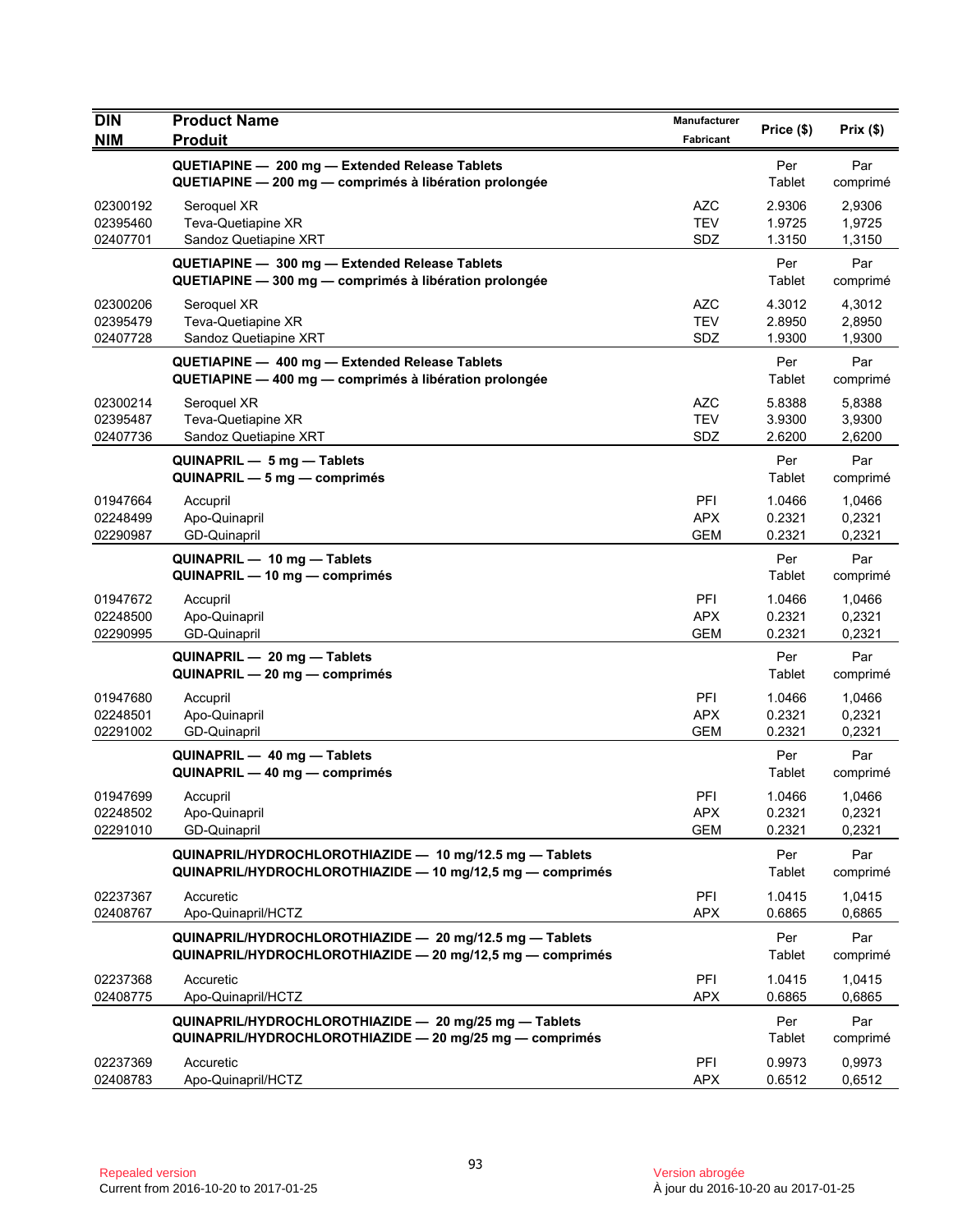| DIN<br>NIM | Product Name<br>Produit | Manufacturer<br>Fabricant | Price ($) | Prix ($) |
|---|---|---|---|---|
| | **QUETIAPINE — 200 mg — Extended Release Tablets**<br>**QUETIAPINE — 200 mg — comprimés à libération prolongée** | | Per Tablet | Par comprimé |
| 02300192 | Seroquel XR | AZC | 2.9306 | 2,9306 |
| 02395460 | Teva-Quetiapine XR | TEV | 1.9725 | 1,9725 |
| 02407701 | Sandoz Quetiapine XRT | SDZ | 1.3150 | 1,3150 |
| | **QUETIAPINE — 300 mg — Extended Release Tablets**<br>**QUETIAPINE — 300 mg — comprimés à libération prolongée** | | Per Tablet | Par comprimé |
| 02300206 | Seroquel XR | AZC | 4.3012 | 4,3012 |
| 02395479 | Teva-Quetiapine XR | TEV | 2.8950 | 2,8950 |
| 02407728 | Sandoz Quetiapine XRT | SDZ | 1.9300 | 1,9300 |
| | **QUETIAPINE — 400 mg — Extended Release Tablets**<br>**QUETIAPINE — 400 mg — comprimés à libération prolongée** | | Per Tablet | Par comprimé |
| 02300214 | Seroquel XR | AZC | 5.8388 | 5,8388 |
| 02395487 | Teva-Quetiapine XR | TEV | 3.9300 | 3,9300 |
| 02407736 | Sandoz Quetiapine XRT | SDZ | 2.6200 | 2,6200 |
| | **QUINAPRIL — 5 mg — Tablets**<br>**QUINAPRIL — 5 mg — comprimés** | | Per Tablet | Par comprimé |
| 01947664 | Accupril | PFI | 1.0466 | 1,0466 |
| 02248499 | Apo-Quinapril | APX | 0.2321 | 0,2321 |
| 02290987 | GD-Quinapril | GEM | 0.2321 | 0,2321 |
| | **QUINAPRIL — 10 mg — Tablets**<br>**QUINAPRIL — 10 mg — comprimés** | | Per Tablet | Par comprimé |
| 01947672 | Accupril | PFI | 1.0466 | 1,0466 |
| 02248500 | Apo-Quinapril | APX | 0.2321 | 0,2321 |
| 02290995 | GD-Quinapril | GEM | 0.2321 | 0,2321 |
| | **QUINAPRIL — 20 mg — Tablets**<br>**QUINAPRIL — 20 mg — comprimés** | | Per Tablet | Par comprimé |
| 01947680 | Accupril | PFI | 1.0466 | 1,0466 |
| 02248501 | Apo-Quinapril | APX | 0.2321 | 0,2321 |
| 02291002 | GD-Quinapril | GEM | 0.2321 | 0,2321 |
| | **QUINAPRIL — 40 mg — Tablets**<br>**QUINAPRIL — 40 mg — comprimés** | | Per Tablet | Par comprimé |
| 01947699 | Accupril | PFI | 1.0466 | 1,0466 |
| 02248502 | Apo-Quinapril | APX | 0.2321 | 0,2321 |
| 02291010 | GD-Quinapril | GEM | 0.2321 | 0,2321 |
| | **QUINAPRIL/HYDROCHLOROTHIAZIDE — 10 mg/12.5 mg — Tablets**<br>**QUINAPRIL/HYDROCHLOROTHIAZIDE — 10 mg/12,5 mg — comprimés** | | Per Tablet | Par comprimé |
| 02237367 | Accuretic | PFI | 1.0415 | 1,0415 |
| 02408767 | Apo-Quinapril/HCTZ | APX | 0.6865 | 0,6865 |
| | **QUINAPRIL/HYDROCHLOROTHIAZIDE — 20 mg/12.5 mg — Tablets**<br>**QUINAPRIL/HYDROCHLOROTHIAZIDE — 20 mg/12,5 mg — comprimés** | | Per Tablet | Par comprimé |
| 02237368 | Accuretic | PFI | 1.0415 | 1,0415 |
| 02408775 | Apo-Quinapril/HCTZ | APX | 0.6865 | 0,6865 |
| | **QUINAPRIL/HYDROCHLOROTHIAZIDE — 20 mg/25 mg — Tablets**<br>**QUINAPRIL/HYDROCHLOROTHIAZIDE — 20 mg/25 mg — comprimés** | | Per Tablet | Par comprimé |
| 02237369 | Accuretic | PFI | 0.9973 | 0,9973 |
| 02408783 | Apo-Quinapril/HCTZ | APX | 0.6512 | 0,6512 |

Repealed version
Current from 2016-10-20 to 2017-01-25

Version abrogée
À jour du 2016-10-20 au 2017-01-25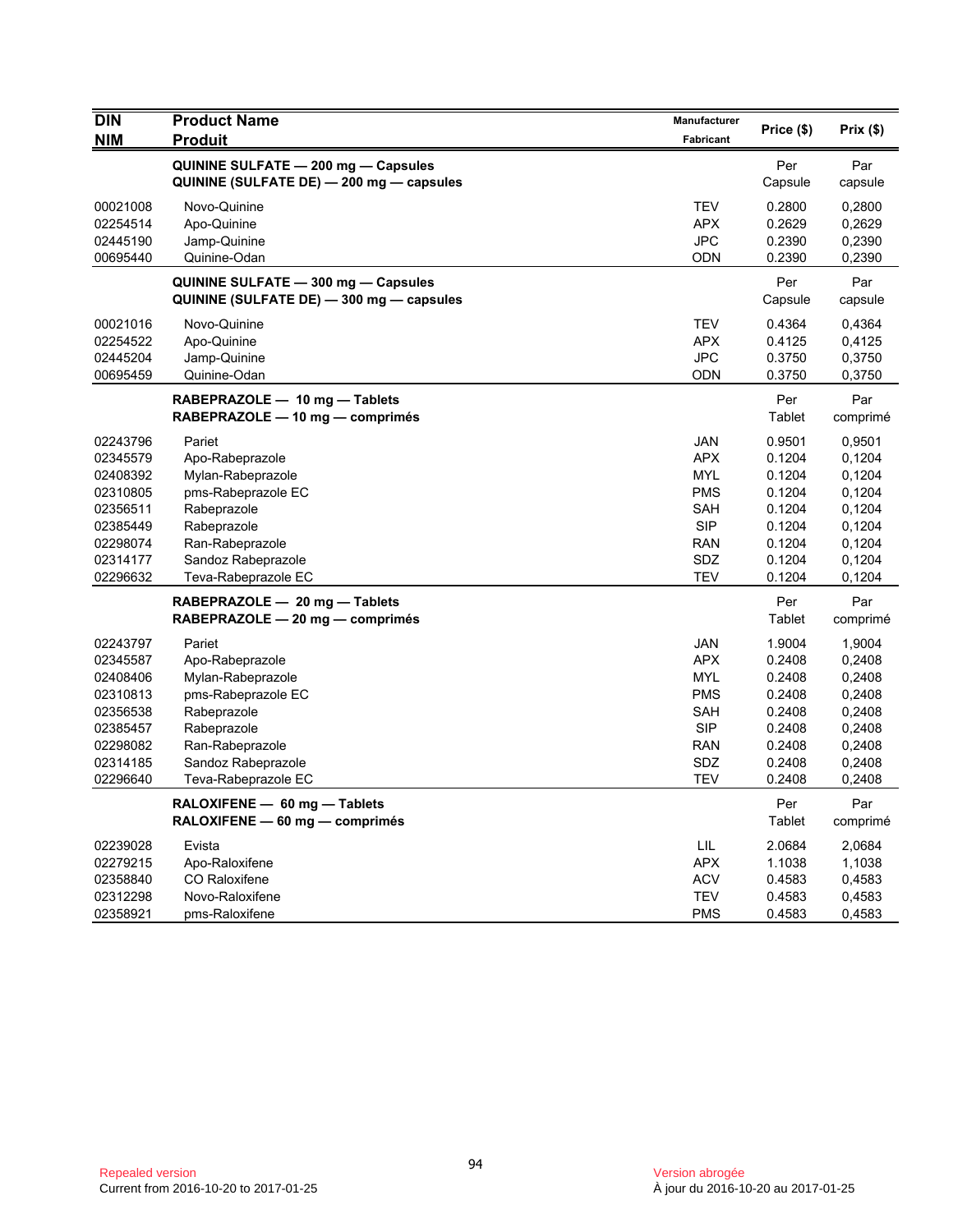| DIN<br>NIM | Product Name<br>Produit | Manufacturer<br>Fabricant | Price ($) | Prix ($) |
|---|---|---|---|---|
| | **QUININE SULFATE — 200 mg — Capsules**<br>**QUININE (SULFATE DE) — 200 mg — capsules** | | Per Capsule | Par capsule |
| 00021008 | Novo-Quinine | TEV | 0.2800 | 0,2800 |
| 02254514 | Apo-Quinine | APX | 0.2629 | 0,2629 |
| 02445190 | Jamp-Quinine | JPC | 0.2390 | 0,2390 |
| 00695440 | Quinine-Odan | ODN | 0.2390 | 0,2390 |
| | **QUININE SULFATE — 300 mg — Capsules**<br>**QUININE (SULFATE DE) — 300 mg — capsules** | | Per Capsule | Par capsule |
| 00021016 | Novo-Quinine | TEV | 0.4364 | 0,4364 |
| 02254522 | Apo-Quinine | APX | 0.4125 | 0,4125 |
| 02445204 | Jamp-Quinine | JPC | 0.3750 | 0,3750 |
| 00695459 | Quinine-Odan | ODN | 0.3750 | 0,3750 |
| | **RABEPRAZOLE — 10 mg — Tablets**<br>**RABEPRAZOLE — 10 mg — comprimés** | | Per Tablet | Par comprimé |
| 02243796 | Pariet | JAN | 0.9501 | 0,9501 |
| 02345579 | Apo-Rabeprazole | APX | 0.1204 | 0,1204 |
| 02408392 | Mylan-Rabeprazole | MYL | 0.1204 | 0,1204 |
| 02310805 | pms-Rabeprazole EC | PMS | 0.1204 | 0,1204 |
| 02356511 | Rabeprazole | SAH | 0.1204 | 0,1204 |
| 02385449 | Rabeprazole | SIP | 0.1204 | 0,1204 |
| 02298074 | Ran-Rabeprazole | RAN | 0.1204 | 0,1204 |
| 02314177 | Sandoz Rabeprazole | SDZ | 0.1204 | 0,1204 |
| 02296632 | Teva-Rabeprazole EC | TEV | 0.1204 | 0,1204 |
| | **RABEPRAZOLE — 20 mg — Tablets**<br>**RABEPRAZOLE — 20 mg — comprimés** | | Per Tablet | Par comprimé |
| 02243797 | Pariet | JAN | 1.9004 | 1,9004 |
| 02345587 | Apo-Rabeprazole | APX | 0.2408 | 0,2408 |
| 02408406 | Mylan-Rabeprazole | MYL | 0.2408 | 0,2408 |
| 02310813 | pms-Rabeprazole EC | PMS | 0.2408 | 0,2408 |
| 02356538 | Rabeprazole | SAH | 0.2408 | 0,2408 |
| 02385457 | Rabeprazole | SIP | 0.2408 | 0,2408 |
| 02298082 | Ran-Rabeprazole | RAN | 0.2408 | 0,2408 |
| 02314185 | Sandoz Rabeprazole | SDZ | 0.2408 | 0,2408 |
| 02296640 | Teva-Rabeprazole EC | TEV | 0.2408 | 0,2408 |
| | **RALOXIFENE — 60 mg — Tablets**<br>**RALOXIFENE — 60 mg — comprimés** | | Per Tablet | Par comprimé |
| 02239028 | Evista | LIL | 2.0684 | 2,0684 |
| 02279215 | Apo-Raloxifene | APX | 1.1038 | 1,1038 |
| 02358840 | CO Raloxifene | ACV | 0.4583 | 0,4583 |
| 02312298 | Novo-Raloxifene | TEV | 0.4583 | 0,4583 |
| 02358921 | pms-Raloxifene | PMS | 0.4583 | 0,4583 |

Repealed version
Current from 2016-10-20 to 2017-01-25

Version abrogée
À jour du 2016-10-20 au 2017-01-25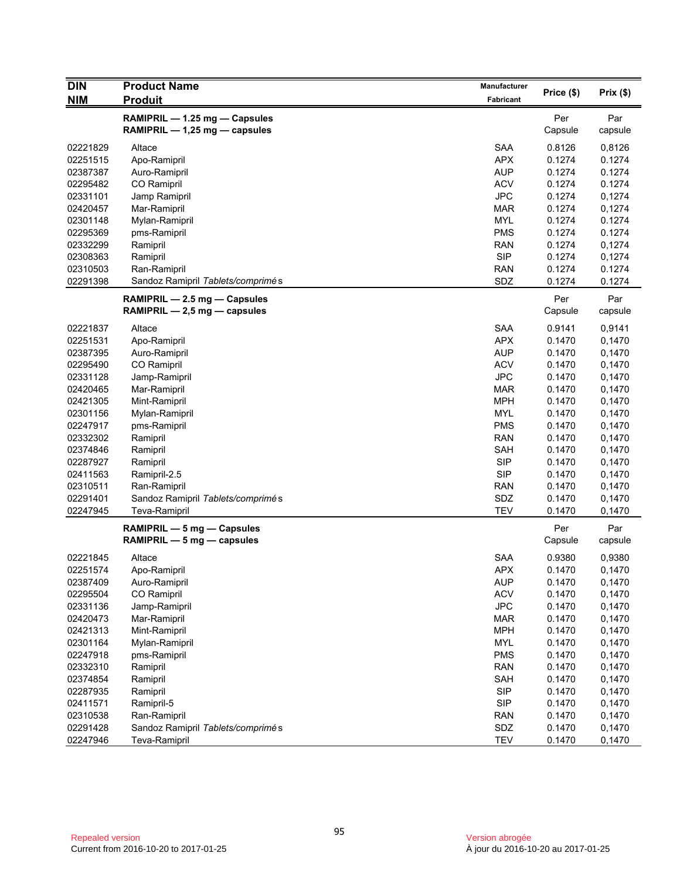| DIN<br>NIM | Product Name<br>Produit | Manufacturer<br>Fabricant | Price ($) | Prix ($) |
|---|---|---|---|---|
| | **RAMIPRIL — 1.25 mg — Capsules**<br>**RAMIPRIL — 1,25 mg — capsules** | | Per<br>Capsule | Par<br>capsule |
| 02221829 | Altace | SAA | 0.8126 | 0,8126 |
| 02251515 | Apo-Ramipril | APX | 0.1274 | 0.1274 |
| 02387387 | Auro-Ramipril | AUP | 0.1274 | 0.1274 |
| 02295482 | CO Ramipril | ACV | 0.1274 | 0.1274 |
| 02331101 | Jamp Ramipril | JPC | 0.1274 | 0,1274 |
| 02420457 | Mar-Ramipril | MAR | 0.1274 | 0,1274 |
| 02301148 | Mylan-Ramipril | MYL | 0.1274 | 0.1274 |
| 02295369 | pms-Ramipril | PMS | 0.1274 | 0.1274 |
| 02332299 | Ramipril | RAN | 0.1274 | 0,1274 |
| 02308363 | Ramipril | SIP | 0.1274 | 0,1274 |
| 02310503 | Ran-Ramipril | RAN | 0.1274 | 0.1274 |
| 02291398 | Sandoz Ramipril *Tablets/comprimés* | SDZ | 0.1274 | 0.1274 |
| | **RAMIPRIL — 2.5 mg — Capsules**<br>**RAMIPRIL — 2,5 mg — capsules** | | Per<br>Capsule | Par<br>capsule |
| 02221837 | Altace | SAA | 0.9141 | 0,9141 |
| 02251531 | Apo-Ramipril | APX | 0.1470 | 0,1470 |
| 02387395 | Auro-Ramipril | AUP | 0.1470 | 0,1470 |
| 02295490 | CO Ramipril | ACV | 0.1470 | 0,1470 |
| 02331128 | Jamp-Ramipril | JPC | 0.1470 | 0,1470 |
| 02420465 | Mar-Ramipril | MAR | 0.1470 | 0,1470 |
| 02421305 | Mint-Ramipril | MPH | 0.1470 | 0,1470 |
| 02301156 | Mylan-Ramipril | MYL | 0.1470 | 0,1470 |
| 02247917 | pms-Ramipril | PMS | 0.1470 | 0,1470 |
| 02332302 | Ramipril | RAN | 0.1470 | 0,1470 |
| 02374846 | Ramipril | SAH | 0.1470 | 0,1470 |
| 02287927 | Ramipril | SIP | 0.1470 | 0,1470 |
| 02411563 | Ramipril-2.5 | SIP | 0.1470 | 0,1470 |
| 02310511 | Ran-Ramipril | RAN | 0.1470 | 0,1470 |
| 02291401 | Sandoz Ramipril *Tablets/comprimés* | SDZ | 0.1470 | 0,1470 |
| 02247945 | Teva-Ramipril | TEV | 0.1470 | 0,1470 |
| | **RAMIPRIL — 5 mg — Capsules**<br>**RAMIPRIL — 5 mg — capsules** | | Per<br>Capsule | Par<br>capsule |
| 02221845 | Altace | SAA | 0.9380 | 0,9380 |
| 02251574 | Apo-Ramipril | APX | 0.1470 | 0,1470 |
| 02387409 | Auro-Ramipril | AUP | 0.1470 | 0,1470 |
| 02295504 | CO Ramipril | ACV | 0.1470 | 0,1470 |
| 02331136 | Jamp-Ramipril | JPC | 0.1470 | 0,1470 |
| 02420473 | Mar-Ramipril | MAR | 0.1470 | 0,1470 |
| 02421313 | Mint-Ramipril | MPH | 0.1470 | 0,1470 |
| 02301164 | Mylan-Ramipril | MYL | 0.1470 | 0,1470 |
| 02247918 | pms-Ramipril | PMS | 0.1470 | 0,1470 |
| 02332310 | Ramipril | RAN | 0.1470 | 0,1470 |
| 02374854 | Ramipril | SAH | 0.1470 | 0,1470 |
| 02287935 | Ramipril | SIP | 0.1470 | 0,1470 |
| 02411571 | Ramipril-5 | SIP | 0.1470 | 0,1470 |
| 02310538 | Ran-Ramipril | RAN | 0.1470 | 0,1470 |
| 02291428 | Sandoz Ramipril *Tablets/comprimés* | SDZ | 0.1470 | 0,1470 |
| 02247946 | Teva-Ramipril | TEV | 0.1470 | 0,1470 |

Repealed version
Current from 2016-10-20 to 2017-01-25

Version abrogée
À jour du 2016-10-20 au 2017-01-25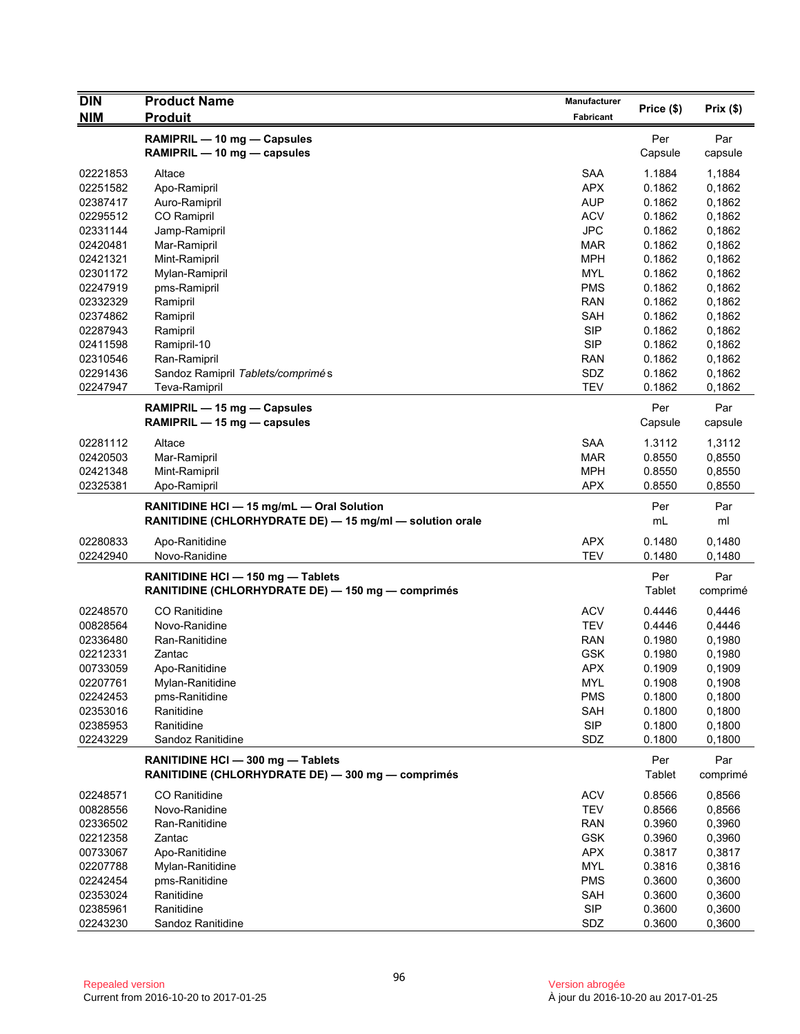| DIN<br>NIM | Product Name<br>Produit | Manufacturer<br>Fabricant | Price ($) | Prix ($) |
|---|---|---|---|---|
| | **RAMIPRIL — 10 mg — Capsules**<br>**RAMIPRIL — 10 mg — capsules** | | Per Capsule | Par capsule |
| 02221853 | Altace | SAA | 1.1884 | 1,1884 |
| 02251582 | Apo-Ramipril | APX | 0.1862 | 0,1862 |
| 02387417 | Auro-Ramipril | AUP | 0.1862 | 0,1862 |
| 02295512 | CO Ramipril | ACV | 0.1862 | 0,1862 |
| 02331144 | Jamp-Ramipril | JPC | 0.1862 | 0,1862 |
| 02420481 | Mar-Ramipril | MAR | 0.1862 | 0,1862 |
| 02421321 | Mint-Ramipril | MPH | 0.1862 | 0,1862 |
| 02301172 | Mylan-Ramipril | MYL | 0.1862 | 0,1862 |
| 02247919 | pms-Ramipril | PMS | 0.1862 | 0,1862 |
| 02332329 | Ramipril | RAN | 0.1862 | 0,1862 |
| 02374862 | Ramipril | SAH | 0.1862 | 0,1862 |
| 02287943 | Ramipril | SIP | 0.1862 | 0,1862 |
| 02411598 | Ramipril-10 | SIP | 0.1862 | 0,1862 |
| 02310546 | Ran-Ramipril | RAN | 0.1862 | 0,1862 |
| 02291436 | Sandoz Ramipril *Tablets/comprimés* | SDZ | 0.1862 | 0,1862 |
| 02247947 | Teva-Ramipril | TEV | 0.1862 | 0,1862 |
| | **RAMIPRIL — 15 mg — Capsules**<br>**RAMIPRIL — 15 mg — capsules** | | Per Capsule | Par capsule |
| 02281112 | Altace | SAA | 1.3112 | 1,3112 |
| 02420503 | Mar-Ramipril | MAR | 0.8550 | 0,8550 |
| 02421348 | Mint-Ramipril | MPH | 0.8550 | 0,8550 |
| 02325381 | Apo-Ramipril | APX | 0.8550 | 0,8550 |
| | **RANITIDINE HCl — 15 mg/mL — Oral Solution**<br>**RANITIDINE (CHLORHYDRATE DE) — 15 mg/ml — solution orale** | | Per mL | Par ml |
| 02280833 | Apo-Ranitidine | APX | 0.1480 | 0,1480 |
| 02242940 | Novo-Ranidine | TEV | 0.1480 | 0,1480 |
| | **RANITIDINE HCl — 150 mg — Tablets**<br>**RANITIDINE (CHLORHYDRATE DE) — 150 mg — comprimés** | | Per Tablet | Par comprimé |
| 02248570 | CO Ranitidine | ACV | 0.4446 | 0,4446 |
| 00828564 | Novo-Ranidine | TEV | 0.4446 | 0,4446 |
| 02336480 | Ran-Ranitidine | RAN | 0.1980 | 0,1980 |
| 02212331 | Zantac | GSK | 0.1980 | 0,1980 |
| 00733059 | Apo-Ranitidine | APX | 0.1909 | 0,1909 |
| 02207761 | Mylan-Ranitidine | MYL | 0.1908 | 0,1908 |
| 02242453 | pms-Ranitidine | PMS | 0.1800 | 0,1800 |
| 02353016 | Ranitidine | SAH | 0.1800 | 0,1800 |
| 02385953 | Ranitidine | SIP | 0.1800 | 0,1800 |
| 02243229 | Sandoz Ranitidine | SDZ | 0.1800 | 0,1800 |
| | **RANITIDINE HCl — 300 mg — Tablets**<br>**RANITIDINE (CHLORHYDRATE DE) — 300 mg — comprimés** | | Per Tablet | Par comprimé |
| 02248571 | CO Ranitidine | ACV | 0.8566 | 0,8566 |
| 00828556 | Novo-Ranidine | TEV | 0.8566 | 0,8566 |
| 02336502 | Ran-Ranitidine | RAN | 0.3960 | 0,3960 |
| 02212358 | Zantac | GSK | 0.3960 | 0,3960 |
| 00733067 | Apo-Ranitidine | APX | 0.3817 | 0,3817 |
| 02207788 | Mylan-Ranitidine | MYL | 0.3816 | 0,3816 |
| 02242454 | pms-Ranitidine | PMS | 0.3600 | 0,3600 |
| 02353024 | Ranitidine | SAH | 0.3600 | 0,3600 |
| 02385961 | Ranitidine | SIP | 0.3600 | 0,3600 |
| 02243230 | Sandoz Ranitidine | SDZ | 0.3600 | 0,3600 |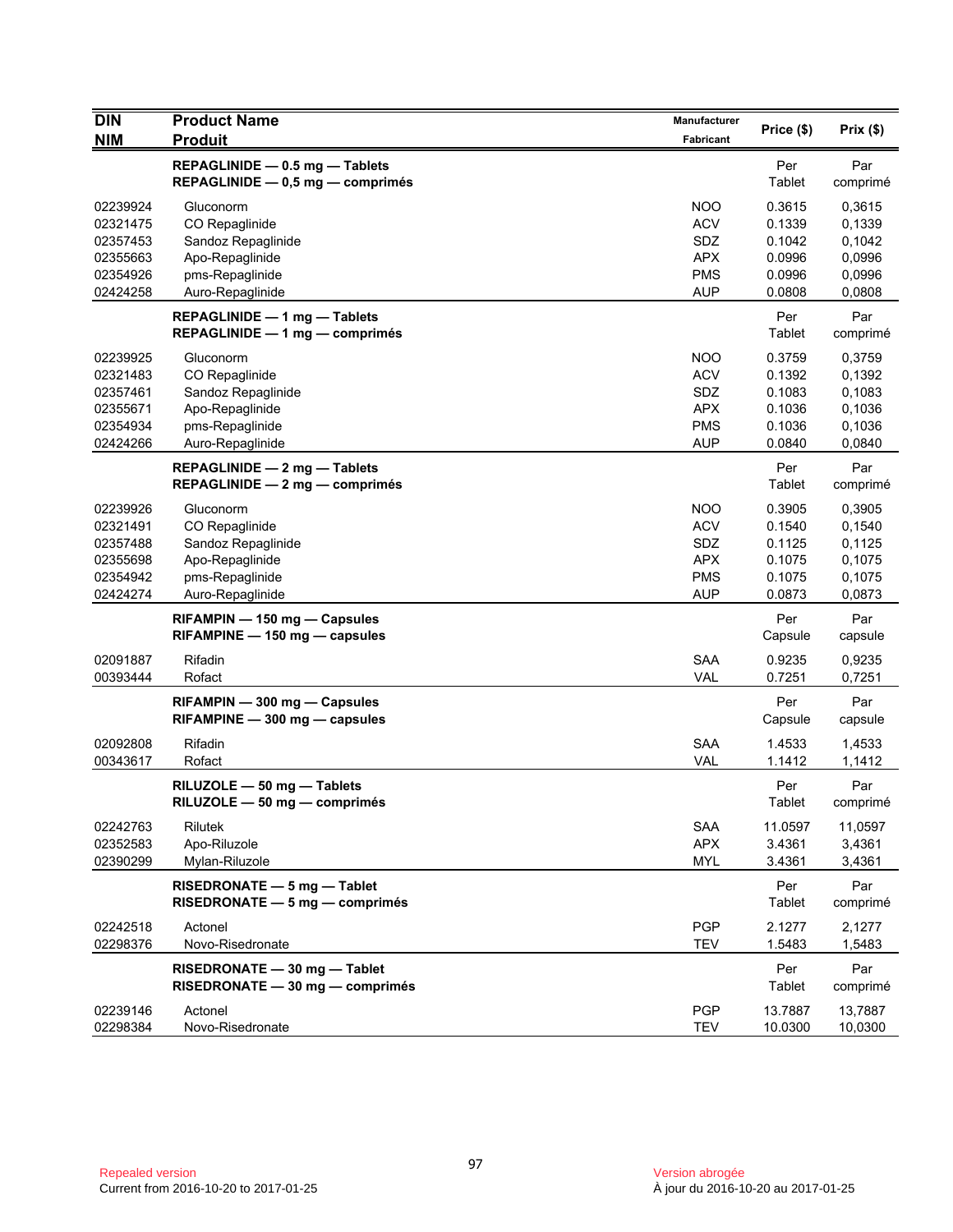| DIN<br>NIM | Product Name<br>Produit | Manufacturer<br>Fabricant | Price ($) | Prix ($) |
|---|---|---|---|---|
| | **REPAGLINIDE — 0.5 mg — Tablets**<br>**REPAGLINIDE — 0,5 mg — comprimés** | | Per Tablet | Par comprimé |
| 02239924 | Gluconorm | NOO | 0.3615 | 0,3615 |
| 02321475 | CO Repaglinide | ACV | 0.1339 | 0,1339 |
| 02357453 | Sandoz Repaglinide | SDZ | 0.1042 | 0,1042 |
| 02355663 | Apo-Repaglinide | APX | 0.0996 | 0,0996 |
| 02354926 | pms-Repaglinide | PMS | 0.0996 | 0,0996 |
| 02424258 | Auro-Repaglinide | AUP | 0.0808 | 0,0808 |
| | **REPAGLINIDE — 1 mg — Tablets**<br>**REPAGLINIDE — 1 mg — comprimés** | | Per Tablet | Par comprimé |
| 02239925 | Gluconorm | NOO | 0.3759 | 0,3759 |
| 02321483 | CO Repaglinide | ACV | 0.1392 | 0,1392 |
| 02357461 | Sandoz Repaglinide | SDZ | 0.1083 | 0,1083 |
| 02355671 | Apo-Repaglinide | APX | 0.1036 | 0,1036 |
| 02354934 | pms-Repaglinide | PMS | 0.1036 | 0,1036 |
| 02424266 | Auro-Repaglinide | AUP | 0.0840 | 0,0840 |
| | **REPAGLINIDE — 2 mg — Tablets**<br>**REPAGLINIDE — 2 mg — comprimés** | | Per Tablet | Par comprimé |
| 02239926 | Gluconorm | NOO | 0.3905 | 0,3905 |
| 02321491 | CO Repaglinide | ACV | 0.1540 | 0,1540 |
| 02357488 | Sandoz Repaglinide | SDZ | 0.1125 | 0,1125 |
| 02355698 | Apo-Repaglinide | APX | 0.1075 | 0,1075 |
| 02354942 | pms-Repaglinide | PMS | 0.1075 | 0,1075 |
| 02424274 | Auro-Repaglinide | AUP | 0.0873 | 0,0873 |
| | **RIFAMPIN — 150 mg — Capsules**<br>**RIFAMPINE — 150 mg — capsules** | | Per Capsule | Par capsule |
| 02091887 | Rifadin | SAA | 0.9235 | 0,9235 |
| 00393444 | Rofact | VAL | 0.7251 | 0,7251 |
| | **RIFAMPIN — 300 mg — Capsules**<br>**RIFAMPINE — 300 mg — capsules** | | Per Capsule | Par capsule |
| 02092808 | Rifadin | SAA | 1.4533 | 1,4533 |
| 00343617 | Rofact | VAL | 1.1412 | 1,1412 |
| | **RILUZOLE — 50 mg — Tablets**<br>**RILUZOLE — 50 mg — comprimés** | | Per Tablet | Par comprimé |
| 02242763 | Rilutek | SAA | 11.0597 | 11,0597 |
| 02352583 | Apo-Riluzole | APX | 3.4361 | 3,4361 |
| 02390299 | Mylan-Riluzole | MYL | 3.4361 | 3,4361 |
| | **RISEDRONATE — 5 mg — Tablet**<br>**RISEDRONATE — 5 mg — comprimés** | | Per Tablet | Par comprimé |
| 02242518 | Actonel | PGP | 2.1277 | 2,1277 |
| 02298376 | Novo-Risedronate | TEV | 1.5483 | 1,5483 |
| | **RISEDRONATE — 30 mg — Tablet**<br>**RISEDRONATE — 30 mg — comprimés** | | Per Tablet | Par comprimé |
| 02239146 | Actonel | PGP | 13.7887 | 13,7887 |
| 02298384 | Novo-Risedronate | TEV | 10.0300 | 10,0300 |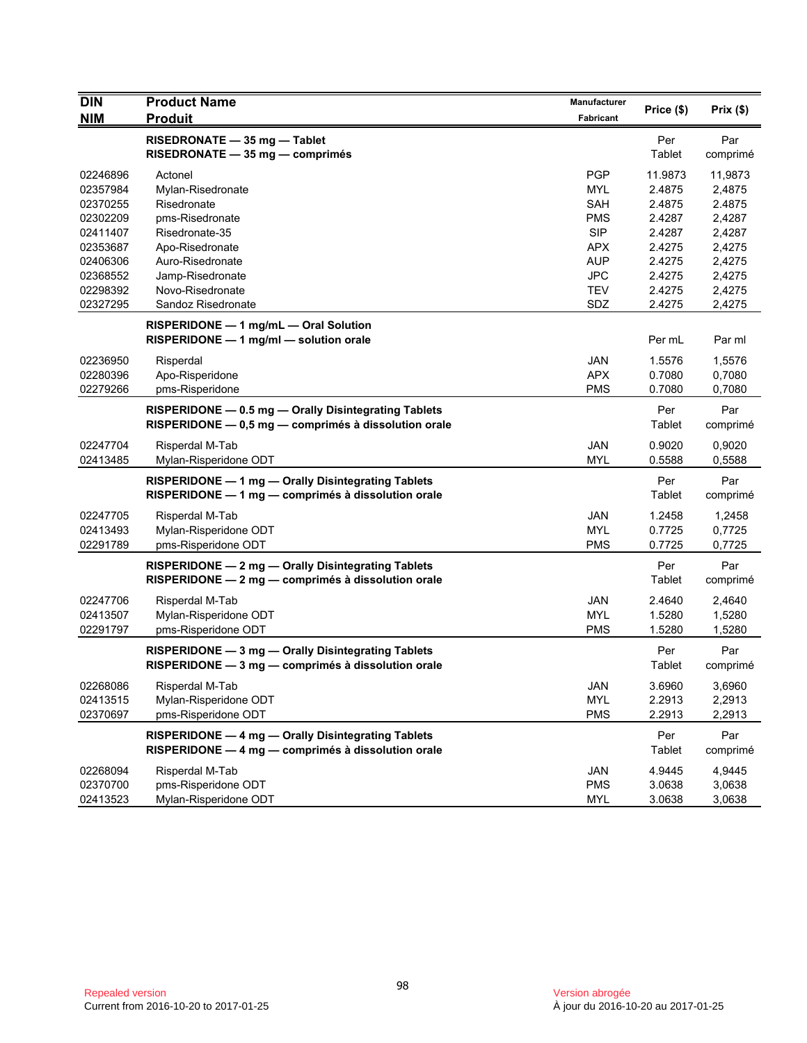| DIN<br>NIM | Product Name<br>Produit | Manufacturer<br>Fabricant | Price ($) | Prix ($) |
|---|---|---|---|---|
| | **RISEDRONATE — 35 mg — Tablet**<br>**RISEDRONATE — 35 mg — comprimés** | | Per Tablet | Par comprimé |
| 02246896 | Actonel | PGP | 11.9873 | 11,9873 |
| 02357984 | Mylan-Risedronate | MYL | 2.4875 | 2,4875 |
| 02370255 | Risedronate | SAH | 2.4875 | 2.4875 |
| 02302209 | pms-Risedronate | PMS | 2.4287 | 2,4287 |
| 02411407 | Risedronate-35 | SIP | 2.4287 | 2,4287 |
| 02353687 | Apo-Risedronate | APX | 2.4275 | 2,4275 |
| 02406306 | Auro-Risedronate | AUP | 2.4275 | 2,4275 |
| 02368552 | Jamp-Risedronate | JPC | 2.4275 | 2,4275 |
| 02298392 | Novo-Risedronate | TEV | 2.4275 | 2,4275 |
| 02327295 | Sandoz Risedronate | SDZ | 2.4275 | 2,4275 |
| | **RISPERIDONE — 1 mg/mL — Oral Solution**<br>**RISPERIDONE — 1 mg/ml — solution orale** | | Per mL | Par ml |
| 02236950 | Risperdal | JAN | 1.5576 | 1,5576 |
| 02280396 | Apo-Risperidone | APX | 0.7080 | 0,7080 |
| 02279266 | pms-Risperidone | PMS | 0.7080 | 0,7080 |
| | **RISPERIDONE — 0.5 mg — Orally Disintegrating Tablets**<br>**RISPERIDONE — 0,5 mg — comprimés à dissolution orale** | | Per Tablet | Par comprimé |
| 02247704 | Risperdal M-Tab | JAN | 0.9020 | 0,9020 |
| 02413485 | Mylan-Risperidone ODT | MYL | 0.5588 | 0,5588 |
| | **RISPERIDONE — 1 mg — Orally Disintegrating Tablets**<br>**RISPERIDONE — 1 mg — comprimés à dissolution orale** | | Per Tablet | Par comprimé |
| 02247705 | Risperdal M-Tab | JAN | 1.2458 | 1,2458 |
| 02413493 | Mylan-Risperidone ODT | MYL | 0.7725 | 0,7725 |
| 02291789 | pms-Risperidone ODT | PMS | 0.7725 | 0,7725 |
| | **RISPERIDONE — 2 mg — Orally Disintegrating Tablets**<br>**RISPERIDONE — 2 mg — comprimés à dissolution orale** | | Per Tablet | Par comprimé |
| 02247706 | Risperdal M-Tab | JAN | 2.4640 | 2,4640 |
| 02413507 | Mylan-Risperidone ODT | MYL | 1.5280 | 1,5280 |
| 02291797 | pms-Risperidone ODT | PMS | 1.5280 | 1,5280 |
| | **RISPERIDONE — 3 mg — Orally Disintegrating Tablets**<br>**RISPERIDONE — 3 mg — comprimés à dissolution orale** | | Per Tablet | Par comprimé |
| 02268086 | Risperdal M-Tab | JAN | 3.6960 | 3,6960 |
| 02413515 | Mylan-Risperidone ODT | MYL | 2.2913 | 2,2913 |
| 02370697 | pms-Risperidone ODT | PMS | 2.2913 | 2,2913 |
| | **RISPERIDONE — 4 mg — Orally Disintegrating Tablets**<br>**RISPERIDONE — 4 mg — comprimés à dissolution orale** | | Per Tablet | Par comprimé |
| 02268094 | Risperdal M-Tab | JAN | 4.9445 | 4,9445 |
| 02370700 | pms-Risperidone ODT | PMS | 3.0638 | 3,0638 |
| 02413523 | Mylan-Risperidone ODT | MYL | 3.0638 | 3,0638 |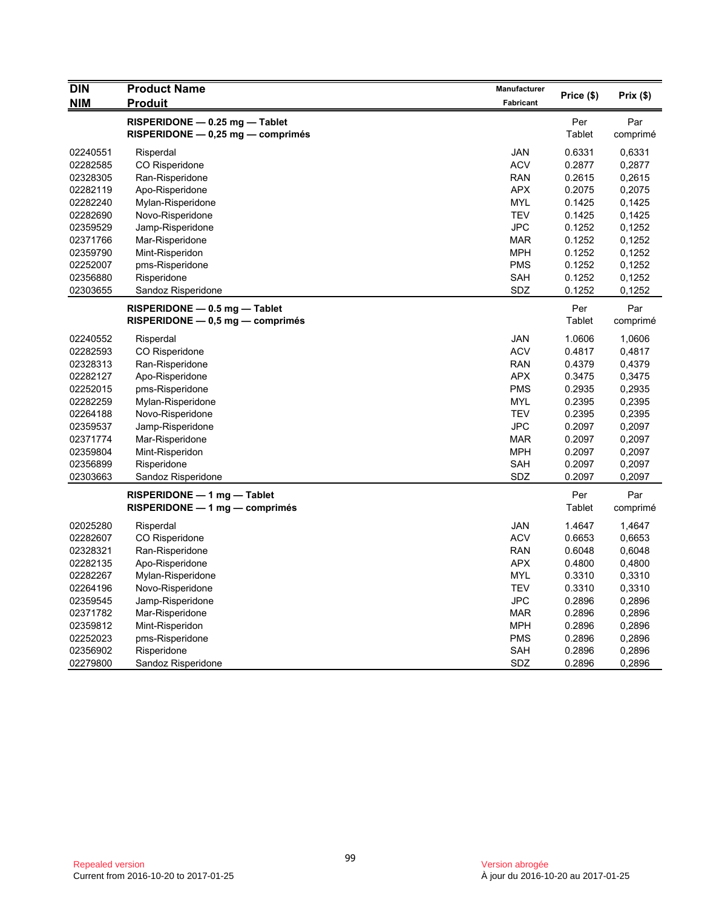| DIN<br>NIM | Product Name<br>Produit | Manufacturer<br>Fabricant | Price ($) | Prix ($) |
|---|---|---|---|---|
| | **RISPERIDONE — 0.25 mg — Tablet**<br>**RISPERIDONE — 0,25 mg — comprimés** | | Per Tablet | Par comprimé |
| 02240551 | Risperdal | JAN | 0.6331 | 0,6331 |
| 02282585 | CO Risperidone | ACV | 0.2877 | 0,2877 |
| 02328305 | Ran-Risperidone | RAN | 0.2615 | 0,2615 |
| 02282119 | Apo-Risperidone | APX | 0.2075 | 0,2075 |
| 02282240 | Mylan-Risperidone | MYL | 0.1425 | 0,1425 |
| 02282690 | Novo-Risperidone | TEV | 0.1425 | 0,1425 |
| 02359529 | Jamp-Risperidone | JPC | 0.1252 | 0,1252 |
| 02371766 | Mar-Risperidone | MAR | 0.1252 | 0,1252 |
| 02359790 | Mint-Risperidon | MPH | 0.1252 | 0,1252 |
| 02252007 | pms-Risperidone | PMS | 0.1252 | 0,1252 |
| 02356880 | Risperidone | SAH | 0.1252 | 0,1252 |
| 02303655 | Sandoz Risperidone | SDZ | 0.1252 | 0,1252 |
| | **RISPERIDONE — 0.5 mg — Tablet**<br>**RISPERIDONE — 0,5 mg — comprimés** | | Per Tablet | Par comprimé |
| 02240552 | Risperdal | JAN | 1.0606 | 1,0606 |
| 02282593 | CO Risperidone | ACV | 0.4817 | 0,4817 |
| 02328313 | Ran-Risperidone | RAN | 0.4379 | 0,4379 |
| 02282127 | Apo-Risperidone | APX | 0.3475 | 0,3475 |
| 02252015 | pms-Risperidone | PMS | 0.2935 | 0,2935 |
| 02282259 | Mylan-Risperidone | MYL | 0.2395 | 0,2395 |
| 02264188 | Novo-Risperidone | TEV | 0.2395 | 0,2395 |
| 02359537 | Jamp-Risperidone | JPC | 0.2097 | 0,2097 |
| 02371774 | Mar-Risperidone | MAR | 0.2097 | 0,2097 |
| 02359804 | Mint-Risperidon | MPH | 0.2097 | 0,2097 |
| 02356899 | Risperidone | SAH | 0.2097 | 0,2097 |
| 02303663 | Sandoz Risperidone | SDZ | 0.2097 | 0,2097 |
| | **RISPERIDONE — 1 mg — Tablet**<br>**RISPERIDONE — 1 mg — comprimés** | | Per Tablet | Par comprimé |
| 02025280 | Risperdal | JAN | 1.4647 | 1,4647 |
| 02282607 | CO Risperidone | ACV | 0.6653 | 0,6653 |
| 02328321 | Ran-Risperidone | RAN | 0.6048 | 0,6048 |
| 02282135 | Apo-Risperidone | APX | 0.4800 | 0,4800 |
| 02282267 | Mylan-Risperidone | MYL | 0.3310 | 0,3310 |
| 02264196 | Novo-Risperidone | TEV | 0.3310 | 0,3310 |
| 02359545 | Jamp-Risperidone | JPC | 0.2896 | 0,2896 |
| 02371782 | Mar-Risperidone | MAR | 0.2896 | 0,2896 |
| 02359812 | Mint-Risperidon | MPH | 0.2896 | 0,2896 |
| 02252023 | pms-Risperidone | PMS | 0.2896 | 0,2896 |
| 02356902 | Risperidone | SAH | 0.2896 | 0,2896 |
| 02279800 | Sandoz Risperidone | SDZ | 0.2896 | 0,2896 |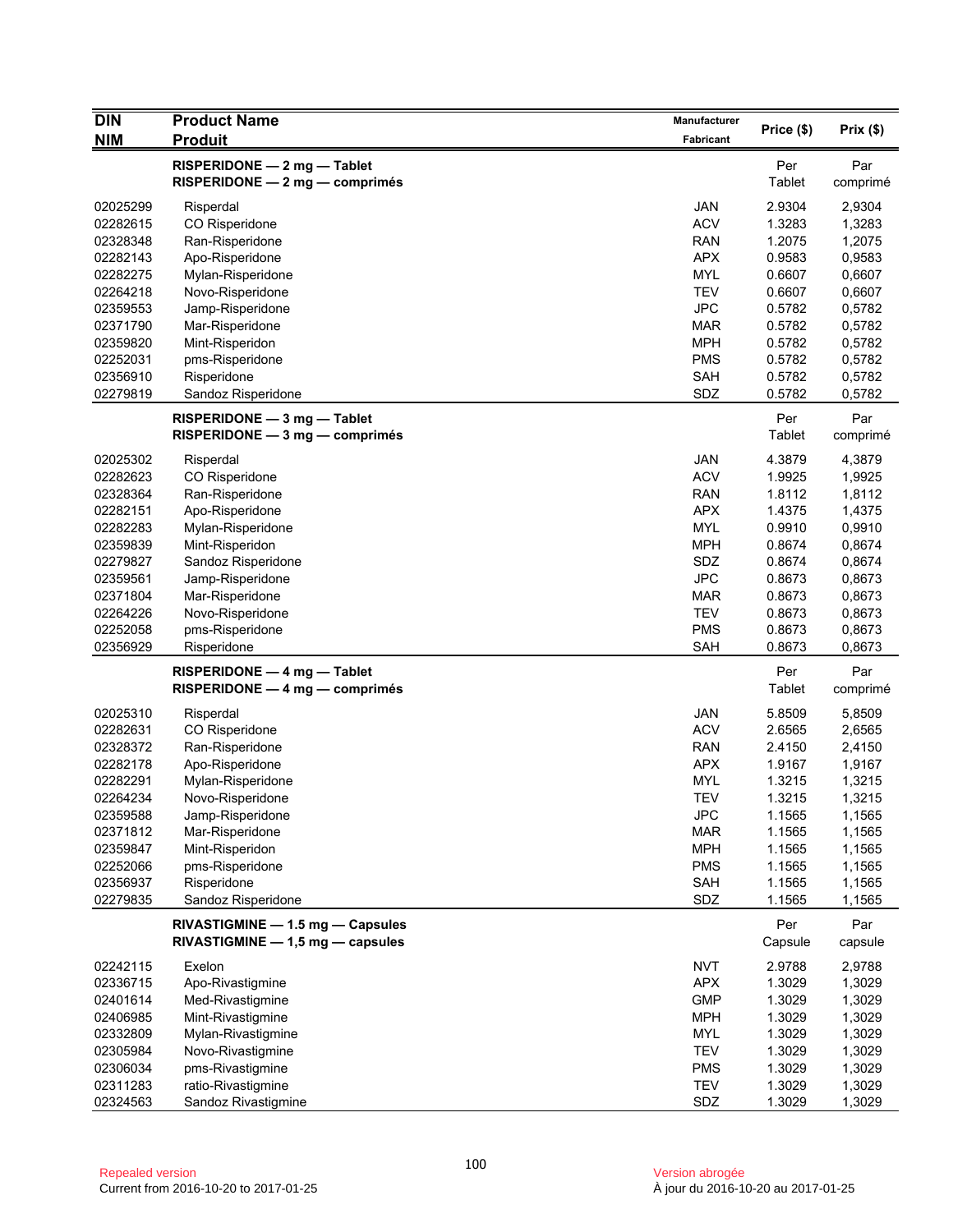| DIN<br>NIM | Product Name<br>Produit | Manufacturer<br>Fabricant | Price ($) | Prix ($) |
|---|---|---|---|---|
| | **RISPERIDONE — 2 mg — Tablet**<br>**RISPERIDONE — 2 mg — comprimés** | | Per Tablet | Par comprimé |
| 02025299 | Risperdal | JAN | 2.9304 | 2,9304 |
| 02282615 | CO Risperidone | ACV | 1.3283 | 1,3283 |
| 02328348 | Ran-Risperidone | RAN | 1.2075 | 1,2075 |
| 02282143 | Apo-Risperidone | APX | 0.9583 | 0,9583 |
| 02282275 | Mylan-Risperidone | MYL | 0.6607 | 0,6607 |
| 02264218 | Novo-Risperidone | TEV | 0.6607 | 0,6607 |
| 02359553 | Jamp-Risperidone | JPC | 0.5782 | 0,5782 |
| 02371790 | Mar-Risperidone | MAR | 0.5782 | 0,5782 |
| 02359820 | Mint-Risperidon | MPH | 0.5782 | 0,5782 |
| 02252031 | pms-Risperidone | PMS | 0.5782 | 0,5782 |
| 02356910 | Risperidone | SAH | 0.5782 | 0,5782 |
| 02279819 | Sandoz Risperidone | SDZ | 0.5782 | 0,5782 |
| | **RISPERIDONE — 3 mg — Tablet**<br>**RISPERIDONE — 3 mg — comprimés** | | Per Tablet | Par comprimé |
| 02025302 | Risperdal | JAN | 4.3879 | 4,3879 |
| 02282623 | CO Risperidone | ACV | 1.9925 | 1,9925 |
| 02328364 | Ran-Risperidone | RAN | 1.8112 | 1,8112 |
| 02282151 | Apo-Risperidone | APX | 1.4375 | 1,4375 |
| 02282283 | Mylan-Risperidone | MYL | 0.9910 | 0,9910 |
| 02359839 | Mint-Risperidon | MPH | 0.8674 | 0,8674 |
| 02279827 | Sandoz Risperidone | SDZ | 0.8674 | 0,8674 |
| 02359561 | Jamp-Risperidone | JPC | 0.8673 | 0,8673 |
| 02371804 | Mar-Risperidone | MAR | 0.8673 | 0,8673 |
| 02264226 | Novo-Risperidone | TEV | 0.8673 | 0,8673 |
| 02252058 | pms-Risperidone | PMS | 0.8673 | 0,8673 |
| 02356929 | Risperidone | SAH | 0.8673 | 0,8673 |
| | **RISPERIDONE — 4 mg — Tablet**<br>**RISPERIDONE — 4 mg — comprimés** | | Per Tablet | Par comprimé |
| 02025310 | Risperdal | JAN | 5.8509 | 5,8509 |
| 02282631 | CO Risperidone | ACV | 2.6565 | 2,6565 |
| 02328372 | Ran-Risperidone | RAN | 2.4150 | 2,4150 |
| 02282178 | Apo-Risperidone | APX | 1.9167 | 1,9167 |
| 02282291 | Mylan-Risperidone | MYL | 1.3215 | 1,3215 |
| 02264234 | Novo-Risperidone | TEV | 1.3215 | 1,3215 |
| 02359588 | Jamp-Risperidone | JPC | 1.1565 | 1,1565 |
| 02371812 | Mar-Risperidone | MAR | 1.1565 | 1,1565 |
| 02359847 | Mint-Risperidon | MPH | 1.1565 | 1,1565 |
| 02252066 | pms-Risperidone | PMS | 1.1565 | 1,1565 |
| 02356937 | Risperidone | SAH | 1.1565 | 1,1565 |
| 02279835 | Sandoz Risperidone | SDZ | 1.1565 | 1,1565 |
| | **RIVASTIGMINE — 1.5 mg — Capsules**<br>**RIVASTIGMINE — 1,5 mg — capsules** | | Per Capsule | Par capsule |
| 02242115 | Exelon | NVT | 2.9788 | 2,9788 |
| 02336715 | Apo-Rivastigmine | APX | 1.3029 | 1,3029 |
| 02401614 | Med-Rivastigmine | GMP | 1.3029 | 1,3029 |
| 02406985 | Mint-Rivastigmine | MPH | 1.3029 | 1,3029 |
| 02332809 | Mylan-Rivastigmine | MYL | 1.3029 | 1,3029 |
| 02305984 | Novo-Rivastigmine | TEV | 1.3029 | 1,3029 |
| 02306034 | pms-Rivastigmine | PMS | 1.3029 | 1,3029 |
| 02311283 | ratio-Rivastigmine | TEV | 1.3029 | 1,3029 |
| 02324563 | Sandoz Rivastigmine | SDZ | 1.3029 | 1,3029 |

Repealed version
Current from 2016-10-20 to 2017-01-25

Version abrogée
À jour du 2016-10-20 au 2017-01-25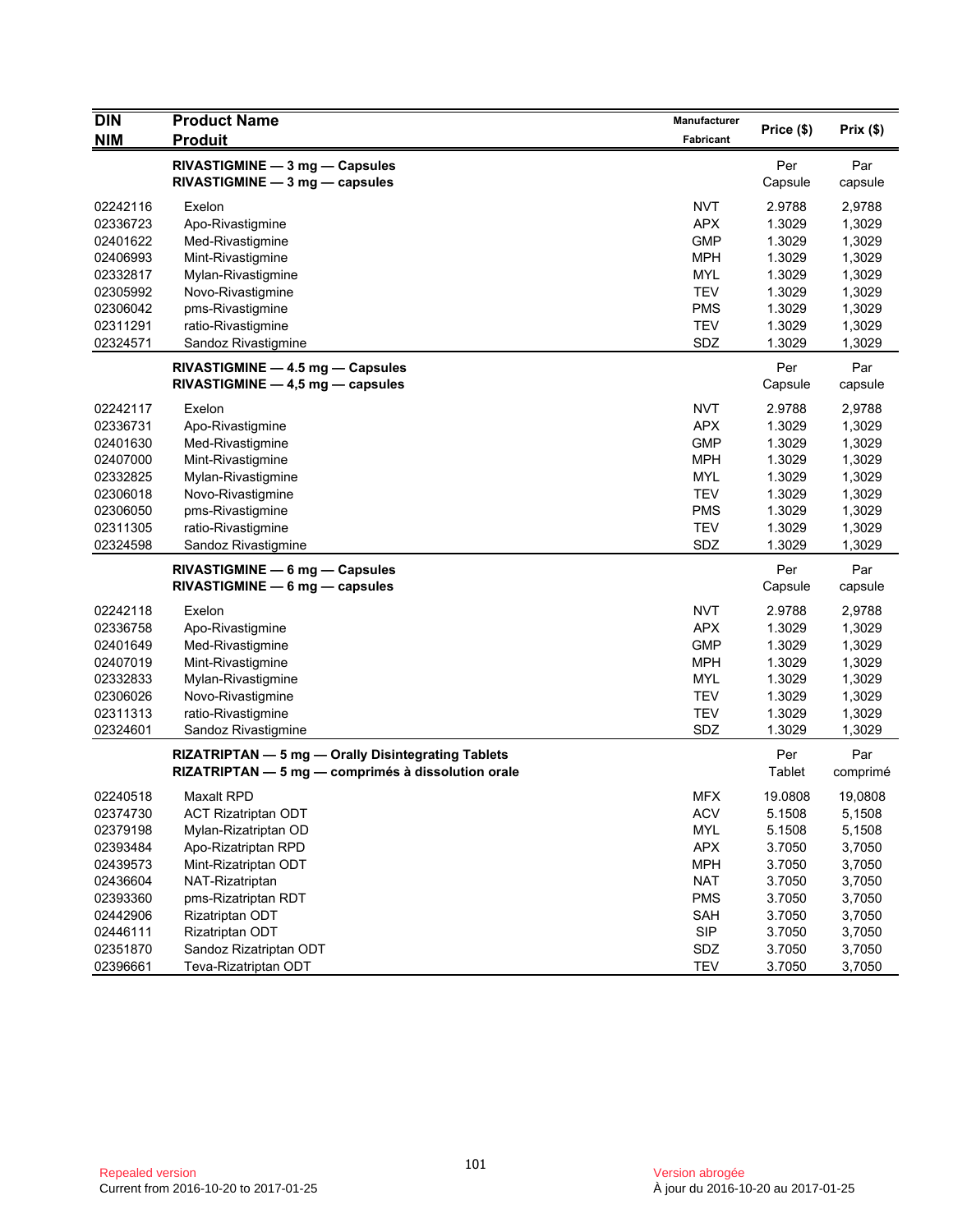| DIN<br>NIM | Product Name<br>Produit | Manufacturer<br>Fabricant | Price ($) | Prix ($) |
|---|---|---|---|---|
| | **RIVASTIGMINE — 3 mg — Capsules**<br>**RIVASTIGMINE — 3 mg — capsules** | | Per Capsule | Par capsule |
| 02242116 | Exelon | NVT | 2.9788 | 2,9788 |
| 02336723 | Apo-Rivastigmine | APX | 1.3029 | 1,3029 |
| 02401622 | Med-Rivastigmine | GMP | 1.3029 | 1,3029 |
| 02406993 | Mint-Rivastigmine | MPH | 1.3029 | 1,3029 |
| 02332817 | Mylan-Rivastigmine | MYL | 1.3029 | 1,3029 |
| 02305992 | Novo-Rivastigmine | TEV | 1.3029 | 1,3029 |
| 02306042 | pms-Rivastigmine | PMS | 1.3029 | 1,3029 |
| 02311291 | ratio-Rivastigmine | TEV | 1.3029 | 1,3029 |
| 02324571 | Sandoz Rivastigmine | SDZ | 1.3029 | 1,3029 |
| | **RIVASTIGMINE — 4.5 mg — Capsules**<br>**RIVASTIGMINE — 4,5 mg — capsules** | | Per Capsule | Par capsule |
| 02242117 | Exelon | NVT | 2.9788 | 2,9788 |
| 02336731 | Apo-Rivastigmine | APX | 1.3029 | 1,3029 |
| 02401630 | Med-Rivastigmine | GMP | 1.3029 | 1,3029 |
| 02407000 | Mint-Rivastigmine | MPH | 1.3029 | 1,3029 |
| 02332825 | Mylan-Rivastigmine | MYL | 1.3029 | 1,3029 |
| 02306018 | Novo-Rivastigmine | TEV | 1.3029 | 1,3029 |
| 02306050 | pms-Rivastigmine | PMS | 1.3029 | 1,3029 |
| 02311305 | ratio-Rivastigmine | TEV | 1.3029 | 1,3029 |
| 02324598 | Sandoz Rivastigmine | SDZ | 1.3029 | 1,3029 |
| | **RIVASTIGMINE — 6 mg — Capsules**<br>**RIVASTIGMINE — 6 mg — capsules** | | Per Capsule | Par capsule |
| 02242118 | Exelon | NVT | 2.9788 | 2,9788 |
| 02336758 | Apo-Rivastigmine | APX | 1.3029 | 1,3029 |
| 02401649 | Med-Rivastigmine | GMP | 1.3029 | 1,3029 |
| 02407019 | Mint-Rivastigmine | MPH | 1.3029 | 1,3029 |
| 02332833 | Mylan-Rivastigmine | MYL | 1.3029 | 1,3029 |
| 02306026 | Novo-Rivastigmine | TEV | 1.3029 | 1,3029 |
| 02311313 | ratio-Rivastigmine | TEV | 1.3029 | 1,3029 |
| 02324601 | Sandoz Rivastigmine | SDZ | 1.3029 | 1,3029 |
| | **RIZATRIPTAN — 5 mg — Orally Disintegrating Tablets**<br>**RIZATRIPTAN — 5 mg — comprimés à dissolution orale** | | Per Tablet | Par comprimé |
| 02240518 | Maxalt RPD | MFX | 19.0808 | 19,0808 |
| 02374730 | ACT Rizatriptan ODT | ACV | 5.1508 | 5,1508 |
| 02379198 | Mylan-Rizatriptan OD | MYL | 5.1508 | 5,1508 |
| 02393484 | Apo-Rizatriptan RPD | APX | 3.7050 | 3,7050 |
| 02439573 | Mint-Rizatriptan ODT | MPH | 3.7050 | 3,7050 |
| 02436604 | NAT-Rizatriptan | NAT | 3.7050 | 3,7050 |
| 02393360 | pms-Rizatriptan RDT | PMS | 3.7050 | 3,7050 |
| 02442906 | Rizatriptan ODT | SAH | 3.7050 | 3,7050 |
| 02446111 | Rizatriptan ODT | SIP | 3.7050 | 3,7050 |
| 02351870 | Sandoz Rizatriptan ODT | SDZ | 3.7050 | 3,7050 |
| 02396661 | Teva-Rizatriptan ODT | TEV | 3.7050 | 3,7050 |

Repealed version
Current from 2016-10-20 to 2017-01-25

Version abrogée
À jour du 2016-10-20 au 2017-01-25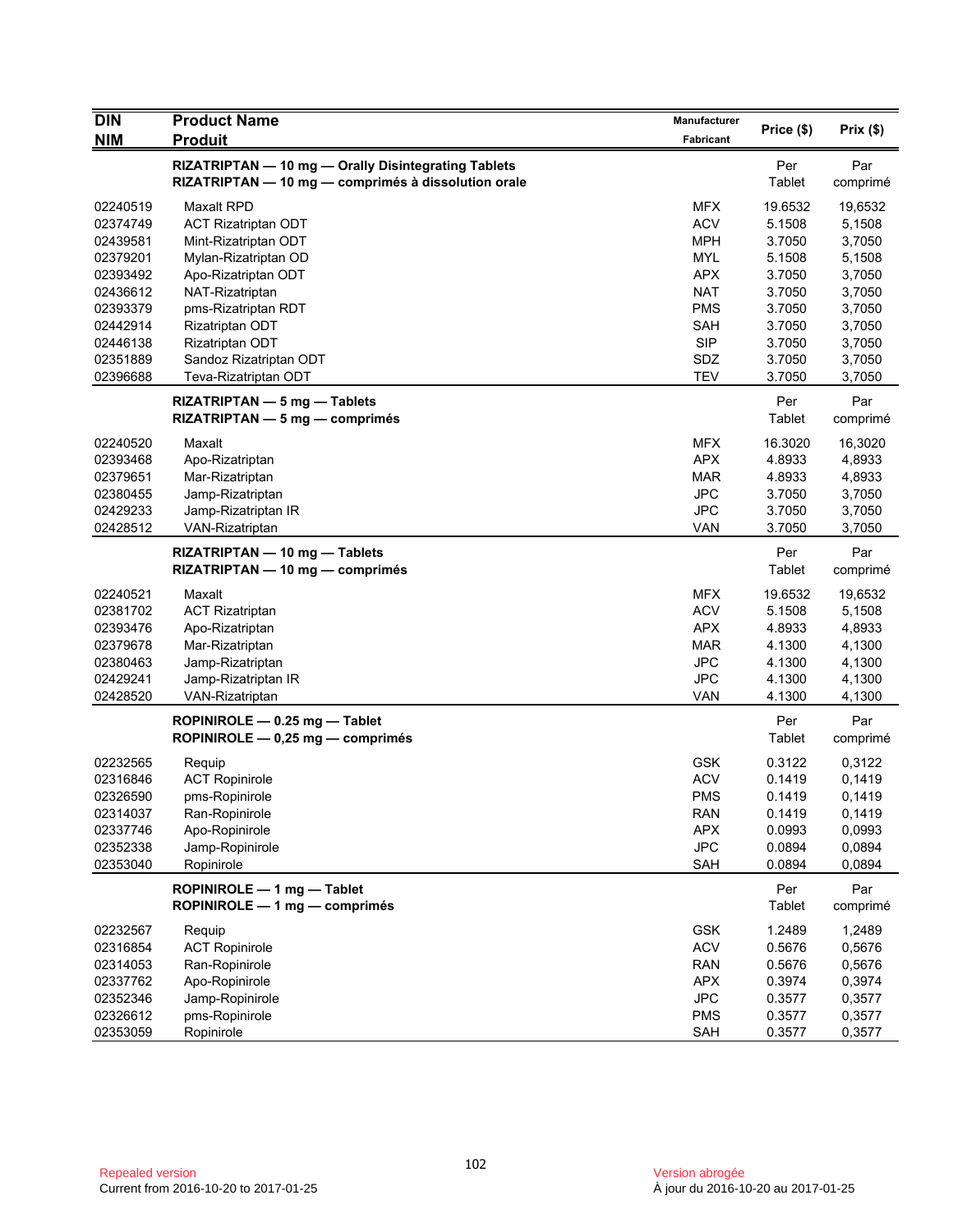| DIN<br>NIM | Product Name<br>Produit | Manufacturer<br>Fabricant | Price ($) | Prix ($) |
|---|---|---|---|---|
| | **RIZATRIPTAN — 10 mg — Orally Disintegrating Tablets**<br>**RIZATRIPTAN — 10 mg — comprimés à dissolution orale** | | Per Tablet | Par comprimé |
| 02240519 | Maxalt RPD | MFX | 19.6532 | 19,6532 |
| 02374749 | ACT Rizatriptan ODT | ACV | 5.1508 | 5,1508 |
| 02439581 | Mint-Rizatriptan ODT | MPH | 3.7050 | 3,7050 |
| 02379201 | Mylan-Rizatriptan OD | MYL | 5.1508 | 5,1508 |
| 02393492 | Apo-Rizatriptan ODT | APX | 3.7050 | 3,7050 |
| 02436612 | NAT-Rizatriptan | NAT | 3.7050 | 3,7050 |
| 02393379 | pms-Rizatriptan RDT | PMS | 3.7050 | 3,7050 |
| 02442914 | Rizatriptan ODT | SAH | 3.7050 | 3,7050 |
| 02446138 | Rizatriptan ODT | SIP | 3.7050 | 3,7050 |
| 02351889 | Sandoz Rizatriptan ODT | SDZ | 3.7050 | 3,7050 |
| 02396688 | Teva-Rizatriptan ODT | TEV | 3.7050 | 3,7050 |
| | **RIZATRIPTAN — 5 mg — Tablets**<br>**RIZATRIPTAN — 5 mg — comprimés** | | Per Tablet | Par comprimé |
| 02240520 | Maxalt | MFX | 16.3020 | 16,3020 |
| 02393468 | Apo-Rizatriptan | APX | 4.8933 | 4,8933 |
| 02379651 | Mar-Rizatriptan | MAR | 4.8933 | 4,8933 |
| 02380455 | Jamp-Rizatriptan | JPC | 3.7050 | 3,7050 |
| 02429233 | Jamp-Rizatriptan IR | JPC | 3.7050 | 3,7050 |
| 02428512 | VAN-Rizatriptan | VAN | 3.7050 | 3,7050 |
| | **RIZATRIPTAN — 10 mg — Tablets**<br>**RIZATRIPTAN — 10 mg — comprimés** | | Per Tablet | Par comprimé |
| 02240521 | Maxalt | MFX | 19.6532 | 19,6532 |
| 02381702 | ACT Rizatriptan | ACV | 5.1508 | 5,1508 |
| 02393476 | Apo-Rizatriptan | APX | 4.8933 | 4,8933 |
| 02379678 | Mar-Rizatriptan | MAR | 4.1300 | 4,1300 |
| 02380463 | Jamp-Rizatriptan | JPC | 4.1300 | 4,1300 |
| 02429241 | Jamp-Rizatriptan IR | JPC | 4.1300 | 4,1300 |
| 02428520 | VAN-Rizatriptan | VAN | 4.1300 | 4,1300 |
| | **ROPINIROLE — 0.25 mg — Tablet**<br>**ROPINIROLE — 0,25 mg — comprimés** | | Per Tablet | Par comprimé |
| 02232565 | Requip | GSK | 0.3122 | 0,3122 |
| 02316846 | ACT Ropinirole | ACV | 0.1419 | 0,1419 |
| 02326590 | pms-Ropinirole | PMS | 0.1419 | 0,1419 |
| 02314037 | Ran-Ropinirole | RAN | 0.1419 | 0,1419 |
| 02337746 | Apo-Ropinirole | APX | 0.0993 | 0,0993 |
| 02352338 | Jamp-Ropinirole | JPC | 0.0894 | 0,0894 |
| 02353040 | Ropinirole | SAH | 0.0894 | 0,0894 |
| | **ROPINIROLE — 1 mg — Tablet**<br>**ROPINIROLE — 1 mg — comprimés** | | Per Tablet | Par comprimé |
| 02232567 | Requip | GSK | 1.2489 | 1,2489 |
| 02316854 | ACT Ropinirole | ACV | 0.5676 | 0,5676 |
| 02314053 | Ran-Ropinirole | RAN | 0.5676 | 0,5676 |
| 02337762 | Apo-Ropinirole | APX | 0.3974 | 0,3974 |
| 02352346 | Jamp-Ropinirole | JPC | 0.3577 | 0,3577 |
| 02326612 | pms-Ropinirole | PMS | 0.3577 | 0,3577 |
| 02353059 | Ropinirole | SAH | 0.3577 | 0,3577 |

Repealed version
Current from 2016-10-20 to 2017-01-25

Version abrogée
À jour du 2016-10-20 au 2017-01-25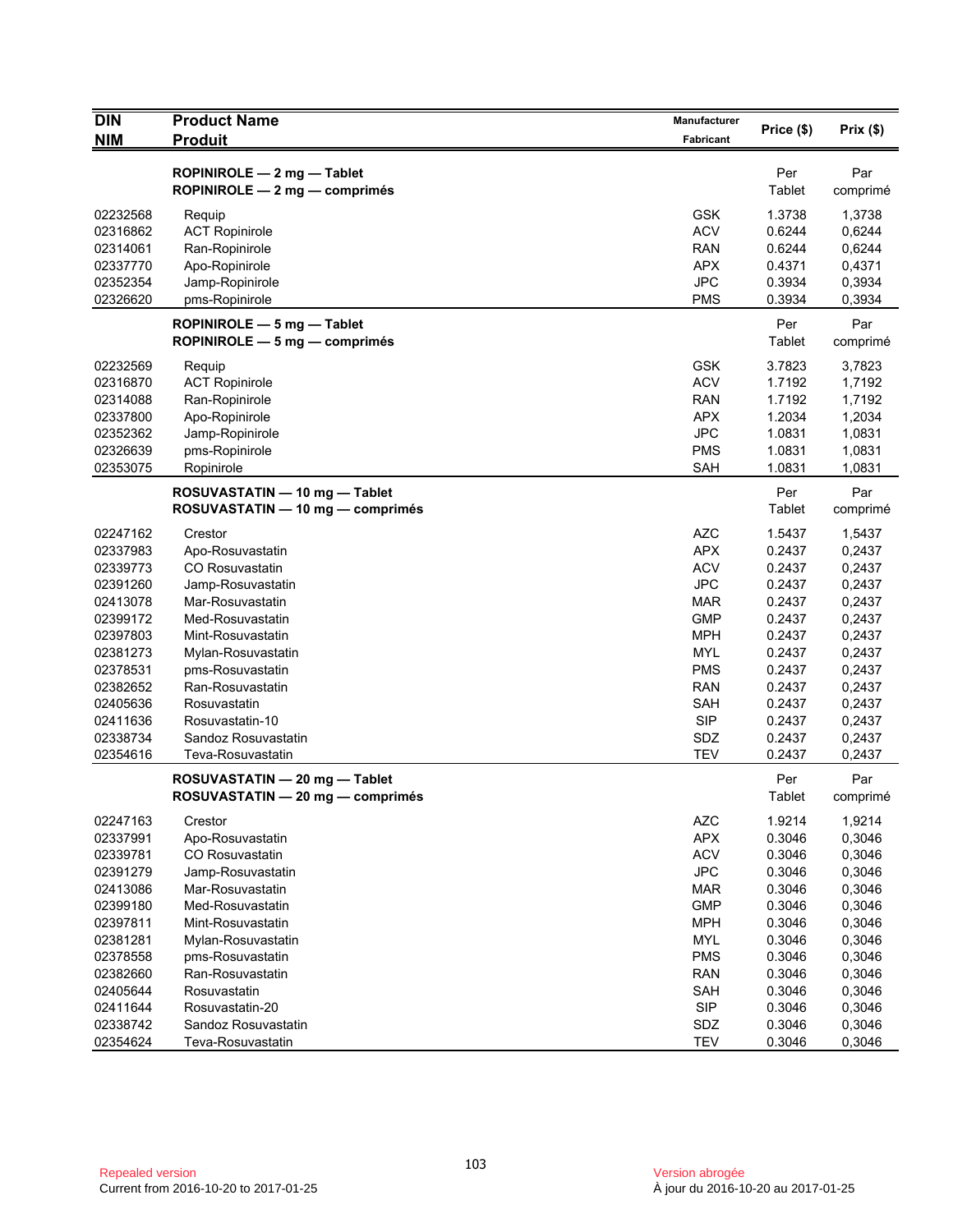| DIN<br>NIM | Product Name<br>Produit | Manufacturer<br>Fabricant | Price ($) | Prix ($) |
|---|---|---|---|---|
| | **ROPINIROLE — 2 mg — Tablet**<br>**ROPINIROLE — 2 mg — comprimés** | | Per Tablet | Par comprimé |
| 02232568 | Requip | GSK | 1.3738 | 1,3738 |
| 02316862 | ACT Ropinirole | ACV | 0.6244 | 0,6244 |
| 02314061 | Ran-Ropinirole | RAN | 0.6244 | 0,6244 |
| 02337770 | Apo-Ropinirole | APX | 0.4371 | 0,4371 |
| 02352354 | Jamp-Ropinirole | JPC | 0.3934 | 0,3934 |
| 02326620 | pms-Ropinirole | PMS | 0.3934 | 0,3934 |
| | **ROPINIROLE — 5 mg — Tablet**<br>**ROPINIROLE — 5 mg — comprimés** | | Per Tablet | Par comprimé |
| 02232569 | Requip | GSK | 3.7823 | 3,7823 |
| 02316870 | ACT Ropinirole | ACV | 1.7192 | 1,7192 |
| 02314088 | Ran-Ropinirole | RAN | 1.7192 | 1,7192 |
| 02337800 | Apo-Ropinirole | APX | 1.2034 | 1,2034 |
| 02352362 | Jamp-Ropinirole | JPC | 1.0831 | 1,0831 |
| 02326639 | pms-Ropinirole | PMS | 1.0831 | 1,0831 |
| 02353075 | Ropinirole | SAH | 1.0831 | 1,0831 |
| | **ROSUVASTATIN — 10 mg — Tablet**<br>**ROSUVASTATIN — 10 mg — comprimés** | | Per Tablet | Par comprimé |
| 02247162 | Crestor | AZC | 1.5437 | 1,5437 |
| 02337983 | Apo-Rosuvastatin | APX | 0.2437 | 0,2437 |
| 02339773 | CO Rosuvastatin | ACV | 0.2437 | 0,2437 |
| 02391260 | Jamp-Rosuvastatin | JPC | 0.2437 | 0,2437 |
| 02413078 | Mar-Rosuvastatin | MAR | 0.2437 | 0,2437 |
| 02399172 | Med-Rosuvastatin | GMP | 0.2437 | 0,2437 |
| 02397803 | Mint-Rosuvastatin | MPH | 0.2437 | 0,2437 |
| 02381273 | Mylan-Rosuvastatin | MYL | 0.2437 | 0,2437 |
| 02378531 | pms-Rosuvastatin | PMS | 0.2437 | 0,2437 |
| 02382652 | Ran-Rosuvastatin | RAN | 0.2437 | 0,2437 |
| 02405636 | Rosuvastatin | SAH | 0.2437 | 0,2437 |
| 02411636 | Rosuvastatin-10 | SIP | 0.2437 | 0,2437 |
| 02338734 | Sandoz Rosuvastatin | SDZ | 0.2437 | 0,2437 |
| 02354616 | Teva-Rosuvastatin | TEV | 0.2437 | 0,2437 |
| | **ROSUVASTATIN — 20 mg — Tablet**<br>**ROSUVASTATIN — 20 mg — comprimés** | | Per Tablet | Par comprimé |
| 02247163 | Crestor | AZC | 1.9214 | 1,9214 |
| 02337991 | Apo-Rosuvastatin | APX | 0.3046 | 0,3046 |
| 02339781 | CO Rosuvastatin | ACV | 0.3046 | 0,3046 |
| 02391279 | Jamp-Rosuvastatin | JPC | 0.3046 | 0,3046 |
| 02413086 | Mar-Rosuvastatin | MAR | 0.3046 | 0,3046 |
| 02399180 | Med-Rosuvastatin | GMP | 0.3046 | 0,3046 |
| 02397811 | Mint-Rosuvastatin | MPH | 0.3046 | 0,3046 |
| 02381281 | Mylan-Rosuvastatin | MYL | 0.3046 | 0,3046 |
| 02378558 | pms-Rosuvastatin | PMS | 0.3046 | 0,3046 |
| 02382660 | Ran-Rosuvastatin | RAN | 0.3046 | 0,3046 |
| 02405644 | Rosuvastatin | SAH | 0.3046 | 0,3046 |
| 02411644 | Rosuvastatin-20 | SIP | 0.3046 | 0,3046 |
| 02338742 | Sandoz Rosuvastatin | SDZ | 0.3046 | 0,3046 |
| 02354624 | Teva-Rosuvastatin | TEV | 0.3046 | 0,3046 |

Repealed version
Current from 2016-10-20 to 2017-01-25

Version abrogée
À jour du 2016-10-20 au 2017-01-25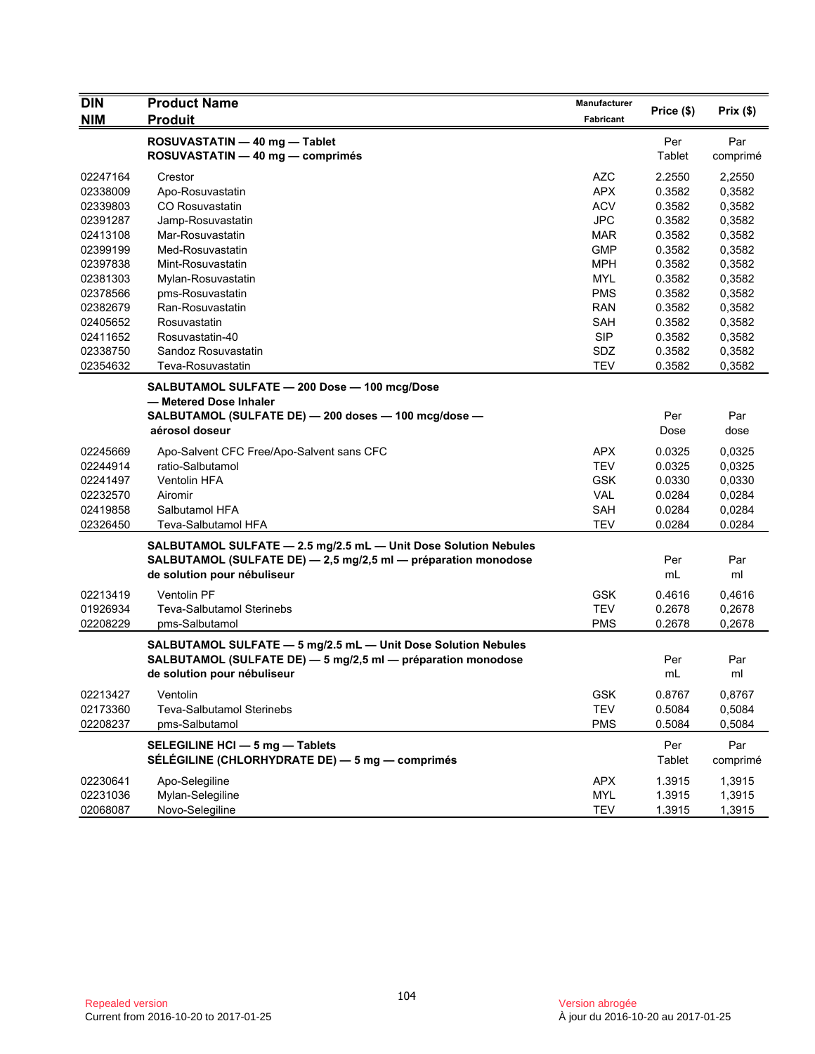| DIN<br>NIM | Product Name<br>Produit | Manufacturer<br>Fabricant | Price ($) | Prix ($) |
|---|---|---|---|---|
| | **ROSUVASTATIN — 40 mg — Tablet**<br>**ROSUVASTATIN — 40 mg — comprimés** | | Per<br>Tablet | Par<br>comprimé |
| 02247164 | Crestor | AZC | 2.2550 | 2,2550 |
| 02338009 | Apo-Rosuvastatin | APX | 0.3582 | 0,3582 |
| 02339803 | CO Rosuvastatin | ACV | 0.3582 | 0,3582 |
| 02391287 | Jamp-Rosuvastatin | JPC | 0.3582 | 0,3582 |
| 02413108 | Mar-Rosuvastatin | MAR | 0.3582 | 0,3582 |
| 02399199 | Med-Rosuvastatin | GMP | 0.3582 | 0,3582 |
| 02397838 | Mint-Rosuvastatin | MPH | 0.3582 | 0,3582 |
| 02381303 | Mylan-Rosuvastatin | MYL | 0.3582 | 0,3582 |
| 02378566 | pms-Rosuvastatin | PMS | 0.3582 | 0,3582 |
| 02382679 | Ran-Rosuvastatin | RAN | 0.3582 | 0,3582 |
| 02405652 | Rosuvastatin | SAH | 0.3582 | 0,3582 |
| 02411652 | Rosuvastatin-40 | SIP | 0.3582 | 0,3582 |
| 02338750 | Sandoz Rosuvastatin | SDZ | 0.3582 | 0,3582 |
| 02354632 | Teva-Rosuvastatin | TEV | 0.3582 | 0,3582 |
| | **SALBUTAMOL SULFATE — 200 Dose — 100 mcg/Dose — Metered Dose Inhaler**<br>**SALBUTAMOL (SULFATE DE) — 200 doses — 100 mcg/dose — aérosol doseur** | | Per<br>Dose | Par<br>dose |
| 02245669 | Apo-Salvent CFC Free/Apo-Salvent sans CFC | APX | 0.0325 | 0,0325 |
| 02244914 | ratio-Salbutamol | TEV | 0.0325 | 0,0325 |
| 02241497 | Ventolin HFA | GSK | 0.0330 | 0,0330 |
| 02232570 | Airomir | VAL | 0.0284 | 0,0284 |
| 02419858 | Salbutamol HFA | SAH | 0.0284 | 0,0284 |
| 02326450 | Teva-Salbutamol HFA | TEV | 0.0284 | 0.0284 |
| | **SALBUTAMOL SULFATE — 2.5 mg/2.5 mL — Unit Dose Solution Nebules**<br>**SALBUTAMOL (SULFATE DE) — 2,5 mg/2,5 ml — préparation monodose de solution pour nébuliseur** | | Per<br>mL | Par<br>ml |
| 02213419 | Ventolin PF | GSK | 0.4616 | 0,4616 |
| 01926934 | Teva-Salbutamol Sterinebs | TEV | 0.2678 | 0,2678 |
| 02208229 | pms-Salbutamol | PMS | 0.2678 | 0,2678 |
| | **SALBUTAMOL SULFATE — 5 mg/2.5 mL — Unit Dose Solution Nebules**<br>**SALBUTAMOL (SULFATE DE) — 5 mg/2,5 ml — préparation monodose de solution pour nébuliseur** | | Per<br>mL | Par<br>ml |
| 02213427 | Ventolin | GSK | 0.8767 | 0,8767 |
| 02173360 | Teva-Salbutamol Sterinebs | TEV | 0.5084 | 0,5084 |
| 02208237 | pms-Salbutamol | PMS | 0.5084 | 0,5084 |
| | **SELEGILINE HCl — 5 mg — Tablets**<br>**SÉLÉGILINE (CHLORHYDRATE DE) — 5 mg — comprimés** | | Per<br>Tablet | Par<br>comprimé |
| 02230641 | Apo-Selegiline | APX | 1.3915 | 1,3915 |
| 02231036 | Mylan-Selegiline | MYL | 1.3915 | 1,3915 |
| 02068087 | Novo-Selegiline | TEV | 1.3915 | 1,3915 |

Repealed version
Current from 2016-10-20 to 2017-01-25

Version abrogée
À jour du 2016-10-20 au 2017-01-25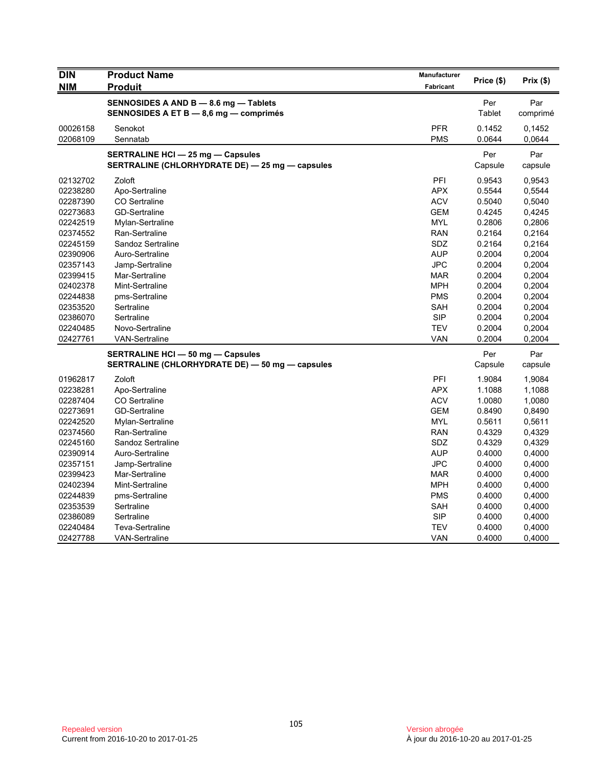| DIN<br>NIM | Product Name<br>Produit | Manufacturer<br>Fabricant | Price ($) | Prix ($) |
|---|---|---|---|---|
| | **SENNOSIDES A AND B — 8.6 mg — Tablets**<br>**SENNOSIDES A ET B — 8,6 mg — comprimés** | | Per Tablet | Par comprimé |
| 00026158 | Senokot | PFR | 0.1452 | 0,1452 |
| 02068109 | Sennatab | PMS | 0.0644 | 0,0644 |
| | **SERTRALINE HCl — 25 mg — Capsules**<br>**SERTRALINE (CHLORHYDRATE DE) — 25 mg — capsules** | | Per Capsule | Par capsule |
| 02132702 | Zoloft | PFI | 0.9543 | 0,9543 |
| 02238280 | Apo-Sertraline | APX | 0.5544 | 0,5544 |
| 02287390 | CO Sertraline | ACV | 0.5040 | 0,5040 |
| 02273683 | GD-Sertraline | GEM | 0.4245 | 0,4245 |
| 02242519 | Mylan-Sertraline | MYL | 0.2806 | 0,2806 |
| 02374552 | Ran-Sertraline | RAN | 0.2164 | 0,2164 |
| 02245159 | Sandoz Sertraline | SDZ | 0.2164 | 0,2164 |
| 02390906 | Auro-Sertraline | AUP | 0.2004 | 0,2004 |
| 02357143 | Jamp-Sertraline | JPC | 0.2004 | 0,2004 |
| 02399415 | Mar-Sertraline | MAR | 0.2004 | 0,2004 |
| 02402378 | Mint-Sertraline | MPH | 0.2004 | 0,2004 |
| 02244838 | pms-Sertraline | PMS | 0.2004 | 0,2004 |
| 02353520 | Sertraline | SAH | 0.2004 | 0,2004 |
| 02386070 | Sertraline | SIP | 0.2004 | 0,2004 |
| 02240485 | Novo-Sertraline | TEV | 0.2004 | 0,2004 |
| 02427761 | VAN-Sertraline | VAN | 0.2004 | 0,2004 |
| | **SERTRALINE HCl — 50 mg — Capsules**<br>**SERTRALINE (CHLORHYDRATE DE) — 50 mg — capsules** | | Per Capsule | Par capsule |
| 01962817 | Zoloft | PFI | 1.9084 | 1,9084 |
| 02238281 | Apo-Sertraline | APX | 1.1088 | 1,1088 |
| 02287404 | CO Sertraline | ACV | 1.0080 | 1,0080 |
| 02273691 | GD-Sertraline | GEM | 0.8490 | 0,8490 |
| 02242520 | Mylan-Sertraline | MYL | 0.5611 | 0,5611 |
| 02374560 | Ran-Sertraline | RAN | 0.4329 | 0,4329 |
| 02245160 | Sandoz Sertraline | SDZ | 0.4329 | 0,4329 |
| 02390914 | Auro-Sertraline | AUP | 0.4000 | 0,4000 |
| 02357151 | Jamp-Sertraline | JPC | 0.4000 | 0,4000 |
| 02399423 | Mar-Sertraline | MAR | 0.4000 | 0,4000 |
| 02402394 | Mint-Sertraline | MPH | 0.4000 | 0,4000 |
| 02244839 | pms-Sertraline | PMS | 0.4000 | 0,4000 |
| 02353539 | Sertraline | SAH | 0.4000 | 0,4000 |
| 02386089 | Sertraline | SIP | 0.4000 | 0,4000 |
| 02240484 | Teva-Sertraline | TEV | 0.4000 | 0,4000 |
| 02427788 | VAN-Sertraline | VAN | 0.4000 | 0,4000 |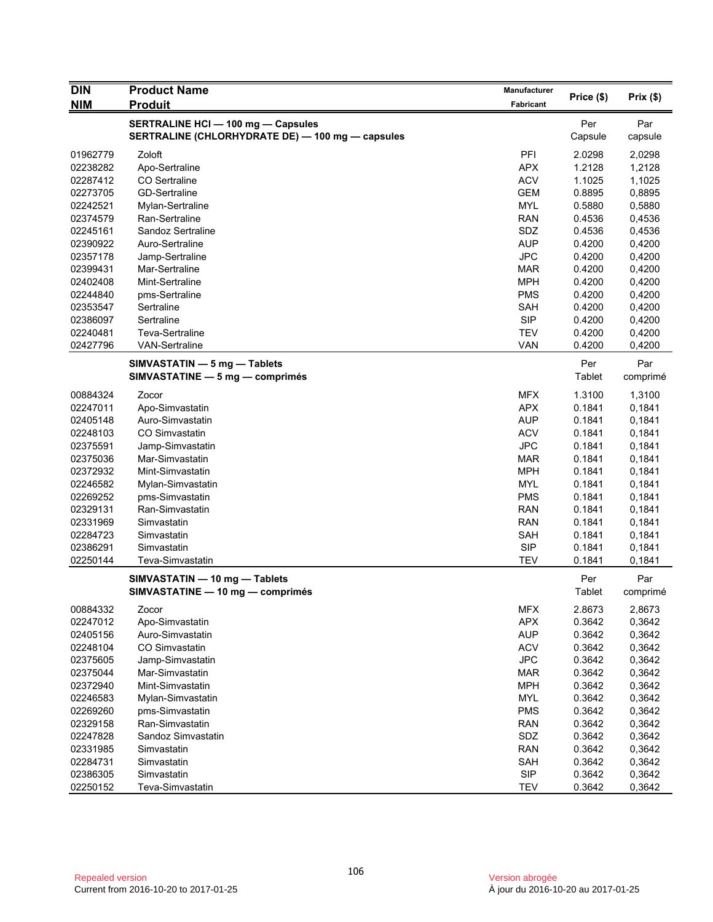| DIN<br>NIM | Product Name<br>Produit | Manufacturer<br>Fabricant | Price ($) | Prix ($) |
|---|---|---|---|---|
| | **SERTRALINE HCl — 100 mg — Capsules**<br>**SERTRALINE (CHLORHYDRATE DE) — 100 mg — capsules** | | Per Capsule | Par capsule |
| 01962779 | Zoloft | PFI | 2.0298 | 2,0298 |
| 02238282 | Apo-Sertraline | APX | 1.2128 | 1,2128 |
| 02287412 | CO Sertraline | ACV | 1.1025 | 1,1025 |
| 02273705 | GD-Sertraline | GEM | 0.8895 | 0,8895 |
| 02242521 | Mylan-Sertraline | MYL | 0.5880 | 0,5880 |
| 02374579 | Ran-Sertraline | RAN | 0.4536 | 0,4536 |
| 02245161 | Sandoz Sertraline | SDZ | 0.4536 | 0,4536 |
| 02390922 | Auro-Sertraline | AUP | 0.4200 | 0,4200 |
| 02357178 | Jamp-Sertraline | JPC | 0.4200 | 0,4200 |
| 02399431 | Mar-Sertraline | MAR | 0.4200 | 0,4200 |
| 02402408 | Mint-Sertraline | MPH | 0.4200 | 0,4200 |
| 02244840 | pms-Sertraline | PMS | 0.4200 | 0,4200 |
| 02353547 | Sertraline | SAH | 0.4200 | 0,4200 |
| 02386097 | Sertraline | SIP | 0.4200 | 0,4200 |
| 02240481 | Teva-Sertraline | TEV | 0.4200 | 0,4200 |
| 02427796 | VAN-Sertraline | VAN | 0.4200 | 0,4200 |
| | **SIMVASTATIN — 5 mg — Tablets**<br>**SIMVASTATINE — 5 mg — comprimés** | | Per Tablet | Par comprimé |
| 00884324 | Zocor | MFX | 1.3100 | 1,3100 |
| 02247011 | Apo-Simvastatin | APX | 0.1841 | 0,1841 |
| 02405148 | Auro-Simvastatin | AUP | 0.1841 | 0,1841 |
| 02248103 | CO Simvastatin | ACV | 0.1841 | 0,1841 |
| 02375591 | Jamp-Simvastatin | JPC | 0.1841 | 0,1841 |
| 02375036 | Mar-Simvastatin | MAR | 0.1841 | 0,1841 |
| 02372932 | Mint-Simvastatin | MPH | 0.1841 | 0,1841 |
| 02246582 | Mylan-Simvastatin | MYL | 0.1841 | 0,1841 |
| 02269252 | pms-Simvastatin | PMS | 0.1841 | 0,1841 |
| 02329131 | Ran-Simvastatin | RAN | 0.1841 | 0,1841 |
| 02331969 | Simvastatin | RAN | 0.1841 | 0,1841 |
| 02284723 | Simvastatin | SAH | 0.1841 | 0,1841 |
| 02386291 | Simvastatin | SIP | 0.1841 | 0,1841 |
| 02250144 | Teva-Simvastatin | TEV | 0.1841 | 0,1841 |
| | **SIMVASTATIN — 10 mg — Tablets**<br>**SIMVASTATINE — 10 mg — comprimés** | | Per Tablet | Par comprimé |
| 00884332 | Zocor | MFX | 2.8673 | 2,8673 |
| 02247012 | Apo-Simvastatin | APX | 0.3642 | 0,3642 |
| 02405156 | Auro-Simvastatin | AUP | 0.3642 | 0,3642 |
| 02248104 | CO Simvastatin | ACV | 0.3642 | 0,3642 |
| 02375605 | Jamp-Simvastatin | JPC | 0.3642 | 0,3642 |
| 02375044 | Mar-Simvastatin | MAR | 0.3642 | 0,3642 |
| 02372940 | Mint-Simvastatin | MPH | 0.3642 | 0,3642 |
| 02246583 | Mylan-Simvastatin | MYL | 0.3642 | 0,3642 |
| 02269260 | pms-Simvastatin | PMS | 0.3642 | 0,3642 |
| 02329158 | Ran-Simvastatin | RAN | 0.3642 | 0,3642 |
| 02247828 | Sandoz Simvastatin | SDZ | 0.3642 | 0,3642 |
| 02331985 | Simvastatin | RAN | 0.3642 | 0,3642 |
| 02284731 | Simvastatin | SAH | 0.3642 | 0,3642 |
| 02386305 | Simvastatin | SIP | 0.3642 | 0,3642 |
| 02250152 | Teva-Simvastatin | TEV | 0.3642 | 0,3642 |

Repealed version
Current from 2016-10-20 to 2017-01-25

Version abrogée
À jour du 2016-10-20 au 2017-01-25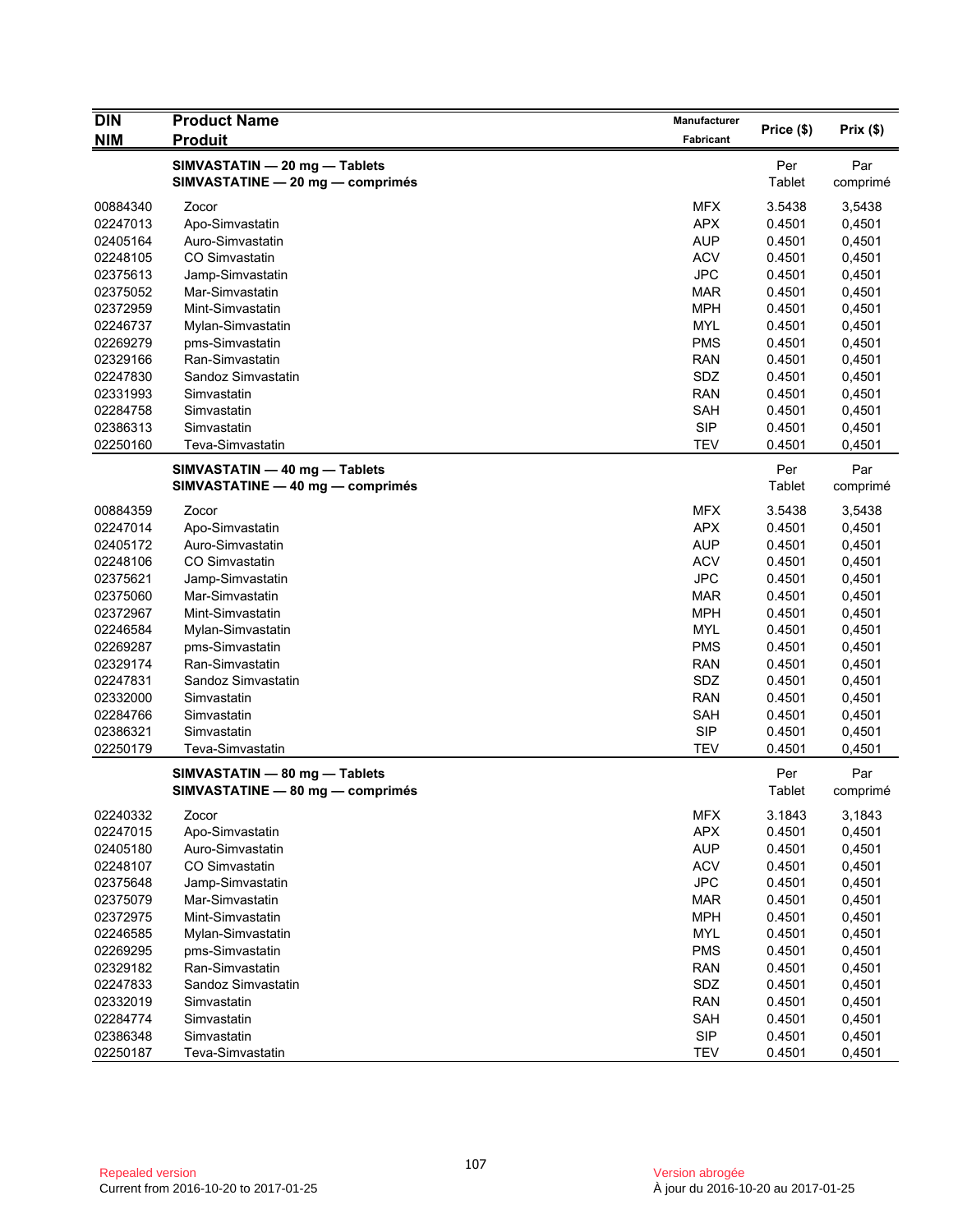| DIN<br>NIM | Product Name<br>Produit | Manufacturer<br>Fabricant | Price ($) | Prix ($) |
|---|---|---|---|---|
| | **SIMVASTATIN — 20 mg — Tablets**<br>**SIMVASTATINE — 20 mg — comprimés** | | Per<br>Tablet | Par<br>comprimé |
| 00884340 | Zocor | MFX | 3.5438 | 3,5438 |
| 02247013 | Apo-Simvastatin | APX | 0.4501 | 0,4501 |
| 02405164 | Auro-Simvastatin | AUP | 0.4501 | 0,4501 |
| 02248105 | CO Simvastatin | ACV | 0.4501 | 0,4501 |
| 02375613 | Jamp-Simvastatin | JPC | 0.4501 | 0,4501 |
| 02375052 | Mar-Simvastatin | MAR | 0.4501 | 0,4501 |
| 02372959 | Mint-Simvastatin | MPH | 0.4501 | 0,4501 |
| 02246737 | Mylan-Simvastatin | MYL | 0.4501 | 0,4501 |
| 02269279 | pms-Simvastatin | PMS | 0.4501 | 0,4501 |
| 02329166 | Ran-Simvastatin | RAN | 0.4501 | 0,4501 |
| 02247830 | Sandoz Simvastatin | SDZ | 0.4501 | 0,4501 |
| 02331993 | Simvastatin | RAN | 0.4501 | 0,4501 |
| 02284758 | Simvastatin | SAH | 0.4501 | 0,4501 |
| 02386313 | Simvastatin | SIP | 0.4501 | 0,4501 |
| 02250160 | Teva-Simvastatin | TEV | 0.4501 | 0,4501 |
| | **SIMVASTATIN — 40 mg — Tablets**<br>**SIMVASTATINE — 40 mg — comprimés** | | Per<br>Tablet | Par<br>comprimé |
| 00884359 | Zocor | MFX | 3.5438 | 3,5438 |
| 02247014 | Apo-Simvastatin | APX | 0.4501 | 0,4501 |
| 02405172 | Auro-Simvastatin | AUP | 0.4501 | 0,4501 |
| 02248106 | CO Simvastatin | ACV | 0.4501 | 0,4501 |
| 02375621 | Jamp-Simvastatin | JPC | 0.4501 | 0,4501 |
| 02375060 | Mar-Simvastatin | MAR | 0.4501 | 0,4501 |
| 02372967 | Mint-Simvastatin | MPH | 0.4501 | 0,4501 |
| 02246584 | Mylan-Simvastatin | MYL | 0.4501 | 0,4501 |
| 02269287 | pms-Simvastatin | PMS | 0.4501 | 0,4501 |
| 02329174 | Ran-Simvastatin | RAN | 0.4501 | 0,4501 |
| 02247831 | Sandoz Simvastatin | SDZ | 0.4501 | 0,4501 |
| 02332000 | Simvastatin | RAN | 0.4501 | 0,4501 |
| 02284766 | Simvastatin | SAH | 0.4501 | 0,4501 |
| 02386321 | Simvastatin | SIP | 0.4501 | 0,4501 |
| 02250179 | Teva-Simvastatin | TEV | 0.4501 | 0,4501 |
| | **SIMVASTATIN — 80 mg — Tablets**<br>**SIMVASTATINE — 80 mg — comprimés** | | Per<br>Tablet | Par<br>comprimé |
| 02240332 | Zocor | MFX | 3.1843 | 3,1843 |
| 02247015 | Apo-Simvastatin | APX | 0.4501 | 0,4501 |
| 02405180 | Auro-Simvastatin | AUP | 0.4501 | 0,4501 |
| 02248107 | CO Simvastatin | ACV | 0.4501 | 0,4501 |
| 02375648 | Jamp-Simvastatin | JPC | 0.4501 | 0,4501 |
| 02375079 | Mar-Simvastatin | MAR | 0.4501 | 0,4501 |
| 02372975 | Mint-Simvastatin | MPH | 0.4501 | 0,4501 |
| 02246585 | Mylan-Simvastatin | MYL | 0.4501 | 0,4501 |
| 02269295 | pms-Simvastatin | PMS | 0.4501 | 0,4501 |
| 02329182 | Ran-Simvastatin | RAN | 0.4501 | 0,4501 |
| 02247833 | Sandoz Simvastatin | SDZ | 0.4501 | 0,4501 |
| 02332019 | Simvastatin | RAN | 0.4501 | 0,4501 |
| 02284774 | Simvastatin | SAH | 0.4501 | 0,4501 |
| 02386348 | Simvastatin | SIP | 0.4501 | 0,4501 |
| 02250187 | Teva-Simvastatin | TEV | 0.4501 | 0,4501 |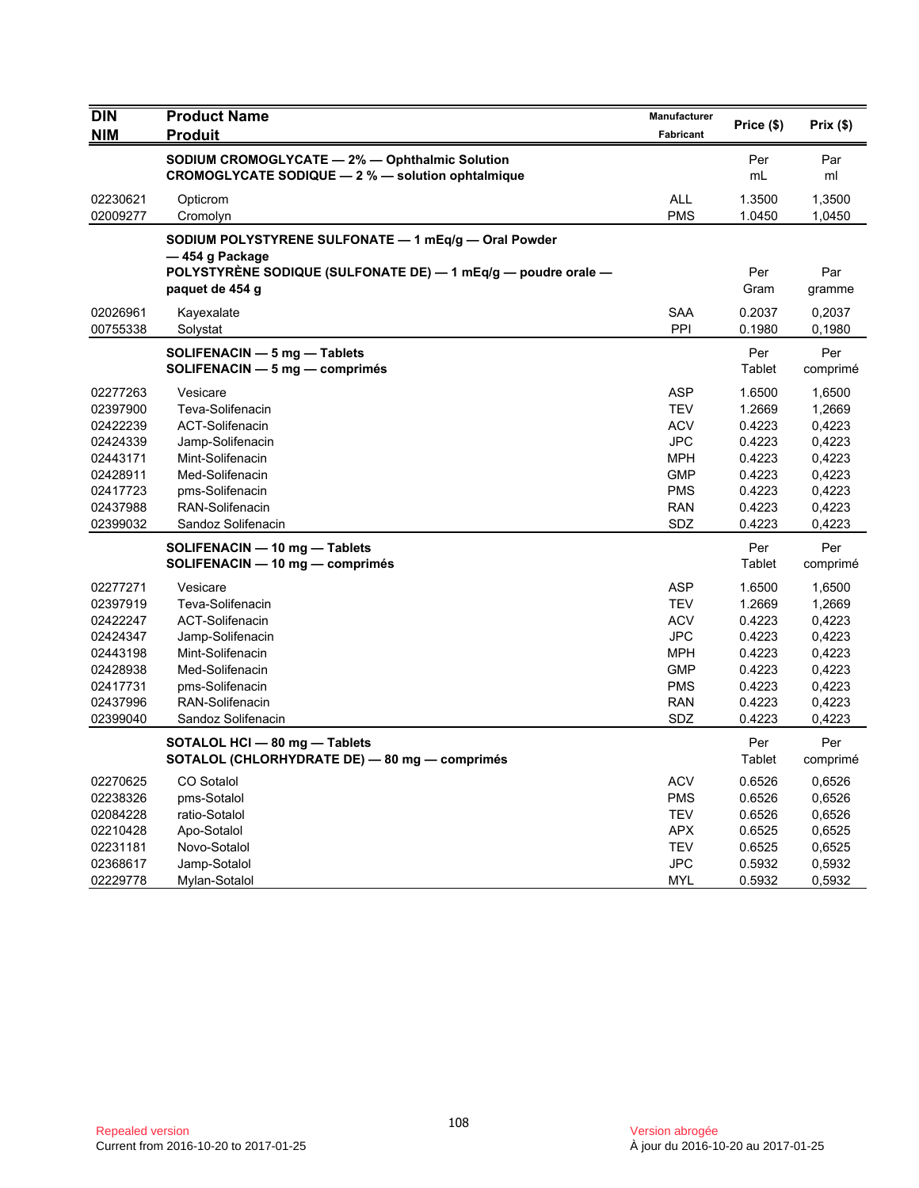| DIN<br>NIM | Product Name<br>Produit | Manufacturer<br>Fabricant | Price ($) | Prix ($) |
|---|---|---|---|---|
| | **SODIUM CROMOGLYCATE — 2% — Ophthalmic Solution**<br>**CROMOGLYCATE SODIQUE — 2 % — solution ophtalmique** | | Per<br>mL | Par<br>ml |
| 02230621 | Opticrom | ALL | 1.3500 | 1,3500 |
| 02009277 | Cromolyn | PMS | 1.0450 | 1,0450 |
| | **SODIUM POLYSTYRENE SULFONATE — 1 mEq/g — Oral Powder — 454 g Package**<br>**POLYSTYRÈNE SODIQUE (SULFONATE DE) — 1 mEq/g — poudre orale — paquet de 454 g** | | Per<br>Gram | Par<br>gramme |
| 02026961 | Kayexalate | SAA | 0.2037 | 0,2037 |
| 00755338 | Solystat | PPI | 0.1980 | 0,1980 |
| | **SOLIFENACIN — 5 mg — Tablets**<br>**SOLIFENACIN — 5 mg — comprimés** | | Per<br>Tablet | Per<br>comprimé |
| 02277263 | Vesicare | ASP | 1.6500 | 1,6500 |
| 02397900 | Teva-Solifenacin | TEV | 1.2669 | 1,2669 |
| 02422239 | ACT-Solifenacin | ACV | 0.4223 | 0,4223 |
| 02424339 | Jamp-Solifenacin | JPC | 0.4223 | 0,4223 |
| 02443171 | Mint-Solifenacin | MPH | 0.4223 | 0,4223 |
| 02428911 | Med-Solifenacin | GMP | 0.4223 | 0,4223 |
| 02417723 | pms-Solifenacin | PMS | 0.4223 | 0,4223 |
| 02437988 | RAN-Solifenacin | RAN | 0.4223 | 0,4223 |
| 02399032 | Sandoz Solifenacin | SDZ | 0.4223 | 0,4223 |
| | **SOLIFENACIN — 10 mg — Tablets**<br>**SOLIFENACIN — 10 mg — comprimés** | | Per<br>Tablet | Per<br>comprimé |
| 02277271 | Vesicare | ASP | 1.6500 | 1,6500 |
| 02397919 | Teva-Solifenacin | TEV | 1.2669 | 1,2669 |
| 02422247 | ACT-Solifenacin | ACV | 0.4223 | 0,4223 |
| 02424347 | Jamp-Solifenacin | JPC | 0.4223 | 0,4223 |
| 02443198 | Mint-Solifenacin | MPH | 0.4223 | 0,4223 |
| 02428938 | Med-Solifenacin | GMP | 0.4223 | 0,4223 |
| 02417731 | pms-Solifenacin | PMS | 0.4223 | 0,4223 |
| 02437996 | RAN-Solifenacin | RAN | 0.4223 | 0,4223 |
| 02399040 | Sandoz Solifenacin | SDZ | 0.4223 | 0,4223 |
| | **SOTALOL HCl — 80 mg — Tablets**<br>**SOTALOL (CHLORHYDRATE DE) — 80 mg — comprimés** | | Per<br>Tablet | Per<br>comprimé |
| 02270625 | CO Sotalol | ACV | 0.6526 | 0,6526 |
| 02238326 | pms-Sotalol | PMS | 0.6526 | 0,6526 |
| 02084228 | ratio-Sotalol | TEV | 0.6526 | 0,6526 |
| 02210428 | Apo-Sotalol | APX | 0.6525 | 0,6525 |
| 02231181 | Novo-Sotalol | TEV | 0.6525 | 0,6525 |
| 02368617 | Jamp-Sotalol | JPC | 0.5932 | 0,5932 |
| 02229778 | Mylan-Sotalol | MYL | 0.5932 | 0,5932 |

Repealed version
Current from 2016-10-20 to 2017-01-25

Version abrogée
À jour du 2016-10-20 au 2017-01-25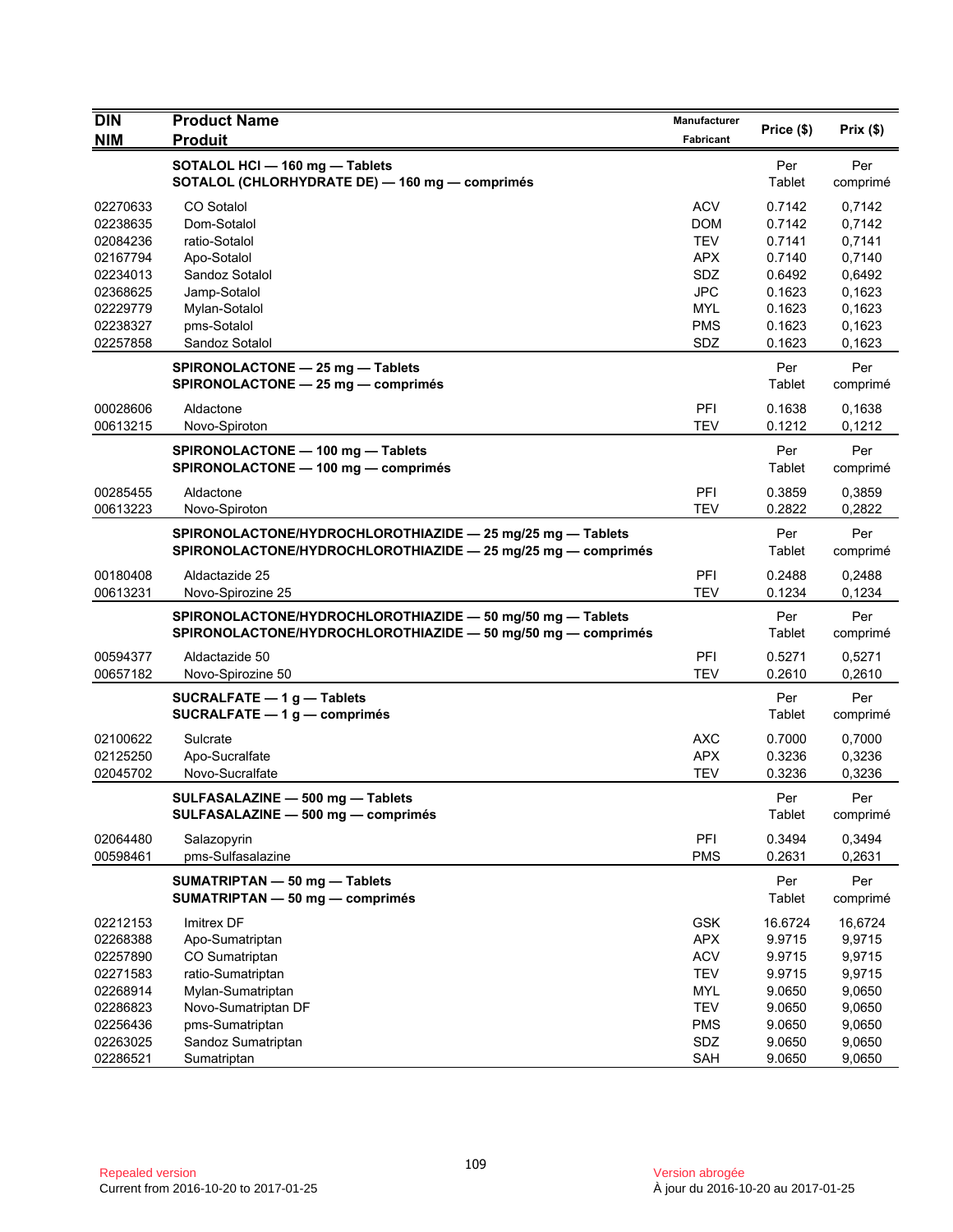| DIN<br>NIM | Product Name<br>Produit | Manufacturer<br>Fabricant | Price ($) | Prix ($) |
|---|---|---|---|---|
| | **SOTALOL HCl — 160 mg — Tablets**<br>**SOTALOL (CHLORHYDRATE DE) — 160 mg — comprimés** | | Per Tablet | Per comprimé |
| 02270633 | CO Sotalol | ACV | 0.7142 | 0,7142 |
| 02238635 | Dom-Sotalol | DOM | 0.7142 | 0,7142 |
| 02084236 | ratio-Sotalol | TEV | 0.7141 | 0,7141 |
| 02167794 | Apo-Sotalol | APX | 0.7140 | 0,7140 |
| 02234013 | Sandoz Sotalol | SDZ | 0.6492 | 0,6492 |
| 02368625 | Jamp-Sotalol | JPC | 0.1623 | 0,1623 |
| 02229779 | Mylan-Sotalol | MYL | 0.1623 | 0,1623 |
| 02238327 | pms-Sotalol | PMS | 0.1623 | 0,1623 |
| 02257858 | Sandoz Sotalol | SDZ | 0.1623 | 0,1623 |
| | **SPIRONOLACTONE — 25 mg — Tablets**<br>**SPIRONOLACTONE — 25 mg — comprimés** | | Per Tablet | Per comprimé |
| 00028606 | Aldactone | PFI | 0.1638 | 0,1638 |
| 00613215 | Novo-Spiroton | TEV | 0.1212 | 0,1212 |
| | **SPIRONOLACTONE — 100 mg — Tablets**<br>**SPIRONOLACTONE — 100 mg — comprimés** | | Per Tablet | Per comprimé |
| 00285455 | Aldactone | PFI | 0.3859 | 0,3859 |
| 00613223 | Novo-Spiroton | TEV | 0.2822 | 0,2822 |
| | **SPIRONOLACTONE/HYDROCHLOROTHIAZIDE — 25 mg/25 mg — Tablets**<br>**SPIRONOLACTONE/HYDROCHLOROTHIAZIDE — 25 mg/25 mg — comprimés** | | Per Tablet | Per comprimé |
| 00180408 | Aldactazide 25 | PFI | 0.2488 | 0,2488 |
| 00613231 | Novo-Spirozine 25 | TEV | 0.1234 | 0,1234 |
| | **SPIRONOLACTONE/HYDROCHLOROTHIAZIDE — 50 mg/50 mg — Tablets**<br>**SPIRONOLACTONE/HYDROCHLOROTHIAZIDE — 50 mg/50 mg — comprimés** | | Per Tablet | Per comprimé |
| 00594377 | Aldactazide 50 | PFI | 0.5271 | 0,5271 |
| 00657182 | Novo-Spirozine 50 | TEV | 0.2610 | 0,2610 |
| | **SUCRALFATE — 1 g — Tablets**<br>**SUCRALFATE — 1 g — comprimés** | | Per Tablet | Per comprimé |
| 02100622 | Sulcrate | AXC | 0.7000 | 0,7000 |
| 02125250 | Apo-Sucralfate | APX | 0.3236 | 0,3236 |
| 02045702 | Novo-Sucralfate | TEV | 0.3236 | 0,3236 |
| | **SULFASALAZINE — 500 mg — Tablets**<br>**SULFASALAZINE — 500 mg — comprimés** | | Per Tablet | Per comprimé |
| 02064480 | Salazopyrin | PFI | 0.3494 | 0,3494 |
| 00598461 | pms-Sulfasalazine | PMS | 0.2631 | 0,2631 |
| | **SUMATRIPTAN — 50 mg — Tablets**<br>**SUMATRIPTAN — 50 mg — comprimés** | | Per Tablet | Per comprimé |
| 02212153 | Imitrex DF | GSK | 16.6724 | 16,6724 |
| 02268388 | Apo-Sumatriptan | APX | 9.9715 | 9,9715 |
| 02257890 | CO Sumatriptan | ACV | 9.9715 | 9,9715 |
| 02271583 | ratio-Sumatriptan | TEV | 9.9715 | 9,9715 |
| 02268914 | Mylan-Sumatriptan | MYL | 9.0650 | 9,0650 |
| 02286823 | Novo-Sumatriptan DF | TEV | 9.0650 | 9,0650 |
| 02256436 | pms-Sumatriptan | PMS | 9.0650 | 9,0650 |
| 02263025 | Sandoz Sumatriptan | SDZ | 9.0650 | 9,0650 |
| 02286521 | Sumatriptan | SAH | 9.0650 | 9,0650 |

Repealed version
Current from 2016-10-20 to 2017-01-25

Version abrogée
À jour du 2016-10-20 au 2017-01-25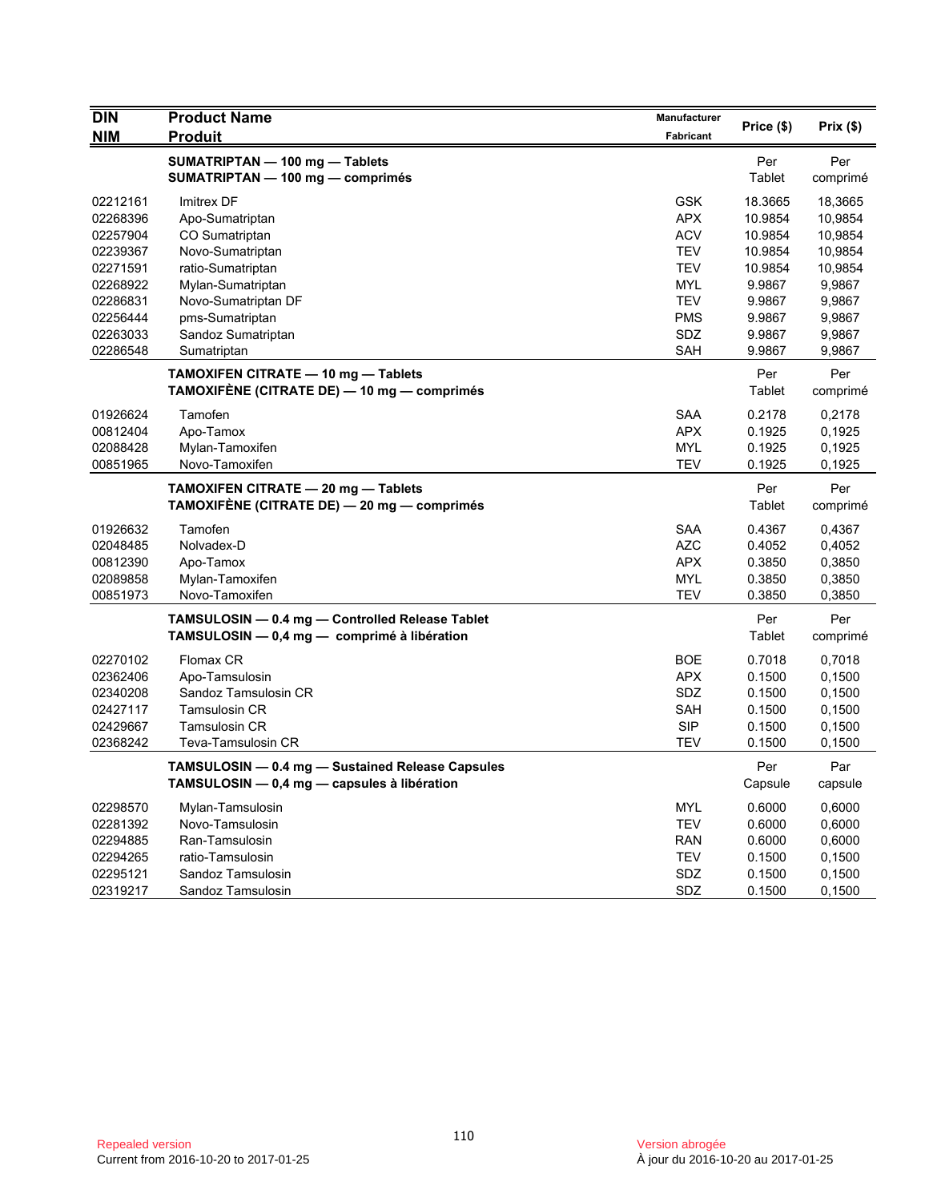| DIN<br>NIM | Product Name<br>Produit | Manufacturer<br>Fabricant | Price ($) | Prix ($) |
|---|---|---|---|---|
| | **SUMATRIPTAN — 100 mg — Tablets**<br>**SUMATRIPTAN — 100 mg — comprimés** | | Per Tablet | Per comprimé |
| 02212161 | Imitrex DF | GSK | 18.3665 | 18,3665 |
| 02268396 | Apo-Sumatriptan | APX | 10.9854 | 10,9854 |
| 02257904 | CO Sumatriptan | ACV | 10.9854 | 10,9854 |
| 02239367 | Novo-Sumatriptan | TEV | 10.9854 | 10,9854 |
| 02271591 | ratio-Sumatriptan | TEV | 10.9854 | 10,9854 |
| 02268922 | Mylan-Sumatriptan | MYL | 9.9867 | 9,9867 |
| 02286831 | Novo-Sumatriptan DF | TEV | 9.9867 | 9,9867 |
| 02256444 | pms-Sumatriptan | PMS | 9.9867 | 9,9867 |
| 02263033 | Sandoz Sumatriptan | SDZ | 9.9867 | 9,9867 |
| 02286548 | Sumatriptan | SAH | 9.9867 | 9,9867 |
| | **TAMOXIFEN CITRATE — 10 mg — Tablets**<br>**TAMOXIFÈNE (CITRATE DE) — 10 mg — comprimés** | | Per Tablet | Per comprimé |
| 01926624 | Tamofen | SAA | 0.2178 | 0,2178 |
| 00812404 | Apo-Tamox | APX | 0.1925 | 0,1925 |
| 02088428 | Mylan-Tamoxifen | MYL | 0.1925 | 0,1925 |
| 00851965 | Novo-Tamoxifen | TEV | 0.1925 | 0,1925 |
| | **TAMOXIFEN CITRATE — 20 mg — Tablets**<br>**TAMOXIFÈNE (CITRATE DE) — 20 mg — comprimés** | | Per Tablet | Per comprimé |
| 01926632 | Tamofen | SAA | 0.4367 | 0,4367 |
| 02048485 | Nolvadex-D | AZC | 0.4052 | 0,4052 |
| 00812390 | Apo-Tamox | APX | 0.3850 | 0,3850 |
| 02089858 | Mylan-Tamoxifen | MYL | 0.3850 | 0,3850 |
| 00851973 | Novo-Tamoxifen | TEV | 0.3850 | 0,3850 |
| | **TAMSULOSIN — 0.4 mg — Controlled Release Tablet**<br>**TAMSULOSIN — 0,4 mg — comprimé à libération** | | Per Tablet | Per comprimé |
| 02270102 | Flomax CR | BOE | 0.7018 | 0,7018 |
| 02362406 | Apo-Tamsulosin | APX | 0.1500 | 0,1500 |
| 02340208 | Sandoz Tamsulosin CR | SDZ | 0.1500 | 0,1500 |
| 02427117 | Tamsulosin CR | SAH | 0.1500 | 0,1500 |
| 02429667 | Tamsulosin CR | SIP | 0.1500 | 0,1500 |
| 02368242 | Teva-Tamsulosin CR | TEV | 0.1500 | 0,1500 |
| | **TAMSULOSIN — 0.4 mg — Sustained Release Capsules**<br>**TAMSULOSIN — 0,4 mg — capsules à libération** | | Per Capsule | Par capsule |
| 02298570 | Mylan-Tamsulosin | MYL | 0.6000 | 0,6000 |
| 02281392 | Novo-Tamsulosin | TEV | 0.6000 | 0,6000 |
| 02294885 | Ran-Tamsulosin | RAN | 0.6000 | 0,6000 |
| 02294265 | ratio-Tamsulosin | TEV | 0.1500 | 0,1500 |
| 02295121 | Sandoz Tamsulosin | SDZ | 0.1500 | 0,1500 |
| 02319217 | Sandoz Tamsulosin | SDZ | 0.1500 | 0,1500 |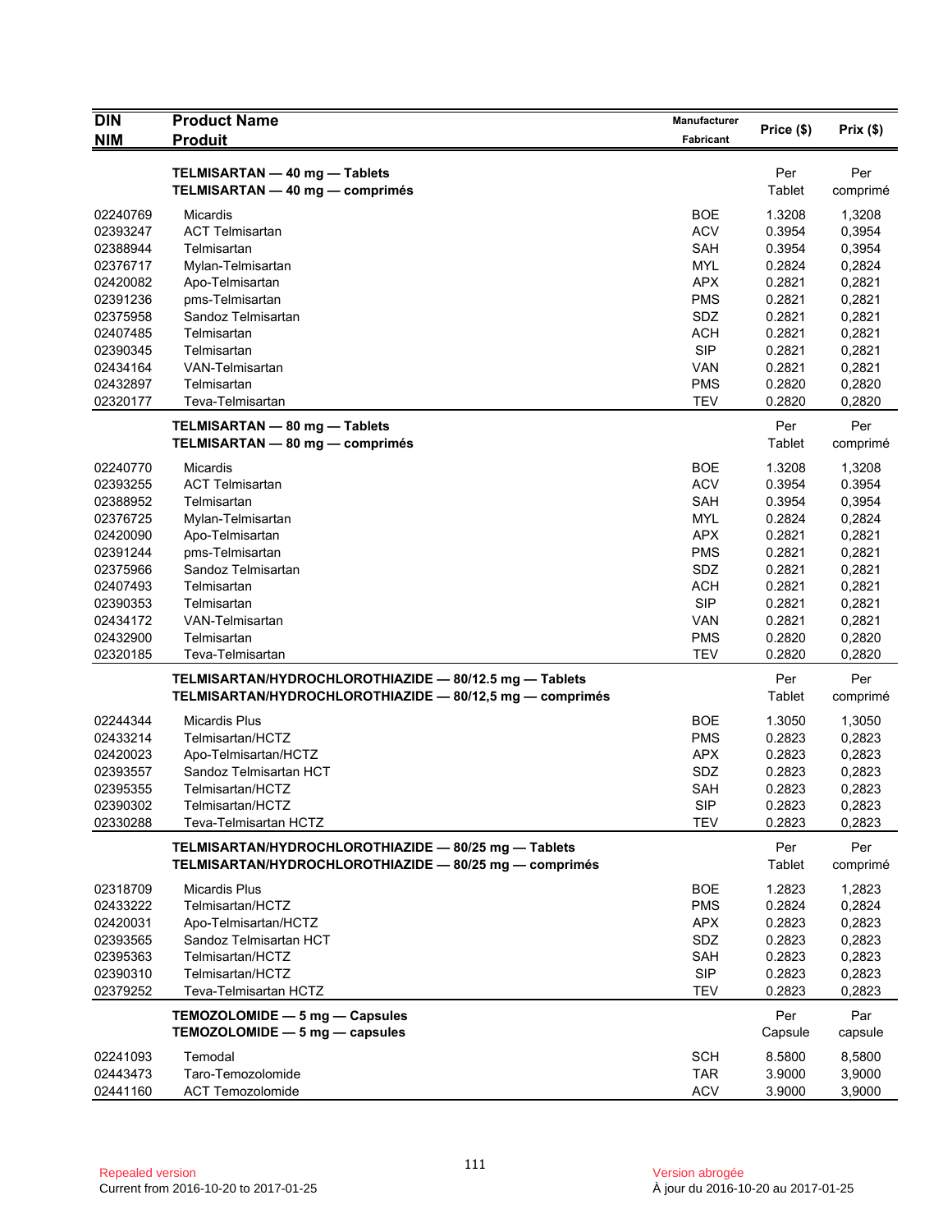| DIN / NIM | Product Name / Produit | Manufacturer / Fabricant | Price ($) | Prix ($) |
|---|---|---|---|---|
| | **TELMISARTAN — 40 mg — Tablets** **TELMISARTAN — 40 mg — comprimés** | | Per Tablet | Per comprimé |
| 02240769 | Micardis | BOE | 1.3208 | 1,3208 |
| 02393247 | ACT Telmisartan | ACV | 0.3954 | 0,3954 |
| 02388944 | Telmisartan | SAH | 0.3954 | 0,3954 |
| 02376717 | Mylan-Telmisartan | MYL | 0.2824 | 0,2824 |
| 02420082 | Apo-Telmisartan | APX | 0.2821 | 0,2821 |
| 02391236 | pms-Telmisartan | PMS | 0.2821 | 0,2821 |
| 02375958 | Sandoz Telmisartan | SDZ | 0.2821 | 0,2821 |
| 02407485 | Telmisartan | ACH | 0.2821 | 0,2821 |
| 02390345 | Telmisartan | SIP | 0.2821 | 0,2821 |
| 02434164 | VAN-Telmisartan | VAN | 0.2821 | 0,2821 |
| 02432897 | Telmisartan | PMS | 0.2820 | 0,2820 |
| 02320177 | Teva-Telmisartan | TEV | 0.2820 | 0,2820 |
| | **TELMISARTAN — 80 mg — Tablets** **TELMISARTAN — 80 mg — comprimés** | | Per Tablet | Per comprimé |
| 02240770 | Micardis | BOE | 1.3208 | 1,3208 |
| 02393255 | ACT Telmisartan | ACV | 0.3954 | 0.3954 |
| 02388952 | Telmisartan | SAH | 0.3954 | 0,3954 |
| 02376725 | Mylan-Telmisartan | MYL | 0.2824 | 0,2824 |
| 02420090 | Apo-Telmisartan | APX | 0.2821 | 0,2821 |
| 02391244 | pms-Telmisartan | PMS | 0.2821 | 0,2821 |
| 02375966 | Sandoz Telmisartan | SDZ | 0.2821 | 0,2821 |
| 02407493 | Telmisartan | ACH | 0.2821 | 0,2821 |
| 02390353 | Telmisartan | SIP | 0.2821 | 0,2821 |
| 02434172 | VAN-Telmisartan | VAN | 0.2821 | 0,2821 |
| 02432900 | Telmisartan | PMS | 0.2820 | 0,2820 |
| 02320185 | Teva-Telmisartan | TEV | 0.2820 | 0,2820 |
| | **TELMISARTAN/HYDROCHLOROTHIAZIDE — 80/12.5 mg — Tablets** **TELMISARTAN/HYDROCHLOROTHIAZIDE — 80/12,5 mg — comprimés** | | Per Tablet | Per comprimé |
| 02244344 | Micardis Plus | BOE | 1.3050 | 1,3050 |
| 02433214 | Telmisartan/HCTZ | PMS | 0.2823 | 0,2823 |
| 02420023 | Apo-Telmisartan/HCTZ | APX | 0.2823 | 0,2823 |
| 02393557 | Sandoz Telmisartan HCT | SDZ | 0.2823 | 0,2823 |
| 02395355 | Telmisartan/HCTZ | SAH | 0.2823 | 0,2823 |
| 02390302 | Telmisartan/HCTZ | SIP | 0.2823 | 0,2823 |
| 02330288 | Teva-Telmisartan HCTZ | TEV | 0.2823 | 0,2823 |
| | **TELMISARTAN/HYDROCHLOROTHIAZIDE — 80/25 mg — Tablets** **TELMISARTAN/HYDROCHLOROTHIAZIDE — 80/25 mg — comprimés** | | Per Tablet | Per comprimé |
| 02318709 | Micardis Plus | BOE | 1.2823 | 1,2823 |
| 02433222 | Telmisartan/HCTZ | PMS | 0.2824 | 0,2824 |
| 02420031 | Apo-Telmisartan/HCTZ | APX | 0.2823 | 0,2823 |
| 02393565 | Sandoz Telmisartan HCT | SDZ | 0.2823 | 0,2823 |
| 02395363 | Telmisartan/HCTZ | SAH | 0.2823 | 0,2823 |
| 02390310 | Telmisartan/HCTZ | SIP | 0.2823 | 0,2823 |
| 02379252 | Teva-Telmisartan HCTZ | TEV | 0.2823 | 0,2823 |
| | **TEMOZOLOMIDE — 5 mg — Capsules** **TEMOZOLOMIDE — 5 mg — capsules** | | Per Capsule | Par capsule |
| 02241093 | Temodal | SCH | 8.5800 | 8,5800 |
| 02443473 | Taro-Temozolomide | TAR | 3.9000 | 3,9000 |
| 02441160 | ACT Temozolomide | ACV | 3.9000 | 3,9000 |

Repealed version
Current from 2016-10-20 to 2017-01-25

Version abrogée
À jour du 2016-10-20 au 2017-01-25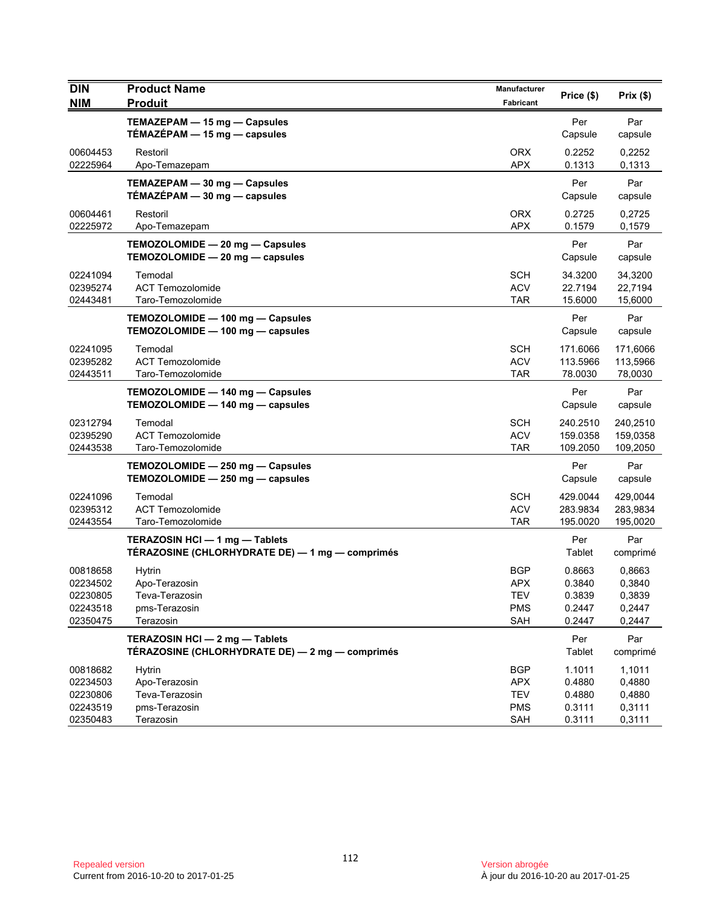| DIN<br>NIM | Product Name<br>Produit | Manufacturer<br>Fabricant | Price ($) | Prix ($) |
|---|---|---|---|---|
| | **TEMAZEPAM — 15 mg — Capsules**<br>**TÉMAZÉPAM — 15 mg — capsules** | | Per Capsule | Par capsule |
| 00604453 | Restoril | ORX | 0.2252 | 0,2252 |
| 02225964 | Apo-Temazepam | APX | 0.1313 | 0,1313 |
| | **TEMAZEPAM — 30 mg — Capsules**<br>**TÉMAZÉPAM — 30 mg — capsules** | | Per Capsule | Par capsule |
| 00604461 | Restoril | ORX | 0.2725 | 0,2725 |
| 02225972 | Apo-Temazepam | APX | 0.1579 | 0,1579 |
| | **TEMOZOLOMIDE — 20 mg — Capsules**<br>**TEMOZOLOMIDE — 20 mg — capsules** | | Per Capsule | Par capsule |
| 02241094 | Temodal | SCH | 34.3200 | 34,3200 |
| 02395274 | ACT Temozolomide | ACV | 22.7194 | 22,7194 |
| 02443481 | Taro-Temozolomide | TAR | 15.6000 | 15,6000 |
| | **TEMOZOLOMIDE — 100 mg — Capsules**<br>**TEMOZOLOMIDE — 100 mg — capsules** | | Per Capsule | Par capsule |
| 02241095 | Temodal | SCH | 171.6066 | 171,6066 |
| 02395282 | ACT Temozolomide | ACV | 113.5966 | 113,5966 |
| 02443511 | Taro-Temozolomide | TAR | 78.0030 | 78,0030 |
| | **TEMOZOLOMIDE — 140 mg — Capsules**<br>**TEMOZOLOMIDE — 140 mg — capsules** | | Per Capsule | Par capsule |
| 02312794 | Temodal | SCH | 240.2510 | 240,2510 |
| 02395290 | ACT Temozolomide | ACV | 159.0358 | 159,0358 |
| 02443538 | Taro-Temozolomide | TAR | 109.2050 | 109,2050 |
| | **TEMOZOLOMIDE — 250 mg — Capsules**<br>**TEMOZOLOMIDE — 250 mg — capsules** | | Per Capsule | Par capsule |
| 02241096 | Temodal | SCH | 429.0044 | 429,0044 |
| 02395312 | ACT Temozolomide | ACV | 283.9834 | 283,9834 |
| 02443554 | Taro-Temozolomide | TAR | 195.0020 | 195,0020 |
| | **TERAZOSIN HCl — 1 mg — Tablets**<br>**TÉRAZOSINE (CHLORHYDRATE DE) — 1 mg — comprimés** | | Per Tablet | Par comprimé |
| 00818658 | Hytrin | BGP | 0.8663 | 0,8663 |
| 02234502 | Apo-Terazosin | APX | 0.3840 | 0,3840 |
| 02230805 | Teva-Terazosin | TEV | 0.3839 | 0,3839 |
| 02243518 | pms-Terazosin | PMS | 0.2447 | 0,2447 |
| 02350475 | Terazosin | SAH | 0.2447 | 0,2447 |
| | **TERAZOSIN HCl — 2 mg — Tablets**<br>**TÉRAZOSINE (CHLORHYDRATE DE) — 2 mg — comprimés** | | Per Tablet | Par comprimé |
| 00818682 | Hytrin | BGP | 1.1011 | 1,1011 |
| 02234503 | Apo-Terazosin | APX | 0.4880 | 0,4880 |
| 02230806 | Teva-Terazosin | TEV | 0.4880 | 0,4880 |
| 02243519 | pms-Terazosin | PMS | 0.3111 | 0,3111 |
| 02350483 | Terazosin | SAH | 0.3111 | 0,3111 |

Repealed version
Current from 2016-10-20 to 2017-01-25

Version abrogée
À jour du 2016-10-20 au 2017-01-25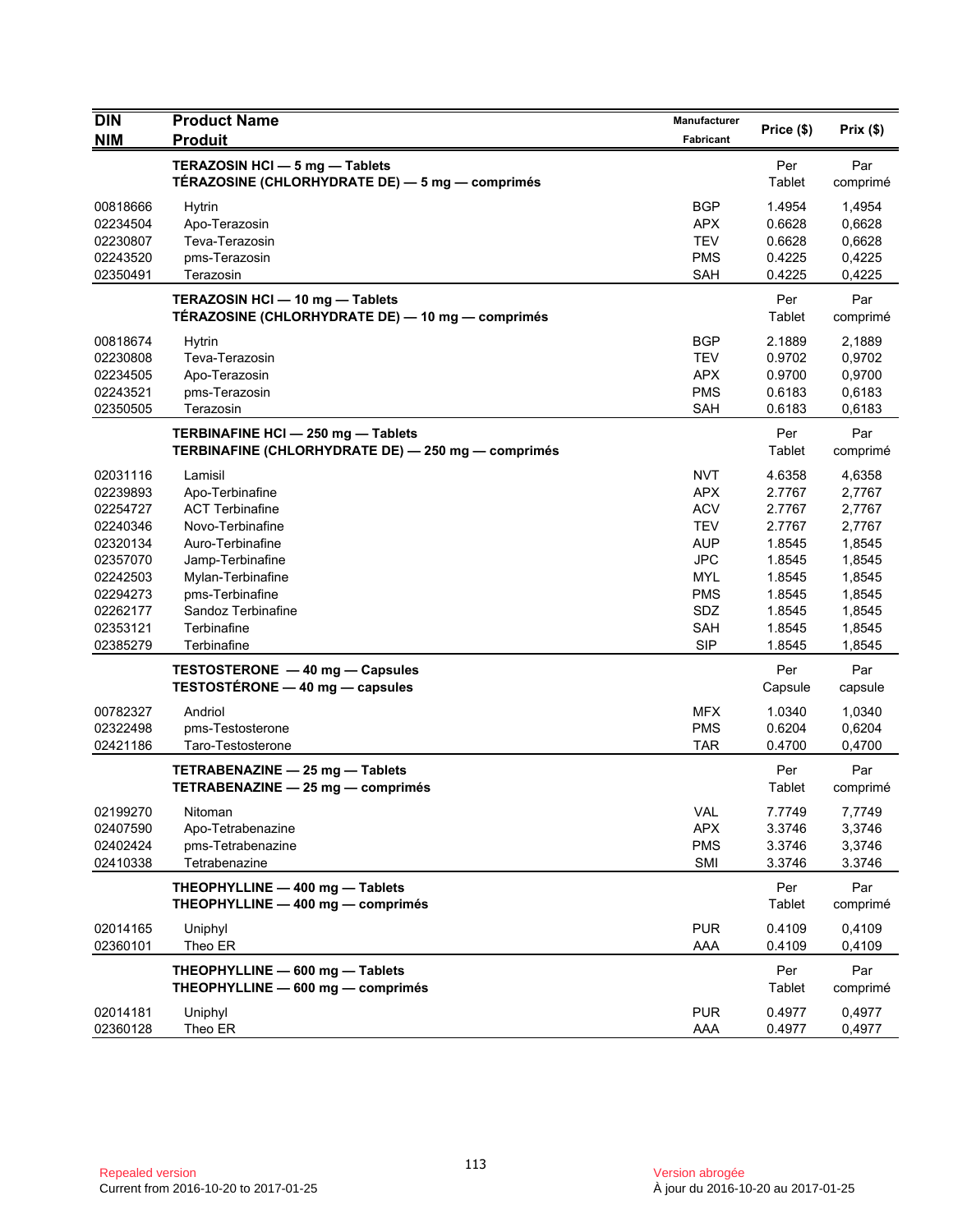| DIN<br>NIM | Product Name<br>Produit | Manufacturer<br>Fabricant | Price ($) | Prix ($) |
|---|---|---|---|---|
| | **TERAZOSIN HCl — 5 mg — Tablets**<br>**TÉRAZOSINE (CHLORHYDRATE DE) — 5 mg — comprimés** | | Per Tablet | Par comprimé |
| 00818666 | Hytrin | BGP | 1.4954 | 1,4954 |
| 02234504 | Apo-Terazosin | APX | 0.6628 | 0,6628 |
| 02230807 | Teva-Terazosin | TEV | 0.6628 | 0,6628 |
| 02243520 | pms-Terazosin | PMS | 0.4225 | 0,4225 |
| 02350491 | Terazosin | SAH | 0.4225 | 0,4225 |
| | **TERAZOSIN HCl — 10 mg — Tablets**<br>**TÉRAZOSINE (CHLORHYDRATE DE) — 10 mg — comprimés** | | Per Tablet | Par comprimé |
| 00818674 | Hytrin | BGP | 2.1889 | 2,1889 |
| 02230808 | Teva-Terazosin | TEV | 0.9702 | 0,9702 |
| 02234505 | Apo-Terazosin | APX | 0.9700 | 0,9700 |
| 02243521 | pms-Terazosin | PMS | 0.6183 | 0,6183 |
| 02350505 | Terazosin | SAH | 0.6183 | 0,6183 |
| | **TERBINAFINE HCl — 250 mg — Tablets**<br>**TERBINAFINE (CHLORHYDRATE DE) — 250 mg — comprimés** | | Per Tablet | Par comprimé |
| 02031116 | Lamisil | NVT | 4.6358 | 4,6358 |
| 02239893 | Apo-Terbinafine | APX | 2.7767 | 2,7767 |
| 02254727 | ACT Terbinafine | ACV | 2.7767 | 2,7767 |
| 02240346 | Novo-Terbinafine | TEV | 2.7767 | 2,7767 |
| 02320134 | Auro-Terbinafine | AUP | 1.8545 | 1,8545 |
| 02357070 | Jamp-Terbinafine | JPC | 1.8545 | 1,8545 |
| 02242503 | Mylan-Terbinafine | MYL | 1.8545 | 1,8545 |
| 02294273 | pms-Terbinafine | PMS | 1.8545 | 1,8545 |
| 02262177 | Sandoz Terbinafine | SDZ | 1.8545 | 1,8545 |
| 02353121 | Terbinafine | SAH | 1.8545 | 1,8545 |
| 02385279 | Terbinafine | SIP | 1.8545 | 1,8545 |
| | **TESTOSTERONE — 40 mg — Capsules**<br>**TESTOSTÉRONE — 40 mg — capsules** | | Per Capsule | Par capsule |
| 00782327 | Andriol | MFX | 1.0340 | 1,0340 |
| 02322498 | pms-Testosterone | PMS | 0.6204 | 0,6204 |
| 02421186 | Taro-Testosterone | TAR | 0.4700 | 0,4700 |
| | **TETRABENAZINE — 25 mg — Tablets**<br>**TETRABENAZINE — 25 mg — comprimés** | | Per Tablet | Par comprimé |
| 02199270 | Nitoman | VAL | 7.7749 | 7,7749 |
| 02407590 | Apo-Tetrabenazine | APX | 3.3746 | 3,3746 |
| 02402424 | pms-Tetrabenazine | PMS | 3.3746 | 3,3746 |
| 02410338 | Tetrabenazine | SMI | 3.3746 | 3.3746 |
| | **THEOPHYLLINE — 400 mg — Tablets**<br>**THEOPHYLLINE — 400 mg — comprimés** | | Per Tablet | Par comprimé |
| 02014165 | Uniphyl | PUR | 0.4109 | 0,4109 |
| 02360101 | Theo ER | AAA | 0.4109 | 0,4109 |
| | **THEOPHYLLINE — 600 mg — Tablets**<br>**THEOPHYLLINE — 600 mg — comprimés** | | Per Tablet | Par comprimé |
| 02014181 | Uniphyl | PUR | 0.4977 | 0,4977 |
| 02360128 | Theo ER | AAA | 0.4977 | 0,4977 |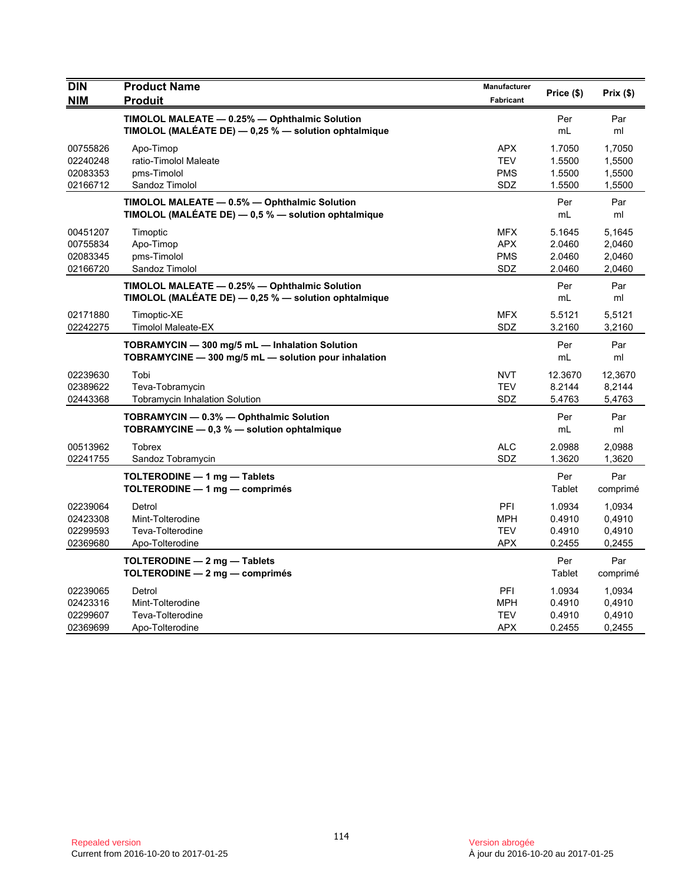| DIN<br>NIM | Product Name<br>Produit | Manufacturer<br>Fabricant | Price ($) | Prix ($) |
|---|---|---|---|---|
| | **TIMOLOL MALEATE — 0.25% — Ophthalmic Solution**<br>**TIMOLOL (MALÉATE DE) — 0,25 % — solution ophtalmique** | | Per<br>mL | Par<br>ml |
| 00755826 | Apo-Timop | APX | 1.7050 | 1,7050 |
| 02240248 | ratio-Timolol Maleate | TEV | 1.5500 | 1,5500 |
| 02083353 | pms-Timolol | PMS | 1.5500 | 1,5500 |
| 02166712 | Sandoz Timolol | SDZ | 1.5500 | 1,5500 |
| | **TIMOLOL MALEATE — 0.5% — Ophthalmic Solution**<br>**TIMOLOL (MALÉATE DE) — 0,5 % — solution ophtalmique** | | Per<br>mL | Par<br>ml |
| 00451207 | Timoptic | MFX | 5.1645 | 5,1645 |
| 00755834 | Apo-Timop | APX | 2.0460 | 2,0460 |
| 02083345 | pms-Timolol | PMS | 2.0460 | 2,0460 |
| 02166720 | Sandoz Timolol | SDZ | 2.0460 | 2,0460 |
| | **TIMOLOL MALEATE — 0.25% — Ophthalmic Solution**<br>**TIMOLOL (MALÉATE DE) — 0,25 % — solution ophtalmique** | | Per<br>mL | Par<br>ml |
| 02171880 | Timoptic-XE | MFX | 5.5121 | 5,5121 |
| 02242275 | Timolol Maleate-EX | SDZ | 3.2160 | 3,2160 |
| | **TOBRAMYCIN — 300 mg/5 mL — Inhalation Solution**<br>**TOBRAMYCINE — 300 mg/5 mL — solution pour inhalation** | | Per<br>mL | Par<br>ml |
| 02239630 | Tobi | NVT | 12.3670 | 12,3670 |
| 02389622 | Teva-Tobramycin | TEV | 8.2144 | 8,2144 |
| 02443368 | Tobramycin Inhalation Solution | SDZ | 5.4763 | 5,4763 |
| | **TOBRAMYCIN — 0.3% — Ophthalmic Solution**<br>**TOBRAMYCINE — 0,3 % — solution ophtalmique** | | Per<br>mL | Par<br>ml |
| 00513962 | Tobrex | ALC | 2.0988 | 2,0988 |
| 02241755 | Sandoz Tobramycin | SDZ | 1.3620 | 1,3620 |
| | **TOLTERODINE — 1 mg — Tablets**<br>**TOLTERODINE — 1 mg — comprimés** | | Per<br>Tablet | Par<br>comprimé |
| 02239064 | Detrol | PFI | 1.0934 | 1,0934 |
| 02423308 | Mint-Tolterodine | MPH | 0.4910 | 0,4910 |
| 02299593 | Teva-Tolterodine | TEV | 0.4910 | 0,4910 |
| 02369680 | Apo-Tolterodine | APX | 0.2455 | 0,2455 |
| | **TOLTERODINE — 2 mg — Tablets**<br>**TOLTERODINE — 2 mg — comprimés** | | Per<br>Tablet | Par<br>comprimé |
| 02239065 | Detrol | PFI | 1.0934 | 1,0934 |
| 02423316 | Mint-Tolterodine | MPH | 0.4910 | 0,4910 |
| 02299607 | Teva-Tolterodine | TEV | 0.4910 | 0,4910 |
| 02369699 | Apo-Tolterodine | APX | 0.2455 | 0,2455 |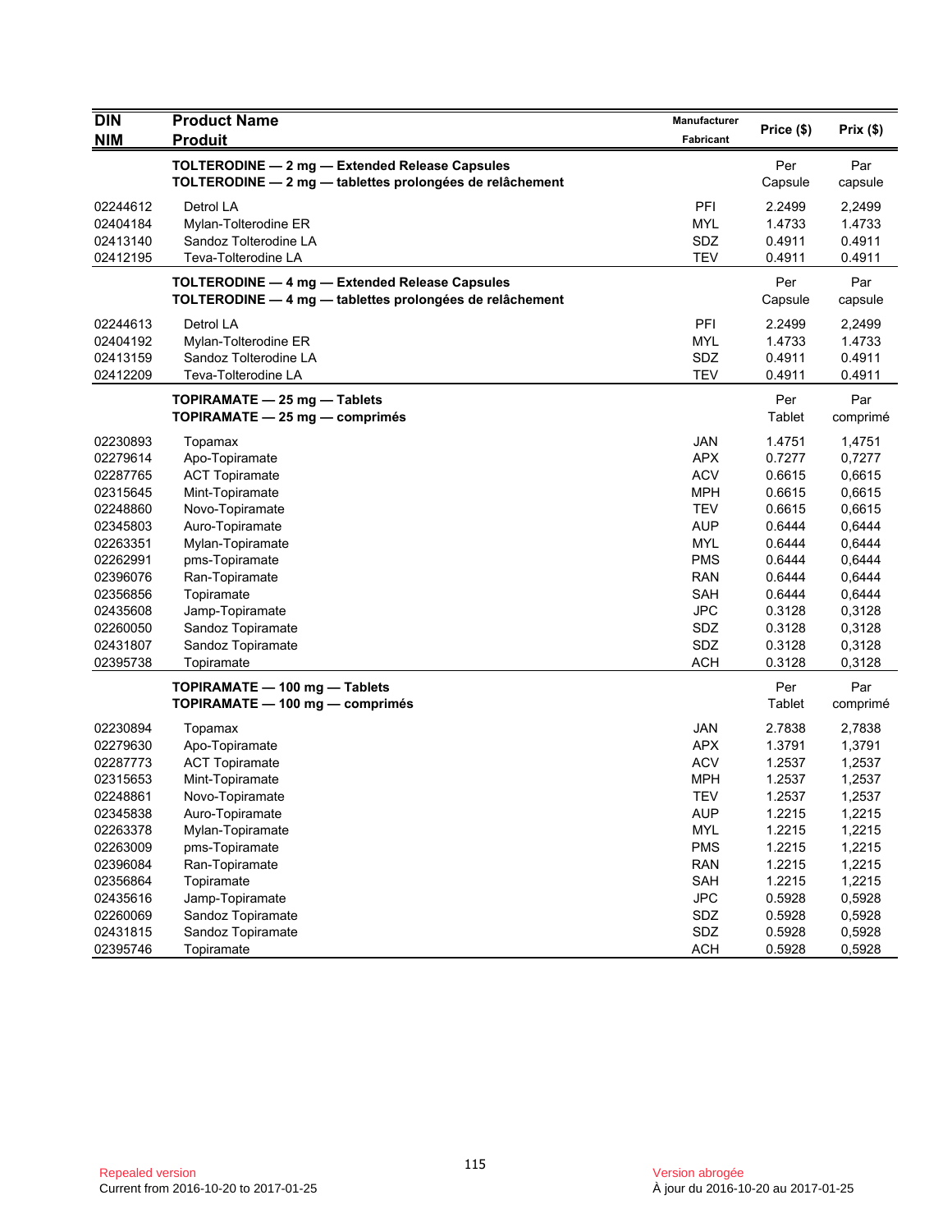| DIN<br>NIM | Product Name<br>Produit | Manufacturer<br>Fabricant | Price ($) | Prix ($) |
|---|---|---|---|---|
| | **TOLTERODINE — 2 mg — Extended Release Capsules**<br>**TOLTERODINE — 2 mg — tablettes prolongées de relâchement** | | Per Capsule | Par capsule |
| 02244612 | Detrol LA | PFI | 2.2499 | 2,2499 |
| 02404184 | Mylan-Tolterodine ER | MYL | 1.4733 | 1.4733 |
| 02413140 | Sandoz Tolterodine LA | SDZ | 0.4911 | 0.4911 |
| 02412195 | Teva-Tolterodine LA | TEV | 0.4911 | 0.4911 |
| | **TOLTERODINE — 4 mg — Extended Release Capsules**<br>**TOLTERODINE — 4 mg — tablettes prolongées de relâchement** | | Per Capsule | Par capsule |
| 02244613 | Detrol LA | PFI | 2.2499 | 2,2499 |
| 02404192 | Mylan-Tolterodine ER | MYL | 1.4733 | 1.4733 |
| 02413159 | Sandoz Tolterodine LA | SDZ | 0.4911 | 0.4911 |
| 02412209 | Teva-Tolterodine LA | TEV | 0.4911 | 0.4911 |
| | **TOPIRAMATE — 25 mg — Tablets**<br>**TOPIRAMATE — 25 mg — comprimés** | | Per Tablet | Par comprimé |
| 02230893 | Topamax | JAN | 1.4751 | 1,4751 |
| 02279614 | Apo-Topiramate | APX | 0.7277 | 0,7277 |
| 02287765 | ACT Topiramate | ACV | 0.6615 | 0,6615 |
| 02315645 | Mint-Topiramate | MPH | 0.6615 | 0,6615 |
| 02248860 | Novo-Topiramate | TEV | 0.6615 | 0,6615 |
| 02345803 | Auro-Topiramate | AUP | 0.6444 | 0,6444 |
| 02263351 | Mylan-Topiramate | MYL | 0.6444 | 0,6444 |
| 02262991 | pms-Topiramate | PMS | 0.6444 | 0,6444 |
| 02396076 | Ran-Topiramate | RAN | 0.6444 | 0,6444 |
| 02356856 | Topiramate | SAH | 0.6444 | 0,6444 |
| 02435608 | Jamp-Topiramate | JPC | 0.3128 | 0,3128 |
| 02260050 | Sandoz Topiramate | SDZ | 0.3128 | 0,3128 |
| 02431807 | Sandoz Topiramate | SDZ | 0.3128 | 0,3128 |
| 02395738 | Topiramate | ACH | 0.3128 | 0,3128 |
| | **TOPIRAMATE — 100 mg — Tablets**<br>**TOPIRAMATE — 100 mg — comprimés** | | Per Tablet | Par comprimé |
| 02230894 | Topamax | JAN | 2.7838 | 2,7838 |
| 02279630 | Apo-Topiramate | APX | 1.3791 | 1,3791 |
| 02287773 | ACT Topiramate | ACV | 1.2537 | 1,2537 |
| 02315653 | Mint-Topiramate | MPH | 1.2537 | 1,2537 |
| 02248861 | Novo-Topiramate | TEV | 1.2537 | 1,2537 |
| 02345838 | Auro-Topiramate | AUP | 1.2215 | 1,2215 |
| 02263378 | Mylan-Topiramate | MYL | 1.2215 | 1,2215 |
| 02263009 | pms-Topiramate | PMS | 1.2215 | 1,2215 |
| 02396084 | Ran-Topiramate | RAN | 1.2215 | 1,2215 |
| 02356864 | Topiramate | SAH | 1.2215 | 1,2215 |
| 02435616 | Jamp-Topiramate | JPC | 0.5928 | 0,5928 |
| 02260069 | Sandoz Topiramate | SDZ | 0.5928 | 0,5928 |
| 02431815 | Sandoz Topiramate | SDZ | 0.5928 | 0,5928 |
| 02395746 | Topiramate | ACH | 0.5928 | 0,5928 |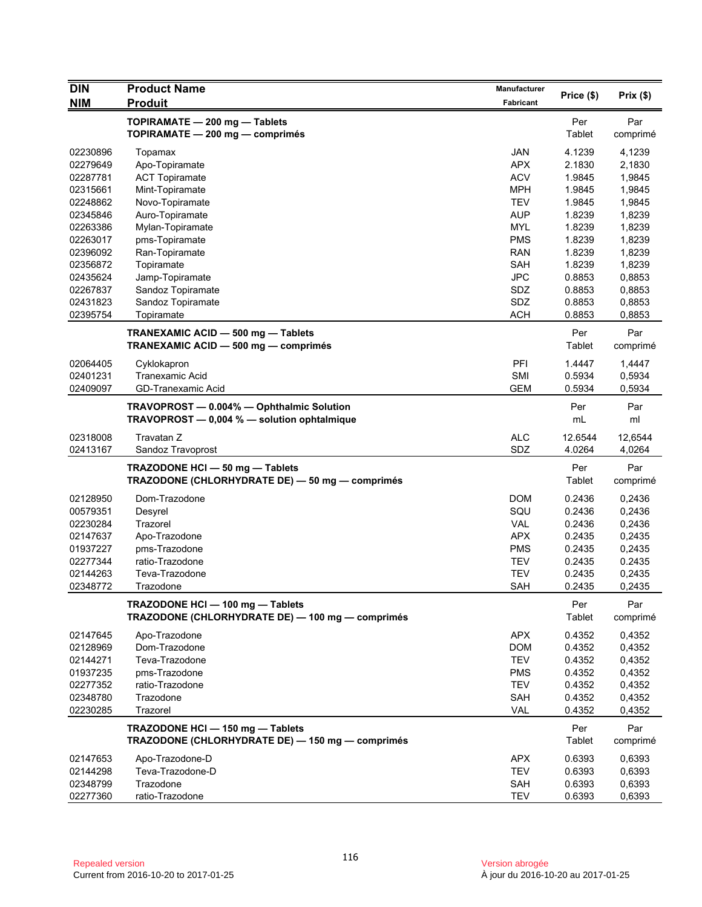| DIN / NIM | Product Name / Produit | Manufacturer / Fabricant | Price ($) | Prix ($) |
|---|---|---|---|---|
| | **TOPIRAMATE — 200 mg — Tablets** **TOPIRAMATE — 200 mg — comprimés** | | Per Tablet | Par comprimé |
| 02230896 | Topamax | JAN | 4.1239 | 4,1239 |
| 02279649 | Apo-Topiramate | APX | 2.1830 | 2,1830 |
| 02287781 | ACT Topiramate | ACV | 1.9845 | 1,9845 |
| 02315661 | Mint-Topiramate | MPH | 1.9845 | 1,9845 |
| 02248862 | Novo-Topiramate | TEV | 1.9845 | 1,9845 |
| 02345846 | Auro-Topiramate | AUP | 1.8239 | 1,8239 |
| 02263386 | Mylan-Topiramate | MYL | 1.8239 | 1,8239 |
| 02263017 | pms-Topiramate | PMS | 1.8239 | 1,8239 |
| 02396092 | Ran-Topiramate | RAN | 1.8239 | 1,8239 |
| 02356872 | Topiramate | SAH | 1.8239 | 1,8239 |
| 02435624 | Jamp-Topiramate | JPC | 0.8853 | 0,8853 |
| 02267837 | Sandoz Topiramate | SDZ | 0.8853 | 0,8853 |
| 02431823 | Sandoz Topiramate | SDZ | 0.8853 | 0,8853 |
| 02395754 | Topiramate | ACH | 0.8853 | 0,8853 |
| | **TRANEXAMIC ACID — 500 mg — Tablets** **TRANEXAMIC ACID — 500 mg — comprimés** | | Per Tablet | Par comprimé |
| 02064405 | Cyklokapron | PFI | 1.4447 | 1,4447 |
| 02401231 | Tranexamic Acid | SMI | 0.5934 | 0,5934 |
| 02409097 | GD-Tranexamic Acid | GEM | 0.5934 | 0,5934 |
| | **TRAVOPROST — 0.004% — Ophthalmic Solution** **TRAVOPROST — 0,004 % — solution ophtalmique** | | Per mL | Par ml |
| 02318008 | Travatan Z | ALC | 12.6544 | 12,6544 |
| 02413167 | Sandoz Travoprost | SDZ | 4.0264 | 4,0264 |
| | **TRAZODONE HCl — 50 mg — Tablets** **TRAZODONE (CHLORHYDRATE DE) — 50 mg — comprimés** | | Per Tablet | Par comprimé |
| 02128950 | Dom-Trazodone | DOM | 0.2436 | 0,2436 |
| 00579351 | Desyrel | SQU | 0.2436 | 0,2436 |
| 02230284 | Trazorel | VAL | 0.2436 | 0,2436 |
| 02147637 | Apo-Trazodone | APX | 0.2435 | 0,2435 |
| 01937227 | pms-Trazodone | PMS | 0.2435 | 0,2435 |
| 02277344 | ratio-Trazodone | TEV | 0.2435 | 0.2435 |
| 02144263 | Teva-Trazodone | TEV | 0.2435 | 0,2435 |
| 02348772 | Trazodone | SAH | 0.2435 | 0,2435 |
| | **TRAZODONE HCl — 100 mg — Tablets** **TRAZODONE (CHLORHYDRATE DE) — 100 mg — comprimés** | | Per Tablet | Par comprimé |
| 02147645 | Apo-Trazodone | APX | 0.4352 | 0,4352 |
| 02128969 | Dom-Trazodone | DOM | 0.4352 | 0,4352 |
| 02144271 | Teva-Trazodone | TEV | 0.4352 | 0,4352 |
| 01937235 | pms-Trazodone | PMS | 0.4352 | 0,4352 |
| 02277352 | ratio-Trazodone | TEV | 0.4352 | 0,4352 |
| 02348780 | Trazodone | SAH | 0.4352 | 0,4352 |
| 02230285 | Trazorel | VAL | 0.4352 | 0,4352 |
| | **TRAZODONE HCl — 150 mg — Tablets** **TRAZODONE (CHLORHYDRATE DE) — 150 mg — comprimés** | | Per Tablet | Par comprimé |
| 02147653 | Apo-Trazodone-D | APX | 0.6393 | 0,6393 |
| 02144298 | Teva-Trazodone-D | TEV | 0.6393 | 0,6393 |
| 02348799 | Trazodone | SAH | 0.6393 | 0,6393 |
| 02277360 | ratio-Trazodone | TEV | 0.6393 | 0,6393 |

Repealed version
Current from 2016-10-20 to 2017-01-25

Version abrogée
À jour du 2016-10-20 au 2017-01-25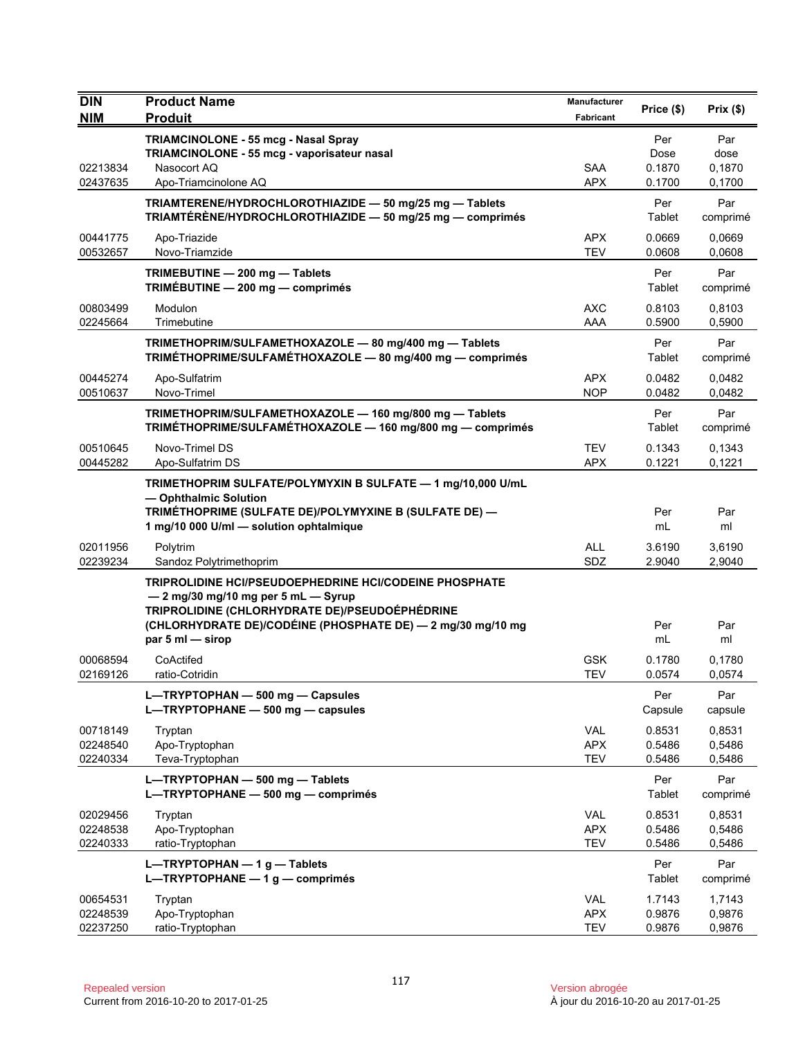| DIN<br>NIM | Product Name<br>Produit | Manufacturer<br>Fabricant | Price ($) | Prix ($) |
|---|---|---|---|---|
| | **TRIAMCINOLONE - 55 mcg - Nasal Spray**<br>**TRIAMCINOLONE - 55 mcg - vaporisateur nasal** | | Per<br>Dose | Par<br>dose |
| 02213834 | Nasocort AQ | SAA | 0.1870 | 0,1870 |
| 02437635 | Apo-Triamcinolone AQ | APX | 0.1700 | 0,1700 |
| | **TRIAMTERENE/HYDROCHLOROTHIAZIDE — 50 mg/25 mg — Tablets**<br>**TRIAMTÉRÈNE/HYDROCHLOROTHIAZIDE — 50 mg/25 mg — comprimés** | | Per<br>Tablet | Par<br>comprimé |
| 00441775 | Apo-Triazide | APX | 0.0669 | 0,0669 |
| 00532657 | Novo-Triamzide | TEV | 0.0608 | 0,0608 |
| | **TRIMEBUTINE — 200 mg — Tablets**<br>**TRIMÉBUTINE — 200 mg — comprimés** | | Per<br>Tablet | Par<br>comprimé |
| 00803499 | Modulon | AXC | 0.8103 | 0,8103 |
| 02245664 | Trimebutine | AAA | 0.5900 | 0,5900 |
| | **TRIMETHOPRIM/SULFAMETHOXAZOLE — 80 mg/400 mg — Tablets**<br>**TRIMÉTHOPRIME/SULFAMÉTHOXAZOLE — 80 mg/400 mg — comprimés** | | Per<br>Tablet | Par<br>comprimé |
| 00445274 | Apo-Sulfatrim | APX | 0.0482 | 0,0482 |
| 00510637 | Novo-Trimel | NOP | 0.0482 | 0,0482 |
| | **TRIMETHOPRIM/SULFAMETHOXAZOLE — 160 mg/800 mg — Tablets**<br>**TRIMÉTHOPRIME/SULFAMÉTHOXAZOLE — 160 mg/800 mg — comprimés** | | Per<br>Tablet | Par<br>comprimé |
| 00510645 | Novo-Trimel DS | TEV | 0.1343 | 0,1343 |
| 00445282 | Apo-Sulfatrim DS | APX | 0.1221 | 0,1221 |
| | **TRIMETHOPRIM SULFATE/POLYMYXIN B SULFATE — 1 mg/10,000 U/mL — Ophthalmic Solution**<br>**TRIMÉTHOPRIME (SULFATE DE)/POLYMYXINE B (SULFATE DE) — 1 mg/10 000 U/ml — solution ophtalmique** | | Per<br>mL | Par<br>ml |
| 02011956 | Polytrim | ALL | 3.6190 | 3,6190 |
| 02239234 | Sandoz Polytrimethoprim | SDZ | 2.9040 | 2,9040 |
| | **TRIPROLIDINE HCl/PSEUDOEPHEDRINE HCl/CODEINE PHOSPHATE — 2 mg/30 mg/10 mg per 5 mL — Syrup**<br>**TRIPROLIDINE (CHLORHYDRATE DE)/PSEUDOÉPHÉDRINE (CHLORHYDRATE DE)/CODÉINE (PHOSPHATE DE) — 2 mg/30 mg/10 mg par 5 ml — sirop** | | Per<br>mL | Par<br>ml |
| 00068594 | CoActifed | GSK | 0.1780 | 0,1780 |
| 02169126 | ratio-Cotridin | TEV | 0.0574 | 0,0574 |
| | **L—TRYPTOPHAN — 500 mg — Capsules**<br>**L—TRYPTOPHANE — 500 mg — capsules** | | Per<br>Capsule | Par<br>capsule |
| 00718149 | Tryptan | VAL | 0.8531 | 0,8531 |
| 02248540 | Apo-Tryptophan | APX | 0.5486 | 0,5486 |
| 02240334 | Teva-Tryptophan | TEV | 0.5486 | 0,5486 |
| | **L—TRYPTOPHAN — 500 mg — Tablets**<br>**L—TRYPTOPHANE — 500 mg — comprimés** | | Per<br>Tablet | Par<br>comprimé |
| 02029456 | Tryptan | VAL | 0.8531 | 0,8531 |
| 02248538 | Apo-Tryptophan | APX | 0.5486 | 0,5486 |
| 02240333 | ratio-Tryptophan | TEV | 0.5486 | 0,5486 |
| | **L—TRYPTOPHAN — 1 g — Tablets**<br>**L—TRYPTOPHANE — 1 g — comprimés** | | Per<br>Tablet | Par<br>comprimé |
| 00654531 | Tryptan | VAL | 1.7143 | 1,7143 |
| 02248539 | Apo-Tryptophan | APX | 0.9876 | 0,9876 |
| 02237250 | ratio-Tryptophan | TEV | 0.9876 | 0,9876 |

Repealed version
Current from 2016-10-20 to 2017-01-25

Version abrogée
À jour du 2016-10-20 au 2017-01-25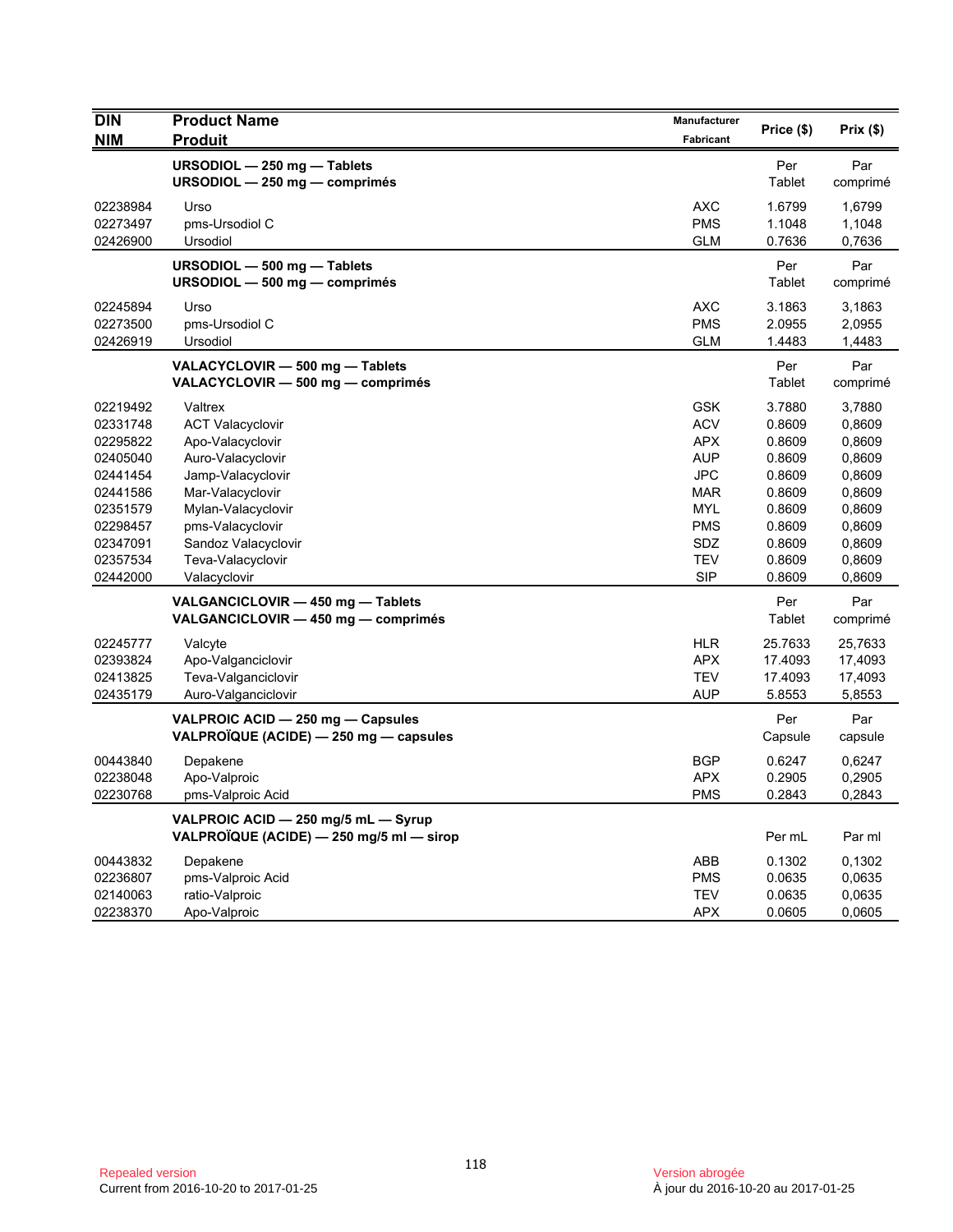| DIN<br>NIM | Product Name<br>Produit | Manufacturer<br>Fabricant | Price ($) | Prix ($) |
|---|---|---|---|---|
| | **URSODIOL — 250 mg — Tablets**<br>**URSODIOL — 250 mg — comprimés** | | Per Tablet | Par comprimé |
| 02238984 | Urso | AXC | 1.6799 | 1,6799 |
| 02273497 | pms-Ursodiol C | PMS | 1.1048 | 1,1048 |
| 02426900 | Ursodiol | GLM | 0.7636 | 0,7636 |
| | **URSODIOL — 500 mg — Tablets**<br>**URSODIOL — 500 mg — comprimés** | | Per Tablet | Par comprimé |
| 02245894 | Urso | AXC | 3.1863 | 3,1863 |
| 02273500 | pms-Ursodiol C | PMS | 2.0955 | 2,0955 |
| 02426919 | Ursodiol | GLM | 1.4483 | 1,4483 |
| | **VALACYCLOVIR — 500 mg — Tablets**<br>**VALACYCLOVIR — 500 mg — comprimés** | | Per Tablet | Par comprimé |
| 02219492 | Valtrex | GSK | 3.7880 | 3,7880 |
| 02331748 | ACT Valacyclovir | ACV | 0.8609 | 0,8609 |
| 02295822 | Apo-Valacyclovir | APX | 0.8609 | 0,8609 |
| 02405040 | Auro-Valacyclovir | AUP | 0.8609 | 0,8609 |
| 02441454 | Jamp-Valacyclovir | JPC | 0.8609 | 0,8609 |
| 02441586 | Mar-Valacyclovir | MAR | 0.8609 | 0,8609 |
| 02351579 | Mylan-Valacyclovir | MYL | 0.8609 | 0,8609 |
| 02298457 | pms-Valacyclovir | PMS | 0.8609 | 0,8609 |
| 02347091 | Sandoz Valacyclovir | SDZ | 0.8609 | 0,8609 |
| 02357534 | Teva-Valacyclovir | TEV | 0.8609 | 0,8609 |
| 02442000 | Valacyclovir | SIP | 0.8609 | 0,8609 |
| | **VALGANCICLOVIR — 450 mg — Tablets**<br>**VALGANCICLOVIR — 450 mg — comprimés** | | Per Tablet | Par comprimé |
| 02245777 | Valcyte | HLR | 25.7633 | 25,7633 |
| 02393824 | Apo-Valganciclovir | APX | 17.4093 | 17,4093 |
| 02413825 | Teva-Valganciclovir | TEV | 17.4093 | 17,4093 |
| 02435179 | Auro-Valganciclovir | AUP | 5.8553 | 5,8553 |
| | **VALPROIC ACID — 250 mg — Capsules**<br>**VALPROÏQUE (ACIDE) — 250 mg — capsules** | | Per Capsule | Par capsule |
| 00443840 | Depakene | BGP | 0.6247 | 0,6247 |
| 02238048 | Apo-Valproic | APX | 0.2905 | 0,2905 |
| 02230768 | pms-Valproic Acid | PMS | 0.2843 | 0,2843 |
| | **VALPROIC ACID — 250 mg/5 mL — Syrup**<br>**VALPROÏQUE (ACIDE) — 250 mg/5 ml — sirop** | | Per mL | Par ml |
| 00443832 | Depakene | ABB | 0.1302 | 0,1302 |
| 02236807 | pms-Valproic Acid | PMS | 0.0635 | 0,0635 |
| 02140063 | ratio-Valproic | TEV | 0.0635 | 0,0635 |
| 02238370 | Apo-Valproic | APX | 0.0605 | 0,0605 |

Repealed version
Current from 2016-10-20 to 2017-01-25

Version abrogée
À jour du 2016-10-20 au 2017-01-25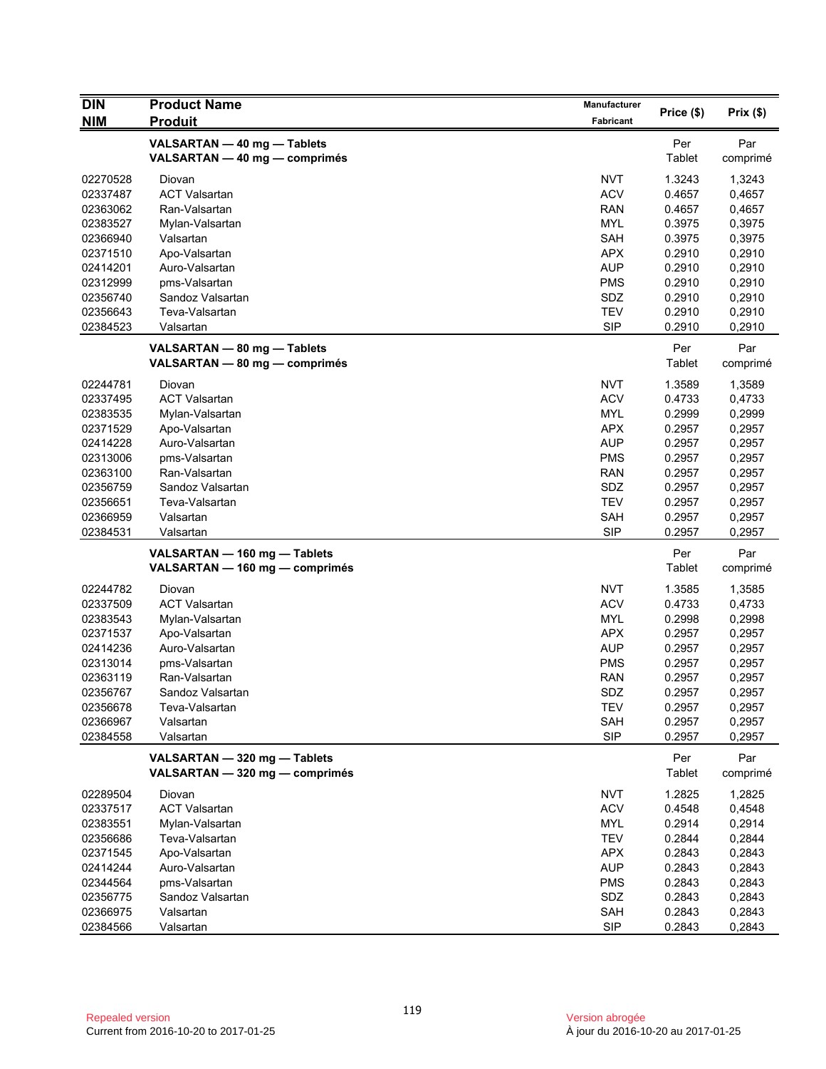| DIN<br>NIM | Product Name<br>Produit | Manufacturer<br>Fabricant | Price ($) | Prix ($) |
|---|---|---|---|---|
| | **VALSARTAN — 40 mg — Tablets**<br>**VALSARTAN — 40 mg — comprimés** | | Per<br>Tablet | Par<br>comprimé |
| 02270528 | Diovan | NVT | 1.3243 | 1,3243 |
| 02337487 | ACT Valsartan | ACV | 0.4657 | 0,4657 |
| 02363062 | Ran-Valsartan | RAN | 0.4657 | 0,4657 |
| 02383527 | Mylan-Valsartan | MYL | 0.3975 | 0,3975 |
| 02366940 | Valsartan | SAH | 0.3975 | 0,3975 |
| 02371510 | Apo-Valsartan | APX | 0.2910 | 0,2910 |
| 02414201 | Auro-Valsartan | AUP | 0.2910 | 0,2910 |
| 02312999 | pms-Valsartan | PMS | 0.2910 | 0,2910 |
| 02356740 | Sandoz Valsartan | SDZ | 0.2910 | 0,2910 |
| 02356643 | Teva-Valsartan | TEV | 0.2910 | 0,2910 |
| 02384523 | Valsartan | SIP | 0.2910 | 0,2910 |
| | **VALSARTAN — 80 mg — Tablets**<br>**VALSARTAN — 80 mg — comprimés** | | Per<br>Tablet | Par<br>comprimé |
| 02244781 | Diovan | NVT | 1.3589 | 1,3589 |
| 02337495 | ACT Valsartan | ACV | 0.4733 | 0,4733 |
| 02383535 | Mylan-Valsartan | MYL | 0.2999 | 0,2999 |
| 02371529 | Apo-Valsartan | APX | 0.2957 | 0,2957 |
| 02414228 | Auro-Valsartan | AUP | 0.2957 | 0,2957 |
| 02313006 | pms-Valsartan | PMS | 0.2957 | 0,2957 |
| 02363100 | Ran-Valsartan | RAN | 0.2957 | 0,2957 |
| 02356759 | Sandoz Valsartan | SDZ | 0.2957 | 0,2957 |
| 02356651 | Teva-Valsartan | TEV | 0.2957 | 0,2957 |
| 02366959 | Valsartan | SAH | 0.2957 | 0,2957 |
| 02384531 | Valsartan | SIP | 0.2957 | 0,2957 |
| | **VALSARTAN — 160 mg — Tablets**<br>**VALSARTAN — 160 mg — comprimés** | | Per<br>Tablet | Par<br>comprimé |
| 02244782 | Diovan | NVT | 1.3585 | 1,3585 |
| 02337509 | ACT Valsartan | ACV | 0.4733 | 0,4733 |
| 02383543 | Mylan-Valsartan | MYL | 0.2998 | 0,2998 |
| 02371537 | Apo-Valsartan | APX | 0.2957 | 0,2957 |
| 02414236 | Auro-Valsartan | AUP | 0.2957 | 0,2957 |
| 02313014 | pms-Valsartan | PMS | 0.2957 | 0,2957 |
| 02363119 | Ran-Valsartan | RAN | 0.2957 | 0,2957 |
| 02356767 | Sandoz Valsartan | SDZ | 0.2957 | 0,2957 |
| 02356678 | Teva-Valsartan | TEV | 0.2957 | 0,2957 |
| 02366967 | Valsartan | SAH | 0.2957 | 0,2957 |
| 02384558 | Valsartan | SIP | 0.2957 | 0,2957 |
| | **VALSARTAN — 320 mg — Tablets**<br>**VALSARTAN — 320 mg — comprimés** | | Per<br>Tablet | Par<br>comprimé |
| 02289504 | Diovan | NVT | 1.2825 | 1,2825 |
| 02337517 | ACT Valsartan | ACV | 0.4548 | 0,4548 |
| 02383551 | Mylan-Valsartan | MYL | 0.2914 | 0,2914 |
| 02356686 | Teva-Valsartan | TEV | 0.2844 | 0,2844 |
| 02371545 | Apo-Valsartan | APX | 0.2843 | 0,2843 |
| 02414244 | Auro-Valsartan | AUP | 0.2843 | 0,2843 |
| 02344564 | pms-Valsartan | PMS | 0.2843 | 0,2843 |
| 02356775 | Sandoz Valsartan | SDZ | 0.2843 | 0,2843 |
| 02366975 | Valsartan | SAH | 0.2843 | 0,2843 |
| 02384566 | Valsartan | SIP | 0.2843 | 0,2843 |

Repealed version
Current from 2016-10-20 to 2017-01-25

Version abrogée
À jour du 2016-10-20 au 2017-01-25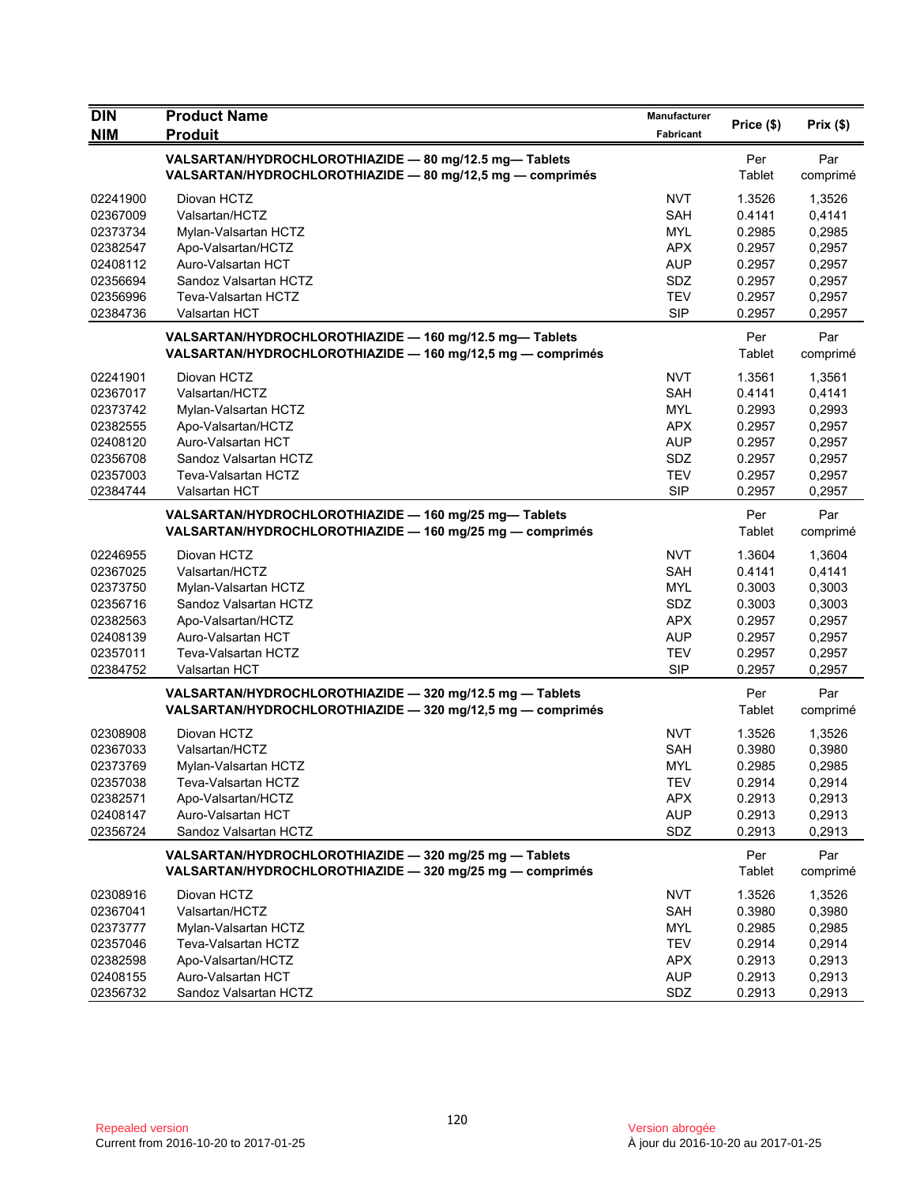| DIN / NIM | Product Name / Produit | Manufacturer / Fabricant | Price ($) | Prix ($) |
|---|---|---|---|---|
| | **VALSARTAN/HYDROCHLOROTHIAZIDE — 80 mg/12.5 mg— Tablets** **VALSARTAN/HYDROCHLOROTHIAZIDE — 80 mg/12,5 mg — comprimés** | | Per Tablet | Par comprimé |
| 02241900 | Diovan HCTZ | NVT | 1.3526 | 1,3526 |
| 02367009 | Valsartan/HCTZ | SAH | 0.4141 | 0,4141 |
| 02373734 | Mylan-Valsartan HCTZ | MYL | 0.2985 | 0,2985 |
| 02382547 | Apo-Valsartan/HCTZ | APX | 0.2957 | 0,2957 |
| 02408112 | Auro-Valsartan HCT | AUP | 0.2957 | 0,2957 |
| 02356694 | Sandoz Valsartan HCTZ | SDZ | 0.2957 | 0,2957 |
| 02356996 | Teva-Valsartan HCTZ | TEV | 0.2957 | 0,2957 |
| 02384736 | Valsartan HCT | SIP | 0.2957 | 0,2957 |
| | **VALSARTAN/HYDROCHLOROTHIAZIDE — 160 mg/12.5 mg— Tablets** **VALSARTAN/HYDROCHLOROTHIAZIDE — 160 mg/12,5 mg — comprimés** | | Per Tablet | Par comprimé |
| 02241901 | Diovan HCTZ | NVT | 1.3561 | 1,3561 |
| 02367017 | Valsartan/HCTZ | SAH | 0.4141 | 0,4141 |
| 02373742 | Mylan-Valsartan HCTZ | MYL | 0.2993 | 0,2993 |
| 02382555 | Apo-Valsartan/HCTZ | APX | 0.2957 | 0,2957 |
| 02408120 | Auro-Valsartan HCT | AUP | 0.2957 | 0,2957 |
| 02356708 | Sandoz Valsartan HCTZ | SDZ | 0.2957 | 0,2957 |
| 02357003 | Teva-Valsartan HCTZ | TEV | 0.2957 | 0,2957 |
| 02384744 | Valsartan HCT | SIP | 0.2957 | 0,2957 |
| | **VALSARTAN/HYDROCHLOROTHIAZIDE — 160 mg/25 mg— Tablets** **VALSARTAN/HYDROCHLOROTHIAZIDE — 160 mg/25 mg — comprimés** | | Per Tablet | Par comprimé |
| 02246955 | Diovan HCTZ | NVT | 1.3604 | 1,3604 |
| 02367025 | Valsartan/HCTZ | SAH | 0.4141 | 0,4141 |
| 02373750 | Mylan-Valsartan HCTZ | MYL | 0.3003 | 0,3003 |
| 02356716 | Sandoz Valsartan HCTZ | SDZ | 0.3003 | 0,3003 |
| 02382563 | Apo-Valsartan/HCTZ | APX | 0.2957 | 0,2957 |
| 02408139 | Auro-Valsartan HCT | AUP | 0.2957 | 0,2957 |
| 02357011 | Teva-Valsartan HCTZ | TEV | 0.2957 | 0,2957 |
| 02384752 | Valsartan HCT | SIP | 0.2957 | 0,2957 |
| | **VALSARTAN/HYDROCHLOROTHIAZIDE — 320 mg/12.5 mg — Tablets** **VALSARTAN/HYDROCHLOROTHIAZIDE — 320 mg/12,5 mg — comprimés** | | Per Tablet | Par comprimé |
| 02308908 | Diovan HCTZ | NVT | 1.3526 | 1,3526 |
| 02367033 | Valsartan/HCTZ | SAH | 0.3980 | 0,3980 |
| 02373769 | Mylan-Valsartan HCTZ | MYL | 0.2985 | 0,2985 |
| 02357038 | Teva-Valsartan HCTZ | TEV | 0.2914 | 0,2914 |
| 02382571 | Apo-Valsartan/HCTZ | APX | 0.2913 | 0,2913 |
| 02408147 | Auro-Valsartan HCT | AUP | 0.2913 | 0,2913 |
| 02356724 | Sandoz Valsartan HCTZ | SDZ | 0.2913 | 0,2913 |
| | **VALSARTAN/HYDROCHLOROTHIAZIDE — 320 mg/25 mg — Tablets** **VALSARTAN/HYDROCHLOROTHIAZIDE — 320 mg/25 mg — comprimés** | | Per Tablet | Par comprimé |
| 02308916 | Diovan HCTZ | NVT | 1.3526 | 1,3526 |
| 02367041 | Valsartan/HCTZ | SAH | 0.3980 | 0,3980 |
| 02373777 | Mylan-Valsartan HCTZ | MYL | 0.2985 | 0,2985 |
| 02357046 | Teva-Valsartan HCTZ | TEV | 0.2914 | 0,2914 |
| 02382598 | Apo-Valsartan/HCTZ | APX | 0.2913 | 0,2913 |
| 02408155 | Auro-Valsartan HCT | AUP | 0.2913 | 0,2913 |
| 02356732 | Sandoz Valsartan HCTZ | SDZ | 0.2913 | 0,2913 |

Repealed version
Current from 2016-10-20 to 2017-01-25

Version abrogée
À jour du 2016-10-20 au 2017-01-25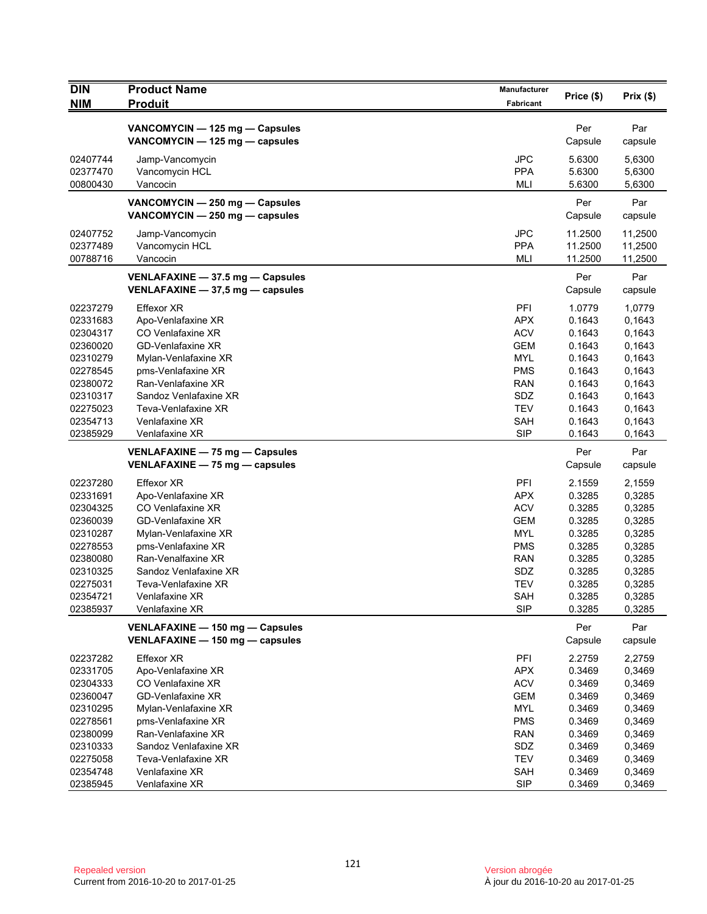| DIN<br>NIM | Product Name<br>Produit | Manufacturer<br>Fabricant | Price ($) | Prix ($) |
|---|---|---|---|---|
| | **VANCOMYCIN — 125 mg — Capsules**<br>**VANCOMYCIN — 125 mg — capsules** | | Per Capsule | Par capsule |
| 02407744 | Jamp-Vancomycin | JPC | 5.6300 | 5,6300 |
| 02377470 | Vancomycin HCL | PPA | 5.6300 | 5,6300 |
| 00800430 | Vancocin | MLI | 5.6300 | 5,6300 |
| | **VANCOMYCIN — 250 mg — Capsules**<br>**VANCOMYCIN — 250 mg — capsules** | | Per Capsule | Par capsule |
| 02407752 | Jamp-Vancomycin | JPC | 11.2500 | 11,2500 |
| 02377489 | Vancomycin HCL | PPA | 11.2500 | 11,2500 |
| 00788716 | Vancocin | MLI | 11.2500 | 11,2500 |
| | **VENLAFAXINE — 37.5 mg — Capsules**<br>**VENLAFAXINE — 37,5 mg — capsules** | | Per Capsule | Par capsule |
| 02237279 | Effexor XR | PFI | 1.0779 | 1,0779 |
| 02331683 | Apo-Venlafaxine XR | APX | 0.1643 | 0,1643 |
| 02304317 | CO Venlafaxine XR | ACV | 0.1643 | 0,1643 |
| 02360020 | GD-Venlafaxine XR | GEM | 0.1643 | 0,1643 |
| 02310279 | Mylan-Venlafaxine XR | MYL | 0.1643 | 0,1643 |
| 02278545 | pms-Venlafaxine XR | PMS | 0.1643 | 0,1643 |
| 02380072 | Ran-Venlafaxine XR | RAN | 0.1643 | 0,1643 |
| 02310317 | Sandoz Venlafaxine XR | SDZ | 0.1643 | 0,1643 |
| 02275023 | Teva-Venlafaxine XR | TEV | 0.1643 | 0,1643 |
| 02354713 | Venlafaxine XR | SAH | 0.1643 | 0,1643 |
| 02385929 | Venlafaxine XR | SIP | 0.1643 | 0,1643 |
| | **VENLAFAXINE — 75 mg — Capsules**<br>**VENLAFAXINE — 75 mg — capsules** | | Per Capsule | Par capsule |
| 02237280 | Effexor XR | PFI | 2.1559 | 2,1559 |
| 02331691 | Apo-Venlafaxine XR | APX | 0.3285 | 0,3285 |
| 02304325 | CO Venlafaxine XR | ACV | 0.3285 | 0,3285 |
| 02360039 | GD-Venlafaxine XR | GEM | 0.3285 | 0,3285 |
| 02310287 | Mylan-Venlafaxine XR | MYL | 0.3285 | 0,3285 |
| 02278553 | pms-Venlafaxine XR | PMS | 0.3285 | 0,3285 |
| 02380080 | Ran-Venalfaxine XR | RAN | 0.3285 | 0,3285 |
| 02310325 | Sandoz Venlafaxine XR | SDZ | 0.3285 | 0,3285 |
| 02275031 | Teva-Venlafaxine XR | TEV | 0.3285 | 0,3285 |
| 02354721 | Venlafaxine XR | SAH | 0.3285 | 0,3285 |
| 02385937 | Venlafaxine XR | SIP | 0.3285 | 0,3285 |
| | **VENLAFAXINE — 150 mg — Capsules**<br>**VENLAFAXINE — 150 mg — capsules** | | Per Capsule | Par capsule |
| 02237282 | Effexor XR | PFI | 2.2759 | 2,2759 |
| 02331705 | Apo-Venlafaxine XR | APX | 0.3469 | 0,3469 |
| 02304333 | CO Venlafaxine XR | ACV | 0.3469 | 0,3469 |
| 02360047 | GD-Venlafaxine XR | GEM | 0.3469 | 0,3469 |
| 02310295 | Mylan-Venlafaxine XR | MYL | 0.3469 | 0,3469 |
| 02278561 | pms-Venlafaxine XR | PMS | 0.3469 | 0,3469 |
| 02380099 | Ran-Venlafaxine XR | RAN | 0.3469 | 0,3469 |
| 02310333 | Sandoz Venlafaxine XR | SDZ | 0.3469 | 0,3469 |
| 02275058 | Teva-Venlafaxine XR | TEV | 0.3469 | 0,3469 |
| 02354748 | Venlafaxine XR | SAH | 0.3469 | 0,3469 |
| 02385945 | Venlafaxine XR | SIP | 0.3469 | 0,3469 |

Repealed version
Current from 2016-10-20 to 2017-01-25

Version abrogée
À jour du 2016-10-20 au 2017-01-25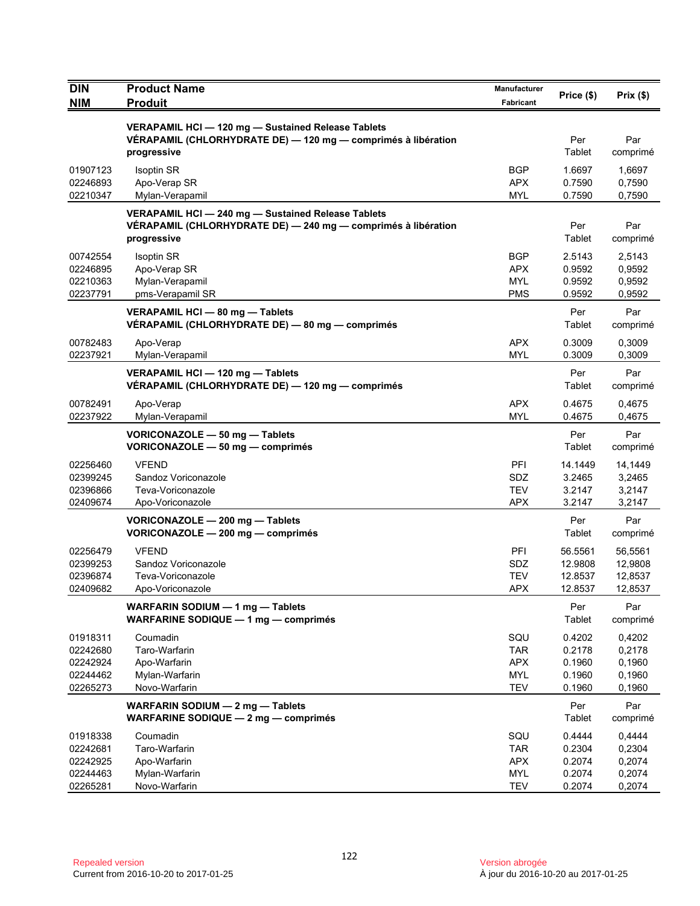| DIN<br>NIM | Product Name<br>Produit | Manufacturer<br>Fabricant | Price ($) | Prix ($) |
|---|---|---|---|---|
| | **VERAPAMIL HCl — 120 mg — Sustained Release Tablets**<br>**VÉRAPAMIL (CHLORHYDRATE DE) — 120 mg — comprimés à libération progressive** | | Per Tablet | Par comprimé |
| 01907123 | Isoptin SR | BGP | 1.6697 | 1,6697 |
| 02246893 | Apo-Verap SR | APX | 0.7590 | 0,7590 |
| 02210347 | Mylan-Verapamil | MYL | 0.7590 | 0,7590 |
| | **VERAPAMIL HCl — 240 mg — Sustained Release Tablets**<br>**VÉRAPAMIL (CHLORHYDRATE DE) — 240 mg — comprimés à libération progressive** | | Per Tablet | Par comprimé |
| 00742554 | Isoptin SR | BGP | 2.5143 | 2,5143 |
| 02246895 | Apo-Verap SR | APX | 0.9592 | 0,9592 |
| 02210363 | Mylan-Verapamil | MYL | 0.9592 | 0,9592 |
| 02237791 | pms-Verapamil SR | PMS | 0.9592 | 0,9592 |
| | **VERAPAMIL HCl — 80 mg — Tablets**<br>**VÉRAPAMIL (CHLORHYDRATE DE) — 80 mg — comprimés** | | Per Tablet | Par comprimé |
| 00782483 | Apo-Verap | APX | 0.3009 | 0,3009 |
| 02237921 | Mylan-Verapamil | MYL | 0.3009 | 0,3009 |
| | **VERAPAMIL HCl — 120 mg — Tablets**<br>**VÉRAPAMIL (CHLORHYDRATE DE) — 120 mg — comprimés** | | Per Tablet | Par comprimé |
| 00782491 | Apo-Verap | APX | 0.4675 | 0,4675 |
| 02237922 | Mylan-Verapamil | MYL | 0.4675 | 0,4675 |
| | **VORICONAZOLE — 50 mg — Tablets**<br>**VORICONAZOLE — 50 mg — comprimés** | | Per Tablet | Par comprimé |
| 02256460 | VFEND | PFI | 14.1449 | 14,1449 |
| 02399245 | Sandoz Voriconazole | SDZ | 3.2465 | 3,2465 |
| 02396866 | Teva-Voriconazole | TEV | 3.2147 | 3,2147 |
| 02409674 | Apo-Voriconazole | APX | 3.2147 | 3,2147 |
| | **VORICONAZOLE — 200 mg — Tablets**<br>**VORICONAZOLE — 200 mg — comprimés** | | Per Tablet | Par comprimé |
| 02256479 | VFEND | PFI | 56.5561 | 56,5561 |
| 02399253 | Sandoz Voriconazole | SDZ | 12.9808 | 12,9808 |
| 02396874 | Teva-Voriconazole | TEV | 12.8537 | 12,8537 |
| 02409682 | Apo-Voriconazole | APX | 12.8537 | 12,8537 |
| | **WARFARIN SODIUM — 1 mg — Tablets**<br>**WARFARINE SODIQUE — 1 mg — comprimés** | | Per Tablet | Par comprimé |
| 01918311 | Coumadin | SQU | 0.4202 | 0,4202 |
| 02242680 | Taro-Warfarin | TAR | 0.2178 | 0,2178 |
| 02242924 | Apo-Warfarin | APX | 0.1960 | 0,1960 |
| 02244462 | Mylan-Warfarin | MYL | 0.1960 | 0,1960 |
| 02265273 | Novo-Warfarin | TEV | 0.1960 | 0,1960 |
| | **WARFARIN SODIUM — 2 mg — Tablets**<br>**WARFARINE SODIQUE — 2 mg — comprimés** | | Per Tablet | Par comprimé |
| 01918338 | Coumadin | SQU | 0.4444 | 0,4444 |
| 02242681 | Taro-Warfarin | TAR | 0.2304 | 0,2304 |
| 02242925 | Apo-Warfarin | APX | 0.2074 | 0,2074 |
| 02244463 | Mylan-Warfarin | MYL | 0.2074 | 0,2074 |
| 02265281 | Novo-Warfarin | TEV | 0.2074 | 0,2074 |

Repealed version
Current from 2016-10-20 to 2017-01-25

Version abrogée
À jour du 2016-10-20 au 2017-01-25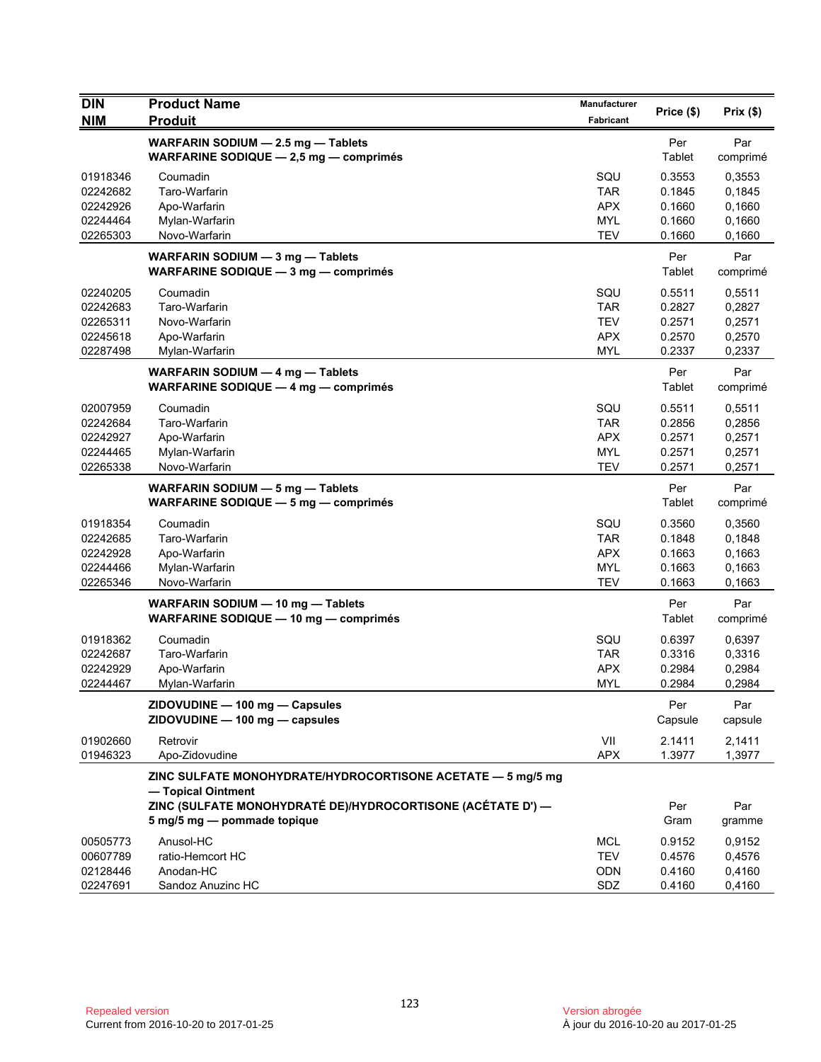| DIN<br>NIM | Product Name<br>Produit | Manufacturer<br>Fabricant | Price ($) | Prix ($) |
|---|---|---|---|---|
| | **WARFARIN SODIUM — 2.5 mg — Tablets**<br>**WARFARINE SODIQUE — 2,5 mg — comprimés** | | Per Tablet | Par comprimé |
| 01918346 | Coumadin | SQU | 0.3553 | 0,3553 |
| 02242682 | Taro-Warfarin | TAR | 0.1845 | 0,1845 |
| 02242926 | Apo-Warfarin | APX | 0.1660 | 0,1660 |
| 02244464 | Mylan-Warfarin | MYL | 0.1660 | 0,1660 |
| 02265303 | Novo-Warfarin | TEV | 0.1660 | 0,1660 |
| | **WARFARIN SODIUM — 3 mg — Tablets**<br>**WARFARINE SODIQUE — 3 mg — comprimés** | | Per Tablet | Par comprimé |
| 02240205 | Coumadin | SQU | 0.5511 | 0,5511 |
| 02242683 | Taro-Warfarin | TAR | 0.2827 | 0,2827 |
| 02265311 | Novo-Warfarin | TEV | 0.2571 | 0,2571 |
| 02245618 | Apo-Warfarin | APX | 0.2570 | 0,2570 |
| 02287498 | Mylan-Warfarin | MYL | 0.2337 | 0,2337 |
| | **WARFARIN SODIUM — 4 mg — Tablets**<br>**WARFARINE SODIQUE — 4 mg — comprimés** | | Per Tablet | Par comprimé |
| 02007959 | Coumadin | SQU | 0.5511 | 0,5511 |
| 02242684 | Taro-Warfarin | TAR | 0.2856 | 0,2856 |
| 02242927 | Apo-Warfarin | APX | 0.2571 | 0,2571 |
| 02244465 | Mylan-Warfarin | MYL | 0.2571 | 0,2571 |
| 02265338 | Novo-Warfarin | TEV | 0.2571 | 0,2571 |
| | **WARFARIN SODIUM — 5 mg — Tablets**<br>**WARFARINE SODIQUE — 5 mg — comprimés** | | Per Tablet | Par comprimé |
| 01918354 | Coumadin | SQU | 0.3560 | 0,3560 |
| 02242685 | Taro-Warfarin | TAR | 0.1848 | 0,1848 |
| 02242928 | Apo-Warfarin | APX | 0.1663 | 0,1663 |
| 02244466 | Mylan-Warfarin | MYL | 0.1663 | 0,1663 |
| 02265346 | Novo-Warfarin | TEV | 0.1663 | 0,1663 |
| | **WARFARIN SODIUM — 10 mg — Tablets**<br>**WARFARINE SODIQUE — 10 mg — comprimés** | | Per Tablet | Par comprimé |
| 01918362 | Coumadin | SQU | 0.6397 | 0,6397 |
| 02242687 | Taro-Warfarin | TAR | 0.3316 | 0,3316 |
| 02242929 | Apo-Warfarin | APX | 0.2984 | 0,2984 |
| 02244467 | Mylan-Warfarin | MYL | 0.2984 | 0,2984 |
| | **ZIDOVUDINE — 100 mg — Capsules**<br>**ZIDOVUDINE — 100 mg — capsules** | | Per Capsule | Par capsule |
| 01902660 | Retrovir | VII | 2.1411 | 2,1411 |
| 01946323 | Apo-Zidovudine | APX | 1.3977 | 1,3977 |
| | **ZINC SULFATE MONOHYDRATE/HYDROCORTISONE ACETATE — 5 mg/5 mg — Topical Ointment**<br>**ZINC (SULFATE MONOHYDRATÉ DE)/HYDROCORTISONE (ACÉTATE D') — 5 mg/5 mg — pommade topique** | | Per Gram | Par gramme |
| 00505773 | Anusol-HC | MCL | 0.9152 | 0,9152 |
| 00607789 | ratio-Hemcort HC | TEV | 0.4576 | 0,4576 |
| 02128446 | Anodan-HC | ODN | 0.4160 | 0,4160 |
| 02247691 | Sandoz Anuzinc HC | SDZ | 0.4160 | 0,4160 |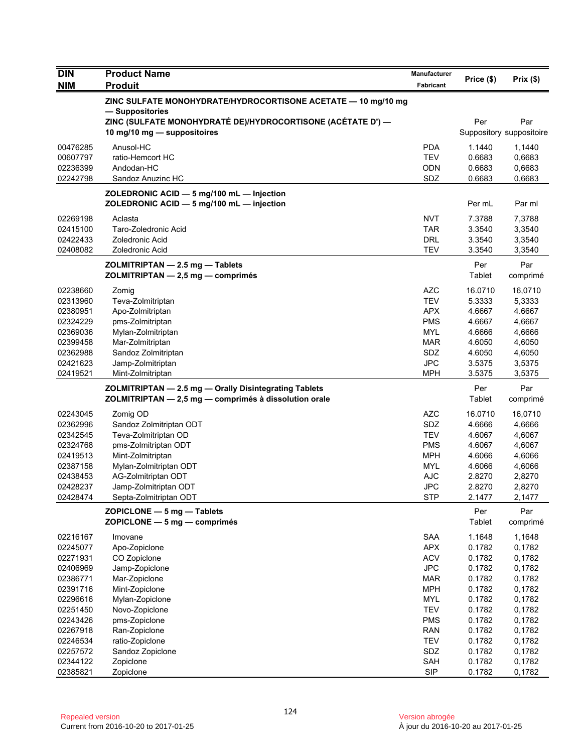| DIN<br>NIM | Product Name<br>Produit | Manufacturer<br>Fabricant | Price ($) | Prix ($) |
|---|---|---|---|---|
| | **ZINC SULFATE MONOHYDRATE/HYDROCORTISONE ACETATE — 10 mg/10 mg — Suppositories**<br>**ZINC (SULFATE MONOHYDRATÉ DE)/HYDROCORTISONE (ACÉTATE D') — 10 mg/10 mg — suppositoires** | | Per Suppository | Par suppositoire |
| 00476285 | Anusol-HC | PDA | 1.1440 | 1,1440 |
| 00607797 | ratio-Hemcort HC | TEV | 0.6683 | 0,6683 |
| 02236399 | Andodan-HC | ODN | 0.6683 | 0,6683 |
| 02242798 | Sandoz Anuzinc HC | SDZ | 0.6683 | 0,6683 |
| | **ZOLEDRONIC ACID — 5 mg/100 mL — Injection**<br>**ZOLEDRONIC ACID — 5 mg/100 mL — injection** | | Per mL | Par ml |
| 02269198 | Aclasta | NVT | 7.3788 | 7,3788 |
| 02415100 | Taro-Zoledronic Acid | TAR | 3.3540 | 3,3540 |
| 02422433 | Zoledronic Acid | DRL | 3.3540 | 3,3540 |
| 02408082 | Zoledronic Acid | TEV | 3.3540 | 3,3540 |
| | **ZOLMITRIPTAN — 2.5 mg — Tablets**<br>**ZOLMITRIPTAN — 2,5 mg — comprimés** | | Per Tablet | Par comprimé |
| 02238660 | Zomig | AZC | 16.0710 | 16,0710 |
| 02313960 | Teva-Zolmitriptan | TEV | 5.3333 | 5,3333 |
| 02380951 | Apo-Zolmitriptan | APX | 4.6667 | 4.6667 |
| 02324229 | pms-Zolmitriptan | PMS | 4.6667 | 4,6667 |
| 02369036 | Mylan-Zolmitriptan | MYL | 4.6666 | 4,6666 |
| 02399458 | Mar-Zolmitriptan | MAR | 4.6050 | 4,6050 |
| 02362988 | Sandoz Zolmitriptan | SDZ | 4.6050 | 4,6050 |
| 02421623 | Jamp-Zolmitriptan | JPC | 3.5375 | 3,5375 |
| 02419521 | Mint-Zolmitriptan | MPH | 3.5375 | 3,5375 |
| | **ZOLMITRIPTAN — 2.5 mg — Orally Disintegrating Tablets**<br>**ZOLMITRIPTAN — 2,5 mg — comprimés à dissolution orale** | | Per Tablet | Par comprimé |
| 02243045 | Zomig OD | AZC | 16.0710 | 16,0710 |
| 02362996 | Sandoz Zolmitriptan ODT | SDZ | 4.6666 | 4,6666 |
| 02342545 | Teva-Zolmitriptan OD | TEV | 4.6067 | 4,6067 |
| 02324768 | pms-Zolmitriptan ODT | PMS | 4.6067 | 4,6067 |
| 02419513 | Mint-Zolmitriptan | MPH | 4.6066 | 4,6066 |
| 02387158 | Mylan-Zolmitriptan ODT | MYL | 4.6066 | 4,6066 |
| 02438453 | AG-Zolmitriptan ODT | AJC | 2.8270 | 2,8270 |
| 02428237 | Jamp-Zolmitriptan ODT | JPC | 2.8270 | 2,8270 |
| 02428474 | Septa-Zolmitriptan ODT | STP | 2.1477 | 2,1477 |
| | **ZOPICLONE — 5 mg — Tablets**<br>**ZOPICLONE — 5 mg — comprimés** | | Per Tablet | Par comprimé |
| 02216167 | Imovane | SAA | 1.1648 | 1,1648 |
| 02245077 | Apo-Zopiclone | APX | 0.1782 | 0,1782 |
| 02271931 | CO Zopiclone | ACV | 0.1782 | 0,1782 |
| 02406969 | Jamp-Zopiclone | JPC | 0.1782 | 0,1782 |
| 02386771 | Mar-Zopiclone | MAR | 0.1782 | 0,1782 |
| 02391716 | Mint-Zopiclone | MPH | 0.1782 | 0,1782 |
| 02296616 | Mylan-Zopiclone | MYL | 0.1782 | 0,1782 |
| 02251450 | Novo-Zopiclone | TEV | 0.1782 | 0,1782 |
| 02243426 | pms-Zopiclone | PMS | 0.1782 | 0,1782 |
| 02267918 | Ran-Zopiclone | RAN | 0.1782 | 0,1782 |
| 02246534 | ratio-Zopiclone | TEV | 0.1782 | 0,1782 |
| 02257572 | Sandoz Zopiclone | SDZ | 0.1782 | 0,1782 |
| 02344122 | Zopiclone | SAH | 0.1782 | 0,1782 |
| 02385821 | Zopiclone | SIP | 0.1782 | 0,1782 |

Repealed version
Current from 2016-10-20 to 2017-01-25

Version abrogée
À jour du 2016-10-20 au 2017-01-25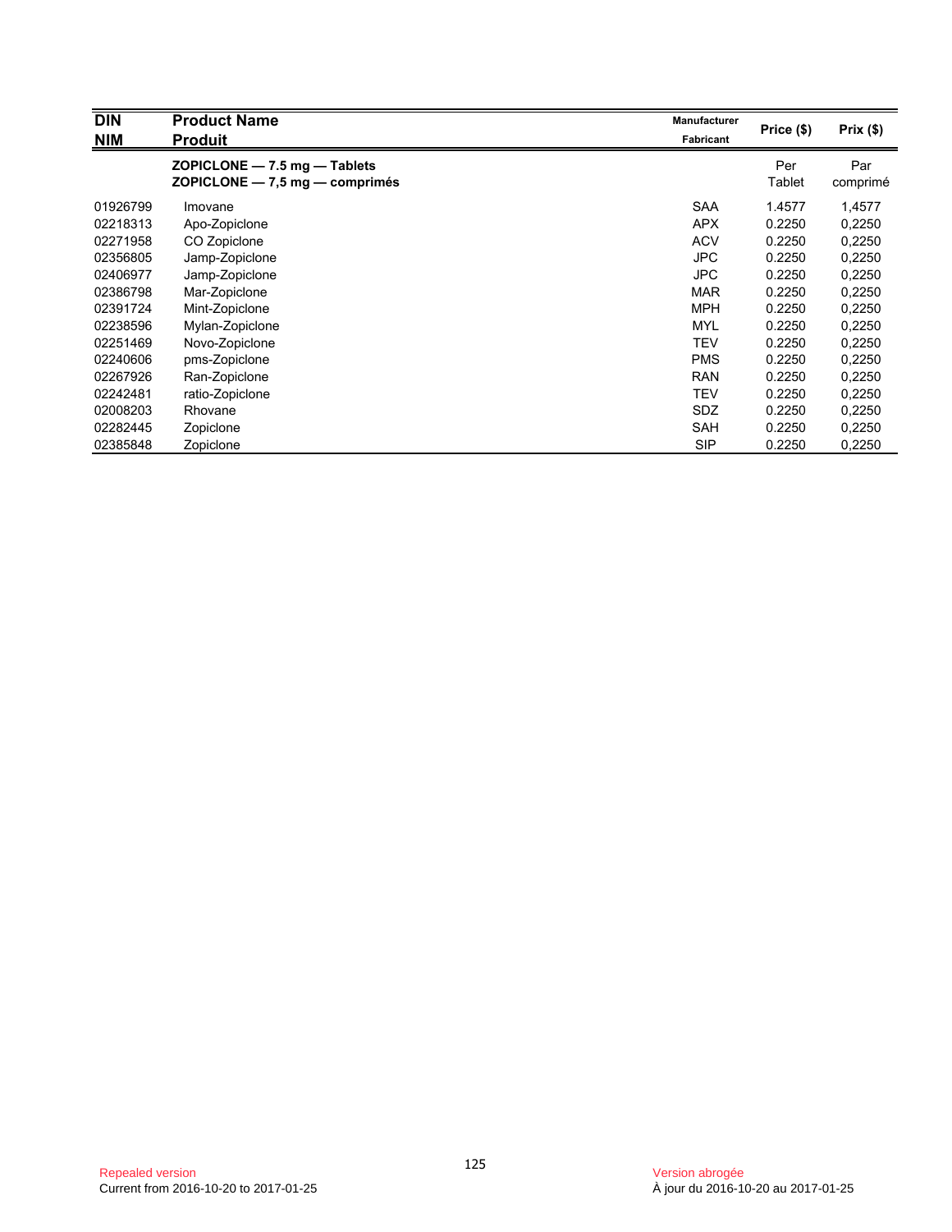| DIN<br>NIM | Product Name<br>Produit | Manufacturer<br>Fabricant | Price ($) | Prix ($) |
|---|---|---|---|---|
| | **ZOPICLONE — 7.5 mg — Tablets**<br>**ZOPICLONE — 7,5 mg — comprimés** | | Per Tablet | Par comprimé |
| 01926799 | Imovane | SAA | 1.4577 | 1,4577 |
| 02218313 | Apo-Zopiclone | APX | 0.2250 | 0,2250 |
| 02271958 | CO Zopiclone | ACV | 0.2250 | 0,2250 |
| 02356805 | Jamp-Zopiclone | JPC | 0.2250 | 0,2250 |
| 02406977 | Jamp-Zopiclone | JPC | 0.2250 | 0,2250 |
| 02386798 | Mar-Zopiclone | MAR | 0.2250 | 0,2250 |
| 02391724 | Mint-Zopiclone | MPH | 0.2250 | 0,2250 |
| 02238596 | Mylan-Zopiclone | MYL | 0.2250 | 0,2250 |
| 02251469 | Novo-Zopiclone | TEV | 0.2250 | 0,2250 |
| 02240606 | pms-Zopiclone | PMS | 0.2250 | 0,2250 |
| 02267926 | Ran-Zopiclone | RAN | 0.2250 | 0,2250 |
| 02242481 | ratio-Zopiclone | TEV | 0.2250 | 0,2250 |
| 02008203 | Rhovane | SDZ | 0.2250 | 0,2250 |
| 02282445 | Zopiclone | SAH | 0.2250 | 0,2250 |
| 02385848 | Zopiclone | SIP | 0.2250 | 0,2250 |